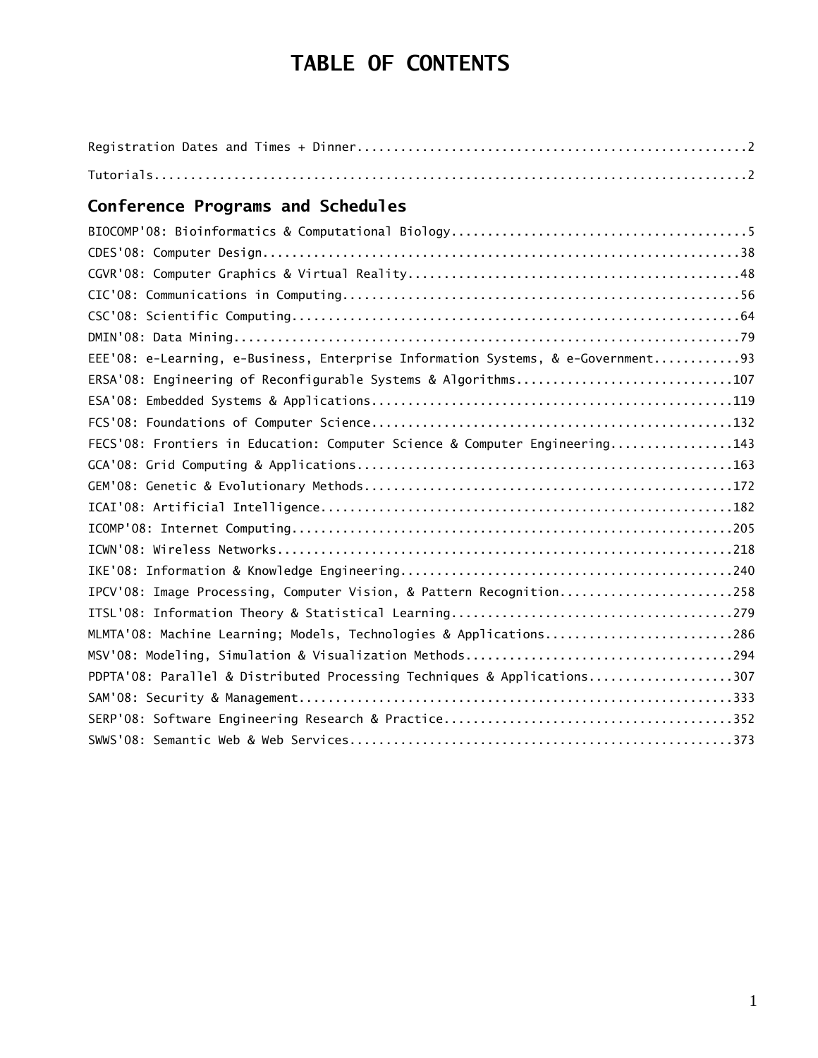# TABLE OF CONTENTS

Registration Dates and Times + Dinner....................................................2

Tutorials...............................................................................2

## Conference Programs and Schedules

BIOCOMP'08: Bioinformatics & Computational Biology........................................5
CDES'08: Computer Design.................................................................38
CGVR'08: Computer Graphics & Virtual Reality.............................................48
CIC'08: Communications in Computing......................................................56
CSC'08: Scientific Computing.............................................................64
DMIN'08: Data Mining.....................................................................79
EEE'08: e-Learning, e-Business, Enterprise Information Systems, & e-Government............93
ERSA'08: Engineering of Reconfigurable Systems & Algorithms.............................107
ESA'08: Embedded Systems & Applications.................................................119
FCS'08: Foundations of Computer Science.................................................132
FECS'08: Frontiers in Education: Computer Science & Computer Engineering.................143
GCA'08: Grid Computing & Applications...................................................163
GEM'08: Genetic & Evolutionary Methods..................................................172
ICAI'08: Artificial Intelligence........................................................182
ICOMP'08: Internet Computing............................................................205
ICWN'08: Wireless Networks..............................................................218
IKE'08: Information & Knowledge Engineering.............................................240
IPCV'08: Image Processing, Computer Vision, & Pattern Recognition........................258
ITSL'08: Information Theory & Statistical Learning......................................279
MLMTA'08: Machine Learning; Models, Technologies & Applications..........................286
MSV'08: Modeling, Simulation & Visualization Methods.....................................294
PDPTA'08: Parallel & Distributed Processing Techniques & Applications....................307
SAM'08: Security & Management...........................................................333
SERP'08: Software Engineering Research & Practice.......................................352
SWWS'08: Semantic Web & Web Services....................................................373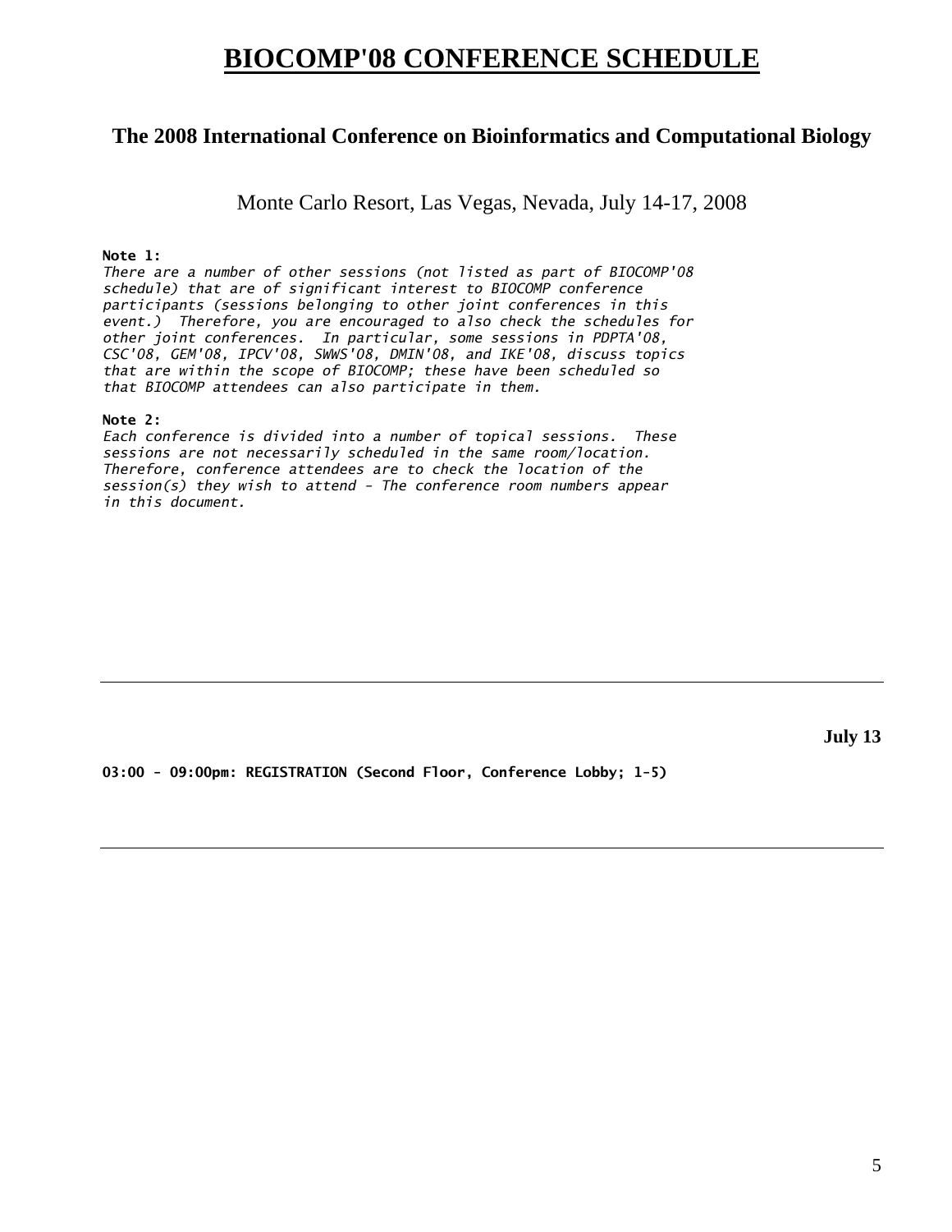# BIOCOMP'08 CONFERENCE SCHEDULE

## The 2008 International Conference on Bioinformatics and Computational Biology

Monte Carlo Resort, Las Vegas, Nevada, July 14-17, 2008

**Note 1:**

*There are a number of other sessions (not listed as part of BIOCOMP'08 schedule) that are of significant interest to BIOCOMP conference participants (sessions belonging to other joint conferences in this event.) Therefore, you are encouraged to also check the schedules for other joint conferences. In particular, some sessions in PDPTA'08, CSC'08, GEM'08, IPCV'08, SWWS'08, DMIN'08, and IKE'08, discuss topics that are within the scope of BIOCOMP; these have been scheduled so that BIOCOMP attendees can also participate in them.*

**Note 2:**

*Each conference is divided into a number of topical sessions. These sessions are not necessarily scheduled in the same room/location. Therefore, conference attendees are to check the location of the session(s) they wish to attend - The conference room numbers appear in this document.*

---

**July 13**

**03:00 - 09:00pm: REGISTRATION (Second Floor, Conference Lobby; 1-5)**

---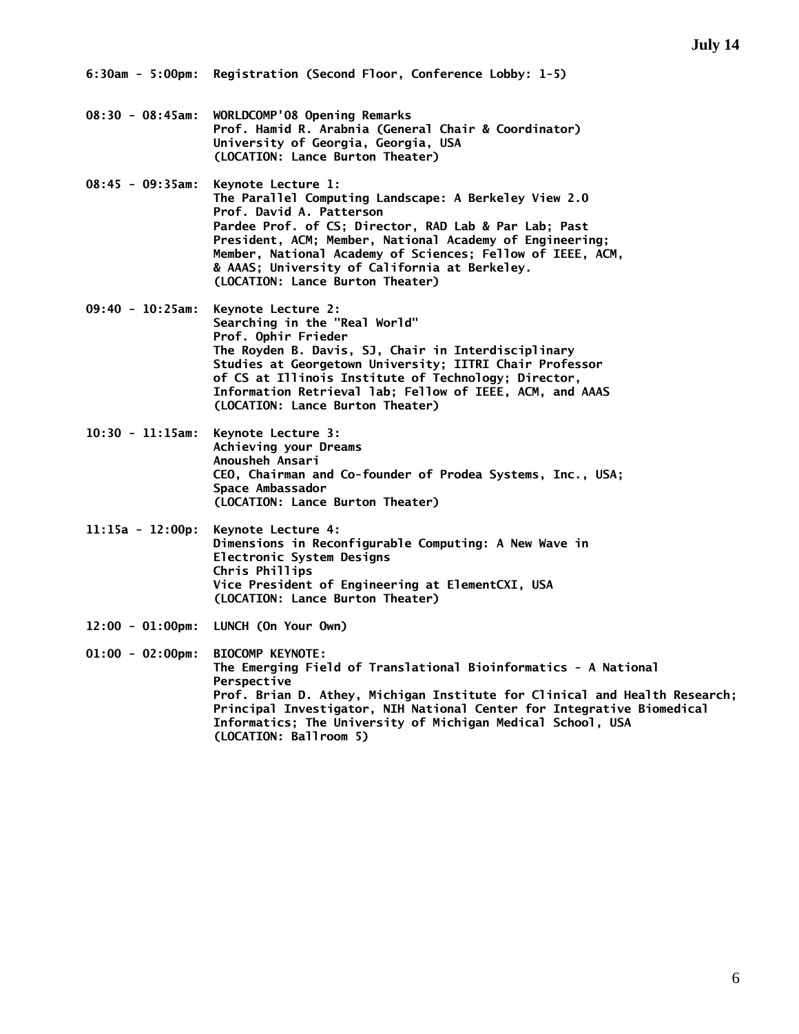## July 14

**6:30am - 5:00pm:** Registration (Second Floor, Conference Lobby: 1-5)

**08:30 - 08:45am:** WORLDCOMP'08 Opening Remarks
Prof. Hamid R. Arabnia (General Chair & Coordinator)
University of Georgia, Georgia, USA
(LOCATION: Lance Burton Theater)

**08:45 - 09:35am:** Keynote Lecture 1:
The Parallel Computing Landscape: A Berkeley View 2.0
Prof. David A. Patterson
Pardee Prof. of CS; Director, RAD Lab & Par Lab; Past President, ACM; Member, National Academy of Engineering; Member, National Academy of Sciences; Fellow of IEEE, ACM, & AAAS; University of California at Berkeley.
(LOCATION: Lance Burton Theater)

**09:40 - 10:25am:** Keynote Lecture 2:
Searching in the "Real World"
Prof. Ophir Frieder
The Royden B. Davis, SJ, Chair in Interdisciplinary Studies at Georgetown University; IITRI Chair Professor of CS at Illinois Institute of Technology; Director, Information Retrieval lab; Fellow of IEEE, ACM, and AAAS
(LOCATION: Lance Burton Theater)

**10:30 - 11:15am:** Keynote Lecture 3:
Achieving your Dreams
Anousheh Ansari
CEO, Chairman and Co-founder of Prodea Systems, Inc., USA; Space Ambassador
(LOCATION: Lance Burton Theater)

**11:15a - 12:00p:** Keynote Lecture 4:
Dimensions in Reconfigurable Computing: A New Wave in Electronic System Designs
Chris Phillips
Vice President of Engineering at ElementCXI, USA
(LOCATION: Lance Burton Theater)

**12:00 - 01:00pm:** LUNCH (On Your Own)

**01:00 - 02:00pm:** BIOCOMP KEYNOTE:
The Emerging Field of Translational Bioinformatics - A National Perspective
Prof. Brian D. Athey, Michigan Institute for Clinical and Health Research; Principal Investigator, NIH National Center for Integrative Biomedical Informatics; The University of Michigan Medical School, USA
(LOCATION: Ballroom 5)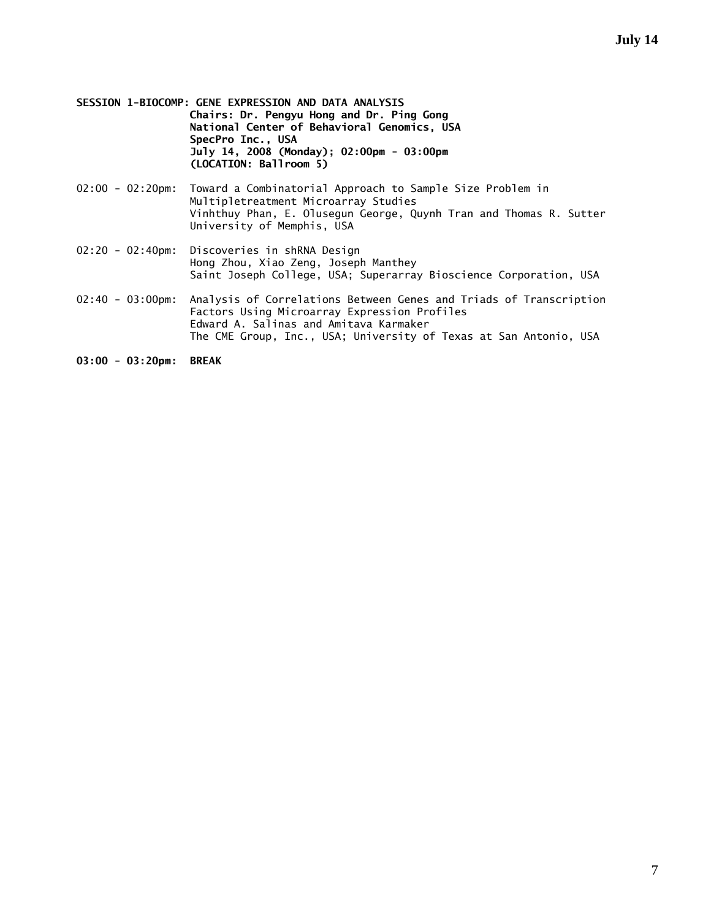**SESSION 1-BIOCOMP: GENE EXPRESSION AND DATA ANALYSIS**
**Chairs: Dr. Pengyu Hong and Dr. Ping Gong**
**National Center of Behavioral Genomics, USA**
**SpecPro Inc., USA**
**July 14, 2008 (Monday); 02:00pm - 03:00pm**
**(LOCATION: Ballroom 5)**

02:00 - 02:20pm: Toward a Combinatorial Approach to Sample Size Problem in Multipletreatment Microarray Studies
Vinhthuy Phan, E. Olusegun George, Quynh Tran and Thomas R. Sutter
University of Memphis, USA

02:20 - 02:40pm: Discoveries in shRNA Design
Hong Zhou, Xiao Zeng, Joseph Manthey
Saint Joseph College, USA; Superarray Bioscience Corporation, USA

02:40 - 03:00pm: Analysis of Correlations Between Genes and Triads of Transcription Factors Using Microarray Expression Profiles
Edward A. Salinas and Amitava Karmaker
The CME Group, Inc., USA; University of Texas at San Antonio, USA

**03:00 - 03:20pm: BREAK**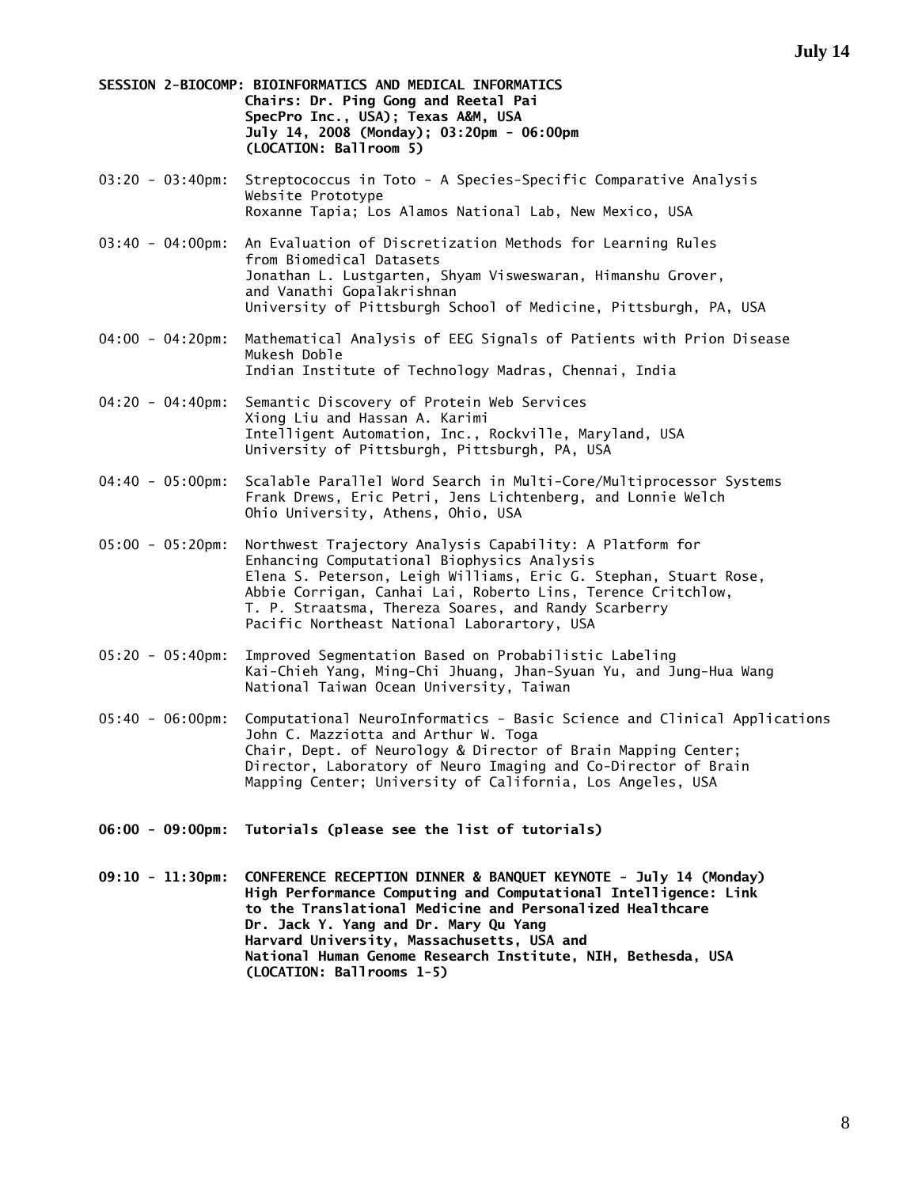**SESSION 2-BIOCOMP: BIOINFORMATICS AND MEDICAL INFORMATICS**
**Chairs: Dr. Ping Gong and Reetal Pai**
**SpecPro Inc., USA); Texas A&M, USA**
**July 14, 2008 (Monday); 03:20pm - 06:00pm**
**(LOCATION: Ballroom 5)**

03:20 - 03:40pm: Streptococcus in Toto - A Species-Specific Comparative Analysis Website Prototype
Roxanne Tapia; Los Alamos National Lab, New Mexico, USA

03:40 - 04:00pm: An Evaluation of Discretization Methods for Learning Rules from Biomedical Datasets
Jonathan L. Lustgarten, Shyam Visweswaran, Himanshu Grover, and Vanathi Gopalakrishnan
University of Pittsburgh School of Medicine, Pittsburgh, PA, USA

04:00 - 04:20pm: Mathematical Analysis of EEG Signals of Patients with Prion Disease
Mukesh Doble
Indian Institute of Technology Madras, Chennai, India

04:20 - 04:40pm: Semantic Discovery of Protein Web Services
Xiong Liu and Hassan A. Karimi
Intelligent Automation, Inc., Rockville, Maryland, USA
University of Pittsburgh, Pittsburgh, PA, USA

04:40 - 05:00pm: Scalable Parallel Word Search in Multi-Core/Multiprocessor Systems
Frank Drews, Eric Petri, Jens Lichtenberg, and Lonnie Welch
Ohio University, Athens, Ohio, USA

05:00 - 05:20pm: Northwest Trajectory Analysis Capability: A Platform for Enhancing Computational Biophysics Analysis
Elena S. Peterson, Leigh Williams, Eric G. Stephan, Stuart Rose, Abbie Corrigan, Canhai Lai, Roberto Lins, Terence Critchlow, T. P. Straatsma, Thereza Soares, and Randy Scarberry
Pacific Northeast National Laborartory, USA

05:20 - 05:40pm: Improved Segmentation Based on Probabilistic Labeling
Kai-Chieh Yang, Ming-Chi Jhuang, Jhan-Syuan Yu, and Jung-Hua Wang
National Taiwan Ocean University, Taiwan

05:40 - 06:00pm: Computational NeuroInformatics - Basic Science and Clinical Applications
John C. Mazziotta and Arthur W. Toga
Chair, Dept. of Neurology & Director of Brain Mapping Center; Director, Laboratory of Neuro Imaging and Co-Director of Brain Mapping Center; University of California, Los Angeles, USA

**06:00 - 09:00pm: Tutorials (please see the list of tutorials)**

**09:10 - 11:30pm: CONFERENCE RECEPTION DINNER & BANQUET KEYNOTE - July 14 (Monday)**
**High Performance Computing and Computational Intelligence: Link to the Translational Medicine and Personalized Healthcare**
**Dr. Jack Y. Yang and Dr. Mary Qu Yang**
**Harvard University, Massachusetts, USA and**
**National Human Genome Research Institute, NIH, Bethesda, USA**
**(LOCATION: Ballrooms 1-5)**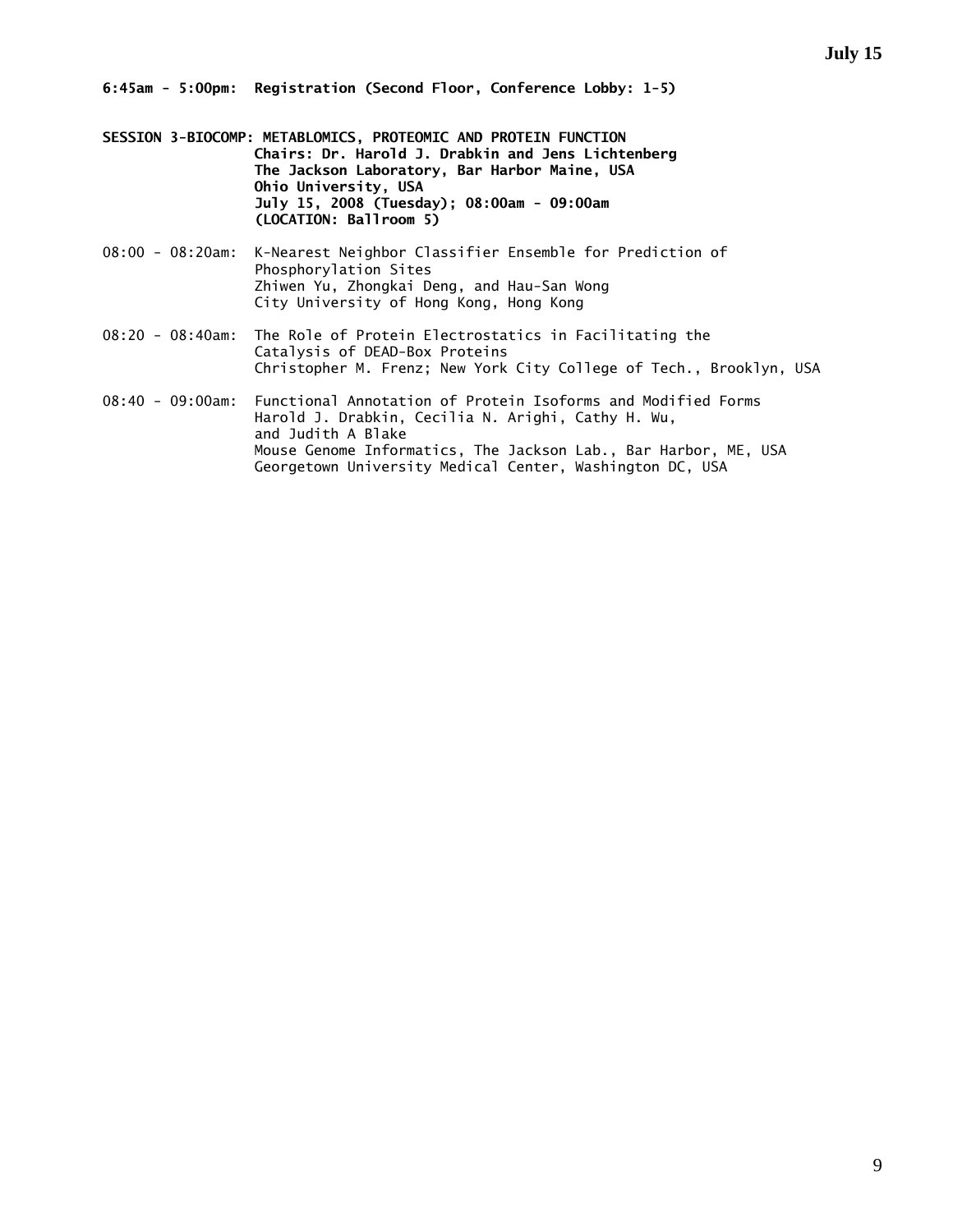**6:45am - 5:00pm: Registration (Second Floor, Conference Lobby: 1-5)**

**SESSION 3-BIOCOMP: METABLOMICS, PROTEOMIC AND PROTEIN FUNCTION**
**Chairs: Dr. Harold J. Drabkin and Jens Lichtenberg**
**The Jackson Laboratory, Bar Harbor Maine, USA**
**Ohio University, USA**
**July 15, 2008 (Tuesday); 08:00am - 09:00am**
**(LOCATION: Ballroom 5)**

08:00 - 08:20am: K-Nearest Neighbor Classifier Ensemble for Prediction of Phosphorylation Sites
Zhiwen Yu, Zhongkai Deng, and Hau-San Wong
City University of Hong Kong, Hong Kong

08:20 - 08:40am: The Role of Protein Electrostatics in Facilitating the Catalysis of DEAD-Box Proteins
Christopher M. Frenz; New York City College of Tech., Brooklyn, USA

08:40 - 09:00am: Functional Annotation of Protein Isoforms and Modified Forms
Harold J. Drabkin, Cecilia N. Arighi, Cathy H. Wu, and Judith A Blake
Mouse Genome Informatics, The Jackson Lab., Bar Harbor, ME, USA
Georgetown University Medical Center, Washington DC, USA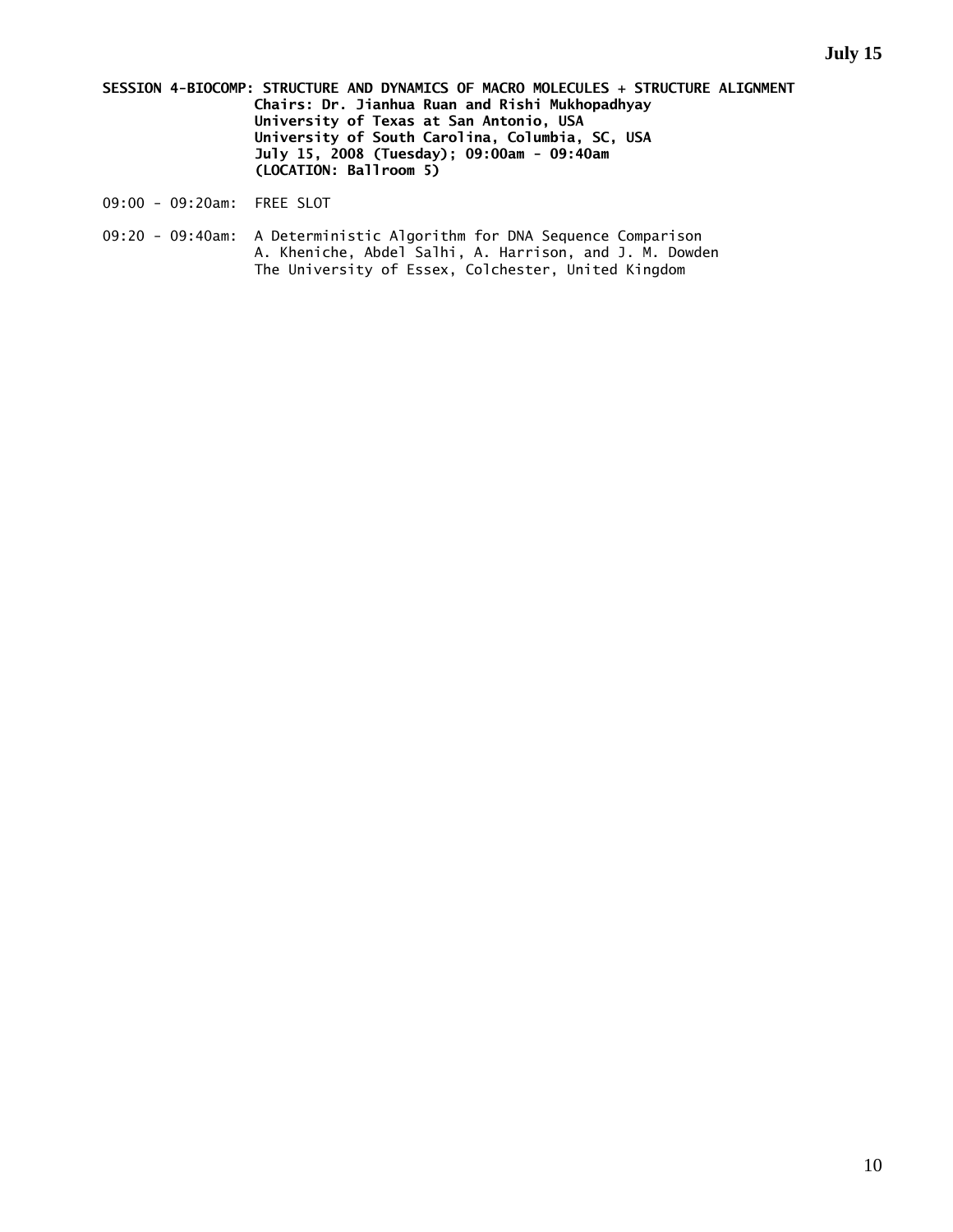**July 15**

**SESSION 4-BIOCOMP: STRUCTURE AND DYNAMICS OF MACRO MOLECULES + STRUCTURE ALIGNMENT**
**Chairs: Dr. Jianhua Ruan and Rishi Mukhopadhyay**
**University of Texas at San Antonio, USA**
**University of South Carolina, Columbia, SC, USA**
**July 15, 2008 (Tuesday); 09:00am - 09:40am**
**(LOCATION: Ballroom 5)**

09:00 - 09:20am: FREE SLOT

09:20 - 09:40am: A Deterministic Algorithm for DNA Sequence Comparison
A. Kheniche, Abdel Salhi, A. Harrison, and J. M. Dowden
The University of Essex, Colchester, United Kingdom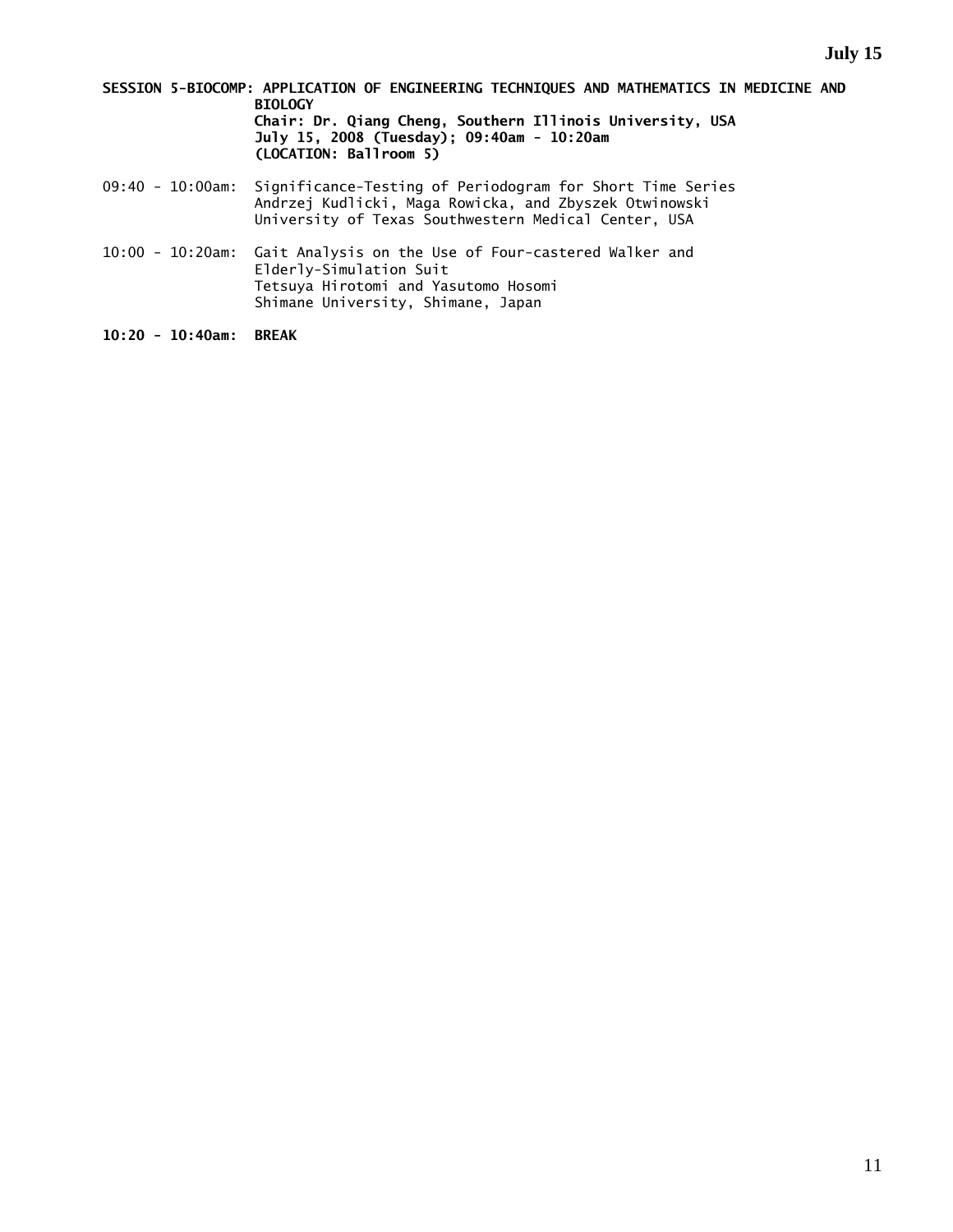**SESSION 5-BIOCOMP: APPLICATION OF ENGINEERING TECHNIQUES AND MATHEMATICS IN MEDICINE AND BIOLOGY**
**Chair: Dr. Qiang Cheng, Southern Illinois University, USA**
**July 15, 2008 (Tuesday); 09:40am - 10:20am**
**(LOCATION: Ballroom 5)**

09:40 - 10:00am: Significance-Testing of Periodogram for Short Time Series
Andrzej Kudlicki, Maga Rowicka, and Zbyszek Otwinowski
University of Texas Southwestern Medical Center, USA

10:00 - 10:20am: Gait Analysis on the Use of Four-castered Walker and Elderly-Simulation Suit
Tetsuya Hirotomi and Yasutomo Hosomi
Shimane University, Shimane, Japan

**10:20 - 10:40am: BREAK**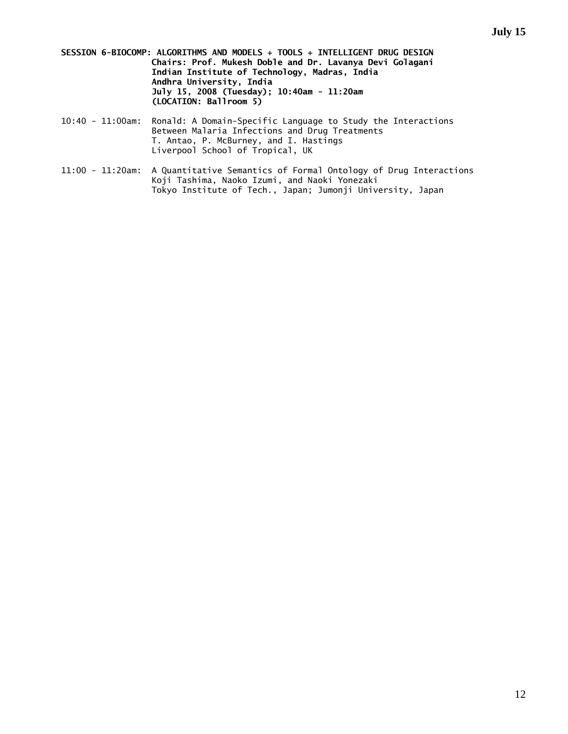**SESSION 6-BIOCOMP: ALGORITHMS AND MODELS + TOOLS + INTELLIGENT DRUG DESIGN**
**Chairs: Prof. Mukesh Doble and Dr. Lavanya Devi Golagani**
**Indian Institute of Technology, Madras, India**
**Andhra University, India**
**July 15, 2008 (Tuesday); 10:40am - 11:20am**
**(LOCATION: Ballroom 5)**

10:40 - 11:00am: Ronald: A Domain-Specific Language to Study the Interactions Between Malaria Infections and Drug Treatments
T. Antao, P. McBurney, and I. Hastings
Liverpool School of Tropical, UK

11:00 - 11:20am: A Quantitative Semantics of Formal Ontology of Drug Interactions
Koji Tashima, Naoko Izumi, and Naoki Yonezaki
Tokyo Institute of Tech., Japan; Jumonji University, Japan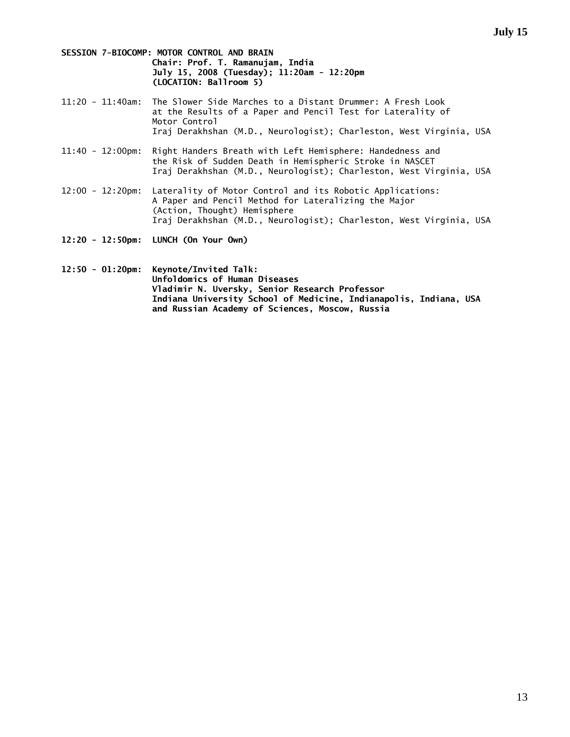**SESSION 7-BIOCOMP: MOTOR CONTROL AND BRAIN**
**Chair: Prof. T. Ramanujam, India**
**July 15, 2008 (Tuesday); 11:20am - 12:20pm**
**(LOCATION: Ballroom 5)**

11:20 - 11:40am: The Slower Side Marches to a Distant Drummer: A Fresh Look at the Results of a Paper and Pencil Test for Laterality of Motor Control
Iraj Derakhshan (M.D., Neurologist); Charleston, West Virginia, USA

11:40 - 12:00pm: Right Handers Breath with Left Hemisphere: Handedness and the Risk of Sudden Death in Hemispheric Stroke in NASCET
Iraj Derakhshan (M.D., Neurologist); Charleston, West Virginia, USA

12:00 - 12:20pm: Laterality of Motor Control and its Robotic Applications: A Paper and Pencil Method for Lateralizing the Major (Action, Thought) Hemisphere
Iraj Derakhshan (M.D., Neurologist); Charleston, West Virginia, USA

**12:20 - 12:50pm: LUNCH (On Your Own)**

**12:50 - 01:20pm: Keynote/Invited Talk:**
**Unfoldomics of Human Diseases**
**Vladimir N. Uversky, Senior Research Professor**
**Indiana University School of Medicine, Indianapolis, Indiana, USA and Russian Academy of Sciences, Moscow, Russia**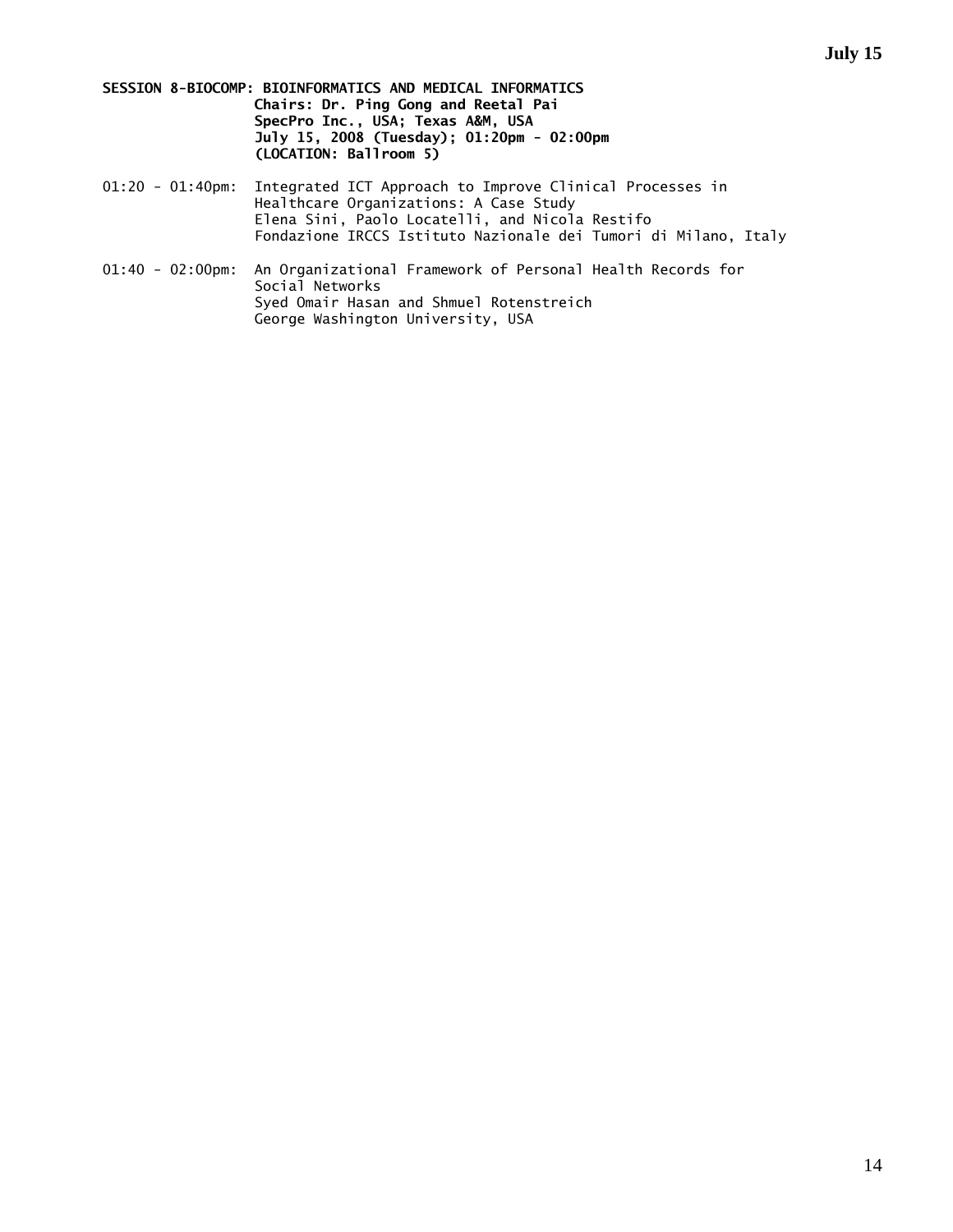**SESSION 8-BIOCOMP: BIOINFORMATICS AND MEDICAL INFORMATICS**
**Chairs: Dr. Ping Gong and Reetal Pai**
**SpecPro Inc., USA; Texas A&M, USA**
**July 15, 2008 (Tuesday); 01:20pm - 02:00pm**
**(LOCATION: Ballroom 5)**

01:20 - 01:40pm: Integrated ICT Approach to Improve Clinical Processes in Healthcare Organizations: A Case Study
Elena Sini, Paolo Locatelli, and Nicola Restifo
Fondazione IRCCS Istituto Nazionale dei Tumori di Milano, Italy

01:40 - 02:00pm: An Organizational Framework of Personal Health Records for Social Networks
Syed Omair Hasan and Shmuel Rotenstreich
George Washington University, USA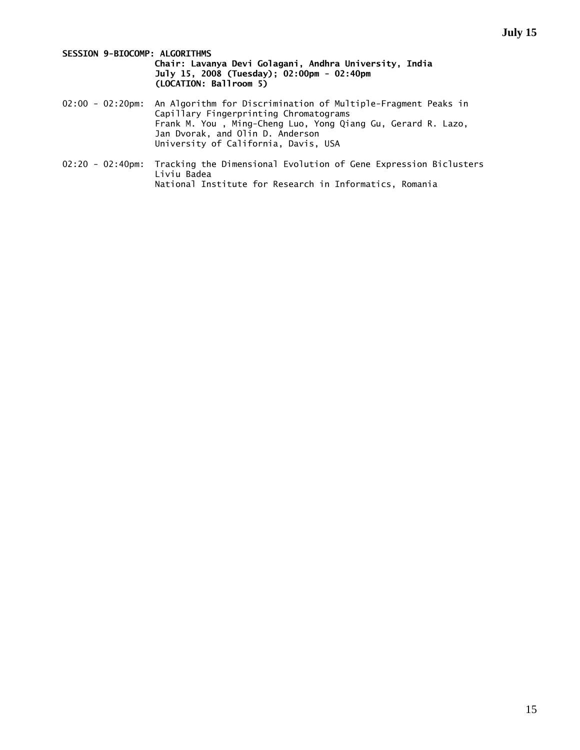**SESSION 9-BIOCOMP: ALGORITHMS**

**Chair: Lavanya Devi Golagani, Andhra University, India**
**July 15, 2008 (Tuesday); 02:00pm - 02:40pm**
**(LOCATION: Ballroom 5)**

02:00 - 02:20pm: An Algorithm for Discrimination of Multiple-Fragment Peaks in Capillary Fingerprinting Chromatograms
Frank M. You , Ming-Cheng Luo, Yong Qiang Gu, Gerard R. Lazo, Jan Dvorak, and Olin D. Anderson
University of California, Davis, USA

02:20 - 02:40pm: Tracking the Dimensional Evolution of Gene Expression Biclusters
Liviu Badea
National Institute for Research in Informatics, Romania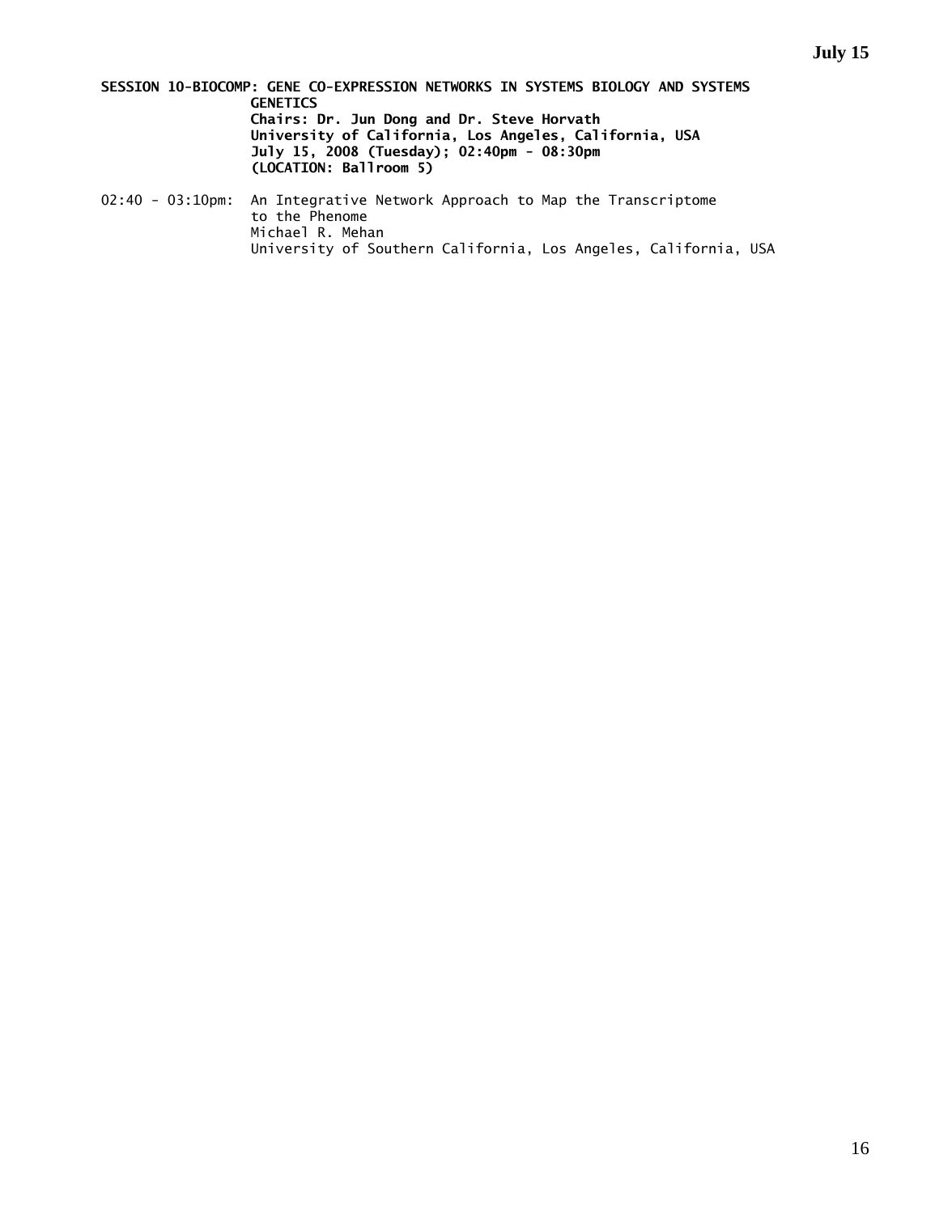**SESSION 10-BIOCOMP: GENE CO-EXPRESSION NETWORKS IN SYSTEMS BIOLOGY AND SYSTEMS GENETICS**
**Chairs: Dr. Jun Dong and Dr. Steve Horvath**
**University of California, Los Angeles, California, USA**
**July 15, 2008 (Tuesday); 02:40pm - 08:30pm**
**(LOCATION: Ballroom 5)**

02:40 - 03:10pm: An Integrative Network Approach to Map the Transcriptome to the Phenome
Michael R. Mehan
University of Southern California, Los Angeles, California, USA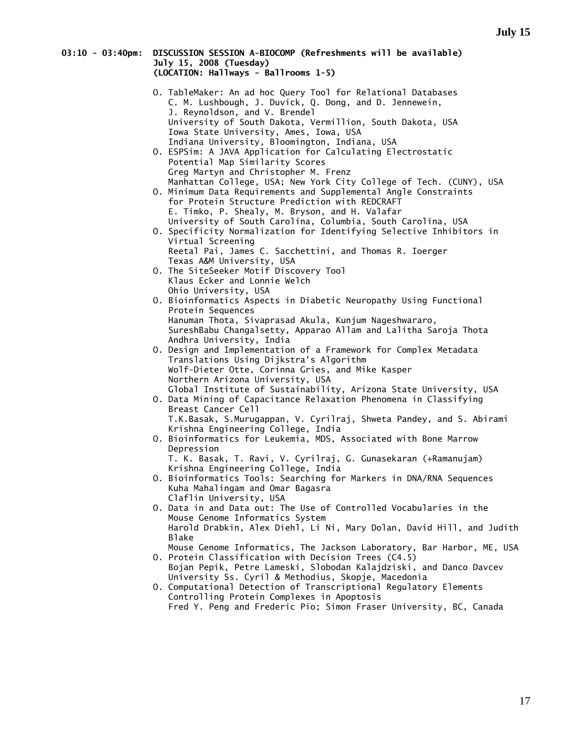**03:10 - 03:40pm: DISCUSSION SESSION A-BIOCOMP (Refreshments will be available)**
**July 15, 2008 (Tuesday)**
**(LOCATION: Hallways - Ballrooms 1-5)**

- O. TableMaker: An ad hoc Query Tool for Relational Databases
  C. M. Lushbough, J. Duvick, Q. Dong, and D. Jennewein,
  J. Reynoldson, and V. Brendel
  University of South Dakota, Vermillion, South Dakota, USA
  Iowa State University, Ames, Iowa, USA
  Indiana University, Bloomington, Indiana, USA
- O. ESPSim: A JAVA Application for Calculating Electrostatic Potential Map Similarity Scores
  Greg Martyn and Christopher M. Frenz
  Manhattan College, USA; New York City College of Tech. (CUNY), USA
- O. Minimum Data Requirements and Supplemental Angle Constraints for Protein Structure Prediction with REDCRAFT
  E. Timko, P. Shealy, M. Bryson, and H. Valafar
  University of South Carolina, Columbia, South Carolina, USA
- O. Specificity Normalization for Identifying Selective Inhibitors in Virtual Screening
  Reetal Pai, James C. Sacchettini, and Thomas R. Ioerger
  Texas A&M University, USA
- O. The SiteSeeker Motif Discovery Tool
  Klaus Ecker and Lonnie Welch
  Ohio University, USA
- O. Bioinformatics Aspects in Diabetic Neuropathy Using Functional Protein Sequences
  Hanuman Thota, Sivaprasad Akula, Kunjum Nageshwararo,
  SureshBabu Changalsetty, Apparao Allam and Lalitha Saroja Thota
  Andhra University, India
- O. Design and Implementation of a Framework for Complex Metadata Translations Using Dijkstra's Algorithm
  Wolf-Dieter Otte, Corinna Gries, and Mike Kasper
  Northern Arizona University, USA
  Global Institute of Sustainability, Arizona State University, USA
- O. Data Mining of Capacitance Relaxation Phenomena in Classifying Breast Cancer Cell
  T.K.Basak, S.Murugappan, V. Cyrilraj, Shweta Pandey, and S. Abirami
  Krishna Engineering College, India
- O. Bioinformatics for Leukemia, MDS, Associated with Bone Marrow Depression
  T. K. Basak, T. Ravi, V. Cyrilraj, G. Gunasekaran (+Ramanujam)
  Krishna Engineering College, India
- O. Bioinformatics Tools: Searching for Markers in DNA/RNA Sequences
  Kuha Mahalingam and Omar Bagasra
  Claflin University, USA
- O. Data in and Data out: The Use of Controlled Vocabularies in the Mouse Genome Informatics System
  Harold Drabkin, Alex Diehl, Li Ni, Mary Dolan, David Hill, and Judith Blake
  Mouse Genome Informatics, The Jackson Laboratory, Bar Harbor, ME, USA
- O. Protein Classification with Decision Trees (C4.5)
  Bojan Pepik, Petre Lameski, Slobodan Kalajdziski, and Danco Davcev
  University Ss. Cyril & Methodius, Skopje, Macedonia
- O. Computational Detection of Transcriptional Regulatory Elements Controlling Protein Complexes in Apoptosis
  Fred Y. Peng and Frederic Pio; Simon Fraser University, BC, Canada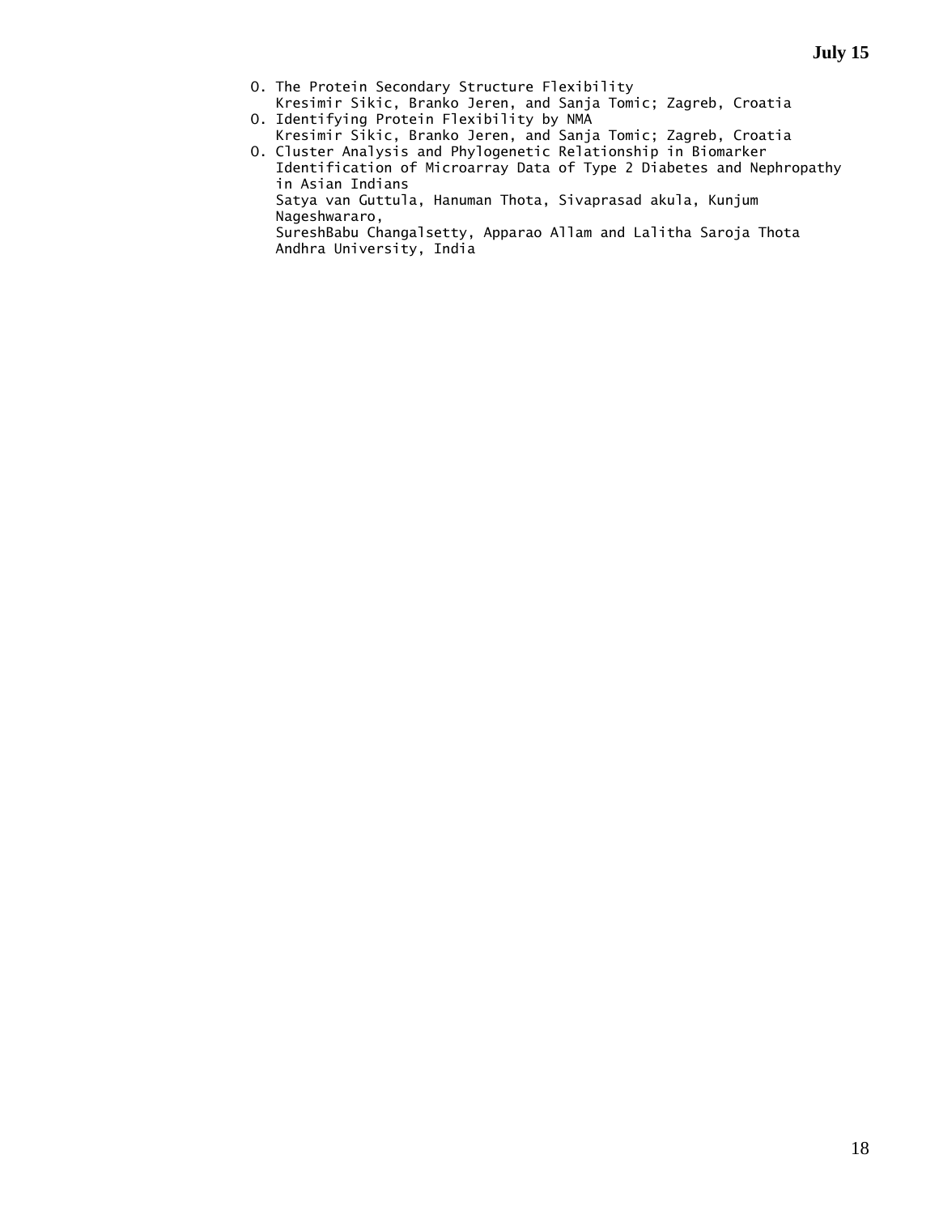**July 15**

- O. The Protein Secondary Structure Flexibility
  Kresimir Sikic, Branko Jeren, and Sanja Tomic; Zagreb, Croatia
- O. Identifying Protein Flexibility by NMA
  Kresimir Sikic, Branko Jeren, and Sanja Tomic; Zagreb, Croatia
- O. Cluster Analysis and Phylogenetic Relationship in Biomarker Identification of Microarray Data of Type 2 Diabetes and Nephropathy in Asian Indians
  Satya van Guttula, Hanuman Thota, Sivaprasad akula, Kunjum Nageshwararo,
  SureshBabu Changalsetty, Apparao Allam and Lalitha Saroja Thota
  Andhra University, India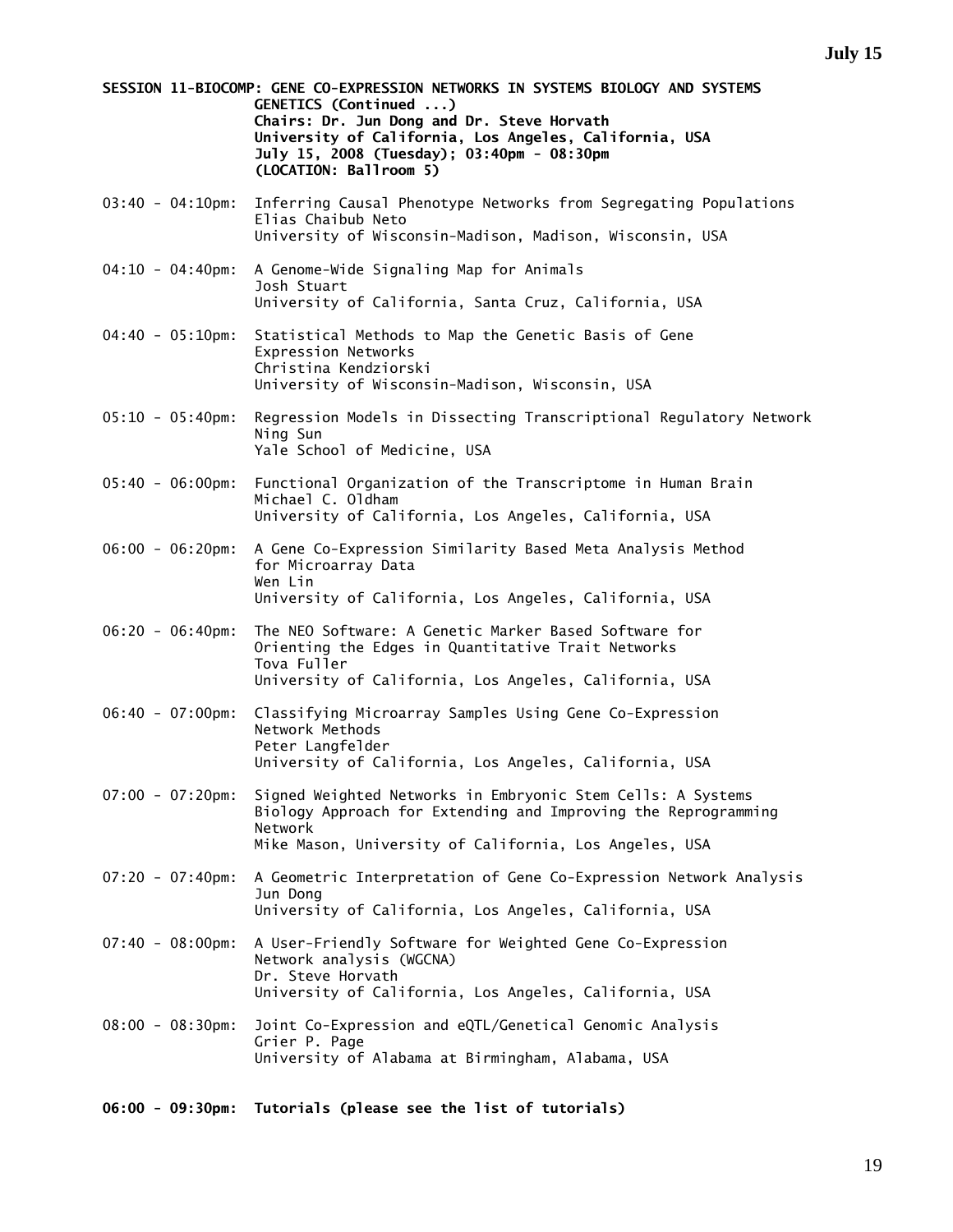**SESSION 11-BIOCOMP: GENE CO-EXPRESSION NETWORKS IN SYSTEMS BIOLOGY AND SYSTEMS GENETICS (Continued ...)**
**Chairs: Dr. Jun Dong and Dr. Steve Horvath**
**University of California, Los Angeles, California, USA**
**July 15, 2008 (Tuesday); 03:40pm - 08:30pm**
**(LOCATION: Ballroom 5)**

03:40 - 04:10pm: Inferring Causal Phenotype Networks from Segregating Populations
Elias Chaibub Neto
University of Wisconsin-Madison, Madison, Wisconsin, USA

04:10 - 04:40pm: A Genome-Wide Signaling Map for Animals
Josh Stuart
University of California, Santa Cruz, California, USA

04:40 - 05:10pm: Statistical Methods to Map the Genetic Basis of Gene Expression Networks
Christina Kendziorski
University of Wisconsin-Madison, Wisconsin, USA

05:10 - 05:40pm: Regression Models in Dissecting Transcriptional Regulatory Network
Ning Sun
Yale School of Medicine, USA

05:40 - 06:00pm: Functional Organization of the Transcriptome in Human Brain
Michael C. Oldham
University of California, Los Angeles, California, USA

06:00 - 06:20pm: A Gene Co-Expression Similarity Based Meta Analysis Method for Microarray Data
Wen Lin
University of California, Los Angeles, California, USA

06:20 - 06:40pm: The NEO Software: A Genetic Marker Based Software for Orienting the Edges in Quantitative Trait Networks
Tova Fuller
University of California, Los Angeles, California, USA

06:40 - 07:00pm: Classifying Microarray Samples Using Gene Co-Expression Network Methods
Peter Langfelder
University of California, Los Angeles, California, USA

07:00 - 07:20pm: Signed Weighted Networks in Embryonic Stem Cells: A Systems Biology Approach for Extending and Improving the Reprogramming Network
Mike Mason, University of California, Los Angeles, USA

07:20 - 07:40pm: A Geometric Interpretation of Gene Co-Expression Network Analysis
Jun Dong
University of California, Los Angeles, California, USA

07:40 - 08:00pm: A User-Friendly Software for Weighted Gene Co-Expression Network analysis (WGCNA)
Dr. Steve Horvath
University of California, Los Angeles, California, USA

08:00 - 08:30pm: Joint Co-Expression and eQTL/Genetical Genomic Analysis
Grier P. Page
University of Alabama at Birmingham, Alabama, USA

**06:00 - 09:30pm: Tutorials (please see the list of tutorials)**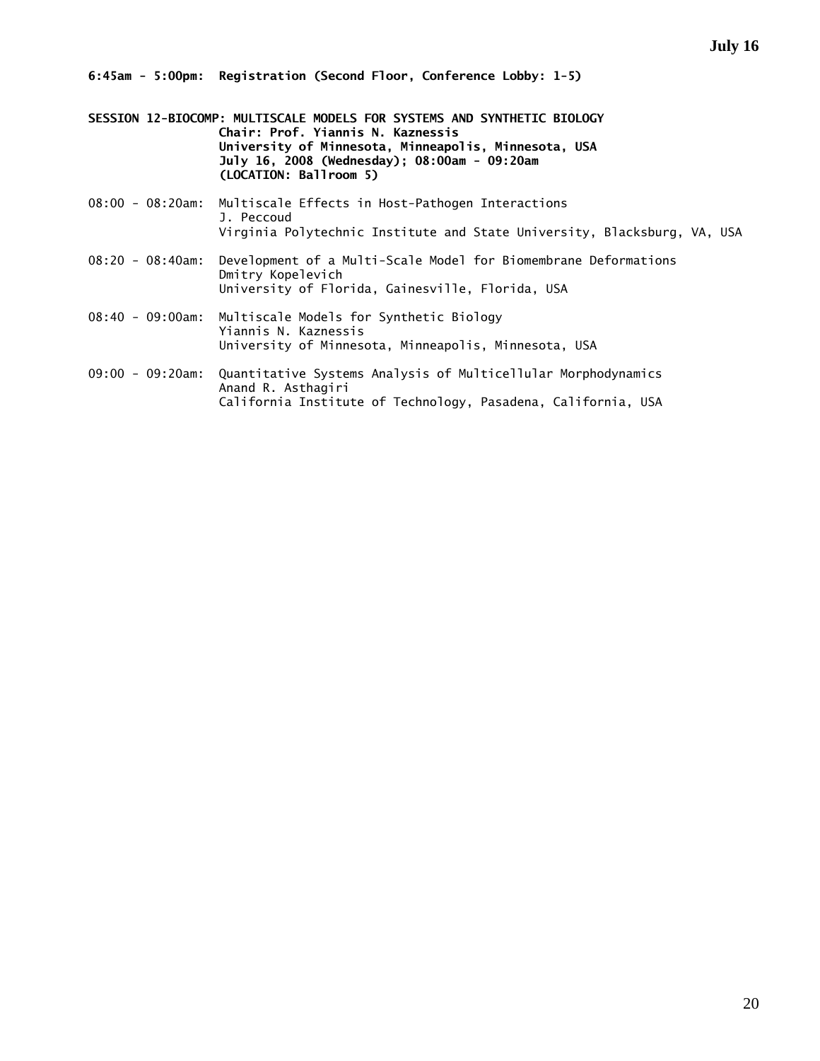**6:45am - 5:00pm: Registration (Second Floor, Conference Lobby: 1-5)**

**SESSION 12-BIOCOMP: MULTISCALE MODELS FOR SYSTEMS AND SYNTHETIC BIOLOGY**
**Chair: Prof. Yiannis N. Kaznessis**
**University of Minnesota, Minneapolis, Minnesota, USA**
**July 16, 2008 (Wednesday); 08:00am - 09:20am**
**(LOCATION: Ballroom 5)**

08:00 - 08:20am: Multiscale Effects in Host-Pathogen Interactions
J. Peccoud
Virginia Polytechnic Institute and State University, Blacksburg, VA, USA

08:20 - 08:40am: Development of a Multi-Scale Model for Biomembrane Deformations
Dmitry Kopelevich
University of Florida, Gainesville, Florida, USA

08:40 - 09:00am: Multiscale Models for Synthetic Biology
Yiannis N. Kaznessis
University of Minnesota, Minneapolis, Minnesota, USA

09:00 - 09:20am: Quantitative Systems Analysis of Multicellular Morphodynamics
Anand R. Asthagiri
California Institute of Technology, Pasadena, California, USA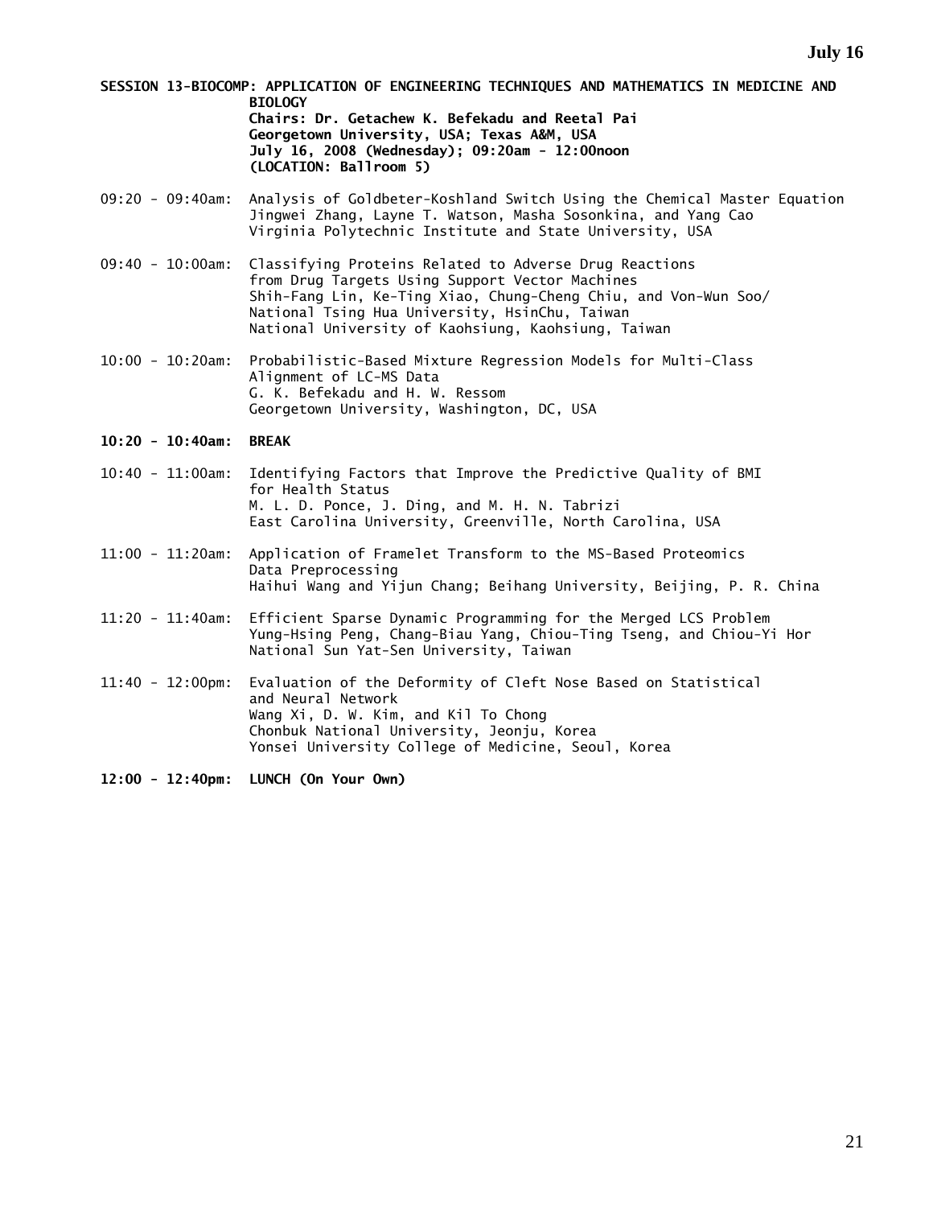**SESSION 13-BIOCOMP: APPLICATION OF ENGINEERING TECHNIQUES AND MATHEMATICS IN MEDICINE AND BIOLOGY**
**Chairs: Dr. Getachew K. Befekadu and Reetal Pai**
**Georgetown University, USA; Texas A&M, USA**
**July 16, 2008 (Wednesday); 09:20am - 12:00noon**
**(LOCATION: Ballroom 5)**

09:20 - 09:40am: Analysis of Goldbeter-Koshland Switch Using the Chemical Master Equation
Jingwei Zhang, Layne T. Watson, Masha Sosonkina, and Yang Cao
Virginia Polytechnic Institute and State University, USA

09:40 - 10:00am: Classifying Proteins Related to Adverse Drug Reactions from Drug Targets Using Support Vector Machines
Shih-Fang Lin, Ke-Ting Xiao, Chung-Cheng Chiu, and Von-Wun Soo/
National Tsing Hua University, HsinChu, Taiwan
National University of Kaohsiung, Kaohsiung, Taiwan

10:00 - 10:20am: Probabilistic-Based Mixture Regression Models for Multi-Class Alignment of LC-MS Data
G. K. Befekadu and H. W. Ressom
Georgetown University, Washington, DC, USA

**10:20 - 10:40am: BREAK**

10:40 - 11:00am: Identifying Factors that Improve the Predictive Quality of BMI for Health Status
M. L. D. Ponce, J. Ding, and M. H. N. Tabrizi
East Carolina University, Greenville, North Carolina, USA

11:00 - 11:20am: Application of Framelet Transform to the MS-Based Proteomics Data Preprocessing
Haihui Wang and Yijun Chang; Beihang University, Beijing, P. R. China

11:20 - 11:40am: Efficient Sparse Dynamic Programming for the Merged LCS Problem
Yung-Hsing Peng, Chang-Biau Yang, Chiou-Ting Tseng, and Chiou-Yi Hor
National Sun Yat-Sen University, Taiwan

11:40 - 12:00pm: Evaluation of the Deformity of Cleft Nose Based on Statistical and Neural Network
Wang Xi, D. W. Kim, and Kil To Chong
Chonbuk National University, Jeonju, Korea
Yonsei University College of Medicine, Seoul, Korea

**12:00 - 12:40pm: LUNCH (On Your Own)**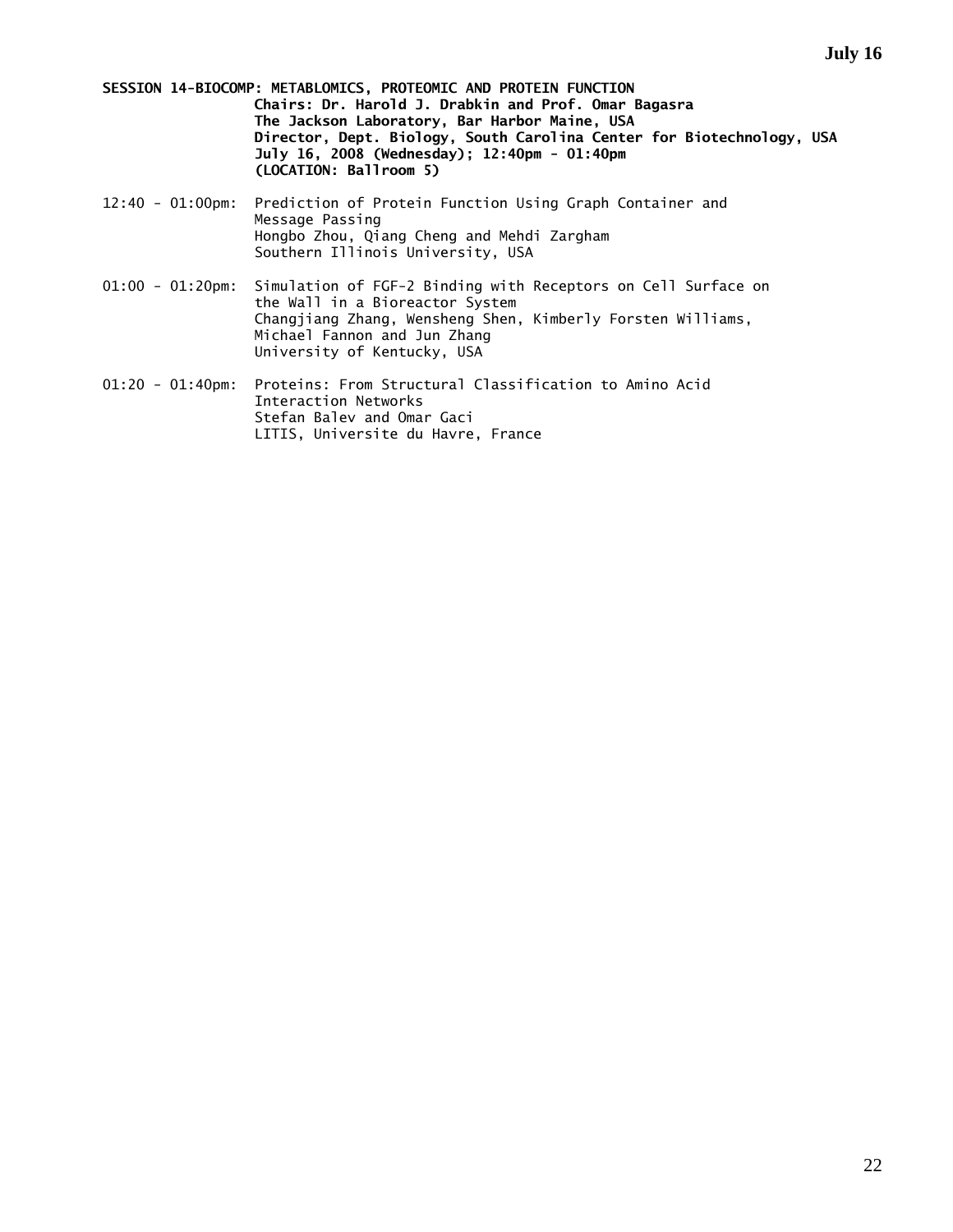**SESSION 14-BIOCOMP: METABLOMICS, PROTEOMIC AND PROTEIN FUNCTION**
**Chairs: Dr. Harold J. Drabkin and Prof. Omar Bagasra**
**The Jackson Laboratory, Bar Harbor Maine, USA**
**Director, Dept. Biology, South Carolina Center for Biotechnology, USA**
**July 16, 2008 (Wednesday); 12:40pm - 01:40pm**
**(LOCATION: Ballroom 5)**

12:40 - 01:00pm: Prediction of Protein Function Using Graph Container and Message Passing
Hongbo Zhou, Qiang Cheng and Mehdi Zargham
Southern Illinois University, USA

01:00 - 01:20pm: Simulation of FGF-2 Binding with Receptors on Cell Surface on the Wall in a Bioreactor System
Changjiang Zhang, Wensheng Shen, Kimberly Forsten Williams, Michael Fannon and Jun Zhang
University of Kentucky, USA

01:20 - 01:40pm: Proteins: From Structural Classification to Amino Acid Interaction Networks
Stefan Balev and Omar Gaci
LITIS, Universite du Havre, France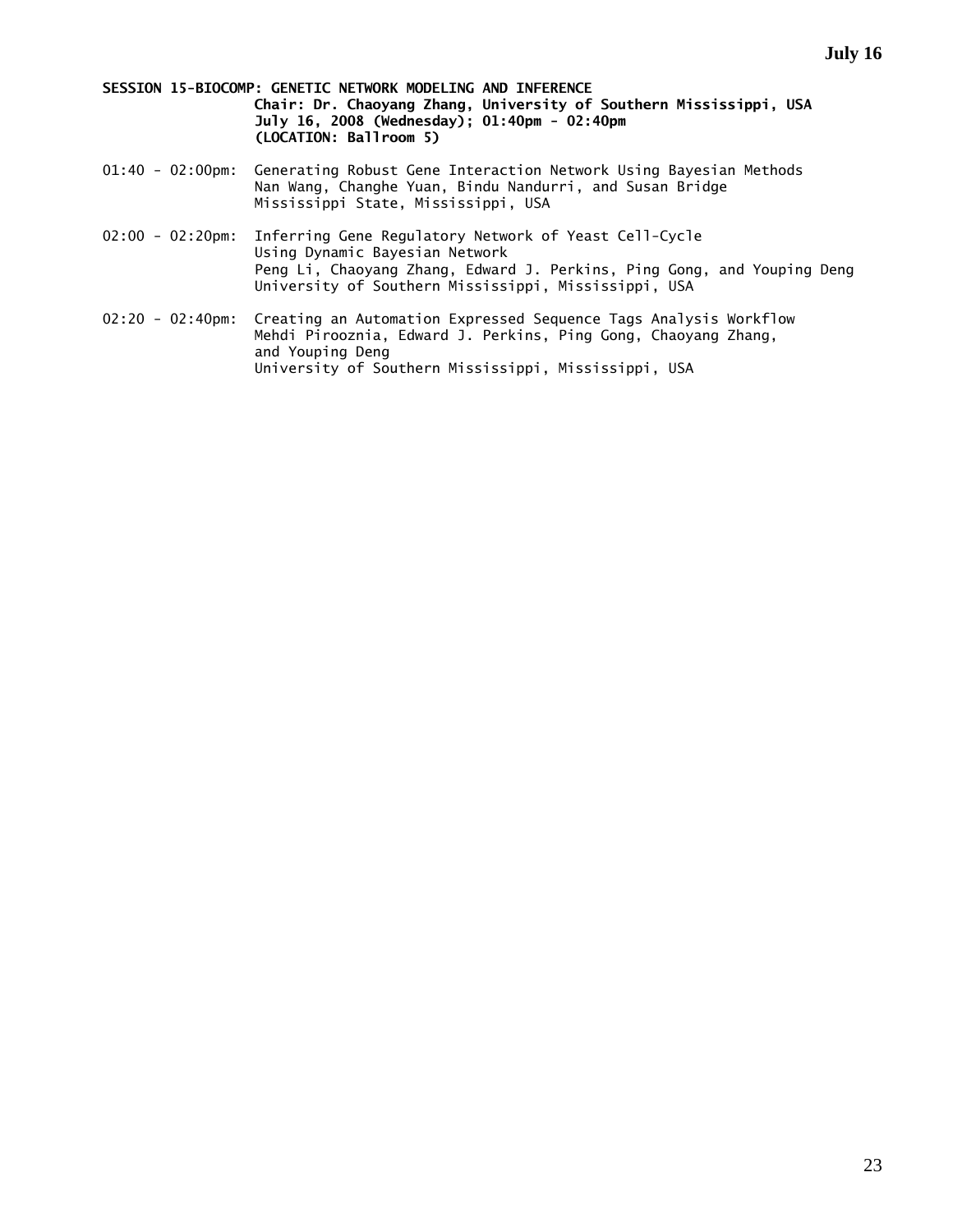**July 16**

**SESSION 15-BIOCOMP: GENETIC NETWORK MODELING AND INFERENCE**
**Chair: Dr. Chaoyang Zhang, University of Southern Mississippi, USA**
**July 16, 2008 (Wednesday); 01:40pm - 02:40pm**
**(LOCATION: Ballroom 5)**

01:40 - 02:00pm: Generating Robust Gene Interaction Network Using Bayesian Methods
Nan Wang, Changhe Yuan, Bindu Nandurri, and Susan Bridge
Mississippi State, Mississippi, USA

02:00 - 02:20pm: Inferring Gene Regulatory Network of Yeast Cell-Cycle Using Dynamic Bayesian Network
Peng Li, Chaoyang Zhang, Edward J. Perkins, Ping Gong, and Youping Deng
University of Southern Mississippi, Mississippi, USA

02:20 - 02:40pm: Creating an Automation Expressed Sequence Tags Analysis Workflow
Mehdi Pirooznia, Edward J. Perkins, Ping Gong, Chaoyang Zhang, and Youping Deng
University of Southern Mississippi, Mississippi, USA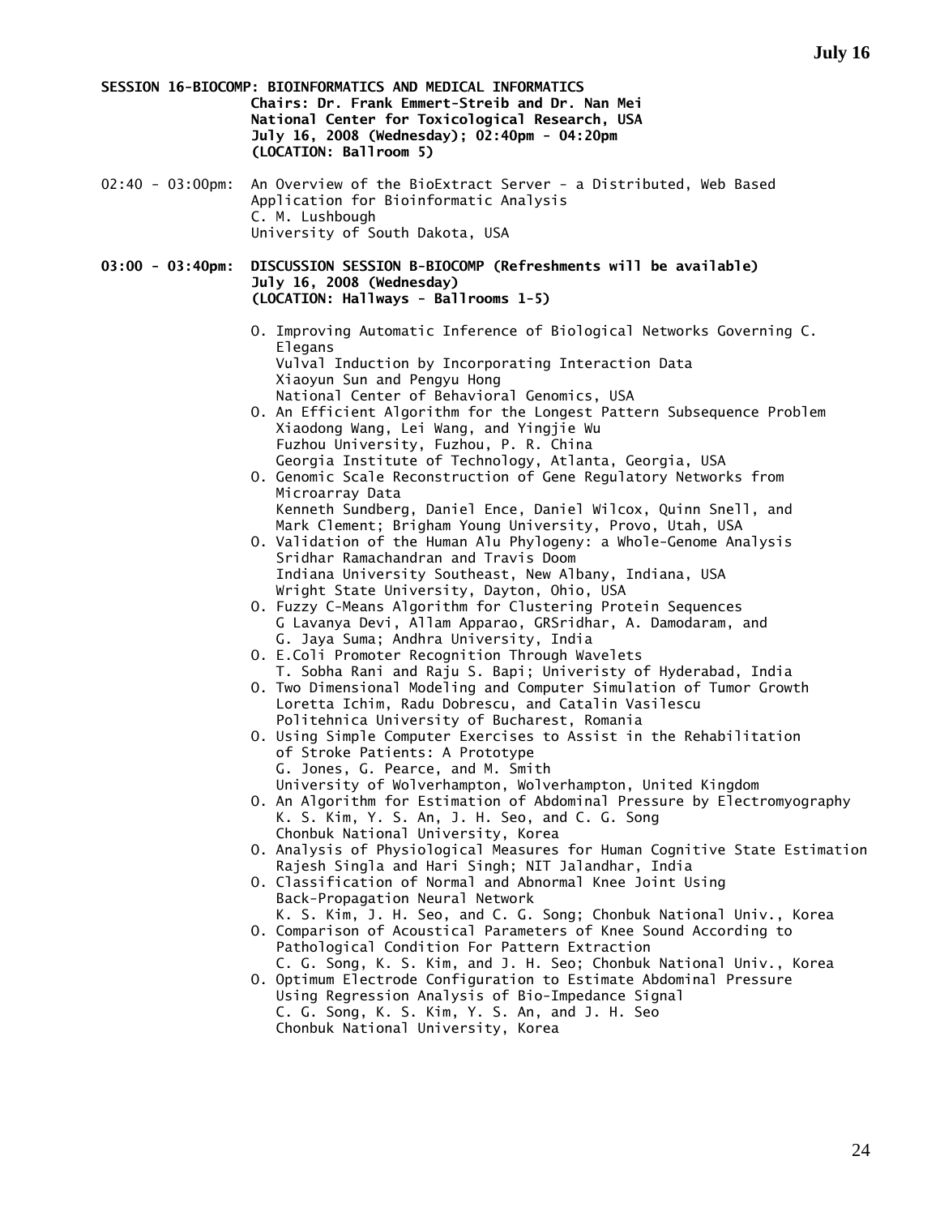**SESSION 16-BIOCOMP: BIOINFORMATICS AND MEDICAL INFORMATICS**
**Chairs: Dr. Frank Emmert-Streib and Dr. Nan Mei**
**National Center for Toxicological Research, USA**
**July 16, 2008 (Wednesday); 02:40pm - 04:20pm**
**(LOCATION: Ballroom 5)**

02:40 - 03:00pm: An Overview of the BioExtract Server - a Distributed, Web Based Application for Bioinformatic Analysis
C. M. Lushbough
University of South Dakota, USA

**03:00 - 03:40pm: DISCUSSION SESSION B-BIOCOMP (Refreshments will be available)**
**July 16, 2008 (Wednesday)**
**(LOCATION: Hallways - Ballrooms 1-5)**

- O. Improving Automatic Inference of Biological Networks Governing C. Elegans Vulval Induction by Incorporating Interaction Data
  Xiaoyun Sun and Pengyu Hong
  National Center of Behavioral Genomics, USA
- O. An Efficient Algorithm for the Longest Pattern Subsequence Problem
  Xiaodong Wang, Lei Wang, and Yingjie Wu
  Fuzhou University, Fuzhou, P. R. China
  Georgia Institute of Technology, Atlanta, Georgia, USA
- O. Genomic Scale Reconstruction of Gene Regulatory Networks from Microarray Data
  Kenneth Sundberg, Daniel Ence, Daniel Wilcox, Quinn Snell, and Mark Clement; Brigham Young University, Provo, Utah, USA
- O. Validation of the Human Alu Phylogeny: a Whole-Genome Analysis
  Sridhar Ramachandran and Travis Doom
  Indiana University Southeast, New Albany, Indiana, USA
  Wright State University, Dayton, Ohio, USA
- O. Fuzzy C-Means Algorithm for Clustering Protein Sequences
  G Lavanya Devi, Allam Apparao, GRSridhar, A. Damodaram, and G. Jaya Suma; Andhra University, India
- O. E.Coli Promoter Recognition Through Wavelets
  T. Sobha Rani and Raju S. Bapi; Univeristy of Hyderabad, India
- O. Two Dimensional Modeling and Computer Simulation of Tumor Growth
  Loretta Ichim, Radu Dobrescu, and Catalin Vasilescu
  Politehnica University of Bucharest, Romania
- O. Using Simple Computer Exercises to Assist in the Rehabilitation of Stroke Patients: A Prototype
  G. Jones, G. Pearce, and M. Smith
  University of Wolverhampton, Wolverhampton, United Kingdom
- O. An Algorithm for Estimation of Abdominal Pressure by Electromyography
  K. S. Kim, Y. S. An, J. H. Seo, and C. G. Song
  Chonbuk National University, Korea
- O. Analysis of Physiological Measures for Human Cognitive State Estimation
  Rajesh Singla and Hari Singh; NIT Jalandhar, India
- O. Classification of Normal and Abnormal Knee Joint Using Back-Propagation Neural Network
  K. S. Kim, J. H. Seo, and C. G. Song; Chonbuk National Univ., Korea
- O. Comparison of Acoustical Parameters of Knee Sound According to Pathological Condition For Pattern Extraction
  C. G. Song, K. S. Kim, and J. H. Seo; Chonbuk National Univ., Korea
- O. Optimum Electrode Configuration to Estimate Abdominal Pressure Using Regression Analysis of Bio-Impedance Signal
  C. G. Song, K. S. Kim, Y. S. An, and J. H. Seo
  Chonbuk National University, Korea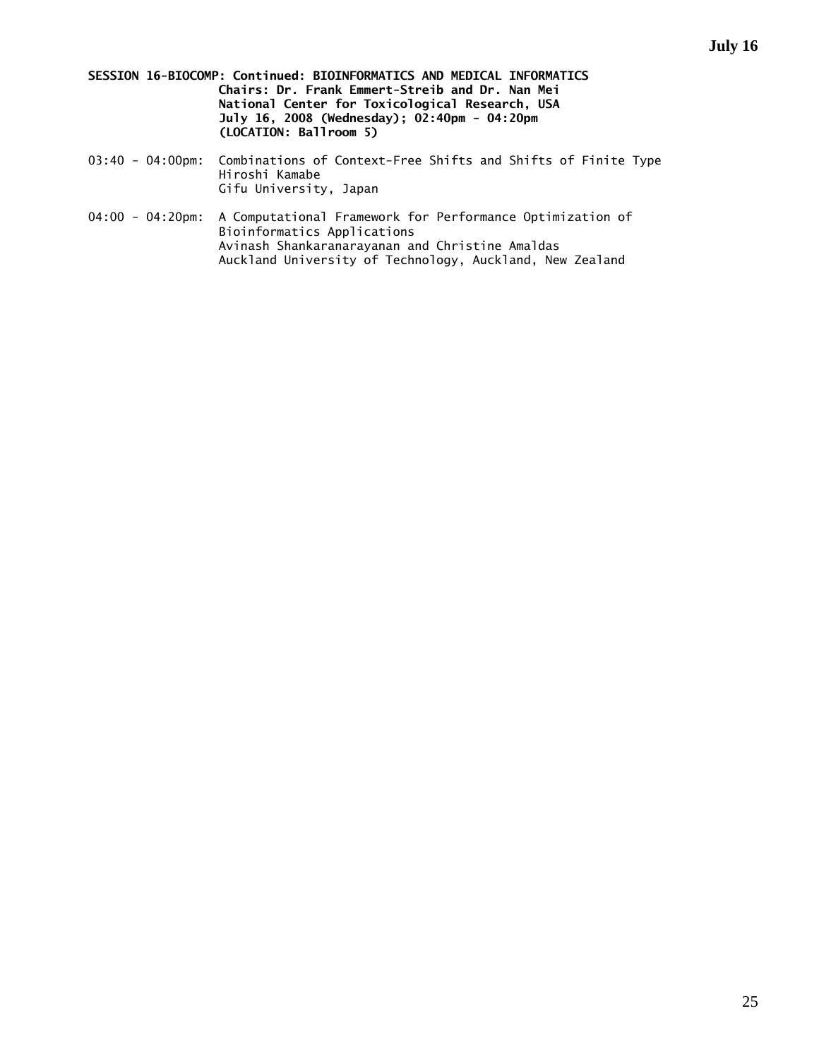**SESSION 16-BIOCOMP: Continued: BIOINFORMATICS AND MEDICAL INFORMATICS**
**Chairs: Dr. Frank Emmert-Streib and Dr. Nan Mei**
**National Center for Toxicological Research, USA**
**July 16, 2008 (Wednesday); 02:40pm - 04:20pm**
**(LOCATION: Ballroom 5)**

03:40 - 04:00pm: Combinations of Context-Free Shifts and Shifts of Finite Type
Hiroshi Kamabe
Gifu University, Japan

04:00 - 04:20pm: A Computational Framework for Performance Optimization of Bioinformatics Applications
Avinash Shankaranarayanan and Christine Amaldas
Auckland University of Technology, Auckland, New Zealand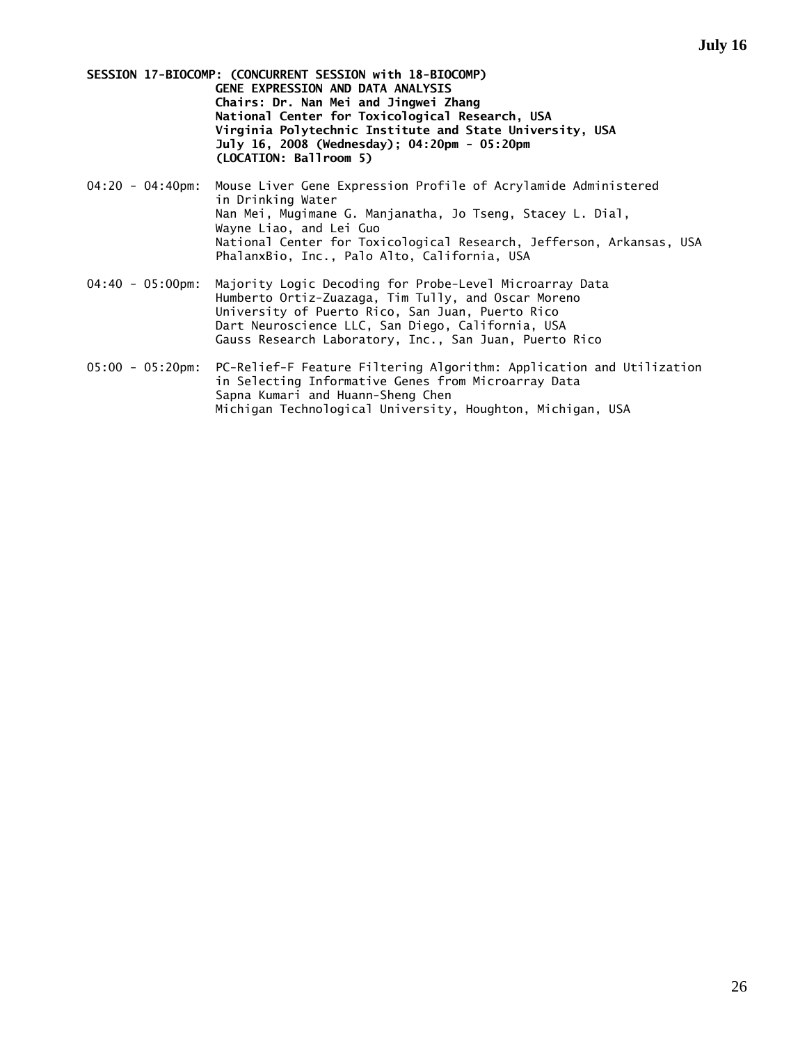**SESSION 17-BIOCOMP: (CONCURRENT SESSION with 18-BIOCOMP)**
**GENE EXPRESSION AND DATA ANALYSIS**
**Chairs: Dr. Nan Mei and Jingwei Zhang**
**National Center for Toxicological Research, USA**
**Virginia Polytechnic Institute and State University, USA**
**July 16, 2008 (Wednesday); 04:20pm - 05:20pm**
**(LOCATION: Ballroom 5)**

04:20 - 04:40pm: Mouse Liver Gene Expression Profile of Acrylamide Administered in Drinking Water
Nan Mei, Mugimane G. Manjanatha, Jo Tseng, Stacey L. Dial, Wayne Liao, and Lei Guo
National Center for Toxicological Research, Jefferson, Arkansas, USA
PhalanxBio, Inc., Palo Alto, California, USA

04:40 - 05:00pm: Majority Logic Decoding for Probe-Level Microarray Data
Humberto Ortiz-Zuazaga, Tim Tully, and Oscar Moreno
University of Puerto Rico, San Juan, Puerto Rico
Dart Neuroscience LLC, San Diego, California, USA
Gauss Research Laboratory, Inc., San Juan, Puerto Rico

05:00 - 05:20pm: PC-Relief-F Feature Filtering Algorithm: Application and Utilization in Selecting Informative Genes from Microarray Data
Sapna Kumari and Huann-Sheng Chen
Michigan Technological University, Houghton, Michigan, USA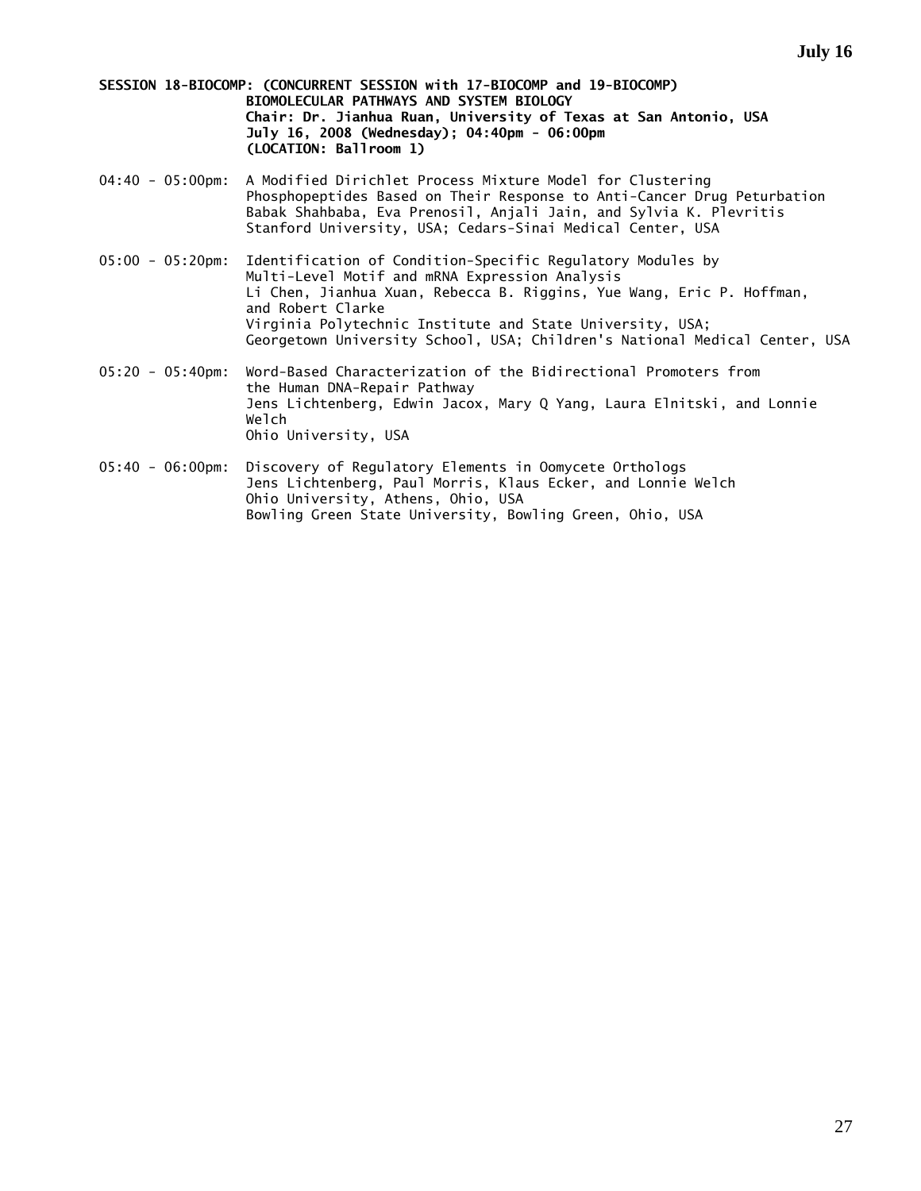**SESSION 18-BIOCOMP: (CONCURRENT SESSION with 17-BIOCOMP and 19-BIOCOMP)**
**BIOMOLECULAR PATHWAYS AND SYSTEM BIOLOGY**
**Chair: Dr. Jianhua Ruan, University of Texas at San Antonio, USA**
**July 16, 2008 (Wednesday); 04:40pm - 06:00pm**
**(LOCATION: Ballroom 1)**

04:40 - 05:00pm: A Modified Dirichlet Process Mixture Model for Clustering Phosphopeptides Based on Their Response to Anti-Cancer Drug Peturbation
Babak Shahbaba, Eva Prenosil, Anjali Jain, and Sylvia K. Plevritis
Stanford University, USA; Cedars-Sinai Medical Center, USA

05:00 - 05:20pm: Identification of Condition-Specific Regulatory Modules by Multi-Level Motif and mRNA Expression Analysis
Li Chen, Jianhua Xuan, Rebecca B. Riggins, Yue Wang, Eric P. Hoffman, and Robert Clarke
Virginia Polytechnic Institute and State University, USA; Georgetown University School, USA; Children's National Medical Center, USA

05:20 - 05:40pm: Word-Based Characterization of the Bidirectional Promoters from the Human DNA-Repair Pathway
Jens Lichtenberg, Edwin Jacox, Mary Q Yang, Laura Elnitski, and Lonnie Welch
Ohio University, USA

05:40 - 06:00pm: Discovery of Regulatory Elements in Oomycete Orthologs
Jens Lichtenberg, Paul Morris, Klaus Ecker, and Lonnie Welch
Ohio University, Athens, Ohio, USA
Bowling Green State University, Bowling Green, Ohio, USA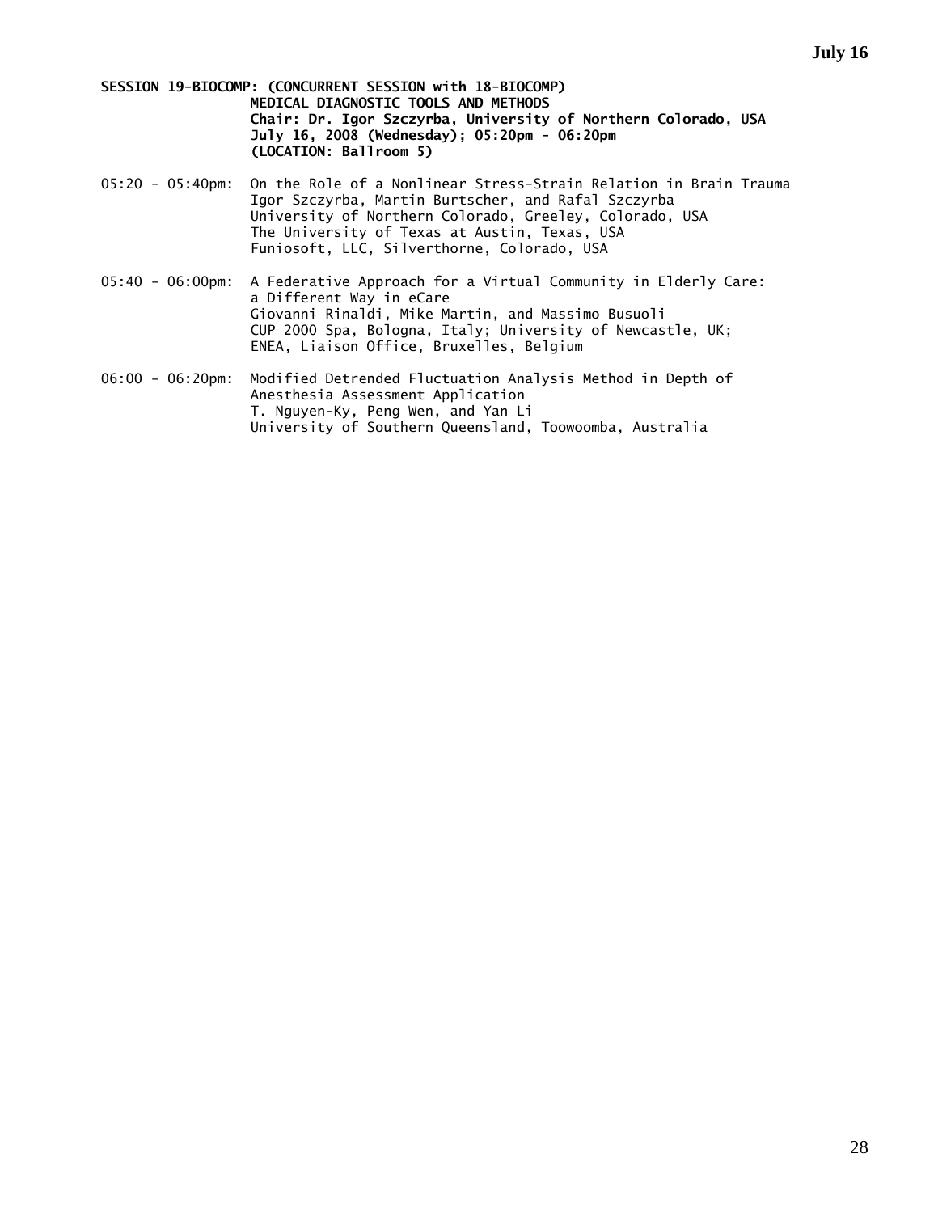**SESSION 19-BIOCOMP: (CONCURRENT SESSION with 18-BIOCOMP)**
**MEDICAL DIAGNOSTIC TOOLS AND METHODS**
**Chair: Dr. Igor Szczyrba, University of Northern Colorado, USA**
**July 16, 2008 (Wednesday); 05:20pm - 06:20pm**
**(LOCATION: Ballroom 5)**

05:20 - 05:40pm: On the Role of a Nonlinear Stress-Strain Relation in Brain Trauma
Igor Szczyrba, Martin Burtscher, and Rafal Szczyrba
University of Northern Colorado, Greeley, Colorado, USA
The University of Texas at Austin, Texas, USA
Funiosoft, LLC, Silverthorne, Colorado, USA

05:40 - 06:00pm: A Federative Approach for a Virtual Community in Elderly Care: a Different Way in eCare
Giovanni Rinaldi, Mike Martin, and Massimo Busuoli
CUP 2000 Spa, Bologna, Italy; University of Newcastle, UK;
ENEA, Liaison Office, Bruxelles, Belgium

06:00 - 06:20pm: Modified Detrended Fluctuation Analysis Method in Depth of Anesthesia Assessment Application
T. Nguyen-Ky, Peng Wen, and Yan Li
University of Southern Queensland, Toowoomba, Australia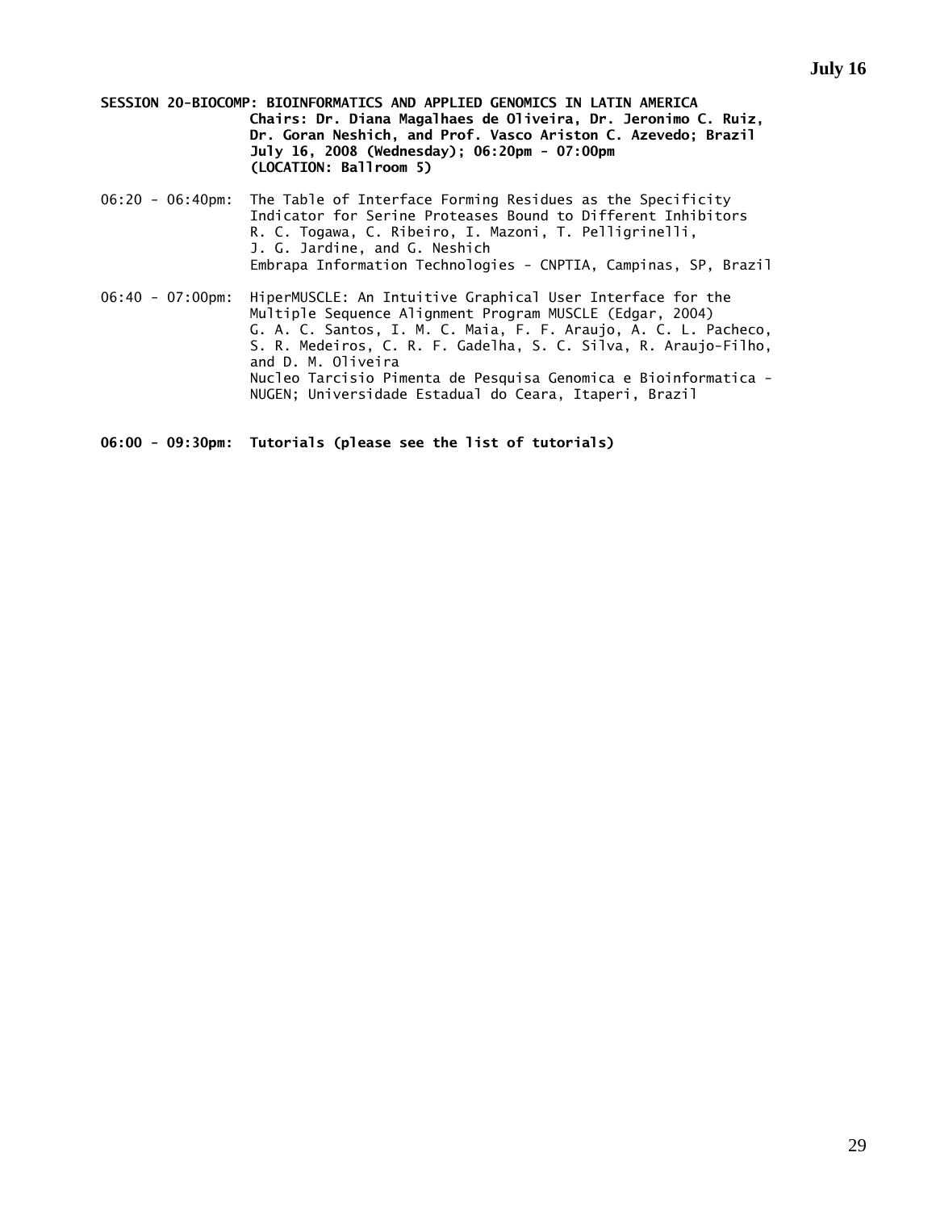## SESSION 20-BIOCOMP: BIOINFORMATICS AND APPLIED GENOMICS IN LATIN AMERICA

**Chairs: Dr. Diana Magalhaes de Oliveira, Dr. Jeronimo C. Ruiz, Dr. Goran Neshich, and Prof. Vasco Ariston C. Azevedo; Brazil**
**July 16, 2008 (Wednesday); 06:20pm - 07:00pm**
**(LOCATION: Ballroom 5)**

06:20 - 06:40pm: The Table of Interface Forming Residues as the Specificity Indicator for Serine Proteases Bound to Different Inhibitors
R. C. Togawa, C. Ribeiro, I. Mazoni, T. Pelligrinelli, J. G. Jardine, and G. Neshich
Embrapa Information Technologies - CNPTIA, Campinas, SP, Brazil

06:40 - 07:00pm: HiperMUSCLE: An Intuitive Graphical User Interface for the Multiple Sequence Alignment Program MUSCLE (Edgar, 2004)
G. A. C. Santos, I. M. C. Maia, F. F. Araujo, A. C. L. Pacheco, S. R. Medeiros, C. R. F. Gadelha, S. C. Silva, R. Araujo-Filho, and D. M. Oliveira
Nucleo Tarcisio Pimenta de Pesquisa Genomica e Bioinformatica - NUGEN; Universidade Estadual do Ceara, Itaperi, Brazil

**06:00 - 09:30pm: Tutorials (please see the list of tutorials)**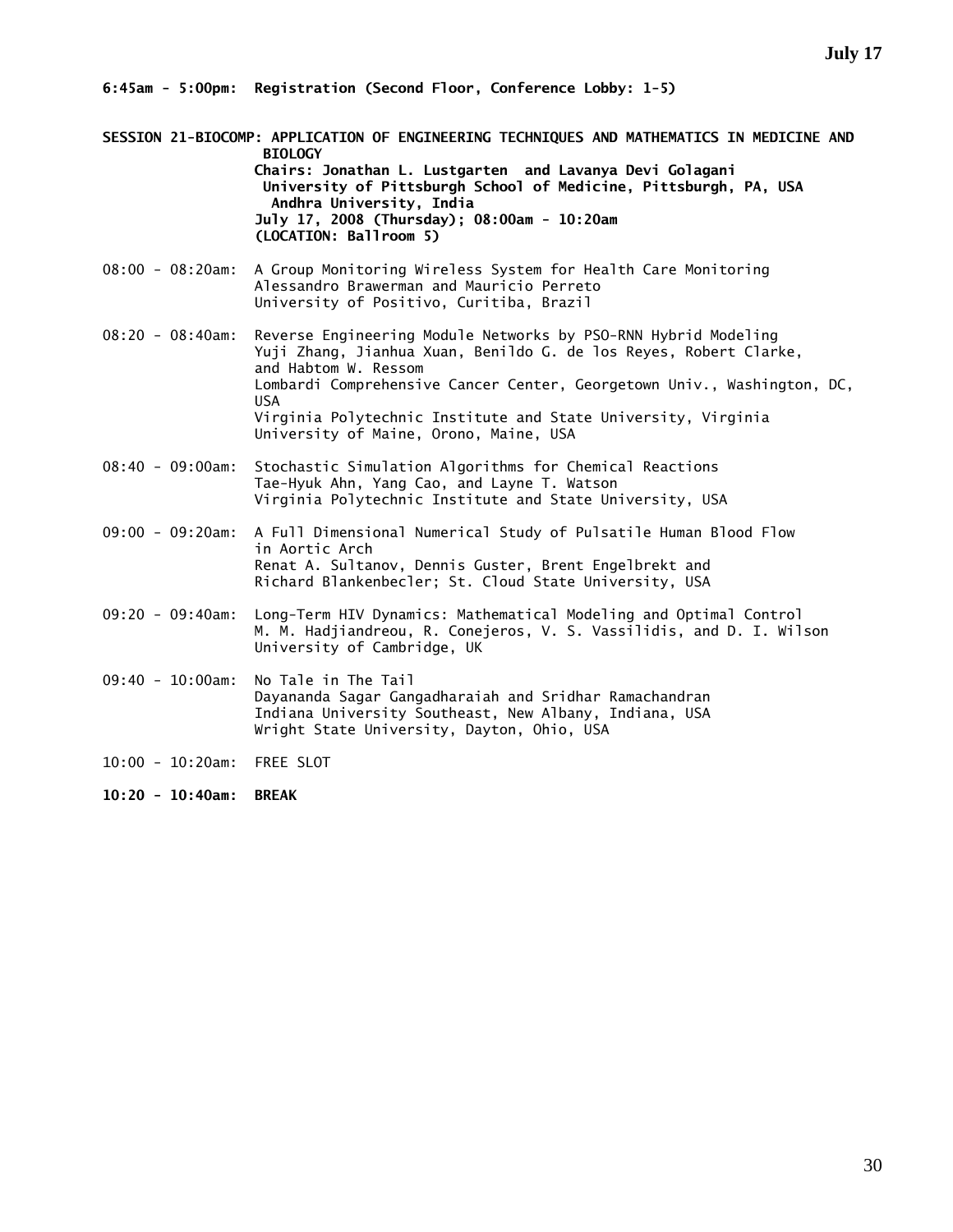**July 17**

**6:45am - 5:00pm: Registration (Second Floor, Conference Lobby: 1-5)**

**SESSION 21-BIOCOMP: APPLICATION OF ENGINEERING TECHNIQUES AND MATHEMATICS IN MEDICINE AND BIOLOGY**
**Chairs: Jonathan L. Lustgarten and Lavanya Devi Golagani**
**University of Pittsburgh School of Medicine, Pittsburgh, PA, USA**
**Andhra University, India**
**July 17, 2008 (Thursday); 08:00am - 10:20am**
**(LOCATION: Ballroom 5)**

08:00 - 08:20am: A Group Monitoring Wireless System for Health Care Monitoring
Alessandro Brawerman and Mauricio Perreto
University of Positivo, Curitiba, Brazil

08:20 - 08:40am: Reverse Engineering Module Networks by PSO-RNN Hybrid Modeling
Yuji Zhang, Jianhua Xuan, Benildo G. de los Reyes, Robert Clarke, and Habtom W. Ressom
Lombardi Comprehensive Cancer Center, Georgetown Univ., Washington, DC, USA
Virginia Polytechnic Institute and State University, Virginia
University of Maine, Orono, Maine, USA

08:40 - 09:00am: Stochastic Simulation Algorithms for Chemical Reactions
Tae-Hyuk Ahn, Yang Cao, and Layne T. Watson
Virginia Polytechnic Institute and State University, USA

09:00 - 09:20am: A Full Dimensional Numerical Study of Pulsatile Human Blood Flow in Aortic Arch
Renat A. Sultanov, Dennis Guster, Brent Engelbrekt and Richard Blankenbecler; St. Cloud State University, USA

09:20 - 09:40am: Long-Term HIV Dynamics: Mathematical Modeling and Optimal Control
M. M. Hadjiandreou, R. Conejeros, V. S. Vassilidis, and D. I. Wilson
University of Cambridge, UK

09:40 - 10:00am: No Tale in The Tail
Dayananda Sagar Gangadharaiah and Sridhar Ramachandran
Indiana University Southeast, New Albany, Indiana, USA
Wright State University, Dayton, Ohio, USA

10:00 - 10:20am: FREE SLOT

**10:20 - 10:40am: BREAK**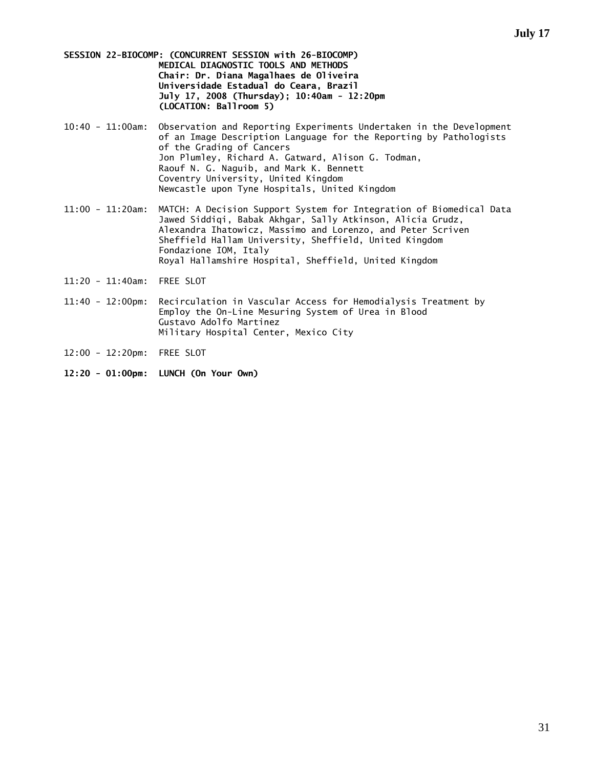**SESSION 22-BIOCOMP: (CONCURRENT SESSION with 26-BIOCOMP)**
**MEDICAL DIAGNOSTIC TOOLS AND METHODS**
**Chair: Dr. Diana Magalhaes de Oliveira**
**Universidade Estadual do Ceara, Brazil**
**July 17, 2008 (Thursday); 10:40am - 12:20pm**
**(LOCATION: Ballroom 5)**

10:40 - 11:00am: Observation and Reporting Experiments Undertaken in the Development of an Image Description Language for the Reporting by Pathologists of the Grading of Cancers
Jon Plumley, Richard A. Gatward, Alison G. Todman, Raouf N. G. Naguib, and Mark K. Bennett
Coventry University, United Kingdom
Newcastle upon Tyne Hospitals, United Kingdom

11:00 - 11:20am: MATCH: A Decision Support System for Integration of Biomedical Data
Jawed Siddiqi, Babak Akhgar, Sally Atkinson, Alicia Grudz, Alexandra Ihatowicz, Massimo and Lorenzo, and Peter Scriven
Sheffield Hallam University, Sheffield, United Kingdom
Fondazione IOM, Italy
Royal Hallamshire Hospital, Sheffield, United Kingdom

11:20 - 11:40am: FREE SLOT

11:40 - 12:00pm: Recirculation in Vascular Access for Hemodialysis Treatment by Employ the On-Line Mesuring System of Urea in Blood
Gustavo Adolfo Martinez
Military Hospital Center, Mexico City

12:00 - 12:20pm: FREE SLOT

**12:20 - 01:00pm: LUNCH (On Your Own)**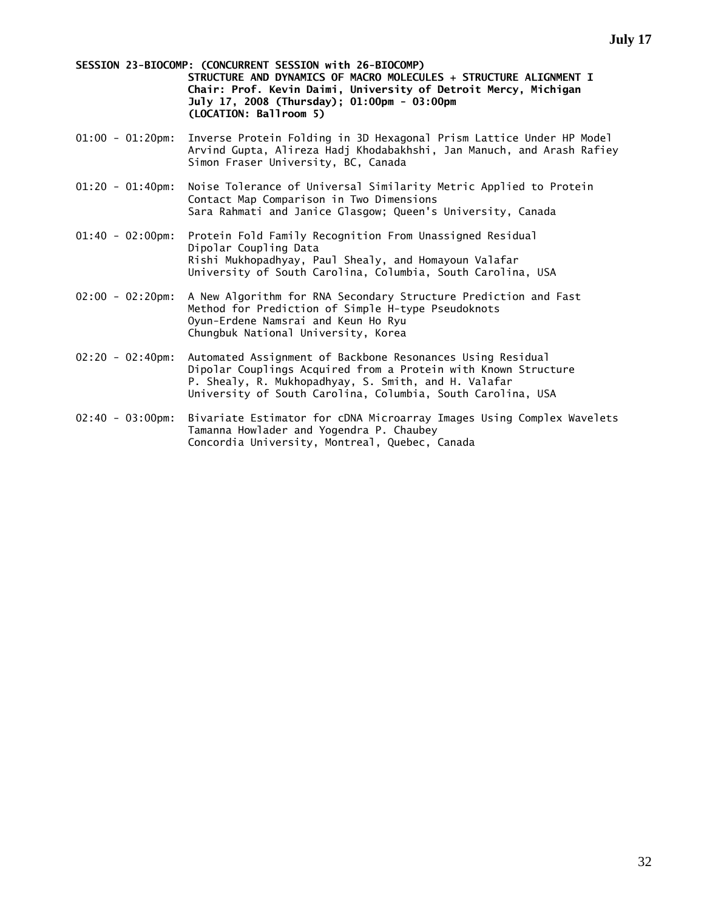**July 17**

**SESSION 23-BIOCOMP: (CONCURRENT SESSION with 26-BIOCOMP)**
**STRUCTURE AND DYNAMICS OF MACRO MOLECULES + STRUCTURE ALIGNMENT I**
**Chair: Prof. Kevin Daimi, University of Detroit Mercy, Michigan**
**July 17, 2008 (Thursday); 01:00pm - 03:00pm**
**(LOCATION: Ballroom 5)**

01:00 - 01:20pm: Inverse Protein Folding in 3D Hexagonal Prism Lattice Under HP Model
Arvind Gupta, Alireza Hadj Khodabakhshi, Jan Manuch, and Arash Rafiey
Simon Fraser University, BC, Canada

01:20 - 01:40pm: Noise Tolerance of Universal Similarity Metric Applied to Protein Contact Map Comparison in Two Dimensions
Sara Rahmati and Janice Glasgow; Queen's University, Canada

01:40 - 02:00pm: Protein Fold Family Recognition From Unassigned Residual Dipolar Coupling Data
Rishi Mukhopadhyay, Paul Shealy, and Homayoun Valafar
University of South Carolina, Columbia, South Carolina, USA

02:00 - 02:20pm: A New Algorithm for RNA Secondary Structure Prediction and Fast Method for Prediction of Simple H-type Pseudoknots
Oyun-Erdene Namsrai and Keun Ho Ryu
Chungbuk National University, Korea

02:20 - 02:40pm: Automated Assignment of Backbone Resonances Using Residual Dipolar Couplings Acquired from a Protein with Known Structure
P. Shealy, R. Mukhopadhyay, S. Smith, and H. Valafar
University of South Carolina, Columbia, South Carolina, USA

02:40 - 03:00pm: Bivariate Estimator for cDNA Microarray Images Using Complex Wavelets
Tamanna Howlader and Yogendra P. Chaubey
Concordia University, Montreal, Quebec, Canada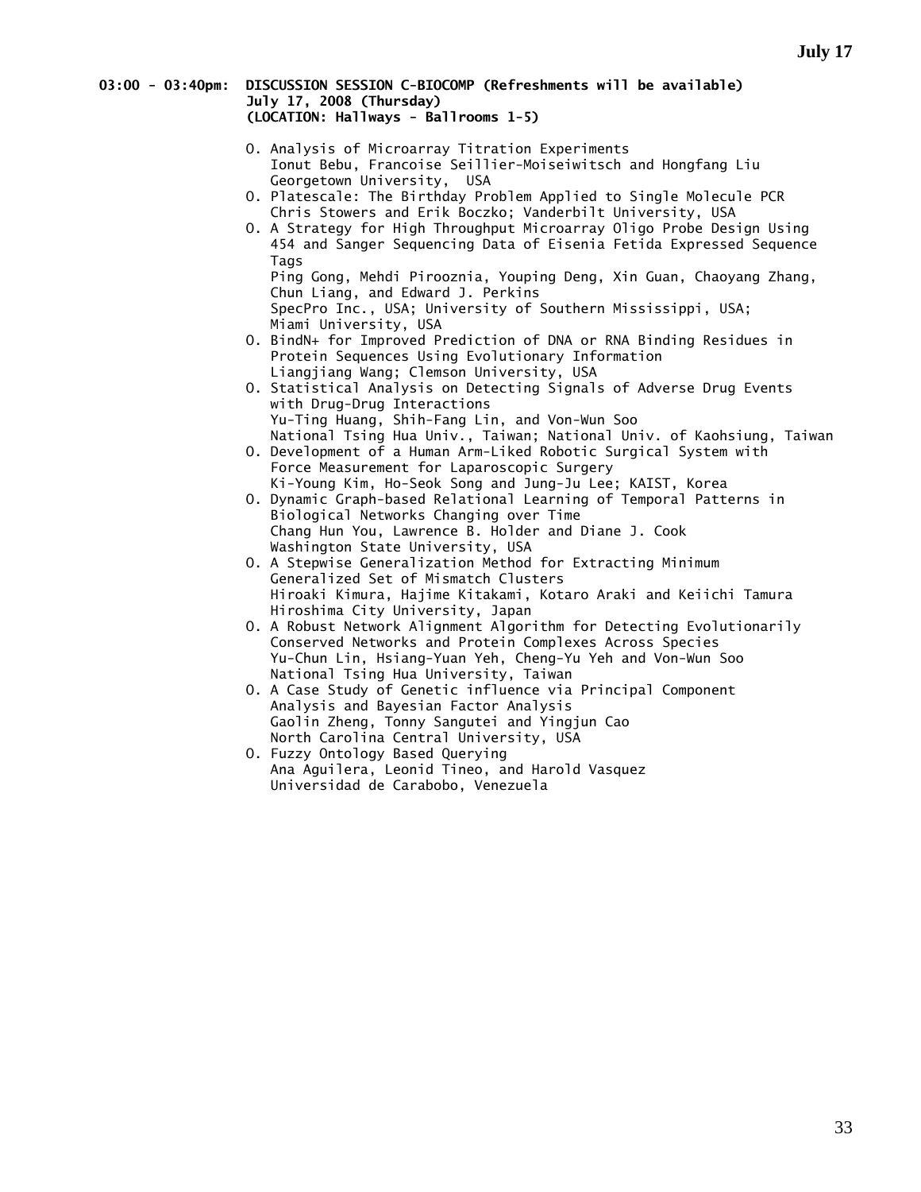**03:00 - 03:40pm: DISCUSSION SESSION C-BIOCOMP (Refreshments will be available)**
**July 17, 2008 (Thursday)**
**(LOCATION: Hallways - Ballrooms 1-5)**

- O. Analysis of Microarray Titration Experiments
  Ionut Bebu, Francoise Seillier-Moiseiwitsch and Hongfang Liu
  Georgetown University, USA
- O. Platescale: The Birthday Problem Applied to Single Molecule PCR
  Chris Stowers and Erik Boczko; Vanderbilt University, USA
- O. A Strategy for High Throughput Microarray Oligo Probe Design Using 454 and Sanger Sequencing Data of Eisenia Fetida Expressed Sequence Tags
  Ping Gong, Mehdi Pirooznia, Youping Deng, Xin Guan, Chaoyang Zhang, Chun Liang, and Edward J. Perkins
  SpecPro Inc., USA; University of Southern Mississippi, USA; Miami University, USA
- O. BindN+ for Improved Prediction of DNA or RNA Binding Residues in Protein Sequences Using Evolutionary Information
  Liangjiang Wang; Clemson University, USA
- O. Statistical Analysis on Detecting Signals of Adverse Drug Events with Drug-Drug Interactions
  Yu-Ting Huang, Shih-Fang Lin, and Von-Wun Soo
  National Tsing Hua Univ., Taiwan; National Univ. of Kaohsiung, Taiwan
- O. Development of a Human Arm-Liked Robotic Surgical System with Force Measurement for Laparoscopic Surgery
  Ki-Young Kim, Ho-Seok Song and Jung-Ju Lee; KAIST, Korea
- O. Dynamic Graph-based Relational Learning of Temporal Patterns in Biological Networks Changing over Time
  Chang Hun You, Lawrence B. Holder and Diane J. Cook
  Washington State University, USA
- O. A Stepwise Generalization Method for Extracting Minimum Generalized Set of Mismatch Clusters
  Hiroaki Kimura, Hajime Kitakami, Kotaro Araki and Keiichi Tamura
  Hiroshima City University, Japan
- O. A Robust Network Alignment Algorithm for Detecting Evolutionarily Conserved Networks and Protein Complexes Across Species
  Yu-Chun Lin, Hsiang-Yuan Yeh, Cheng-Yu Yeh and Von-Wun Soo
  National Tsing Hua University, Taiwan
- O. A Case Study of Genetic influence via Principal Component Analysis and Bayesian Factor Analysis
  Gaolin Zheng, Tonny Sangutei and Yingjun Cao
  North Carolina Central University, USA
- O. Fuzzy Ontology Based Querying
  Ana Aguilera, Leonid Tineo, and Harold Vasquez
  Universidad de Carabobo, Venezuela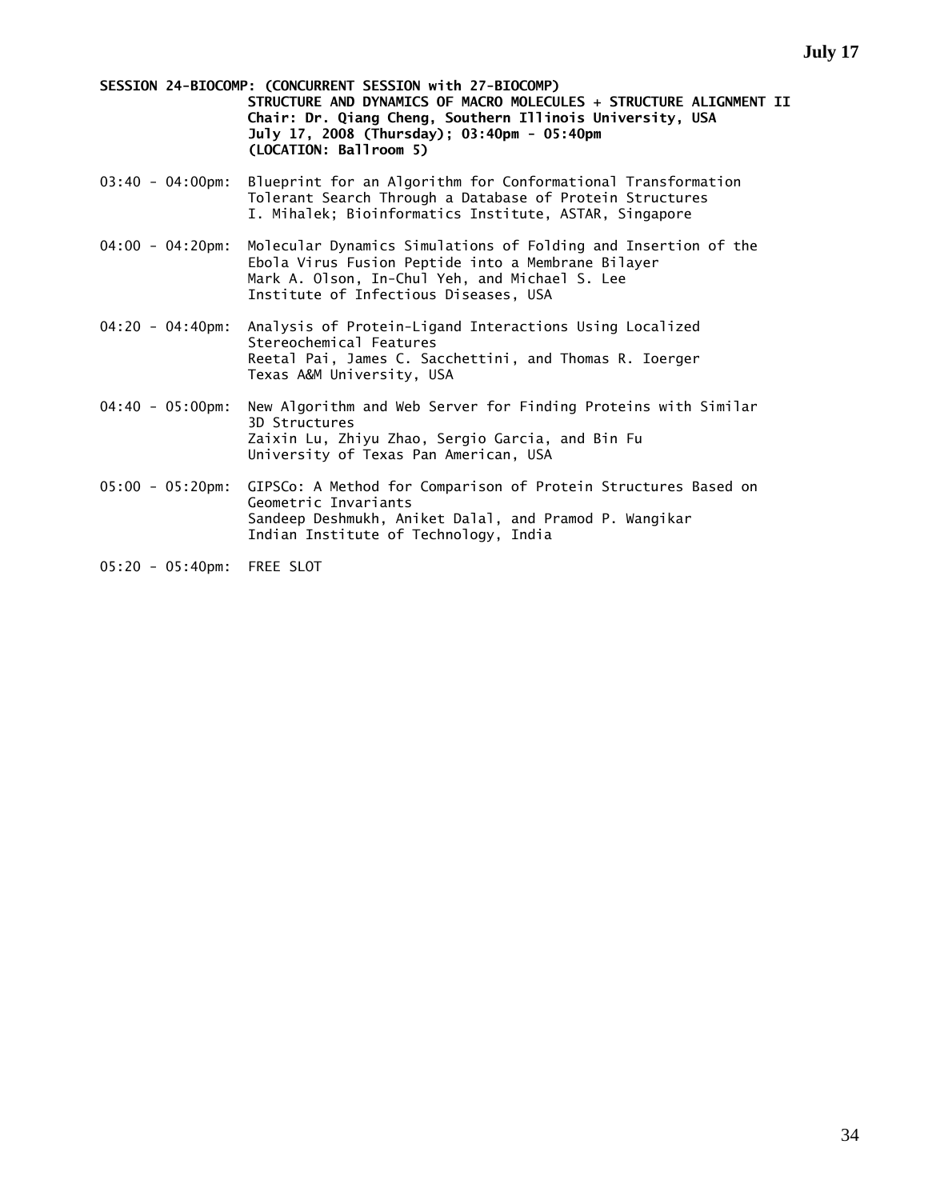**SESSION 24-BIOCOMP: (CONCURRENT SESSION with 27-BIOCOMP)**
**STRUCTURE AND DYNAMICS OF MACRO MOLECULES + STRUCTURE ALIGNMENT II**
**Chair: Dr. Qiang Cheng, Southern Illinois University, USA**
**July 17, 2008 (Thursday); 03:40pm - 05:40pm**
**(LOCATION: Ballroom 5)**

03:40 - 04:00pm: Blueprint for an Algorithm for Conformational Transformation Tolerant Search Through a Database of Protein Structures
I. Mihalek; Bioinformatics Institute, ASTAR, Singapore

04:00 - 04:20pm: Molecular Dynamics Simulations of Folding and Insertion of the Ebola Virus Fusion Peptide into a Membrane Bilayer
Mark A. Olson, In-Chul Yeh, and Michael S. Lee
Institute of Infectious Diseases, USA

04:20 - 04:40pm: Analysis of Protein-Ligand Interactions Using Localized Stereochemical Features
Reetal Pai, James C. Sacchettini, and Thomas R. Ioerger
Texas A&M University, USA

04:40 - 05:00pm: New Algorithm and Web Server for Finding Proteins with Similar 3D Structures
Zaixin Lu, Zhiyu Zhao, Sergio Garcia, and Bin Fu
University of Texas Pan American, USA

05:00 - 05:20pm: GIPSCo: A Method for Comparison of Protein Structures Based on Geometric Invariants
Sandeep Deshmukh, Aniket Dalal, and Pramod P. Wangikar
Indian Institute of Technology, India

05:20 - 05:40pm: FREE SLOT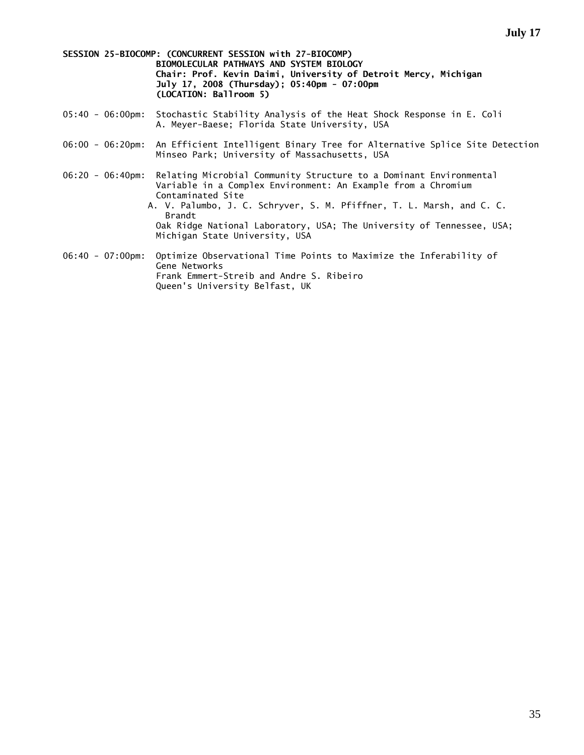**SESSION 25-BIOCOMP: (CONCURRENT SESSION with 27-BIOCOMP)**
**BIOMOLECULAR PATHWAYS AND SYSTEM BIOLOGY**
**Chair: Prof. Kevin Daimi, University of Detroit Mercy, Michigan**
**July 17, 2008 (Thursday); 05:40pm - 07:00pm**
**(LOCATION: Ballroom 5)**

05:40 - 06:00pm: Stochastic Stability Analysis of the Heat Shock Response in E. Coli
A. Meyer-Baese; Florida State University, USA

06:00 - 06:20pm: An Efficient Intelligent Binary Tree for Alternative Splice Site Detection
Minseo Park; University of Massachusetts, USA

06:20 - 06:40pm: Relating Microbial Community Structure to a Dominant Environmental Variable in a Complex Environment: An Example from a Chromium Contaminated Site
A. V. Palumbo, J. C. Schryver, S. M. Pfiffner, T. L. Marsh, and C. C. Brandt
Oak Ridge National Laboratory, USA; The University of Tennessee, USA; Michigan State University, USA

06:40 - 07:00pm: Optimize Observational Time Points to Maximize the Inferability of Gene Networks
Frank Emmert-Streib and Andre S. Ribeiro
Queen's University Belfast, UK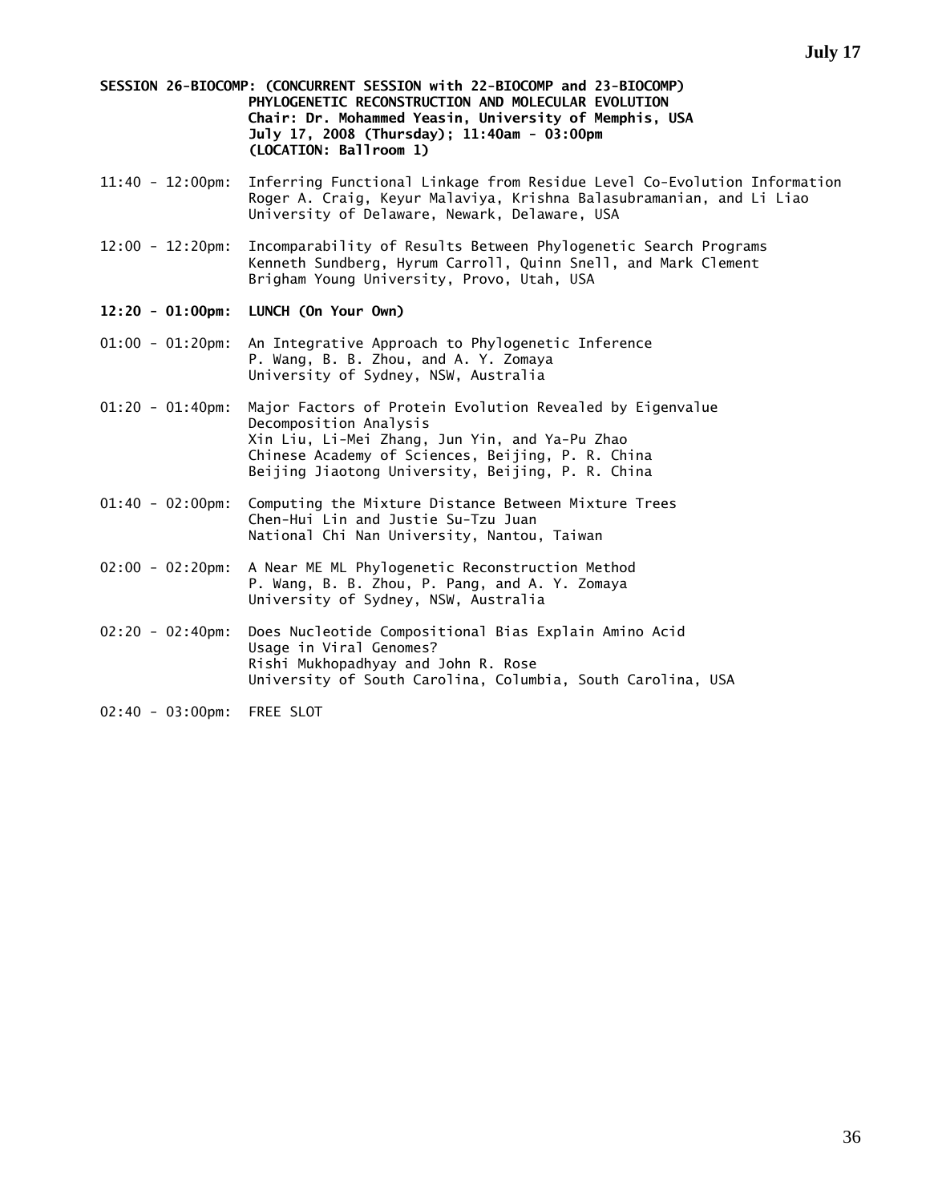**SESSION 26-BIOCOMP: (CONCURRENT SESSION with 22-BIOCOMP and 23-BIOCOMP)**
**PHYLOGENETIC RECONSTRUCTION AND MOLECULAR EVOLUTION**
**Chair: Dr. Mohammed Yeasin, University of Memphis, USA**
**July 17, 2008 (Thursday); 11:40am - 03:00pm**
**(LOCATION: Ballroom 1)**

11:40 - 12:00pm: Inferring Functional Linkage from Residue Level Co-Evolution Information
Roger A. Craig, Keyur Malaviya, Krishna Balasubramanian, and Li Liao
University of Delaware, Newark, Delaware, USA

12:00 - 12:20pm: Incomparability of Results Between Phylogenetic Search Programs
Kenneth Sundberg, Hyrum Carroll, Quinn Snell, and Mark Clement
Brigham Young University, Provo, Utah, USA

**12:20 - 01:00pm: LUNCH (On Your Own)**

01:00 - 01:20pm: An Integrative Approach to Phylogenetic Inference
P. Wang, B. B. Zhou, and A. Y. Zomaya
University of Sydney, NSW, Australia

01:20 - 01:40pm: Major Factors of Protein Evolution Revealed by Eigenvalue Decomposition Analysis
Xin Liu, Li-Mei Zhang, Jun Yin, and Ya-Pu Zhao
Chinese Academy of Sciences, Beijing, P. R. China
Beijing Jiaotong University, Beijing, P. R. China

01:40 - 02:00pm: Computing the Mixture Distance Between Mixture Trees
Chen-Hui Lin and Justie Su-Tzu Juan
National Chi Nan University, Nantou, Taiwan

02:00 - 02:20pm: A Near ME ML Phylogenetic Reconstruction Method
P. Wang, B. B. Zhou, P. Pang, and A. Y. Zomaya
University of Sydney, NSW, Australia

02:20 - 02:40pm: Does Nucleotide Compositional Bias Explain Amino Acid Usage in Viral Genomes?
Rishi Mukhopadhyay and John R. Rose
University of South Carolina, Columbia, South Carolina, USA

02:40 - 03:00pm: FREE SLOT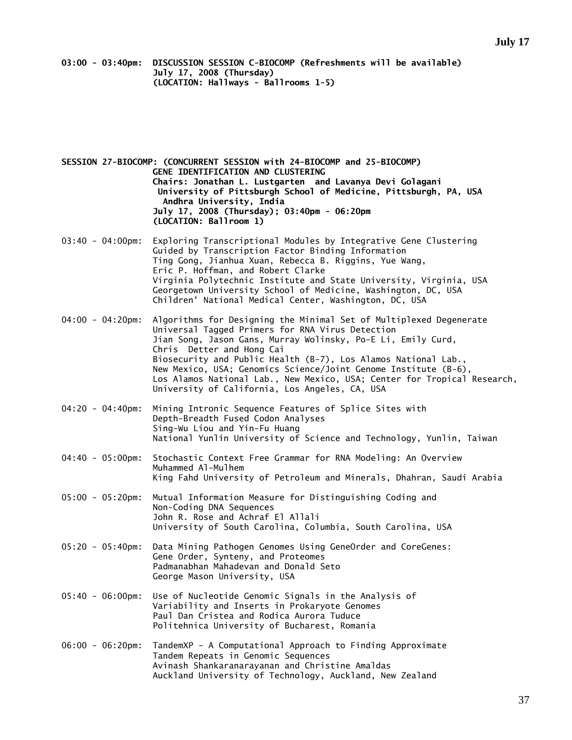**03:00 - 03:40pm: DISCUSSION SESSION C-BIOCOMP (Refreshments will be available)**
**July 17, 2008 (Thursday)**
**(LOCATION: Hallways - Ballrooms 1-5)**

**SESSION 27-BIOCOMP: (CONCURRENT SESSION with 24-BIOCOMP and 25-BIOCOMP)**
**GENE IDENTIFICATION AND CLUSTERING**
**Chairs: Jonathan L. Lustgarten and Lavanya Devi Golagani**
**University of Pittsburgh School of Medicine, Pittsburgh, PA, USA**
**Andhra University, India**
**July 17, 2008 (Thursday); 03:40pm - 06:20pm**
**(LOCATION: Ballroom 1)**

03:40 - 04:00pm: Exploring Transcriptional Modules by Integrative Gene Clustering Guided by Transcription Factor Binding Information
Ting Gong, Jianhua Xuan, Rebecca B. Riggins, Yue Wang, Eric P. Hoffman, and Robert Clarke
Virginia Polytechnic Institute and State University, Virginia, USA
Georgetown University School of Medicine, Washington, DC, USA
Children' National Medical Center, Washington, DC, USA

04:00 - 04:20pm: Algorithms for Designing the Minimal Set of Multiplexed Degenerate Universal Tagged Primers for RNA Virus Detection
Jian Song, Jason Gans, Murray Wolinsky, Po-E Li, Emily Curd, Chris Detter and Hong Cai
Biosecurity and Public Health (B-7), Los Alamos National Lab., New Mexico, USA; Genomics Science/Joint Genome Institute (B-6), Los Alamos National Lab., New Mexico, USA; Center for Tropical Research, University of California, Los Angeles, CA, USA

04:20 - 04:40pm: Mining Intronic Sequence Features of Splice Sites with Depth-Breadth Fused Codon Analyses
Sing-Wu Liou and Yin-Fu Huang
National Yunlin University of Science and Technology, Yunlin, Taiwan

04:40 - 05:00pm: Stochastic Context Free Grammar for RNA Modeling: An Overview
Muhammed Al-Mulhem
King Fahd University of Petroleum and Minerals, Dhahran, Saudi Arabia

05:00 - 05:20pm: Mutual Information Measure for Distinguishing Coding and Non-Coding DNA Sequences
John R. Rose and Achraf El Allali
University of South Carolina, Columbia, South Carolina, USA

05:20 - 05:40pm: Data Mining Pathogen Genomes Using GeneOrder and CoreGenes: Gene Order, Synteny, and Proteomes
Padmanabhan Mahadevan and Donald Seto
George Mason University, USA

05:40 - 06:00pm: Use of Nucleotide Genomic Signals in the Analysis of Variability and Inserts in Prokaryote Genomes
Paul Dan Cristea and Rodica Aurora Tuduce
Politehnica University of Bucharest, Romania

06:00 - 06:20pm: TandemXP - A Computational Approach to Finding Approximate Tandem Repeats in Genomic Sequences
Avinash Shankaranarayanan and Christine Amaldas
Auckland University of Technology, Auckland, New Zealand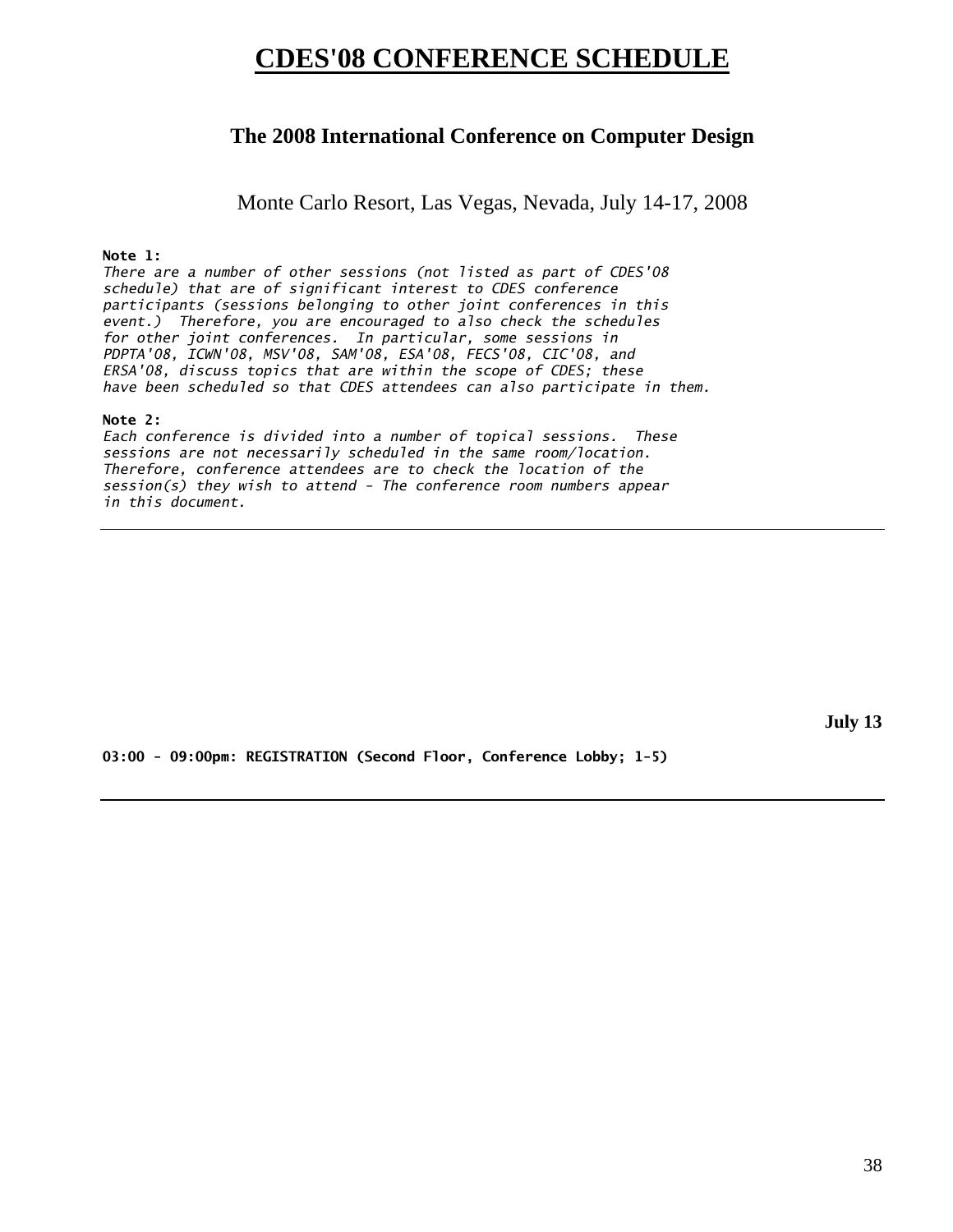# CDES'08 CONFERENCE SCHEDULE

## The 2008 International Conference on Computer Design

Monte Carlo Resort, Las Vegas, Nevada, July 14-17, 2008

**Note 1:**
*There are a number of other sessions (not listed as part of CDES'08 schedule) that are of significant interest to CDES conference participants (sessions belonging to other joint conferences in this event.) Therefore, you are encouraged to also check the schedules for other joint conferences. In particular, some sessions in PDPTA'08, ICWN'08, MSV'08, SAM'08, ESA'08, FECS'08, CIC'08, and ERSA'08, discuss topics that are within the scope of CDES; these have been scheduled so that CDES attendees can also participate in them.*

**Note 2:**
*Each conference is divided into a number of topical sessions. These sessions are not necessarily scheduled in the same room/location. Therefore, conference attendees are to check the location of the session(s) they wish to attend - The conference room numbers appear in this document.*

---

**July 13**

**03:00 - 09:00pm: REGISTRATION (Second Floor, Conference Lobby; 1-5)**

---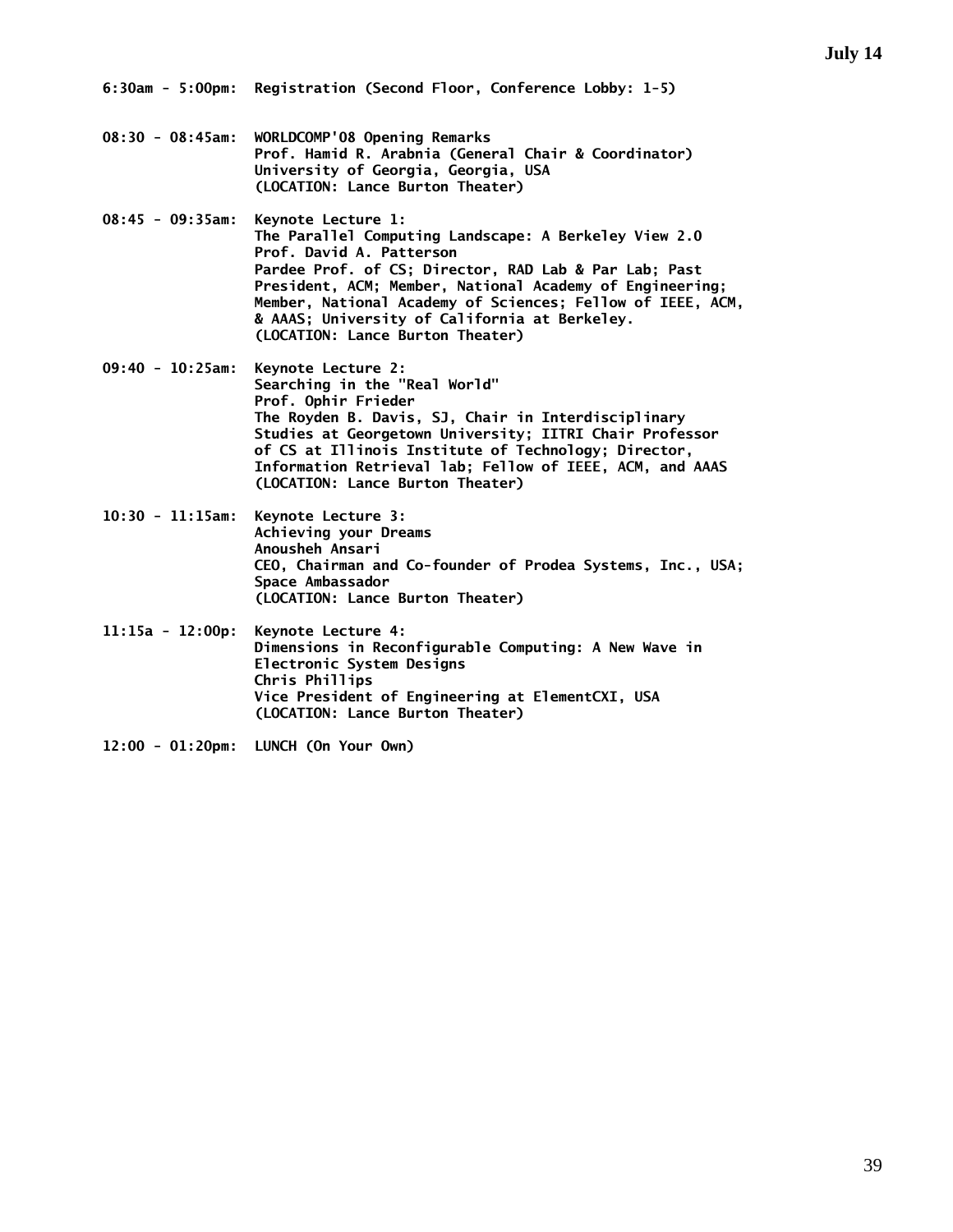## July 14

**6:30am - 5:00pm:** **Registration (Second Floor, Conference Lobby: 1-5)**

**08:30 - 08:45am:** **WORLDCOMP'08 Opening Remarks**
**Prof. Hamid R. Arabnia (General Chair & Coordinator)**
**University of Georgia, Georgia, USA**
**(LOCATION: Lance Burton Theater)**

**08:45 - 09:35am:** **Keynote Lecture 1:**
**The Parallel Computing Landscape: A Berkeley View 2.0**
**Prof. David A. Patterson**
**Pardee Prof. of CS; Director, RAD Lab & Par Lab; Past President, ACM; Member, National Academy of Engineering; Member, National Academy of Sciences; Fellow of IEEE, ACM, & AAAS; University of California at Berkeley.**
**(LOCATION: Lance Burton Theater)**

**09:40 - 10:25am:** **Keynote Lecture 2:**
**Searching in the "Real World"**
**Prof. Ophir Frieder**
**The Royden B. Davis, SJ, Chair in Interdisciplinary Studies at Georgetown University; IITRI Chair Professor of CS at Illinois Institute of Technology; Director, Information Retrieval lab; Fellow of IEEE, ACM, and AAAS**
**(LOCATION: Lance Burton Theater)**

**10:30 - 11:15am:** **Keynote Lecture 3:**
**Achieving your Dreams**
**Anousheh Ansari**
**CEO, Chairman and Co-founder of Prodea Systems, Inc., USA; Space Ambassador**
**(LOCATION: Lance Burton Theater)**

**11:15a - 12:00p:** **Keynote Lecture 4:**
**Dimensions in Reconfigurable Computing: A New Wave in Electronic System Designs**
**Chris Phillips**
**Vice President of Engineering at ElementCXI, USA**
**(LOCATION: Lance Burton Theater)**

**12:00 - 01:20pm:** **LUNCH (On Your Own)**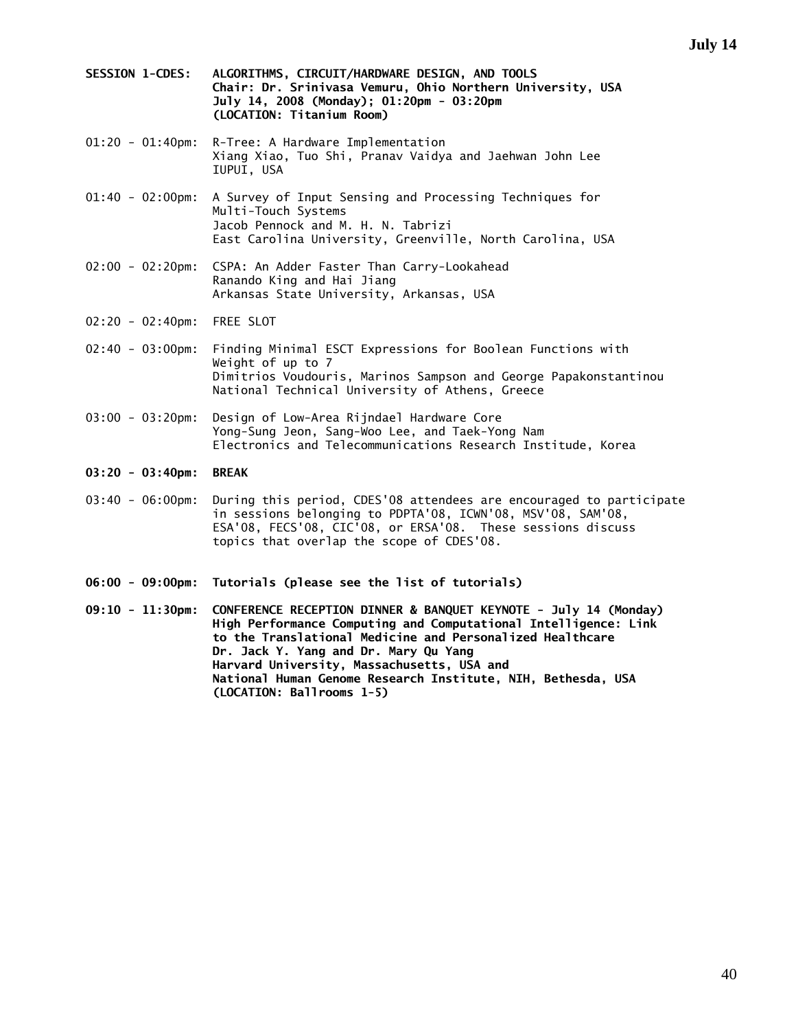**SESSION 1-CDES: ALGORITHMS, CIRCUIT/HARDWARE DESIGN, AND TOOLS**
**Chair: Dr. Srinivasa Vemuru, Ohio Northern University, USA**
**July 14, 2008 (Monday); 01:20pm - 03:20pm**
**(LOCATION: Titanium Room)**

01:20 - 01:40pm: R-Tree: A Hardware Implementation
Xiang Xiao, Tuo Shi, Pranav Vaidya and Jaehwan John Lee
IUPUI, USA

01:40 - 02:00pm: A Survey of Input Sensing and Processing Techniques for Multi-Touch Systems
Jacob Pennock and M. H. N. Tabrizi
East Carolina University, Greenville, North Carolina, USA

02:00 - 02:20pm: CSPA: An Adder Faster Than Carry-Lookahead
Ranando King and Hai Jiang
Arkansas State University, Arkansas, USA

02:20 - 02:40pm: FREE SLOT

02:40 - 03:00pm: Finding Minimal ESCT Expressions for Boolean Functions with Weight of up to 7
Dimitrios Voudouris, Marinos Sampson and George Papakonstantinou
National Technical University of Athens, Greece

03:00 - 03:20pm: Design of Low-Area Rijndael Hardware Core
Yong-Sung Jeon, Sang-Woo Lee, and Taek-Yong Nam
Electronics and Telecommunications Research Institute, Korea

**03:20 - 03:40pm: BREAK**

03:40 - 06:00pm: During this period, CDES'08 attendees are encouraged to participate in sessions belonging to PDPTA'08, ICWN'08, MSV'08, SAM'08, ESA'08, FECS'08, CIC'08, or ERSA'08. These sessions discuss topics that overlap the scope of CDES'08.

**06:00 - 09:00pm: Tutorials (please see the list of tutorials)**

**09:10 - 11:30pm: CONFERENCE RECEPTION DINNER & BANQUET KEYNOTE - July 14 (Monday)**
**High Performance Computing and Computational Intelligence: Link to the Translational Medicine and Personalized Healthcare**
**Dr. Jack Y. Yang and Dr. Mary Qu Yang**
**Harvard University, Massachusetts, USA and**
**National Human Genome Research Institute, NIH, Bethesda, USA**
**(LOCATION: Ballrooms 1-5)**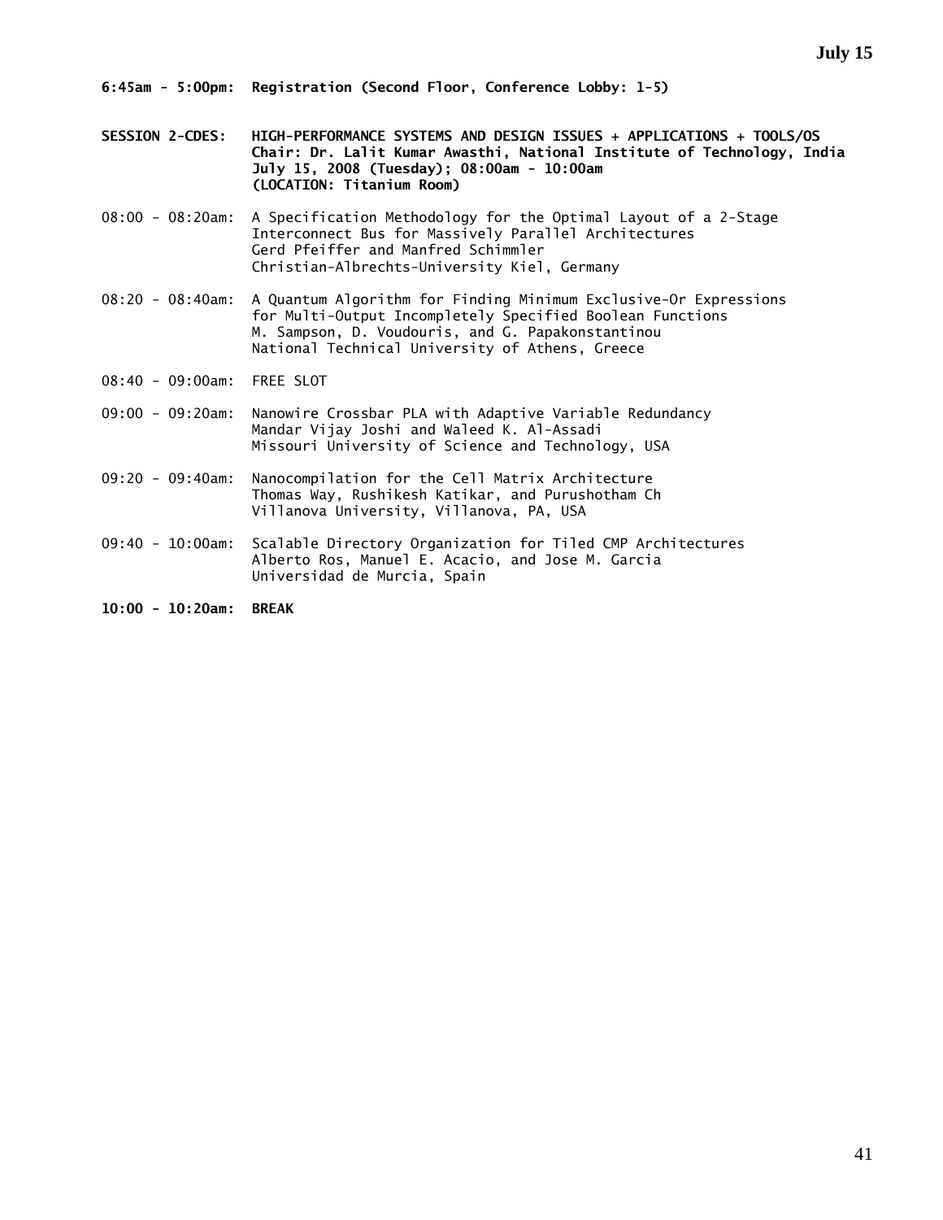**6:45am - 5:00pm: Registration (Second Floor, Conference Lobby: 1-5)**

**SESSION 2-CDES: HIGH-PERFORMANCE SYSTEMS AND DESIGN ISSUES + APPLICATIONS + TOOLS/OS**
**Chair: Dr. Lalit Kumar Awasthi, National Institute of Technology, India**
**July 15, 2008 (Tuesday); 08:00am - 10:00am**
**(LOCATION: Titanium Room)**

08:00 - 08:20am: A Specification Methodology for the Optimal Layout of a 2-Stage Interconnect Bus for Massively Parallel Architectures
Gerd Pfeiffer and Manfred Schimmler
Christian-Albrechts-University Kiel, Germany

08:20 - 08:40am: A Quantum Algorithm for Finding Minimum Exclusive-Or Expressions for Multi-Output Incompletely Specified Boolean Functions
M. Sampson, D. Voudouris, and G. Papakonstantinou
National Technical University of Athens, Greece

08:40 - 09:00am: FREE SLOT

09:00 - 09:20am: Nanowire Crossbar PLA with Adaptive Variable Redundancy
Mandar Vijay Joshi and Waleed K. Al-Assadi
Missouri University of Science and Technology, USA

09:20 - 09:40am: Nanocompilation for the Cell Matrix Architecture
Thomas Way, Rushikesh Katikar, and Purushotham Ch
Villanova University, Villanova, PA, USA

09:40 - 10:00am: Scalable Directory Organization for Tiled CMP Architectures
Alberto Ros, Manuel E. Acacio, and Jose M. Garcia
Universidad de Murcia, Spain

**10:00 - 10:20am: BREAK**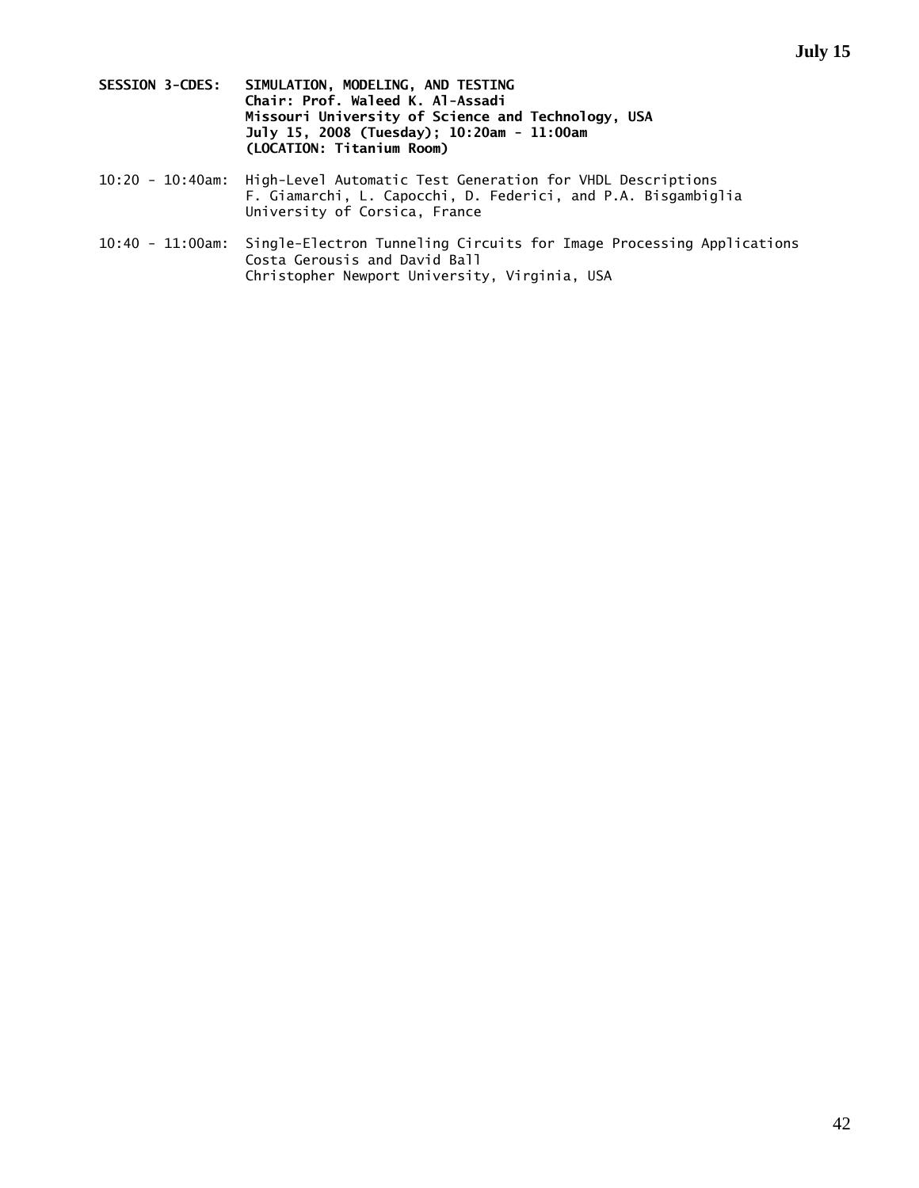**SESSION 3-CDES: SIMULATION, MODELING, AND TESTING**
**Chair: Prof. Waleed K. Al-Assadi**
**Missouri University of Science and Technology, USA**
**July 15, 2008 (Tuesday); 10:20am - 11:00am**
**(LOCATION: Titanium Room)**

10:20 - 10:40am: High-Level Automatic Test Generation for VHDL Descriptions
F. Giamarchi, L. Capocchi, D. Federici, and P.A. Bisgambiglia
University of Corsica, France

10:40 - 11:00am: Single-Electron Tunneling Circuits for Image Processing Applications
Costa Gerousis and David Ball
Christopher Newport University, Virginia, USA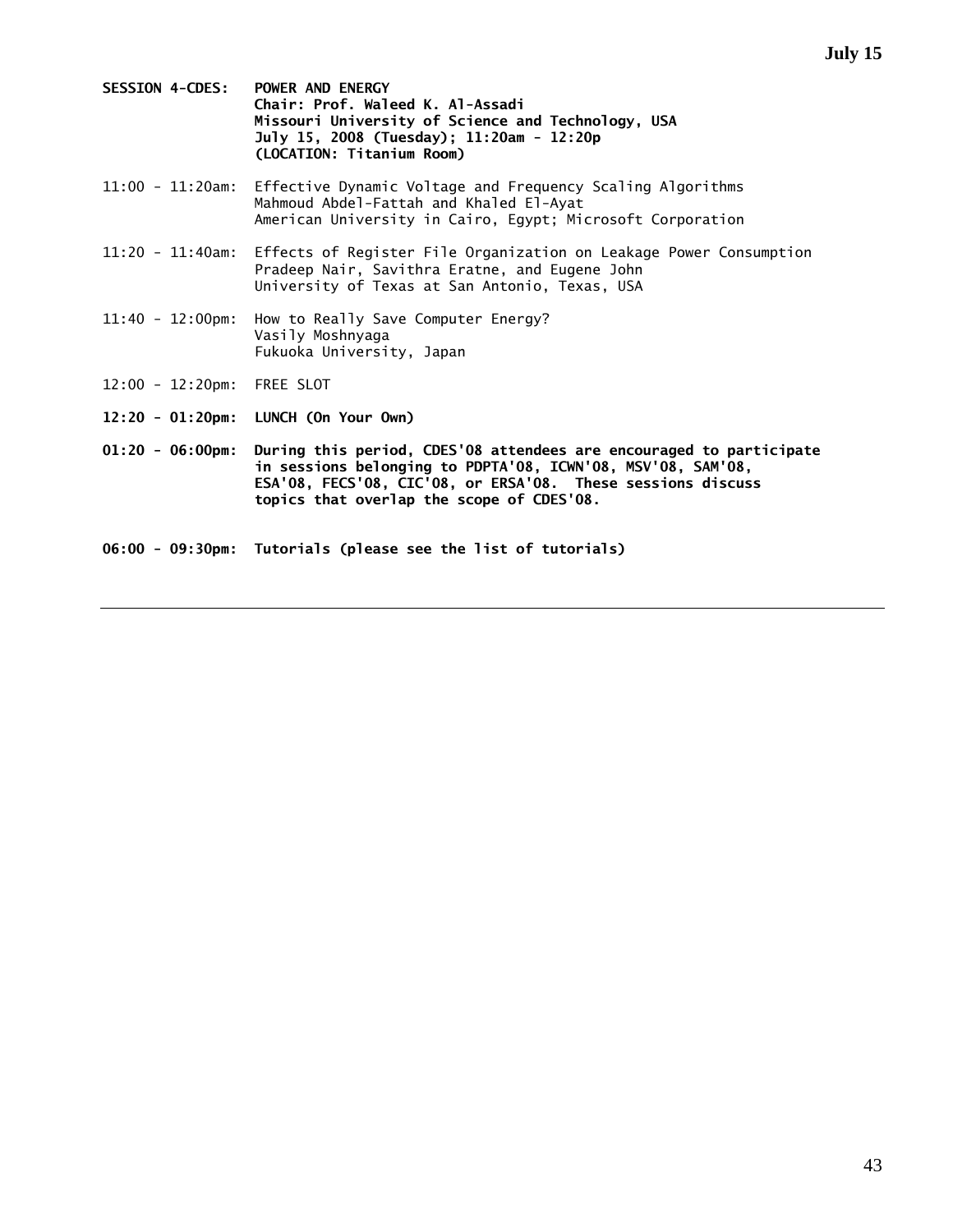**SESSION 4-CDES: POWER AND ENERGY**
**Chair: Prof. Waleed K. Al-Assadi**
**Missouri University of Science and Technology, USA**
**July 15, 2008 (Tuesday); 11:20am - 12:20p**
**(LOCATION: Titanium Room)**

11:00 - 11:20am: Effective Dynamic Voltage and Frequency Scaling Algorithms
Mahmoud Abdel-Fattah and Khaled El-Ayat
American University in Cairo, Egypt; Microsoft Corporation

11:20 - 11:40am: Effects of Register File Organization on Leakage Power Consumption
Pradeep Nair, Savithra Eratne, and Eugene John
University of Texas at San Antonio, Texas, USA

11:40 - 12:00pm: How to Really Save Computer Energy?
Vasily Moshnyaga
Fukuoka University, Japan

12:00 - 12:20pm: FREE SLOT

**12:20 - 01:20pm: LUNCH (On Your Own)**

**01:20 - 06:00pm: During this period, CDES'08 attendees are encouraged to participate in sessions belonging to PDPTA'08, ICWN'08, MSV'08, SAM'08, ESA'08, FECS'08, CIC'08, or ERSA'08. These sessions discuss topics that overlap the scope of CDES'08.**

**06:00 - 09:30pm: Tutorials (please see the list of tutorials)**

---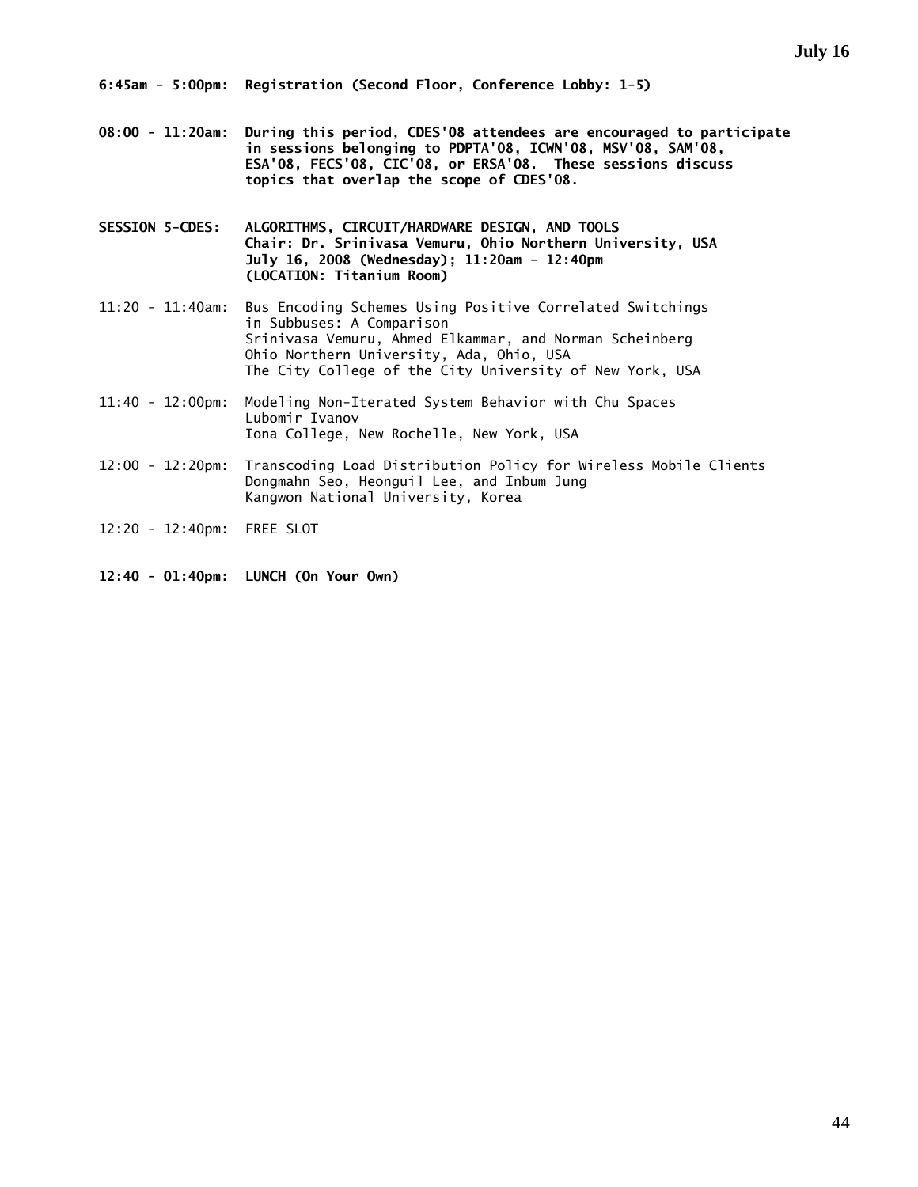**6:45am - 5:00pm: Registration (Second Floor, Conference Lobby: 1-5)**

**08:00 - 11:20am: During this period, CDES'08 attendees are encouraged to participate in sessions belonging to PDPTA'08, ICWN'08, MSV'08, SAM'08, ESA'08, FECS'08, CIC'08, or ERSA'08. These sessions discuss topics that overlap the scope of CDES'08.**

**SESSION 5-CDES: ALGORITHMS, CIRCUIT/HARDWARE DESIGN, AND TOOLS**
**Chair: Dr. Srinivasa Vemuru, Ohio Northern University, USA**
**July 16, 2008 (Wednesday); 11:20am - 12:40pm**
**(LOCATION: Titanium Room)**

11:20 - 11:40am: Bus Encoding Schemes Using Positive Correlated Switchings in Subbuses: A Comparison
Srinivasa Vemuru, Ahmed Elkammar, and Norman Scheinberg
Ohio Northern University, Ada, Ohio, USA
The City College of the City University of New York, USA

11:40 - 12:00pm: Modeling Non-Iterated System Behavior with Chu Spaces
Lubomir Ivanov
Iona College, New Rochelle, New York, USA

12:00 - 12:20pm: Transcoding Load Distribution Policy for Wireless Mobile Clients
Dongmahn Seo, Heonguil Lee, and Inbum Jung
Kangwon National University, Korea

12:20 - 12:40pm: FREE SLOT

**12:40 - 01:40pm: LUNCH (On Your Own)**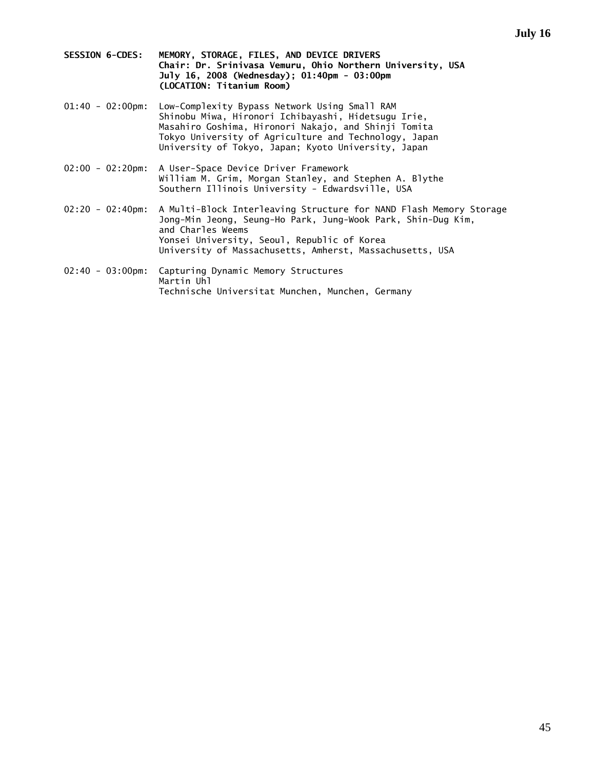**SESSION 6-CDES: MEMORY, STORAGE, FILES, AND DEVICE DRIVERS**
**Chair: Dr. Srinivasa Vemuru, Ohio Northern University, USA**
**July 16, 2008 (Wednesday); 01:40pm - 03:00pm**
**(LOCATION: Titanium Room)**

01:40 - 02:00pm: Low-Complexity Bypass Network Using Small RAM
Shinobu Miwa, Hironori Ichibayashi, Hidetsugu Irie, Masahiro Goshima, Hironori Nakajo, and Shinji Tomita
Tokyo University of Agriculture and Technology, Japan
University of Tokyo, Japan; Kyoto University, Japan

02:00 - 02:20pm: A User-Space Device Driver Framework
William M. Grim, Morgan Stanley, and Stephen A. Blythe
Southern Illinois University - Edwardsville, USA

02:20 - 02:40pm: A Multi-Block Interleaving Structure for NAND Flash Memory Storage
Jong-Min Jeong, Seung-Ho Park, Jung-Wook Park, Shin-Dug Kim, and Charles Weems
Yonsei University, Seoul, Republic of Korea
University of Massachusetts, Amherst, Massachusetts, USA

02:40 - 03:00pm: Capturing Dynamic Memory Structures
Martin Uhl
Technische Universitat Munchen, Munchen, Germany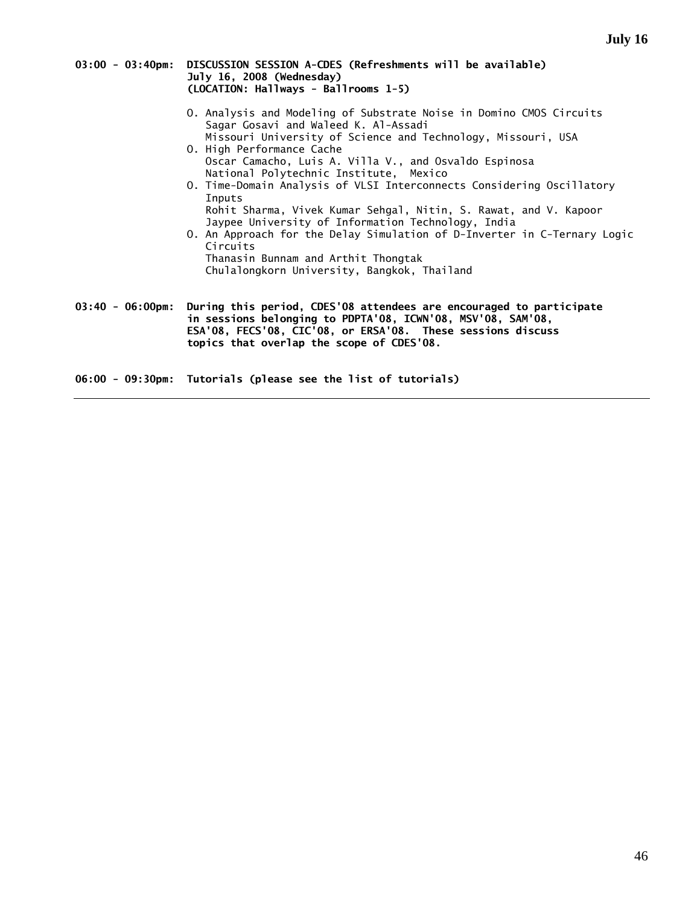**03:00 - 03:40pm: DISCUSSION SESSION A-CDES (Refreshments will be available)**
**July 16, 2008 (Wednesday)**
**(LOCATION: Hallways - Ballrooms 1-5)**

- O. Analysis and Modeling of Substrate Noise in Domino CMOS Circuits
  Sagar Gosavi and Waleed K. Al-Assadi
  Missouri University of Science and Technology, Missouri, USA
- O. High Performance Cache
  Oscar Camacho, Luis A. Villa V., and Osvaldo Espinosa
  National Polytechnic Institute, Mexico
- O. Time-Domain Analysis of VLSI Interconnects Considering Oscillatory Inputs
  Rohit Sharma, Vivek Kumar Sehgal, Nitin, S. Rawat, and V. Kapoor
  Jaypee University of Information Technology, India
- O. An Approach for the Delay Simulation of D-Inverter in C-Ternary Logic Circuits
  Thanasin Bunnam and Arthit Thongtak
  Chulalongkorn University, Bangkok, Thailand

**03:40 - 06:00pm: During this period, CDES'08 attendees are encouraged to participate in sessions belonging to PDPTA'08, ICWN'08, MSV'08, SAM'08, ESA'08, FECS'08, CIC'08, or ERSA'08. These sessions discuss topics that overlap the scope of CDES'08.**

**06:00 - 09:30pm: Tutorials (please see the list of tutorials)**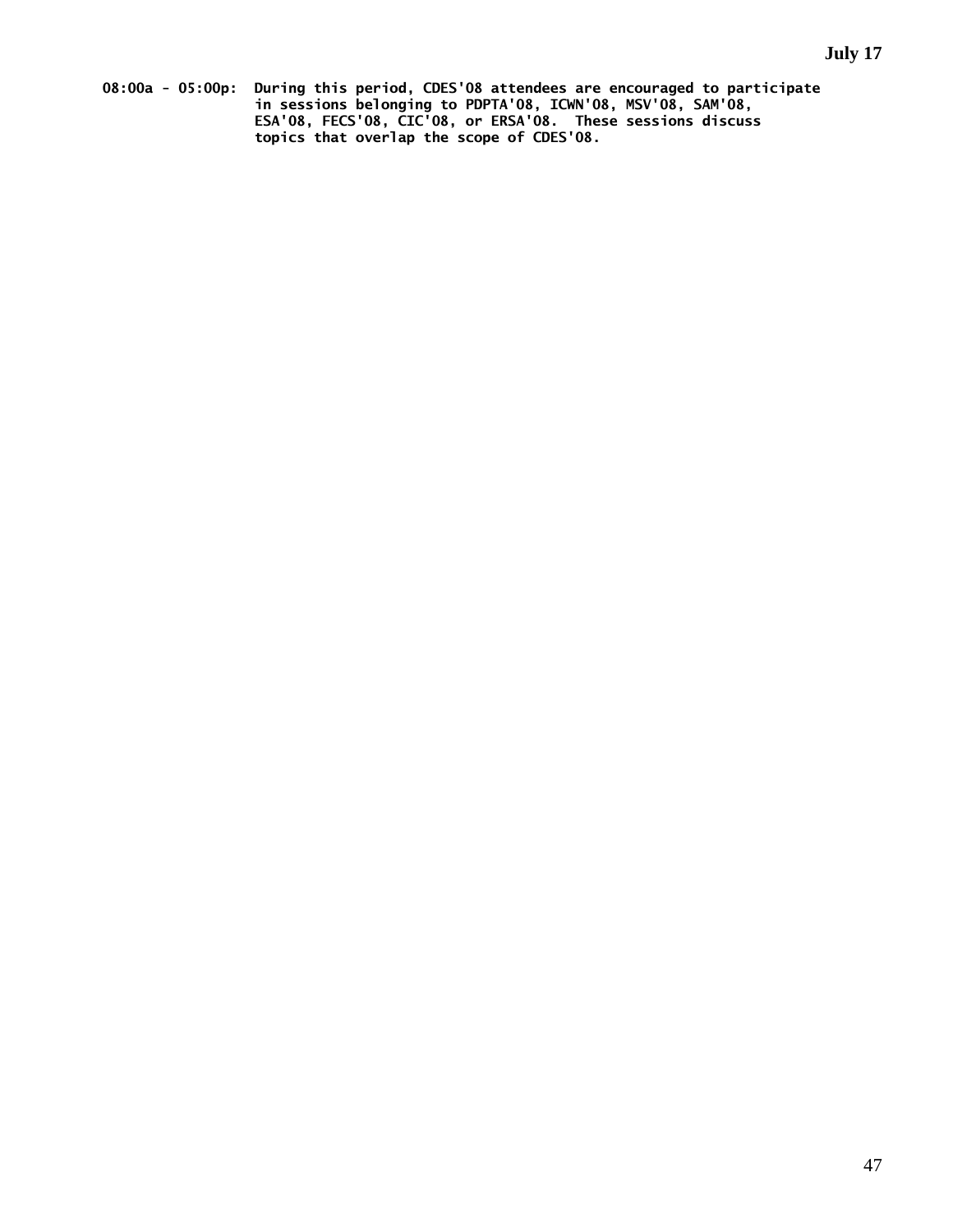**July 17**

**08:00a - 05:00p: During this period, CDES'08 attendees are encouraged to participate in sessions belonging to PDPTA'08, ICWN'08, MSV'08, SAM'08, ESA'08, FECS'08, CIC'08, or ERSA'08. These sessions discuss topics that overlap the scope of CDES'08.**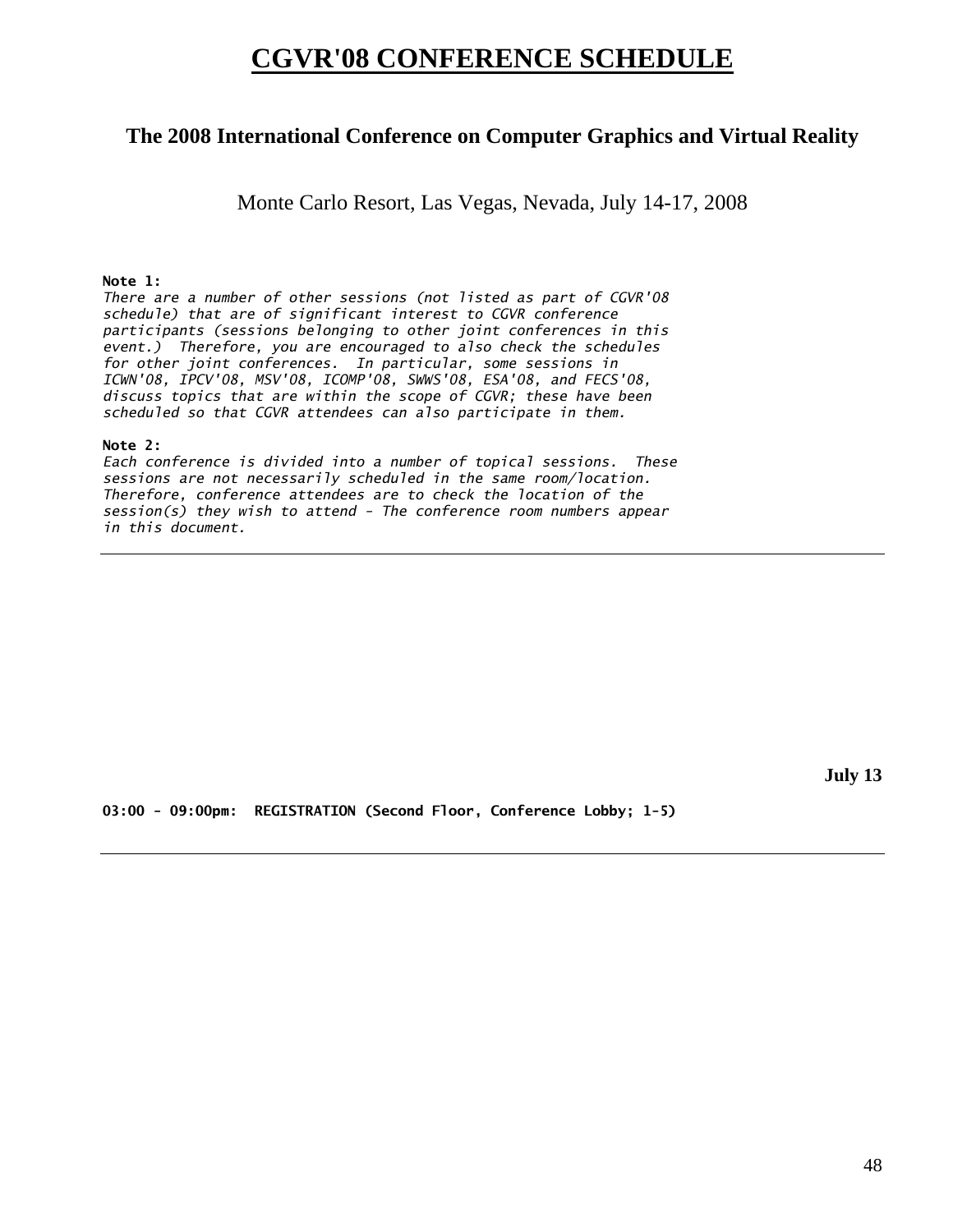# CGVR'08 CONFERENCE SCHEDULE

## The 2008 International Conference on Computer Graphics and Virtual Reality

Monte Carlo Resort, Las Vegas, Nevada, July 14-17, 2008

**Note 1:**
*There are a number of other sessions (not listed as part of CGVR'08 schedule) that are of significant interest to CGVR conference participants (sessions belonging to other joint conferences in this event.) Therefore, you are encouraged to also check the schedules for other joint conferences. In particular, some sessions in ICWN'08, IPCV'08, MSV'08, ICOMP'08, SWWS'08, ESA'08, and FECS'08, discuss topics that are within the scope of CGVR; these have been scheduled so that CGVR attendees can also participate in them.*

**Note 2:**
*Each conference is divided into a number of topical sessions. These sessions are not necessarily scheduled in the same room/location. Therefore, conference attendees are to check the location of the session(s) they wish to attend - The conference room numbers appear in this document.*

---

**July 13**

**03:00 - 09:00pm: REGISTRATION (Second Floor, Conference Lobby; 1-5)**

---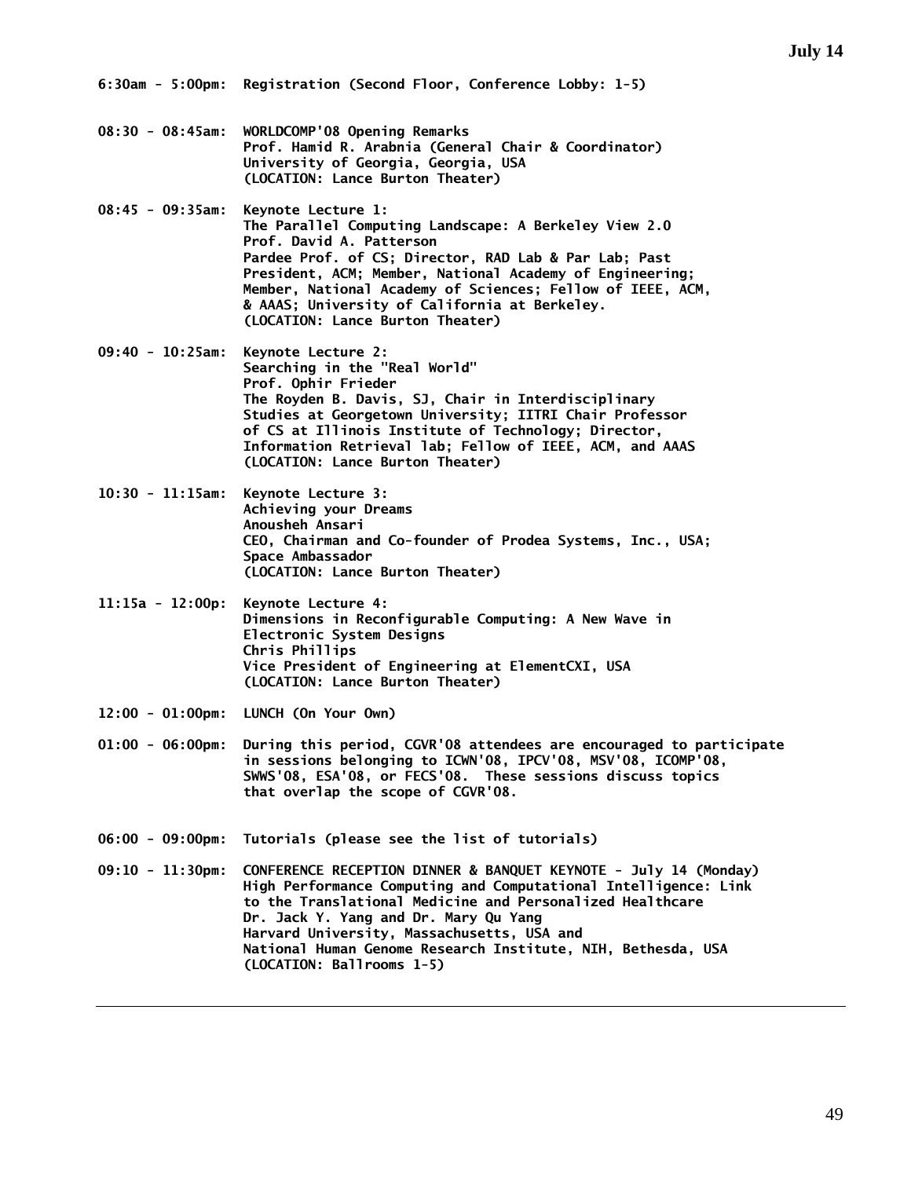## July 14

**6:30am - 5:00pm:** Registration (Second Floor, Conference Lobby: 1-5)

**08:30 - 08:45am:** WORLDCOMP'08 Opening Remarks
Prof. Hamid R. Arabnia (General Chair & Coordinator)
University of Georgia, Georgia, USA
(LOCATION: Lance Burton Theater)

**08:45 - 09:35am:** Keynote Lecture 1:
The Parallel Computing Landscape: A Berkeley View 2.0
Prof. David A. Patterson
Pardee Prof. of CS; Director, RAD Lab & Par Lab; Past President, ACM; Member, National Academy of Engineering; Member, National Academy of Sciences; Fellow of IEEE, ACM, & AAAS; University of California at Berkeley.
(LOCATION: Lance Burton Theater)

**09:40 - 10:25am:** Keynote Lecture 2:
Searching in the "Real World"
Prof. Ophir Frieder
The Royden B. Davis, SJ, Chair in Interdisciplinary Studies at Georgetown University; IITRI Chair Professor of CS at Illinois Institute of Technology; Director, Information Retrieval lab; Fellow of IEEE, ACM, and AAAS
(LOCATION: Lance Burton Theater)

**10:30 - 11:15am:** Keynote Lecture 3:
Achieving your Dreams
Anousheh Ansari
CEO, Chairman and Co-founder of Prodea Systems, Inc., USA; Space Ambassador
(LOCATION: Lance Burton Theater)

**11:15a - 12:00p:** Keynote Lecture 4:
Dimensions in Reconfigurable Computing: A New Wave in Electronic System Designs
Chris Phillips
Vice President of Engineering at ElementCXI, USA
(LOCATION: Lance Burton Theater)

**12:00 - 01:00pm:** LUNCH (On Your Own)

**01:00 - 06:00pm:** During this period, CGVR'08 attendees are encouraged to participate in sessions belonging to ICWN'08, IPCV'08, MSV'08, ICOMP'08, SWWS'08, ESA'08, or FECS'08. These sessions discuss topics that overlap the scope of CGVR'08.

**06:00 - 09:00pm:** Tutorials (please see the list of tutorials)

**09:10 - 11:30pm:** CONFERENCE RECEPTION DINNER & BANQUET KEYNOTE - July 14 (Monday)
High Performance Computing and Computational Intelligence: Link to the Translational Medicine and Personalized Healthcare
Dr. Jack Y. Yang and Dr. Mary Qu Yang
Harvard University, Massachusetts, USA and National Human Genome Research Institute, NIH, Bethesda, USA
(LOCATION: Ballrooms 1-5)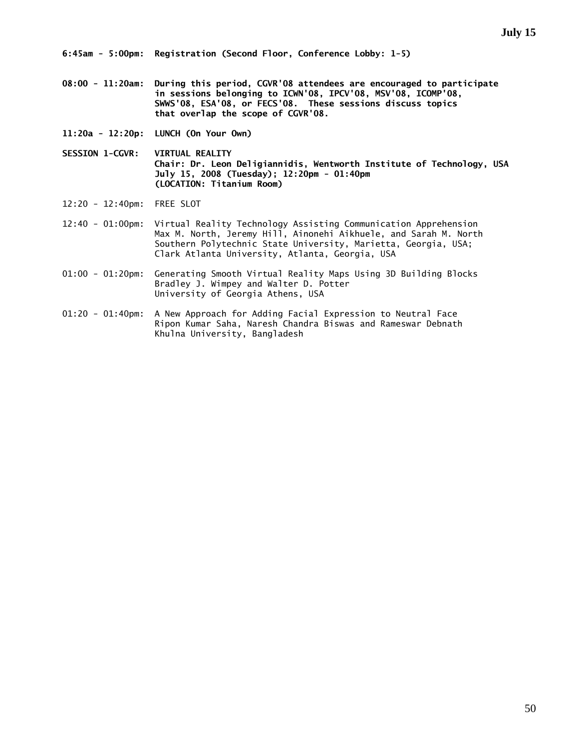**July 15**

**6:45am - 5:00pm: Registration (Second Floor, Conference Lobby: 1-5)**

**08:00 - 11:20am: During this period, CGVR'08 attendees are encouraged to participate in sessions belonging to ICWN'08, IPCV'08, MSV'08, ICOMP'08, SWWS'08, ESA'08, or FECS'08. These sessions discuss topics that overlap the scope of CGVR'08.**

**11:20a - 12:20p: LUNCH (On Your Own)**

**SESSION 1-CGVR: VIRTUAL REALITY**
**Chair: Dr. Leon Deligiannidis, Wentworth Institute of Technology, USA**
**July 15, 2008 (Tuesday); 12:20pm - 01:40pm**
**(LOCATION: Titanium Room)**

12:20 - 12:40pm: FREE SLOT

12:40 - 01:00pm: Virtual Reality Technology Assisting Communication Apprehension
Max M. North, Jeremy Hill, Ainonehi Aikhuele, and Sarah M. North
Southern Polytechnic State University, Marietta, Georgia, USA;
Clark Atlanta University, Atlanta, Georgia, USA

01:00 - 01:20pm: Generating Smooth Virtual Reality Maps Using 3D Building Blocks
Bradley J. Wimpey and Walter D. Potter
University of Georgia Athens, USA

01:20 - 01:40pm: A New Approach for Adding Facial Expression to Neutral Face
Ripon Kumar Saha, Naresh Chandra Biswas and Rameswar Debnath
Khulna University, Bangladesh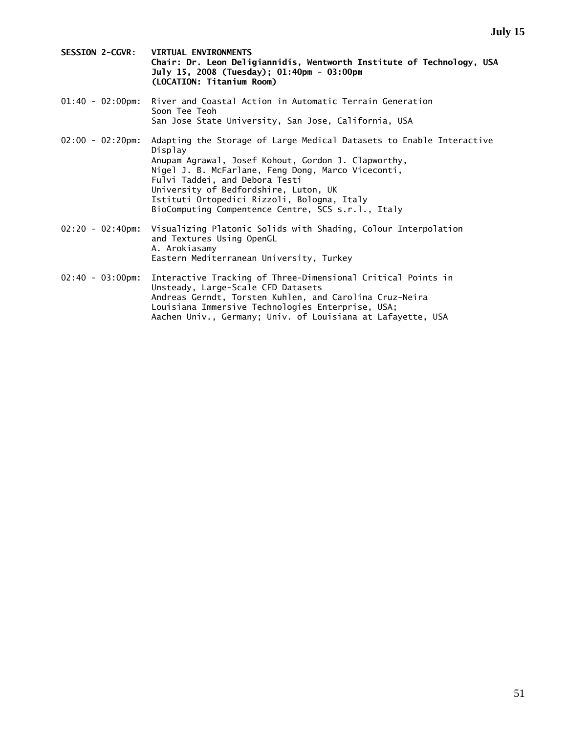**SESSION 2-CGVR: VIRTUAL ENVIRONMENTS**
**Chair: Dr. Leon Deligiannidis, Wentworth Institute of Technology, USA**
**July 15, 2008 (Tuesday); 01:40pm - 03:00pm**
**(LOCATION: Titanium Room)**

01:40 - 02:00pm: River and Coastal Action in Automatic Terrain Generation
Soon Tee Teoh
San Jose State University, San Jose, California, USA

02:00 - 02:20pm: Adapting the Storage of Large Medical Datasets to Enable Interactive Display
Anupam Agrawal, Josef Kohout, Gordon J. Clapworthy, Nigel J. B. McFarlane, Feng Dong, Marco Viceconti, Fulvi Taddei, and Debora Testi
University of Bedfordshire, Luton, UK
Istituti Ortopedici Rizzoli, Bologna, Italy
BioComputing Compentence Centre, SCS s.r.l., Italy

02:20 - 02:40pm: Visualizing Platonic Solids with Shading, Colour Interpolation and Textures Using OpenGL
A. Arokiasamy
Eastern Mediterranean University, Turkey

02:40 - 03:00pm: Interactive Tracking of Three-Dimensional Critical Points in Unsteady, Large-Scale CFD Datasets
Andreas Gerndt, Torsten Kuhlen, and Carolina Cruz-Neira
Louisiana Immersive Technologies Enterprise, USA;
Aachen Univ., Germany; Univ. of Louisiana at Lafayette, USA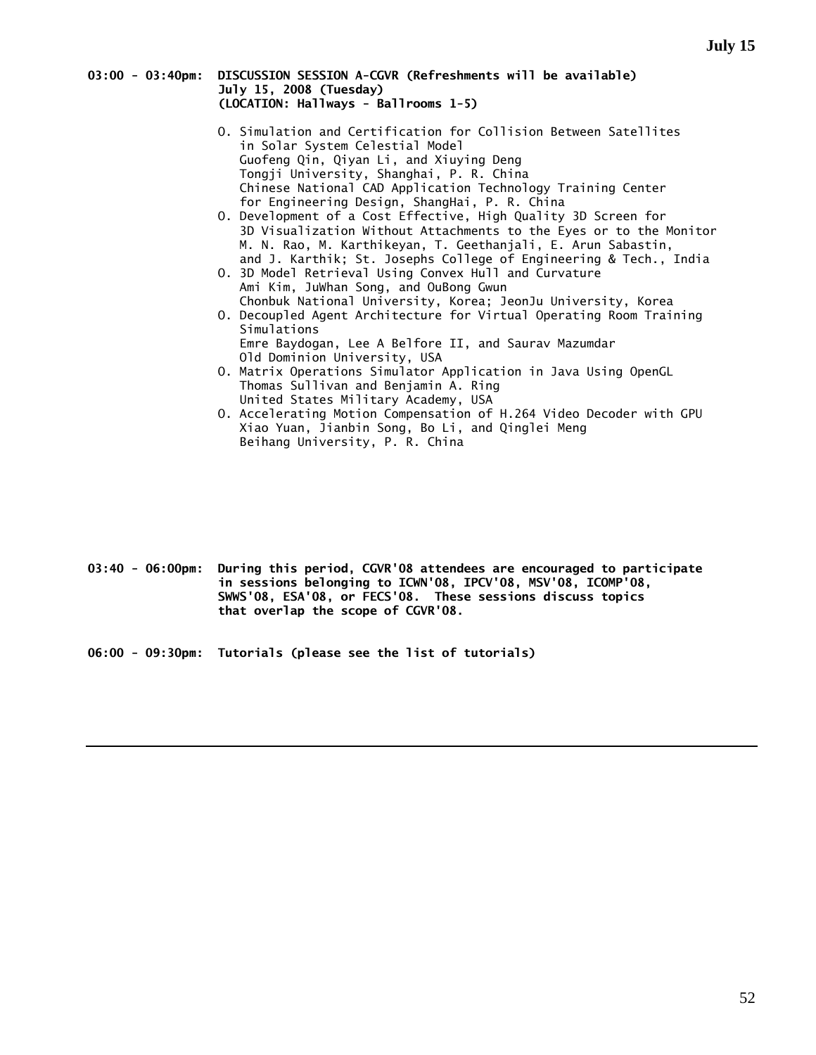**03:00 - 03:40pm: DISCUSSION SESSION A-CGVR (Refreshments will be available)**
**July 15, 2008 (Tuesday)**
**(LOCATION: Hallways - Ballrooms 1-5)**

- O. Simulation and Certification for Collision Between Satellites in Solar System Celestial Model
  Guofeng Qin, Qiyan Li, and Xiuying Deng
  Tongji University, Shanghai, P. R. China
  Chinese National CAD Application Technology Training Center for Engineering Design, ShangHai, P. R. China
- O. Development of a Cost Effective, High Quality 3D Screen for 3D Visualization Without Attachments to the Eyes or to the Monitor
  M. N. Rao, M. Karthikeyan, T. Geethanjali, E. Arun Sabastin, and J. Karthik; St. Josephs College of Engineering & Tech., India
- O. 3D Model Retrieval Using Convex Hull and Curvature
  Ami Kim, JuWhan Song, and OuBong Gwun
  Chonbuk National University, Korea; JeonJu University, Korea
- O. Decoupled Agent Architecture for Virtual Operating Room Training Simulations
  Emre Baydogan, Lee A Belfore II, and Saurav Mazumdar
  Old Dominion University, USA
- O. Matrix Operations Simulator Application in Java Using OpenGL
  Thomas Sullivan and Benjamin A. Ring
  United States Military Academy, USA
- O. Accelerating Motion Compensation of H.264 Video Decoder with GPU
  Xiao Yuan, Jianbin Song, Bo Li, and Qinglei Meng
  Beihang University, P. R. China

**03:40 - 06:00pm: During this period, CGVR'08 attendees are encouraged to participate in sessions belonging to ICWN'08, IPCV'08, MSV'08, ICOMP'08, SWWS'08, ESA'08, or FECS'08. These sessions discuss topics that overlap the scope of CGVR'08.**

**06:00 - 09:30pm: Tutorials (please see the list of tutorials)**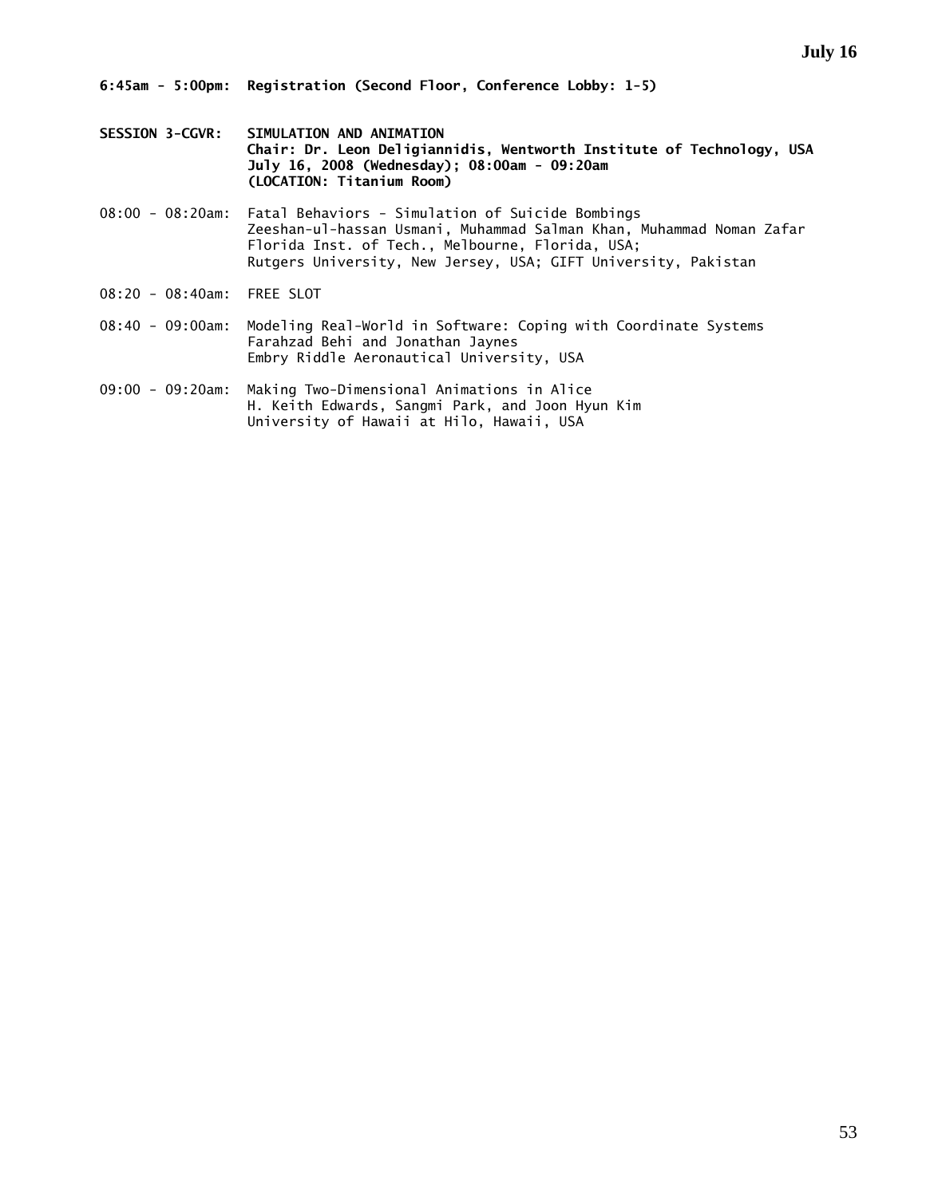**6:45am - 5:00pm: Registration (Second Floor, Conference Lobby: 1-5)**

**SESSION 3-CGVR: SIMULATION AND ANIMATION**
**Chair: Dr. Leon Deligiannidis, Wentworth Institute of Technology, USA**
**July 16, 2008 (Wednesday); 08:00am - 09:20am**
**(LOCATION: Titanium Room)**

08:00 - 08:20am: Fatal Behaviors - Simulation of Suicide Bombings
Zeeshan-ul-hassan Usmani, Muhammad Salman Khan, Muhammad Noman Zafar
Florida Inst. of Tech., Melbourne, Florida, USA;
Rutgers University, New Jersey, USA; GIFT University, Pakistan

08:20 - 08:40am: FREE SLOT

08:40 - 09:00am: Modeling Real-World in Software: Coping with Coordinate Systems
Farahzad Behi and Jonathan Jaynes
Embry Riddle Aeronautical University, USA

09:00 - 09:20am: Making Two-Dimensional Animations in Alice
H. Keith Edwards, Sangmi Park, and Joon Hyun Kim
University of Hawaii at Hilo, Hawaii, USA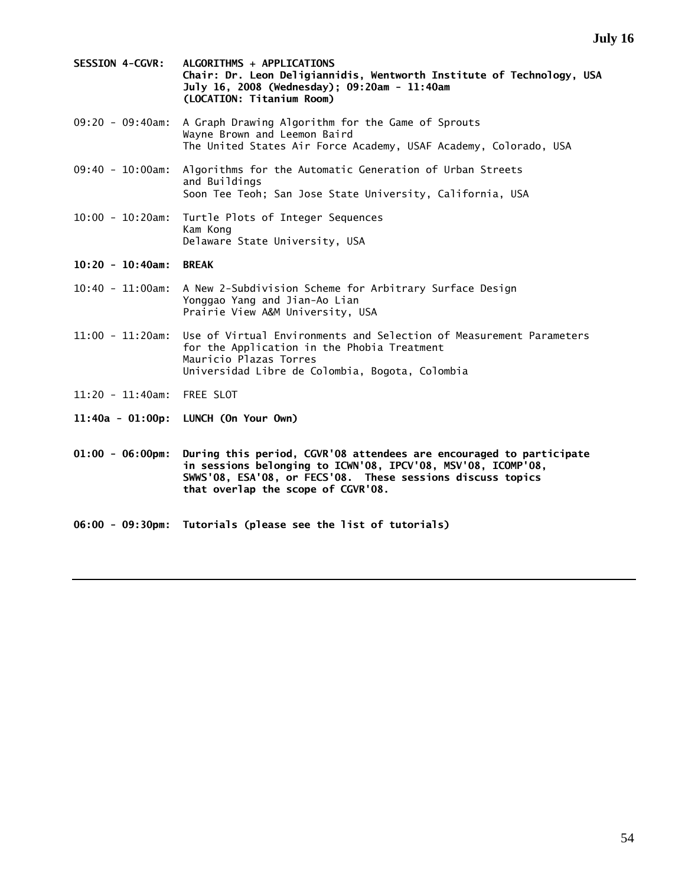**July 16**

**SESSION 4-CGVR: ALGORITHMS + APPLICATIONS**
**Chair: Dr. Leon Deligiannidis, Wentworth Institute of Technology, USA**
**July 16, 2008 (Wednesday); 09:20am - 11:40am**
**(LOCATION: Titanium Room)**

09:20 - 09:40am: A Graph Drawing Algorithm for the Game of Sprouts
Wayne Brown and Leemon Baird
The United States Air Force Academy, USAF Academy, Colorado, USA

09:40 - 10:00am: Algorithms for the Automatic Generation of Urban Streets and Buildings
Soon Tee Teoh; San Jose State University, California, USA

10:00 - 10:20am: Turtle Plots of Integer Sequences
Kam Kong
Delaware State University, USA

**10:20 - 10:40am: BREAK**

10:40 - 11:00am: A New 2-Subdivision Scheme for Arbitrary Surface Design
Yonggao Yang and Jian-Ao Lian
Prairie View A&M University, USA

11:00 - 11:20am: Use of Virtual Environments and Selection of Measurement Parameters for the Application in the Phobia Treatment
Mauricio Plazas Torres
Universidad Libre de Colombia, Bogota, Colombia

11:20 - 11:40am: FREE SLOT

**11:40a - 01:00p: LUNCH (On Your Own)**

**01:00 - 06:00pm: During this period, CGVR'08 attendees are encouraged to participate in sessions belonging to ICWN'08, IPCV'08, MSV'08, ICOMP'08, SWWS'08, ESA'08, or FECS'08. These sessions discuss topics that overlap the scope of CGVR'08.**

**06:00 - 09:30pm: Tutorials (please see the list of tutorials)**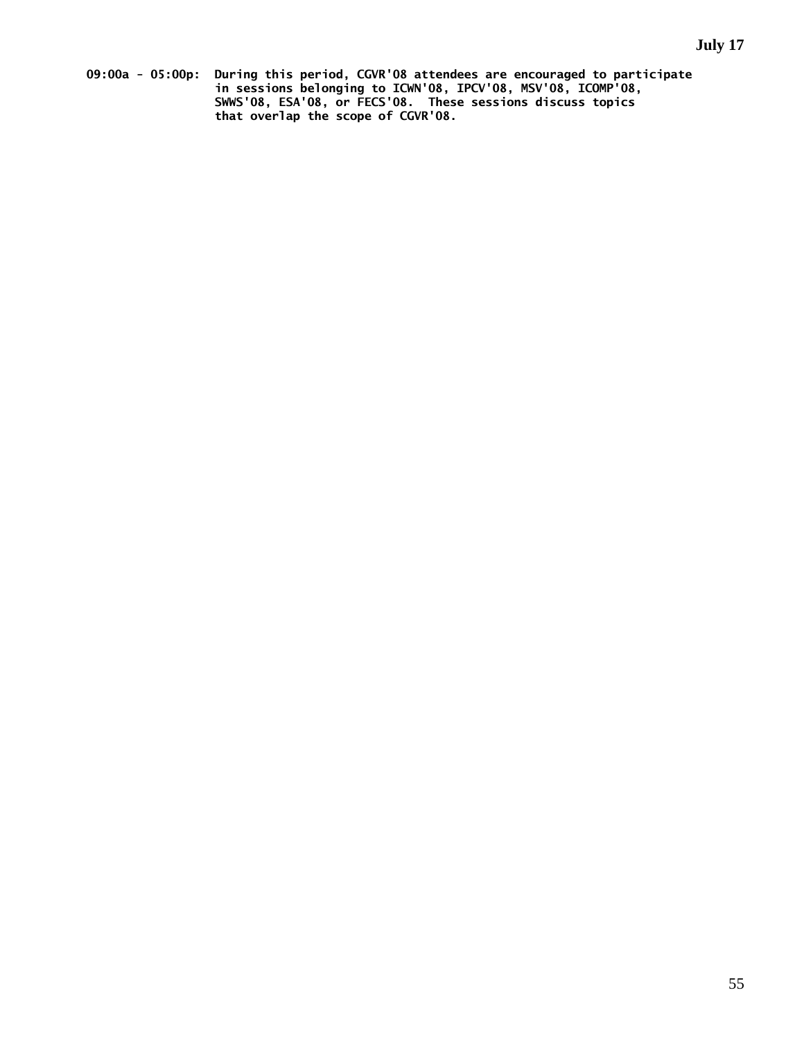**July 17**

**09:00a - 05:00p:** During this period, CGVR'08 attendees are encouraged to participate in sessions belonging to ICWN'08, IPCV'08, MSV'08, ICOMP'08, SWWS'08, ESA'08, or FECS'08. These sessions discuss topics that overlap the scope of CGVR'08.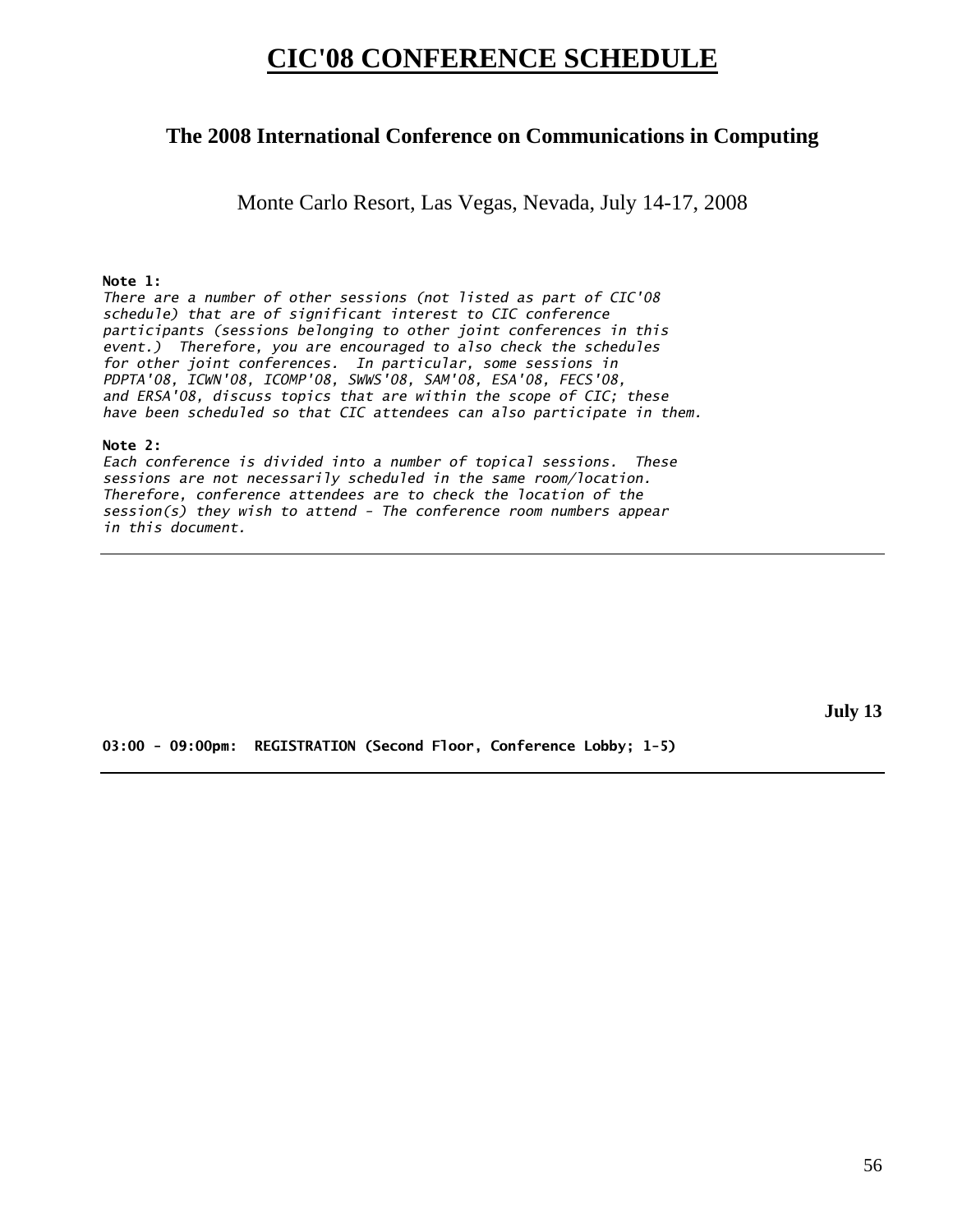# CIC'08 CONFERENCE SCHEDULE

## The 2008 International Conference on Communications in Computing

Monte Carlo Resort, Las Vegas, Nevada, July 14-17, 2008

**Note 1:**
*There are a number of other sessions (not listed as part of CIC'08 schedule) that are of significant interest to CIC conference participants (sessions belonging to other joint conferences in this event.) Therefore, you are encouraged to also check the schedules for other joint conferences. In particular, some sessions in PDPTA'08, ICWN'08, ICOMP'08, SWWS'08, SAM'08, ESA'08, FECS'08, and ERSA'08, discuss topics that are within the scope of CIC; these have been scheduled so that CIC attendees can also participate in them.*

**Note 2:**
*Each conference is divided into a number of topical sessions. These sessions are not necessarily scheduled in the same room/location. Therefore, conference attendees are to check the location of the session(s) they wish to attend - The conference room numbers appear in this document.*

---

**July 13**

**03:00 - 09:00pm: REGISTRATION (Second Floor, Conference Lobby; 1-5)**

---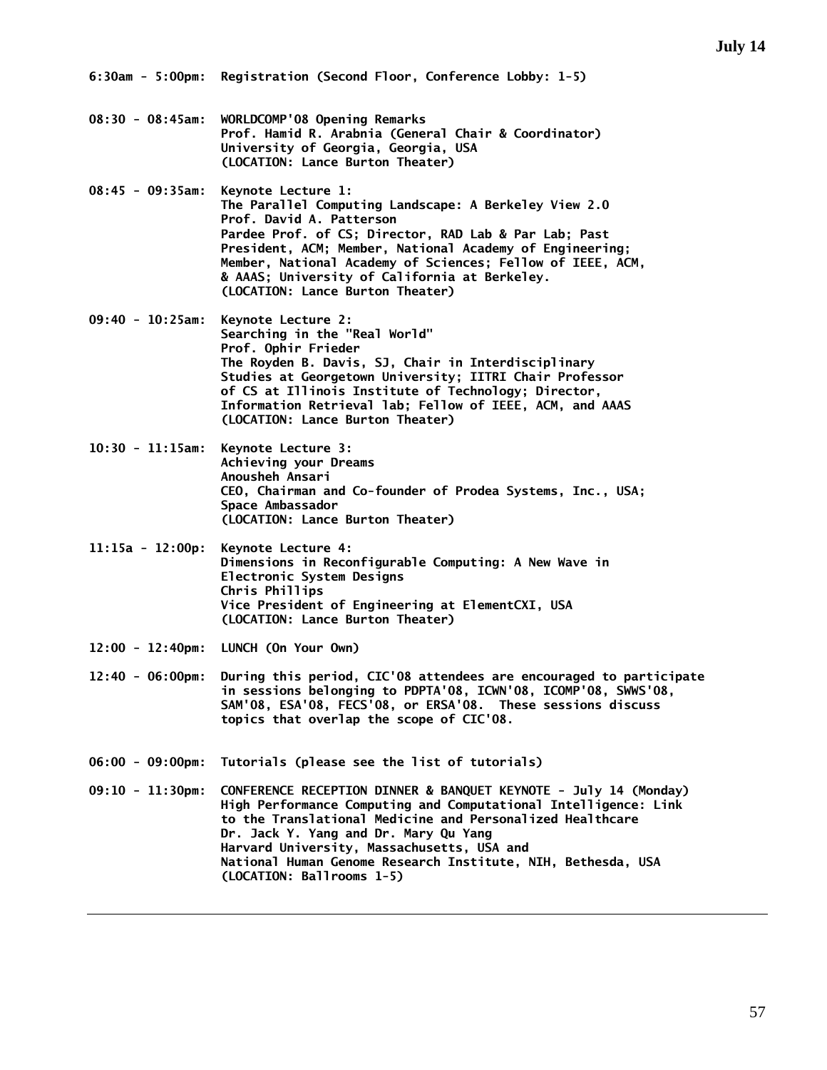## July 14

**6:30am - 5:00pm:** Registration (Second Floor, Conference Lobby: 1-5)

**08:30 - 08:45am:** WORLDCOMP'08 Opening Remarks
Prof. Hamid R. Arabnia (General Chair & Coordinator)
University of Georgia, Georgia, USA
(LOCATION: Lance Burton Theater)

**08:45 - 09:35am:** Keynote Lecture 1:
The Parallel Computing Landscape: A Berkeley View 2.0
Prof. David A. Patterson
Pardee Prof. of CS; Director, RAD Lab & Par Lab; Past President, ACM; Member, National Academy of Engineering; Member, National Academy of Sciences; Fellow of IEEE, ACM, & AAAS; University of California at Berkeley.
(LOCATION: Lance Burton Theater)

**09:40 - 10:25am:** Keynote Lecture 2:
Searching in the "Real World"
Prof. Ophir Frieder
The Royden B. Davis, SJ, Chair in Interdisciplinary Studies at Georgetown University; IITRI Chair Professor of CS at Illinois Institute of Technology; Director, Information Retrieval lab; Fellow of IEEE, ACM, and AAAS
(LOCATION: Lance Burton Theater)

**10:30 - 11:15am:** Keynote Lecture 3:
Achieving your Dreams
Anousheh Ansari
CEO, Chairman and Co-founder of Prodea Systems, Inc., USA; Space Ambassador
(LOCATION: Lance Burton Theater)

**11:15a - 12:00p:** Keynote Lecture 4:
Dimensions in Reconfigurable Computing: A New Wave in Electronic System Designs
Chris Phillips
Vice President of Engineering at ElementCXI, USA
(LOCATION: Lance Burton Theater)

**12:00 - 12:40pm:** LUNCH (On Your Own)

**12:40 - 06:00pm:** During this period, CIC'08 attendees are encouraged to participate in sessions belonging to PDPTA'08, ICWN'08, ICOMP'08, SWWS'08, SAM'08, ESA'08, FECS'08, or ERSA'08. These sessions discuss topics that overlap the scope of CIC'08.

**06:00 - 09:00pm:** Tutorials (please see the list of tutorials)

**09:10 - 11:30pm:** CONFERENCE RECEPTION DINNER & BANQUET KEYNOTE - July 14 (Monday)
High Performance Computing and Computational Intelligence: Link to the Translational Medicine and Personalized Healthcare
Dr. Jack Y. Yang and Dr. Mary Qu Yang
Harvard University, Massachusetts, USA and
National Human Genome Research Institute, NIH, Bethesda, USA
(LOCATION: Ballrooms 1-5)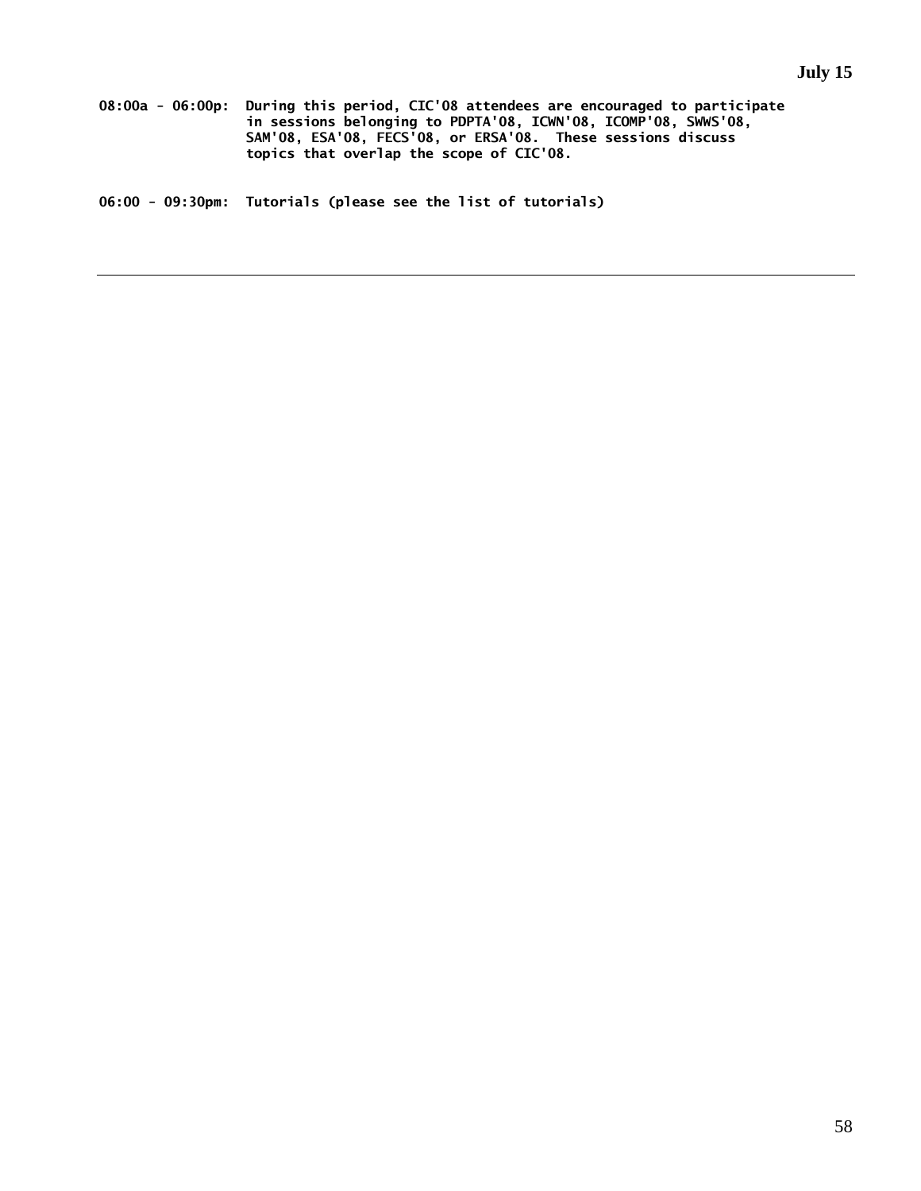**July 15**

**08:00a - 06:00p:** During this period, CIC'08 attendees are encouraged to participate in sessions belonging to PDPTA'08, ICWN'08, ICOMP'08, SWWS'08, SAM'08, ESA'08, FECS'08, or ERSA'08. These sessions discuss topics that overlap the scope of CIC'08.

**06:00 - 09:30pm:** Tutorials (please see the list of tutorials)

---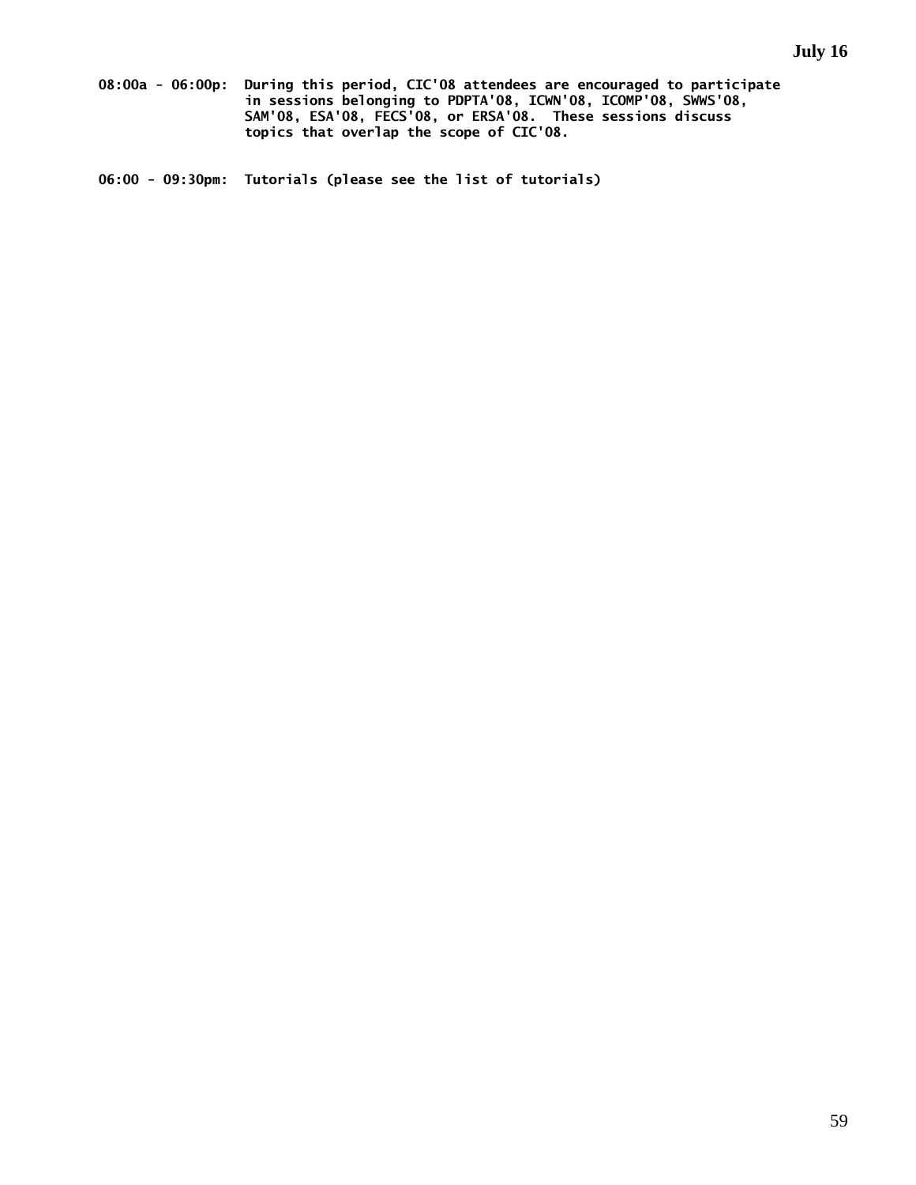**July 16**

**08:00a - 06:00p:** During this period, CIC'08 attendees are encouraged to participate in sessions belonging to PDPTA'08, ICWN'08, ICOMP'08, SWWS'08, SAM'08, ESA'08, FECS'08, or ERSA'08. These sessions discuss topics that overlap the scope of CIC'08.

**06:00 - 09:30pm:** Tutorials (please see the list of tutorials)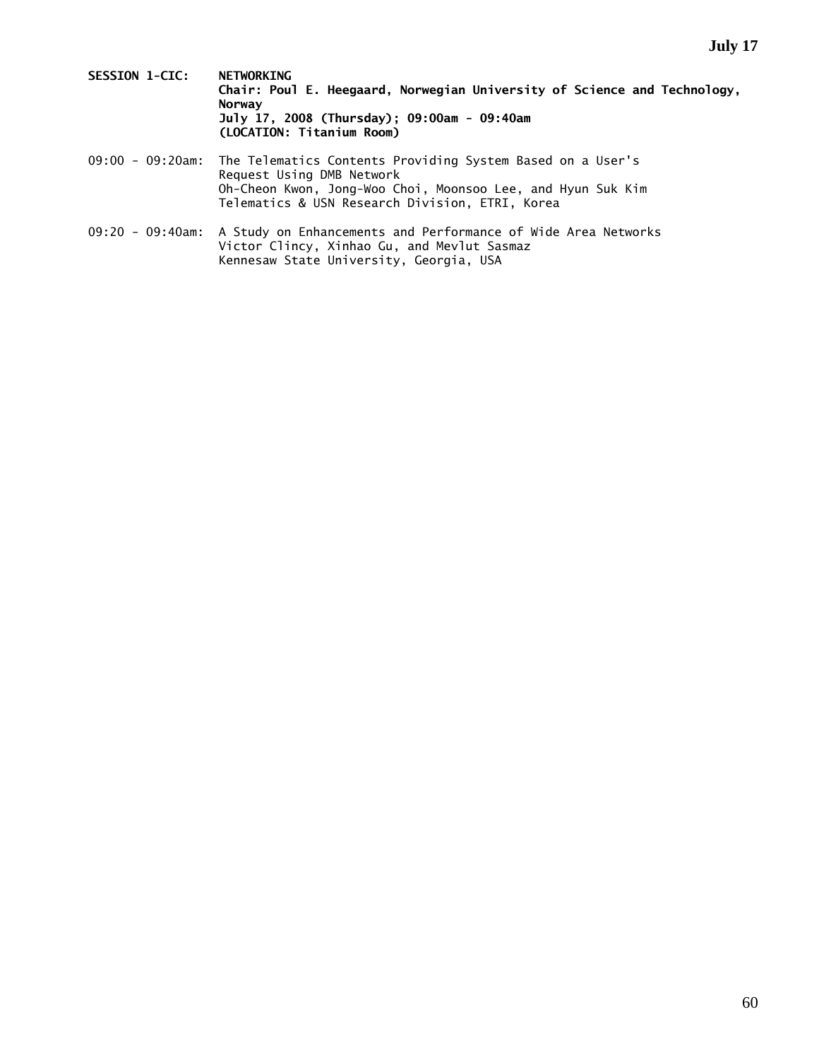**SESSION 1-CIC: NETWORKING**
**Chair: Poul E. Heegaard, Norwegian University of Science and Technology, Norway**
**July 17, 2008 (Thursday); 09:00am - 09:40am**
**(LOCATION: Titanium Room)**

09:00 - 09:20am: The Telematics Contents Providing System Based on a User's Request Using DMB Network
Oh-Cheon Kwon, Jong-Woo Choi, Moonsoo Lee, and Hyun Suk Kim
Telematics & USN Research Division, ETRI, Korea

09:20 - 09:40am: A Study on Enhancements and Performance of Wide Area Networks
Victor Clincy, Xinhao Gu, and Mevlut Sasmaz
Kennesaw State University, Georgia, USA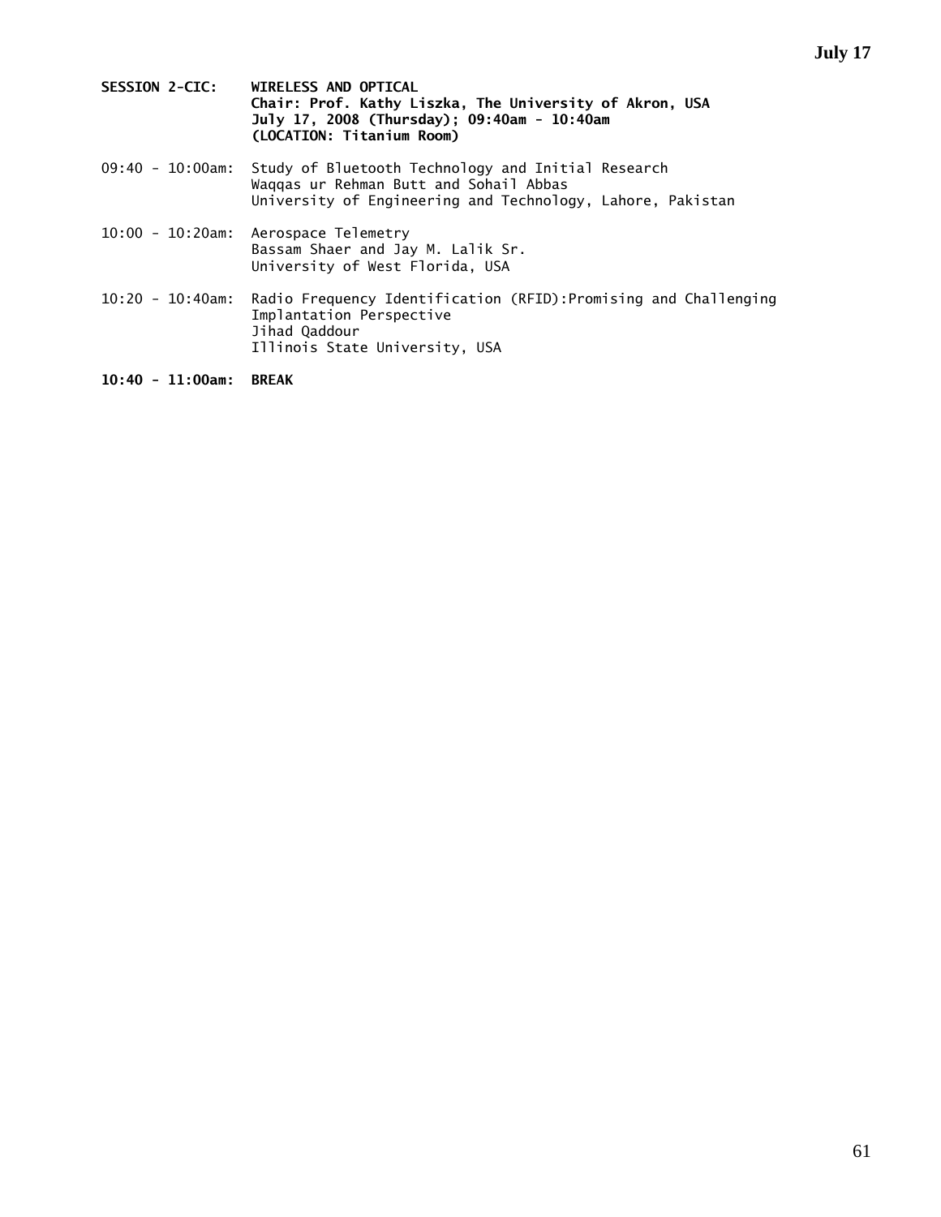**SESSION 2-CIC: WIRELESS AND OPTICAL**
**Chair: Prof. Kathy Liszka, The University of Akron, USA**
**July 17, 2008 (Thursday); 09:40am - 10:40am**
**(LOCATION: Titanium Room)**

09:40 - 10:00am: Study of Bluetooth Technology and Initial Research
Waqqas ur Rehman Butt and Sohail Abbas
University of Engineering and Technology, Lahore, Pakistan

10:00 - 10:20am: Aerospace Telemetry
Bassam Shaer and Jay M. Lalik Sr.
University of West Florida, USA

10:20 - 10:40am: Radio Frequency Identification (RFID):Promising and Challenging Implantation Perspective
Jihad Qaddour
Illinois State University, USA

**10:40 - 11:00am: BREAK**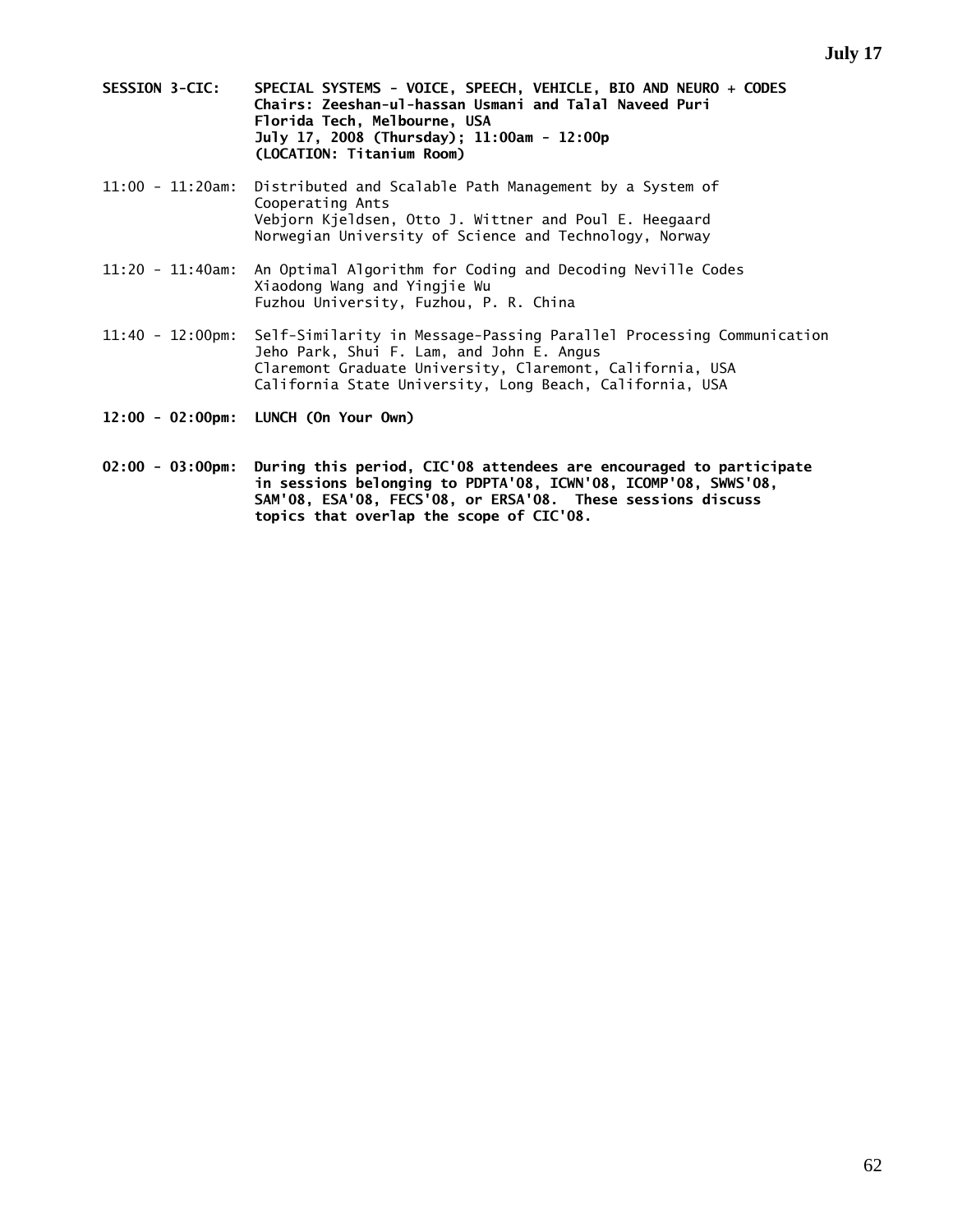**SESSION 3-CIC: SPECIAL SYSTEMS - VOICE, SPEECH, VEHICLE, BIO AND NEURO + CODES**
**Chairs: Zeeshan-ul-hassan Usmani and Talal Naveed Puri**
**Florida Tech, Melbourne, USA**
**July 17, 2008 (Thursday); 11:00am - 12:00p**
**(LOCATION: Titanium Room)**

11:00 - 11:20am: Distributed and Scalable Path Management by a System of Cooperating Ants
Vebjorn Kjeldsen, Otto J. Wittner and Poul E. Heegaard
Norwegian University of Science and Technology, Norway

11:20 - 11:40am: An Optimal Algorithm for Coding and Decoding Neville Codes
Xiaodong Wang and Yingjie Wu
Fuzhou University, Fuzhou, P. R. China

11:40 - 12:00pm: Self-Similarity in Message-Passing Parallel Processing Communication
Jeho Park, Shui F. Lam, and John E. Angus
Claremont Graduate University, Claremont, California, USA
California State University, Long Beach, California, USA

**12:00 - 02:00pm: LUNCH (On Your Own)**

**02:00 - 03:00pm: During this period, CIC'08 attendees are encouraged to participate in sessions belonging to PDPTA'08, ICWN'08, ICOMP'08, SWWS'08, SAM'08, ESA'08, FECS'08, or ERSA'08. These sessions discuss topics that overlap the scope of CIC'08.**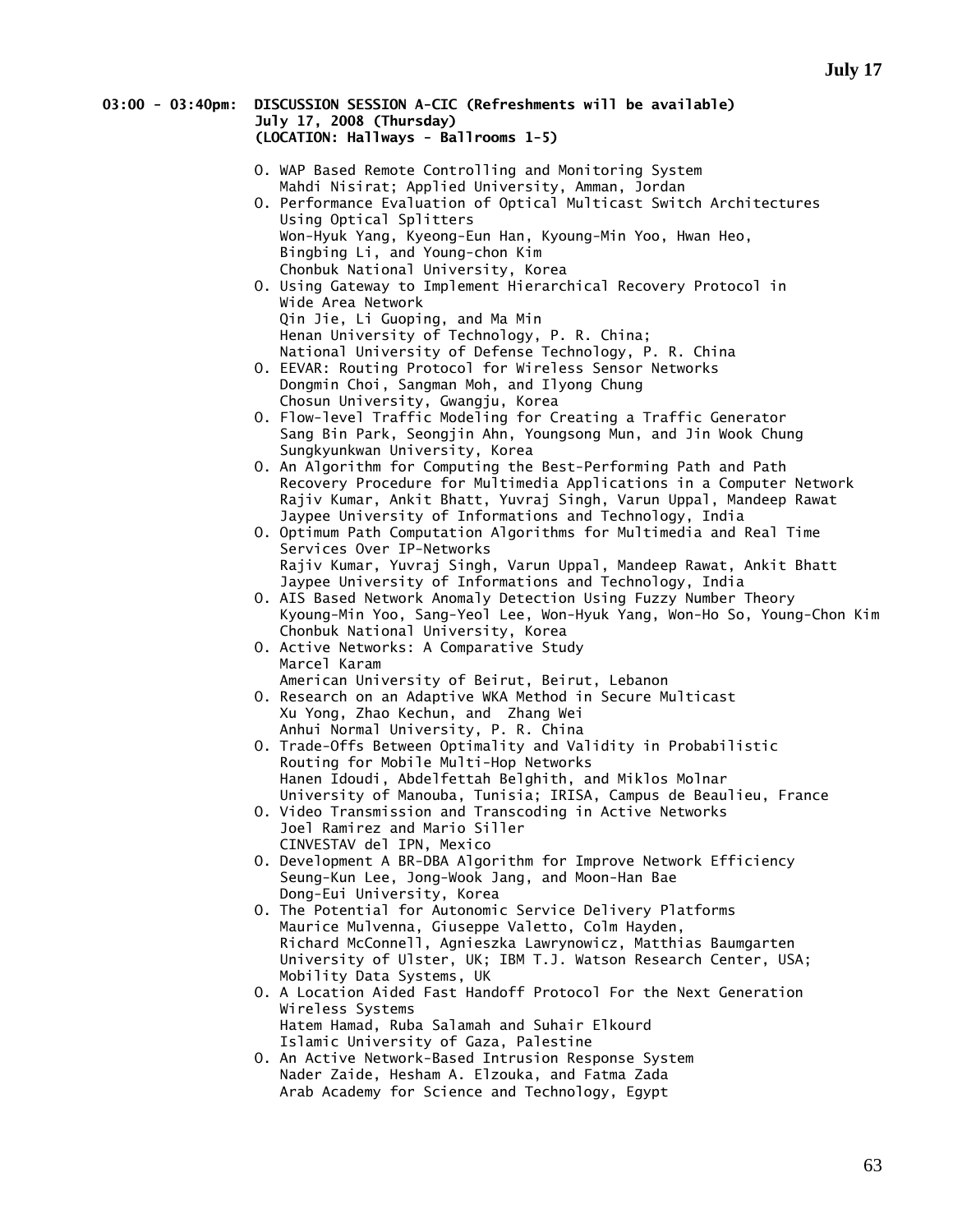**03:00 - 03:40pm: DISCUSSION SESSION A-CIC (Refreshments will be available)**
**July 17, 2008 (Thursday)**
**(LOCATION: Hallways - Ballrooms 1-5)**

O. WAP Based Remote Controlling and Monitoring System
Mahdi Nisirat; Applied University, Amman, Jordan

O. Performance Evaluation of Optical Multicast Switch Architectures Using Optical Splitters
Won-Hyuk Yang, Kyeong-Eun Han, Kyoung-Min Yoo, Hwan Heo, Bingbing Li, and Young-chon Kim
Chonbuk National University, Korea

O. Using Gateway to Implement Hierarchical Recovery Protocol in Wide Area Network
Qin Jie, Li Guoping, and Ma Min
Henan University of Technology, P. R. China;
National University of Defense Technology, P. R. China

O. EEVAR: Routing Protocol for Wireless Sensor Networks
Dongmin Choi, Sangman Moh, and Ilyong Chung
Chosun University, Gwangju, Korea

O. Flow-level Traffic Modeling for Creating a Traffic Generator
Sang Bin Park, Seongjin Ahn, Youngsong Mun, and Jin Wook Chung
Sungkyunkwan University, Korea

O. An Algorithm for Computing the Best-Performing Path and Path Recovery Procedure for Multimedia Applications in a Computer Network
Rajiv Kumar, Ankit Bhatt, Yuvraj Singh, Varun Uppal, Mandeep Rawat
Jaypee University of Informations and Technology, India

O. Optimum Path Computation Algorithms for Multimedia and Real Time Services Over IP-Networks
Rajiv Kumar, Yuvraj Singh, Varun Uppal, Mandeep Rawat, Ankit Bhatt
Jaypee University of Informations and Technology, India

O. AIS Based Network Anomaly Detection Using Fuzzy Number Theory
Kyoung-Min Yoo, Sang-Yeol Lee, Won-Hyuk Yang, Won-Ho So, Young-Chon Kim
Chonbuk National University, Korea

O. Active Networks: A Comparative Study
Marcel Karam
American University of Beirut, Beirut, Lebanon

O. Research on an Adaptive WKA Method in Secure Multicast
Xu Yong, Zhao Kechun, and Zhang Wei
Anhui Normal University, P. R. China

O. Trade-Offs Between Optimality and Validity in Probabilistic Routing for Mobile Multi-Hop Networks
Hanen Idoudi, Abdelfettah Belghith, and Miklos Molnar
University of Manouba, Tunisia; IRISA, Campus de Beaulieu, France

O. Video Transmission and Transcoding in Active Networks
Joel Ramirez and Mario Siller
CINVESTAV del IPN, Mexico

O. Development A BR-DBA Algorithm for Improve Network Efficiency
Seung-Kun Lee, Jong-Wook Jang, and Moon-Han Bae
Dong-Eui University, Korea

O. The Potential for Autonomic Service Delivery Platforms
Maurice Mulvenna, Giuseppe Valetto, Colm Hayden, Richard McConnell, Agnieszka Lawrynowicz, Matthias Baumgarten
University of Ulster, UK; IBM T.J. Watson Research Center, USA; Mobility Data Systems, UK

O. A Location Aided Fast Handoff Protocol For the Next Generation Wireless Systems
Hatem Hamad, Ruba Salamah and Suhair Elkourd
Islamic University of Gaza, Palestine

O. An Active Network-Based Intrusion Response System
Nader Zaide, Hesham A. Elzouka, and Fatma Zada
Arab Academy for Science and Technology, Egypt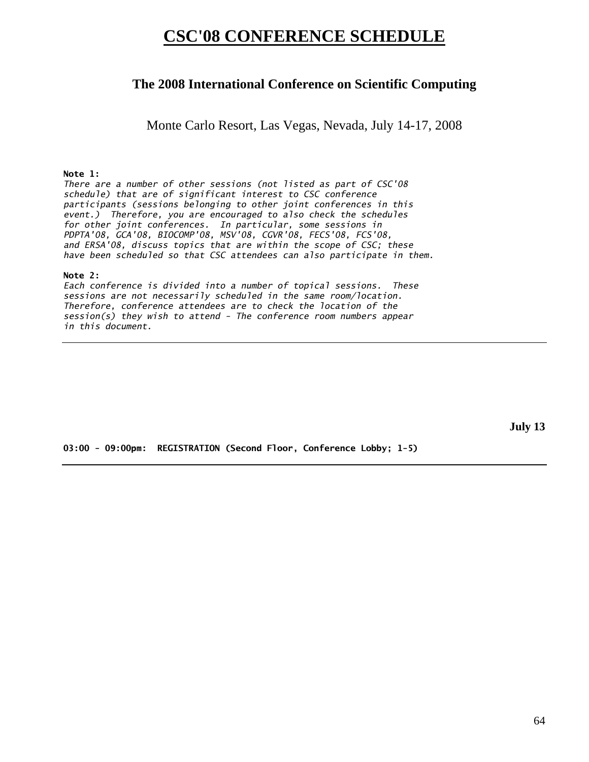# CSC'08 CONFERENCE SCHEDULE

## The 2008 International Conference on Scientific Computing

Monte Carlo Resort, Las Vegas, Nevada, July 14-17, 2008

**Note 1:**
*There are a number of other sessions (not listed as part of CSC'08 schedule) that are of significant interest to CSC conference participants (sessions belonging to other joint conferences in this event.) Therefore, you are encouraged to also check the schedules for other joint conferences. In particular, some sessions in PDPTA'08, GCA'08, BIOCOMP'08, MSV'08, CGVR'08, FECS'08, FCS'08, and ERSA'08, discuss topics that are within the scope of CSC; these have been scheduled so that CSC attendees can also participate in them.*

**Note 2:**
*Each conference is divided into a number of topical sessions. These sessions are not necessarily scheduled in the same room/location. Therefore, conference attendees are to check the location of the session(s) they wish to attend - The conference room numbers appear in this document.*

---

**July 13**

**03:00 - 09:00pm: REGISTRATION (Second Floor, Conference Lobby; 1-5)**

---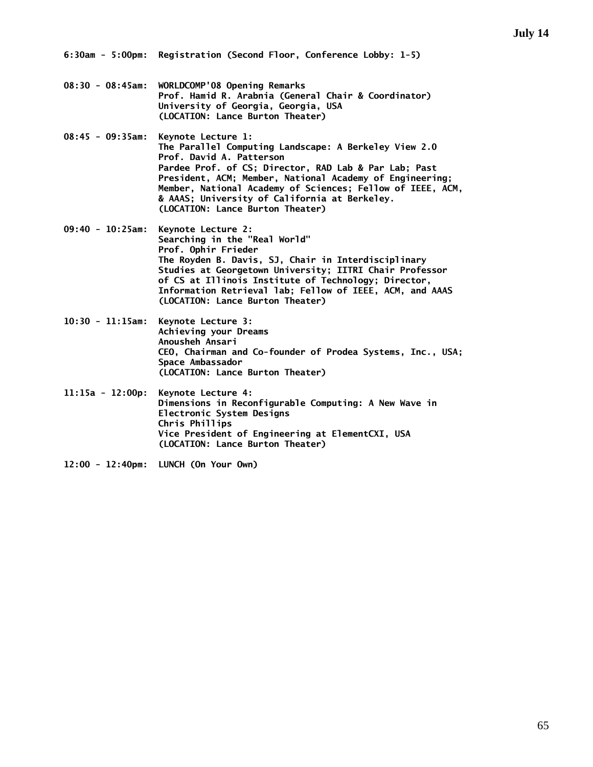## July 14

**6:30am - 5:00pm:** Registration (Second Floor, Conference Lobby: 1-5)

**08:30 - 08:45am:** WORLDCOMP'08 Opening Remarks
Prof. Hamid R. Arabnia (General Chair & Coordinator)
University of Georgia, Georgia, USA
(LOCATION: Lance Burton Theater)

**08:45 - 09:35am:** Keynote Lecture 1:
The Parallel Computing Landscape: A Berkeley View 2.0
Prof. David A. Patterson
Pardee Prof. of CS; Director, RAD Lab & Par Lab; Past President, ACM; Member, National Academy of Engineering; Member, National Academy of Sciences; Fellow of IEEE, ACM, & AAAS; University of California at Berkeley.
(LOCATION: Lance Burton Theater)

**09:40 - 10:25am:** Keynote Lecture 2:
Searching in the "Real World"
Prof. Ophir Frieder
The Royden B. Davis, SJ, Chair in Interdisciplinary Studies at Georgetown University; IITRI Chair Professor of CS at Illinois Institute of Technology; Director, Information Retrieval lab; Fellow of IEEE, ACM, and AAAS
(LOCATION: Lance Burton Theater)

**10:30 - 11:15am:** Keynote Lecture 3:
Achieving your Dreams
Anousheh Ansari
CEO, Chairman and Co-founder of Prodea Systems, Inc., USA; Space Ambassador
(LOCATION: Lance Burton Theater)

**11:15a - 12:00p:** Keynote Lecture 4:
Dimensions in Reconfigurable Computing: A New Wave in Electronic System Designs
Chris Phillips
Vice President of Engineering at ElementCXI, USA
(LOCATION: Lance Burton Theater)

**12:00 - 12:40pm:** LUNCH (On Your Own)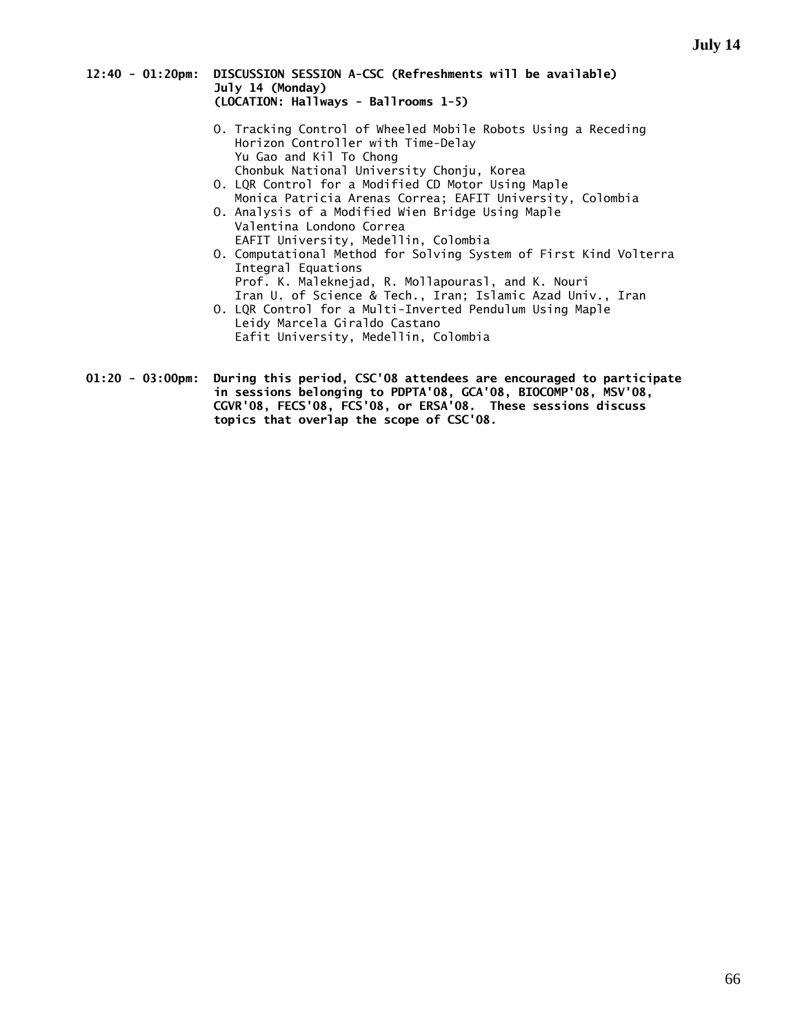**12:40 - 01:20pm: DISCUSSION SESSION A-CSC (Refreshments will be available)**
**July 14 (Monday)**
**(LOCATION: Hallways - Ballrooms 1-5)**

- O. Tracking Control of Wheeled Mobile Robots Using a Receding Horizon Controller with Time-Delay
  Yu Gao and Kil To Chong
  Chonbuk National University Chonju, Korea
- O. LQR Control for a Modified CD Motor Using Maple
  Monica Patricia Arenas Correa; EAFIT University, Colombia
- O. Analysis of a Modified Wien Bridge Using Maple
  Valentina Londono Correa
  EAFIT University, Medellin, Colombia
- O. Computational Method for Solving System of First Kind Volterra Integral Equations
  Prof. K. Maleknejad, R. Mollapourasl, and K. Nouri
  Iran U. of Science & Tech., Iran; Islamic Azad Univ., Iran
- O. LQR Control for a Multi-Inverted Pendulum Using Maple
  Leidy Marcela Giraldo Castano
  Eafit University, Medellin, Colombia

**01:20 - 03:00pm: During this period, CSC'08 attendees are encouraged to participate in sessions belonging to PDPTA'08, GCA'08, BIOCOMP'08, MSV'08, CGVR'08, FECS'08, FCS'08, or ERSA'08. These sessions discuss topics that overlap the scope of CSC'08.**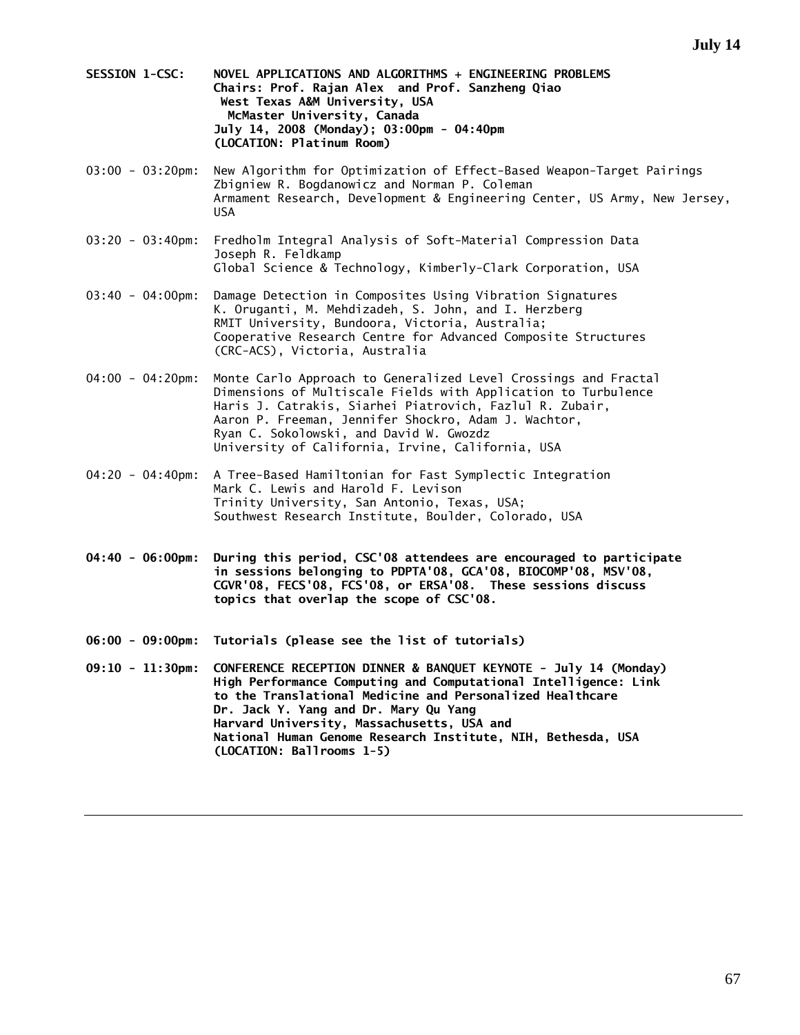**July 14**

**SESSION 1-CSC: NOVEL APPLICATIONS AND ALGORITHMS + ENGINEERING PROBLEMS**
**Chairs: Prof. Rajan Alex and Prof. Sanzheng Qiao**
**West Texas A&M University, USA**
**McMaster University, Canada**
**July 14, 2008 (Monday); 03:00pm - 04:40pm**
**(LOCATION: Platinum Room)**

03:00 - 03:20pm: New Algorithm for Optimization of Effect-Based Weapon-Target Pairings
Zbigniew R. Bogdanowicz and Norman P. Coleman
Armament Research, Development & Engineering Center, US Army, New Jersey, USA

03:20 - 03:40pm: Fredholm Integral Analysis of Soft-Material Compression Data
Joseph R. Feldkamp
Global Science & Technology, Kimberly-Clark Corporation, USA

03:40 - 04:00pm: Damage Detection in Composites Using Vibration Signatures
K. Oruganti, M. Mehdizadeh, S. John, and I. Herzberg
RMIT University, Bundoora, Victoria, Australia;
Cooperative Research Centre for Advanced Composite Structures (CRC-ACS), Victoria, Australia

04:00 - 04:20pm: Monte Carlo Approach to Generalized Level Crossings and Fractal Dimensions of Multiscale Fields with Application to Turbulence
Haris J. Catrakis, Siarhei Piatrovich, Fazlul R. Zubair, Aaron P. Freeman, Jennifer Shockro, Adam J. Wachtor, Ryan C. Sokolowski, and David W. Gwozdz
University of California, Irvine, California, USA

04:20 - 04:40pm: A Tree-Based Hamiltonian for Fast Symplectic Integration
Mark C. Lewis and Harold F. Levison
Trinity University, San Antonio, Texas, USA;
Southwest Research Institute, Boulder, Colorado, USA

**04:40 - 06:00pm: During this period, CSC'08 attendees are encouraged to participate in sessions belonging to PDPTA'08, GCA'08, BIOCOMP'08, MSV'08, CGVR'08, FECS'08, FCS'08, or ERSA'08. These sessions discuss topics that overlap the scope of CSC'08.**

**06:00 - 09:00pm: Tutorials (please see the list of tutorials)**

**09:10 - 11:30pm: CONFERENCE RECEPTION DINNER & BANQUET KEYNOTE - July 14 (Monday)**
**High Performance Computing and Computational Intelligence: Link to the Translational Medicine and Personalized Healthcare**
**Dr. Jack Y. Yang and Dr. Mary Qu Yang**
**Harvard University, Massachusetts, USA and**
**National Human Genome Research Institute, NIH, Bethesda, USA**
**(LOCATION: Ballrooms 1-5)**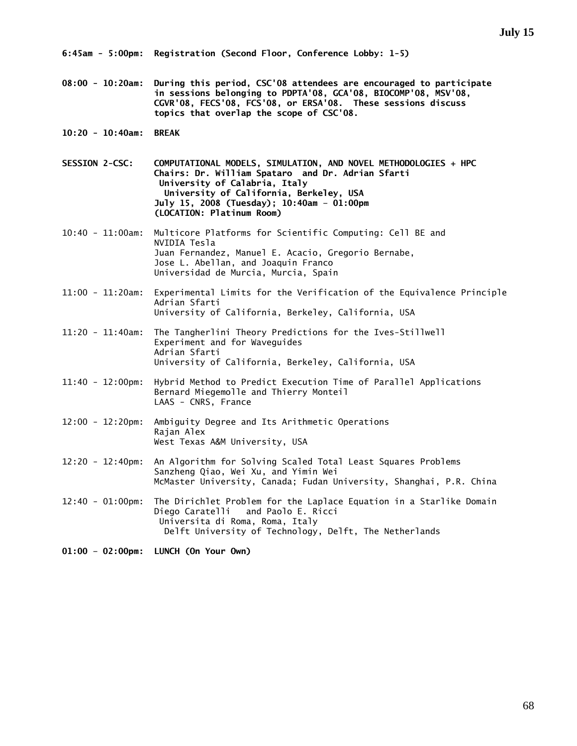**6:45am - 5:00pm: Registration (Second Floor, Conference Lobby: 1-5)**

**08:00 - 10:20am: During this period, CSC'08 attendees are encouraged to participate in sessions belonging to PDPTA'08, GCA'08, BIOCOMP'08, MSV'08, CGVR'08, FECS'08, FCS'08, or ERSA'08. These sessions discuss topics that overlap the scope of CSC'08.**

**10:20 - 10:40am: BREAK**

**SESSION 2-CSC: COMPUTATIONAL MODELS, SIMULATION, AND NOVEL METHODOLOGIES + HPC**
**Chairs: Dr. William Spataro and Dr. Adrian Sfarti**
**University of Calabria, Italy**
**University of California, Berkeley, USA**
**July 15, 2008 (Tuesday); 10:40am - 01:00pm**
**(LOCATION: Platinum Room)**

10:40 - 11:00am: Multicore Platforms for Scientific Computing: Cell BE and NVIDIA Tesla
Juan Fernandez, Manuel E. Acacio, Gregorio Bernabe, Jose L. Abellan, and Joaquin Franco
Universidad de Murcia, Murcia, Spain

11:00 - 11:20am: Experimental Limits for the Verification of the Equivalence Principle
Adrian Sfarti
University of California, Berkeley, California, USA

11:20 - 11:40am: The Tangherlini Theory Predictions for the Ives-Stillwell Experiment and for Waveguides
Adrian Sfarti
University of California, Berkeley, California, USA

11:40 - 12:00pm: Hybrid Method to Predict Execution Time of Parallel Applications
Bernard Miegemolle and Thierry Monteil
LAAS - CNRS, France

12:00 - 12:20pm: Ambiguity Degree and Its Arithmetic Operations
Rajan Alex
West Texas A&M University, USA

12:20 - 12:40pm: An Algorithm for Solving Scaled Total Least Squares Problems
Sanzheng Qiao, Wei Xu, and Yimin Wei
McMaster University, Canada; Fudan University, Shanghai, P.R. China

12:40 - 01:00pm: The Dirichlet Problem for the Laplace Equation in a Starlike Domain
Diego Caratelli and Paolo E. Ricci
Universita di Roma, Roma, Italy
Delft University of Technology, Delft, The Netherlands

**01:00 - 02:00pm: LUNCH (On Your Own)**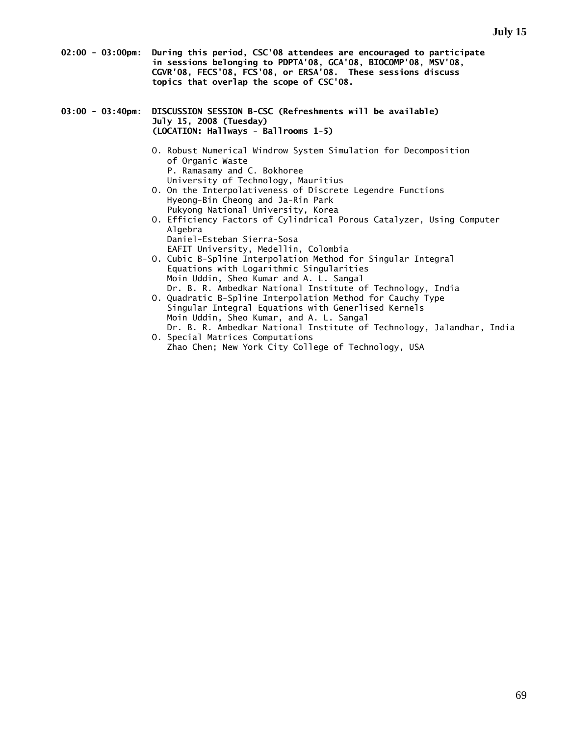**02:00 - 03:00pm: During this period, CSC'08 attendees are encouraged to participate in sessions belonging to PDPTA'08, GCA'08, BIOCOMP'08, MSV'08, CGVR'08, FECS'08, FCS'08, or ERSA'08. These sessions discuss topics that overlap the scope of CSC'08.**

**03:00 - 03:40pm: DISCUSSION SESSION B-CSC (Refreshments will be available)**
**July 15, 2008 (Tuesday)**
**(LOCATION: Hallways - Ballrooms 1-5)**

- O. Robust Numerical Windrow System Simulation for Decomposition of Organic Waste
  P. Ramasamy and C. Bokhoree
  University of Technology, Mauritius
- O. On the Interpolativeness of Discrete Legendre Functions
  Hyeong-Bin Cheong and Ja-Rin Park
  Pukyong National University, Korea
- O. Efficiency Factors of Cylindrical Porous Catalyzer, Using Computer Algebra
  Daniel-Esteban Sierra-Sosa
  EAFIT University, Medellin, Colombia
- O. Cubic B-Spline Interpolation Method for Singular Integral Equations with Logarithmic Singularities
  Moin Uddin, Sheo Kumar and A. L. Sangal
  Dr. B. R. Ambedkar National Institute of Technology, India
- O. Quadratic B-Spline Interpolation Method for Cauchy Type Singular Integral Equations with Generlised Kernels
  Moin Uddin, Sheo Kumar, and A. L. Sangal
  Dr. B. R. Ambedkar National Institute of Technology, Jalandhar, India
- O. Special Matrices Computations
  Zhao Chen; New York City College of Technology, USA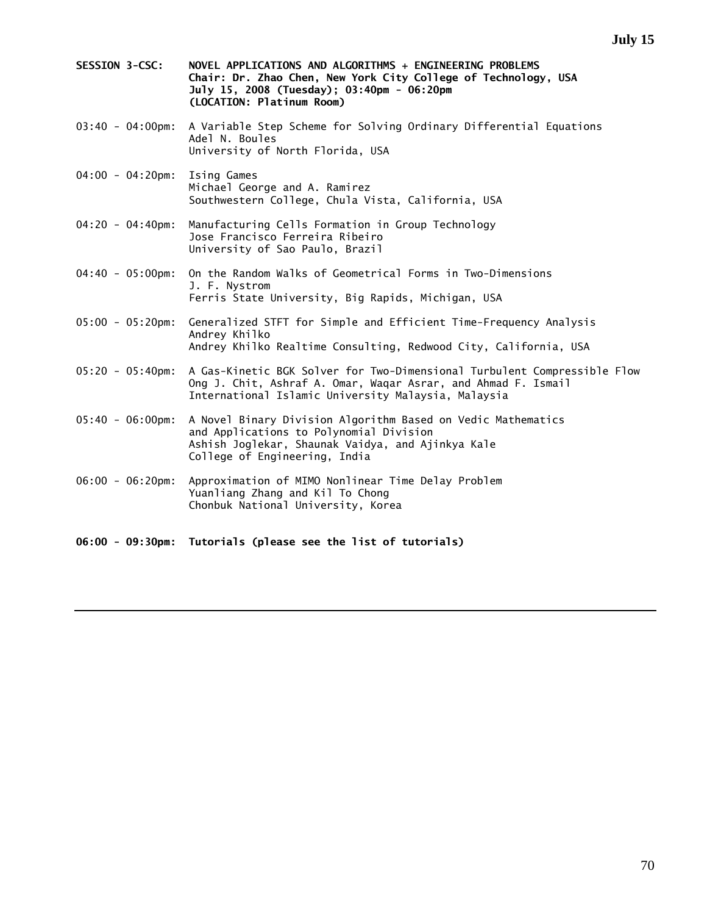**SESSION 3-CSC: NOVEL APPLICATIONS AND ALGORITHMS + ENGINEERING PROBLEMS**
**Chair: Dr. Zhao Chen, New York City College of Technology, USA**
**July 15, 2008 (Tuesday); 03:40pm - 06:20pm**
**(LOCATION: Platinum Room)**

03:40 - 04:00pm: A Variable Step Scheme for Solving Ordinary Differential Equations
Adel N. Boules
University of North Florida, USA

04:00 - 04:20pm: Ising Games
Michael George and A. Ramirez
Southwestern College, Chula Vista, California, USA

04:20 - 04:40pm: Manufacturing Cells Formation in Group Technology
Jose Francisco Ferreira Ribeiro
University of Sao Paulo, Brazil

04:40 - 05:00pm: On the Random Walks of Geometrical Forms in Two-Dimensions
J. F. Nystrom
Ferris State University, Big Rapids, Michigan, USA

05:00 - 05:20pm: Generalized STFT for Simple and Efficient Time-Frequency Analysis
Andrey Khilko
Andrey Khilko Realtime Consulting, Redwood City, California, USA

05:20 - 05:40pm: A Gas-Kinetic BGK Solver for Two-Dimensional Turbulent Compressible Flow
Ong J. Chit, Ashraf A. Omar, Waqar Asrar, and Ahmad F. Ismail
International Islamic University Malaysia, Malaysia

05:40 - 06:00pm: A Novel Binary Division Algorithm Based on Vedic Mathematics and Applications to Polynomial Division
Ashish Joglekar, Shaunak Vaidya, and Ajinkya Kale
College of Engineering, India

06:00 - 06:20pm: Approximation of MIMO Nonlinear Time Delay Problem
Yuanliang Zhang and Kil To Chong
Chonbuk National University, Korea

**06:00 - 09:30pm: Tutorials (please see the list of tutorials)**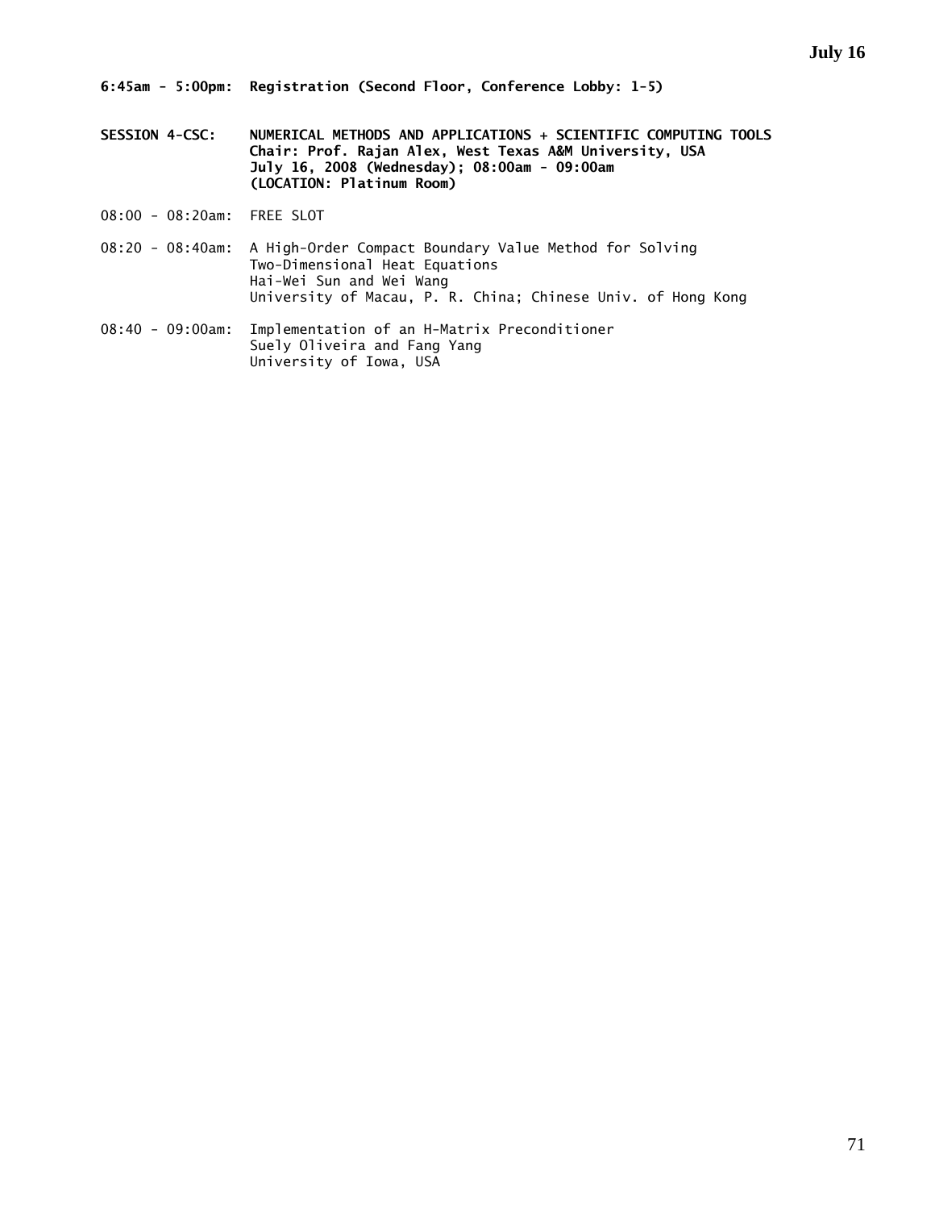## July 16

**6:45am - 5:00pm: Registration (Second Floor, Conference Lobby: 1-5)**

**SESSION 4-CSC: NUMERICAL METHODS AND APPLICATIONS + SCIENTIFIC COMPUTING TOOLS**
**Chair: Prof. Rajan Alex, West Texas A&M University, USA**
**July 16, 2008 (Wednesday); 08:00am - 09:00am**
**(LOCATION: Platinum Room)**

08:00 - 08:20am: FREE SLOT

08:20 - 08:40am: A High-Order Compact Boundary Value Method for Solving Two-Dimensional Heat Equations
Hai-Wei Sun and Wei Wang
University of Macau, P. R. China; Chinese Univ. of Hong Kong

08:40 - 09:00am: Implementation of an H-Matrix Preconditioner
Suely Oliveira and Fang Yang
University of Iowa, USA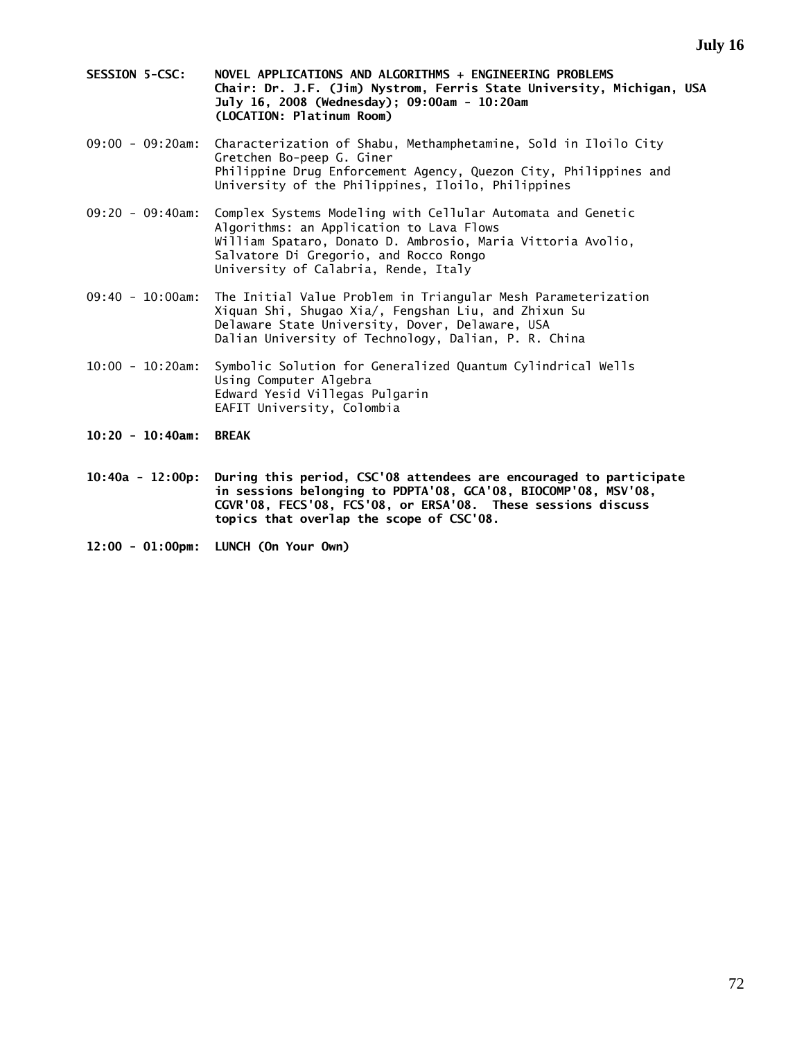**SESSION 5-CSC: NOVEL APPLICATIONS AND ALGORITHMS + ENGINEERING PROBLEMS**
**Chair: Dr. J.F. (Jim) Nystrom, Ferris State University, Michigan, USA**
**July 16, 2008 (Wednesday); 09:00am - 10:20am**
**(LOCATION: Platinum Room)**

09:00 - 09:20am: Characterization of Shabu, Methamphetamine, Sold in Iloilo City
Gretchen Bo-peep G. Giner
Philippine Drug Enforcement Agency, Quezon City, Philippines and University of the Philippines, Iloilo, Philippines

09:20 - 09:40am: Complex Systems Modeling with Cellular Automata and Genetic Algorithms: an Application to Lava Flows
William Spataro, Donato D. Ambrosio, Maria Vittoria Avolio, Salvatore Di Gregorio, and Rocco Rongo
University of Calabria, Rende, Italy

09:40 - 10:00am: The Initial Value Problem in Triangular Mesh Parameterization
Xiquan Shi, Shugao Xia/, Fengshan Liu, and Zhixun Su
Delaware State University, Dover, Delaware, USA
Dalian University of Technology, Dalian, P. R. China

10:00 - 10:20am: Symbolic Solution for Generalized Quantum Cylindrical Wells Using Computer Algebra
Edward Yesid Villegas Pulgarin
EAFIT University, Colombia

**10:20 - 10:40am: BREAK**

**10:40a - 12:00p: During this period, CSC'08 attendees are encouraged to participate in sessions belonging to PDPTA'08, GCA'08, BIOCOMP'08, MSV'08, CGVR'08, FECS'08, FCS'08, or ERSA'08. These sessions discuss topics that overlap the scope of CSC'08.**

**12:00 - 01:00pm: LUNCH (On Your Own)**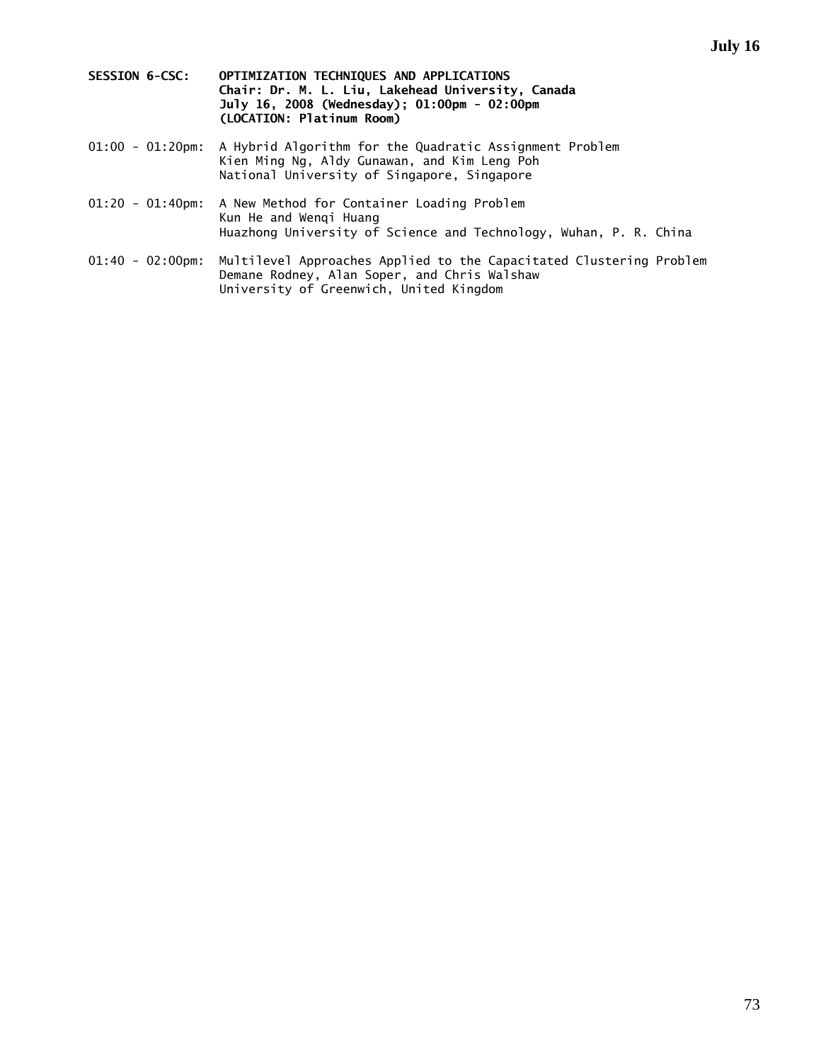**SESSION 6-CSC: OPTIMIZATION TECHNIQUES AND APPLICATIONS**
**Chair: Dr. M. L. Liu, Lakehead University, Canada**
**July 16, 2008 (Wednesday); 01:00pm - 02:00pm**
**(LOCATION: Platinum Room)**

01:00 - 01:20pm: A Hybrid Algorithm for the Quadratic Assignment Problem
Kien Ming Ng, Aldy Gunawan, and Kim Leng Poh
National University of Singapore, Singapore

01:20 - 01:40pm: A New Method for Container Loading Problem
Kun He and Wenqi Huang
Huazhong University of Science and Technology, Wuhan, P. R. China

01:40 - 02:00pm: Multilevel Approaches Applied to the Capacitated Clustering Problem
Demane Rodney, Alan Soper, and Chris Walshaw
University of Greenwich, United Kingdom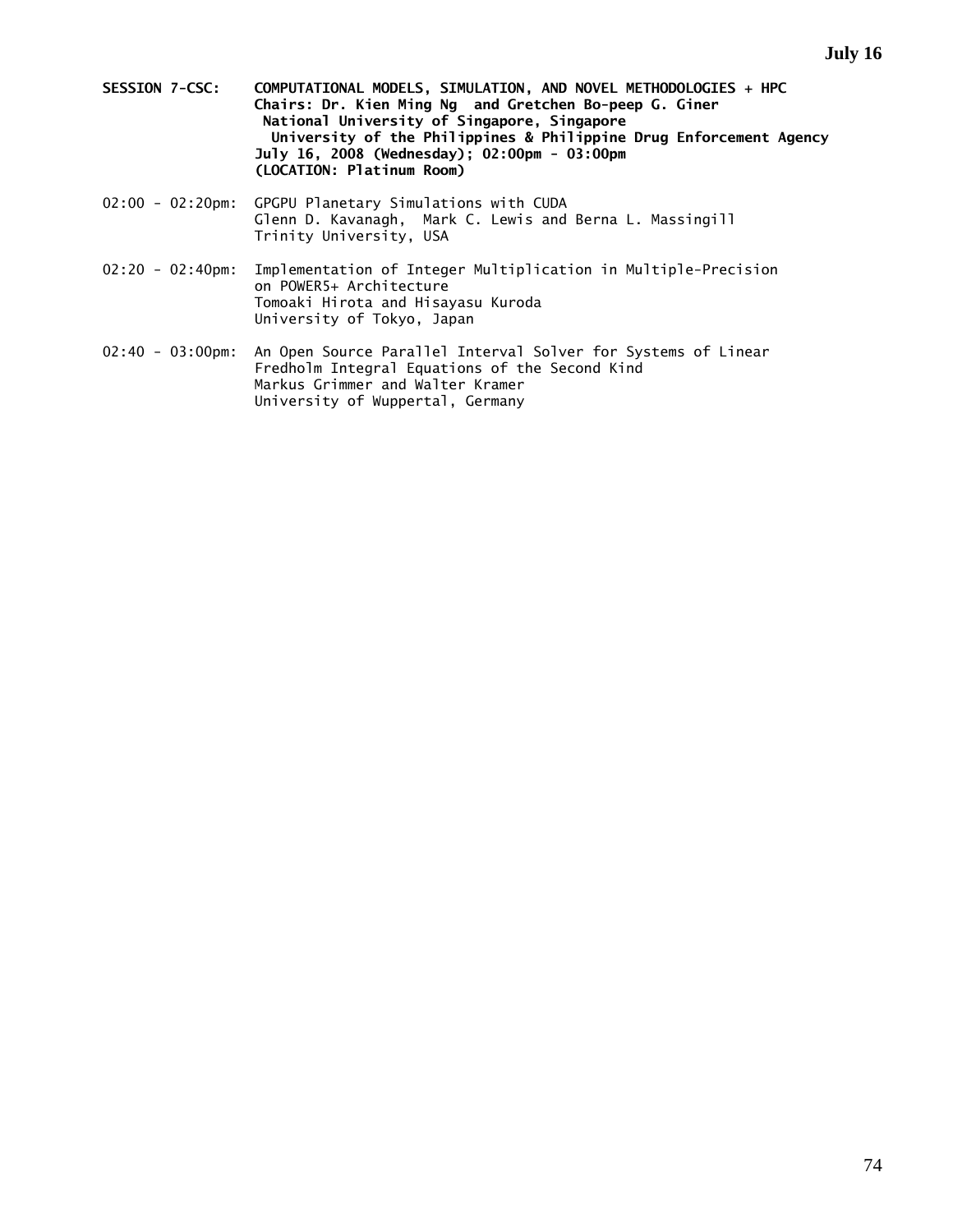**SESSION 7-CSC: COMPUTATIONAL MODELS, SIMULATION, AND NOVEL METHODOLOGIES + HPC**
**Chairs: Dr. Kien Ming Ng and Gretchen Bo-peep G. Giner**
**National University of Singapore, Singapore**
**University of the Philippines & Philippine Drug Enforcement Agency**
**July 16, 2008 (Wednesday); 02:00pm - 03:00pm**
**(LOCATION: Platinum Room)**

02:00 - 02:20pm: GPGPU Planetary Simulations with CUDA
Glenn D. Kavanagh, Mark C. Lewis and Berna L. Massingill
Trinity University, USA

02:20 - 02:40pm: Implementation of Integer Multiplication in Multiple-Precision on POWER5+ Architecture
Tomoaki Hirota and Hisayasu Kuroda
University of Tokyo, Japan

02:40 - 03:00pm: An Open Source Parallel Interval Solver for Systems of Linear Fredholm Integral Equations of the Second Kind
Markus Grimmer and Walter Kramer
University of Wuppertal, Germany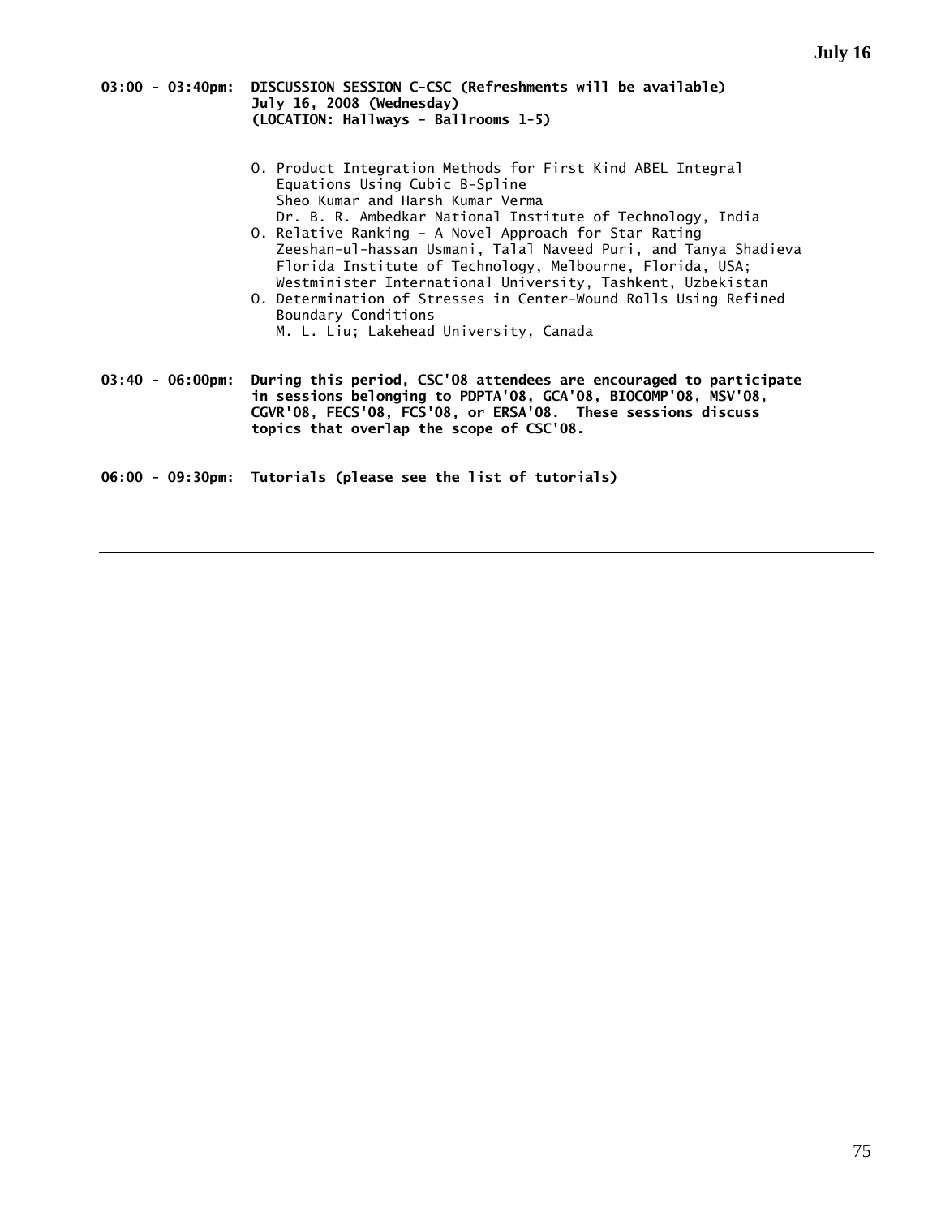**03:00 - 03:40pm: DISCUSSION SESSION C-CSC (Refreshments will be available)**
**July 16, 2008 (Wednesday)**
**(LOCATION: Hallways - Ballrooms 1-5)**

- O. Product Integration Methods for First Kind ABEL Integral Equations Using Cubic B-Spline
  Sheo Kumar and Harsh Kumar Verma
  Dr. B. R. Ambedkar National Institute of Technology, India
- O. Relative Ranking - A Novel Approach for Star Rating
  Zeeshan-ul-hassan Usmani, Talal Naveed Puri, and Tanya Shadieva
  Florida Institute of Technology, Melbourne, Florida, USA;
  Westminister International University, Tashkent, Uzbekistan
- O. Determination of Stresses in Center-Wound Rolls Using Refined Boundary Conditions
  M. L. Liu; Lakehead University, Canada

**03:40 - 06:00pm: During this period, CSC'08 attendees are encouraged to participate in sessions belonging to PDPTA'08, GCA'08, BIOCOMP'08, MSV'08, CGVR'08, FECS'08, FCS'08, or ERSA'08. These sessions discuss topics that overlap the scope of CSC'08.**

**06:00 - 09:30pm: Tutorials (please see the list of tutorials)**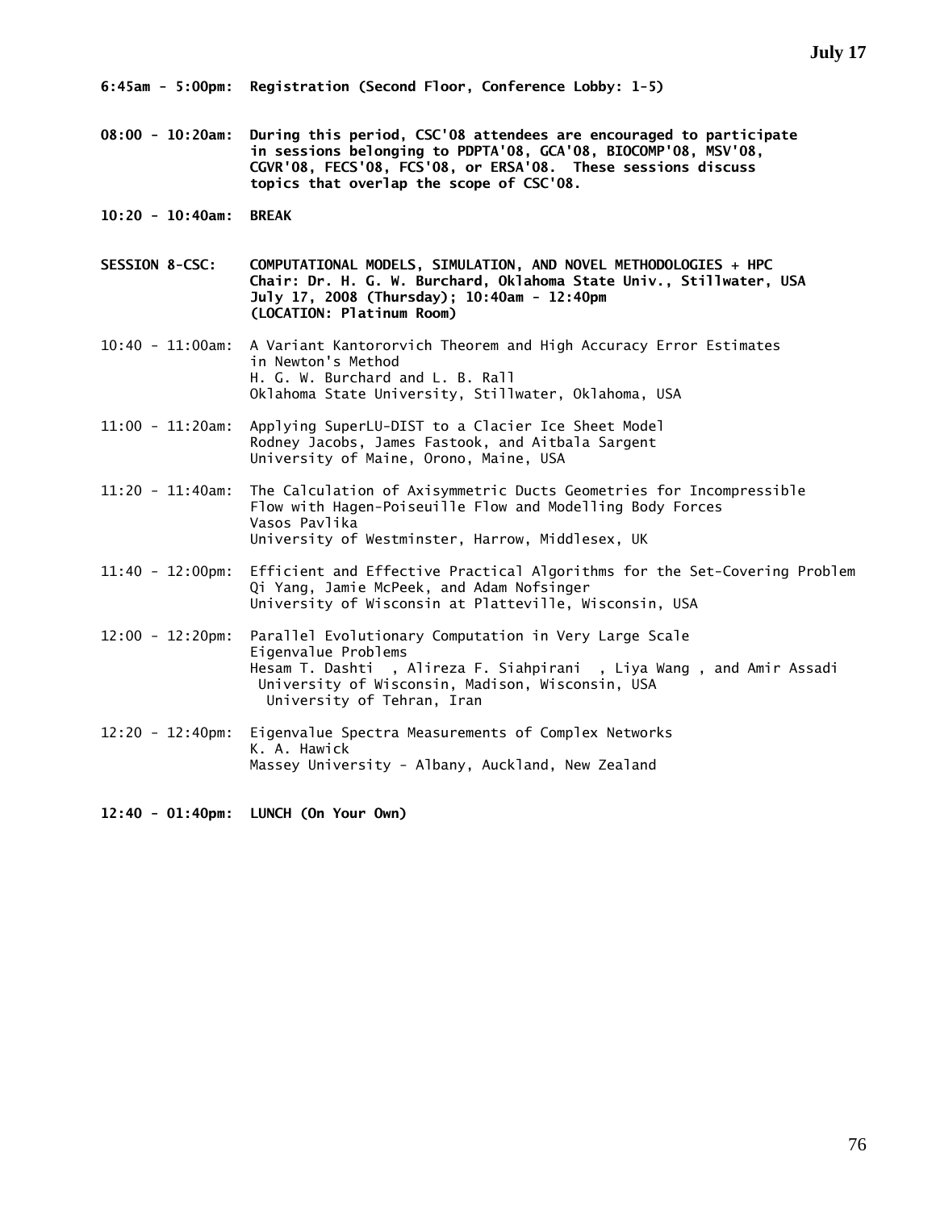**July 17**

**6:45am - 5:00pm: Registration (Second Floor, Conference Lobby: 1-5)**

**08:00 - 10:20am: During this period, CSC'08 attendees are encouraged to participate in sessions belonging to PDPTA'08, GCA'08, BIOCOMP'08, MSV'08, CGVR'08, FECS'08, FCS'08, or ERSA'08. These sessions discuss topics that overlap the scope of CSC'08.**

**10:20 - 10:40am: BREAK**

**SESSION 8-CSC: COMPUTATIONAL MODELS, SIMULATION, AND NOVEL METHODOLOGIES + HPC**
**Chair: Dr. H. G. W. Burchard, Oklahoma State Univ., Stillwater, USA**
**July 17, 2008 (Thursday); 10:40am - 12:40pm**
**(LOCATION: Platinum Room)**

10:40 - 11:00am: A Variant Kantororvich Theorem and High Accuracy Error Estimates in Newton's Method
H. G. W. Burchard and L. B. Rall
Oklahoma State University, Stillwater, Oklahoma, USA

11:00 - 11:20am: Applying SuperLU-DIST to a Clacier Ice Sheet Model
Rodney Jacobs, James Fastook, and Aitbala Sargent
University of Maine, Orono, Maine, USA

11:20 - 11:40am: The Calculation of Axisymmetric Ducts Geometries for Incompressible Flow with Hagen-Poiseuille Flow and Modelling Body Forces
Vasos Pavlika
University of Westminster, Harrow, Middlesex, UK

11:40 - 12:00pm: Efficient and Effective Practical Algorithms for the Set-Covering Problem
Qi Yang, Jamie McPeek, and Adam Nofsinger
University of Wisconsin at Platteville, Wisconsin, USA

12:00 - 12:20pm: Parallel Evolutionary Computation in Very Large Scale Eigenvalue Problems
Hesam T. Dashti , Alireza F. Siahpirani , Liya Wang , and Amir Assadi
University of Wisconsin, Madison, Wisconsin, USA
University of Tehran, Iran

12:20 - 12:40pm: Eigenvalue Spectra Measurements of Complex Networks
K. A. Hawick
Massey University - Albany, Auckland, New Zealand

**12:40 - 01:40pm: LUNCH (On Your Own)**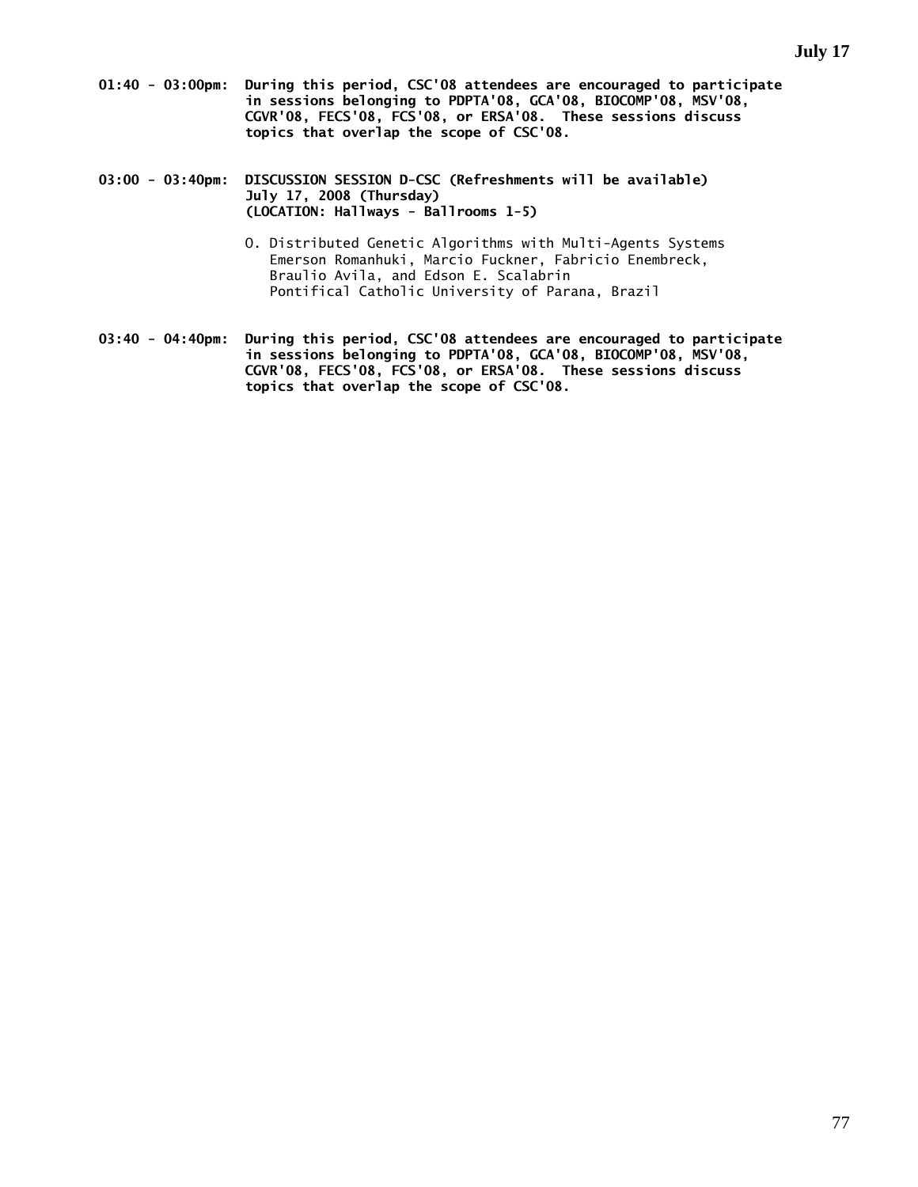**01:40 - 03:00pm: During this period, CSC'08 attendees are encouraged to participate in sessions belonging to PDPTA'08, GCA'08, BIOCOMP'08, MSV'08, CGVR'08, FECS'08, FCS'08, or ERSA'08. These sessions discuss topics that overlap the scope of CSC'08.**

**03:00 - 03:40pm: DISCUSSION SESSION D-CSC (Refreshments will be available)**
**July 17, 2008 (Thursday)**
**(LOCATION: Hallways - Ballrooms 1-5)**

O. Distributed Genetic Algorithms with Multi-Agents Systems
Emerson Romanhuki, Marcio Fuckner, Fabricio Enembreck, Braulio Avila, and Edson E. Scalabrin
Pontifical Catholic University of Parana, Brazil

**03:40 - 04:40pm: During this period, CSC'08 attendees are encouraged to participate in sessions belonging to PDPTA'08, GCA'08, BIOCOMP'08, MSV'08, CGVR'08, FECS'08, FCS'08, or ERSA'08. These sessions discuss topics that overlap the scope of CSC'08.**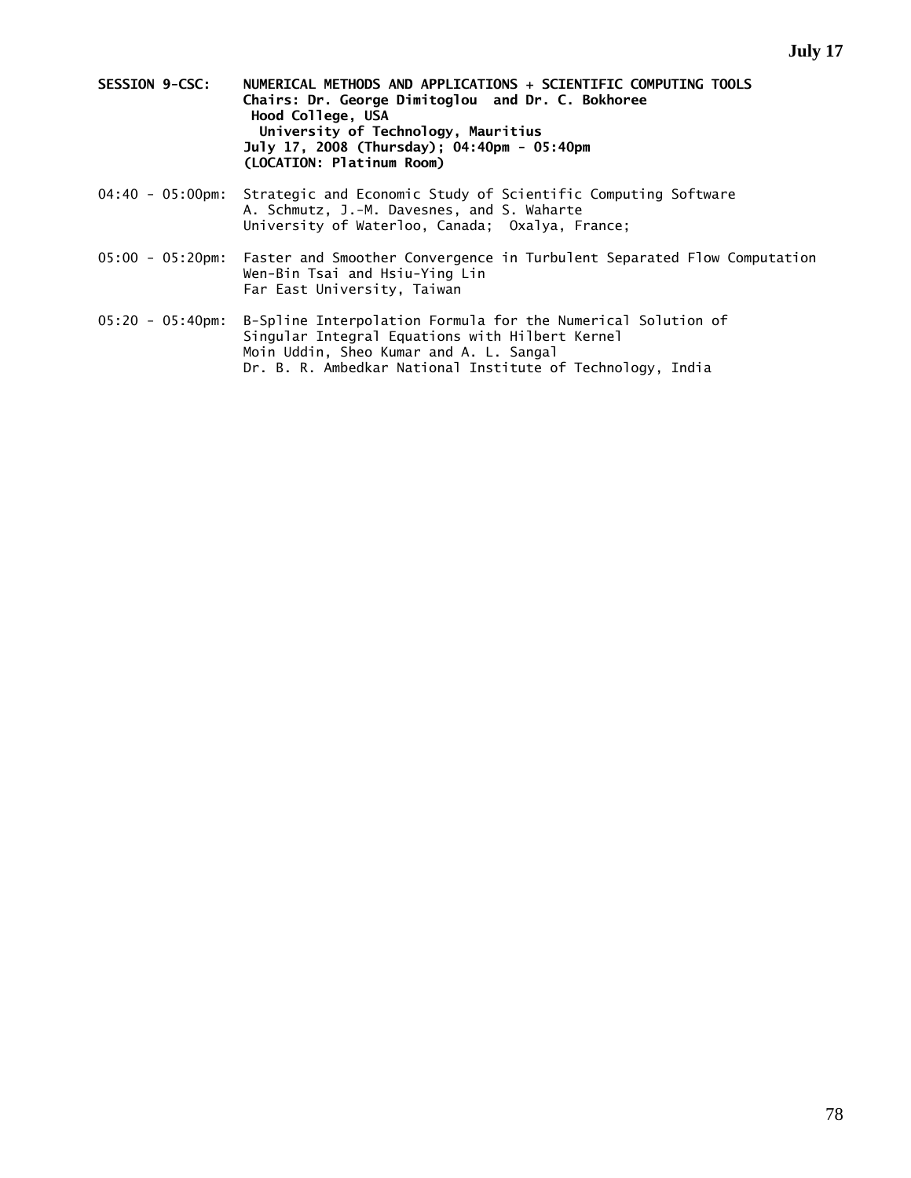**SESSION 9-CSC: NUMERICAL METHODS AND APPLICATIONS + SCIENTIFIC COMPUTING TOOLS**
**Chairs: Dr. George Dimitoglou and Dr. C. Bokhoree**
**Hood College, USA**
**University of Technology, Mauritius**
**July 17, 2008 (Thursday); 04:40pm - 05:40pm**
**(LOCATION: Platinum Room)**

04:40 - 05:00pm: Strategic and Economic Study of Scientific Computing Software
A. Schmutz, J.-M. Davesnes, and S. Waharte
University of Waterloo, Canada; Oxalya, France;

05:00 - 05:20pm: Faster and Smoother Convergence in Turbulent Separated Flow Computation
Wen-Bin Tsai and Hsiu-Ying Lin
Far East University, Taiwan

05:20 - 05:40pm: B-Spline Interpolation Formula for the Numerical Solution of Singular Integral Equations with Hilbert Kernel
Moin Uddin, Sheo Kumar and A. L. Sangal
Dr. B. R. Ambedkar National Institute of Technology, India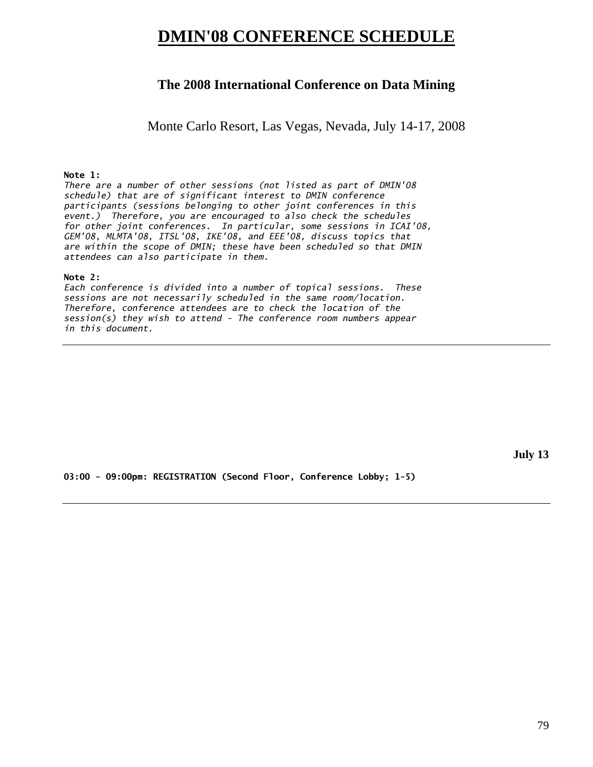# DMIN'08 CONFERENCE SCHEDULE

### The 2008 International Conference on Data Mining

Monte Carlo Resort, Las Vegas, Nevada, July 14-17, 2008

**Note 1:**
*There are a number of other sessions (not listed as part of DMIN'08 schedule) that are of significant interest to DMIN conference participants (sessions belonging to other joint conferences in this event.) Therefore, you are encouraged to also check the schedules for other joint conferences. In particular, some sessions in ICAI'08, GEM'08, MLMTA'08, ITSL'08, IKE'08, and EEE'08, discuss topics that are within the scope of DMIN; these have been scheduled so that DMIN attendees can also participate in them.*

**Note 2:**
*Each conference is divided into a number of topical sessions. These sessions are not necessarily scheduled in the same room/location. Therefore, conference attendees are to check the location of the session(s) they wish to attend - The conference room numbers appear in this document.*

---

**July 13**

**03:00 - 09:00pm: REGISTRATION (Second Floor, Conference Lobby; 1-5)**

---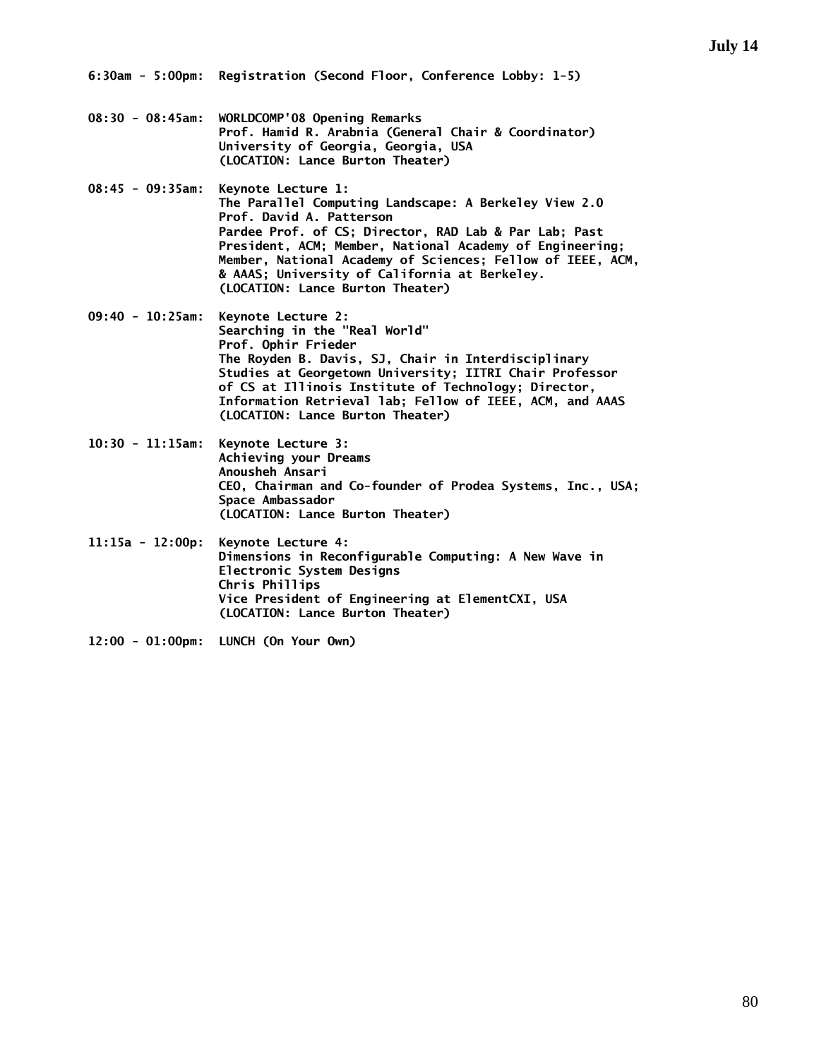## July 14

**6:30am - 5:00pm:** Registration (Second Floor, Conference Lobby: 1-5)

**08:30 - 08:45am:** WORLDCOMP'08 Opening Remarks
Prof. Hamid R. Arabnia (General Chair & Coordinator)
University of Georgia, Georgia, USA
(LOCATION: Lance Burton Theater)

**08:45 - 09:35am:** Keynote Lecture 1:
The Parallel Computing Landscape: A Berkeley View 2.0
Prof. David A. Patterson
Pardee Prof. of CS; Director, RAD Lab & Par Lab; Past President, ACM; Member, National Academy of Engineering; Member, National Academy of Sciences; Fellow of IEEE, ACM, & AAAS; University of California at Berkeley.
(LOCATION: Lance Burton Theater)

**09:40 - 10:25am:** Keynote Lecture 2:
Searching in the "Real World"
Prof. Ophir Frieder
The Royden B. Davis, SJ, Chair in Interdisciplinary Studies at Georgetown University; IITRI Chair Professor of CS at Illinois Institute of Technology; Director, Information Retrieval lab; Fellow of IEEE, ACM, and AAAS
(LOCATION: Lance Burton Theater)

**10:30 - 11:15am:** Keynote Lecture 3:
Achieving your Dreams
Anousheh Ansari
CEO, Chairman and Co-founder of Prodea Systems, Inc., USA; Space Ambassador
(LOCATION: Lance Burton Theater)

**11:15a - 12:00p:** Keynote Lecture 4:
Dimensions in Reconfigurable Computing: A New Wave in Electronic System Designs
Chris Phillips
Vice President of Engineering at ElementCXI, USA
(LOCATION: Lance Burton Theater)

**12:00 - 01:00pm:** LUNCH (On Your Own)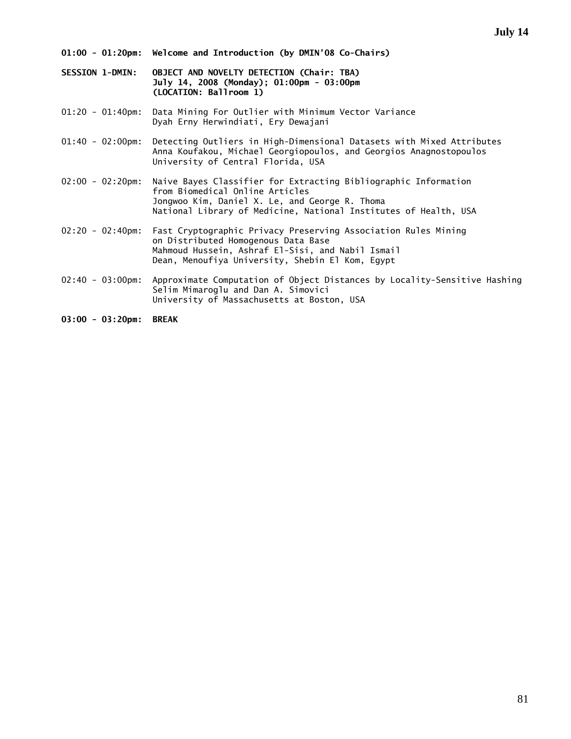## July 14

**01:00 - 01:20pm: Welcome and Introduction (by DMIN'08 Co-Chairs)**

**SESSION 1-DMIN: OBJECT AND NOVELTY DETECTION (Chair: TBA)**
**July 14, 2008 (Monday); 01:00pm - 03:00pm**
**(LOCATION: Ballroom 1)**

01:20 - 01:40pm: Data Mining For Outlier with Minimum Vector Variance
Dyah Erny Herwindiati, Ery Dewajani

01:40 - 02:00pm: Detecting Outliers in High-Dimensional Datasets with Mixed Attributes
Anna Koufakou, Michael Georgiopoulos, and Georgios Anagnostopoulos
University of Central Florida, USA

02:00 - 02:20pm: Naive Bayes Classifier for Extracting Bibliographic Information from Biomedical Online Articles
Jongwoo Kim, Daniel X. Le, and George R. Thoma
National Library of Medicine, National Institutes of Health, USA

02:20 - 02:40pm: Fast Cryptographic Privacy Preserving Association Rules Mining on Distributed Homogenous Data Base
Mahmoud Hussein, Ashraf El-Sisi, and Nabil Ismail
Dean, Menoufiya University, Shebin El Kom, Egypt

02:40 - 03:00pm: Approximate Computation of Object Distances by Locality-Sensitive Hashing
Selim Mimaroglu and Dan A. Simovici
University of Massachusetts at Boston, USA

**03:00 - 03:20pm: BREAK**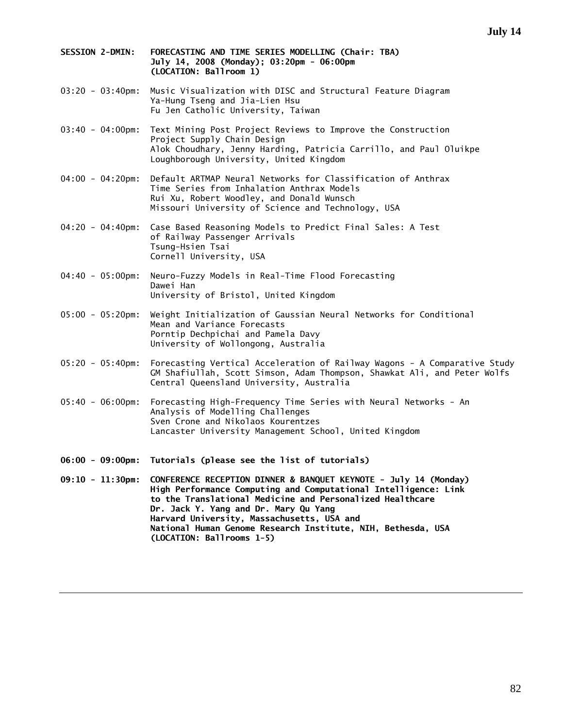**SESSION 2-DMIN: FORECASTING AND TIME SERIES MODELLING (Chair: TBA)**
**July 14, 2008 (Monday); 03:20pm - 06:00pm**
**(LOCATION: Ballroom 1)**

03:20 - 03:40pm: Music Visualization with DISC and Structural Feature Diagram
Ya-Hung Tseng and Jia-Lien Hsu
Fu Jen Catholic University, Taiwan

03:40 - 04:00pm: Text Mining Post Project Reviews to Improve the Construction Project Supply Chain Design
Alok Choudhary, Jenny Harding, Patricia Carrillo, and Paul Oluikpe
Loughborough University, United Kingdom

04:00 - 04:20pm: Default ARTMAP Neural Networks for Classification of Anthrax Time Series from Inhalation Anthrax Models
Rui Xu, Robert Woodley, and Donald Wunsch
Missouri University of Science and Technology, USA

04:20 - 04:40pm: Case Based Reasoning Models to Predict Final Sales: A Test of Railway Passenger Arrivals
Tsung-Hsien Tsai
Cornell University, USA

04:40 - 05:00pm: Neuro-Fuzzy Models in Real-Time Flood Forecasting
Dawei Han
University of Bristol, United Kingdom

05:00 - 05:20pm: Weight Initialization of Gaussian Neural Networks for Conditional Mean and Variance Forecasts
Porntip Dechpichai and Pamela Davy
University of Wollongong, Australia

05:20 - 05:40pm: Forecasting Vertical Acceleration of Railway Wagons - A Comparative Study
GM Shafiullah, Scott Simson, Adam Thompson, Shawkat Ali, and Peter Wolfs
Central Queensland University, Australia

05:40 - 06:00pm: Forecasting High-Frequency Time Series with Neural Networks - An Analysis of Modelling Challenges
Sven Crone and Nikolaos Kourentzes
Lancaster University Management School, United Kingdom

**06:00 - 09:00pm: Tutorials (please see the list of tutorials)**

**09:10 - 11:30pm: CONFERENCE RECEPTION DINNER & BANQUET KEYNOTE - July 14 (Monday)**
**High Performance Computing and Computational Intelligence: Link to the Translational Medicine and Personalized Healthcare**
**Dr. Jack Y. Yang and Dr. Mary Qu Yang**
**Harvard University, Massachusetts, USA and**
**National Human Genome Research Institute, NIH, Bethesda, USA**
**(LOCATION: Ballrooms 1-5)**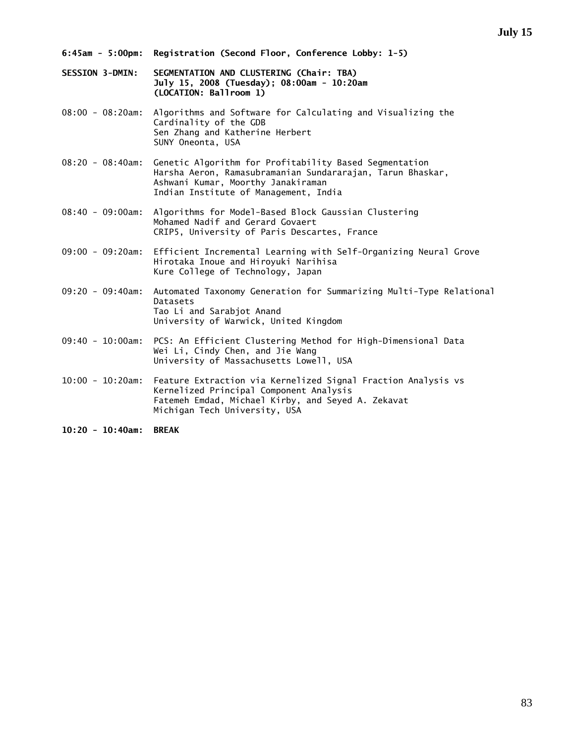**6:45am - 5:00pm: Registration (Second Floor, Conference Lobby: 1-5)**

**SESSION 3-DMIN: SEGMENTATION AND CLUSTERING (Chair: TBA)**
**July 15, 2008 (Tuesday); 08:00am - 10:20am**
**(LOCATION: Ballroom 1)**

08:00 - 08:20am: Algorithms and Software for Calculating and Visualizing the Cardinality of the GDB
Sen Zhang and Katherine Herbert
SUNY Oneonta, USA

08:20 - 08:40am: Genetic Algorithm for Profitability Based Segmentation
Harsha Aeron, Ramasubramanian Sundararajan, Tarun Bhaskar, Ashwani Kumar, Moorthy Janakiraman
Indian Institute of Management, India

08:40 - 09:00am: Algorithms for Model-Based Block Gaussian Clustering
Mohamed Nadif and Gerard Govaert
CRIP5, University of Paris Descartes, France

09:00 - 09:20am: Efficient Incremental Learning with Self-Organizing Neural Grove
Hirotaka Inoue and Hiroyuki Narihisa
Kure College of Technology, Japan

09:20 - 09:40am: Automated Taxonomy Generation for Summarizing Multi-Type Relational Datasets
Tao Li and Sarabjot Anand
University of Warwick, United Kingdom

09:40 - 10:00am: PCS: An Efficient Clustering Method for High-Dimensional Data
Wei Li, Cindy Chen, and Jie Wang
University of Massachusetts Lowell, USA

10:00 - 10:20am: Feature Extraction via Kernelized Signal Fraction Analysis vs Kernelized Principal Component Analysis
Fatemeh Emdad, Michael Kirby, and Seyed A. Zekavat
Michigan Tech University, USA

**10:20 - 10:40am: BREAK**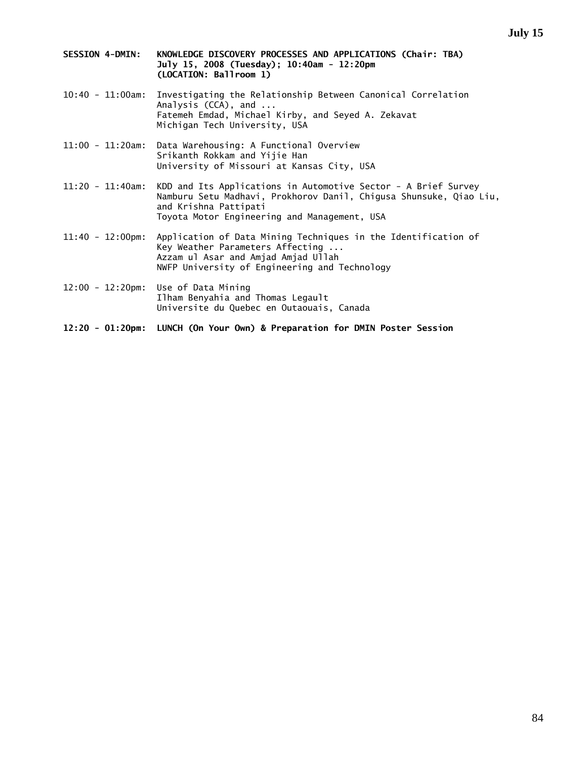**SESSION 4-DMIN: KNOWLEDGE DISCOVERY PROCESSES AND APPLICATIONS (Chair: TBA)**
**July 15, 2008 (Tuesday); 10:40am - 12:20pm**
**(LOCATION: Ballroom 1)**

10:40 - 11:00am: Investigating the Relationship Between Canonical Correlation Analysis (CCA), and ...
Fatemeh Emdad, Michael Kirby, and Seyed A. Zekavat
Michigan Tech University, USA

11:00 - 11:20am: Data Warehousing: A Functional Overview
Srikanth Rokkam and Yijie Han
University of Missouri at Kansas City, USA

11:20 - 11:40am: KDD and Its Applications in Automotive Sector - A Brief Survey
Namburu Setu Madhavi, Prokhorov Danil, Chigusa Shunsuke, Qiao Liu, and Krishna Pattipati
Toyota Motor Engineering and Management, USA

11:40 - 12:00pm: Application of Data Mining Techniques in the Identification of Key Weather Parameters Affecting ...
Azzam ul Asar and Amjad Amjad Ullah
NWFP University of Engineering and Technology

12:00 - 12:20pm: Use of Data Mining
Ilham Benyahia and Thomas Legault
Universite du Quebec en Outaouais, Canada

**12:20 - 01:20pm: LUNCH (On Your Own) & Preparation for DMIN Poster Session**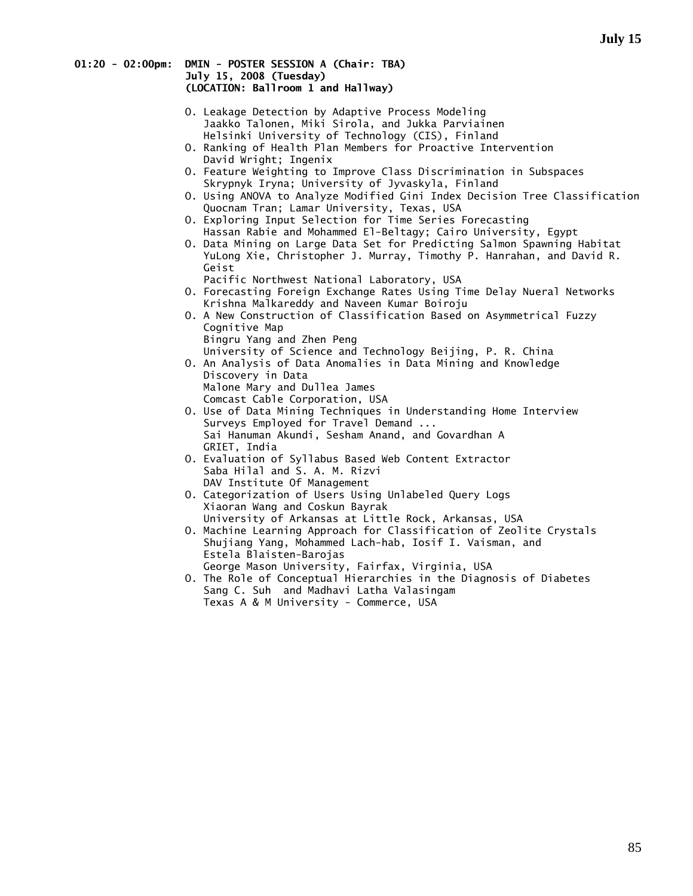**01:20 - 02:00pm: DMIN - POSTER SESSION A (Chair: TBA)**
**July 15, 2008 (Tuesday)**
**(LOCATION: Ballroom 1 and Hallway)**

- O. Leakage Detection by Adaptive Process Modeling
  Jaakko Talonen, Miki Sirola, and Jukka Parviainen
  Helsinki University of Technology (CIS), Finland
- O. Ranking of Health Plan Members for Proactive Intervention
  David Wright; Ingenix
- O. Feature Weighting to Improve Class Discrimination in Subspaces
  Skrypnyk Iryna; University of Jyvaskyla, Finland
- O. Using ANOVA to Analyze Modified Gini Index Decision Tree Classification
  Quocnam Tran; Lamar University, Texas, USA
- O. Exploring Input Selection for Time Series Forecasting
  Hassan Rabie and Mohammed El-Beltagy; Cairo University, Egypt
- O. Data Mining on Large Data Set for Predicting Salmon Spawning Habitat
  YuLong Xie, Christopher J. Murray, Timothy P. Hanrahan, and David R. Geist
  Pacific Northwest National Laboratory, USA
- O. Forecasting Foreign Exchange Rates Using Time Delay Nueral Networks
  Krishna Malkareddy and Naveen Kumar Boiroju
- O. A New Construction of Classification Based on Asymmetrical Fuzzy Cognitive Map
  Bingru Yang and Zhen Peng
  University of Science and Technology Beijing, P. R. China
- O. An Analysis of Data Anomalies in Data Mining and Knowledge Discovery in Data
  Malone Mary and Dullea James
  Comcast Cable Corporation, USA
- O. Use of Data Mining Techniques in Understanding Home Interview Surveys Employed for Travel Demand ...
  Sai Hanuman Akundi, Sesham Anand, and Govardhan A
  GRIET, India
- O. Evaluation of Syllabus Based Web Content Extractor
  Saba Hilal and S. A. M. Rizvi
  DAV Institute Of Management
- O. Categorization of Users Using Unlabeled Query Logs
  Xiaoran Wang and Coskun Bayrak
  University of Arkansas at Little Rock, Arkansas, USA
- O. Machine Learning Approach for Classification of Zeolite Crystals
  Shujiang Yang, Mohammed Lach-hab, Iosif I. Vaisman, and Estela Blaisten-Barojas
  George Mason University, Fairfax, Virginia, USA
- O. The Role of Conceptual Hierarchies in the Diagnosis of Diabetes
  Sang C. Suh and Madhavi Latha Valasingam
  Texas A & M University - Commerce, USA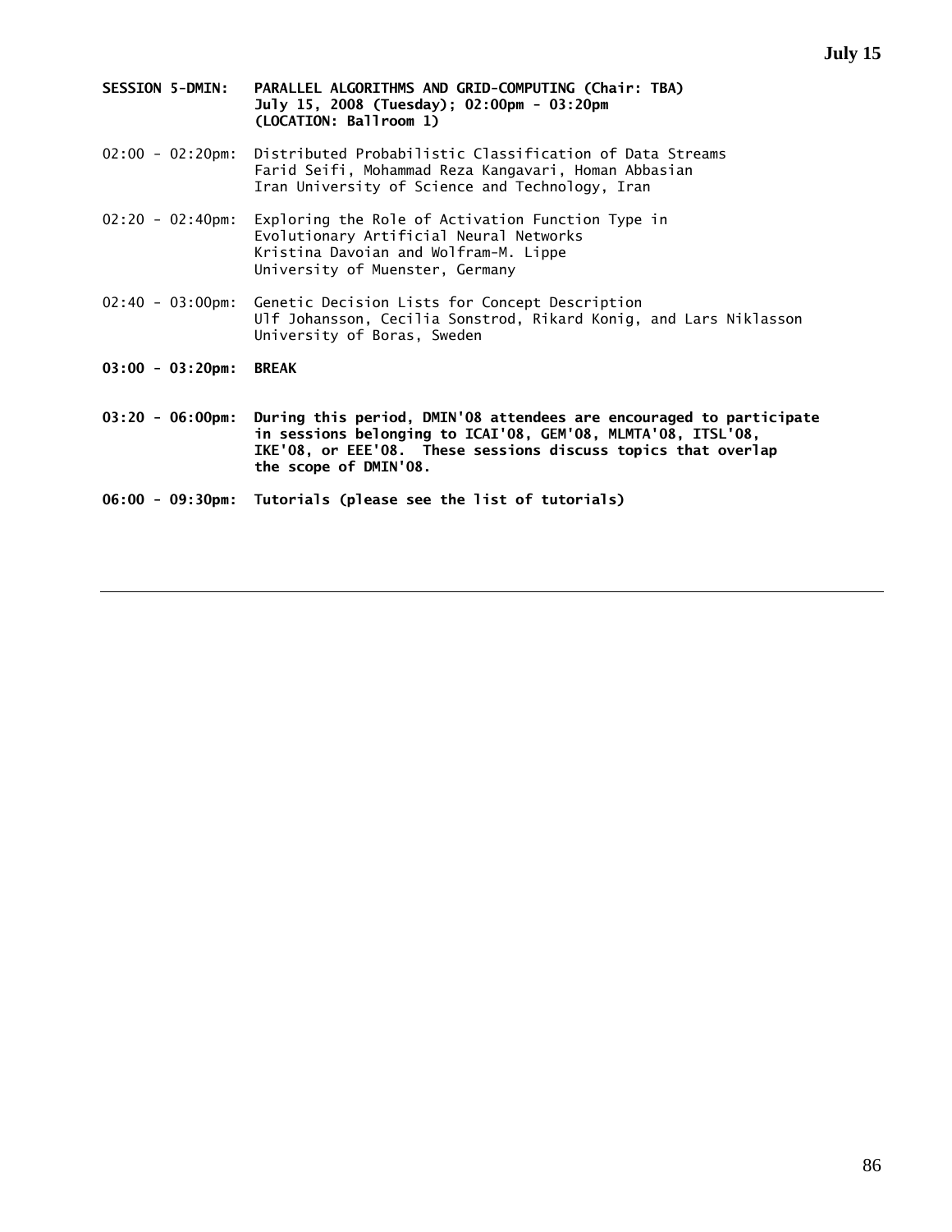**SESSION 5-DMIN: PARALLEL ALGORITHMS AND GRID-COMPUTING (Chair: TBA)**
**July 15, 2008 (Tuesday); 02:00pm - 03:20pm**
**(LOCATION: Ballroom 1)**

02:00 - 02:20pm: Distributed Probabilistic Classification of Data Streams
Farid Seifi, Mohammad Reza Kangavari, Homan Abbasian
Iran University of Science and Technology, Iran

02:20 - 02:40pm: Exploring the Role of Activation Function Type in Evolutionary Artificial Neural Networks
Kristina Davoian and Wolfram-M. Lippe
University of Muenster, Germany

02:40 - 03:00pm: Genetic Decision Lists for Concept Description
Ulf Johansson, Cecilia Sonstrod, Rikard Konig, and Lars Niklasson
University of Boras, Sweden

**03:00 - 03:20pm: BREAK**

**03:20 - 06:00pm: During this period, DMIN'08 attendees are encouraged to participate in sessions belonging to ICAI'08, GEM'08, MLMTA'08, ITSL'08, IKE'08, or EEE'08. These sessions discuss topics that overlap the scope of DMIN'08.**

**06:00 - 09:30pm: Tutorials (please see the list of tutorials)**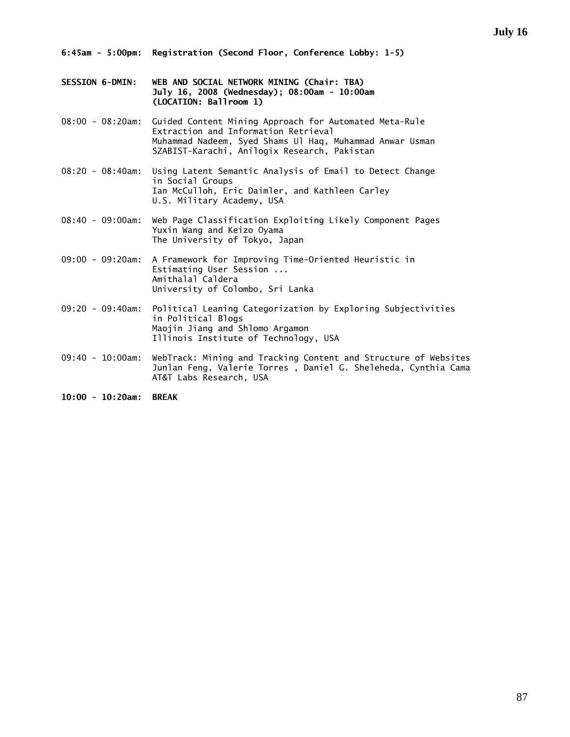**6:45am - 5:00pm: Registration (Second Floor, Conference Lobby: 1-5)**

**SESSION 6-DMIN: WEB AND SOCIAL NETWORK MINING (Chair: TBA)**
**July 16, 2008 (Wednesday); 08:00am - 10:00am**
**(LOCATION: Ballroom 1)**

08:00 - 08:20am: Guided Content Mining Approach for Automated Meta-Rule Extraction and Information Retrieval
Muhammad Nadeem, Syed Shams Ul Haq, Muhammad Anwar Usman
SZABIST-Karachi, Anilogix Research, Pakistan

08:20 - 08:40am: Using Latent Semantic Analysis of Email to Detect Change in Social Groups
Ian McCulloh, Eric Daimler, and Kathleen Carley
U.S. Military Academy, USA

08:40 - 09:00am: Web Page Classification Exploiting Likely Component Pages
Yuxin Wang and Keizo Oyama
The University of Tokyo, Japan

09:00 - 09:20am: A Framework for Improving Time-Oriented Heuristic in Estimating User Session ...
Amithalal Caldera
University of Colombo, Sri Lanka

09:20 - 09:40am: Political Leaning Categorization by Exploring Subjectivities in Political Blogs
Maojin Jiang and Shlomo Argamon
Illinois Institute of Technology, USA

09:40 - 10:00am: WebTrack: Mining and Tracking Content and Structure of Websites
Junlan Feng, Valerie Torres , Daniel G. Sheleheda, Cynthia Cama
AT&T Labs Research, USA

**10:00 - 10:20am: BREAK**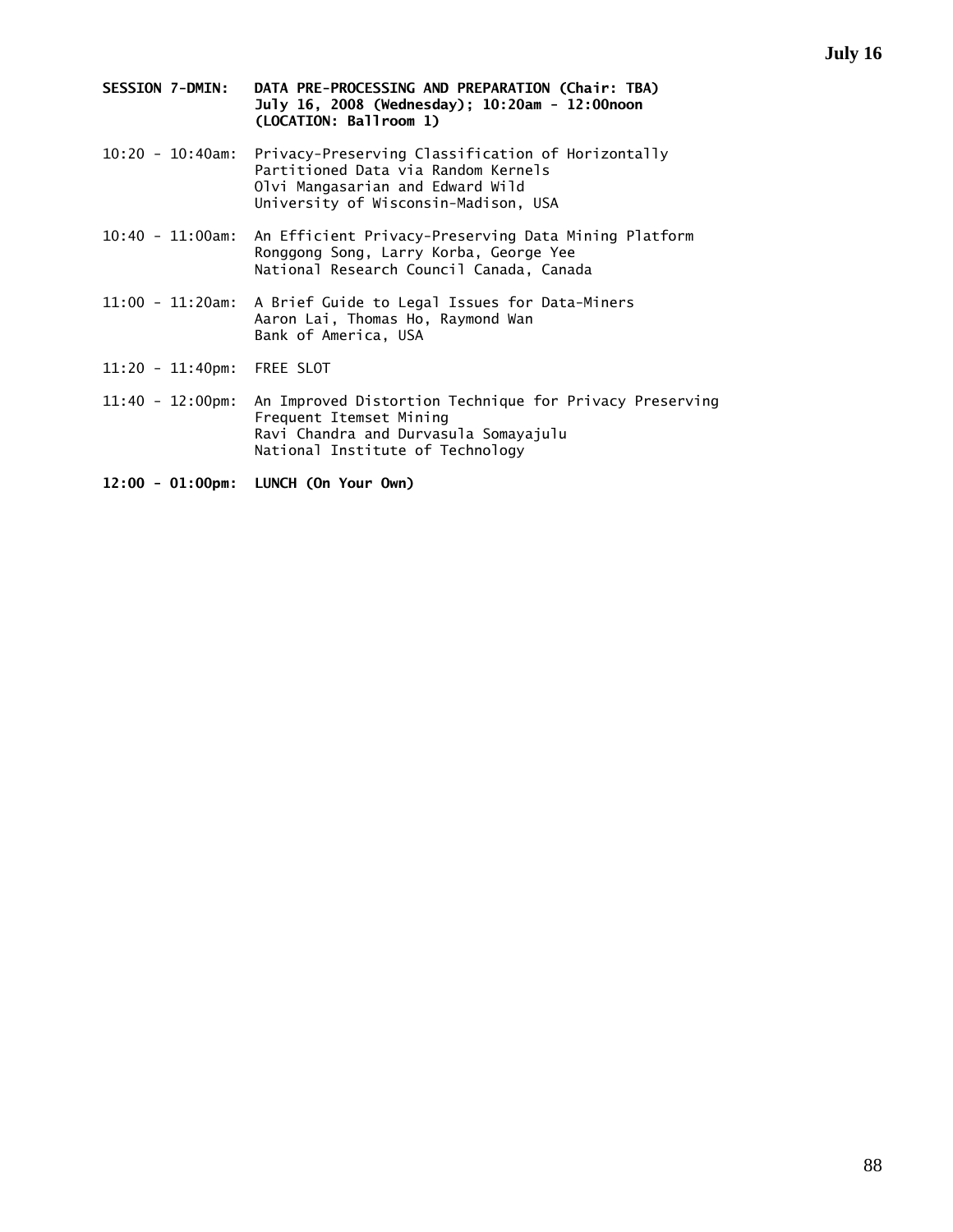**SESSION 7-DMIN: DATA PRE-PROCESSING AND PREPARATION (Chair: TBA)**
**July 16, 2008 (Wednesday); 10:20am - 12:00noon**
**(LOCATION: Ballroom 1)**

10:20 - 10:40am: Privacy-Preserving Classification of Horizontally Partitioned Data via Random Kernels
Olvi Mangasarian and Edward Wild
University of Wisconsin-Madison, USA

10:40 - 11:00am: An Efficient Privacy-Preserving Data Mining Platform
Ronggong Song, Larry Korba, George Yee
National Research Council Canada, Canada

11:00 - 11:20am: A Brief Guide to Legal Issues for Data-Miners
Aaron Lai, Thomas Ho, Raymond Wan
Bank of America, USA

11:20 - 11:40pm: FREE SLOT

11:40 - 12:00pm: An Improved Distortion Technique for Privacy Preserving Frequent Itemset Mining
Ravi Chandra and Durvasula Somayajulu
National Institute of Technology

**12:00 - 01:00pm: LUNCH (On Your Own)**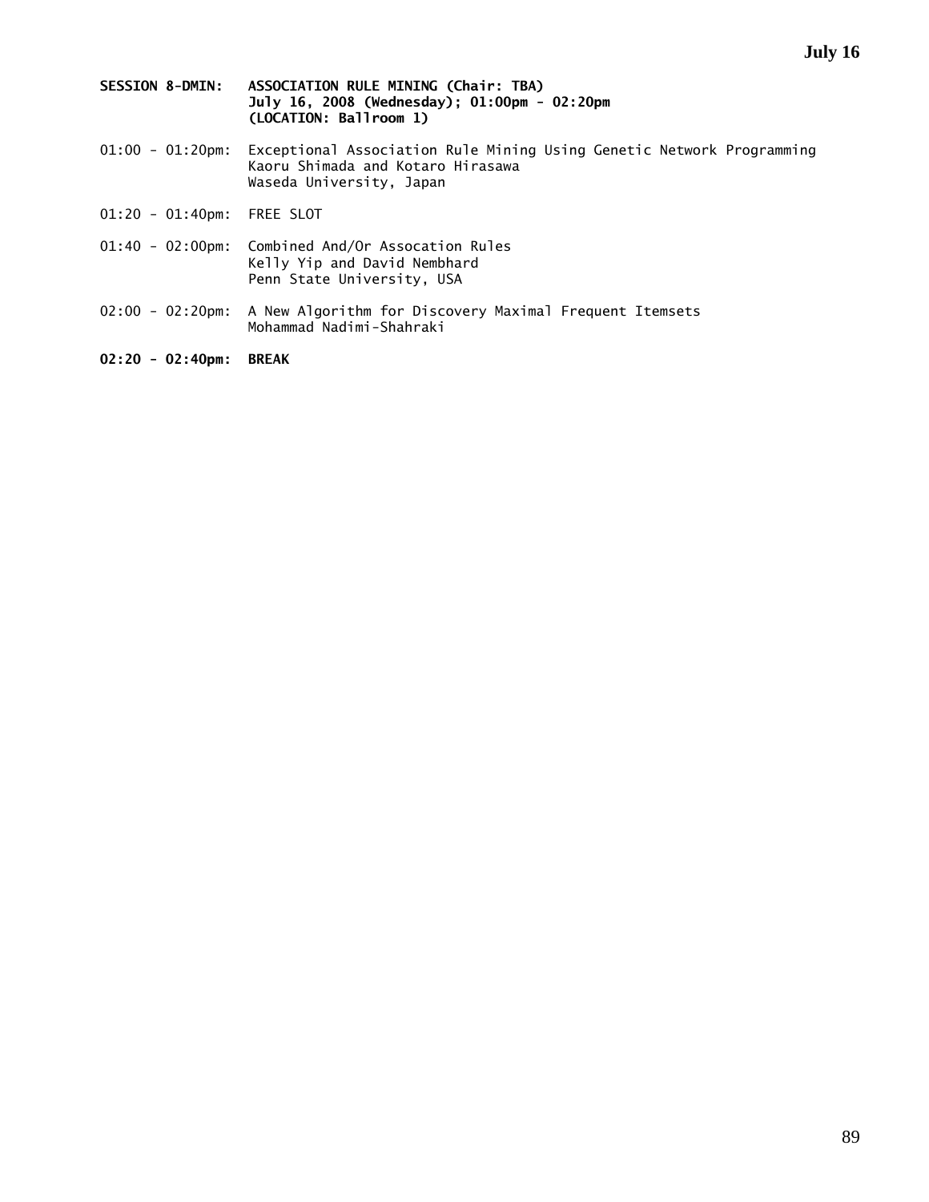**SESSION 8-DMIN: ASSOCIATION RULE MINING (Chair: TBA)**
**July 16, 2008 (Wednesday); 01:00pm - 02:20pm**
**(LOCATION: Ballroom 1)**

01:00 - 01:20pm: Exceptional Association Rule Mining Using Genetic Network Programming
Kaoru Shimada and Kotaro Hirasawa
Waseda University, Japan

01:20 - 01:40pm: FREE SLOT

01:40 - 02:00pm: Combined And/Or Assocation Rules
Kelly Yip and David Nembhard
Penn State University, USA

02:00 - 02:20pm: A New Algorithm for Discovery Maximal Frequent Itemsets
Mohammad Nadimi-Shahraki

**02:20 - 02:40pm: BREAK**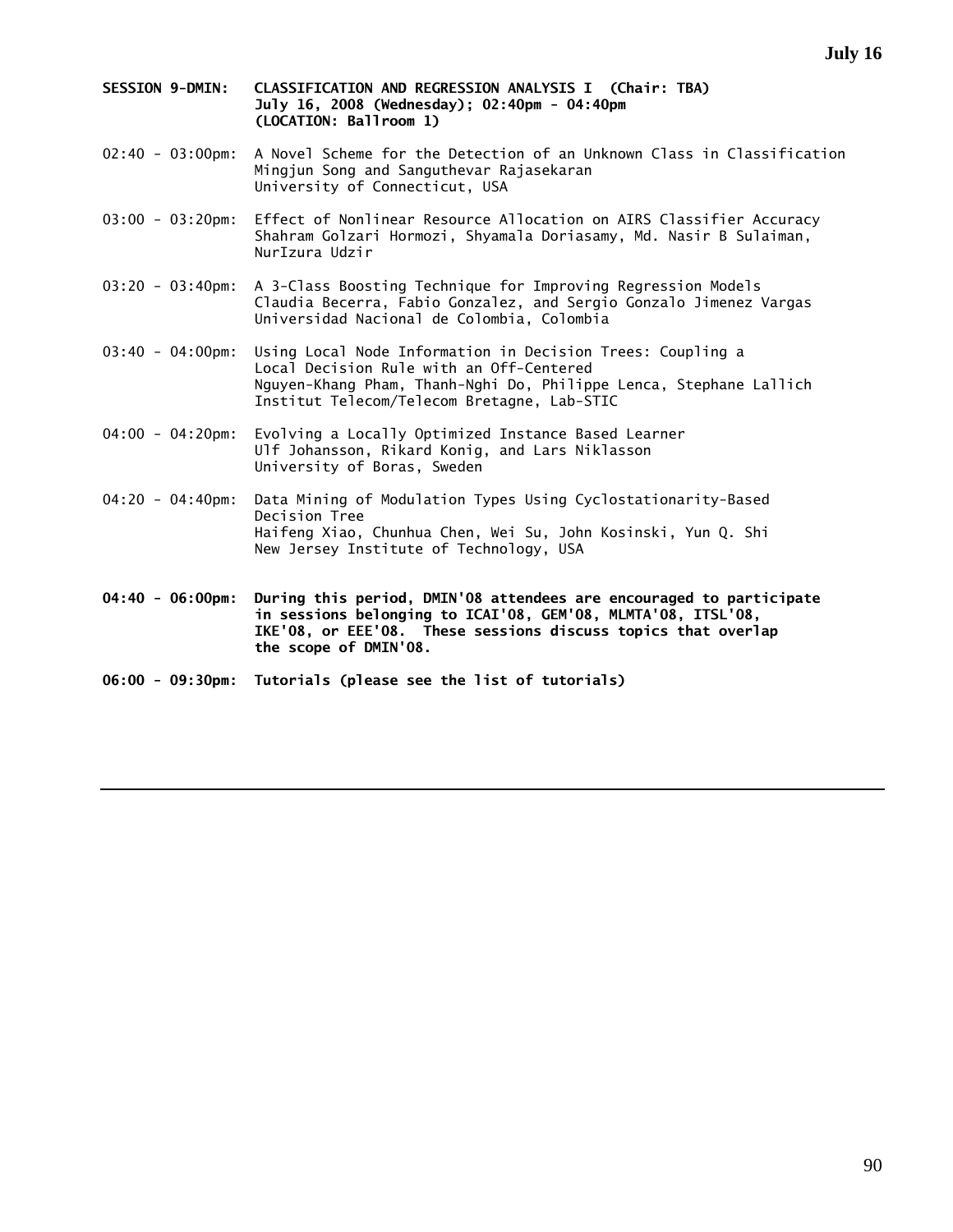**SESSION 9-DMIN: CLASSIFICATION AND REGRESSION ANALYSIS I (Chair: TBA)**
**July 16, 2008 (Wednesday); 02:40pm - 04:40pm**
**(LOCATION: Ballroom 1)**

02:40 - 03:00pm: A Novel Scheme for the Detection of an Unknown Class in Classification
Mingjun Song and Sanguthevar Rajasekaran
University of Connecticut, USA

03:00 - 03:20pm: Effect of Nonlinear Resource Allocation on AIRS Classifier Accuracy
Shahram Golzari Hormozi, Shyamala Doriasamy, Md. Nasir B Sulaiman, NurIzura Udzir

03:20 - 03:40pm: A 3-Class Boosting Technique for Improving Regression Models
Claudia Becerra, Fabio Gonzalez, and Sergio Gonzalo Jimenez Vargas
Universidad Nacional de Colombia, Colombia

03:40 - 04:00pm: Using Local Node Information in Decision Trees: Coupling a Local Decision Rule with an Off-Centered
Nguyen-Khang Pham, Thanh-Nghi Do, Philippe Lenca, Stephane Lallich
Institut Telecom/Telecom Bretagne, Lab-STIC

04:00 - 04:20pm: Evolving a Locally Optimized Instance Based Learner
Ulf Johansson, Rikard Konig, and Lars Niklasson
University of Boras, Sweden

04:20 - 04:40pm: Data Mining of Modulation Types Using Cyclostationarity-Based Decision Tree
Haifeng Xiao, Chunhua Chen, Wei Su, John Kosinski, Yun Q. Shi
New Jersey Institute of Technology, USA

**04:40 - 06:00pm: During this period, DMIN'08 attendees are encouraged to participate in sessions belonging to ICAI'08, GEM'08, MLMTA'08, ITSL'08, IKE'08, or EEE'08. These sessions discuss topics that overlap the scope of DMIN'08.**

**06:00 - 09:30pm: Tutorials (please see the list of tutorials)**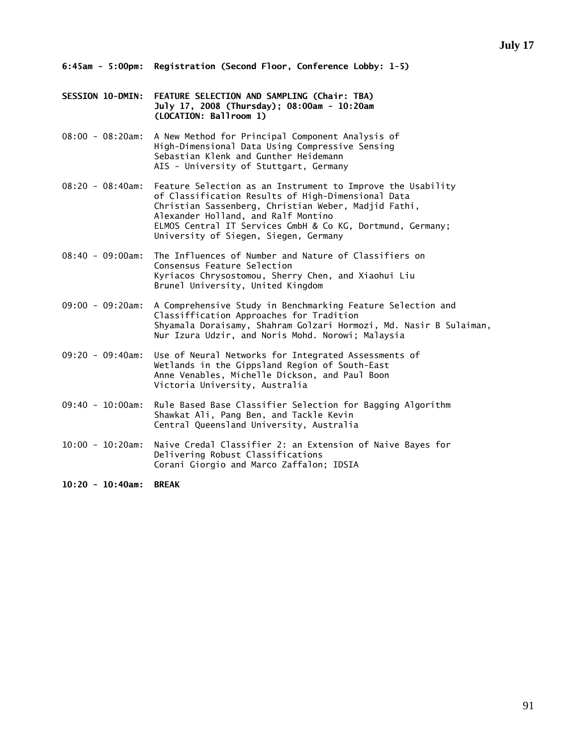**July 17**

**6:45am - 5:00pm: Registration (Second Floor, Conference Lobby: 1-5)**

**SESSION 10-DMIN: FEATURE SELECTION AND SAMPLING (Chair: TBA)**
**July 17, 2008 (Thursday); 08:00am - 10:20am**
**(LOCATION: Ballroom 1)**

08:00 - 08:20am: A New Method for Principal Component Analysis of High-Dimensional Data Using Compressive Sensing
Sebastian Klenk and Gunther Heidemann
AIS - University of Stuttgart, Germany

08:20 - 08:40am: Feature Selection as an Instrument to Improve the Usability of Classification Results of High-Dimensional Data
Christian Sassenberg, Christian Weber, Madjid Fathi, Alexander Holland, and Ralf Montino
ELMOS Central IT Services GmbH & Co KG, Dortmund, Germany; University of Siegen, Siegen, Germany

08:40 - 09:00am: The Influences of Number and Nature of Classifiers on Consensus Feature Selection
Kyriacos Chrysostomou, Sherry Chen, and Xiaohui Liu
Brunel University, United Kingdom

09:00 - 09:20am: A Comprehensive Study in Benchmarking Feature Selection and Classiffication Approaches for Tradition
Shyamala Doraisamy, Shahram Golzari Hormozi, Md. Nasir B Sulaiman, Nur Izura Udzir, and Noris Mohd. Norowi; Malaysia

09:20 - 09:40am: Use of Neural Networks for Integrated Assessments of Wetlands in the Gippsland Region of South-East
Anne Venables, Michelle Dickson, and Paul Boon
Victoria University, Australia

09:40 - 10:00am: Rule Based Base Classifier Selection for Bagging Algorithm
Shawkat Ali, Pang Ben, and Tackle Kevin
Central Queensland University, Australia

10:00 - 10:20am: Naive Credal Classifier 2: an Extension of Naive Bayes for Delivering Robust Classifications
Corani Giorgio and Marco Zaffalon; IDSIA

**10:20 - 10:40am: BREAK**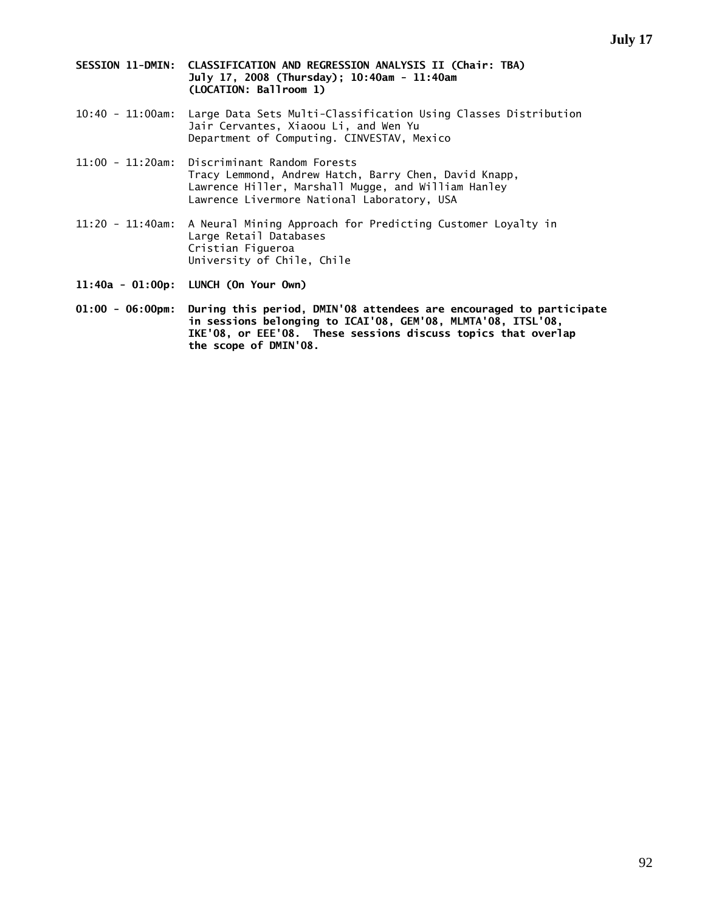**SESSION 11-DMIN: CLASSIFICATION AND REGRESSION ANALYSIS II (Chair: TBA)**
**July 17, 2008 (Thursday); 10:40am - 11:40am**
**(LOCATION: Ballroom 1)**

10:40 - 11:00am: Large Data Sets Multi-Classification Using Classes Distribution
Jair Cervantes, Xiaoou Li, and Wen Yu
Department of Computing. CINVESTAV, Mexico

11:00 - 11:20am: Discriminant Random Forests
Tracy Lemmond, Andrew Hatch, Barry Chen, David Knapp, Lawrence Hiller, Marshall Mugge, and William Hanley
Lawrence Livermore National Laboratory, USA

11:20 - 11:40am: A Neural Mining Approach for Predicting Customer Loyalty in Large Retail Databases
Cristian Figueroa
University of Chile, Chile

**11:40a - 01:00p: LUNCH (On Your Own)**

**01:00 - 06:00pm: During this period, DMIN'08 attendees are encouraged to participate in sessions belonging to ICAI'08, GEM'08, MLMTA'08, ITSL'08, IKE'08, or EEE'08. These sessions discuss topics that overlap the scope of DMIN'08.**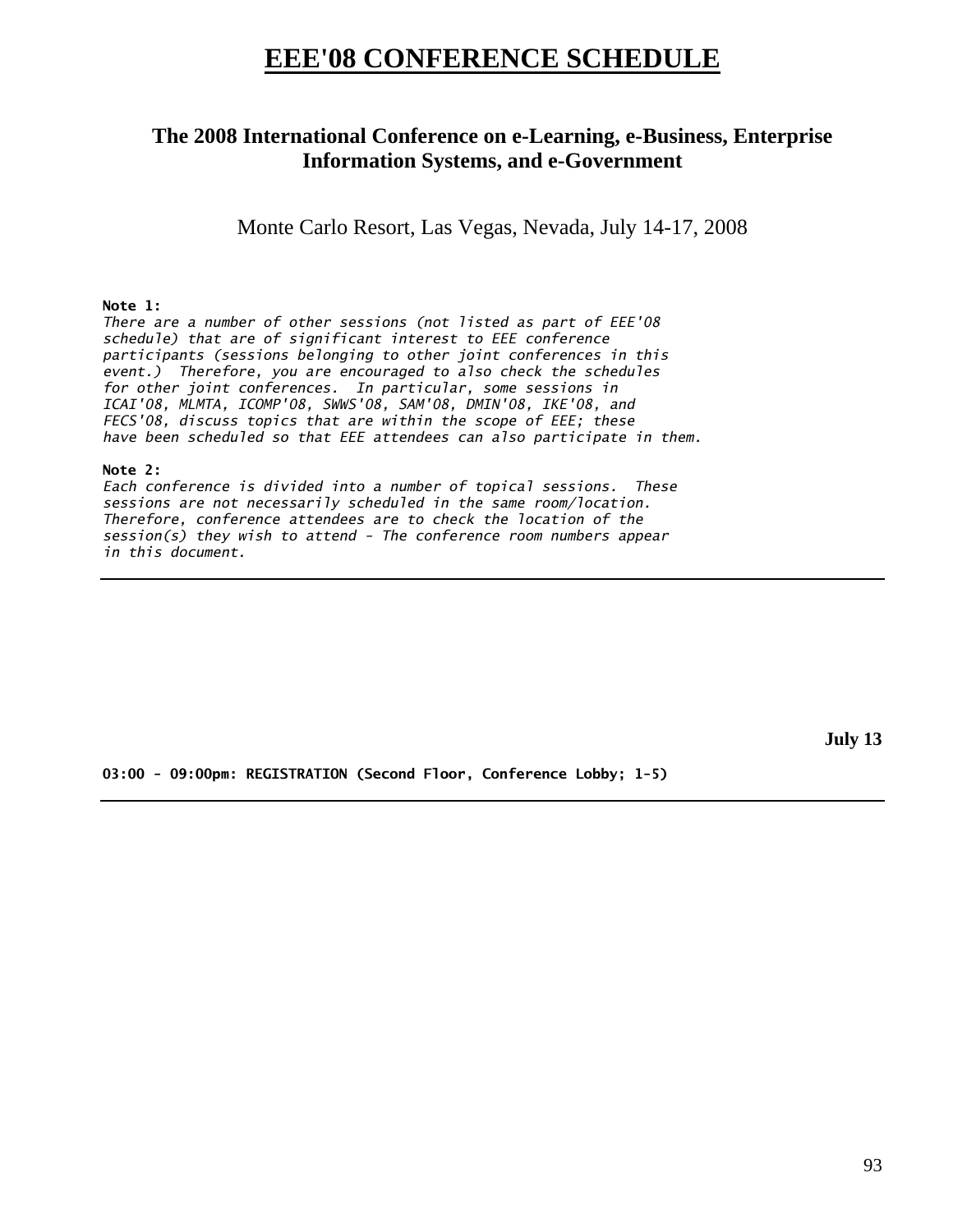# EEE'08 CONFERENCE SCHEDULE

## The 2008 International Conference on e-Learning, e-Business, Enterprise Information Systems, and e-Government

Monte Carlo Resort, Las Vegas, Nevada, July 14-17, 2008

**Note 1:**
*There are a number of other sessions (not listed as part of EEE'08 schedule) that are of significant interest to EEE conference participants (sessions belonging to other joint conferences in this event.) Therefore, you are encouraged to also check the schedules for other joint conferences. In particular, some sessions in ICAI'08, MLMTA, ICOMP'08, SWWS'08, SAM'08, DMIN'08, IKE'08, and FECS'08, discuss topics that are within the scope of EEE; these have been scheduled so that EEE attendees can also participate in them.*

**Note 2:**
*Each conference is divided into a number of topical sessions. These sessions are not necessarily scheduled in the same room/location. Therefore, conference attendees are to check the location of the session(s) they wish to attend - The conference room numbers appear in this document.*

---

**July 13**

**03:00 - 09:00pm: REGISTRATION (Second Floor, Conference Lobby; 1-5)**

---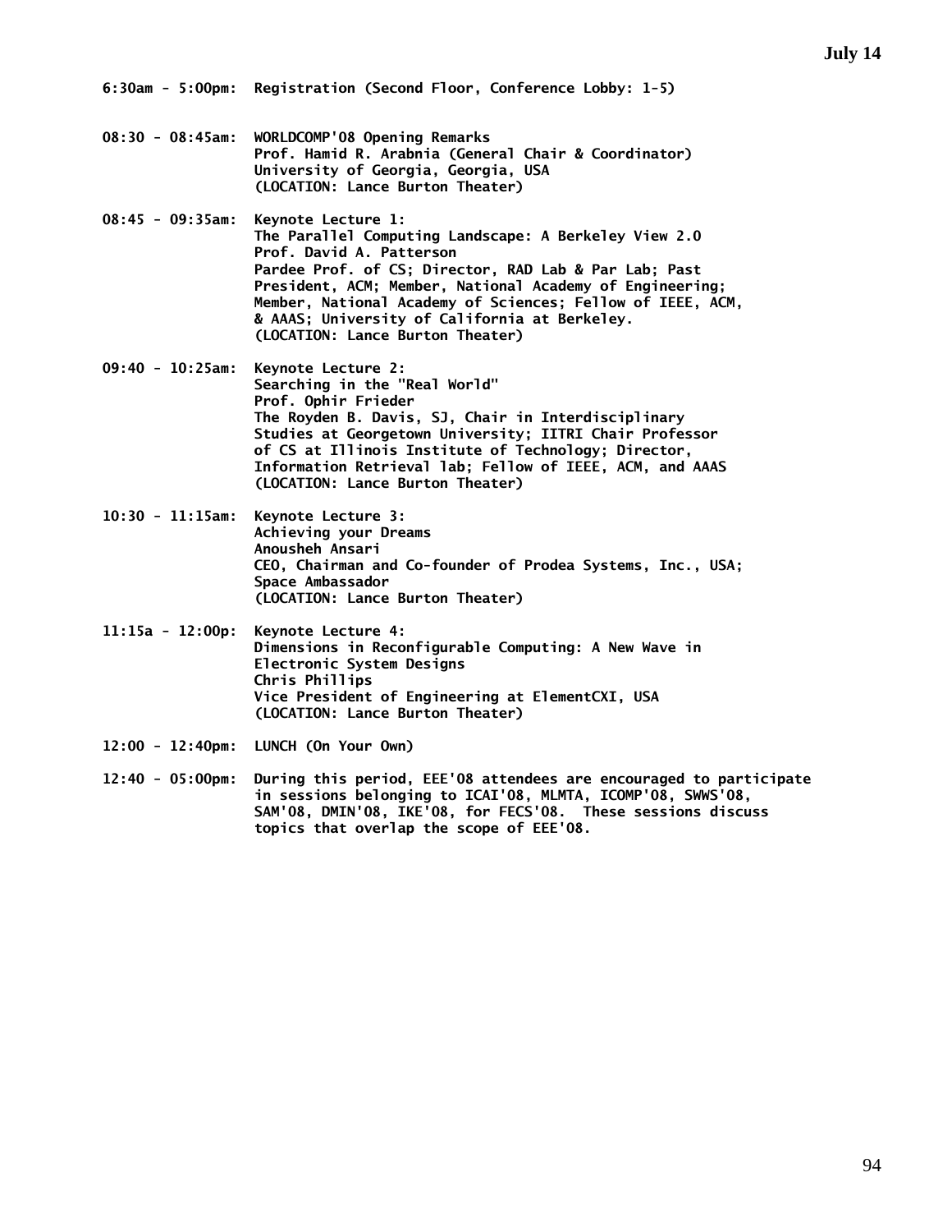## July 14

**6:30am - 5:00pm:** Registration (Second Floor, Conference Lobby: 1-5)

**08:30 - 08:45am:** WORLDCOMP'08 Opening Remarks
Prof. Hamid R. Arabnia (General Chair & Coordinator)
University of Georgia, Georgia, USA
(LOCATION: Lance Burton Theater)

**08:45 - 09:35am:** Keynote Lecture 1:
The Parallel Computing Landscape: A Berkeley View 2.0
Prof. David A. Patterson
Pardee Prof. of CS; Director, RAD Lab & Par Lab; Past President, ACM; Member, National Academy of Engineering; Member, National Academy of Sciences; Fellow of IEEE, ACM, & AAAS; University of California at Berkeley.
(LOCATION: Lance Burton Theater)

**09:40 - 10:25am:** Keynote Lecture 2:
Searching in the "Real World"
Prof. Ophir Frieder
The Royden B. Davis, SJ, Chair in Interdisciplinary Studies at Georgetown University; IITRI Chair Professor of CS at Illinois Institute of Technology; Director, Information Retrieval lab; Fellow of IEEE, ACM, and AAAS
(LOCATION: Lance Burton Theater)

**10:30 - 11:15am:** Keynote Lecture 3:
Achieving your Dreams
Anousheh Ansari
CEO, Chairman and Co-founder of Prodea Systems, Inc., USA; Space Ambassador
(LOCATION: Lance Burton Theater)

**11:15a - 12:00p:** Keynote Lecture 4:
Dimensions in Reconfigurable Computing: A New Wave in Electronic System Designs
Chris Phillips
Vice President of Engineering at ElementCXI, USA
(LOCATION: Lance Burton Theater)

**12:00 - 12:40pm:** LUNCH (On Your Own)

**12:40 - 05:00pm:** During this period, EEE'08 attendees are encouraged to participate in sessions belonging to ICAI'08, MLMTA, ICOMP'08, SWWS'08, SAM'08, DMIN'08, IKE'08, for FECS'08. These sessions discuss topics that overlap the scope of EEE'08.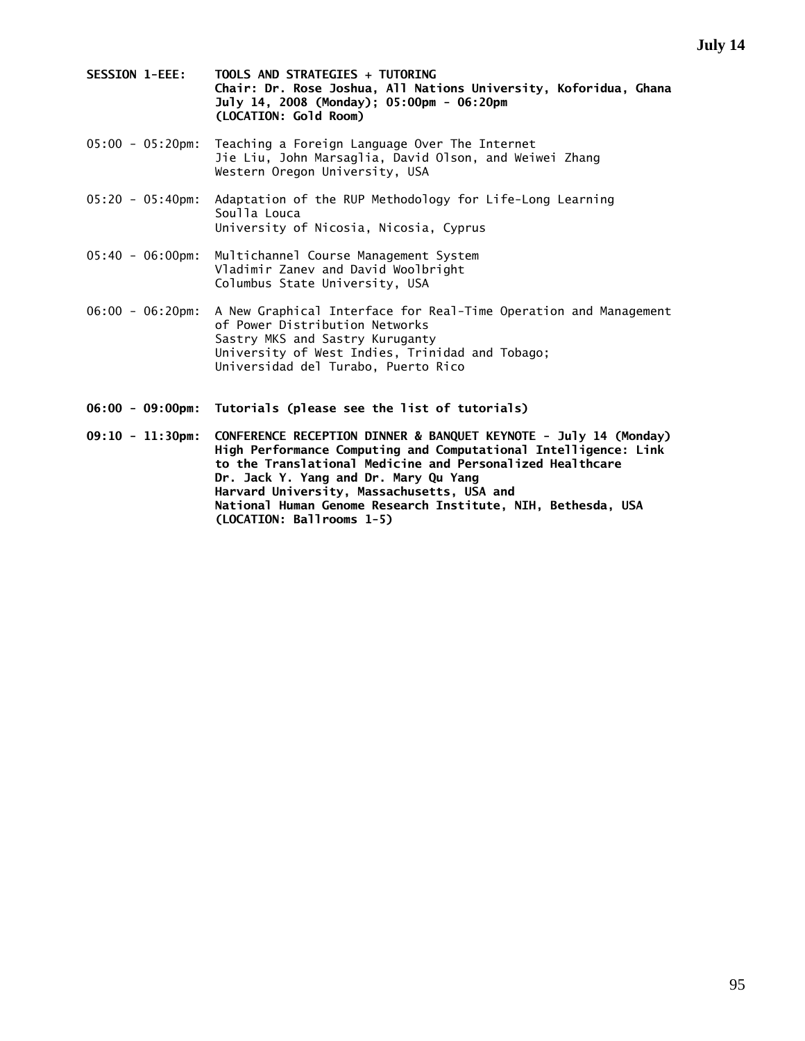**SESSION 1-EEE: TOOLS AND STRATEGIES + TUTORING**
**Chair: Dr. Rose Joshua, All Nations University, Koforidua, Ghana**
**July 14, 2008 (Monday); 05:00pm - 06:20pm**
**(LOCATION: Gold Room)**

05:00 - 05:20pm: Teaching a Foreign Language Over The Internet
Jie Liu, John Marsaglia, David Olson, and Weiwei Zhang
Western Oregon University, USA

05:20 - 05:40pm: Adaptation of the RUP Methodology for Life-Long Learning
Soulla Louca
University of Nicosia, Nicosia, Cyprus

05:40 - 06:00pm: Multichannel Course Management System
Vladimir Zanev and David Woolbright
Columbus State University, USA

06:00 - 06:20pm: A New Graphical Interface for Real-Time Operation and Management of Power Distribution Networks
Sastry MKS and Sastry Kuruganty
University of West Indies, Trinidad and Tobago;
Universidad del Turabo, Puerto Rico

**06:00 - 09:00pm: Tutorials (please see the list of tutorials)**

**09:10 - 11:30pm: CONFERENCE RECEPTION DINNER & BANQUET KEYNOTE - July 14 (Monday)**
**High Performance Computing and Computational Intelligence: Link to the Translational Medicine and Personalized Healthcare**
**Dr. Jack Y. Yang and Dr. Mary Qu Yang**
**Harvard University, Massachusetts, USA and**
**National Human Genome Research Institute, NIH, Bethesda, USA**
**(LOCATION: Ballrooms 1-5)**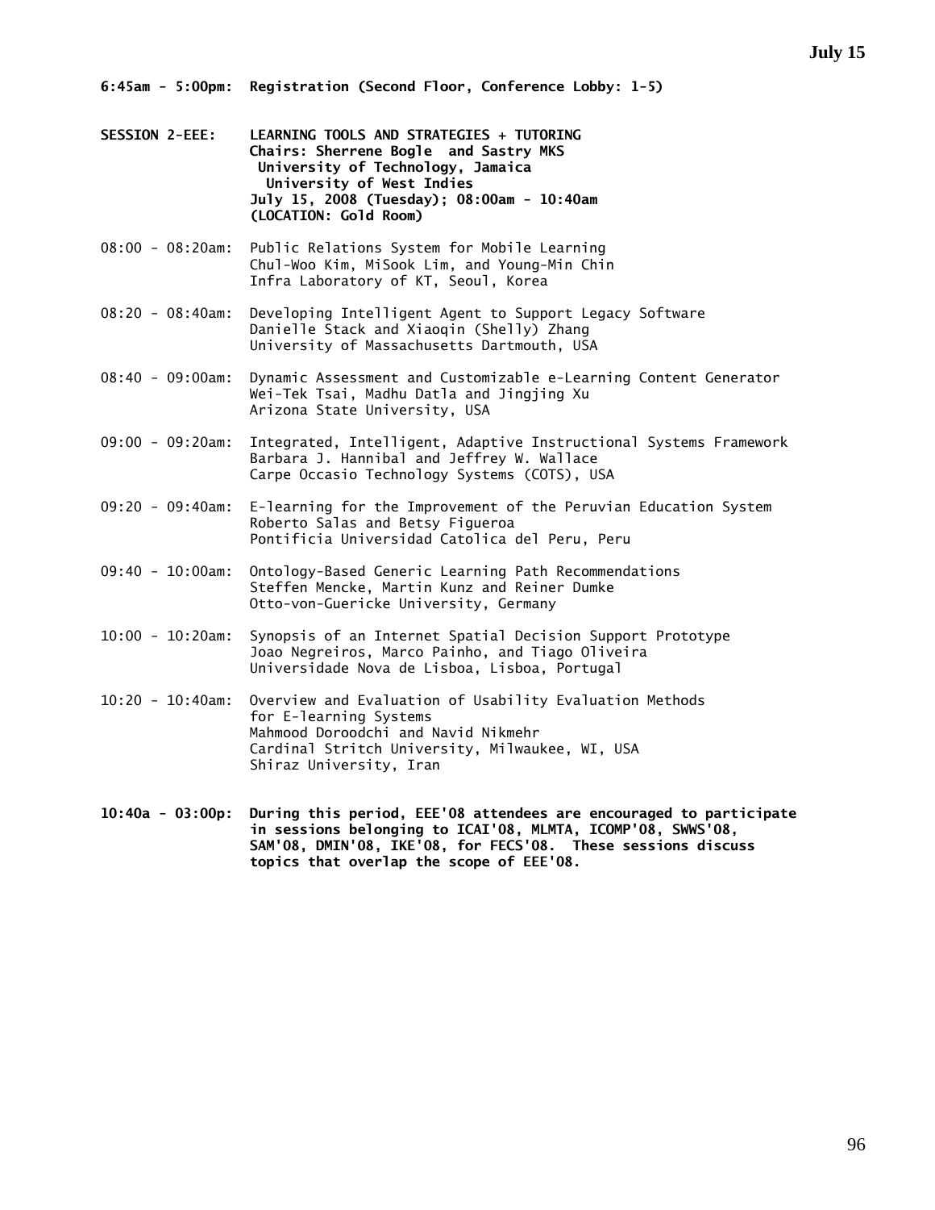**6:45am - 5:00pm: Registration (Second Floor, Conference Lobby: 1-5)**

**SESSION 2-EEE: LEARNING TOOLS AND STRATEGIES + TUTORING**
**Chairs: Sherrene Bogle and Sastry MKS**
**University of Technology, Jamaica**
**University of West Indies**
**July 15, 2008 (Tuesday); 08:00am - 10:40am**
**(LOCATION: Gold Room)**

08:00 - 08:20am: Public Relations System for Mobile Learning
Chul-Woo Kim, MiSook Lim, and Young-Min Chin
Infra Laboratory of KT, Seoul, Korea

08:20 - 08:40am: Developing Intelligent Agent to Support Legacy Software
Danielle Stack and Xiaoqin (Shelly) Zhang
University of Massachusetts Dartmouth, USA

08:40 - 09:00am: Dynamic Assessment and Customizable e-Learning Content Generator
Wei-Tek Tsai, Madhu Datla and Jingjing Xu
Arizona State University, USA

09:00 - 09:20am: Integrated, Intelligent, Adaptive Instructional Systems Framework
Barbara J. Hannibal and Jeffrey W. Wallace
Carpe Occasio Technology Systems (COTS), USA

09:20 - 09:40am: E-learning for the Improvement of the Peruvian Education System
Roberto Salas and Betsy Figueroa
Pontificia Universidad Catolica del Peru, Peru

09:40 - 10:00am: Ontology-Based Generic Learning Path Recommendations
Steffen Mencke, Martin Kunz and Reiner Dumke
Otto-von-Guericke University, Germany

10:00 - 10:20am: Synopsis of an Internet Spatial Decision Support Prototype
Joao Negreiros, Marco Painho, and Tiago Oliveira
Universidade Nova de Lisboa, Lisboa, Portugal

10:20 - 10:40am: Overview and Evaluation of Usability Evaluation Methods for E-learning Systems
Mahmood Doroodchi and Navid Nikmehr
Cardinal Stritch University, Milwaukee, WI, USA
Shiraz University, Iran

**10:40a - 03:00p: During this period, EEE'08 attendees are encouraged to participate in sessions belonging to ICAI'08, MLMTA, ICOMP'08, SWWS'08, SAM'08, DMIN'08, IKE'08, for FECS'08. These sessions discuss topics that overlap the scope of EEE'08.**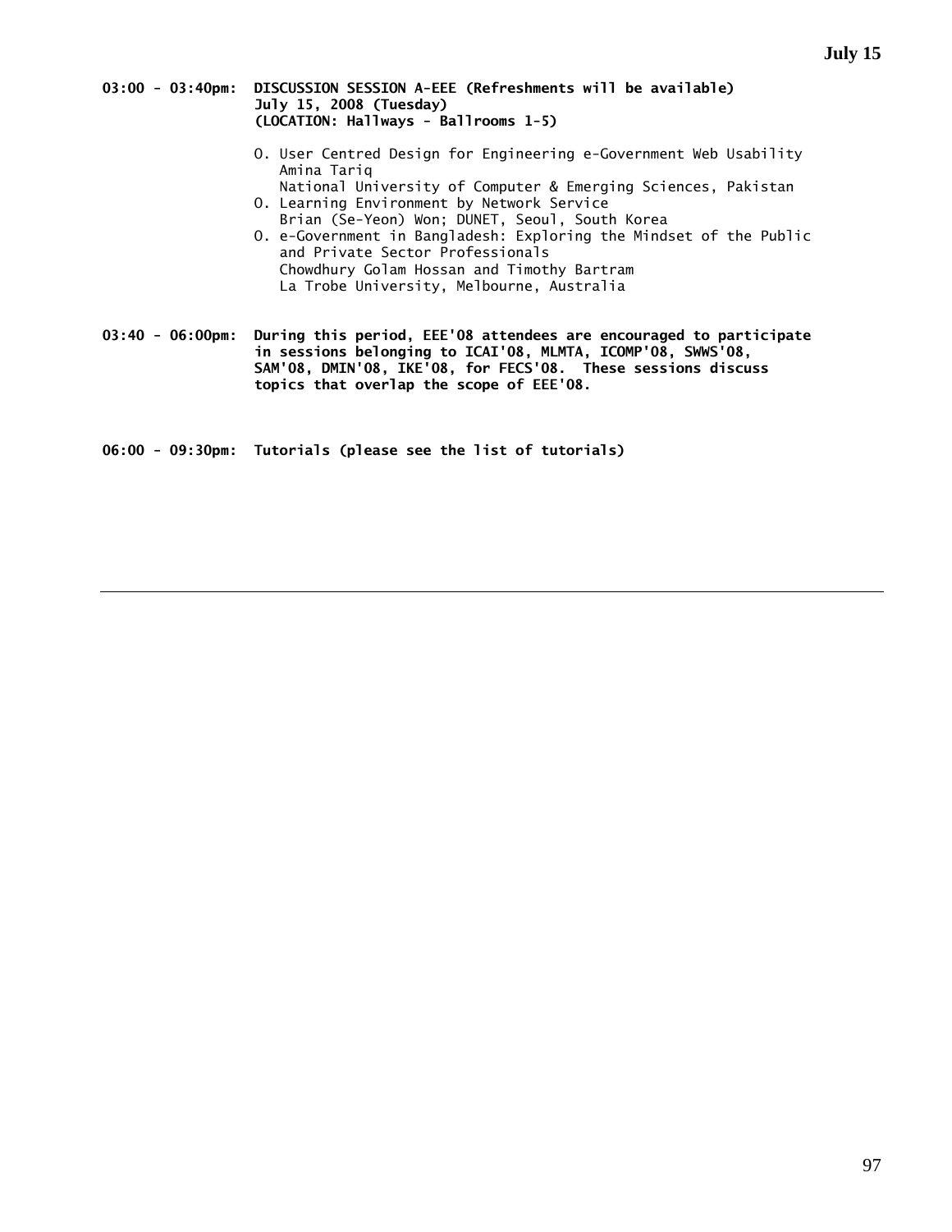**03:00 - 03:40pm: DISCUSSION SESSION A-EEE (Refreshments will be available)**
**July 15, 2008 (Tuesday)**
**(LOCATION: Hallways - Ballrooms 1-5)**

- O. User Centred Design for Engineering e-Government Web Usability
  Amina Tariq
  National University of Computer & Emerging Sciences, Pakistan
- O. Learning Environment by Network Service
  Brian (Se-Yeon) Won; DUNET, Seoul, South Korea
- O. e-Government in Bangladesh: Exploring the Mindset of the Public and Private Sector Professionals
  Chowdhury Golam Hossan and Timothy Bartram
  La Trobe University, Melbourne, Australia

**03:40 - 06:00pm: During this period, EEE'08 attendees are encouraged to participate in sessions belonging to ICAI'08, MLMTA, ICOMP'08, SWWS'08, SAM'08, DMIN'08, IKE'08, for FECS'08. These sessions discuss topics that overlap the scope of EEE'08.**

**06:00 - 09:30pm: Tutorials (please see the list of tutorials)**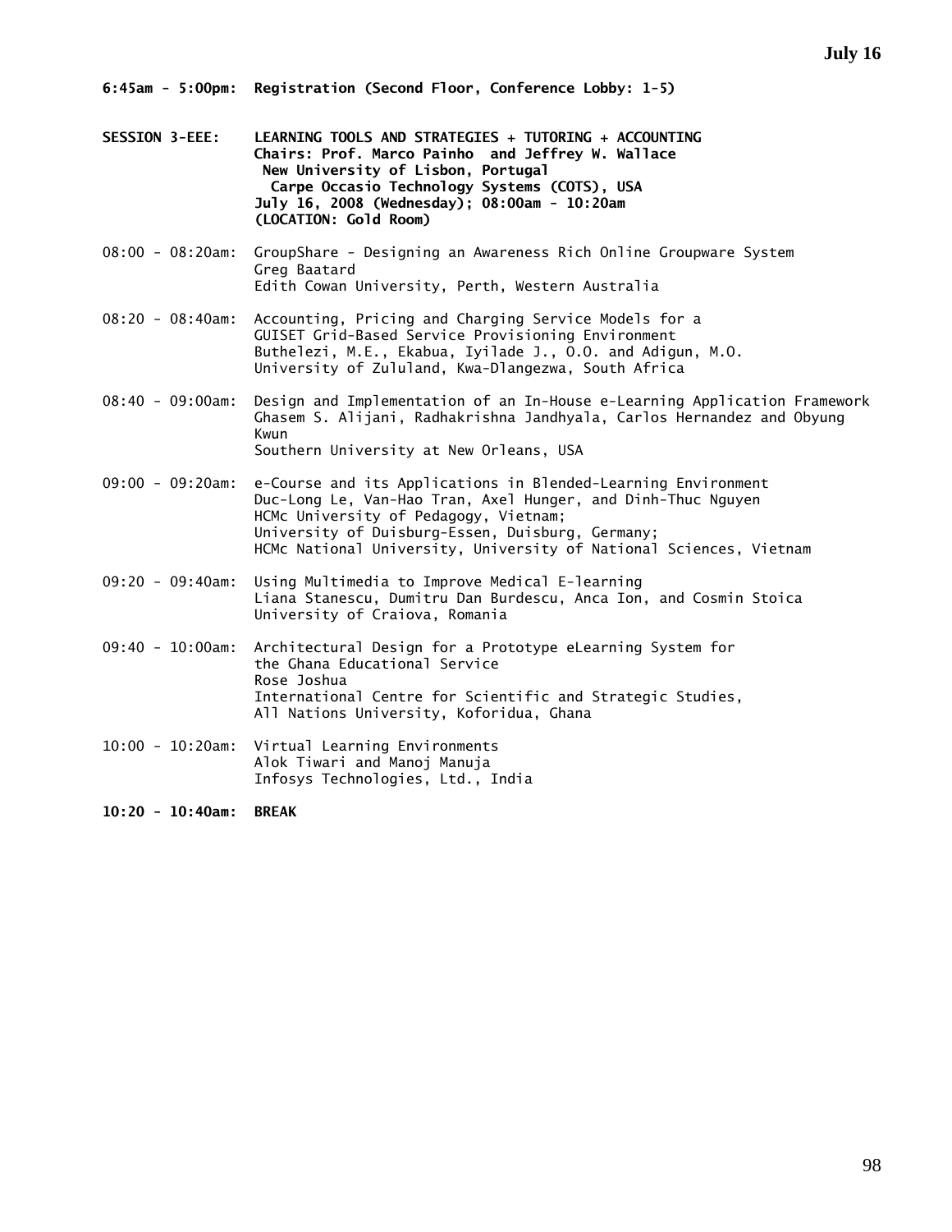**6:45am - 5:00pm: Registration (Second Floor, Conference Lobby: 1-5)**

**SESSION 3-EEE: LEARNING TOOLS AND STRATEGIES + TUTORING + ACCOUNTING**
**Chairs: Prof. Marco Painho and Jeffrey W. Wallace**
**New University of Lisbon, Portugal**
**Carpe Occasio Technology Systems (COTS), USA**
**July 16, 2008 (Wednesday); 08:00am - 10:20am**
**(LOCATION: Gold Room)**

08:00 - 08:20am: GroupShare - Designing an Awareness Rich Online Groupware System
Greg Baatard
Edith Cowan University, Perth, Western Australia

08:20 - 08:40am: Accounting, Pricing and Charging Service Models for a GUISET Grid-Based Service Provisioning Environment
Buthelezi, M.E., Ekabua, Iyilade J., O.O. and Adigun, M.O.
University of Zululand, Kwa-Dlangezwa, South Africa

08:40 - 09:00am: Design and Implementation of an In-House e-Learning Application Framework
Ghasem S. Alijani, Radhakrishna Jandhyala, Carlos Hernandez and Obyung Kwun
Southern University at New Orleans, USA

09:00 - 09:20am: e-Course and its Applications in Blended-Learning Environment
Duc-Long Le, Van-Hao Tran, Axel Hunger, and Dinh-Thuc Nguyen
HCMc University of Pedagogy, Vietnam;
University of Duisburg-Essen, Duisburg, Germany;
HCMc National University, University of National Sciences, Vietnam

09:20 - 09:40am: Using Multimedia to Improve Medical E-learning
Liana Stanescu, Dumitru Dan Burdescu, Anca Ion, and Cosmin Stoica
University of Craiova, Romania

09:40 - 10:00am: Architectural Design for a Prototype eLearning System for the Ghana Educational Service
Rose Joshua
International Centre for Scientific and Strategic Studies, All Nations University, Koforidua, Ghana

10:00 - 10:20am: Virtual Learning Environments
Alok Tiwari and Manoj Manuja
Infosys Technologies, Ltd., India

**10:20 - 10:40am: BREAK**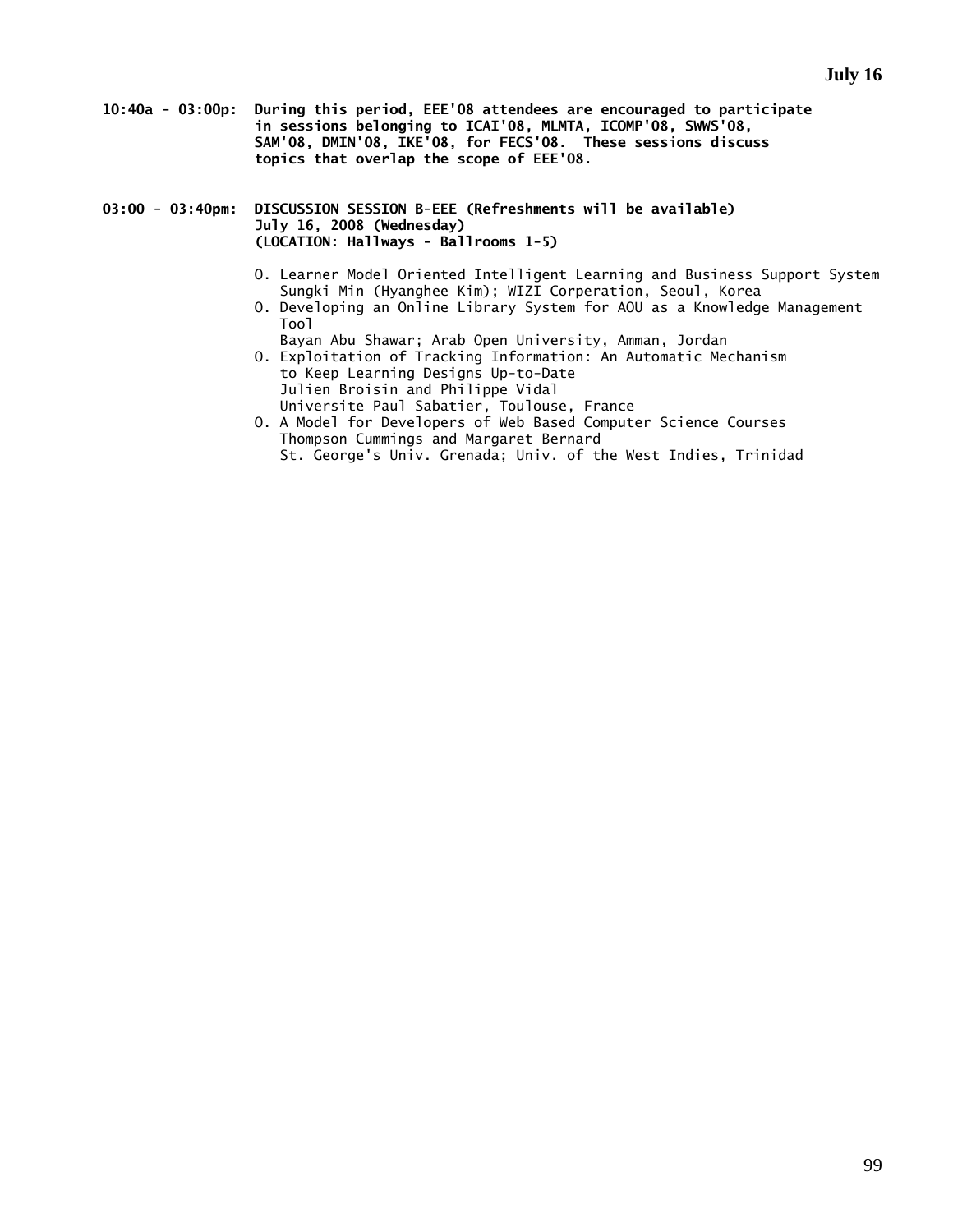**10:40a - 03:00p: During this period, EEE'08 attendees are encouraged to participate in sessions belonging to ICAI'08, MLMTA, ICOMP'08, SWWS'08, SAM'08, DMIN'08, IKE'08, for FECS'08. These sessions discuss topics that overlap the scope of EEE'08.**

**03:00 - 03:40pm: DISCUSSION SESSION B-EEE (Refreshments will be available)**
**July 16, 2008 (Wednesday)**
**(LOCATION: Hallways - Ballrooms 1-5)**

- O. Learner Model Oriented Intelligent Learning and Business Support System
  Sungki Min (Hyanghee Kim); WIZI Corperation, Seoul, Korea
- O. Developing an Online Library System for AOU as a Knowledge Management Tool
  Bayan Abu Shawar; Arab Open University, Amman, Jordan
- O. Exploitation of Tracking Information: An Automatic Mechanism to Keep Learning Designs Up-to-Date
  Julien Broisin and Philippe Vidal
  Universite Paul Sabatier, Toulouse, France
- O. A Model for Developers of Web Based Computer Science Courses
  Thompson Cummings and Margaret Bernard
  St. George's Univ. Grenada; Univ. of the West Indies, Trinidad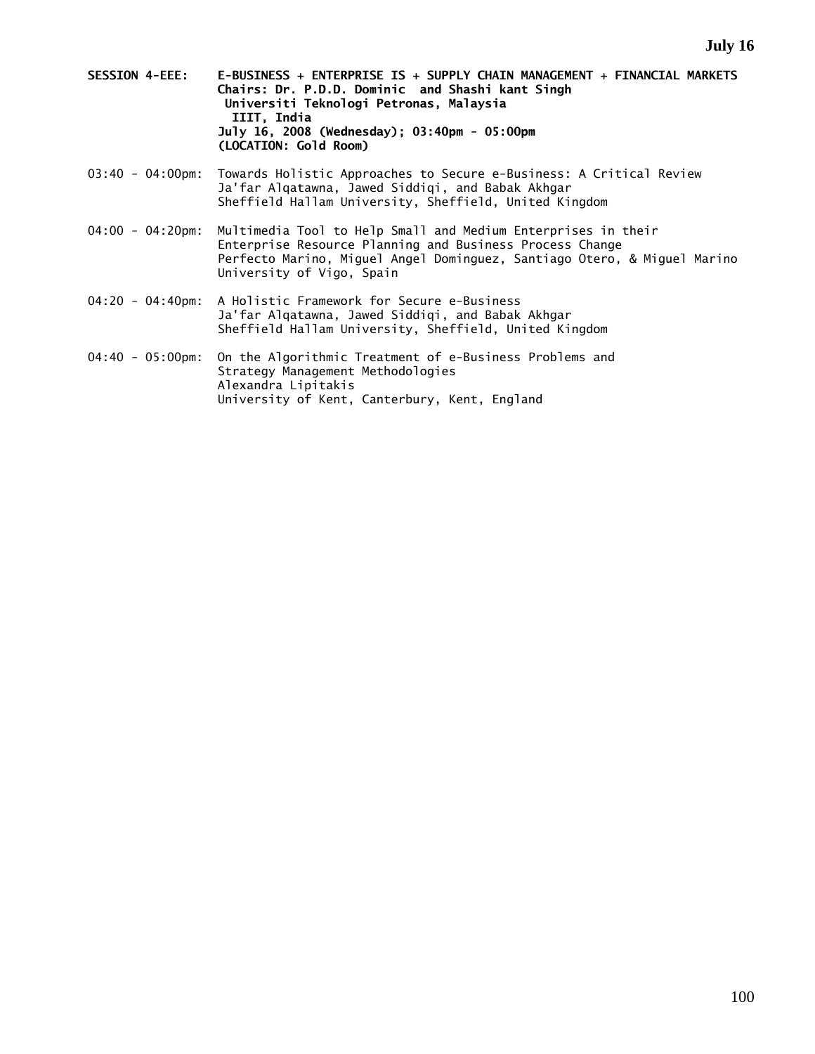**SESSION 4-EEE: E-BUSINESS + ENTERPRISE IS + SUPPLY CHAIN MANAGEMENT + FINANCIAL MARKETS**
**Chairs: Dr. P.D.D. Dominic and Shashi kant Singh**
**Universiti Teknologi Petronas, Malaysia**
**IIIT, India**
**July 16, 2008 (Wednesday); 03:40pm - 05:00pm**
**(LOCATION: Gold Room)**

03:40 - 04:00pm: Towards Holistic Approaches to Secure e-Business: A Critical Review
Ja'far Alqatawna, Jawed Siddiqi, and Babak Akhgar
Sheffield Hallam University, Sheffield, United Kingdom

04:00 - 04:20pm: Multimedia Tool to Help Small and Medium Enterprises in their Enterprise Resource Planning and Business Process Change
Perfecto Marino, Miguel Angel Dominguez, Santiago Otero, & Miguel Marino
University of Vigo, Spain

04:20 - 04:40pm: A Holistic Framework for Secure e-Business
Ja'far Alqatawna, Jawed Siddiqi, and Babak Akhgar
Sheffield Hallam University, Sheffield, United Kingdom

04:40 - 05:00pm: On the Algorithmic Treatment of e-Business Problems and Strategy Management Methodologies
Alexandra Lipitakis
University of Kent, Canterbury, Kent, England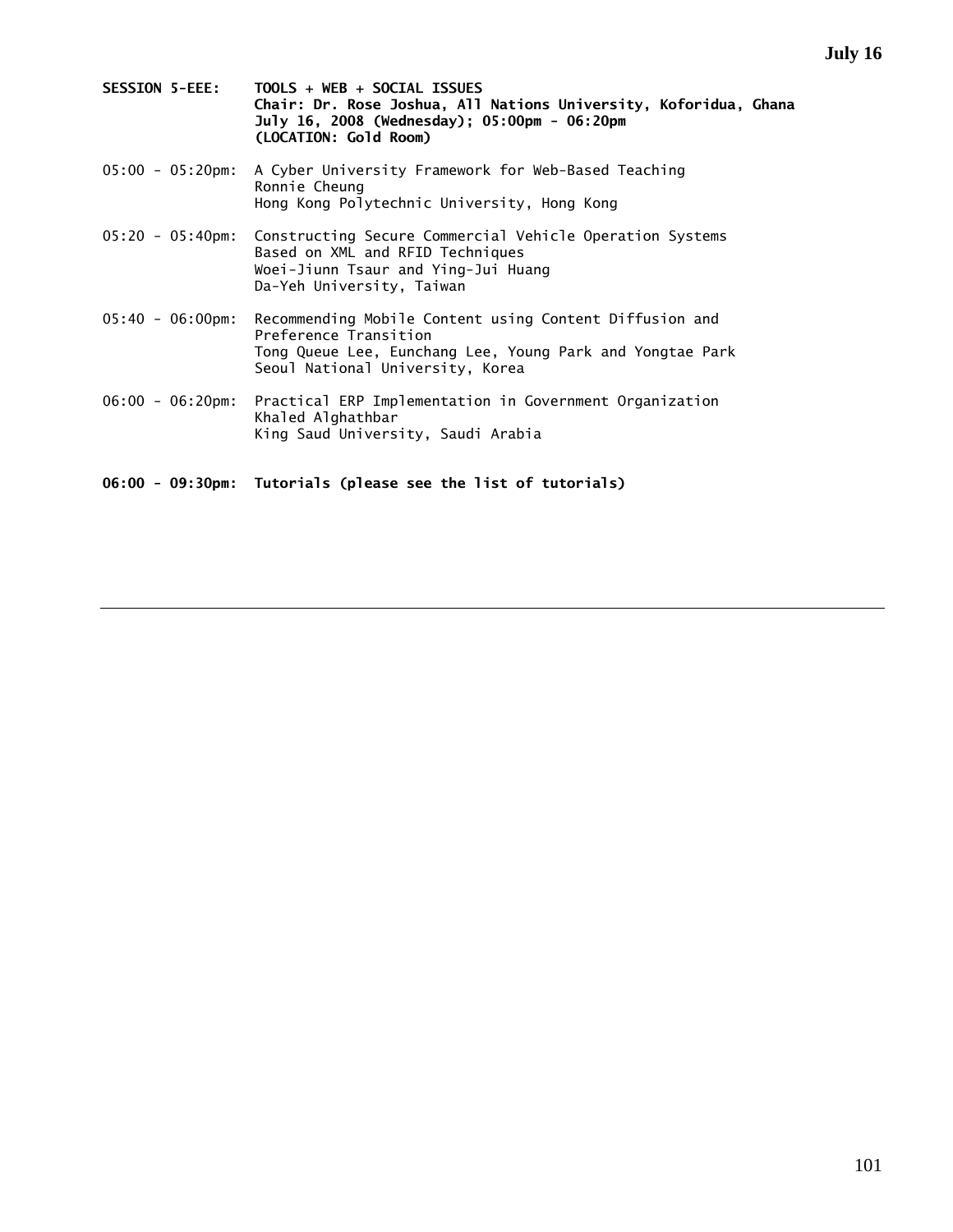**SESSION 5-EEE: TOOLS + WEB + SOCIAL ISSUES**
**Chair: Dr. Rose Joshua, All Nations University, Koforidua, Ghana**
**July 16, 2008 (Wednesday); 05:00pm - 06:20pm**
**(LOCATION: Gold Room)**

05:00 - 05:20pm: A Cyber University Framework for Web-Based Teaching
Ronnie Cheung
Hong Kong Polytechnic University, Hong Kong

05:20 - 05:40pm: Constructing Secure Commercial Vehicle Operation Systems Based on XML and RFID Techniques
Woei-Jiunn Tsaur and Ying-Jui Huang
Da-Yeh University, Taiwan

05:40 - 06:00pm: Recommending Mobile Content using Content Diffusion and Preference Transition
Tong Queue Lee, Eunchang Lee, Young Park and Yongtae Park
Seoul National University, Korea

06:00 - 06:20pm: Practical ERP Implementation in Government Organization
Khaled Alghathbar
King Saud University, Saudi Arabia

**06:00 - 09:30pm: Tutorials (please see the list of tutorials)**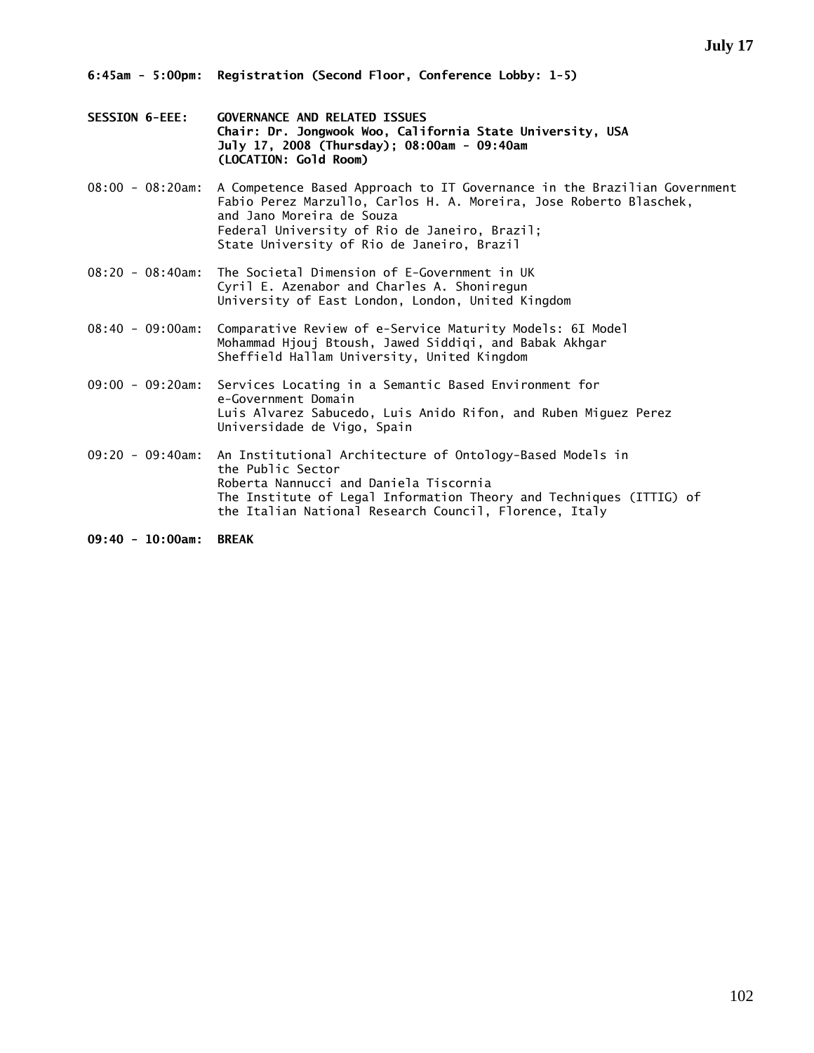**6:45am - 5:00pm: Registration (Second Floor, Conference Lobby: 1-5)**

**SESSION 6-EEE: GOVERNANCE AND RELATED ISSUES**
**Chair: Dr. Jongwook Woo, California State University, USA**
**July 17, 2008 (Thursday); 08:00am - 09:40am**
**(LOCATION: Gold Room)**

08:00 - 08:20am: A Competence Based Approach to IT Governance in the Brazilian Government
Fabio Perez Marzullo, Carlos H. A. Moreira, Jose Roberto Blaschek, and Jano Moreira de Souza
Federal University of Rio de Janeiro, Brazil;
State University of Rio de Janeiro, Brazil

08:20 - 08:40am: The Societal Dimension of E-Government in UK
Cyril E. Azenabor and Charles A. Shoniregun
University of East London, London, United Kingdom

08:40 - 09:00am: Comparative Review of e-Service Maturity Models: 6I Model
Mohammad Hjouj Btoush, Jawed Siddiqi, and Babak Akhgar
Sheffield Hallam University, United Kingdom

09:00 - 09:20am: Services Locating in a Semantic Based Environment for e-Government Domain
Luis Alvarez Sabucedo, Luis Anido Rifon, and Ruben Miguez Perez
Universidade de Vigo, Spain

09:20 - 09:40am: An Institutional Architecture of Ontology-Based Models in the Public Sector
Roberta Nannucci and Daniela Tiscornia
The Institute of Legal Information Theory and Techniques (ITTIG) of the Italian National Research Council, Florence, Italy

**09:40 - 10:00am: BREAK**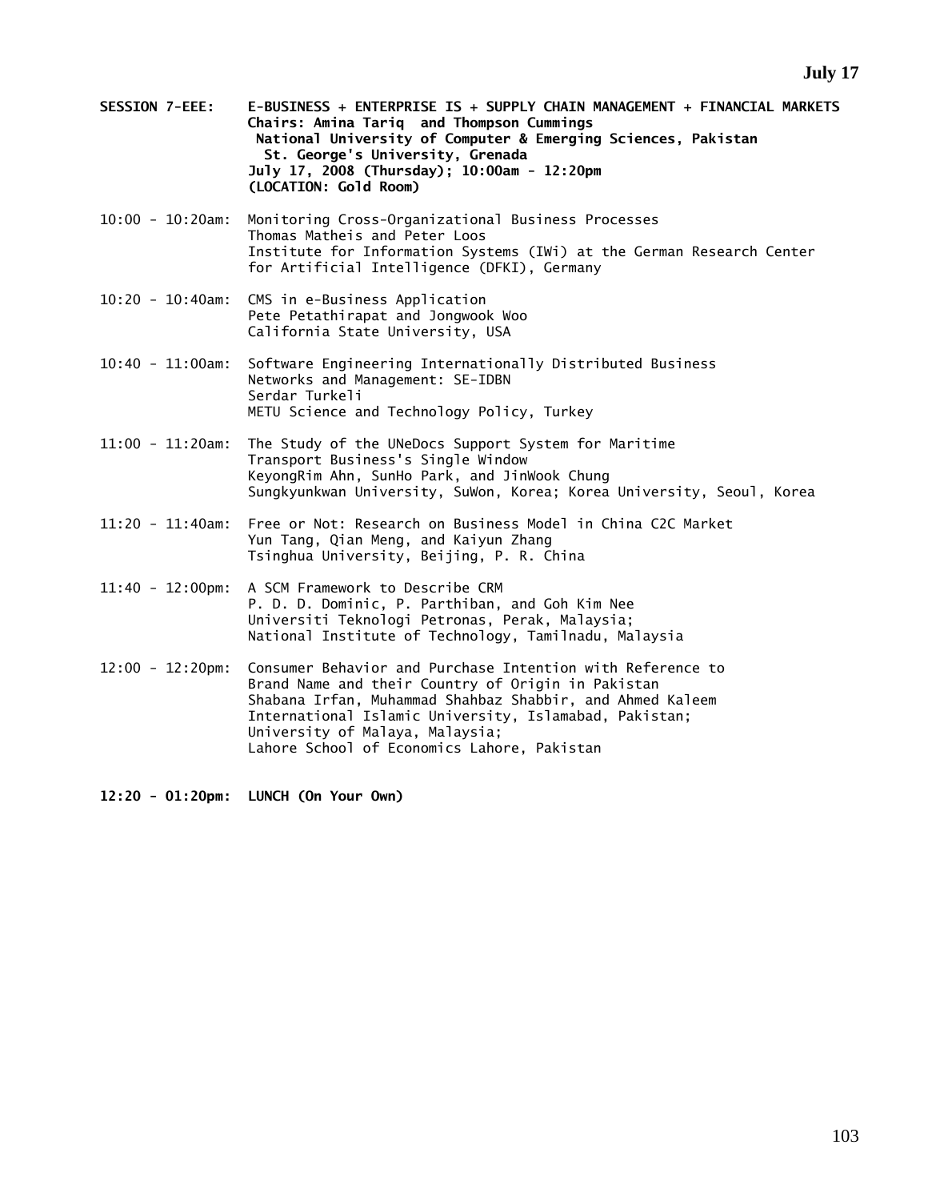**SESSION 7-EEE: E-BUSINESS + ENTERPRISE IS + SUPPLY CHAIN MANAGEMENT + FINANCIAL MARKETS**
**Chairs: Amina Tariq and Thompson Cummings**
**National University of Computer & Emerging Sciences, Pakistan**
**St. George's University, Grenada**
**July 17, 2008 (Thursday); 10:00am - 12:20pm**
**(LOCATION: Gold Room)**

10:00 - 10:20am: Monitoring Cross-Organizational Business Processes
Thomas Matheis and Peter Loos
Institute for Information Systems (IWi) at the German Research Center for Artificial Intelligence (DFKI), Germany

10:20 - 10:40am: CMS in e-Business Application
Pete Petathirapat and Jongwook Woo
California State University, USA

10:40 - 11:00am: Software Engineering Internationally Distributed Business Networks and Management: SE-IDBN
Serdar Turkeli
METU Science and Technology Policy, Turkey

11:00 - 11:20am: The Study of the UNeDocs Support System for Maritime Transport Business's Single Window
KeyongRim Ahn, SunHo Park, and JinWook Chung
Sungkyunkwan University, SuWon, Korea; Korea University, Seoul, Korea

11:20 - 11:40am: Free or Not: Research on Business Model in China C2C Market
Yun Tang, Qian Meng, and Kaiyun Zhang
Tsinghua University, Beijing, P. R. China

11:40 - 12:00pm: A SCM Framework to Describe CRM
P. D. D. Dominic, P. Parthiban, and Goh Kim Nee
Universiti Teknologi Petronas, Perak, Malaysia;
National Institute of Technology, Tamilnadu, Malaysia

12:00 - 12:20pm: Consumer Behavior and Purchase Intention with Reference to Brand Name and their Country of Origin in Pakistan
Shabana Irfan, Muhammad Shahbaz Shabbir, and Ahmed Kaleem
International Islamic University, Islamabad, Pakistan;
University of Malaya, Malaysia;
Lahore School of Economics Lahore, Pakistan

**12:20 - 01:20pm: LUNCH (On Your Own)**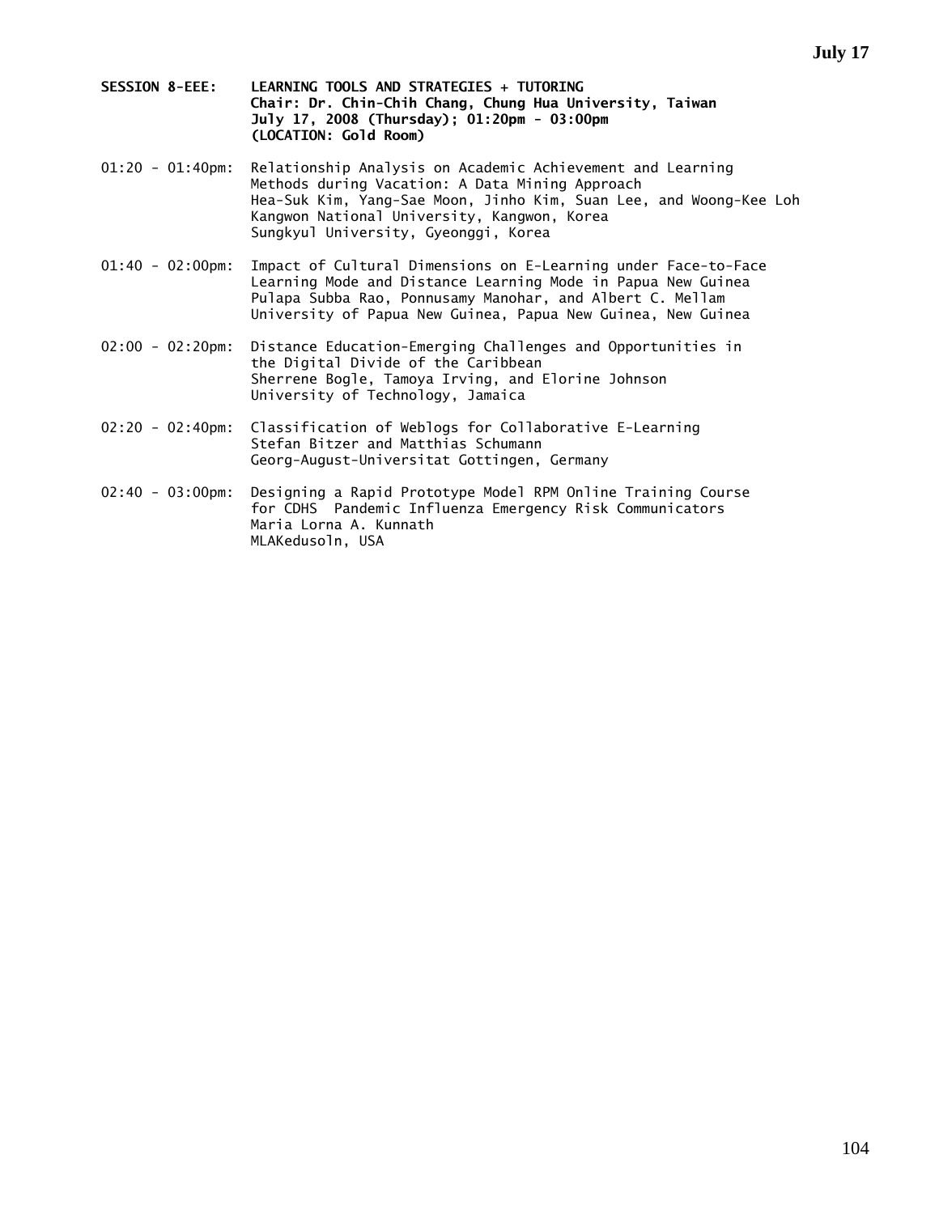## SESSION 8-EEE: LEARNING TOOLS AND STRATEGIES + TUTORING

**Chair: Dr. Chin-Chih Chang, Chung Hua University, Taiwan**
**July 17, 2008 (Thursday); 01:20pm - 03:00pm**
**(LOCATION: Gold Room)**

01:20 - 01:40pm: Relationship Analysis on Academic Achievement and Learning Methods during Vacation: A Data Mining Approach
Hea-Suk Kim, Yang-Sae Moon, Jinho Kim, Suan Lee, and Woong-Kee Loh
Kangwon National University, Kangwon, Korea
Sungkyul University, Gyeonggi, Korea

01:40 - 02:00pm: Impact of Cultural Dimensions on E-Learning under Face-to-Face Learning Mode and Distance Learning Mode in Papua New Guinea
Pulapa Subba Rao, Ponnusamy Manohar, and Albert C. Mellam
University of Papua New Guinea, Papua New Guinea, New Guinea

02:00 - 02:20pm: Distance Education-Emerging Challenges and Opportunities in the Digital Divide of the Caribbean
Sherrene Bogle, Tamoya Irving, and Elorine Johnson
University of Technology, Jamaica

02:20 - 02:40pm: Classification of Weblogs for Collaborative E-Learning
Stefan Bitzer and Matthias Schumann
Georg-August-Universitat Gottingen, Germany

02:40 - 03:00pm: Designing a Rapid Prototype Model RPM Online Training Course for CDHS Pandemic Influenza Emergency Risk Communicators
Maria Lorna A. Kunnath
MLAKedusoln, USA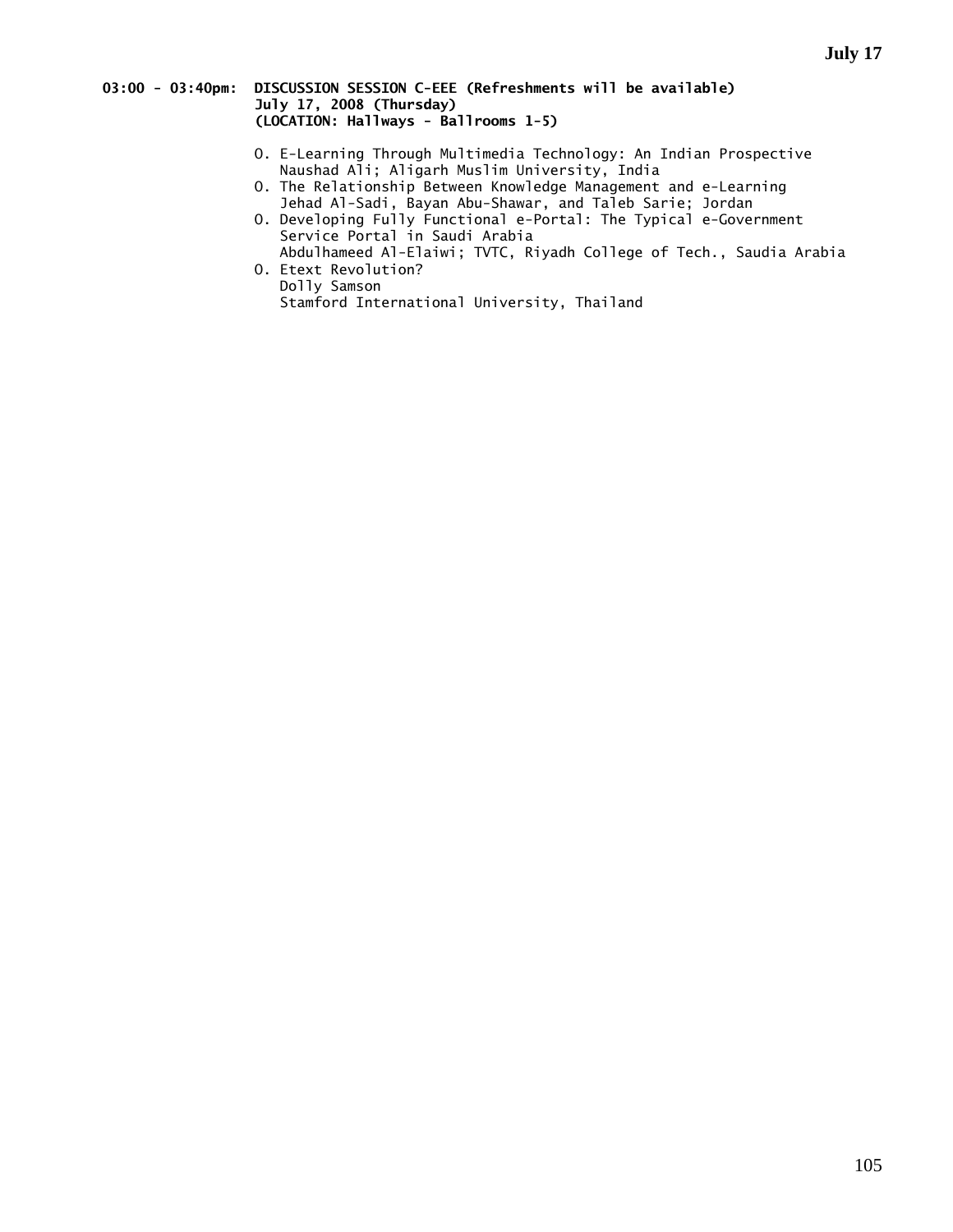**03:00 - 03:40pm: DISCUSSION SESSION C-EEE (Refreshments will be available)**
**July 17, 2008 (Thursday)**
**(LOCATION: Hallways - Ballrooms 1-5)**

O. E-Learning Through Multimedia Technology: An Indian Prospective
   Naushad Ali; Aligarh Muslim University, India

O. The Relationship Between Knowledge Management and e-Learning
   Jehad Al-Sadi, Bayan Abu-Shawar, and Taleb Sarie; Jordan

O. Developing Fully Functional e-Portal: The Typical e-Government Service Portal in Saudi Arabia
   Abdulhameed Al-Elaiwi; TVTC, Riyadh College of Tech., Saudia Arabia

O. Etext Revolution?
   Dolly Samson
   Stamford International University, Thailand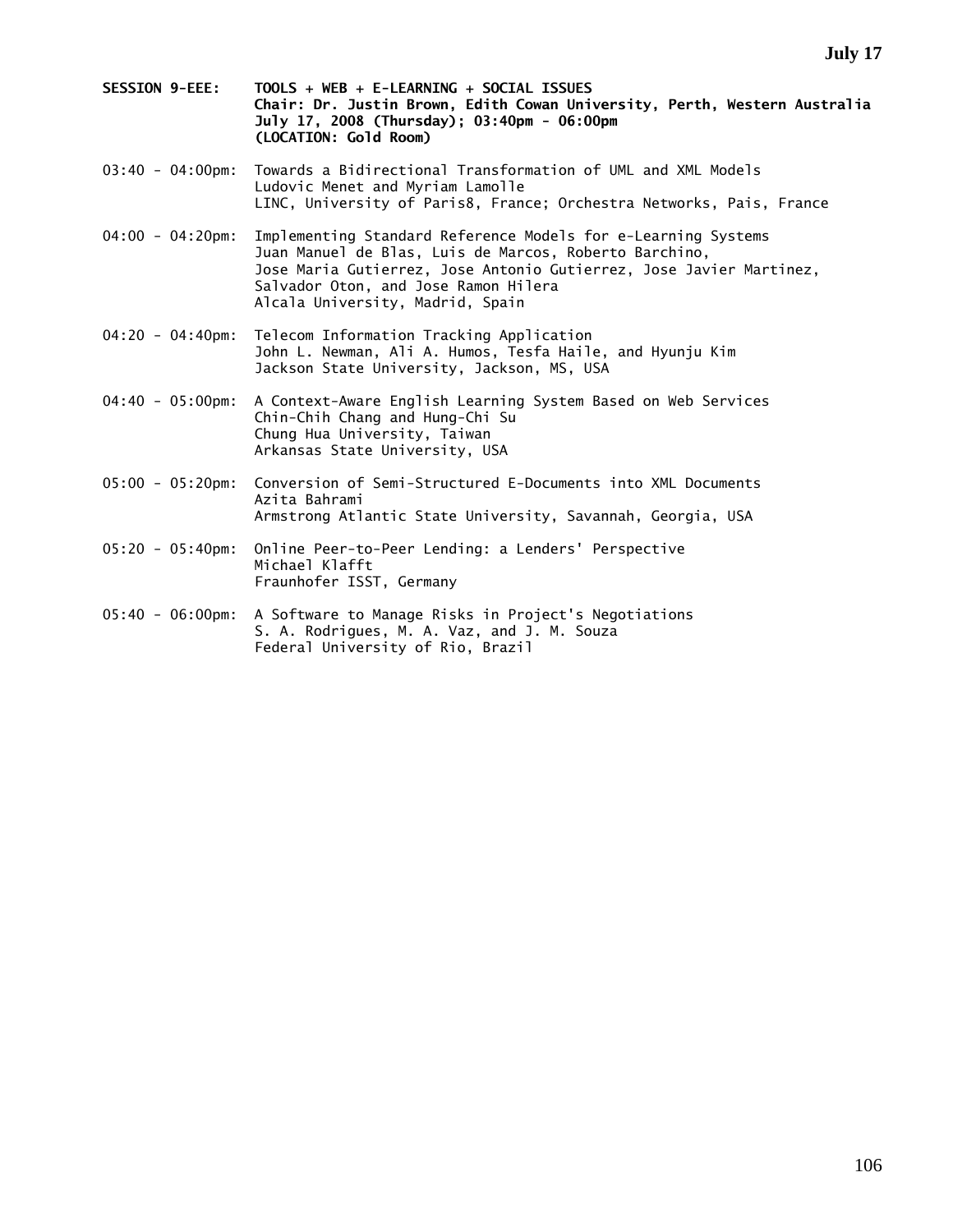## SESSION 9-EEE: TOOLS + WEB + E-LEARNING + SOCIAL ISSUES

**Chair: Dr. Justin Brown, Edith Cowan University, Perth, Western Australia**
**July 17, 2008 (Thursday); 03:40pm - 06:00pm**
**(LOCATION: Gold Room)**

03:40 - 04:00pm: Towards a Bidirectional Transformation of UML and XML Models
Ludovic Menet and Myriam Lamolle
LINC, University of Paris8, France; Orchestra Networks, Pais, France

04:00 - 04:20pm: Implementing Standard Reference Models for e-Learning Systems
Juan Manuel de Blas, Luis de Marcos, Roberto Barchino, Jose Maria Gutierrez, Jose Antonio Gutierrez, Jose Javier Martinez, Salvador Oton, and Jose Ramon Hilera
Alcala University, Madrid, Spain

04:20 - 04:40pm: Telecom Information Tracking Application
John L. Newman, Ali A. Humos, Tesfa Haile, and Hyunju Kim
Jackson State University, Jackson, MS, USA

04:40 - 05:00pm: A Context-Aware English Learning System Based on Web Services
Chin-Chih Chang and Hung-Chi Su
Chung Hua University, Taiwan
Arkansas State University, USA

05:00 - 05:20pm: Conversion of Semi-Structured E-Documents into XML Documents
Azita Bahrami
Armstrong Atlantic State University, Savannah, Georgia, USA

05:20 - 05:40pm: Online Peer-to-Peer Lending: a Lenders' Perspective
Michael Klafft
Fraunhofer ISST, Germany

05:40 - 06:00pm: A Software to Manage Risks in Project's Negotiations
S. A. Rodrigues, M. A. Vaz, and J. M. Souza
Federal University of Rio, Brazil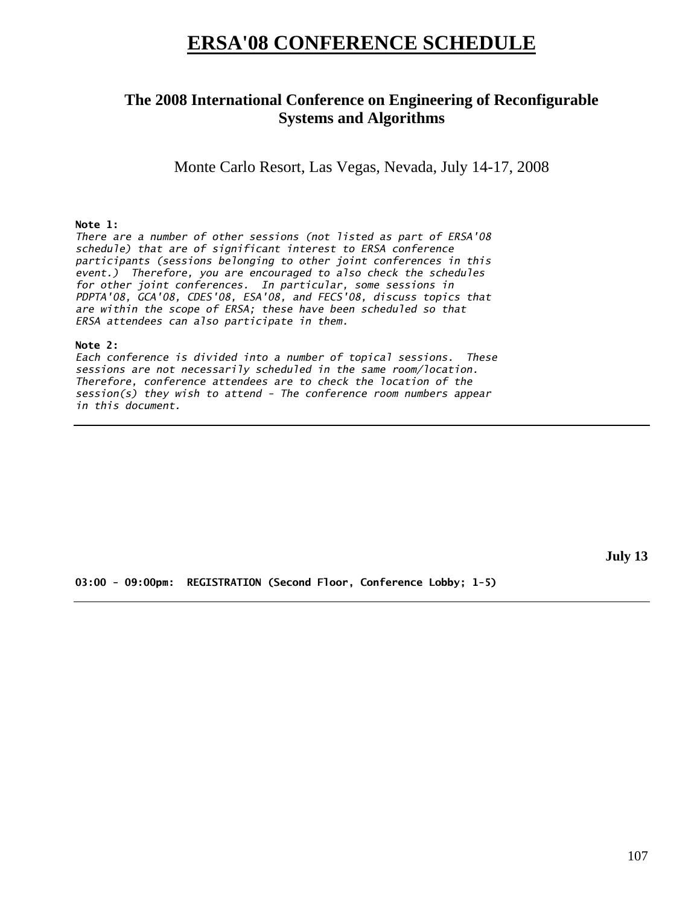# ERSA'08 CONFERENCE SCHEDULE

## The 2008 International Conference on Engineering of Reconfigurable Systems and Algorithms

Monte Carlo Resort, Las Vegas, Nevada, July 14-17, 2008

**Note 1:**
*There are a number of other sessions (not listed as part of ERSA'08 schedule) that are of significant interest to ERSA conference participants (sessions belonging to other joint conferences in this event.) Therefore, you are encouraged to also check the schedules for other joint conferences. In particular, some sessions in PDPTA'08, GCA'08, CDES'08, ESA'08, and FECS'08, discuss topics that are within the scope of ERSA; these have been scheduled so that ERSA attendees can also participate in them.*

**Note 2:**
*Each conference is divided into a number of topical sessions. These sessions are not necessarily scheduled in the same room/location. Therefore, conference attendees are to check the location of the session(s) they wish to attend - The conference room numbers appear in this document.*

---

**July 13**

**03:00 - 09:00pm: REGISTRATION (Second Floor, Conference Lobby; 1-5)**

---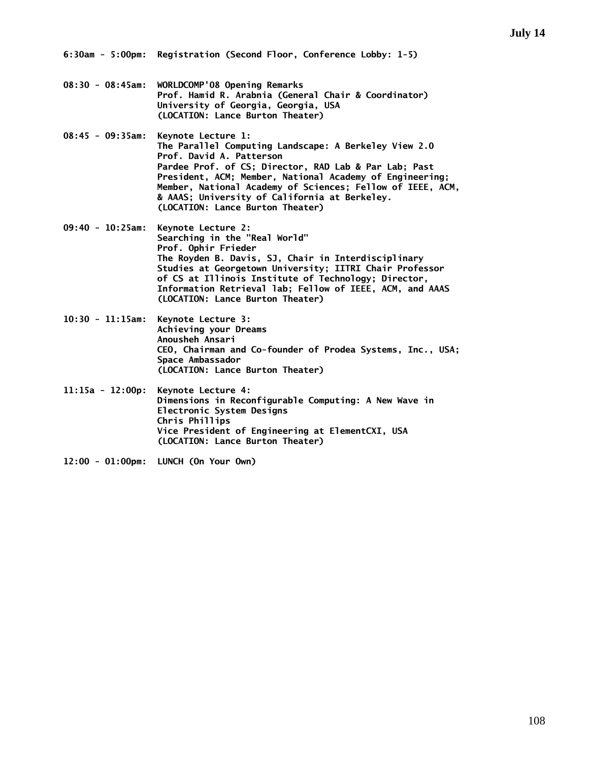## July 14

**6:30am - 5:00pm:** Registration (Second Floor, Conference Lobby: 1-5)

**08:30 - 08:45am:** WORLDCOMP'08 Opening Remarks
Prof. Hamid R. Arabnia (General Chair & Coordinator)
University of Georgia, Georgia, USA
(LOCATION: Lance Burton Theater)

**08:45 - 09:35am:** Keynote Lecture 1:
The Parallel Computing Landscape: A Berkeley View 2.0
Prof. David A. Patterson
Pardee Prof. of CS; Director, RAD Lab & Par Lab; Past President, ACM; Member, National Academy of Engineering; Member, National Academy of Sciences; Fellow of IEEE, ACM, & AAAS; University of California at Berkeley.
(LOCATION: Lance Burton Theater)

**09:40 - 10:25am:** Keynote Lecture 2:
Searching in the "Real World"
Prof. Ophir Frieder
The Royden B. Davis, SJ, Chair in Interdisciplinary Studies at Georgetown University; IITRI Chair Professor of CS at Illinois Institute of Technology; Director, Information Retrieval lab; Fellow of IEEE, ACM, and AAAS
(LOCATION: Lance Burton Theater)

**10:30 - 11:15am:** Keynote Lecture 3:
Achieving your Dreams
Anousheh Ansari
CEO, Chairman and Co-founder of Prodea Systems, Inc., USA; Space Ambassador
(LOCATION: Lance Burton Theater)

**11:15a - 12:00p:** Keynote Lecture 4:
Dimensions in Reconfigurable Computing: A New Wave in Electronic System Designs
Chris Phillips
Vice President of Engineering at ElementCXI, USA
(LOCATION: Lance Burton Theater)

**12:00 - 01:00pm:** LUNCH (On Your Own)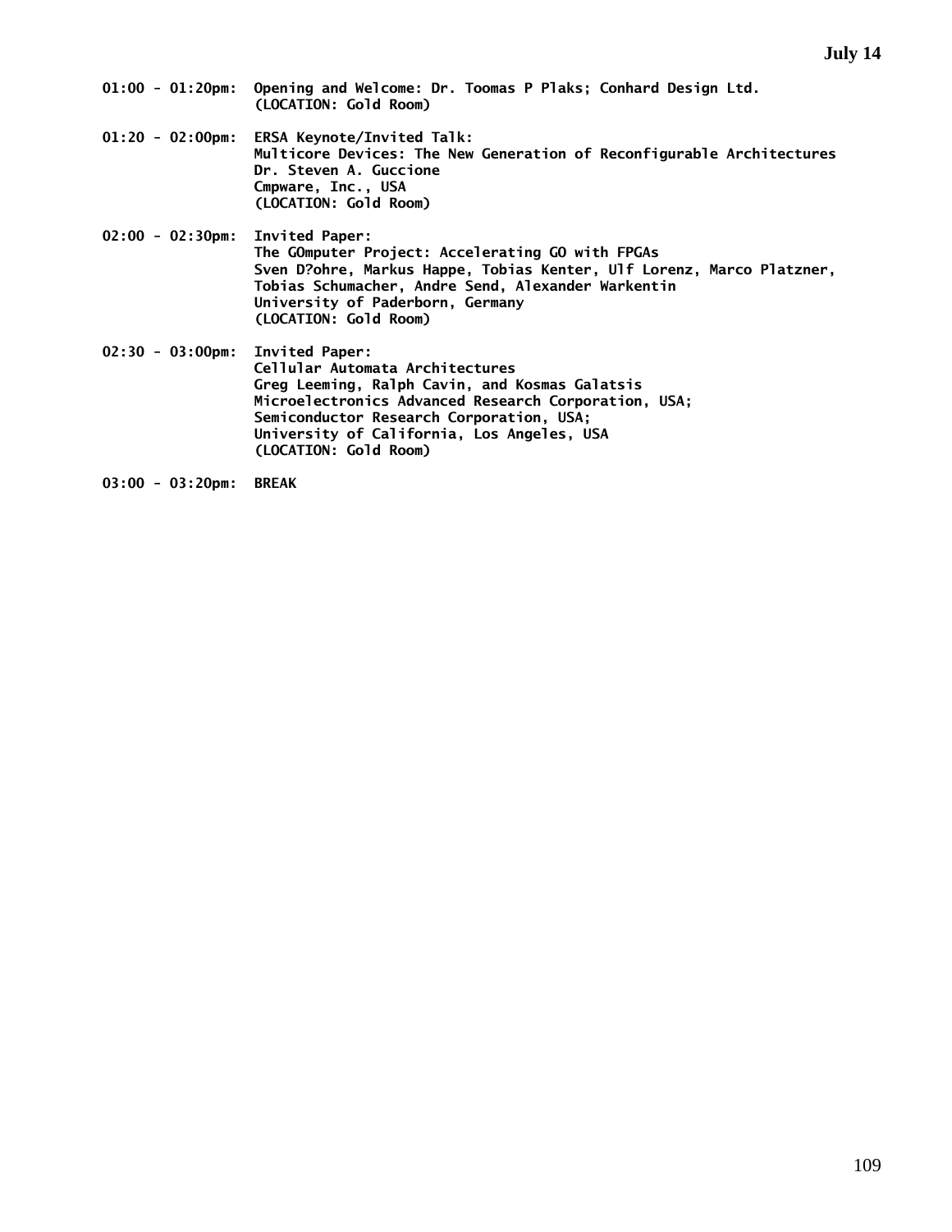**July 14**

**01:00 - 01:20pm:** **Opening and Welcome: Dr. Toomas P Plaks; Conhard Design Ltd.**
**(LOCATION: Gold Room)**

**01:20 - 02:00pm:** **ERSA Keynote/Invited Talk:**
**Multicore Devices: The New Generation of Reconfigurable Architectures**
**Dr. Steven A. Guccione**
**Cmpware, Inc., USA**
**(LOCATION: Gold Room)**

**02:00 - 02:30pm:** **Invited Paper:**
**The GOmputer Project: Accelerating GO with FPGAs**
**Sven D?ohre, Markus Happe, Tobias Kenter, Ulf Lorenz, Marco Platzner, Tobias Schumacher, Andre Send, Alexander Warkentin**
**University of Paderborn, Germany**
**(LOCATION: Gold Room)**

**02:30 - 03:00pm:** **Invited Paper:**
**Cellular Automata Architectures**
**Greg Leeming, Ralph Cavin, and Kosmas Galatsis**
**Microelectronics Advanced Research Corporation, USA;**
**Semiconductor Research Corporation, USA;**
**University of California, Los Angeles, USA**
**(LOCATION: Gold Room)**

**03:00 - 03:20pm:** **BREAK**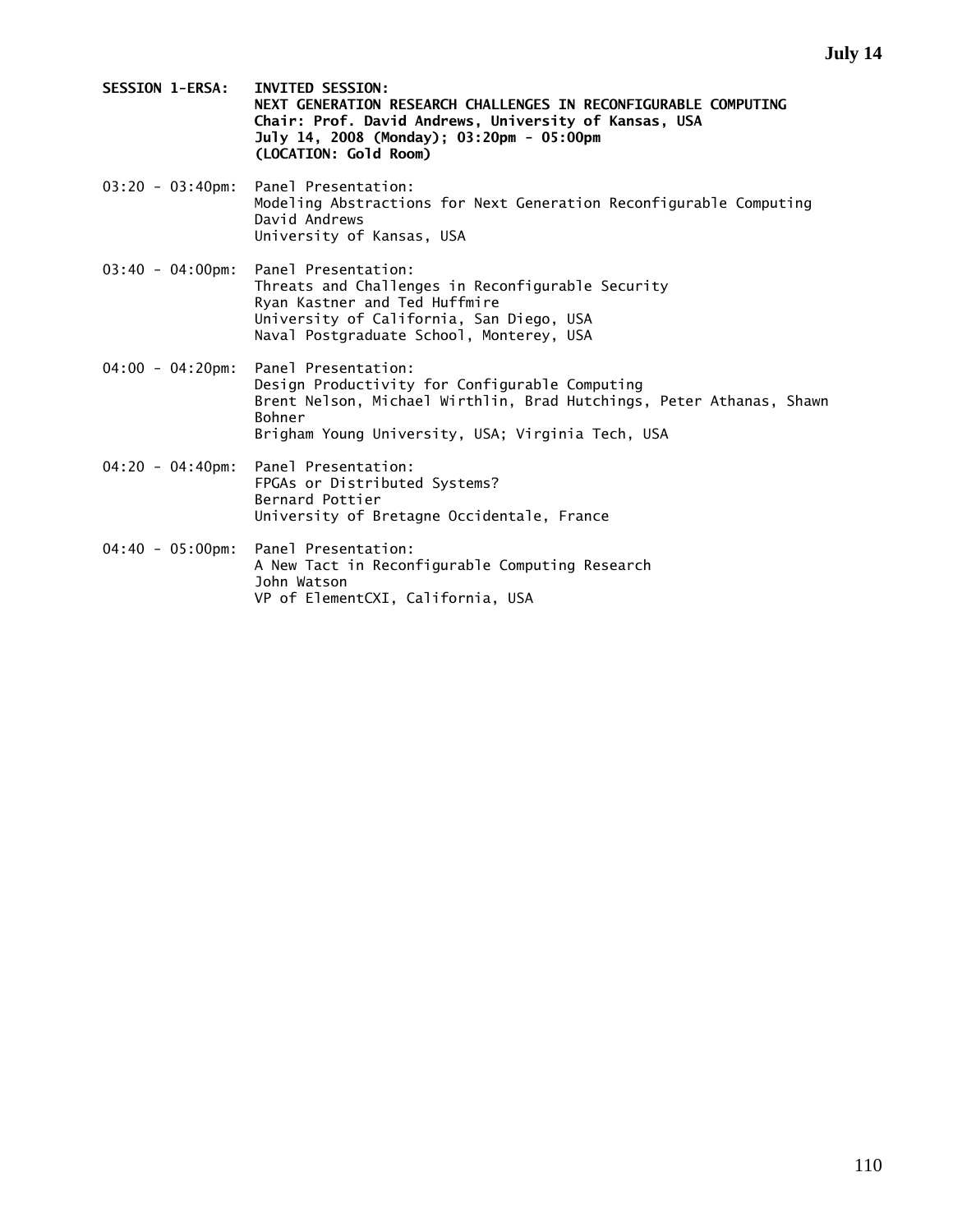**July 14**

**SESSION 1-ERSA: INVITED SESSION:**
**NEXT GENERATION RESEARCH CHALLENGES IN RECONFIGURABLE COMPUTING**
**Chair: Prof. David Andrews, University of Kansas, USA**
**July 14, 2008 (Monday); 03:20pm - 05:00pm**
**(LOCATION: Gold Room)**

03:20 - 03:40pm: Panel Presentation:
Modeling Abstractions for Next Generation Reconfigurable Computing
David Andrews
University of Kansas, USA

03:40 - 04:00pm: Panel Presentation:
Threats and Challenges in Reconfigurable Security
Ryan Kastner and Ted Huffmire
University of California, San Diego, USA
Naval Postgraduate School, Monterey, USA

04:00 - 04:20pm: Panel Presentation:
Design Productivity for Configurable Computing
Brent Nelson, Michael Wirthlin, Brad Hutchings, Peter Athanas, Shawn Bohner
Brigham Young University, USA; Virginia Tech, USA

04:20 - 04:40pm: Panel Presentation:
FPGAs or Distributed Systems?
Bernard Pottier
University of Bretagne Occidentale, France

04:40 - 05:00pm: Panel Presentation:
A New Tact in Reconfigurable Computing Research
John Watson
VP of ElementCXI, California, USA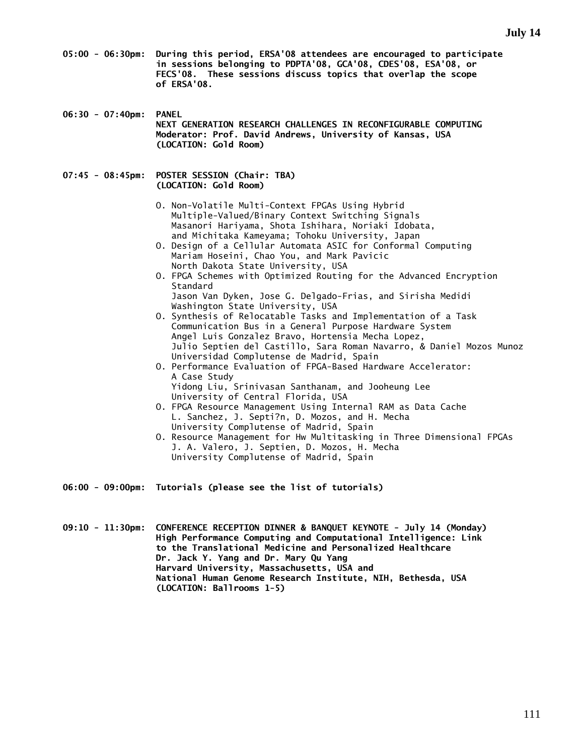**July 14**

**05:00 - 06:30pm:** **During this period, ERSA'08 attendees are encouraged to participate in sessions belonging to PDPTA'08, GCA'08, CDES'08, ESA'08, or FECS'08. These sessions discuss topics that overlap the scope of ERSA'08.**

**06:30 - 07:40pm:** **PANEL**
**NEXT GENERATION RESEARCH CHALLENGES IN RECONFIGURABLE COMPUTING**
**Moderator: Prof. David Andrews, University of Kansas, USA**
**(LOCATION: Gold Room)**

**07:45 - 08:45pm:** **POSTER SESSION (Chair: TBA)**
**(LOCATION: Gold Room)**

- O. Non-Volatile Multi-Context FPGAs Using Hybrid Multiple-Valued/Binary Context Switching Signals
  Masanori Hariyama, Shota Ishihara, Noriaki Idobata, and Michitaka Kameyama; Tohoku University, Japan
- O. Design of a Cellular Automata ASIC for Conformal Computing
  Mariam Hoseini, Chao You, and Mark Pavicic
  North Dakota State University, USA
- O. FPGA Schemes with Optimized Routing for the Advanced Encryption Standard
  Jason Van Dyken, Jose G. Delgado-Frias, and Sirisha Medidi
  Washington State University, USA
- O. Synthesis of Relocatable Tasks and Implementation of a Task Communication Bus in a General Purpose Hardware System
  Angel Luis Gonzalez Bravo, Hortensia Mecha Lopez, Julio Septien del Castillo, Sara Roman Navarro, & Daniel Mozos Munoz
  Universidad Complutense de Madrid, Spain
- O. Performance Evaluation of FPGA-Based Hardware Accelerator: A Case Study
  Yidong Liu, Srinivasan Santhanam, and Jooheung Lee
  University of Central Florida, USA
- O. FPGA Resource Management Using Internal RAM as Data Cache
  L. Sanchez, J. Septi?n, D. Mozos, and H. Mecha
  University Complutense of Madrid, Spain
- O. Resource Management for Hw Multitasking in Three Dimensional FPGAs
  J. A. Valero, J. Septien, D. Mozos, H. Mecha
  University Complutense of Madrid, Spain

**06:00 - 09:00pm:** **Tutorials (please see the list of tutorials)**

**09:10 - 11:30pm:** **CONFERENCE RECEPTION DINNER & BANQUET KEYNOTE - July 14 (Monday)**
**High Performance Computing and Computational Intelligence: Link to the Translational Medicine and Personalized Healthcare**
**Dr. Jack Y. Yang and Dr. Mary Qu Yang**
**Harvard University, Massachusetts, USA and**
**National Human Genome Research Institute, NIH, Bethesda, USA**
**(LOCATION: Ballrooms 1-5)**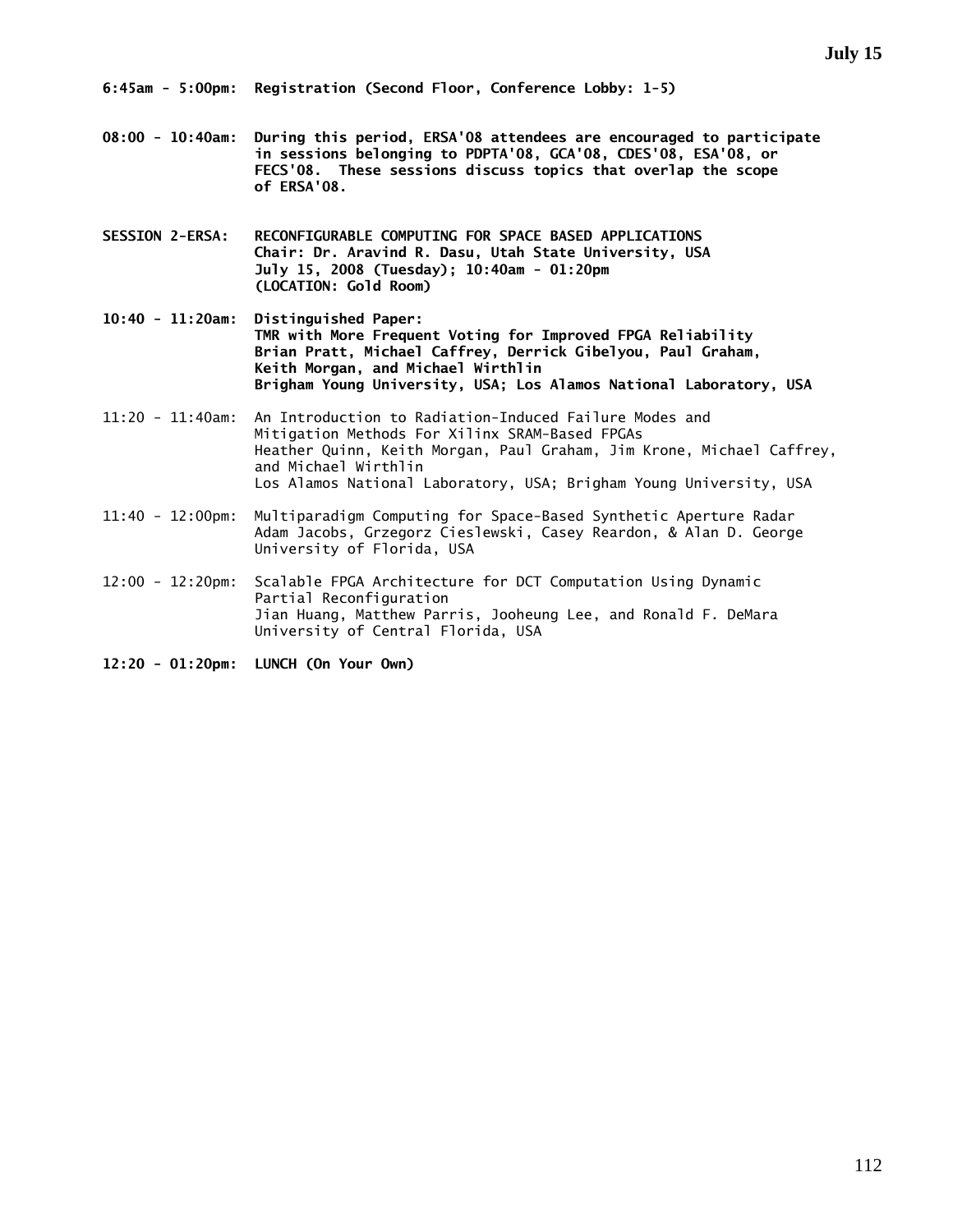## July 15

**6:45am - 5:00pm: Registration (Second Floor, Conference Lobby: 1-5)**

**08:00 - 10:40am: During this period, ERSA'08 attendees are encouraged to participate in sessions belonging to PDPTA'08, GCA'08, CDES'08, ESA'08, or FECS'08. These sessions discuss topics that overlap the scope of ERSA'08.**

**SESSION 2-ERSA: RECONFIGURABLE COMPUTING FOR SPACE BASED APPLICATIONS**
**Chair: Dr. Aravind R. Dasu, Utah State University, USA**
**July 15, 2008 (Tuesday); 10:40am - 01:20pm**
**(LOCATION: Gold Room)**

**10:40 - 11:20am: Distinguished Paper:**
**TMR with More Frequent Voting for Improved FPGA Reliability**
**Brian Pratt, Michael Caffrey, Derrick Gibelyou, Paul Graham, Keith Morgan, and Michael Wirthlin**
**Brigham Young University, USA; Los Alamos National Laboratory, USA**

11:20 - 11:40am: An Introduction to Radiation-Induced Failure Modes and Mitigation Methods For Xilinx SRAM-Based FPGAs
Heather Quinn, Keith Morgan, Paul Graham, Jim Krone, Michael Caffrey, and Michael Wirthlin
Los Alamos National Laboratory, USA; Brigham Young University, USA

11:40 - 12:00pm: Multiparadigm Computing for Space-Based Synthetic Aperture Radar
Adam Jacobs, Grzegorz Cieslewski, Casey Reardon, & Alan D. George
University of Florida, USA

12:00 - 12:20pm: Scalable FPGA Architecture for DCT Computation Using Dynamic Partial Reconfiguration
Jian Huang, Matthew Parris, Jooheung Lee, and Ronald F. DeMara
University of Central Florida, USA

**12:20 - 01:20pm: LUNCH (On Your Own)**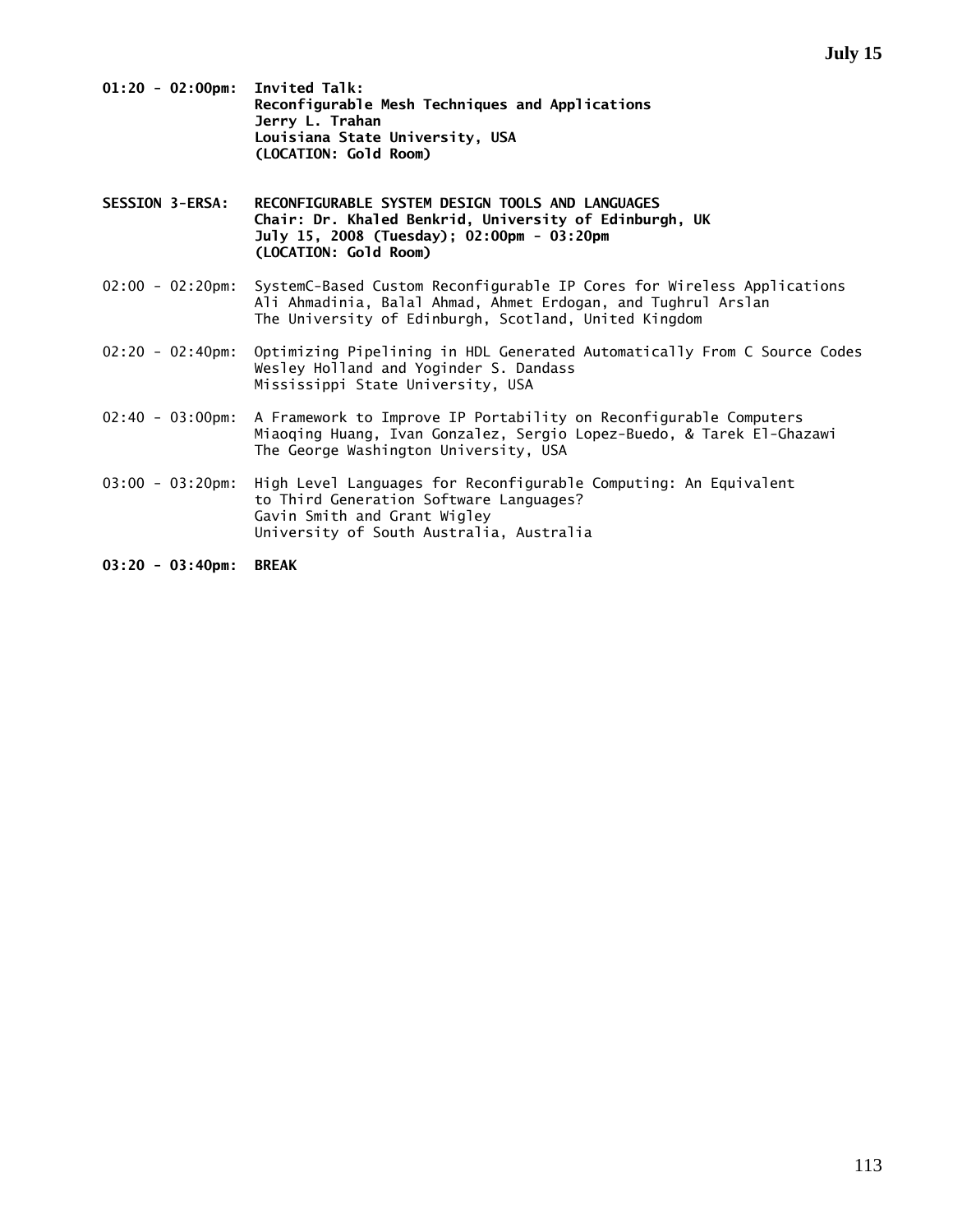**01:20 - 02:00pm: Invited Talk:**
**Reconfigurable Mesh Techniques and Applications**
**Jerry L. Trahan**
**Louisiana State University, USA**
**(LOCATION: Gold Room)**

**SESSION 3-ERSA: RECONFIGURABLE SYSTEM DESIGN TOOLS AND LANGUAGES**
**Chair: Dr. Khaled Benkrid, University of Edinburgh, UK**
**July 15, 2008 (Tuesday); 02:00pm - 03:20pm**
**(LOCATION: Gold Room)**

02:00 - 02:20pm: SystemC-Based Custom Reconfigurable IP Cores for Wireless Applications
Ali Ahmadinia, Balal Ahmad, Ahmet Erdogan, and Tughrul Arslan
The University of Edinburgh, Scotland, United Kingdom

02:20 - 02:40pm: Optimizing Pipelining in HDL Generated Automatically From C Source Codes
Wesley Holland and Yoginder S. Dandass
Mississippi State University, USA

02:40 - 03:00pm: A Framework to Improve IP Portability on Reconfigurable Computers
Miaoqing Huang, Ivan Gonzalez, Sergio Lopez-Buedo, & Tarek El-Ghazawi
The George Washington University, USA

03:00 - 03:20pm: High Level Languages for Reconfigurable Computing: An Equivalent to Third Generation Software Languages?
Gavin Smith and Grant Wigley
University of South Australia, Australia

**03:20 - 03:40pm: BREAK**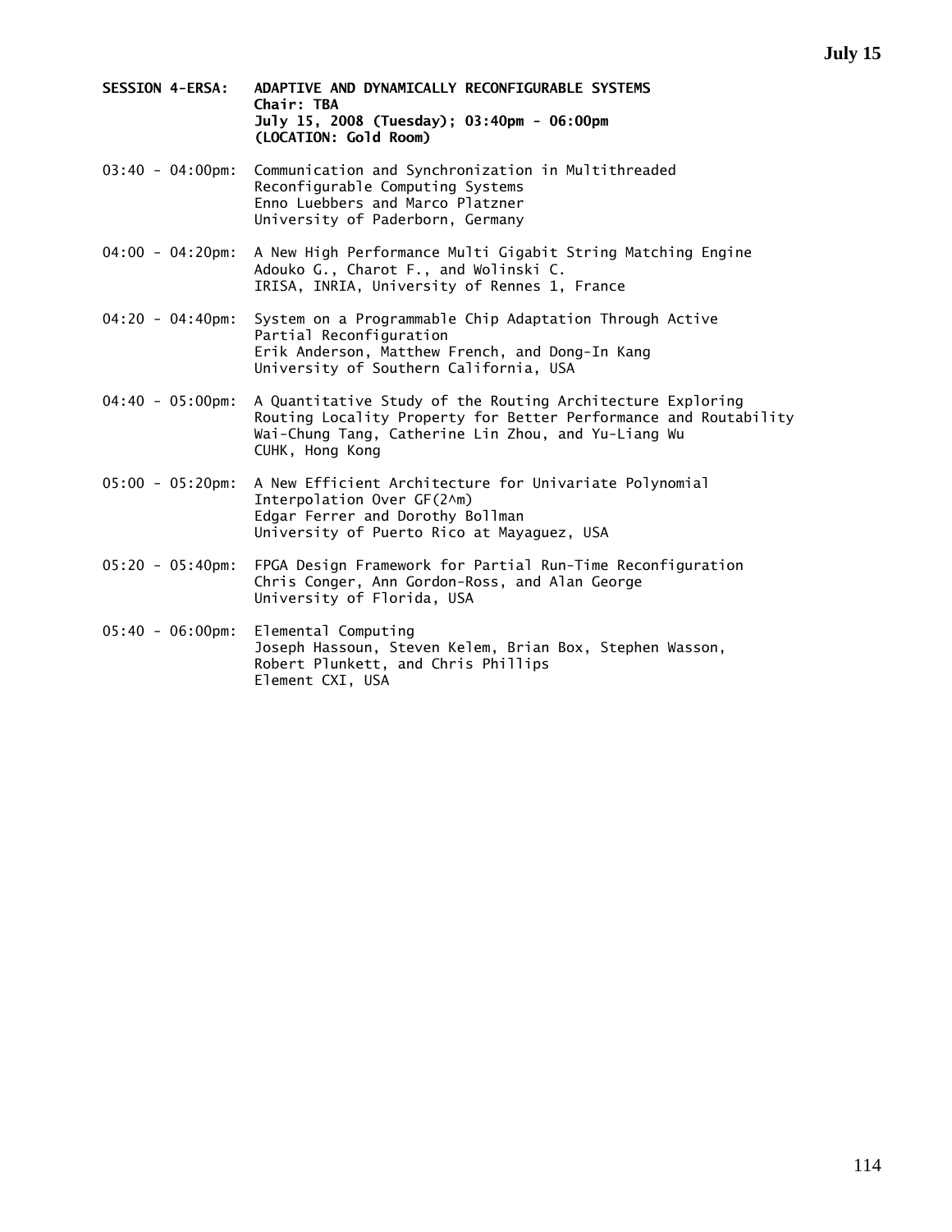**July 15**

**SESSION 4-ERSA: ADAPTIVE AND DYNAMICALLY RECONFIGURABLE SYSTEMS**
**Chair: TBA**
**July 15, 2008 (Tuesday); 03:40pm - 06:00pm**
**(LOCATION: Gold Room)**

03:40 - 04:00pm: Communication and Synchronization in Multithreaded Reconfigurable Computing Systems
Enno Luebbers and Marco Platzner
University of Paderborn, Germany

04:00 - 04:20pm: A New High Performance Multi Gigabit String Matching Engine
Adouko G., Charot F., and Wolinski C.
IRISA, INRIA, University of Rennes 1, France

04:20 - 04:40pm: System on a Programmable Chip Adaptation Through Active Partial Reconfiguration
Erik Anderson, Matthew French, and Dong-In Kang
University of Southern California, USA

04:40 - 05:00pm: A Quantitative Study of the Routing Architecture Exploring Routing Locality Property for Better Performance and Routability
Wai-Chung Tang, Catherine Lin Zhou, and Yu-Liang Wu
CUHK, Hong Kong

05:00 - 05:20pm: A New Efficient Architecture for Univariate Polynomial Interpolation Over GF(2^m)
Edgar Ferrer and Dorothy Bollman
University of Puerto Rico at Mayaguez, USA

05:20 - 05:40pm: FPGA Design Framework for Partial Run-Time Reconfiguration
Chris Conger, Ann Gordon-Ross, and Alan George
University of Florida, USA

05:40 - 06:00pm: Elemental Computing
Joseph Hassoun, Steven Kelem, Brian Box, Stephen Wasson, Robert Plunkett, and Chris Phillips
Element CXI, USA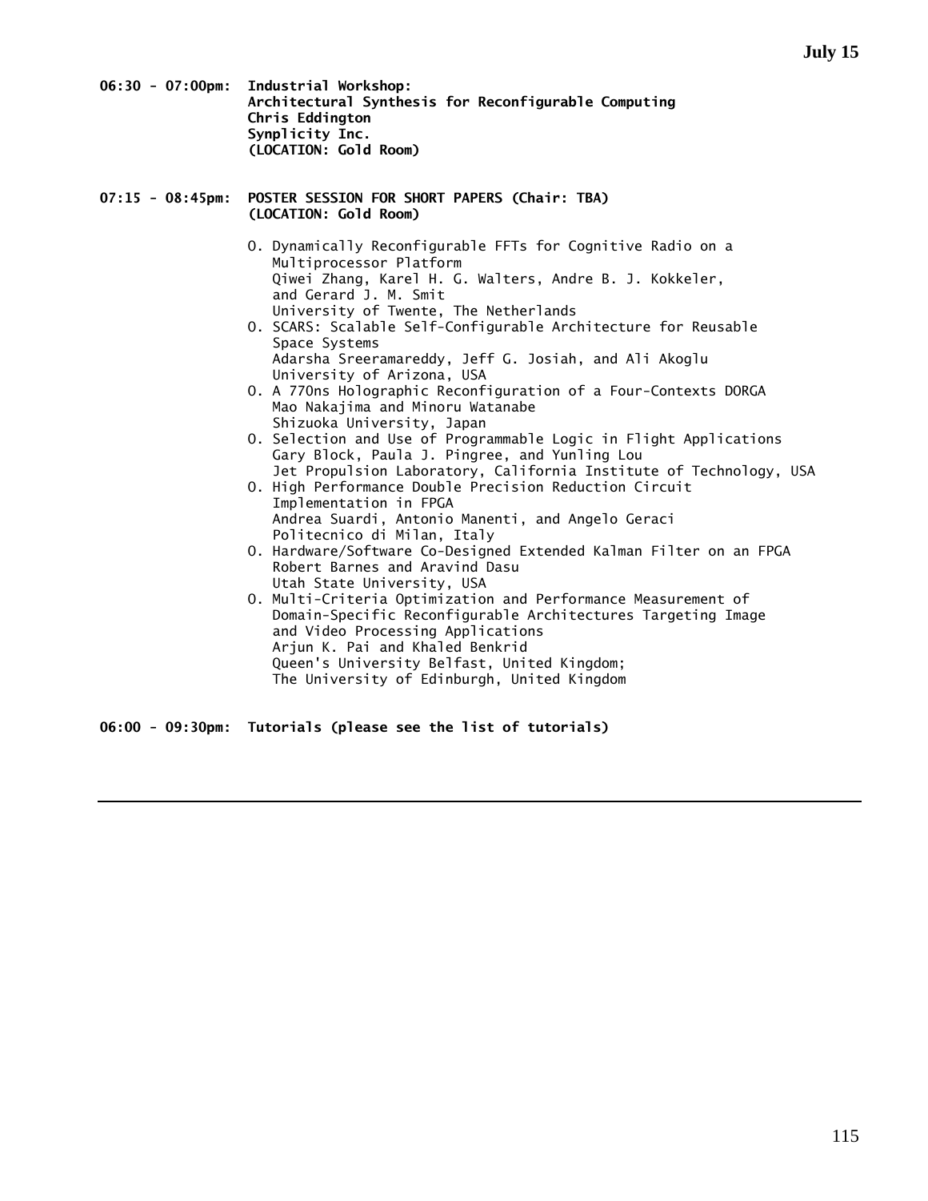**July 15**

**06:30 - 07:00pm: Industrial Workshop:**
**Architectural Synthesis for Reconfigurable Computing**
**Chris Eddington**
**Synplicity Inc.**
**(LOCATION: Gold Room)**

**07:15 - 08:45pm: POSTER SESSION FOR SHORT PAPERS (Chair: TBA)**
**(LOCATION: Gold Room)**

- O. Dynamically Reconfigurable FFTs for Cognitive Radio on a Multiprocessor Platform
  Qiwei Zhang, Karel H. G. Walters, Andre B. J. Kokkeler, and Gerard J. M. Smit
  University of Twente, The Netherlands
- O. SCARS: Scalable Self-Configurable Architecture for Reusable Space Systems
  Adarsha Sreeramareddy, Jeff G. Josiah, and Ali Akoglu
  University of Arizona, USA
- O. A 770ns Holographic Reconfiguration of a Four-Contexts DORGA
  Mao Nakajima and Minoru Watanabe
  Shizuoka University, Japan
- O. Selection and Use of Programmable Logic in Flight Applications
  Gary Block, Paula J. Pingree, and Yunling Lou
  Jet Propulsion Laboratory, California Institute of Technology, USA
- O. High Performance Double Precision Reduction Circuit Implementation in FPGA
  Andrea Suardi, Antonio Manenti, and Angelo Geraci
  Politecnico di Milan, Italy
- O. Hardware/Software Co-Designed Extended Kalman Filter on an FPGA
  Robert Barnes and Aravind Dasu
  Utah State University, USA
- O. Multi-Criteria Optimization and Performance Measurement of Domain-Specific Reconfigurable Architectures Targeting Image and Video Processing Applications
  Arjun K. Pai and Khaled Benkrid
  Queen's University Belfast, United Kingdom;
  The University of Edinburgh, United Kingdom

**06:00 - 09:30pm: Tutorials (please see the list of tutorials)**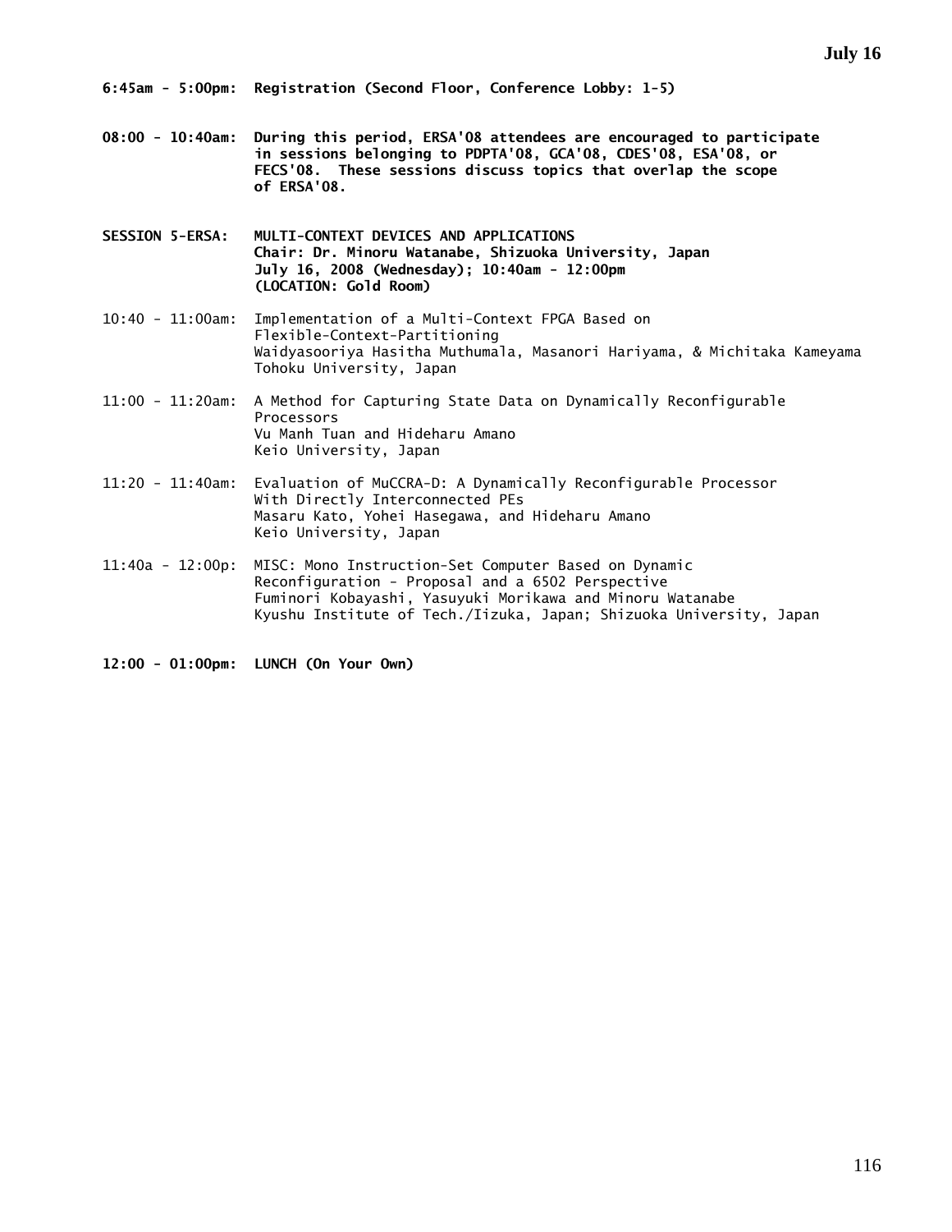**July 16**

**6:45am - 5:00pm: Registration (Second Floor, Conference Lobby: 1-5)**

**08:00 - 10:40am: During this period, ERSA'08 attendees are encouraged to participate in sessions belonging to PDPTA'08, GCA'08, CDES'08, ESA'08, or FECS'08. These sessions discuss topics that overlap the scope of ERSA'08.**

**SESSION 5-ERSA: MULTI-CONTEXT DEVICES AND APPLICATIONS**
**Chair: Dr. Minoru Watanabe, Shizuoka University, Japan**
**July 16, 2008 (Wednesday); 10:40am - 12:00pm**
**(LOCATION: Gold Room)**

10:40 - 11:00am: Implementation of a Multi-Context FPGA Based on Flexible-Context-Partitioning
Waidyasooriya Hasitha Muthumala, Masanori Hariyama, & Michitaka Kameyama
Tohoku University, Japan

11:00 - 11:20am: A Method for Capturing State Data on Dynamically Reconfigurable Processors
Vu Manh Tuan and Hideharu Amano
Keio University, Japan

11:20 - 11:40am: Evaluation of MuCCRA-D: A Dynamically Reconfigurable Processor With Directly Interconnected PEs
Masaru Kato, Yohei Hasegawa, and Hideharu Amano
Keio University, Japan

11:40a - 12:00p: MISC: Mono Instruction-Set Computer Based on Dynamic Reconfiguration - Proposal and a 6502 Perspective
Fuminori Kobayashi, Yasuyuki Morikawa and Minoru Watanabe
Kyushu Institute of Tech./Iizuka, Japan; Shizuoka University, Japan

**12:00 - 01:00pm: LUNCH (On Your Own)**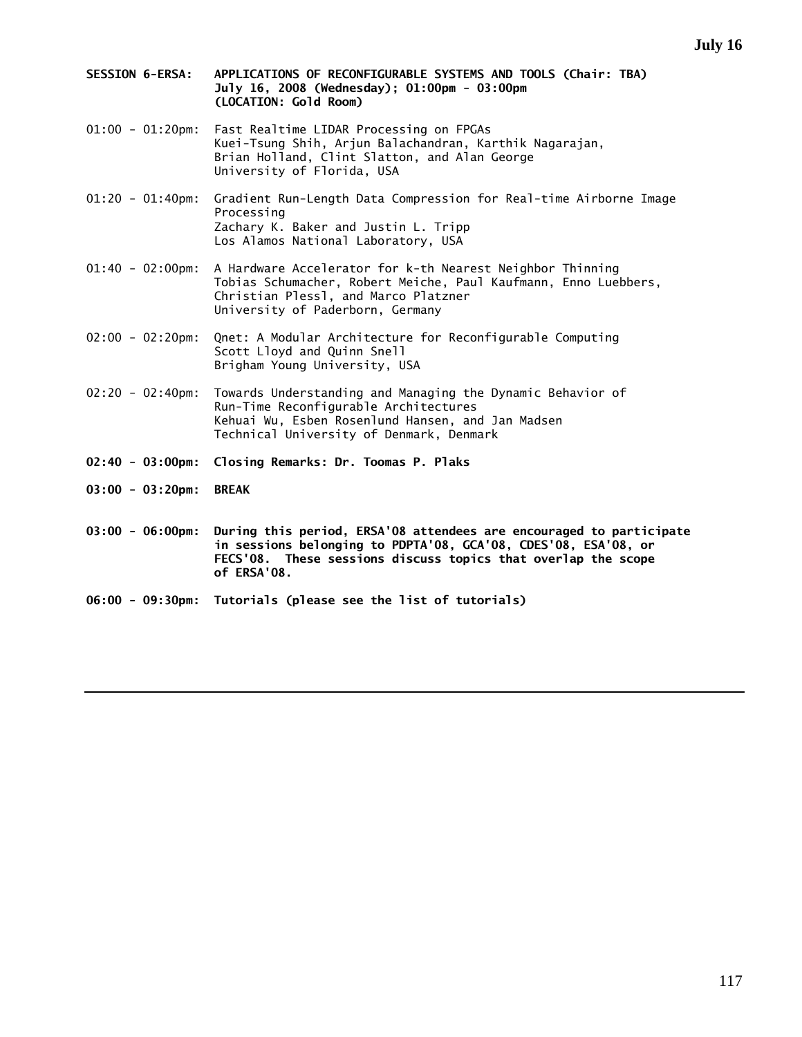**SESSION 6-ERSA: APPLICATIONS OF RECONFIGURABLE SYSTEMS AND TOOLS (Chair: TBA)**
**July 16, 2008 (Wednesday); 01:00pm - 03:00pm**
**(LOCATION: Gold Room)**

01:00 - 01:20pm: Fast Realtime LIDAR Processing on FPGAs
Kuei-Tsung Shih, Arjun Balachandran, Karthik Nagarajan, Brian Holland, Clint Slatton, and Alan George
University of Florida, USA

01:20 - 01:40pm: Gradient Run-Length Data Compression for Real-time Airborne Image Processing
Zachary K. Baker and Justin L. Tripp
Los Alamos National Laboratory, USA

01:40 - 02:00pm: A Hardware Accelerator for k-th Nearest Neighbor Thinning
Tobias Schumacher, Robert Meiche, Paul Kaufmann, Enno Luebbers, Christian Plessl, and Marco Platzner
University of Paderborn, Germany

02:00 - 02:20pm: Qnet: A Modular Architecture for Reconfigurable Computing
Scott Lloyd and Quinn Snell
Brigham Young University, USA

02:20 - 02:40pm: Towards Understanding and Managing the Dynamic Behavior of Run-Time Reconfigurable Architectures
Kehuai Wu, Esben Rosenlund Hansen, and Jan Madsen
Technical University of Denmark, Denmark

**02:40 - 03:00pm: Closing Remarks: Dr. Toomas P. Plaks**

**03:00 - 03:20pm: BREAK**

**03:00 - 06:00pm: During this period, ERSA'08 attendees are encouraged to participate in sessions belonging to PDPTA'08, GCA'08, CDES'08, ESA'08, or FECS'08. These sessions discuss topics that overlap the scope of ERSA'08.**

**06:00 - 09:30pm: Tutorials (please see the list of tutorials)**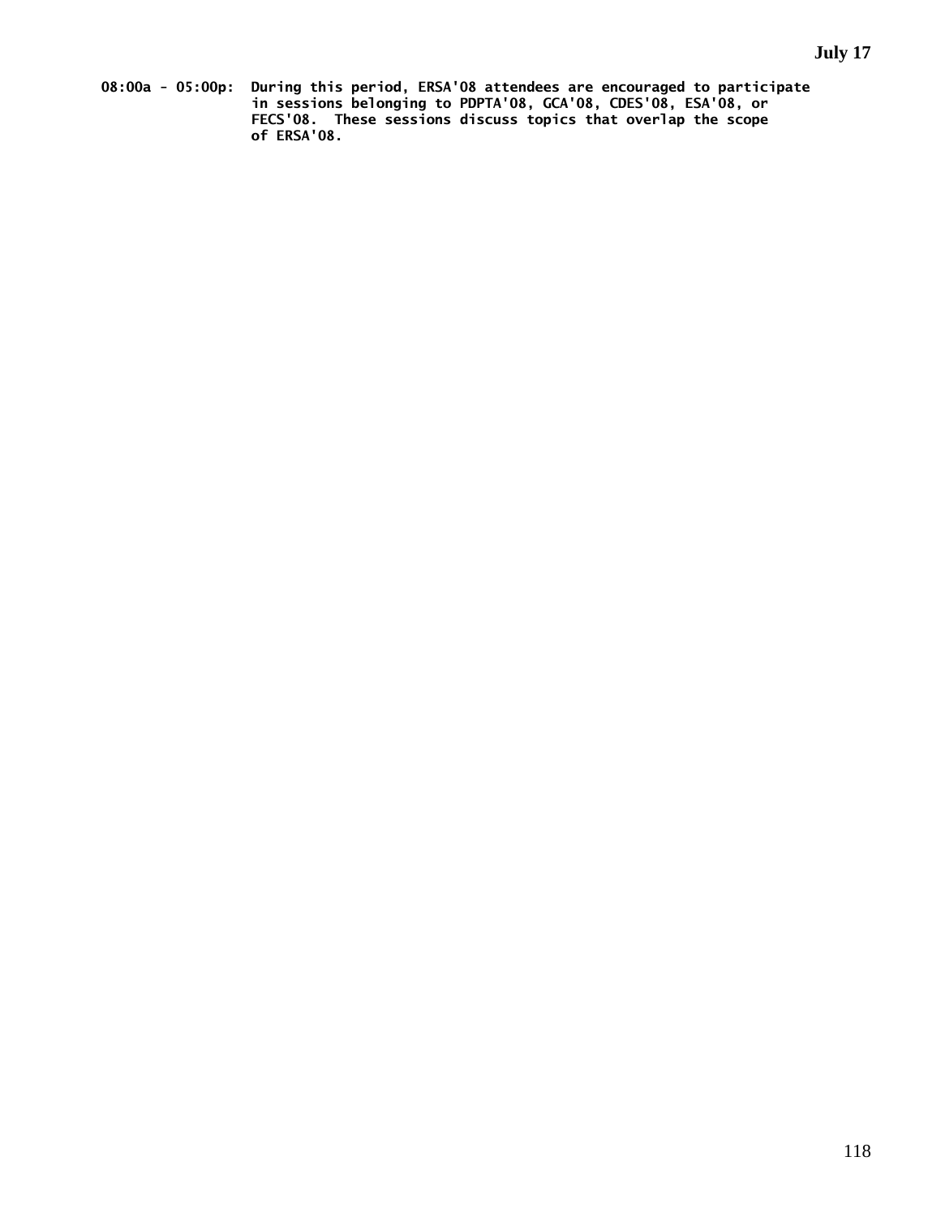**July 17**

**08:00a - 05:00p: During this period, ERSA'08 attendees are encouraged to participate in sessions belonging to PDPTA'08, GCA'08, CDES'08, ESA'08, or FECS'08. These sessions discuss topics that overlap the scope of ERSA'08.**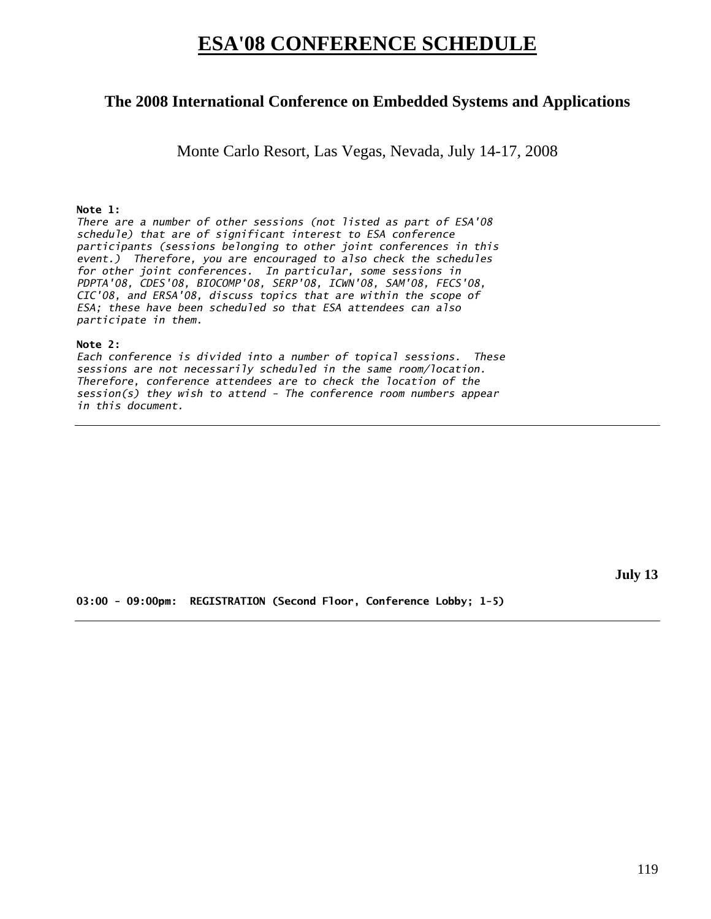# ESA'08 CONFERENCE SCHEDULE

## The 2008 International Conference on Embedded Systems and Applications

Monte Carlo Resort, Las Vegas, Nevada, July 14-17, 2008

**Note 1:**
*There are a number of other sessions (not listed as part of ESA'08 schedule) that are of significant interest to ESA conference participants (sessions belonging to other joint conferences in this event.) Therefore, you are encouraged to also check the schedules for other joint conferences. In particular, some sessions in PDPTA'08, CDES'08, BIOCOMP'08, SERP'08, ICWN'08, SAM'08, FECS'08, CIC'08, and ERSA'08, discuss topics that are within the scope of ESA; these have been scheduled so that ESA attendees can also participate in them.*

**Note 2:**
*Each conference is divided into a number of topical sessions. These sessions are not necessarily scheduled in the same room/location. Therefore, conference attendees are to check the location of the session(s) they wish to attend - The conference room numbers appear in this document.*

---

**July 13**

**03:00 - 09:00pm: REGISTRATION (Second Floor, Conference Lobby; 1-5)**

---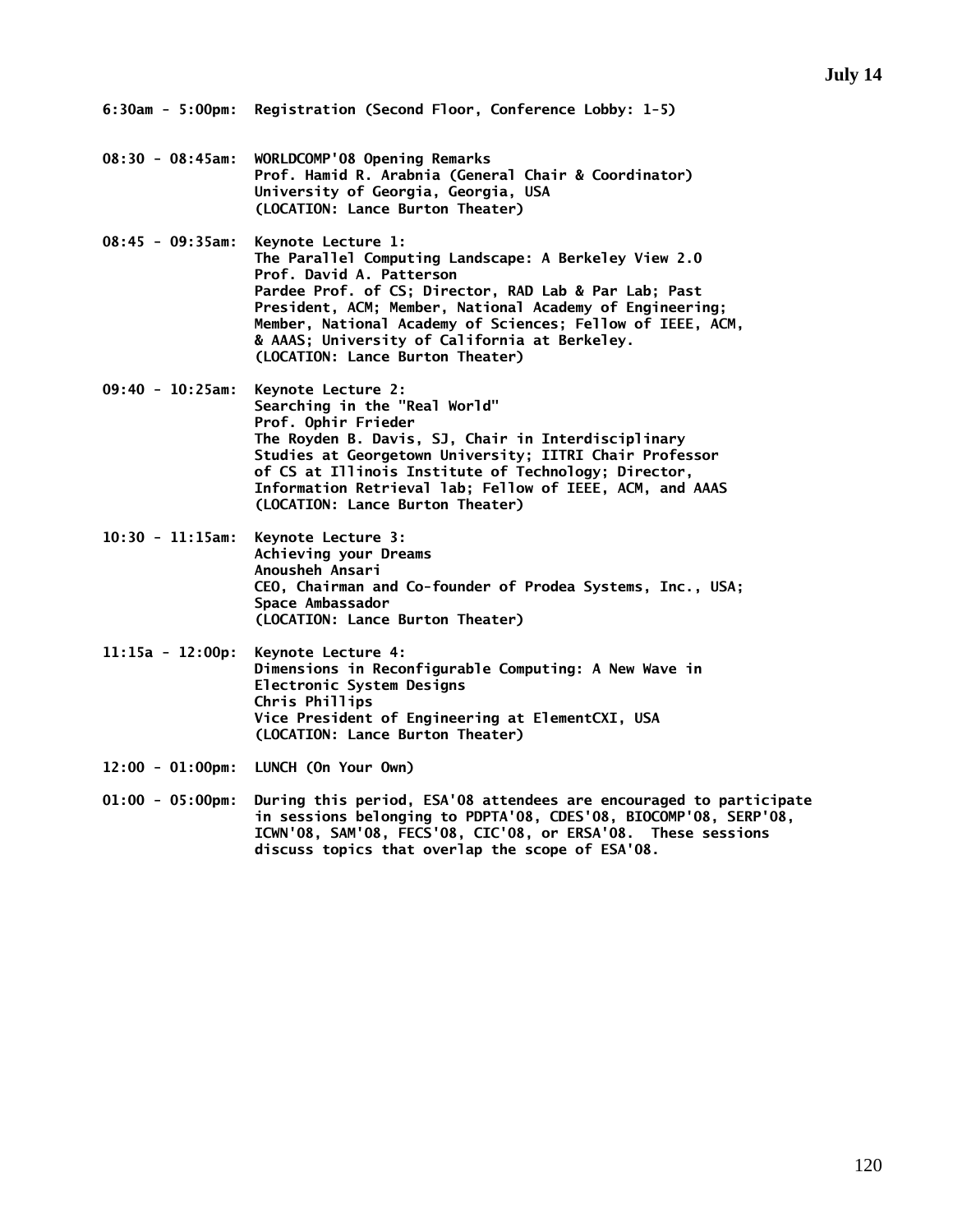## July 14

**6:30am - 5:00pm:** Registration (Second Floor, Conference Lobby: 1-5)

**08:30 - 08:45am:** WORLDCOMP'08 Opening Remarks
Prof. Hamid R. Arabnia (General Chair & Coordinator)
University of Georgia, Georgia, USA
(LOCATION: Lance Burton Theater)

**08:45 - 09:35am:** Keynote Lecture 1:
The Parallel Computing Landscape: A Berkeley View 2.0
Prof. David A. Patterson
Pardee Prof. of CS; Director, RAD Lab & Par Lab; Past President, ACM; Member, National Academy of Engineering; Member, National Academy of Sciences; Fellow of IEEE, ACM, & AAAS; University of California at Berkeley.
(LOCATION: Lance Burton Theater)

**09:40 - 10:25am:** Keynote Lecture 2:
Searching in the "Real World"
Prof. Ophir Frieder
The Royden B. Davis, SJ, Chair in Interdisciplinary Studies at Georgetown University; IITRI Chair Professor of CS at Illinois Institute of Technology; Director, Information Retrieval lab; Fellow of IEEE, ACM, and AAAS
(LOCATION: Lance Burton Theater)

**10:30 - 11:15am:** Keynote Lecture 3:
Achieving your Dreams
Anousheh Ansari
CEO, Chairman and Co-founder of Prodea Systems, Inc., USA; Space Ambassador
(LOCATION: Lance Burton Theater)

**11:15a - 12:00p:** Keynote Lecture 4:
Dimensions in Reconfigurable Computing: A New Wave in Electronic System Designs
Chris Phillips
Vice President of Engineering at ElementCXI, USA
(LOCATION: Lance Burton Theater)

**12:00 - 01:00pm:** LUNCH (On Your Own)

**01:00 - 05:00pm:** During this period, ESA'08 attendees are encouraged to participate in sessions belonging to PDPTA'08, CDES'08, BIOCOMP'08, SERP'08, ICWN'08, SAM'08, FECS'08, CIC'08, or ERSA'08. These sessions discuss topics that overlap the scope of ESA'08.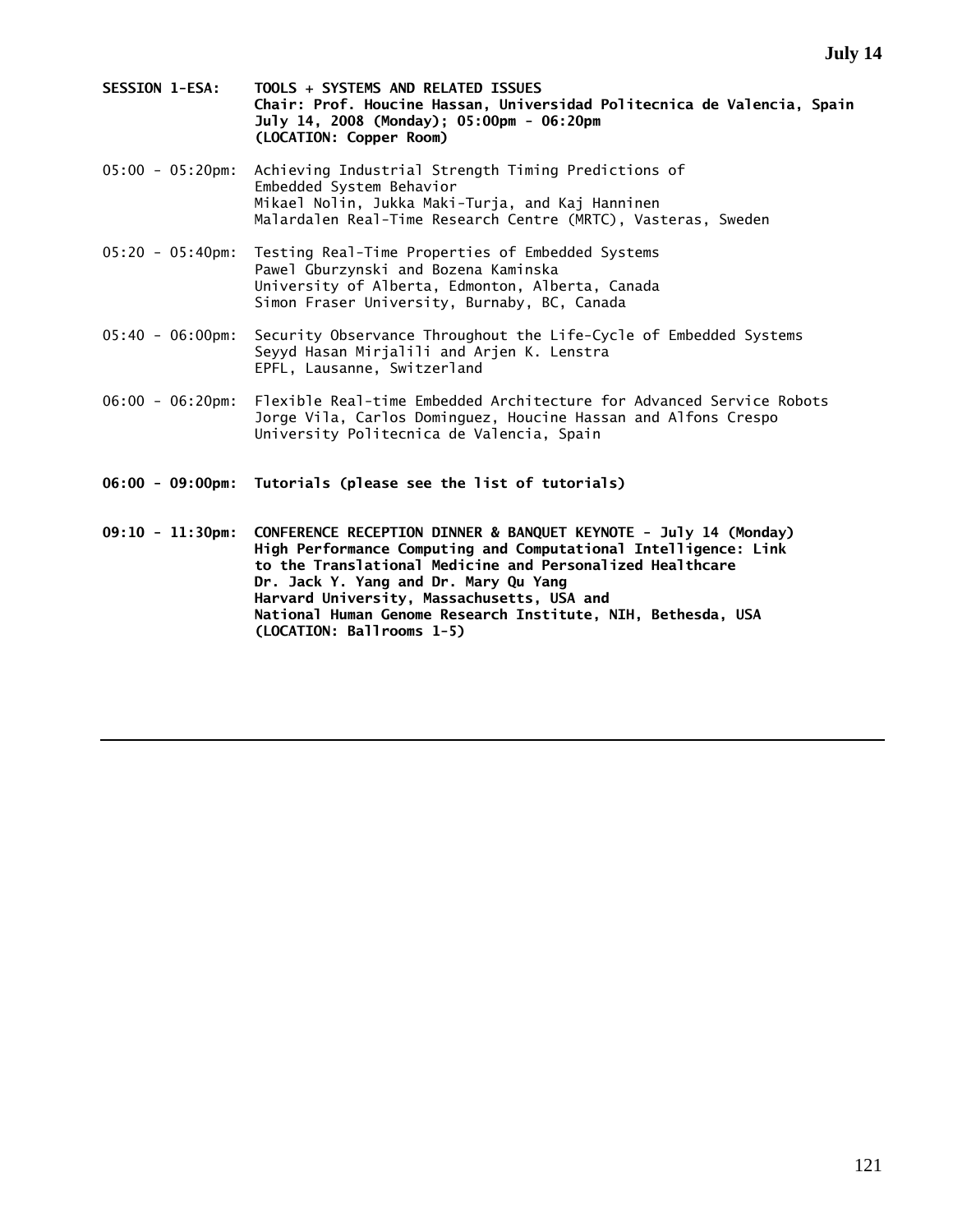**SESSION 1-ESA: TOOLS + SYSTEMS AND RELATED ISSUES**
**Chair: Prof. Houcine Hassan, Universidad Politecnica de Valencia, Spain**
**July 14, 2008 (Monday); 05:00pm - 06:20pm**
**(LOCATION: Copper Room)**

05:00 - 05:20pm: Achieving Industrial Strength Timing Predictions of Embedded System Behavior
Mikael Nolin, Jukka Maki-Turja, and Kaj Hanninen
Malardalen Real-Time Research Centre (MRTC), Vasteras, Sweden

05:20 - 05:40pm: Testing Real-Time Properties of Embedded Systems
Pawel Gburzynski and Bozena Kaminska
University of Alberta, Edmonton, Alberta, Canada
Simon Fraser University, Burnaby, BC, Canada

05:40 - 06:00pm: Security Observance Throughout the Life-Cycle of Embedded Systems
Seyyd Hasan Mirjalili and Arjen K. Lenstra
EPFL, Lausanne, Switzerland

06:00 - 06:20pm: Flexible Real-time Embedded Architecture for Advanced Service Robots
Jorge Vila, Carlos Dominguez, Houcine Hassan and Alfons Crespo
University Politecnica de Valencia, Spain

**06:00 - 09:00pm: Tutorials (please see the list of tutorials)**

**09:10 - 11:30pm: CONFERENCE RECEPTION DINNER & BANQUET KEYNOTE - July 14 (Monday)**
**High Performance Computing and Computational Intelligence: Link to the Translational Medicine and Personalized Healthcare**
**Dr. Jack Y. Yang and Dr. Mary Qu Yang**
**Harvard University, Massachusetts, USA and**
**National Human Genome Research Institute, NIH, Bethesda, USA**
**(LOCATION: Ballrooms 1-5)**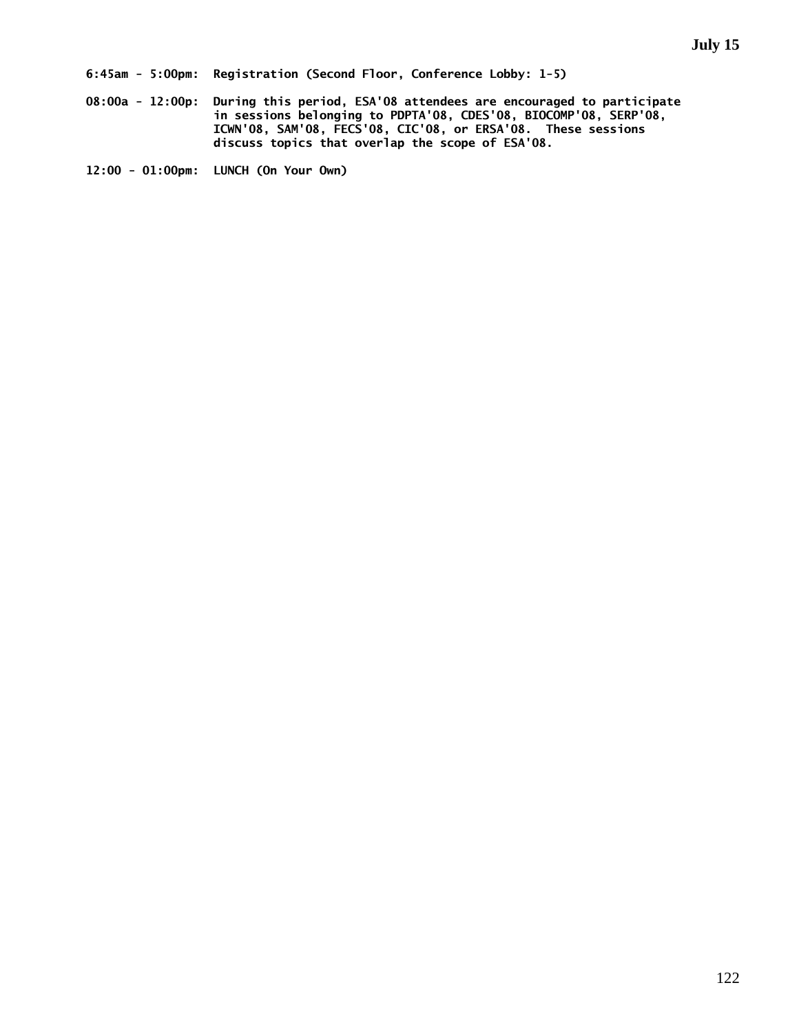**July 15**

**6:45am - 5:00pm:** Registration (Second Floor, Conference Lobby: 1-5)

**08:00a - 12:00p:** During this period, ESA'08 attendees are encouraged to participate in sessions belonging to PDPTA'08, CDES'08, BIOCOMP'08, SERP'08, ICWN'08, SAM'08, FECS'08, CIC'08, or ERSA'08. These sessions discuss topics that overlap the scope of ESA'08.

**12:00 - 01:00pm:** LUNCH (On Your Own)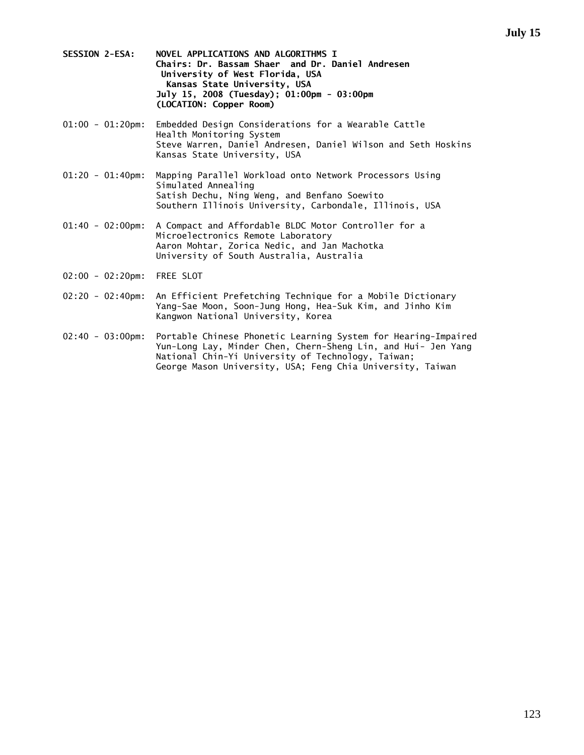**SESSION 2-ESA: NOVEL APPLICATIONS AND ALGORITHMS I**
**Chairs: Dr. Bassam Shaer and Dr. Daniel Andresen**
**University of West Florida, USA**
**Kansas State University, USA**
**July 15, 2008 (Tuesday); 01:00pm - 03:00pm**
**(LOCATION: Copper Room)**

01:00 - 01:20pm: Embedded Design Considerations for a Wearable Cattle Health Monitoring System
Steve Warren, Daniel Andresen, Daniel Wilson and Seth Hoskins
Kansas State University, USA

01:20 - 01:40pm: Mapping Parallel Workload onto Network Processors Using Simulated Annealing
Satish Dechu, Ning Weng, and Benfano Soewito
Southern Illinois University, Carbondale, Illinois, USA

01:40 - 02:00pm: A Compact and Affordable BLDC Motor Controller for a Microelectronics Remote Laboratory
Aaron Mohtar, Zorica Nedic, and Jan Machotka
University of South Australia, Australia

02:00 - 02:20pm: FREE SLOT

02:20 - 02:40pm: An Efficient Prefetching Technique for a Mobile Dictionary
Yang-Sae Moon, Soon-Jung Hong, Hea-Suk Kim, and Jinho Kim
Kangwon National University, Korea

02:40 - 03:00pm: Portable Chinese Phonetic Learning System for Hearing-Impaired
Yun-Long Lay, Minder Chen, Chern-Sheng Lin, and Hui- Jen Yang
National Chin-Yi University of Technology, Taiwan;
George Mason University, USA; Feng Chia University, Taiwan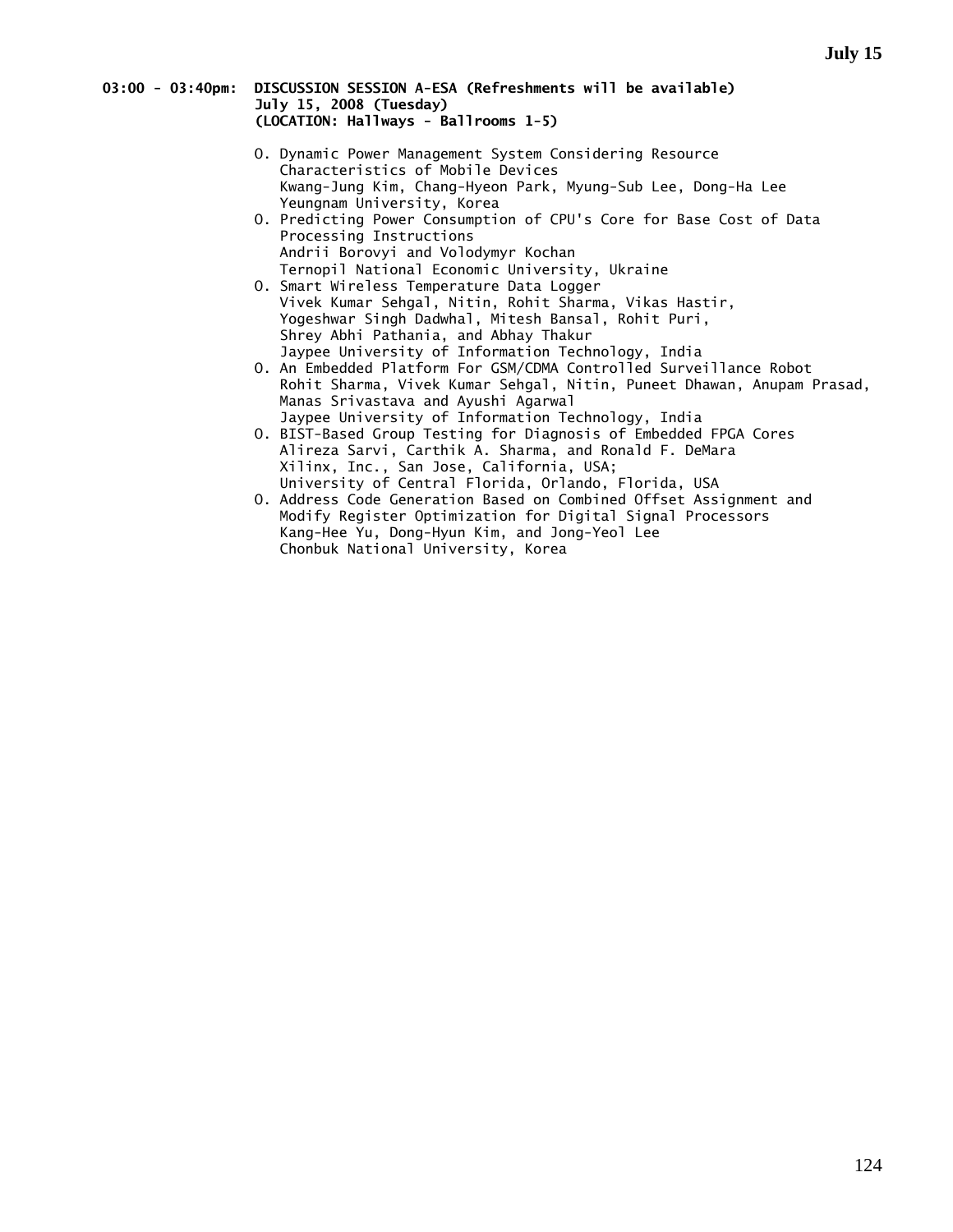**03:00 - 03:40pm: DISCUSSION SESSION A-ESA (Refreshments will be available)**
**July 15, 2008 (Tuesday)**
**(LOCATION: Hallways - Ballrooms 1-5)**

- O. Dynamic Power Management System Considering Resource Characteristics of Mobile Devices
  Kwang-Jung Kim, Chang-Hyeon Park, Myung-Sub Lee, Dong-Ha Lee
  Yeungnam University, Korea
- O. Predicting Power Consumption of CPU's Core for Base Cost of Data Processing Instructions
  Andrii Borovyi and Volodymyr Kochan
  Ternopil National Economic University, Ukraine
- O. Smart Wireless Temperature Data Logger
  Vivek Kumar Sehgal, Nitin, Rohit Sharma, Vikas Hastir, Yogeshwar Singh Dadwhal, Mitesh Bansal, Rohit Puri, Shrey Abhi Pathania, and Abhay Thakur
  Jaypee University of Information Technology, India
- O. An Embedded Platform For GSM/CDMA Controlled Surveillance Robot
  Rohit Sharma, Vivek Kumar Sehgal, Nitin, Puneet Dhawan, Anupam Prasad, Manas Srivastava and Ayushi Agarwal
  Jaypee University of Information Technology, India
- O. BIST-Based Group Testing for Diagnosis of Embedded FPGA Cores
  Alireza Sarvi, Carthik A. Sharma, and Ronald F. DeMara
  Xilinx, Inc., San Jose, California, USA;
  University of Central Florida, Orlando, Florida, USA
- O. Address Code Generation Based on Combined Offset Assignment and Modify Register Optimization for Digital Signal Processors
  Kang-Hee Yu, Dong-Hyun Kim, and Jong-Yeol Lee
  Chonbuk National University, Korea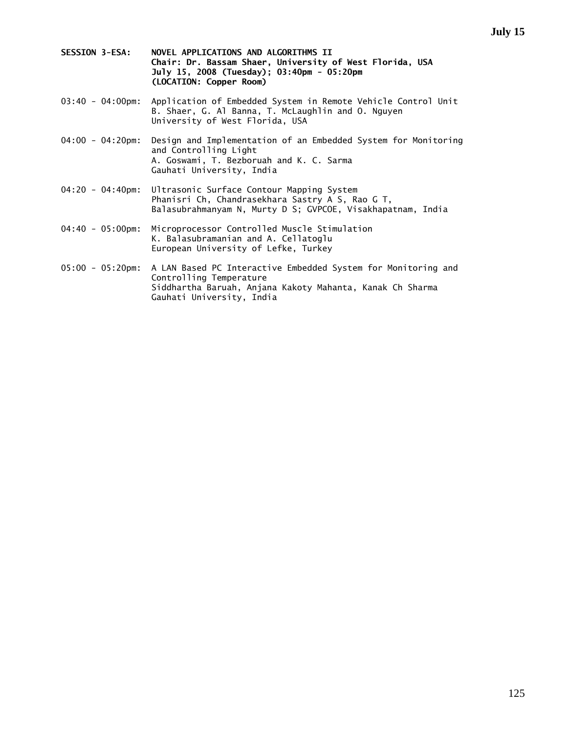**SESSION 3-ESA: NOVEL APPLICATIONS AND ALGORITHMS II**
**Chair: Dr. Bassam Shaer, University of West Florida, USA**
**July 15, 2008 (Tuesday); 03:40pm - 05:20pm**
**(LOCATION: Copper Room)**

03:40 - 04:00pm: Application of Embedded System in Remote Vehicle Control Unit
B. Shaer, G. Al Banna, T. McLaughlin and O. Nguyen
University of West Florida, USA

04:00 - 04:20pm: Design and Implementation of an Embedded System for Monitoring and Controlling Light
A. Goswami, T. Bezboruah and K. C. Sarma
Gauhati University, India

04:20 - 04:40pm: Ultrasonic Surface Contour Mapping System
Phanisri Ch, Chandrasekhara Sastry A S, Rao G T,
Balasubrahmanyam N, Murty D S; GVPCOE, Visakhapatnam, India

04:40 - 05:00pm: Microprocessor Controlled Muscle Stimulation
K. Balasubramanian and A. Cellatoglu
European University of Lefke, Turkey

05:00 - 05:20pm: A LAN Based PC Interactive Embedded System for Monitoring and Controlling Temperature
Siddhartha Baruah, Anjana Kakoty Mahanta, Kanak Ch Sharma
Gauhati University, India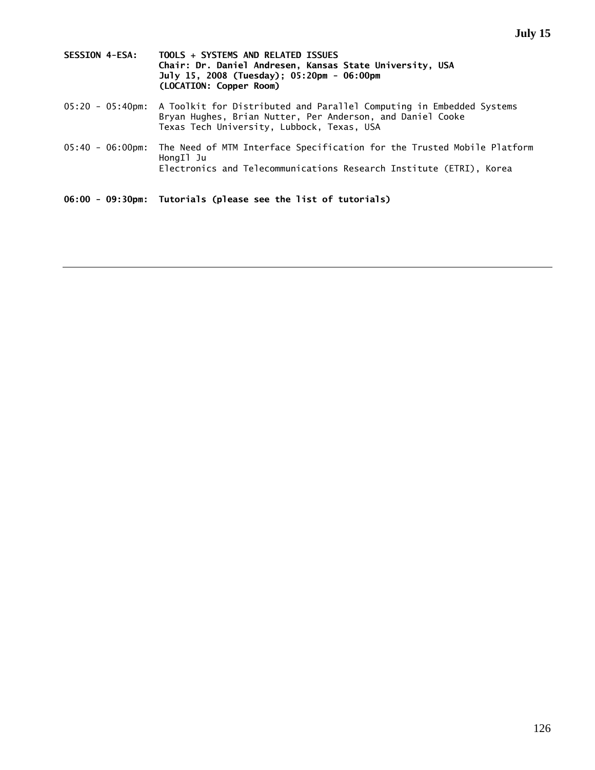**SESSION 4-ESA: TOOLS + SYSTEMS AND RELATED ISSUES**
**Chair: Dr. Daniel Andresen, Kansas State University, USA**
**July 15, 2008 (Tuesday); 05:20pm - 06:00pm**
**(LOCATION: Copper Room)**

05:20 - 05:40pm: A Toolkit for Distributed and Parallel Computing in Embedded Systems
Bryan Hughes, Brian Nutter, Per Anderson, and Daniel Cooke
Texas Tech University, Lubbock, Texas, USA

05:40 - 06:00pm: The Need of MTM Interface Specification for the Trusted Mobile Platform
HongIl Ju
Electronics and Telecommunications Research Institute (ETRI), Korea

**06:00 - 09:30pm: Tutorials (please see the list of tutorials)**

---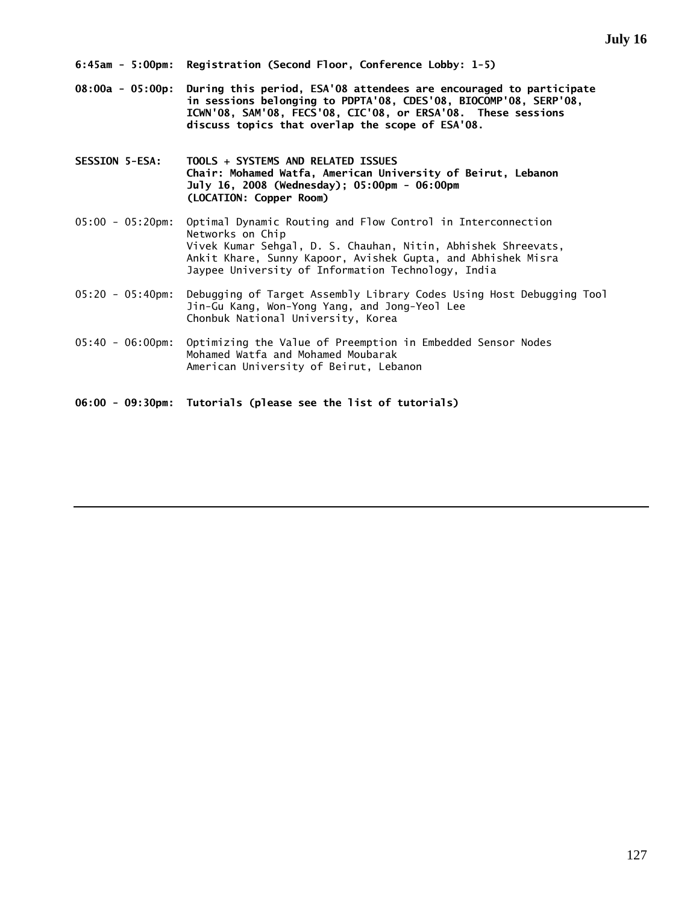**6:45am - 5:00pm: Registration (Second Floor, Conference Lobby: 1-5)**

**08:00a - 05:00p: During this period, ESA'08 attendees are encouraged to participate in sessions belonging to PDPTA'08, CDES'08, BIOCOMP'08, SERP'08, ICWN'08, SAM'08, FECS'08, CIC'08, or ERSA'08. These sessions discuss topics that overlap the scope of ESA'08.**

**SESSION 5-ESA: TOOLS + SYSTEMS AND RELATED ISSUES**
**Chair: Mohamed Watfa, American University of Beirut, Lebanon**
**July 16, 2008 (Wednesday); 05:00pm - 06:00pm**
**(LOCATION: Copper Room)**

05:00 - 05:20pm: Optimal Dynamic Routing and Flow Control in Interconnection Networks on Chip
Vivek Kumar Sehgal, D. S. Chauhan, Nitin, Abhishek Shreevats, Ankit Khare, Sunny Kapoor, Avishek Gupta, and Abhishek Misra
Jaypee University of Information Technology, India

05:20 - 05:40pm: Debugging of Target Assembly Library Codes Using Host Debugging Tool
Jin-Gu Kang, Won-Yong Yang, and Jong-Yeol Lee
Chonbuk National University, Korea

05:40 - 06:00pm: Optimizing the Value of Preemption in Embedded Sensor Nodes
Mohamed Watfa and Mohamed Moubarak
American University of Beirut, Lebanon

**06:00 - 09:30pm: Tutorials (please see the list of tutorials)**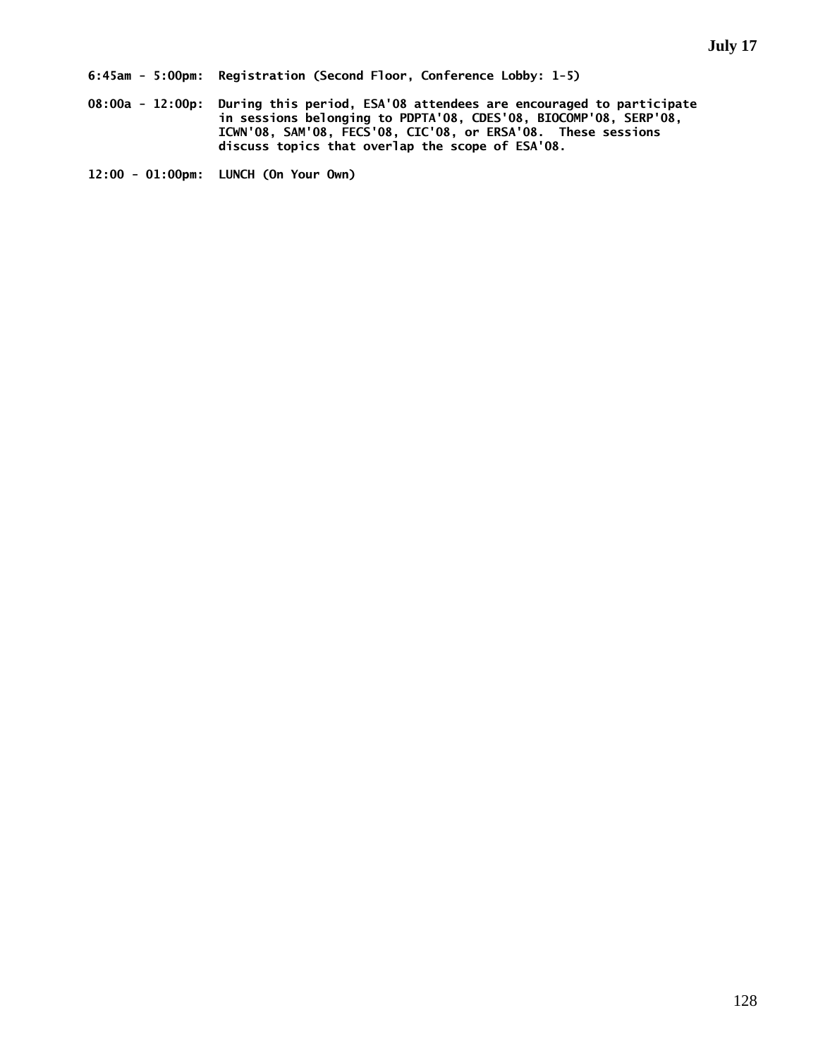**July 17**

**6:45am - 5:00pm:** Registration (Second Floor, Conference Lobby: 1-5)

**08:00a - 12:00p:** During this period, ESA'08 attendees are encouraged to participate in sessions belonging to PDPTA'08, CDES'08, BIOCOMP'08, SERP'08, ICWN'08, SAM'08, FECS'08, CIC'08, or ERSA'08. These sessions discuss topics that overlap the scope of ESA'08.

**12:00 - 01:00pm:** LUNCH (On Your Own)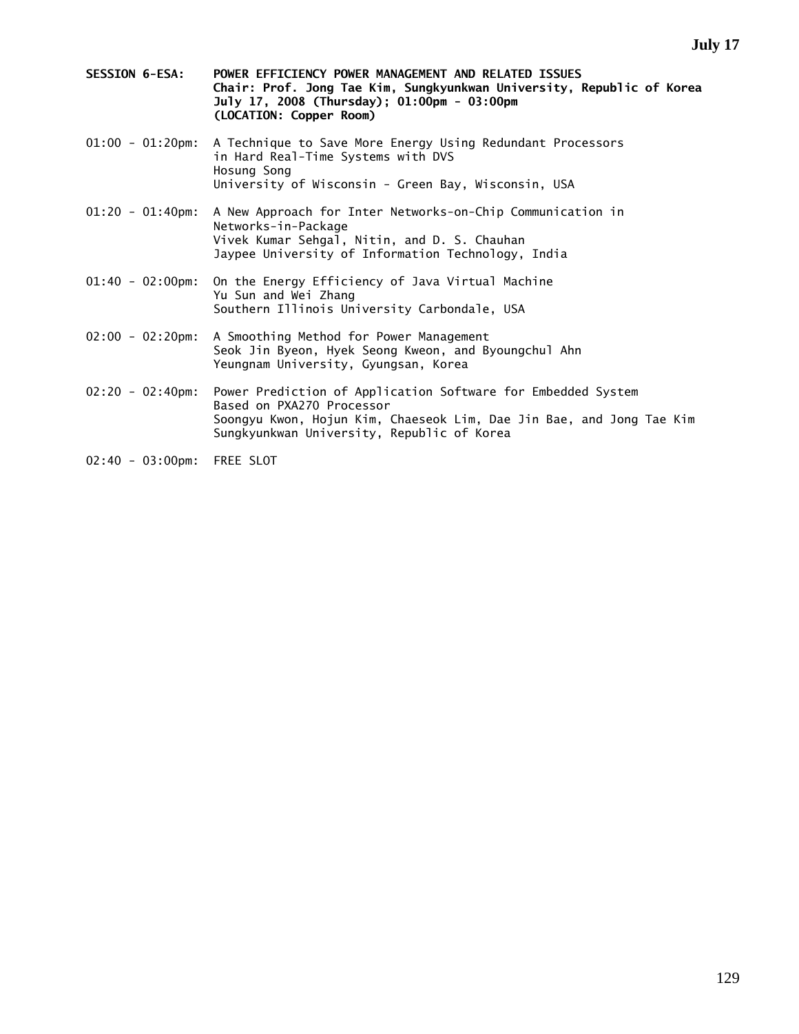**SESSION 6-ESA: POWER EFFICIENCY POWER MANAGEMENT AND RELATED ISSUES**
**Chair: Prof. Jong Tae Kim, Sungkyunkwan University, Republic of Korea**
**July 17, 2008 (Thursday); 01:00pm - 03:00pm**
**(LOCATION: Copper Room)**

01:00 - 01:20pm: A Technique to Save More Energy Using Redundant Processors in Hard Real-Time Systems with DVS
Hosung Song
University of Wisconsin - Green Bay, Wisconsin, USA

01:20 - 01:40pm: A New Approach for Inter Networks-on-Chip Communication in Networks-in-Package
Vivek Kumar Sehgal, Nitin, and D. S. Chauhan
Jaypee University of Information Technology, India

01:40 - 02:00pm: On the Energy Efficiency of Java Virtual Machine
Yu Sun and Wei Zhang
Southern Illinois University Carbondale, USA

02:00 - 02:20pm: A Smoothing Method for Power Management
Seok Jin Byeon, Hyek Seong Kweon, and Byoungchul Ahn
Yeungnam University, Gyungsan, Korea

02:20 - 02:40pm: Power Prediction of Application Software for Embedded System Based on PXA270 Processor
Soongyu Kwon, Hojun Kim, Chaeseok Lim, Dae Jin Bae, and Jong Tae Kim
Sungkyunkwan University, Republic of Korea

02:40 - 03:00pm: FREE SLOT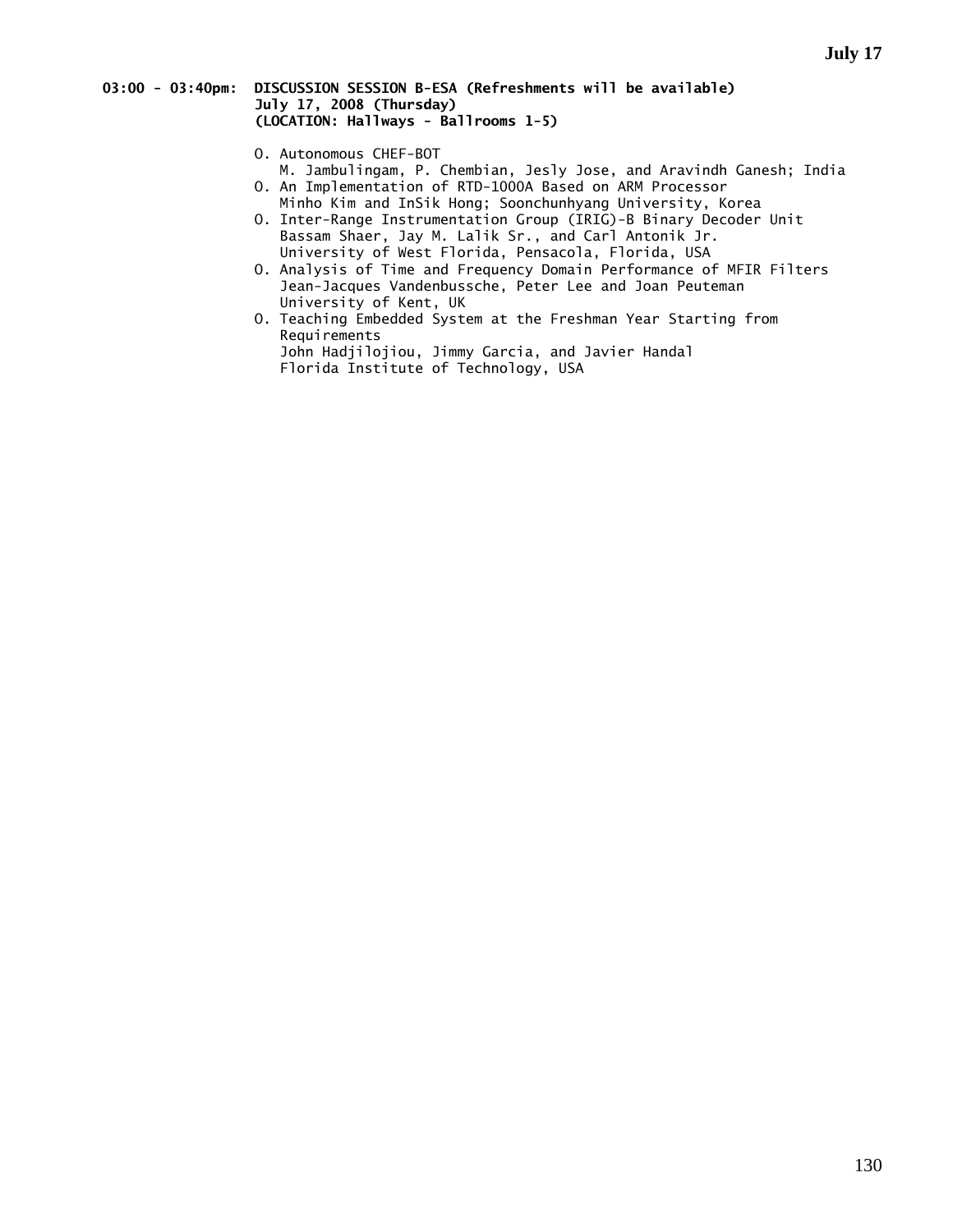**03:00 - 03:40pm: DISCUSSION SESSION B-ESA (Refreshments will be available)**
**July 17, 2008 (Thursday)**
**(LOCATION: Hallways - Ballrooms 1-5)**

- O. Autonomous CHEF-BOT
  M. Jambulingam, P. Chembian, Jesly Jose, and Aravindh Ganesh; India
- O. An Implementation of RTD-1000A Based on ARM Processor
  Minho Kim and InSik Hong; Soonchunhyang University, Korea
- O. Inter-Range Instrumentation Group (IRIG)-B Binary Decoder Unit
  Bassam Shaer, Jay M. Lalik Sr., and Carl Antonik Jr.
  University of West Florida, Pensacola, Florida, USA
- O. Analysis of Time and Frequency Domain Performance of MFIR Filters
  Jean-Jacques Vandenbussche, Peter Lee and Joan Peuteman
  University of Kent, UK
- O. Teaching Embedded System at the Freshman Year Starting from Requirements
  John Hadjilojiou, Jimmy Garcia, and Javier Handal
  Florida Institute of Technology, USA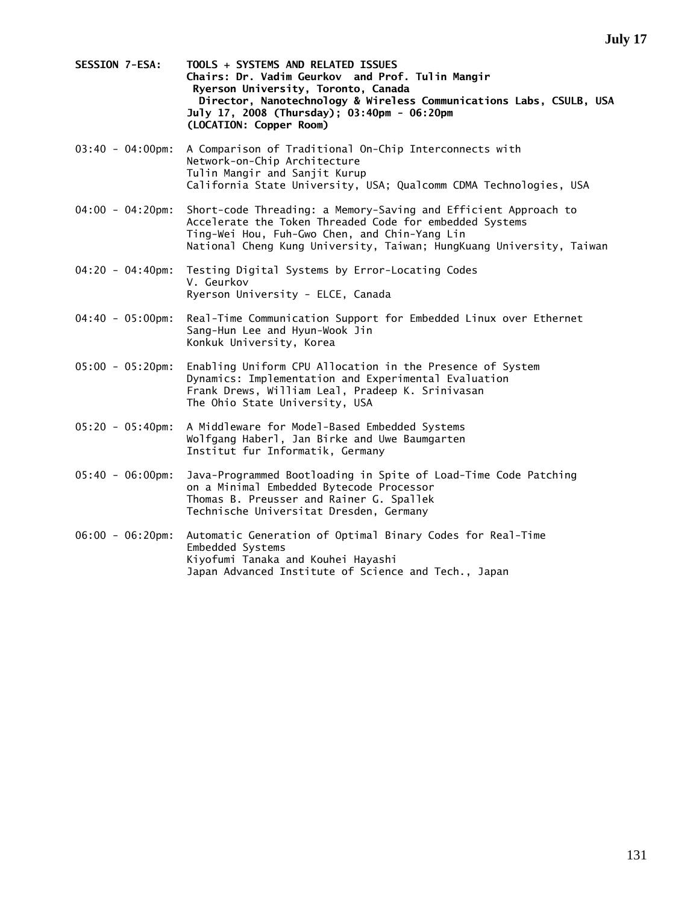**SESSION 7-ESA: TOOLS + SYSTEMS AND RELATED ISSUES**
**Chairs: Dr. Vadim Geurkov and Prof. Tulin Mangir**
**Ryerson University, Toronto, Canada**
**Director, Nanotechnology & Wireless Communications Labs, CSULB, USA**
**July 17, 2008 (Thursday); 03:40pm - 06:20pm**
**(LOCATION: Copper Room)**

03:40 - 04:00pm: A Comparison of Traditional On-Chip Interconnects with Network-on-Chip Architecture
Tulin Mangir and Sanjit Kurup
California State University, USA; Qualcomm CDMA Technologies, USA

04:00 - 04:20pm: Short-code Threading: a Memory-Saving and Efficient Approach to Accelerate the Token Threaded Code for embedded Systems
Ting-Wei Hou, Fuh-Gwo Chen, and Chin-Yang Lin
National Cheng Kung University, Taiwan; HungKuang University, Taiwan

04:20 - 04:40pm: Testing Digital Systems by Error-Locating Codes
V. Geurkov
Ryerson University - ELCE, Canada

04:40 - 05:00pm: Real-Time Communication Support for Embedded Linux over Ethernet
Sang-Hun Lee and Hyun-Wook Jin
Konkuk University, Korea

05:00 - 05:20pm: Enabling Uniform CPU Allocation in the Presence of System Dynamics: Implementation and Experimental Evaluation
Frank Drews, William Leal, Pradeep K. Srinivasan
The Ohio State University, USA

05:20 - 05:40pm: A Middleware for Model-Based Embedded Systems
Wolfgang Haberl, Jan Birke and Uwe Baumgarten
Institut fur Informatik, Germany

05:40 - 06:00pm: Java-Programmed Bootloading in Spite of Load-Time Code Patching on a Minimal Embedded Bytecode Processor
Thomas B. Preusser and Rainer G. Spallek
Technische Universitat Dresden, Germany

06:00 - 06:20pm: Automatic Generation of Optimal Binary Codes for Real-Time Embedded Systems
Kiyofumi Tanaka and Kouhei Hayashi
Japan Advanced Institute of Science and Tech., Japan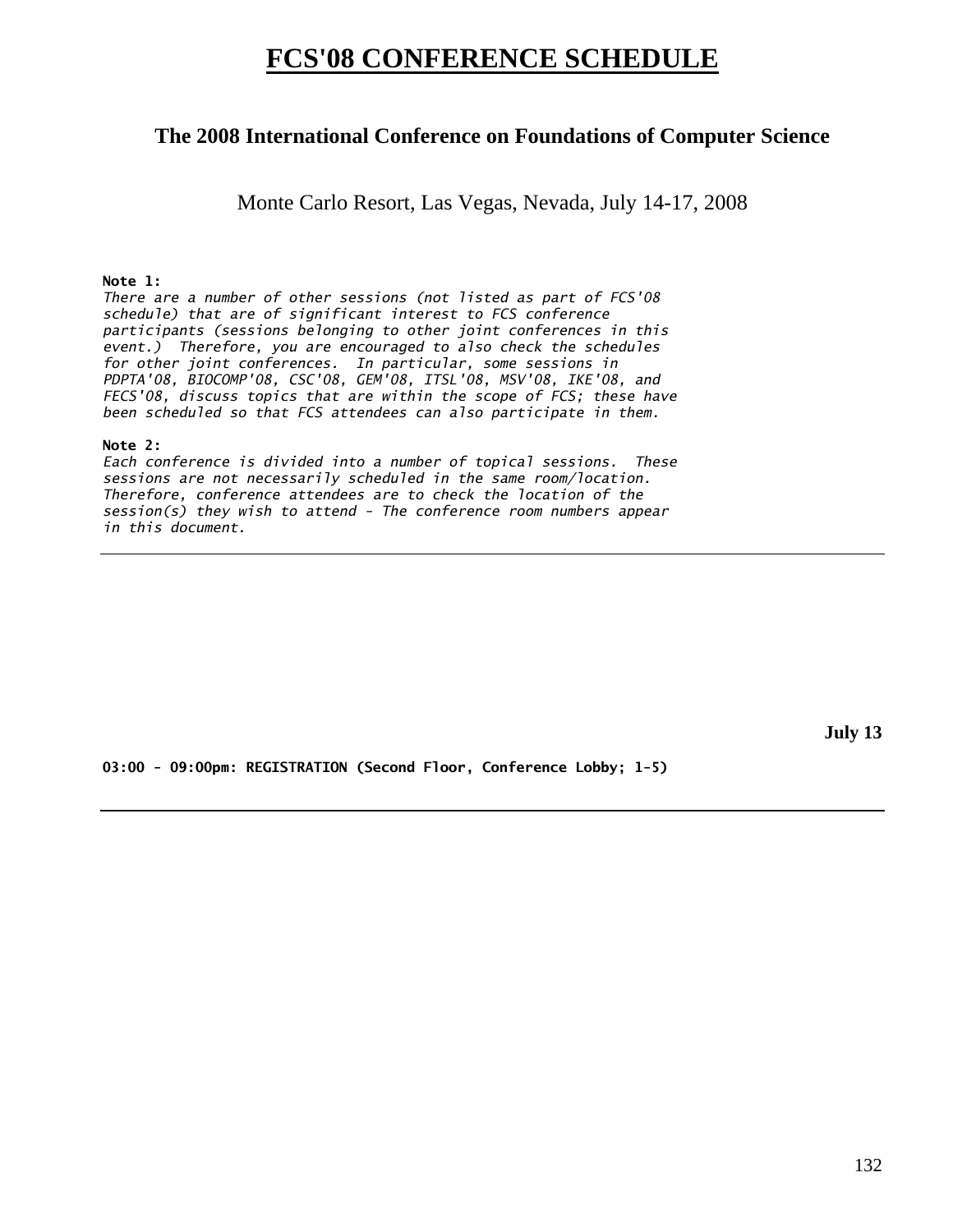# FCS'08 CONFERENCE SCHEDULE

## The 2008 International Conference on Foundations of Computer Science

Monte Carlo Resort, Las Vegas, Nevada, July 14-17, 2008

**Note 1:**

*There are a number of other sessions (not listed as part of FCS'08 schedule) that are of significant interest to FCS conference participants (sessions belonging to other joint conferences in this event.) Therefore, you are encouraged to also check the schedules for other joint conferences. In particular, some sessions in PDPTA'08, BIOCOMP'08, CSC'08, GEM'08, ITSL'08, MSV'08, IKE'08, and FECS'08, discuss topics that are within the scope of FCS; these have been scheduled so that FCS attendees can also participate in them.*

**Note 2:**

*Each conference is divided into a number of topical sessions. These sessions are not necessarily scheduled in the same room/location. Therefore, conference attendees are to check the location of the session(s) they wish to attend - The conference room numbers appear in this document.*

---

**July 13**

**03:00 - 09:00pm: REGISTRATION (Second Floor, Conference Lobby; 1-5)**

---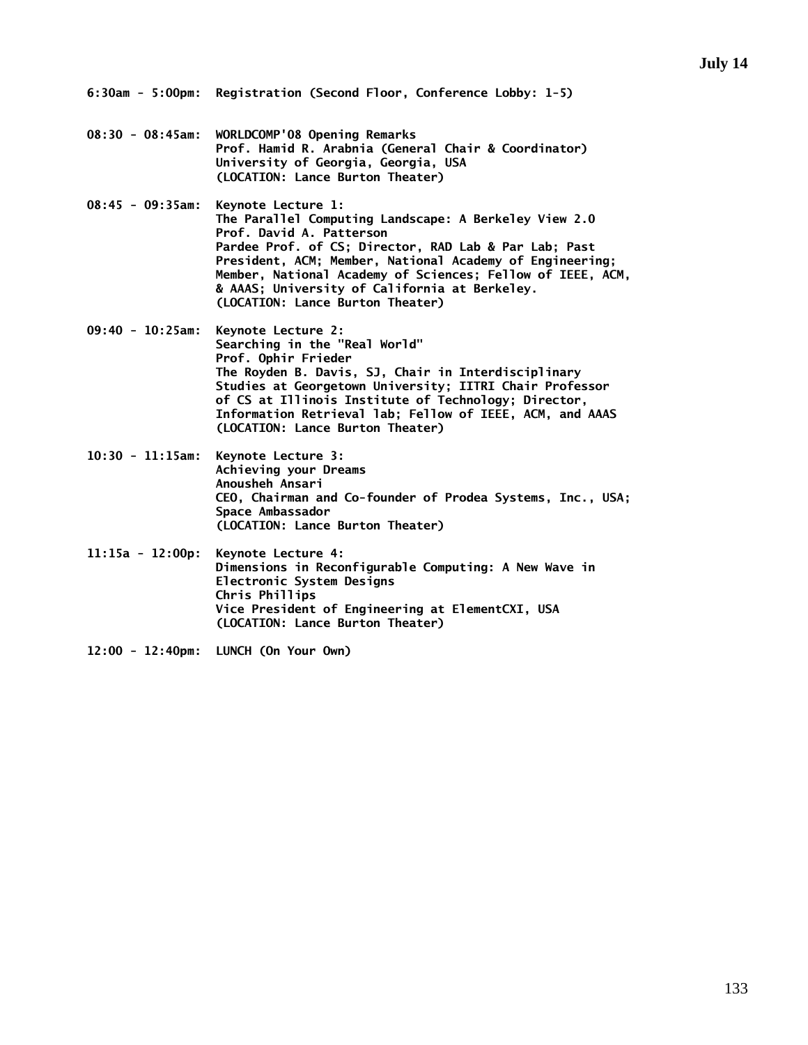## July 14

**6:30am - 5:00pm:** Registration (Second Floor, Conference Lobby: 1-5)

**08:30 - 08:45am:** WORLDCOMP'08 Opening Remarks
Prof. Hamid R. Arabnia (General Chair & Coordinator)
University of Georgia, Georgia, USA
(LOCATION: Lance Burton Theater)

**08:45 - 09:35am:** Keynote Lecture 1:
The Parallel Computing Landscape: A Berkeley View 2.0
Prof. David A. Patterson
Pardee Prof. of CS; Director, RAD Lab & Par Lab; Past President, ACM; Member, National Academy of Engineering; Member, National Academy of Sciences; Fellow of IEEE, ACM, & AAAS; University of California at Berkeley.
(LOCATION: Lance Burton Theater)

**09:40 - 10:25am:** Keynote Lecture 2:
Searching in the "Real World"
Prof. Ophir Frieder
The Royden B. Davis, SJ, Chair in Interdisciplinary Studies at Georgetown University; IITRI Chair Professor of CS at Illinois Institute of Technology; Director, Information Retrieval lab; Fellow of IEEE, ACM, and AAAS
(LOCATION: Lance Burton Theater)

**10:30 - 11:15am:** Keynote Lecture 3:
Achieving your Dreams
Anousheh Ansari
CEO, Chairman and Co-founder of Prodea Systems, Inc., USA; Space Ambassador
(LOCATION: Lance Burton Theater)

**11:15a - 12:00p:** Keynote Lecture 4:
Dimensions in Reconfigurable Computing: A New Wave in Electronic System Designs
Chris Phillips
Vice President of Engineering at ElementCXI, USA
(LOCATION: Lance Burton Theater)

**12:00 - 12:40pm:** LUNCH (On Your Own)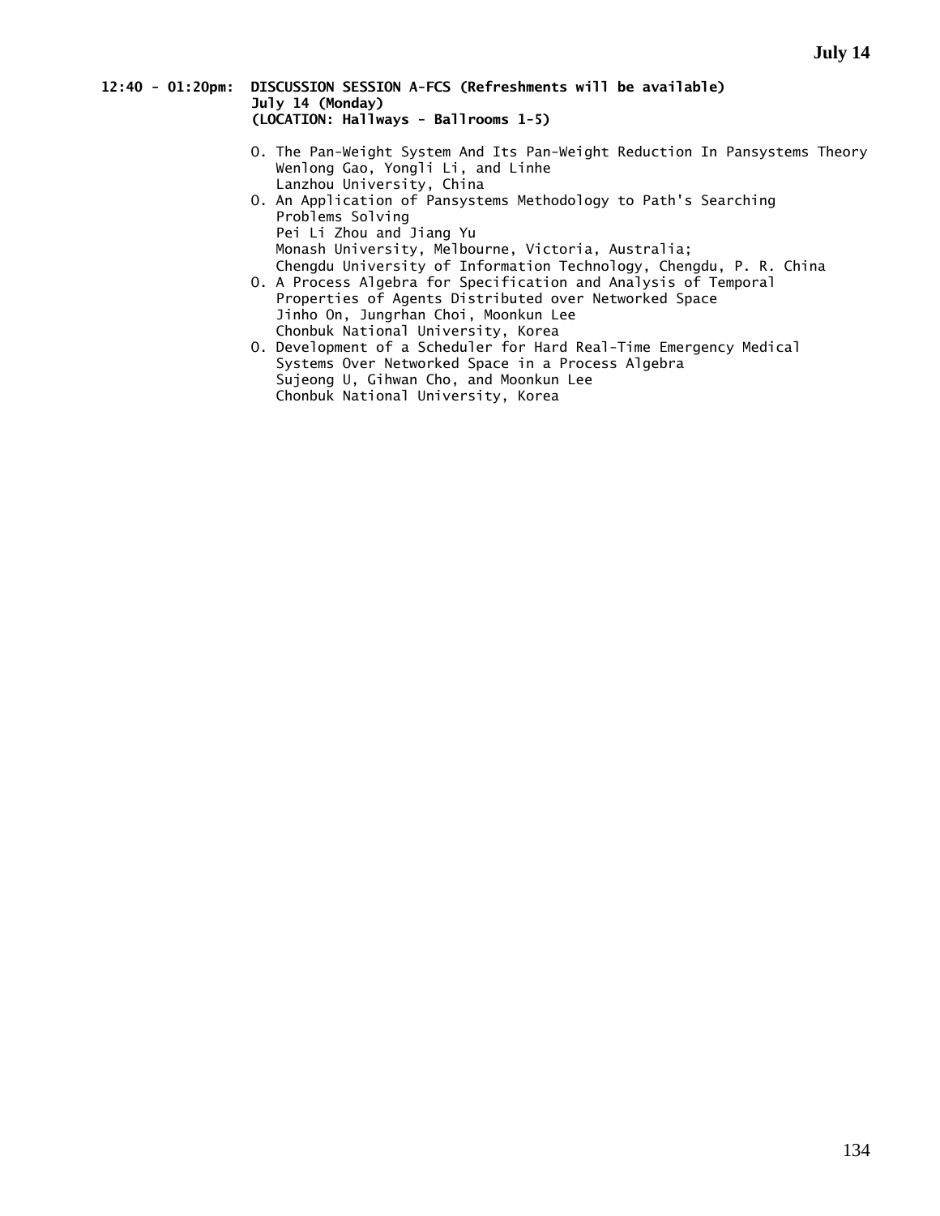**12:40 - 01:20pm: DISCUSSION SESSION A-FCS (Refreshments will be available)**
**July 14 (Monday)**
**(LOCATION: Hallways - Ballrooms 1-5)**

O. The Pan-Weight System And Its Pan-Weight Reduction In Pansystems Theory
   Wenlong Gao, Yongli Li, and Linhe
   Lanzhou University, China

O. An Application of Pansystems Methodology to Path's Searching Problems Solving
   Pei Li Zhou and Jiang Yu
   Monash University, Melbourne, Victoria, Australia;
   Chengdu University of Information Technology, Chengdu, P. R. China

O. A Process Algebra for Specification and Analysis of Temporal Properties of Agents Distributed over Networked Space
   Jinho On, Jungrhan Choi, Moonkun Lee
   Chonbuk National University, Korea

O. Development of a Scheduler for Hard Real-Time Emergency Medical Systems Over Networked Space in a Process Algebra
   Sujeong U, Gihwan Cho, and Moonkun Lee
   Chonbuk National University, Korea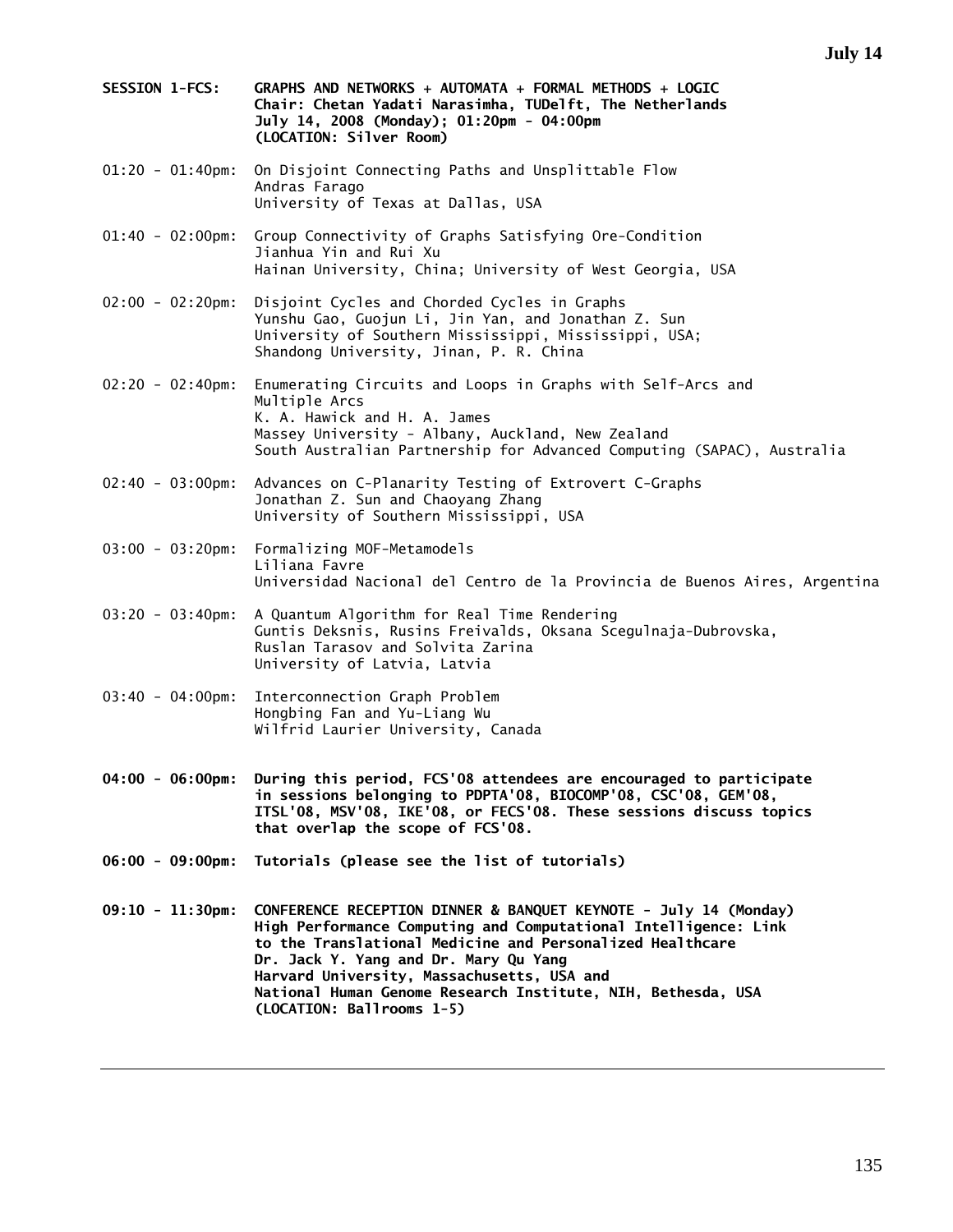**SESSION 1-FCS: GRAPHS AND NETWORKS + AUTOMATA + FORMAL METHODS + LOGIC**
**Chair: Chetan Yadati Narasimha, TUDelft, The Netherlands**
**July 14, 2008 (Monday); 01:20pm - 04:00pm**
**(LOCATION: Silver Room)**

01:20 - 01:40pm: On Disjoint Connecting Paths and Unsplittable Flow
Andras Farago
University of Texas at Dallas, USA

01:40 - 02:00pm: Group Connectivity of Graphs Satisfying Ore-Condition
Jianhua Yin and Rui Xu
Hainan University, China; University of West Georgia, USA

02:00 - 02:20pm: Disjoint Cycles and Chorded Cycles in Graphs
Yunshu Gao, Guojun Li, Jin Yan, and Jonathan Z. Sun
University of Southern Mississippi, Mississippi, USA;
Shandong University, Jinan, P. R. China

02:20 - 02:40pm: Enumerating Circuits and Loops in Graphs with Self-Arcs and Multiple Arcs
K. A. Hawick and H. A. James
Massey University - Albany, Auckland, New Zealand
South Australian Partnership for Advanced Computing (SAPAC), Australia

02:40 - 03:00pm: Advances on C-Planarity Testing of Extrovert C-Graphs
Jonathan Z. Sun and Chaoyang Zhang
University of Southern Mississippi, USA

03:00 - 03:20pm: Formalizing MOF-Metamodels
Liliana Favre
Universidad Nacional del Centro de la Provincia de Buenos Aires, Argentina

03:20 - 03:40pm: A Quantum Algorithm for Real Time Rendering
Guntis Deksnis, Rusins Freivalds, Oksana Scegulnaja-Dubrovska, Ruslan Tarasov and Solvita Zarina
University of Latvia, Latvia

03:40 - 04:00pm: Interconnection Graph Problem
Hongbing Fan and Yu-Liang Wu
Wilfrid Laurier University, Canada

**04:00 - 06:00pm: During this period, FCS'08 attendees are encouraged to participate in sessions belonging to PDPTA'08, BIOCOMP'08, CSC'08, GEM'08, ITSL'08, MSV'08, IKE'08, or FECS'08. These sessions discuss topics that overlap the scope of FCS'08.**

**06:00 - 09:00pm: Tutorials (please see the list of tutorials)**

**09:10 - 11:30pm: CONFERENCE RECEPTION DINNER & BANQUET KEYNOTE - July 14 (Monday)**
**High Performance Computing and Computational Intelligence: Link to the Translational Medicine and Personalized Healthcare**
**Dr. Jack Y. Yang and Dr. Mary Qu Yang**
**Harvard University, Massachusetts, USA and**
**National Human Genome Research Institute, NIH, Bethesda, USA**
**(LOCATION: Ballrooms 1-5)**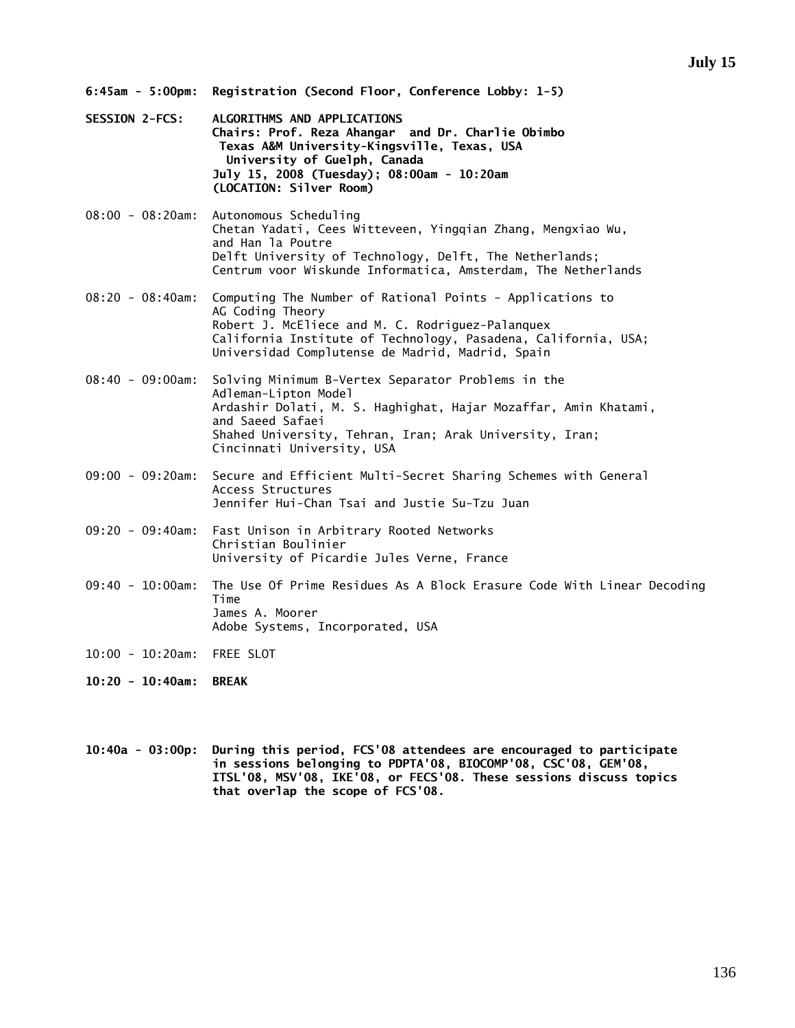## July 15

**6:45am - 5:00pm: Registration (Second Floor, Conference Lobby: 1-5)**

**SESSION 2-FCS: ALGORITHMS AND APPLICATIONS**
**Chairs: Prof. Reza Ahangar and Dr. Charlie Obimbo**
**Texas A&M University-Kingsville, Texas, USA**
**University of Guelph, Canada**
**July 15, 2008 (Tuesday); 08:00am - 10:20am**
**(LOCATION: Silver Room)**

08:00 - 08:20am: Autonomous Scheduling
Chetan Yadati, Cees Witteveen, Yingqian Zhang, Mengxiao Wu, and Han la Poutre
Delft University of Technology, Delft, The Netherlands;
Centrum voor Wiskunde Informatica, Amsterdam, The Netherlands

08:20 - 08:40am: Computing The Number of Rational Points - Applications to AG Coding Theory
Robert J. McEliece and M. C. Rodriguez-Palanquex
California Institute of Technology, Pasadena, California, USA;
Universidad Complutense de Madrid, Madrid, Spain

08:40 - 09:00am: Solving Minimum B-Vertex Separator Problems in the Adleman-Lipton Model
Ardashir Dolati, M. S. Haghighat, Hajar Mozaffar, Amin Khatami, and Saeed Safaei
Shahed University, Tehran, Iran; Arak University, Iran;
Cincinnati University, USA

09:00 - 09:20am: Secure and Efficient Multi-Secret Sharing Schemes with General Access Structures
Jennifer Hui-Chan Tsai and Justie Su-Tzu Juan

09:20 - 09:40am: Fast Unison in Arbitrary Rooted Networks
Christian Boulinier
University of Picardie Jules Verne, France

09:40 - 10:00am: The Use Of Prime Residues As A Block Erasure Code With Linear Decoding Time
James A. Moorer
Adobe Systems, Incorporated, USA

10:00 - 10:20am: FREE SLOT

**10:20 - 10:40am: BREAK**

**10:40a - 03:00p: During this period, FCS'08 attendees are encouraged to participate in sessions belonging to PDPTA'08, BIOCOMP'08, CSC'08, GEM'08, ITSL'08, MSV'08, IKE'08, or FECS'08. These sessions discuss topics that overlap the scope of FCS'08.**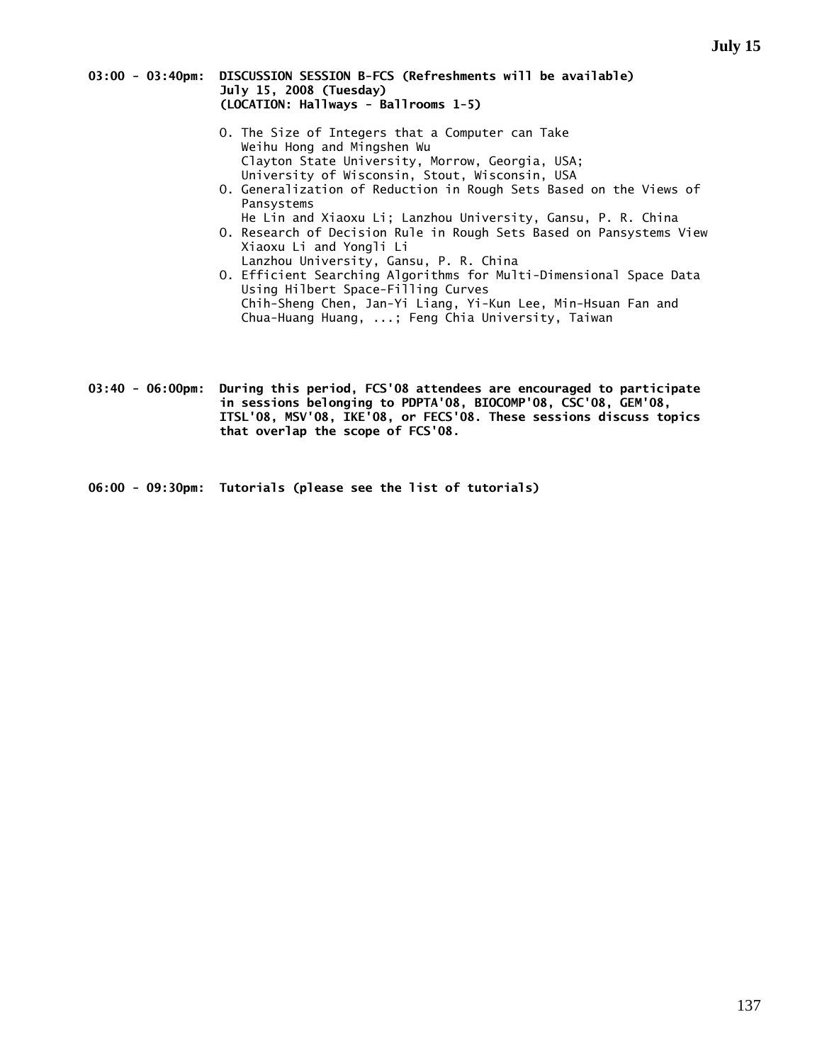**03:00 - 03:40pm: DISCUSSION SESSION B-FCS (Refreshments will be available)**
**July 15, 2008 (Tuesday)**
**(LOCATION: Hallways - Ballrooms 1-5)**

- O. The Size of Integers that a Computer can Take
  Weihu Hong and Mingshen Wu
  Clayton State University, Morrow, Georgia, USA;
  University of Wisconsin, Stout, Wisconsin, USA
- O. Generalization of Reduction in Rough Sets Based on the Views of Pansystems
  He Lin and Xiaoxu Li; Lanzhou University, Gansu, P. R. China
- O. Research of Decision Rule in Rough Sets Based on Pansystems View
  Xiaoxu Li and Yongli Li
  Lanzhou University, Gansu, P. R. China
- O. Efficient Searching Algorithms for Multi-Dimensional Space Data Using Hilbert Space-Filling Curves
  Chih-Sheng Chen, Jan-Yi Liang, Yi-Kun Lee, Min-Hsuan Fan and Chua-Huang Huang, ...; Feng Chia University, Taiwan

**03:40 - 06:00pm: During this period, FCS'08 attendees are encouraged to participate in sessions belonging to PDPTA'08, BIOCOMP'08, CSC'08, GEM'08, ITSL'08, MSV'08, IKE'08, or FECS'08. These sessions discuss topics that overlap the scope of FCS'08.**

**06:00 - 09:30pm: Tutorials (please see the list of tutorials)**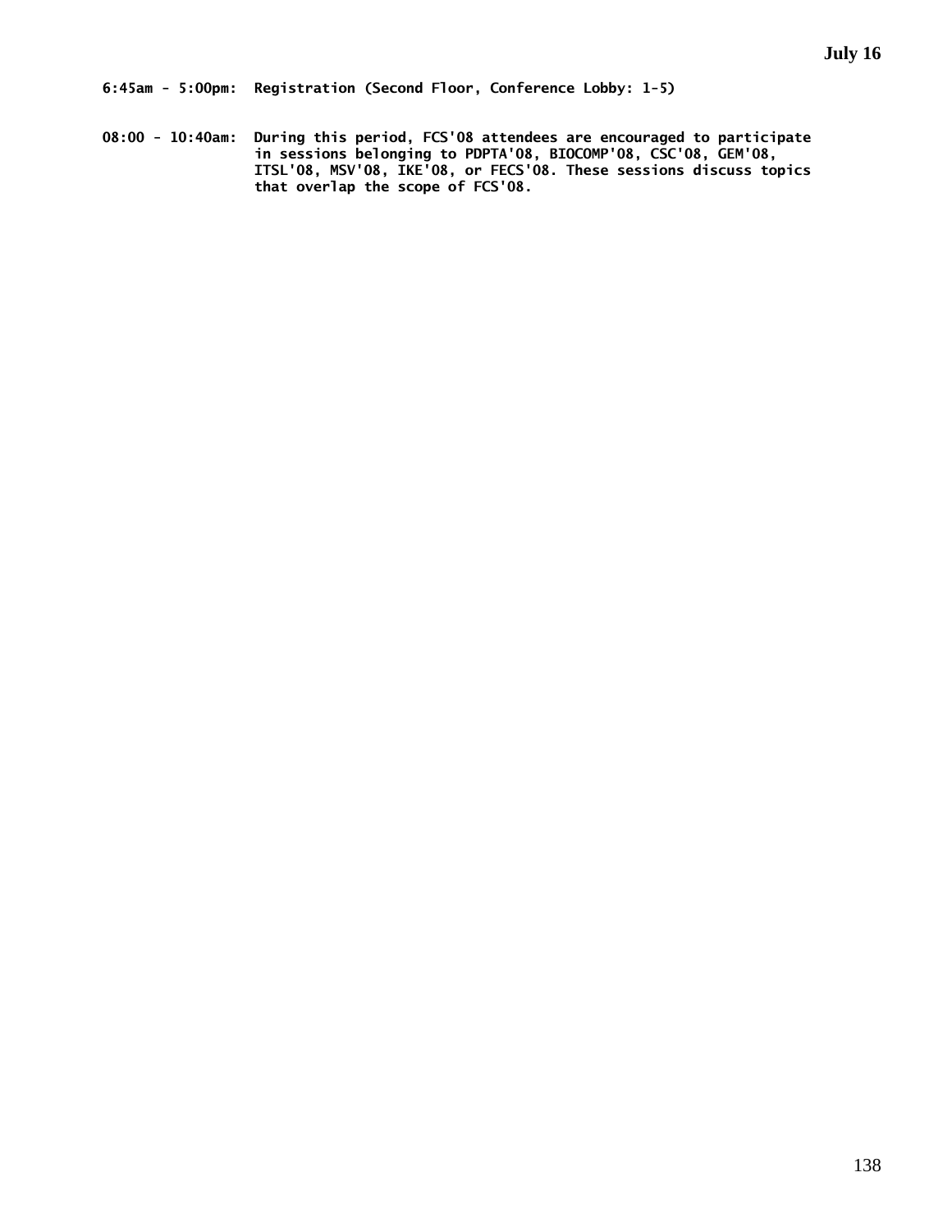**July 16**

**6:45am - 5:00pm: Registration (Second Floor, Conference Lobby: 1-5)**

**08:00 - 10:40am: During this period, FCS'08 attendees are encouraged to participate in sessions belonging to PDPTA'08, BIOCOMP'08, CSC'08, GEM'08, ITSL'08, MSV'08, IKE'08, or FECS'08. These sessions discuss topics that overlap the scope of FCS'08.**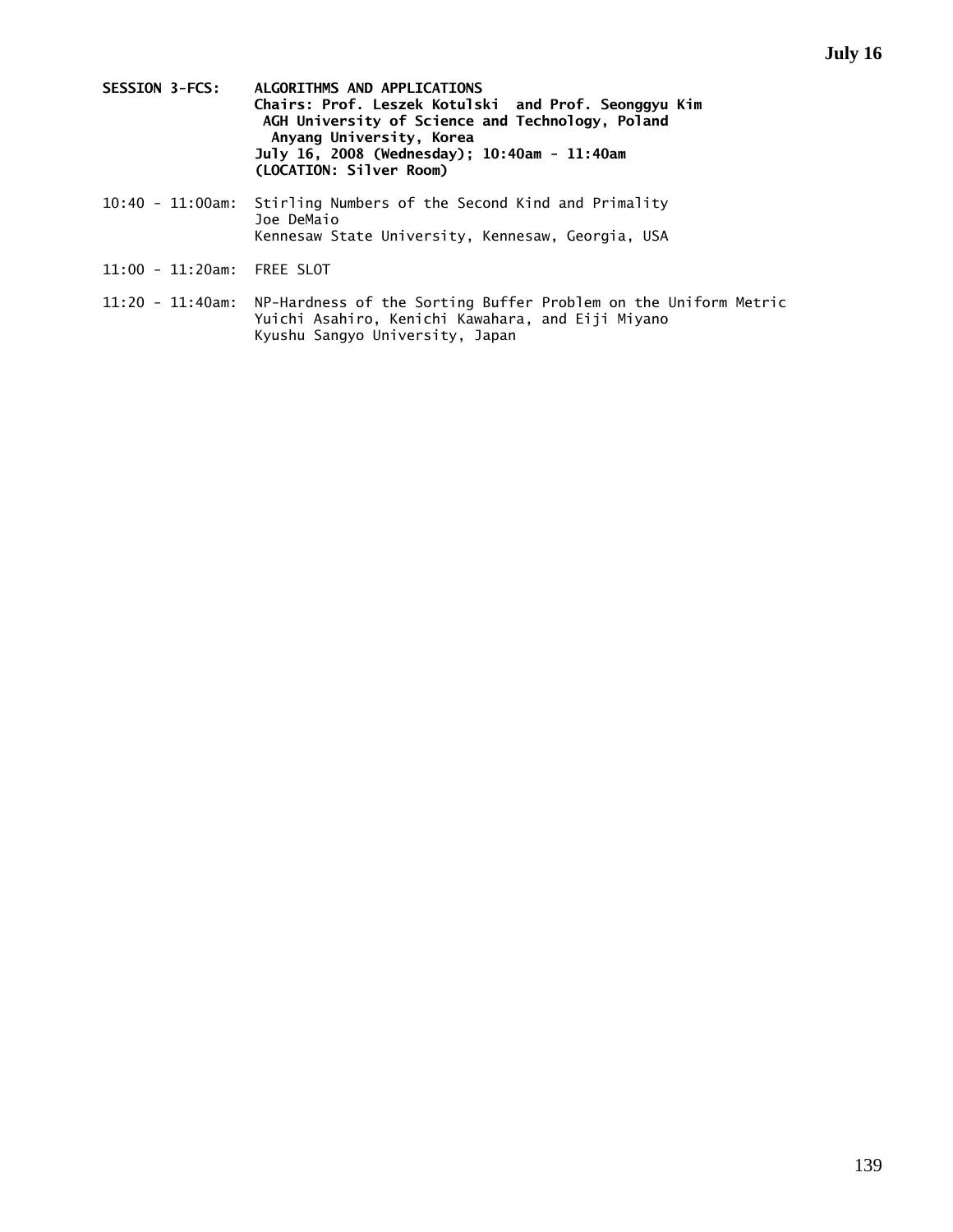**SESSION 3-FCS: ALGORITHMS AND APPLICATIONS**
**Chairs: Prof. Leszek Kotulski and Prof. Seonggyu Kim**
**AGH University of Science and Technology, Poland**
**Anyang University, Korea**
**July 16, 2008 (Wednesday); 10:40am - 11:40am**
**(LOCATION: Silver Room)**

10:40 - 11:00am: Stirling Numbers of the Second Kind and Primality
Joe DeMaio
Kennesaw State University, Kennesaw, Georgia, USA

11:00 - 11:20am: FREE SLOT

11:20 - 11:40am: NP-Hardness of the Sorting Buffer Problem on the Uniform Metric
Yuichi Asahiro, Kenichi Kawahara, and Eiji Miyano
Kyushu Sangyo University, Japan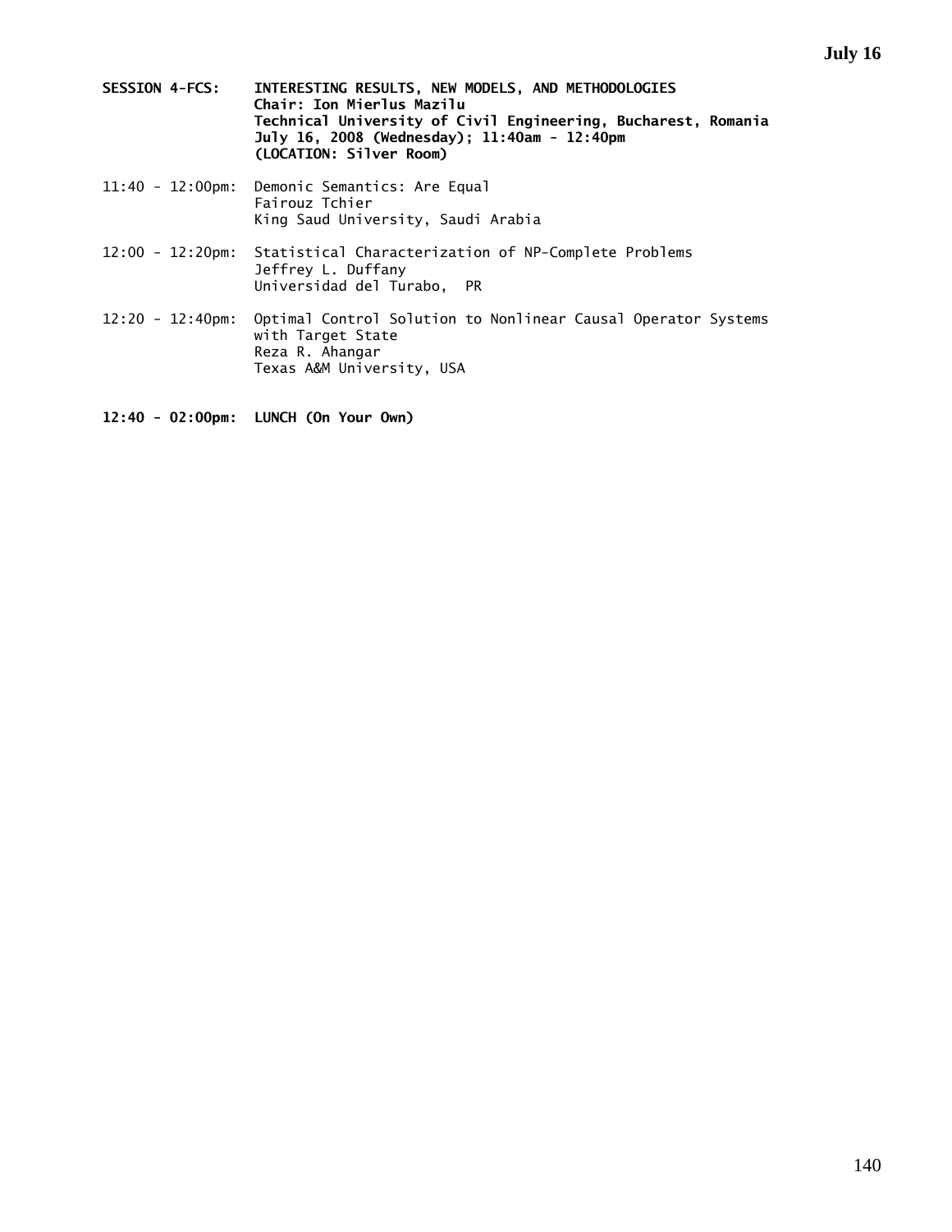**SESSION 4-FCS: INTERESTING RESULTS, NEW MODELS, AND METHODOLOGIES**
**Chair: Ion Mierlus Mazilu**
**Technical University of Civil Engineering, Bucharest, Romania**
**July 16, 2008 (Wednesday); 11:40am - 12:40pm**
**(LOCATION: Silver Room)**

11:40 - 12:00pm: Demonic Semantics: Are Equal
Fairouz Tchier
King Saud University, Saudi Arabia

12:00 - 12:20pm: Statistical Characterization of NP-Complete Problems
Jeffrey L. Duffany
Universidad del Turabo, PR

12:20 - 12:40pm: Optimal Control Solution to Nonlinear Causal Operator Systems with Target State
Reza R. Ahangar
Texas A&M University, USA

**12:40 - 02:00pm: LUNCH (On Your Own)**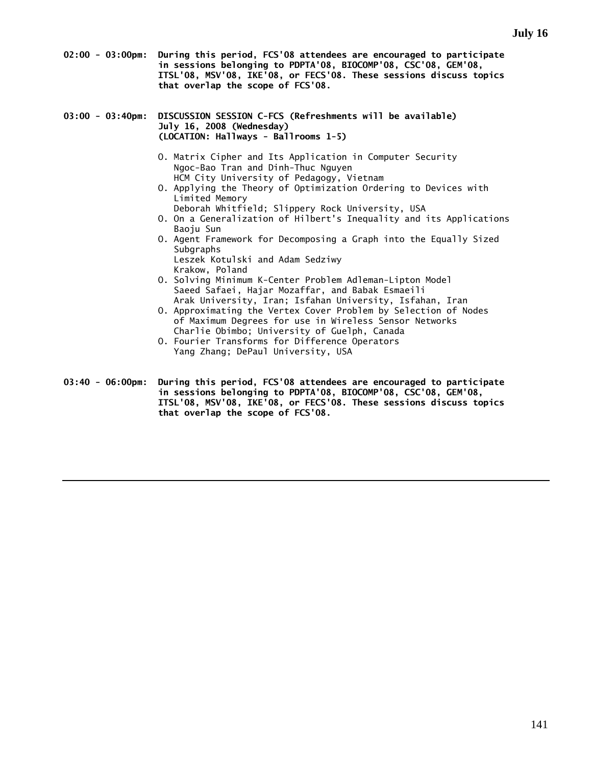**02:00 - 03:00pm: During this period, FCS'08 attendees are encouraged to participate in sessions belonging to PDPTA'08, BIOCOMP'08, CSC'08, GEM'08, ITSL'08, MSV'08, IKE'08, or FECS'08. These sessions discuss topics that overlap the scope of FCS'08.**

**03:00 - 03:40pm: DISCUSSION SESSION C-FCS (Refreshments will be available)**
**July 16, 2008 (Wednesday)**
**(LOCATION: Hallways - Ballrooms 1-5)**

- O. Matrix Cipher and Its Application in Computer Security
  Ngoc-Bao Tran and Dinh-Thuc Nguyen
  HCM City University of Pedagogy, Vietnam
- O. Applying the Theory of Optimization Ordering to Devices with Limited Memory
  Deborah Whitfield; Slippery Rock University, USA
- O. On a Generalization of Hilbert's Inequality and its Applications
  Baoju Sun
- O. Agent Framework for Decomposing a Graph into the Equally Sized Subgraphs
  Leszek Kotulski and Adam Sedziwy
  Krakow, Poland
- O. Solving Minimum K-Center Problem Adleman-Lipton Model
  Saeed Safaei, Hajar Mozaffar, and Babak Esmaeili
  Arak University, Iran; Isfahan University, Isfahan, Iran
- O. Approximating the Vertex Cover Problem by Selection of Nodes of Maximum Degrees for use in Wireless Sensor Networks
  Charlie Obimbo; University of Guelph, Canada
- O. Fourier Transforms for Difference Operators
  Yang Zhang; DePaul University, USA

**03:40 - 06:00pm: During this period, FCS'08 attendees are encouraged to participate in sessions belonging to PDPTA'08, BIOCOMP'08, CSC'08, GEM'08, ITSL'08, MSV'08, IKE'08, or FECS'08. These sessions discuss topics that overlap the scope of FCS'08.**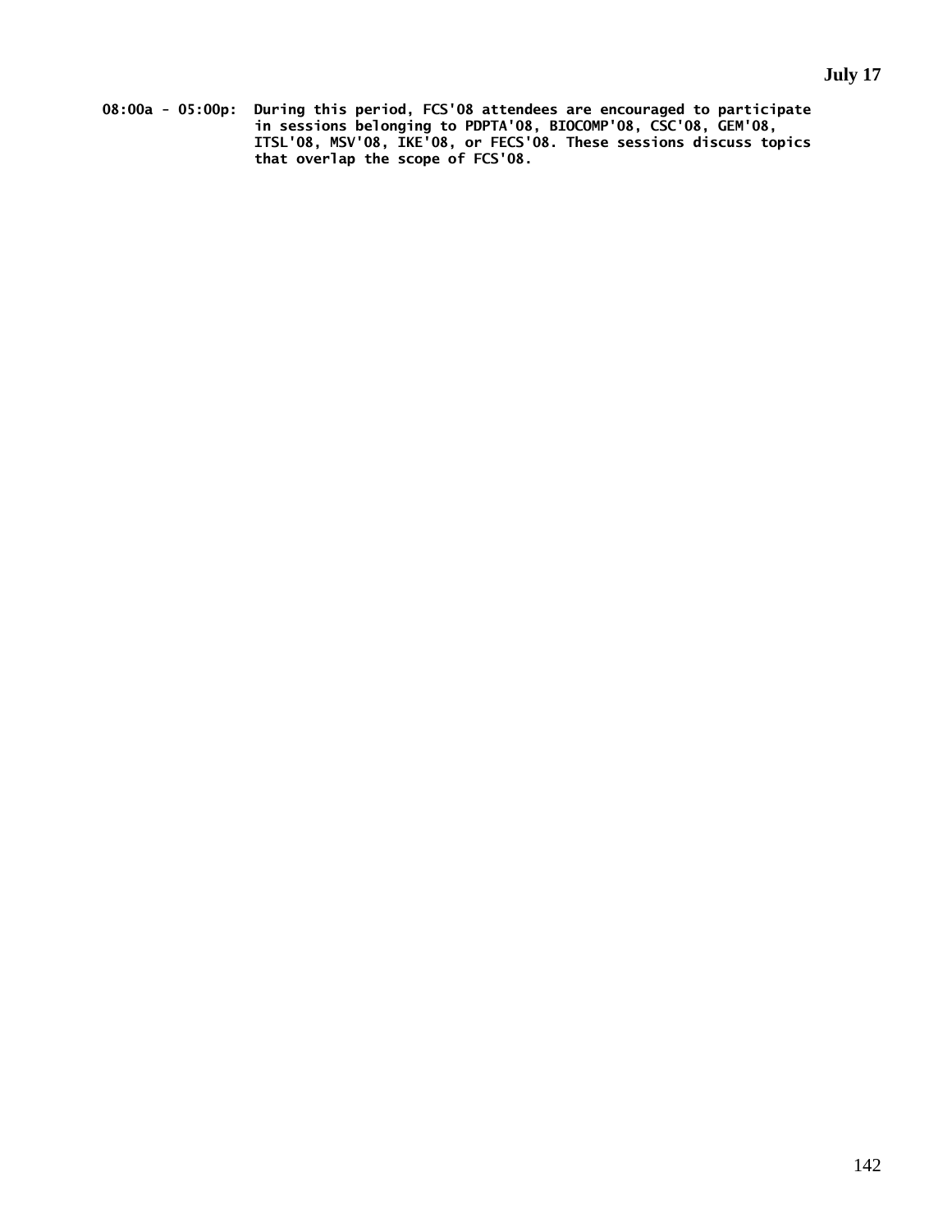**July 17**

**08:00a - 05:00p:** During this period, FCS'08 attendees are encouraged to participate in sessions belonging to PDPTA'08, BIOCOMP'08, CSC'08, GEM'08, ITSL'08, MSV'08, IKE'08, or FECS'08. These sessions discuss topics that overlap the scope of FCS'08.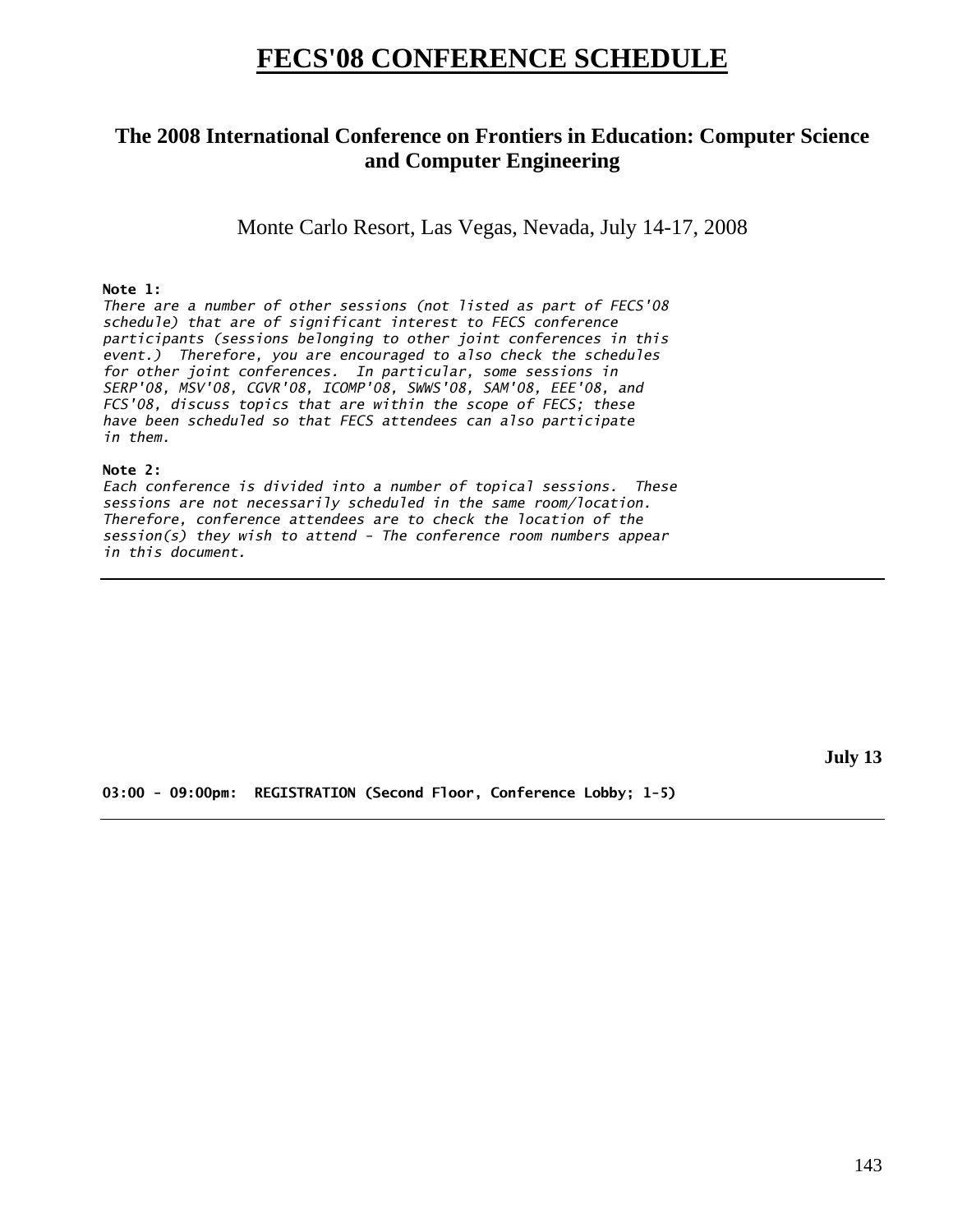# FECS'08 CONFERENCE SCHEDULE

## The 2008 International Conference on Frontiers in Education: Computer Science and Computer Engineering

Monte Carlo Resort, Las Vegas, Nevada, July 14-17, 2008

**Note 1:**

*There are a number of other sessions (not listed as part of FECS'08 schedule) that are of significant interest to FECS conference participants (sessions belonging to other joint conferences in this event.) Therefore, you are encouraged to also check the schedules for other joint conferences. In particular, some sessions in SERP'08, MSV'08, CGVR'08, ICOMP'08, SWWS'08, SAM'08, EEE'08, and FCS'08, discuss topics that are within the scope of FECS; these have been scheduled so that FECS attendees can also participate in them.*

**Note 2:**

*Each conference is divided into a number of topical sessions. These sessions are not necessarily scheduled in the same room/location. Therefore, conference attendees are to check the location of the session(s) they wish to attend - The conference room numbers appear in this document.*

---

**July 13**

**03:00 - 09:00pm: REGISTRATION (Second Floor, Conference Lobby; 1-5)**

---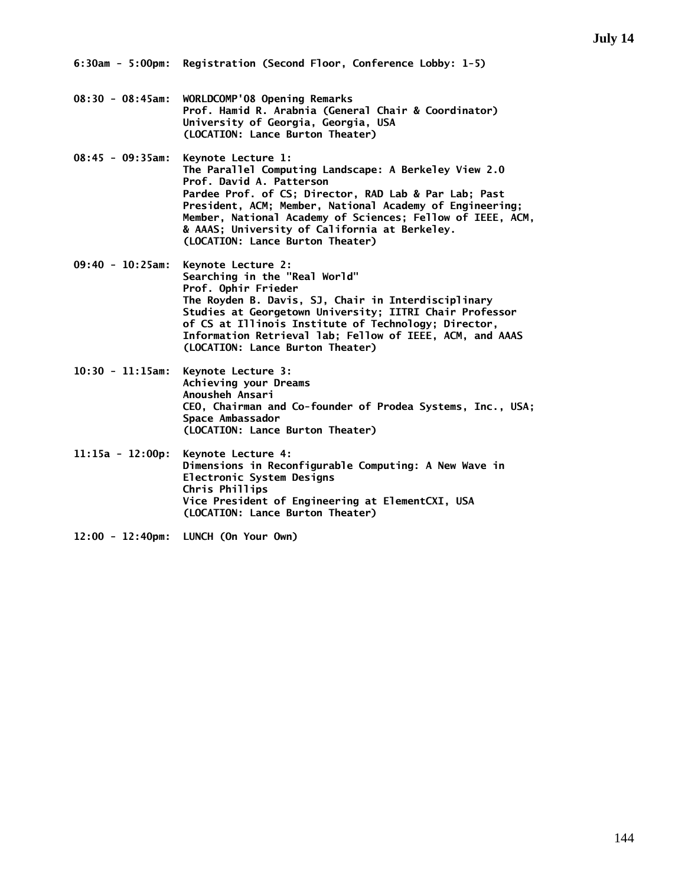## July 14

**6:30am - 5:00pm:** Registration (Second Floor, Conference Lobby: 1-5)

**08:30 - 08:45am:** WORLDCOMP'08 Opening Remarks
Prof. Hamid R. Arabnia (General Chair & Coordinator)
University of Georgia, Georgia, USA
(LOCATION: Lance Burton Theater)

**08:45 - 09:35am:** Keynote Lecture 1:
The Parallel Computing Landscape: A Berkeley View 2.0
Prof. David A. Patterson
Pardee Prof. of CS; Director, RAD Lab & Par Lab; Past President, ACM; Member, National Academy of Engineering; Member, National Academy of Sciences; Fellow of IEEE, ACM, & AAAS; University of California at Berkeley.
(LOCATION: Lance Burton Theater)

**09:40 - 10:25am:** Keynote Lecture 2:
Searching in the "Real World"
Prof. Ophir Frieder
The Royden B. Davis, SJ, Chair in Interdisciplinary Studies at Georgetown University; IITRI Chair Professor of CS at Illinois Institute of Technology; Director, Information Retrieval lab; Fellow of IEEE, ACM, and AAAS
(LOCATION: Lance Burton Theater)

**10:30 - 11:15am:** Keynote Lecture 3:
Achieving your Dreams
Anousheh Ansari
CEO, Chairman and Co-founder of Prodea Systems, Inc., USA; Space Ambassador
(LOCATION: Lance Burton Theater)

**11:15a - 12:00p:** Keynote Lecture 4:
Dimensions in Reconfigurable Computing: A New Wave in Electronic System Designs
Chris Phillips
Vice President of Engineering at ElementCXI, USA
(LOCATION: Lance Burton Theater)

**12:00 - 12:40pm:** LUNCH (On Your Own)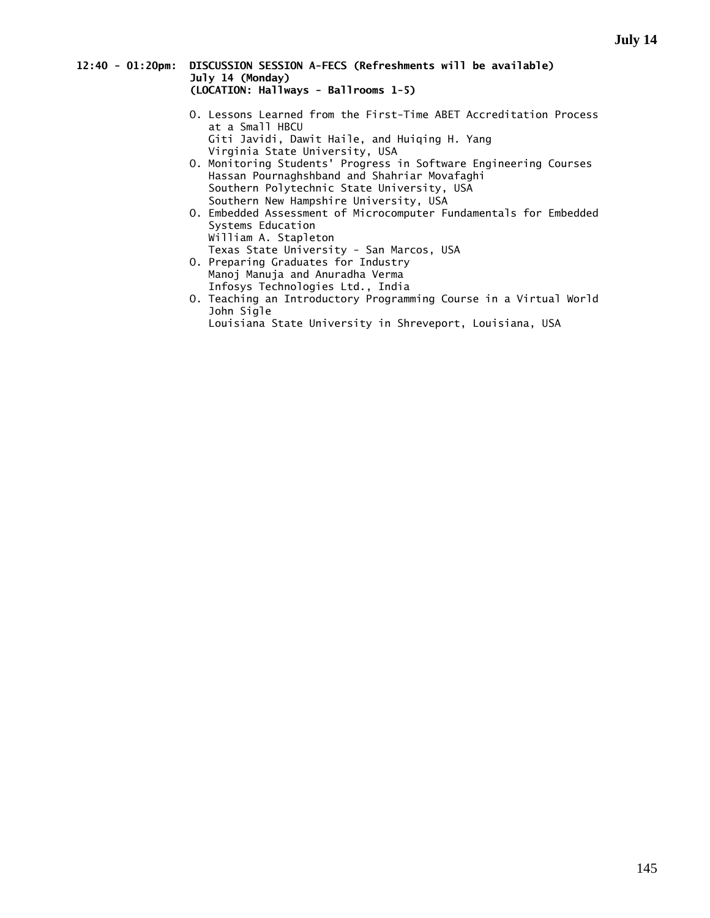**12:40 - 01:20pm: DISCUSSION SESSION A-FECS (Refreshments will be available)**
**July 14 (Monday)**
**(LOCATION: Hallways - Ballrooms 1-5)**

- O. Lessons Learned from the First-Time ABET Accreditation Process at a Small HBCU
  Giti Javidi, Dawit Haile, and Huiqing H. Yang
  Virginia State University, USA
- O. Monitoring Students' Progress in Software Engineering Courses
  Hassan Pournaghshband and Shahriar Movafaghi
  Southern Polytechnic State University, USA
  Southern New Hampshire University, USA
- O. Embedded Assessment of Microcomputer Fundamentals for Embedded Systems Education
  William A. Stapleton
  Texas State University - San Marcos, USA
- O. Preparing Graduates for Industry
  Manoj Manuja and Anuradha Verma
  Infosys Technologies Ltd., India
- O. Teaching an Introductory Programming Course in a Virtual World
  John Sigle
  Louisiana State University in Shreveport, Louisiana, USA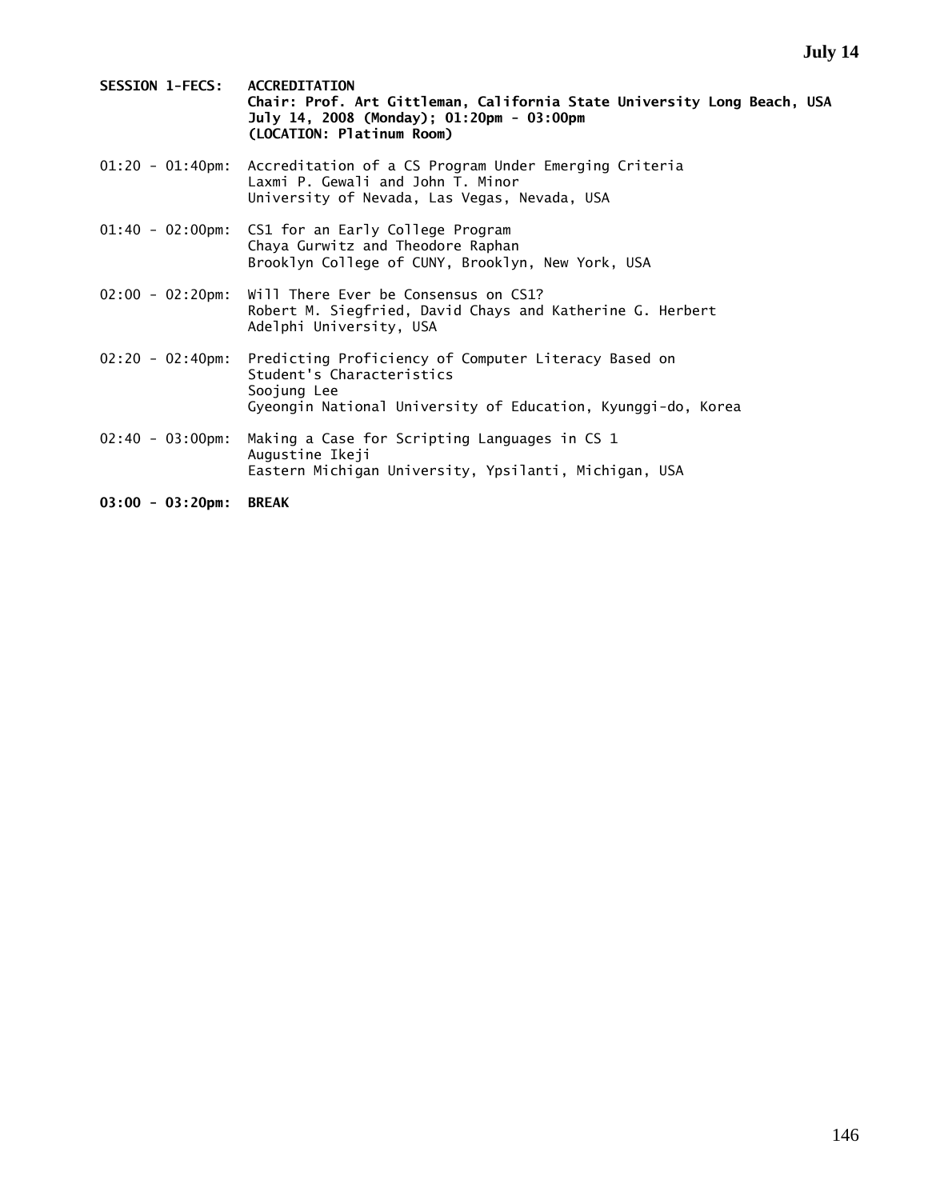**SESSION 1-FECS: ACCREDITATION**
**Chair: Prof. Art Gittleman, California State University Long Beach, USA**
**July 14, 2008 (Monday); 01:20pm - 03:00pm**
**(LOCATION: Platinum Room)**

01:20 - 01:40pm: Accreditation of a CS Program Under Emerging Criteria
Laxmi P. Gewali and John T. Minor
University of Nevada, Las Vegas, Nevada, USA

01:40 - 02:00pm: CS1 for an Early College Program
Chaya Gurwitz and Theodore Raphan
Brooklyn College of CUNY, Brooklyn, New York, USA

02:00 - 02:20pm: Will There Ever be Consensus on CS1?
Robert M. Siegfried, David Chays and Katherine G. Herbert
Adelphi University, USA

02:20 - 02:40pm: Predicting Proficiency of Computer Literacy Based on Student's Characteristics
Soojung Lee
Gyeongin National University of Education, Kyunggi-do, Korea

02:40 - 03:00pm: Making a Case for Scripting Languages in CS 1
Augustine Ikeji
Eastern Michigan University, Ypsilanti, Michigan, USA

**03:00 - 03:20pm: BREAK**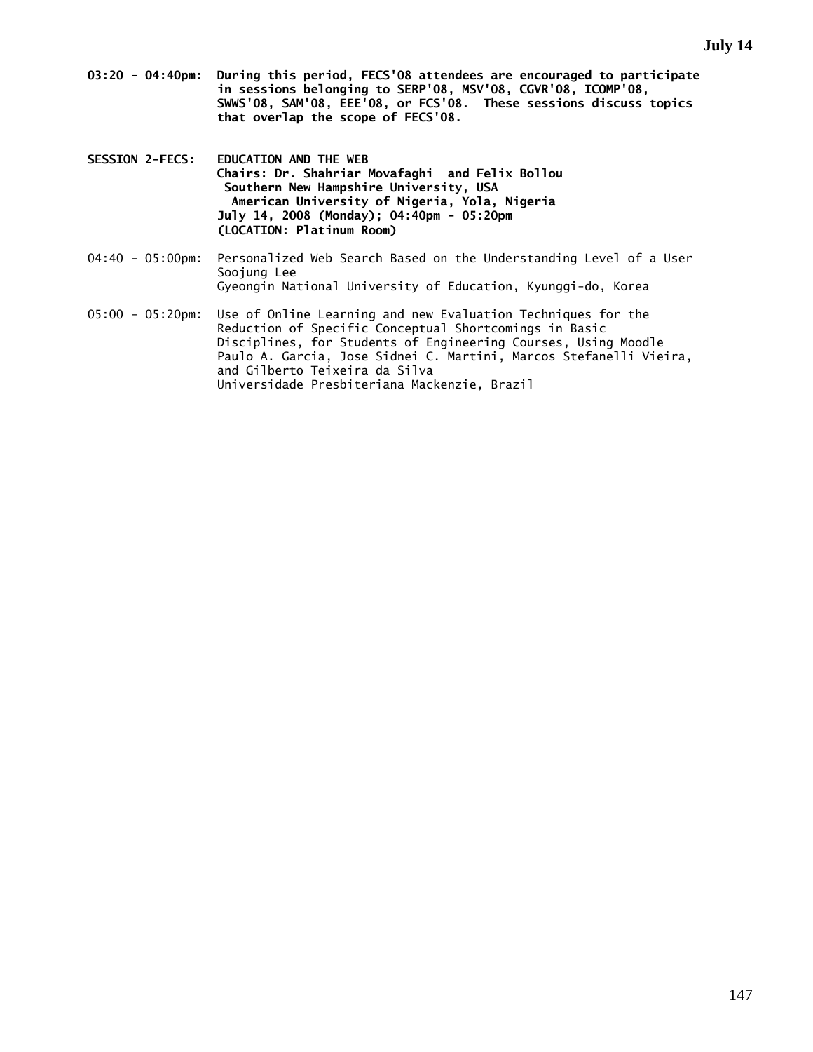**03:20 - 04:40pm: During this period, FECS'08 attendees are encouraged to participate in sessions belonging to SERP'08, MSV'08, CGVR'08, ICOMP'08, SWWS'08, SAM'08, EEE'08, or FCS'08. These sessions discuss topics that overlap the scope of FECS'08.**

**SESSION 2-FECS: EDUCATION AND THE WEB**
**Chairs: Dr. Shahriar Movafaghi and Felix Bollou**
**Southern New Hampshire University, USA**
**American University of Nigeria, Yola, Nigeria**
**July 14, 2008 (Monday); 04:40pm - 05:20pm**
**(LOCATION: Platinum Room)**

04:40 - 05:00pm: Personalized Web Search Based on the Understanding Level of a User
Soojung Lee
Gyeongin National University of Education, Kyunggi-do, Korea

05:00 - 05:20pm: Use of Online Learning and new Evaluation Techniques for the Reduction of Specific Conceptual Shortcomings in Basic Disciplines, for Students of Engineering Courses, Using Moodle
Paulo A. Garcia, Jose Sidnei C. Martini, Marcos Stefanelli Vieira, and Gilberto Teixeira da Silva
Universidade Presbiteriana Mackenzie, Brazil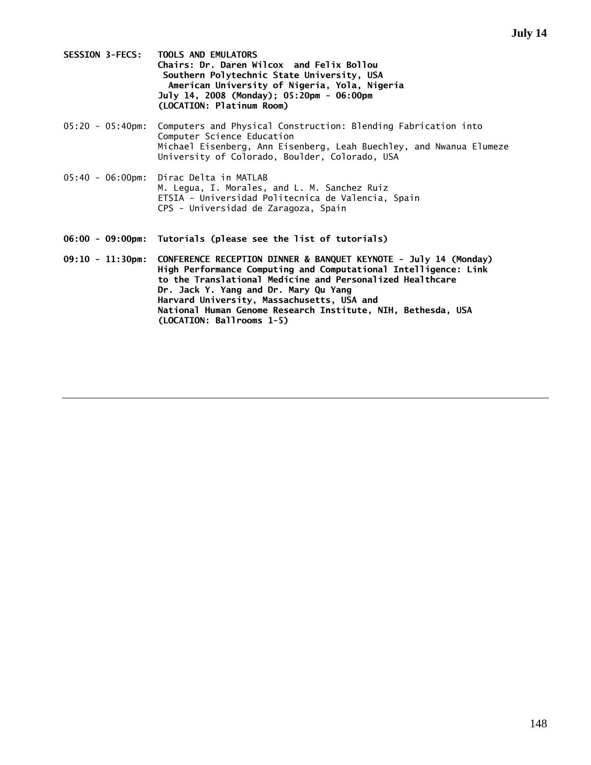**SESSION 3-FECS: TOOLS AND EMULATORS**
**Chairs: Dr. Daren Wilcox and Felix Bollou**
**Southern Polytechnic State University, USA**
**American University of Nigeria, Yola, Nigeria**
**July 14, 2008 (Monday); 05:20pm - 06:00pm**
**(LOCATION: Platinum Room)**

05:20 - 05:40pm: Computers and Physical Construction: Blending Fabrication into Computer Science Education
Michael Eisenberg, Ann Eisenberg, Leah Buechley, and Nwanua Elumeze
University of Colorado, Boulder, Colorado, USA

05:40 - 06:00pm: Dirac Delta in MATLAB
M. Legua, I. Morales, and L. M. Sanchez Ruiz
ETSIA - Universidad Politecnica de Valencia, Spain
CPS - Universidad de Zaragoza, Spain

**06:00 - 09:00pm: Tutorials (please see the list of tutorials)**

**09:10 - 11:30pm: CONFERENCE RECEPTION DINNER & BANQUET KEYNOTE - July 14 (Monday)**
**High Performance Computing and Computational Intelligence: Link to the Translational Medicine and Personalized Healthcare**
**Dr. Jack Y. Yang and Dr. Mary Qu Yang**
**Harvard University, Massachusetts, USA and**
**National Human Genome Research Institute, NIH, Bethesda, USA**
**(LOCATION: Ballrooms 1-5)**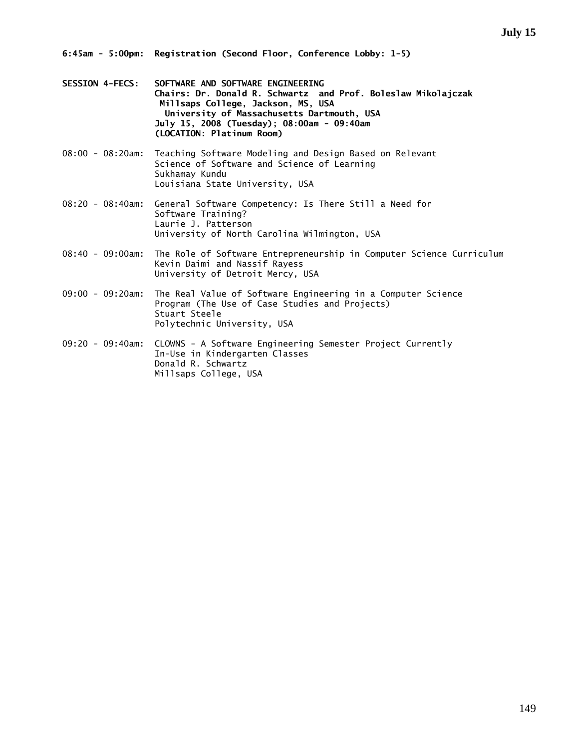**6:45am - 5:00pm: Registration (Second Floor, Conference Lobby: 1-5)**

**SESSION 4-FECS: SOFTWARE AND SOFTWARE ENGINEERING**
**Chairs: Dr. Donald R. Schwartz and Prof. Boleslaw Mikolajczak**
**Millsaps College, Jackson, MS, USA**
**University of Massachusetts Dartmouth, USA**
**July 15, 2008 (Tuesday); 08:00am - 09:40am**
**(LOCATION: Platinum Room)**

08:00 - 08:20am: Teaching Software Modeling and Design Based on Relevant Science of Software and Science of Learning
Sukhamay Kundu
Louisiana State University, USA

08:20 - 08:40am: General Software Competency: Is There Still a Need for Software Training?
Laurie J. Patterson
University of North Carolina Wilmington, USA

08:40 - 09:00am: The Role of Software Entrepreneurship in Computer Science Curriculum
Kevin Daimi and Nassif Rayess
University of Detroit Mercy, USA

09:00 - 09:20am: The Real Value of Software Engineering in a Computer Science Program (The Use of Case Studies and Projects)
Stuart Steele
Polytechnic University, USA

09:20 - 09:40am: CLOWNS - A Software Engineering Semester Project Currently In-Use in Kindergarten Classes
Donald R. Schwartz
Millsaps College, USA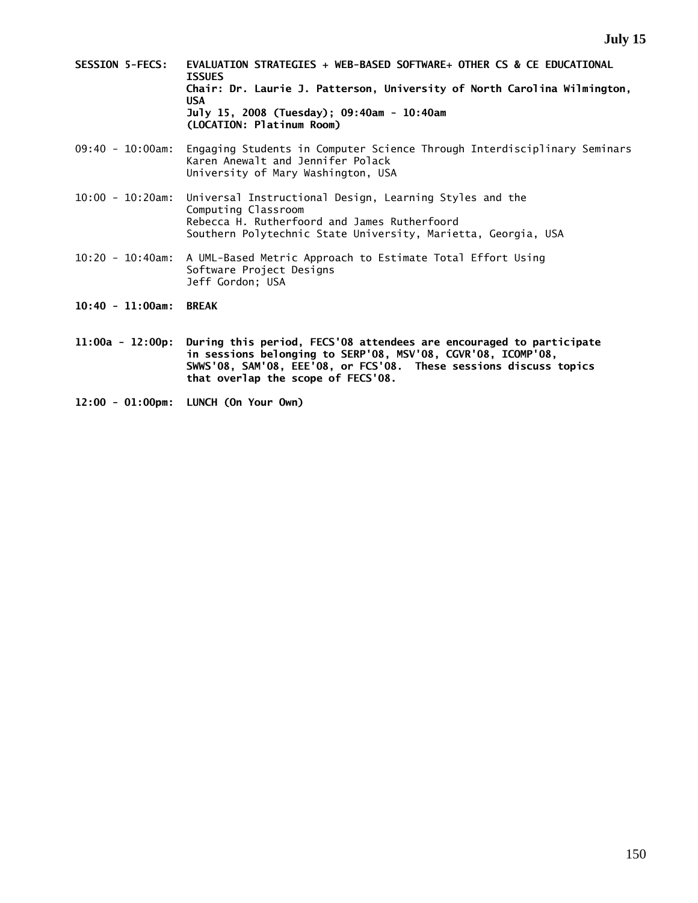**SESSION 5-FECS: EVALUATION STRATEGIES + WEB-BASED SOFTWARE+ OTHER CS & CE EDUCATIONAL ISSUES**
**Chair: Dr. Laurie J. Patterson, University of North Carolina Wilmington, USA**
**July 15, 2008 (Tuesday); 09:40am - 10:40am**
**(LOCATION: Platinum Room)**

09:40 - 10:00am: Engaging Students in Computer Science Through Interdisciplinary Seminars
Karen Anewalt and Jennifer Polack
University of Mary Washington, USA

10:00 - 10:20am: Universal Instructional Design, Learning Styles and the Computing Classroom
Rebecca H. Rutherfoord and James Rutherfoord
Southern Polytechnic State University, Marietta, Georgia, USA

10:20 - 10:40am: A UML-Based Metric Approach to Estimate Total Effort Using Software Project Designs
Jeff Gordon; USA

**10:40 - 11:00am: BREAK**

**11:00a - 12:00p: During this period, FECS'08 attendees are encouraged to participate in sessions belonging to SERP'08, MSV'08, CGVR'08, ICOMP'08, SWWS'08, SAM'08, EEE'08, or FCS'08. These sessions discuss topics that overlap the scope of FECS'08.**

**12:00 - 01:00pm: LUNCH (On Your Own)**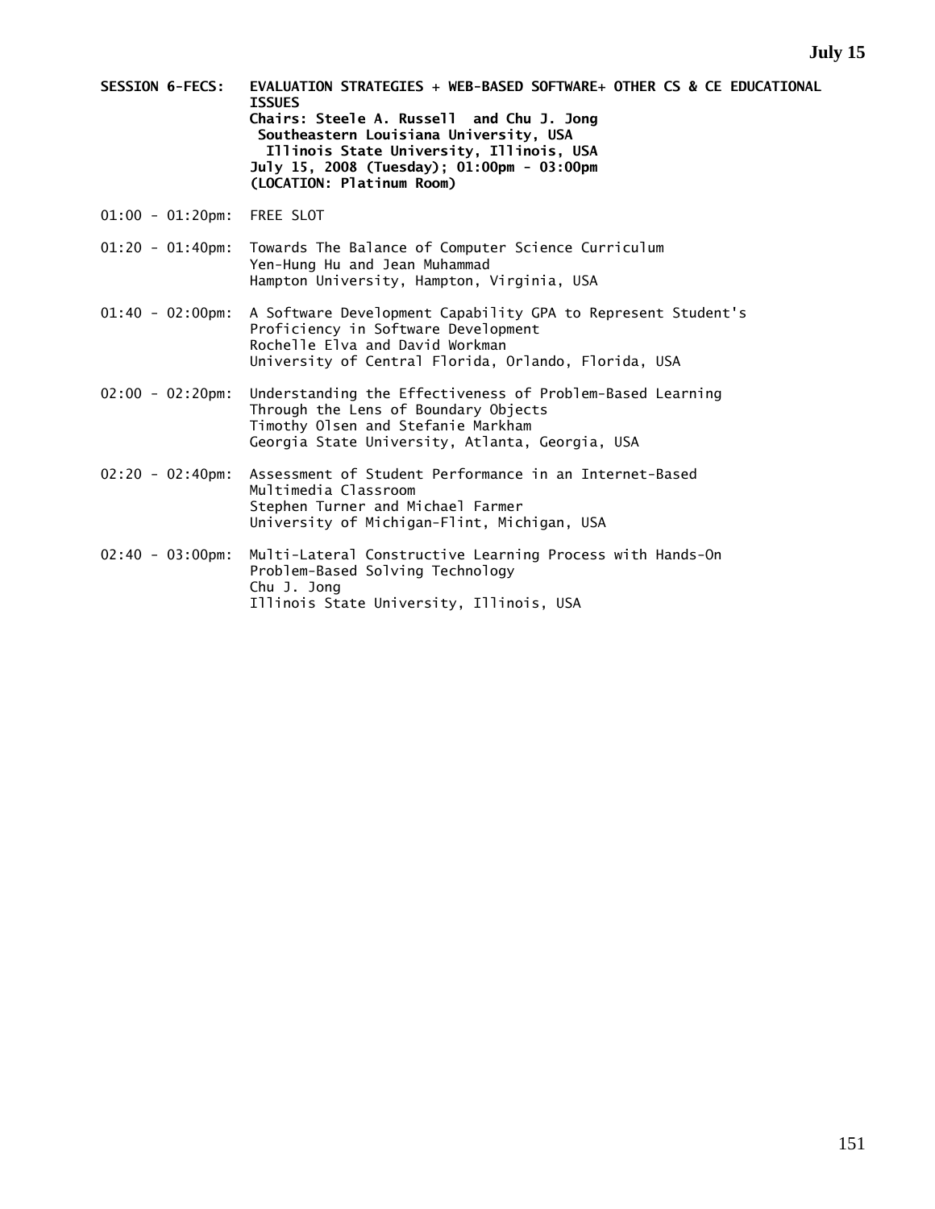**SESSION 6-FECS: EVALUATION STRATEGIES + WEB-BASED SOFTWARE+ OTHER CS & CE EDUCATIONAL ISSUES**
**Chairs: Steele A. Russell and Chu J. Jong**
**Southeastern Louisiana University, USA**
**Illinois State University, Illinois, USA**
**July 15, 2008 (Tuesday); 01:00pm - 03:00pm**
**(LOCATION: Platinum Room)**

01:00 - 01:20pm: FREE SLOT

01:20 - 01:40pm: Towards The Balance of Computer Science Curriculum
Yen-Hung Hu and Jean Muhammad
Hampton University, Hampton, Virginia, USA

01:40 - 02:00pm: A Software Development Capability GPA to Represent Student's Proficiency in Software Development
Rochelle Elva and David Workman
University of Central Florida, Orlando, Florida, USA

02:00 - 02:20pm: Understanding the Effectiveness of Problem-Based Learning Through the Lens of Boundary Objects
Timothy Olsen and Stefanie Markham
Georgia State University, Atlanta, Georgia, USA

02:20 - 02:40pm: Assessment of Student Performance in an Internet-Based Multimedia Classroom
Stephen Turner and Michael Farmer
University of Michigan-Flint, Michigan, USA

02:40 - 03:00pm: Multi-Lateral Constructive Learning Process with Hands-On Problem-Based Solving Technology
Chu J. Jong
Illinois State University, Illinois, USA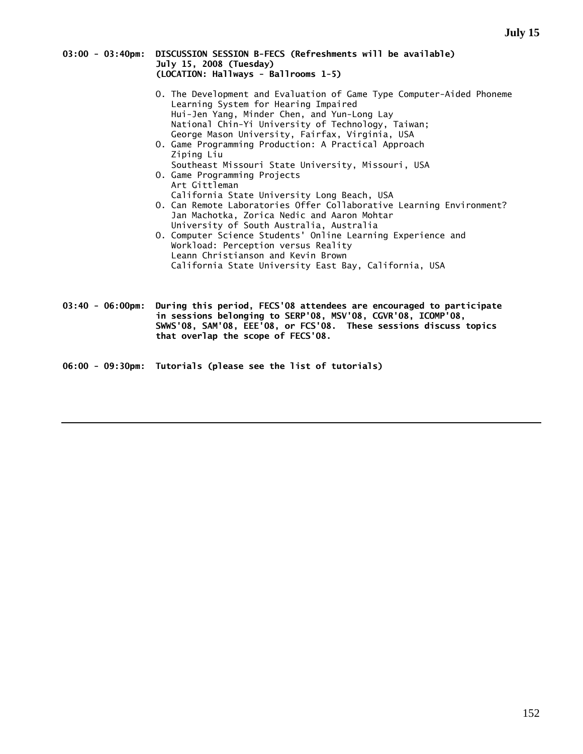**03:00 - 03:40pm: DISCUSSION SESSION B-FECS (Refreshments will be available)**
**July 15, 2008 (Tuesday)**
**(LOCATION: Hallways - Ballrooms 1-5)**

- O. The Development and Evaluation of Game Type Computer-Aided Phoneme Learning System for Hearing Impaired
  Hui-Jen Yang, Minder Chen, and Yun-Long Lay
  National Chin-Yi University of Technology, Taiwan;
  George Mason University, Fairfax, Virginia, USA
- O. Game Programming Production: A Practical Approach
  Ziping Liu
  Southeast Missouri State University, Missouri, USA
- O. Game Programming Projects
  Art Gittleman
  California State University Long Beach, USA
- O. Can Remote Laboratories Offer Collaborative Learning Environment?
  Jan Machotka, Zorica Nedic and Aaron Mohtar
  University of South Australia, Australia
- O. Computer Science Students' Online Learning Experience and Workload: Perception versus Reality
  Leann Christianson and Kevin Brown
  California State University East Bay, California, USA

**03:40 - 06:00pm: During this period, FECS'08 attendees are encouraged to participate in sessions belonging to SERP'08, MSV'08, CGVR'08, ICOMP'08, SWWS'08, SAM'08, EEE'08, or FCS'08. These sessions discuss topics that overlap the scope of FECS'08.**

**06:00 - 09:30pm: Tutorials (please see the list of tutorials)**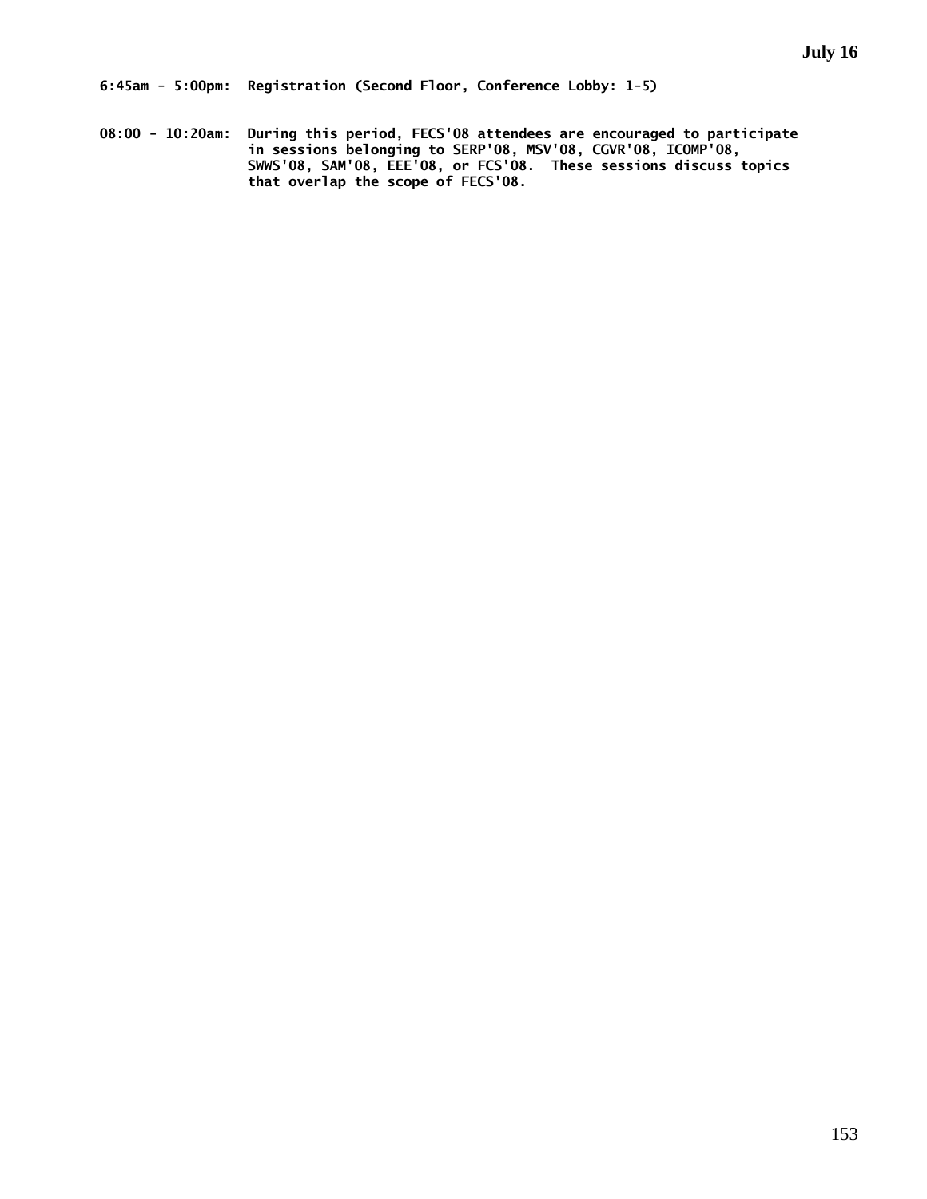**July 16**

**6:45am - 5:00pm:  Registration (Second Floor, Conference Lobby: 1-5)**

**08:00 - 10:20am:  During this period, FECS'08 attendees are encouraged to participate in sessions belonging to SERP'08, MSV'08, CGVR'08, ICOMP'08, SWWS'08, SAM'08, EEE'08, or FCS'08.  These sessions discuss topics that overlap the scope of FECS'08.**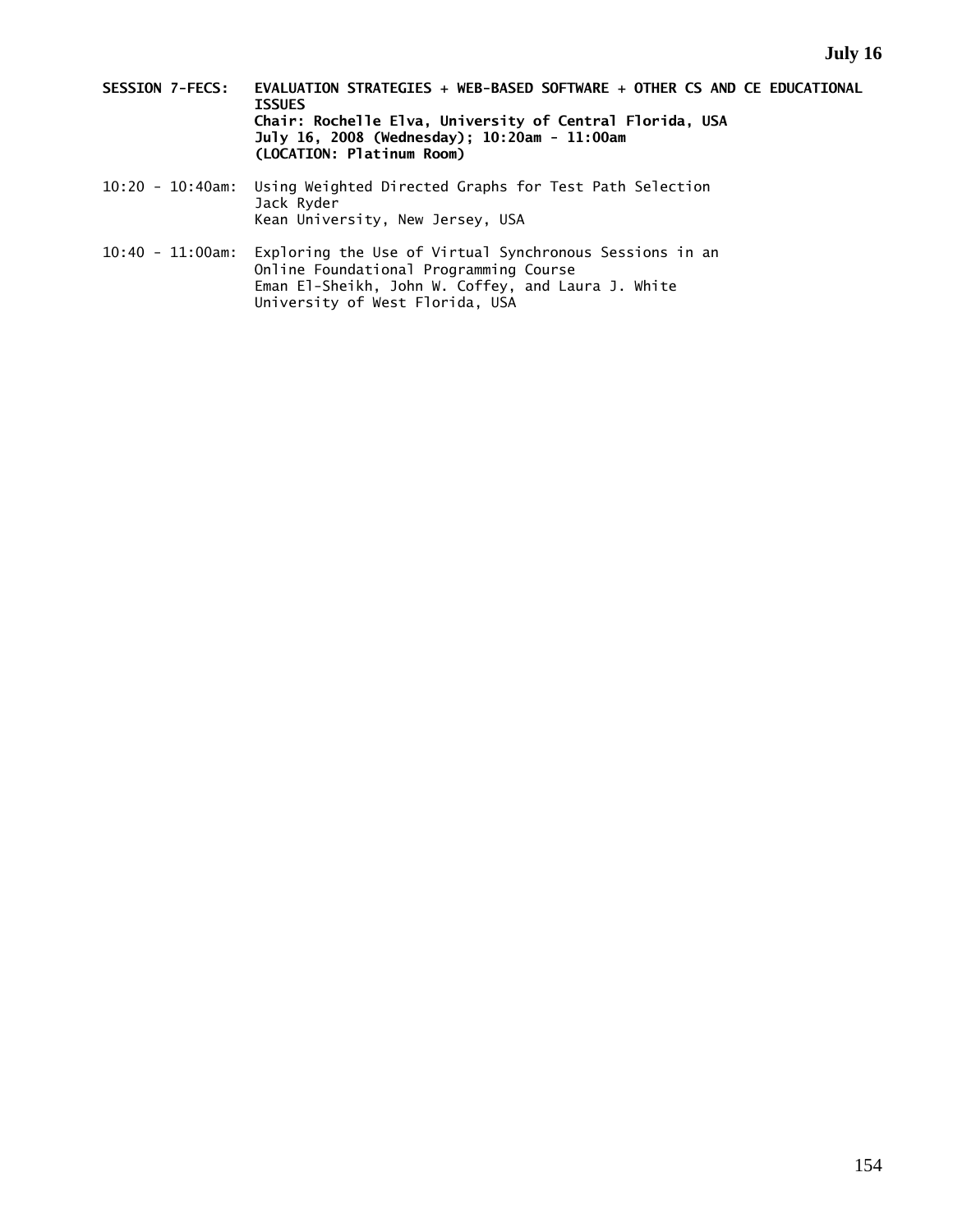**SESSION 7-FECS: EVALUATION STRATEGIES + WEB-BASED SOFTWARE + OTHER CS AND CE EDUCATIONAL ISSUES**
**Chair: Rochelle Elva, University of Central Florida, USA**
**July 16, 2008 (Wednesday); 10:20am - 11:00am**
**(LOCATION: Platinum Room)**

10:20 - 10:40am: Using Weighted Directed Graphs for Test Path Selection
Jack Ryder
Kean University, New Jersey, USA

10:40 - 11:00am: Exploring the Use of Virtual Synchronous Sessions in an Online Foundational Programming Course
Eman El-Sheikh, John W. Coffey, and Laura J. White
University of West Florida, USA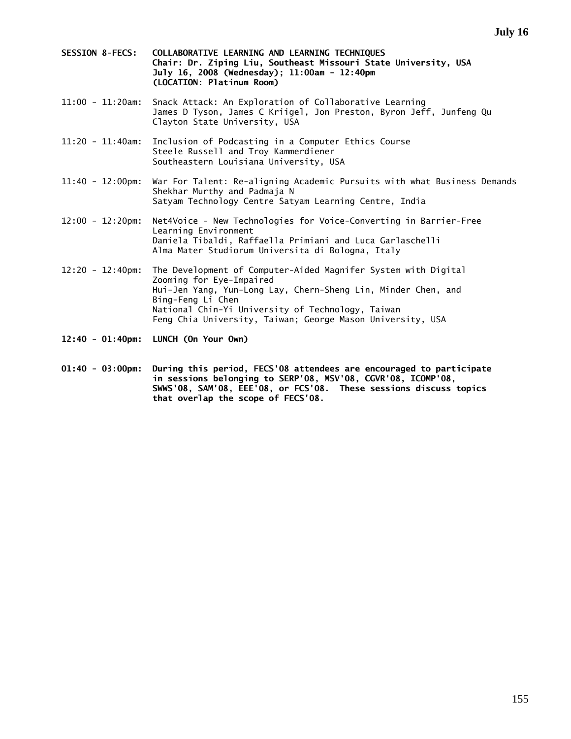**SESSION 8-FECS: COLLABORATIVE LEARNING AND LEARNING TECHNIQUES**
**Chair: Dr. Ziping Liu, Southeast Missouri State University, USA**
**July 16, 2008 (Wednesday); 11:00am - 12:40pm**
**(LOCATION: Platinum Room)**

11:00 - 11:20am: Snack Attack: An Exploration of Collaborative Learning
James D Tyson, James C Kriigel, Jon Preston, Byron Jeff, Junfeng Qu
Clayton State University, USA

11:20 - 11:40am: Inclusion of Podcasting in a Computer Ethics Course
Steele Russell and Troy Kammerdiener
Southeastern Louisiana University, USA

11:40 - 12:00pm: War For Talent: Re-aligning Academic Pursuits with what Business Demands
Shekhar Murthy and Padmaja N
Satyam Technology Centre Satyam Learning Centre, India

12:00 - 12:20pm: Net4Voice - New Technologies for Voice-Converting in Barrier-Free Learning Environment
Daniela Tibaldi, Raffaella Primiani and Luca Garlaschelli
Alma Mater Studiorum Universita di Bologna, Italy

12:20 - 12:40pm: The Development of Computer-Aided Magnifer System with Digital Zooming for Eye-Impaired
Hui-Jen Yang, Yun-Long Lay, Chern-Sheng Lin, Minder Chen, and Bing-Feng Li Chen
National Chin-Yi University of Technology, Taiwan
Feng Chia University, Taiwan; George Mason University, USA

**12:40 - 01:40pm: LUNCH (On Your Own)**

**01:40 - 03:00pm: During this period, FECS'08 attendees are encouraged to participate in sessions belonging to SERP'08, MSV'08, CGVR'08, ICOMP'08, SWWS'08, SAM'08, EEE'08, or FCS'08. These sessions discuss topics that overlap the scope of FECS'08.**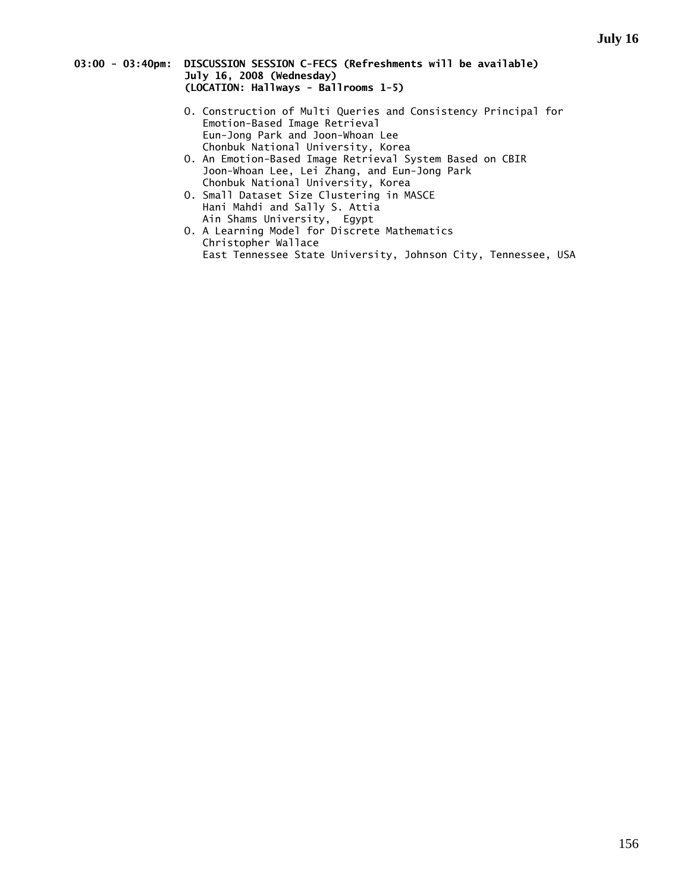**03:00 - 03:40pm: DISCUSSION SESSION C-FECS (Refreshments will be available)**
**July 16, 2008 (Wednesday)**
**(LOCATION: Hallways - Ballrooms 1-5)**

- O. Construction of Multi Queries and Consistency Principal for Emotion-Based Image Retrieval
  Eun-Jong Park and Joon-Whoan Lee
  Chonbuk National University, Korea
- O. An Emotion-Based Image Retrieval System Based on CBIR
  Joon-Whoan Lee, Lei Zhang, and Eun-Jong Park
  Chonbuk National University, Korea
- O. Small Dataset Size Clustering in MASCE
  Hani Mahdi and Sally S. Attia
  Ain Shams University, Egypt
- O. A Learning Model for Discrete Mathematics
  Christopher Wallace
  East Tennessee State University, Johnson City, Tennessee, USA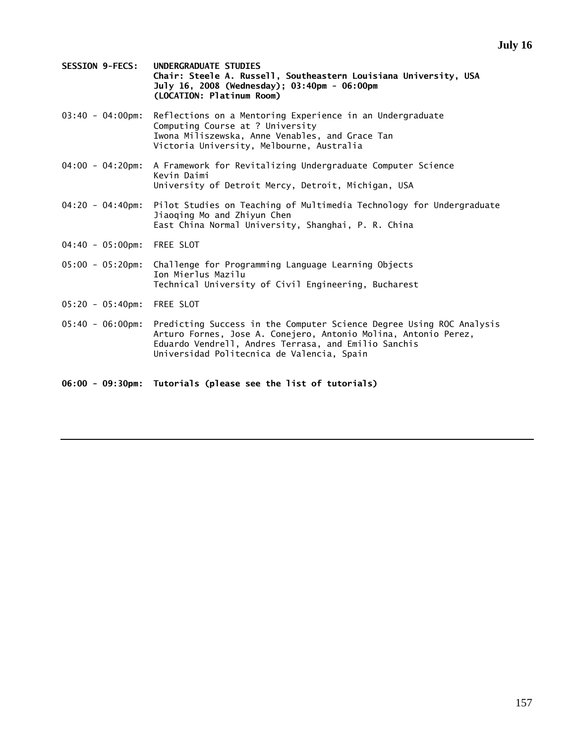**July 16**

**SESSION 9-FECS: UNDERGRADUATE STUDIES**
**Chair: Steele A. Russell, Southeastern Louisiana University, USA**
**July 16, 2008 (Wednesday); 03:40pm - 06:00pm**
**(LOCATION: Platinum Room)**

03:40 - 04:00pm: Reflections on a Mentoring Experience in an Undergraduate Computing Course at ? University
Iwona Miliszewska, Anne Venables, and Grace Tan
Victoria University, Melbourne, Australia

04:00 - 04:20pm: A Framework for Revitalizing Undergraduate Computer Science
Kevin Daimi
University of Detroit Mercy, Detroit, Michigan, USA

04:20 - 04:40pm: Pilot Studies on Teaching of Multimedia Technology for Undergraduate
Jiaoqing Mo and Zhiyun Chen
East China Normal University, Shanghai, P. R. China

04:40 - 05:00pm: FREE SLOT

05:00 - 05:20pm: Challenge for Programming Language Learning Objects
Ion Mierlus Mazilu
Technical University of Civil Engineering, Bucharest

05:20 - 05:40pm: FREE SLOT

05:40 - 06:00pm: Predicting Success in the Computer Science Degree Using ROC Analysis
Arturo Fornes, Jose A. Conejero, Antonio Molina, Antonio Perez, Eduardo Vendrell, Andres Terrasa, and Emilio Sanchis
Universidad Politecnica de Valencia, Spain

**06:00 - 09:30pm: Tutorials (please see the list of tutorials)**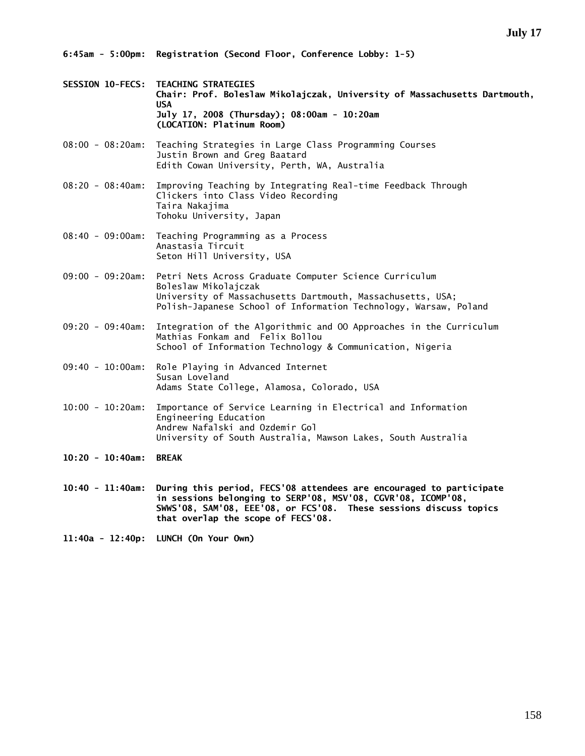**July 17**

**6:45am - 5:00pm: Registration (Second Floor, Conference Lobby: 1-5)**

**SESSION 10-FECS: TEACHING STRATEGIES**
**Chair: Prof. Boleslaw Mikolajczak, University of Massachusetts Dartmouth, USA**
**July 17, 2008 (Thursday); 08:00am - 10:20am**
**(LOCATION: Platinum Room)**

08:00 - 08:20am: Teaching Strategies in Large Class Programming Courses
Justin Brown and Greg Baatard
Edith Cowan University, Perth, WA, Australia

08:20 - 08:40am: Improving Teaching by Integrating Real-time Feedback Through Clickers into Class Video Recording
Taira Nakajima
Tohoku University, Japan

08:40 - 09:00am: Teaching Programming as a Process
Anastasia Tircuit
Seton Hill University, USA

09:00 - 09:20am: Petri Nets Across Graduate Computer Science Curriculum
Boleslaw Mikolajczak
University of Massachusetts Dartmouth, Massachusetts, USA;
Polish-Japanese School of Information Technology, Warsaw, Poland

09:20 - 09:40am: Integration of the Algorithmic and OO Approaches in the Curriculum
Mathias Fonkam and Felix Bollou
School of Information Technology & Communication, Nigeria

09:40 - 10:00am: Role Playing in Advanced Internet
Susan Loveland
Adams State College, Alamosa, Colorado, USA

10:00 - 10:20am: Importance of Service Learning in Electrical and Information Engineering Education
Andrew Nafalski and Ozdemir Gol
University of South Australia, Mawson Lakes, South Australia

**10:20 - 10:40am: BREAK**

**10:40 - 11:40am: During this period, FECS'08 attendees are encouraged to participate in sessions belonging to SERP'08, MSV'08, CGVR'08, ICOMP'08, SWWS'08, SAM'08, EEE'08, or FCS'08. These sessions discuss topics that overlap the scope of FECS'08.**

**11:40a - 12:40p: LUNCH (On Your Own)**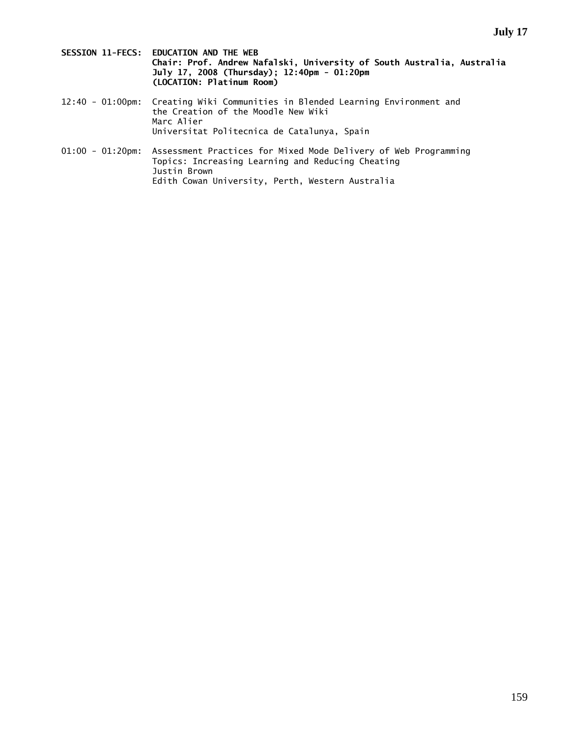**SESSION 11-FECS: EDUCATION AND THE WEB**
**Chair: Prof. Andrew Nafalski, University of South Australia, Australia**
**July 17, 2008 (Thursday); 12:40pm - 01:20pm**
**(LOCATION: Platinum Room)**

12:40 - 01:00pm: Creating Wiki Communities in Blended Learning Environment and the Creation of the Moodle New Wiki
Marc Alier
Universitat Politecnica de Catalunya, Spain

01:00 - 01:20pm: Assessment Practices for Mixed Mode Delivery of Web Programming Topics: Increasing Learning and Reducing Cheating
Justin Brown
Edith Cowan University, Perth, Western Australia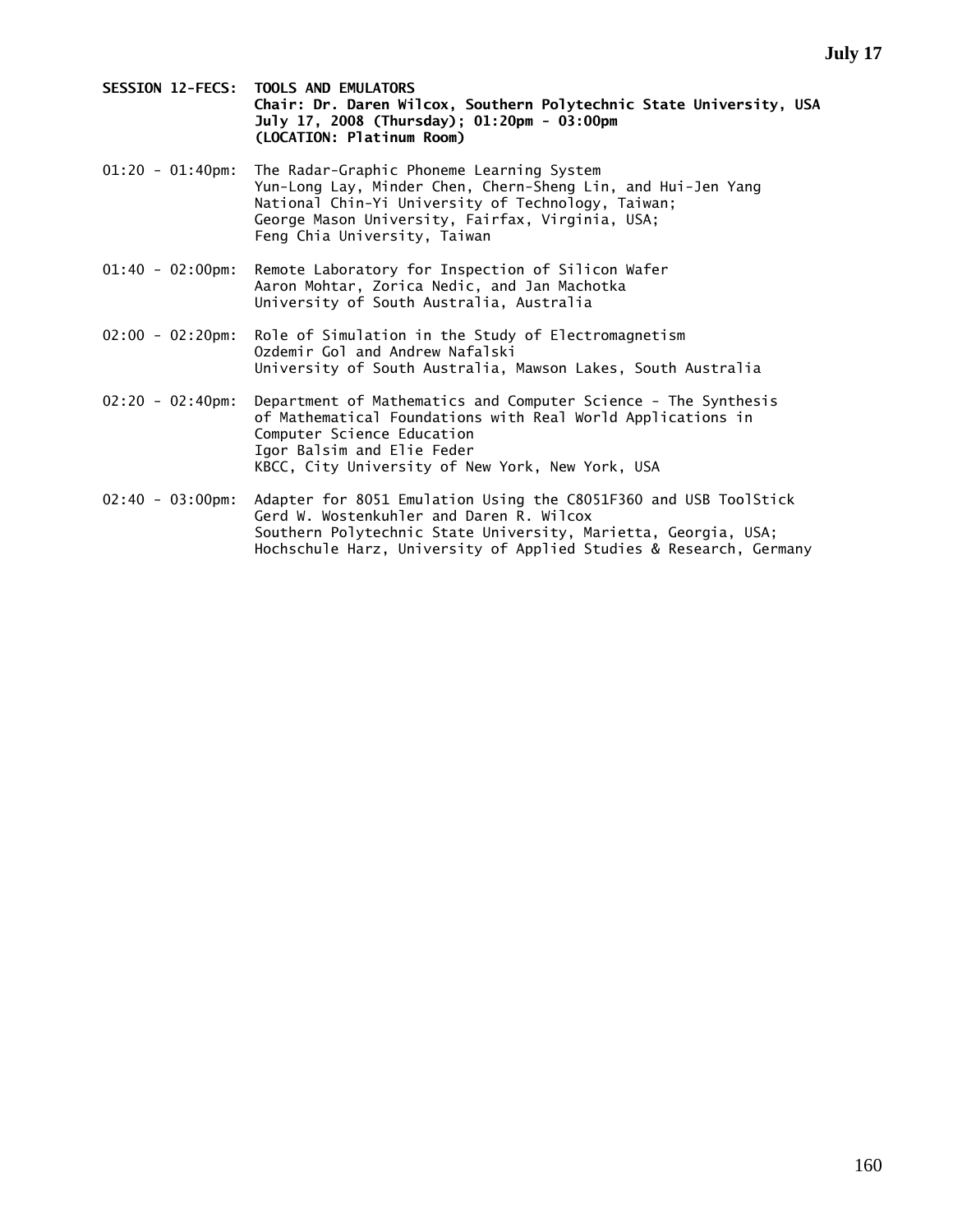**SESSION 12-FECS: TOOLS AND EMULATORS**
**Chair: Dr. Daren Wilcox, Southern Polytechnic State University, USA**
**July 17, 2008 (Thursday); 01:20pm - 03:00pm**
**(LOCATION: Platinum Room)**

01:20 - 01:40pm: The Radar-Graphic Phoneme Learning System
Yun-Long Lay, Minder Chen, Chern-Sheng Lin, and Hui-Jen Yang
National Chin-Yi University of Technology, Taiwan;
George Mason University, Fairfax, Virginia, USA;
Feng Chia University, Taiwan

01:40 - 02:00pm: Remote Laboratory for Inspection of Silicon Wafer
Aaron Mohtar, Zorica Nedic, and Jan Machotka
University of South Australia, Australia

02:00 - 02:20pm: Role of Simulation in the Study of Electromagnetism
Ozdemir Gol and Andrew Nafalski
University of South Australia, Mawson Lakes, South Australia

02:20 - 02:40pm: Department of Mathematics and Computer Science - The Synthesis of Mathematical Foundations with Real World Applications in Computer Science Education
Igor Balsim and Elie Feder
KBCC, City University of New York, New York, USA

02:40 - 03:00pm: Adapter for 8051 Emulation Using the C8051F360 and USB ToolStick
Gerd W. Wostenkuhler and Daren R. Wilcox
Southern Polytechnic State University, Marietta, Georgia, USA;
Hochschule Harz, University of Applied Studies & Research, Germany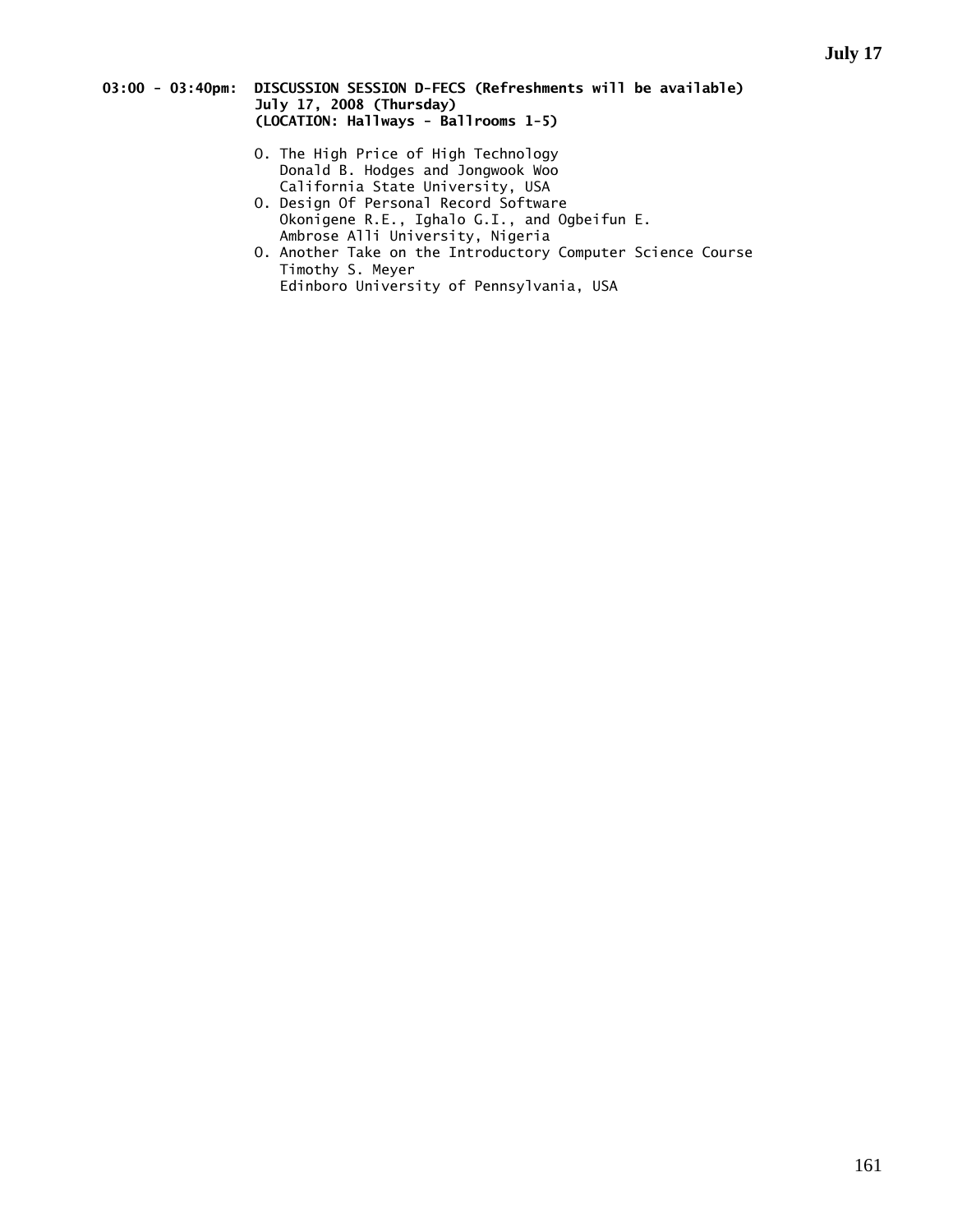**03:00 - 03:40pm: DISCUSSION SESSION D-FECS (Refreshments will be available)**
**July 17, 2008 (Thursday)**
**(LOCATION: Hallways - Ballrooms 1-5)**

- O. The High Price of High Technology
  Donald B. Hodges and Jongwook Woo
  California State University, USA
- O. Design Of Personal Record Software
  Okonigene R.E., Ighalo G.I., and Ogbeifun E.
  Ambrose Alli University, Nigeria
- O. Another Take on the Introductory Computer Science Course
  Timothy S. Meyer
  Edinboro University of Pennsylvania, USA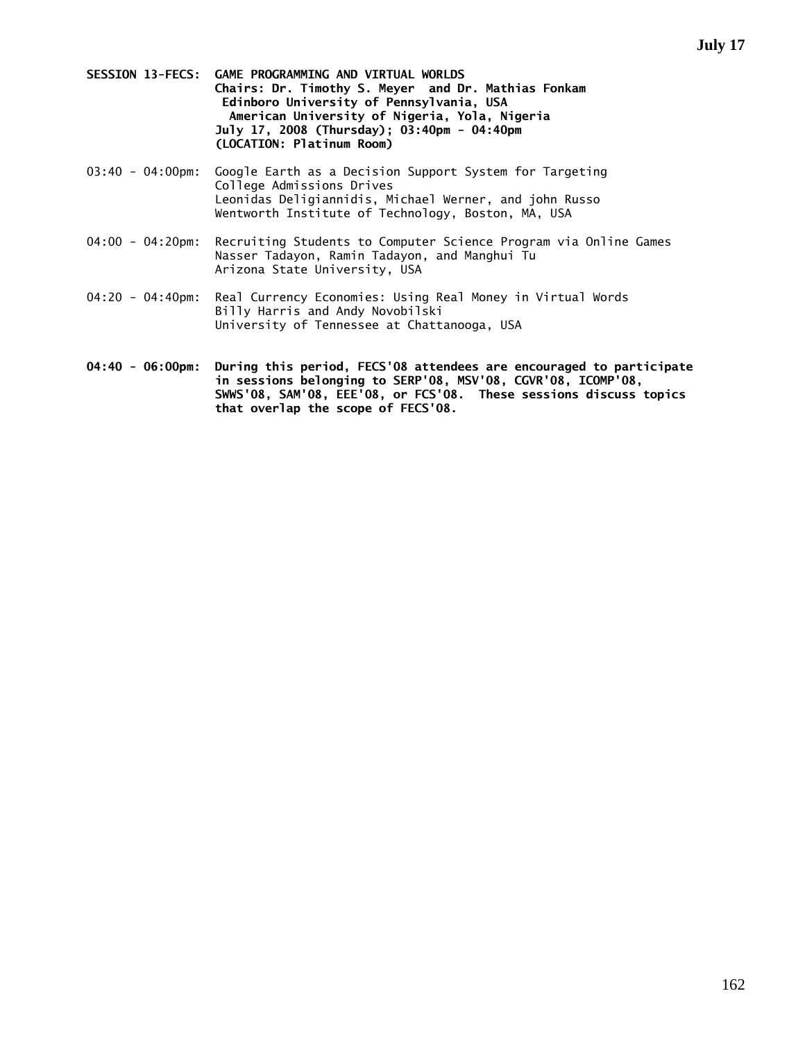**SESSION 13-FECS: GAME PROGRAMMING AND VIRTUAL WORLDS**
**Chairs: Dr. Timothy S. Meyer and Dr. Mathias Fonkam**
**Edinboro University of Pennsylvania, USA**
**American University of Nigeria, Yola, Nigeria**
**July 17, 2008 (Thursday); 03:40pm - 04:40pm**
**(LOCATION: Platinum Room)**

03:40 - 04:00pm: Google Earth as a Decision Support System for Targeting College Admissions Drives
Leonidas Deligiannidis, Michael Werner, and john Russo
Wentworth Institute of Technology, Boston, MA, USA

04:00 - 04:20pm: Recruiting Students to Computer Science Program via Online Games
Nasser Tadayon, Ramin Tadayon, and Manghui Tu
Arizona State University, USA

04:20 - 04:40pm: Real Currency Economies: Using Real Money in Virtual Words
Billy Harris and Andy Novobilski
University of Tennessee at Chattanooga, USA

**04:40 - 06:00pm: During this period, FECS'08 attendees are encouraged to participate in sessions belonging to SERP'08, MSV'08, CGVR'08, ICOMP'08, SWWS'08, SAM'08, EEE'08, or FCS'08. These sessions discuss topics that overlap the scope of FECS'08.**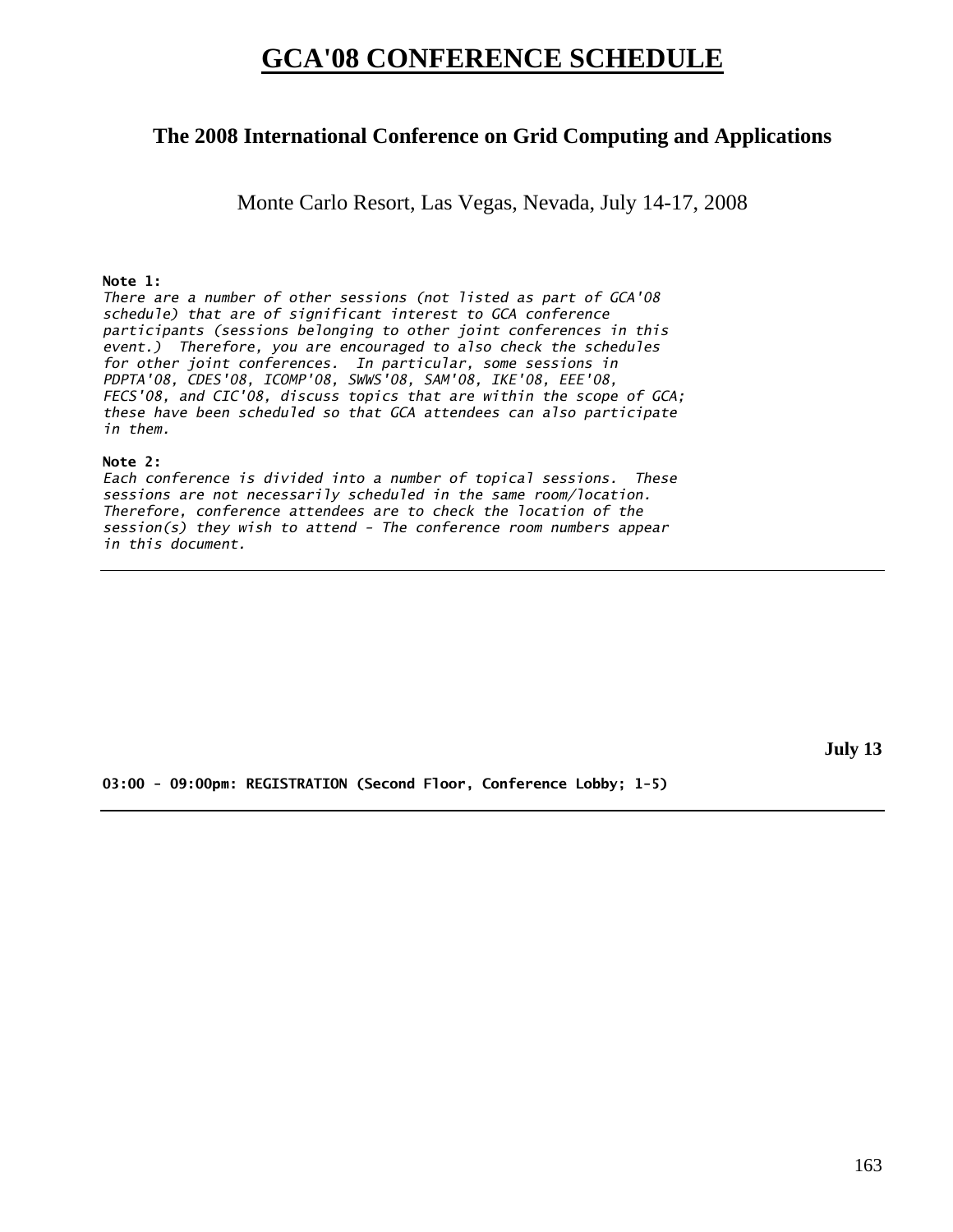# GCA'08 CONFERENCE SCHEDULE

## The 2008 International Conference on Grid Computing and Applications

Monte Carlo Resort, Las Vegas, Nevada, July 14-17, 2008

**Note 1:**
*There are a number of other sessions (not listed as part of GCA'08 schedule) that are of significant interest to GCA conference participants (sessions belonging to other joint conferences in this event.) Therefore, you are encouraged to also check the schedules for other joint conferences. In particular, some sessions in PDPTA'08, CDES'08, ICOMP'08, SWWS'08, SAM'08, IKE'08, EEE'08, FECS'08, and CIC'08, discuss topics that are within the scope of GCA; these have been scheduled so that GCA attendees can also participate in them.*

**Note 2:**
*Each conference is divided into a number of topical sessions. These sessions are not necessarily scheduled in the same room/location. Therefore, conference attendees are to check the location of the session(s) they wish to attend - The conference room numbers appear in this document.*

---

**July 13**

**03:00 - 09:00pm: REGISTRATION (Second Floor, Conference Lobby; 1-5)**

---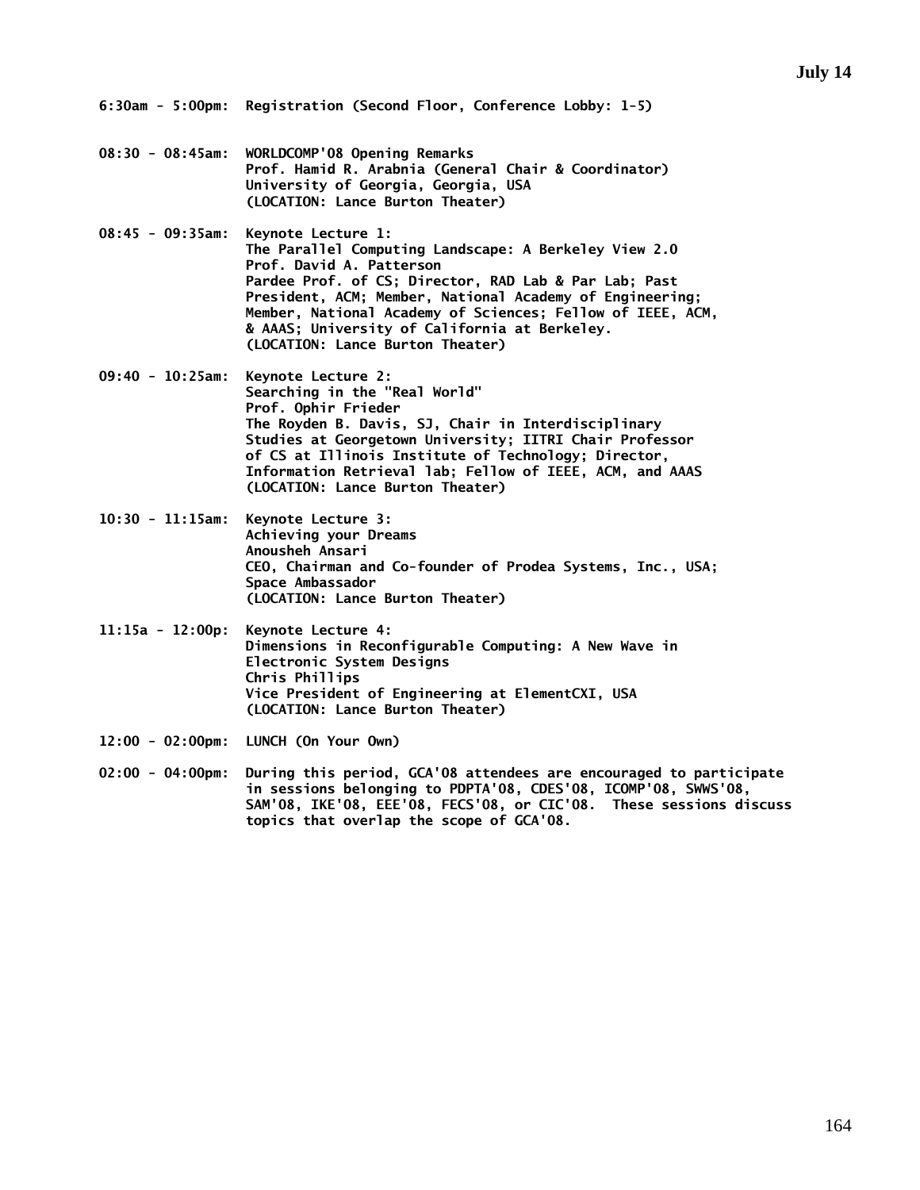## July 14

**6:30am - 5:00pm:** Registration (Second Floor, Conference Lobby: 1-5)

**08:30 - 08:45am:** WORLDCOMP'08 Opening Remarks
Prof. Hamid R. Arabnia (General Chair & Coordinator)
University of Georgia, Georgia, USA
(LOCATION: Lance Burton Theater)

**08:45 - 09:35am:** Keynote Lecture 1:
The Parallel Computing Landscape: A Berkeley View 2.0
Prof. David A. Patterson
Pardee Prof. of CS; Director, RAD Lab & Par Lab; Past President, ACM; Member, National Academy of Engineering; Member, National Academy of Sciences; Fellow of IEEE, ACM, & AAAS; University of California at Berkeley.
(LOCATION: Lance Burton Theater)

**09:40 - 10:25am:** Keynote Lecture 2:
Searching in the "Real World"
Prof. Ophir Frieder
The Royden B. Davis, SJ, Chair in Interdisciplinary Studies at Georgetown University; IITRI Chair Professor of CS at Illinois Institute of Technology; Director, Information Retrieval lab; Fellow of IEEE, ACM, and AAAS
(LOCATION: Lance Burton Theater)

**10:30 - 11:15am:** Keynote Lecture 3:
Achieving your Dreams
Anousheh Ansari
CEO, Chairman and Co-founder of Prodea Systems, Inc., USA; Space Ambassador
(LOCATION: Lance Burton Theater)

**11:15a - 12:00p:** Keynote Lecture 4:
Dimensions in Reconfigurable Computing: A New Wave in Electronic System Designs
Chris Phillips
Vice President of Engineering at ElementCXI, USA
(LOCATION: Lance Burton Theater)

**12:00 - 02:00pm:** LUNCH (On Your Own)

**02:00 - 04:00pm:** During this period, GCA'08 attendees are encouraged to participate in sessions belonging to PDPTA'08, CDES'08, ICOMP'08, SWWS'08, SAM'08, IKE'08, EEE'08, FECS'08, or CIC'08. These sessions discuss topics that overlap the scope of GCA'08.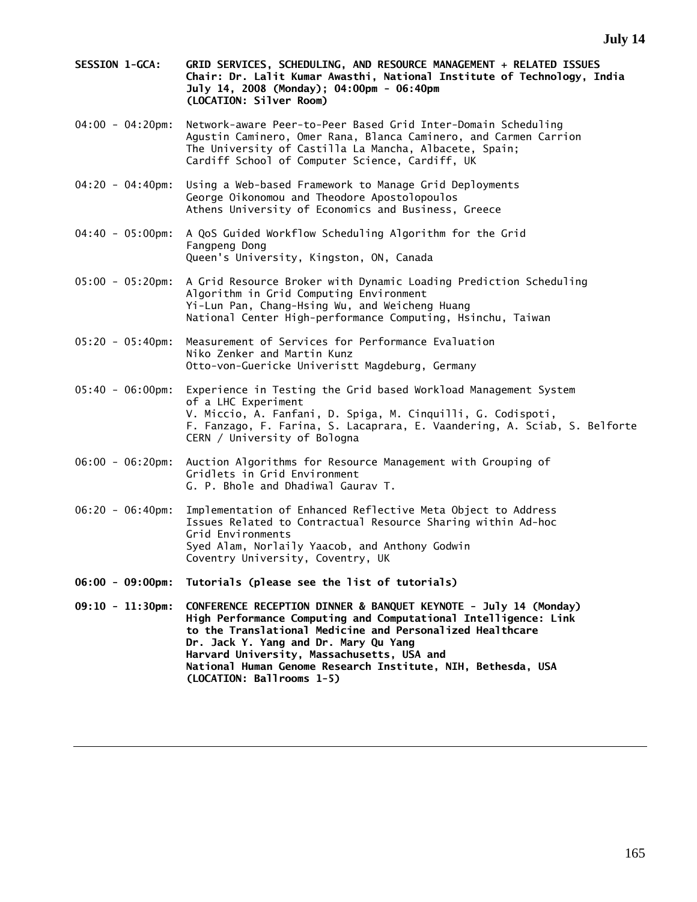**SESSION 1-GCA: GRID SERVICES, SCHEDULING, AND RESOURCE MANAGEMENT + RELATED ISSUES**
**Chair: Dr. Lalit Kumar Awasthi, National Institute of Technology, India**
**July 14, 2008 (Monday); 04:00pm - 06:40pm**
**(LOCATION: Silver Room)**

04:00 - 04:20pm: Network-aware Peer-to-Peer Based Grid Inter-Domain Scheduling
Agustin Caminero, Omer Rana, Blanca Caminero, and Carmen Carrion
The University of Castilla La Mancha, Albacete, Spain;
Cardiff School of Computer Science, Cardiff, UK

04:20 - 04:40pm: Using a Web-based Framework to Manage Grid Deployments
George Oikonomou and Theodore Apostolopoulos
Athens University of Economics and Business, Greece

04:40 - 05:00pm: A QoS Guided Workflow Scheduling Algorithm for the Grid
Fangpeng Dong
Queen's University, Kingston, ON, Canada

05:00 - 05:20pm: A Grid Resource Broker with Dynamic Loading Prediction Scheduling Algorithm in Grid Computing Environment
Yi-Lun Pan, Chang-Hsing Wu, and Weicheng Huang
National Center High-performance Computing, Hsinchu, Taiwan

05:20 - 05:40pm: Measurement of Services for Performance Evaluation
Niko Zenker and Martin Kunz
Otto-von-Guericke Univeristt Magdeburg, Germany

05:40 - 06:00pm: Experience in Testing the Grid based Workload Management System of a LHC Experiment
V. Miccio, A. Fanfani, D. Spiga, M. Cinquilli, G. Codispoti, F. Fanzago, F. Farina, S. Lacaprara, E. Vaandering, A. Sciab, S. Belforte
CERN / University of Bologna

06:00 - 06:20pm: Auction Algorithms for Resource Management with Grouping of Gridlets in Grid Environment
G. P. Bhole and Dhadiwal Gaurav T.

06:20 - 06:40pm: Implementation of Enhanced Reflective Meta Object to Address Issues Related to Contractual Resource Sharing within Ad-hoc Grid Environments
Syed Alam, Norlaily Yaacob, and Anthony Godwin
Coventry University, Coventry, UK

**06:00 - 09:00pm: Tutorials (please see the list of tutorials)**

**09:10 - 11:30pm: CONFERENCE RECEPTION DINNER & BANQUET KEYNOTE - July 14 (Monday)**
**High Performance Computing and Computational Intelligence: Link to the Translational Medicine and Personalized Healthcare**
**Dr. Jack Y. Yang and Dr. Mary Qu Yang**
**Harvard University, Massachusetts, USA and**
**National Human Genome Research Institute, NIH, Bethesda, USA**
**(LOCATION: Ballrooms 1-5)**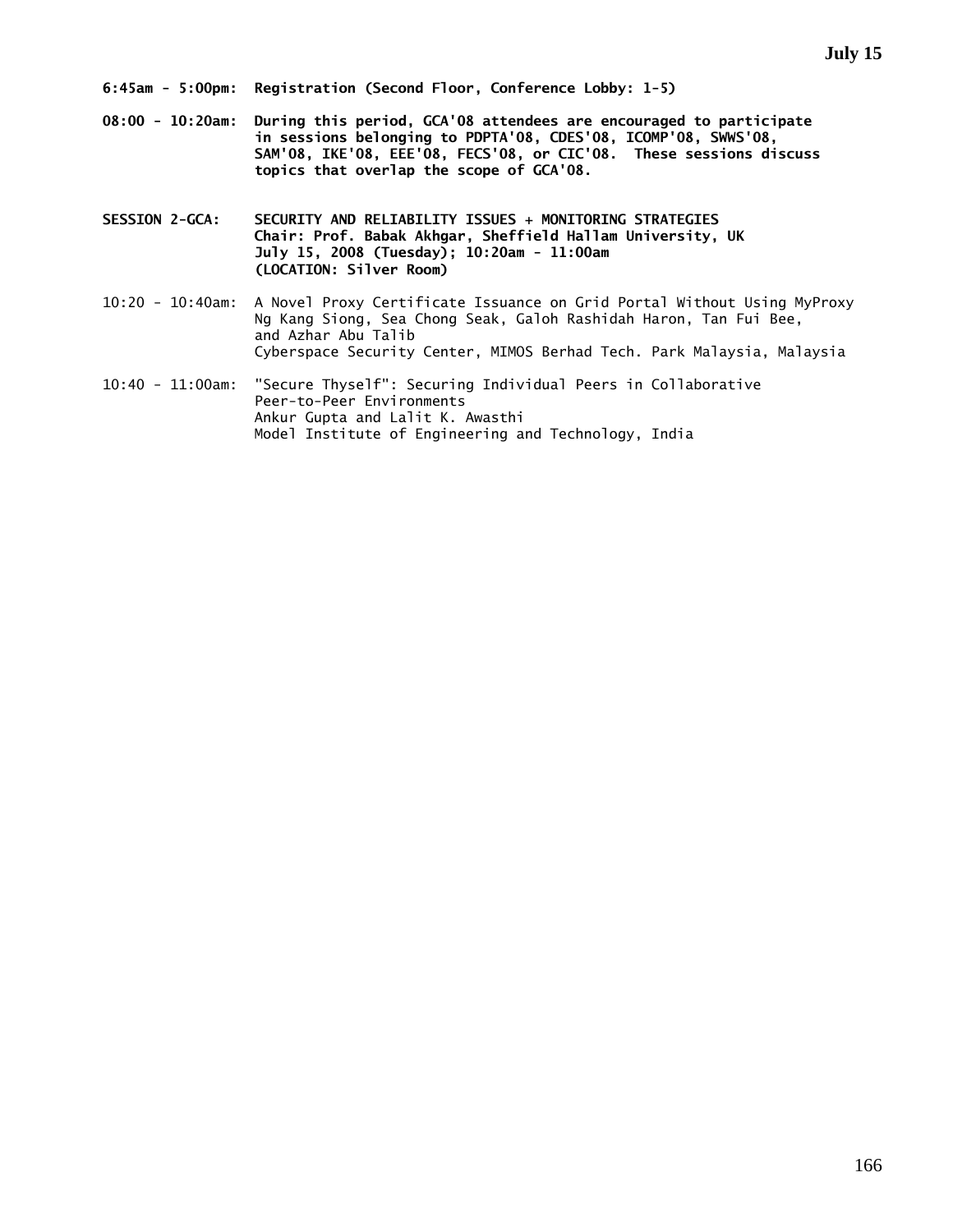**6:45am - 5:00pm: Registration (Second Floor, Conference Lobby: 1-5)**

**08:00 - 10:20am: During this period, GCA'08 attendees are encouraged to participate in sessions belonging to PDPTA'08, CDES'08, ICOMP'08, SWWS'08, SAM'08, IKE'08, EEE'08, FECS'08, or CIC'08. These sessions discuss topics that overlap the scope of GCA'08.**

**SESSION 2-GCA: SECURITY AND RELIABILITY ISSUES + MONITORING STRATEGIES**
**Chair: Prof. Babak Akhgar, Sheffield Hallam University, UK**
**July 15, 2008 (Tuesday); 10:20am - 11:00am**
**(LOCATION: Silver Room)**

10:20 - 10:40am: A Novel Proxy Certificate Issuance on Grid Portal Without Using MyProxy
Ng Kang Siong, Sea Chong Seak, Galoh Rashidah Haron, Tan Fui Bee, and Azhar Abu Talib
Cyberspace Security Center, MIMOS Berhad Tech. Park Malaysia, Malaysia

10:40 - 11:00am: "Secure Thyself": Securing Individual Peers in Collaborative Peer-to-Peer Environments
Ankur Gupta and Lalit K. Awasthi
Model Institute of Engineering and Technology, India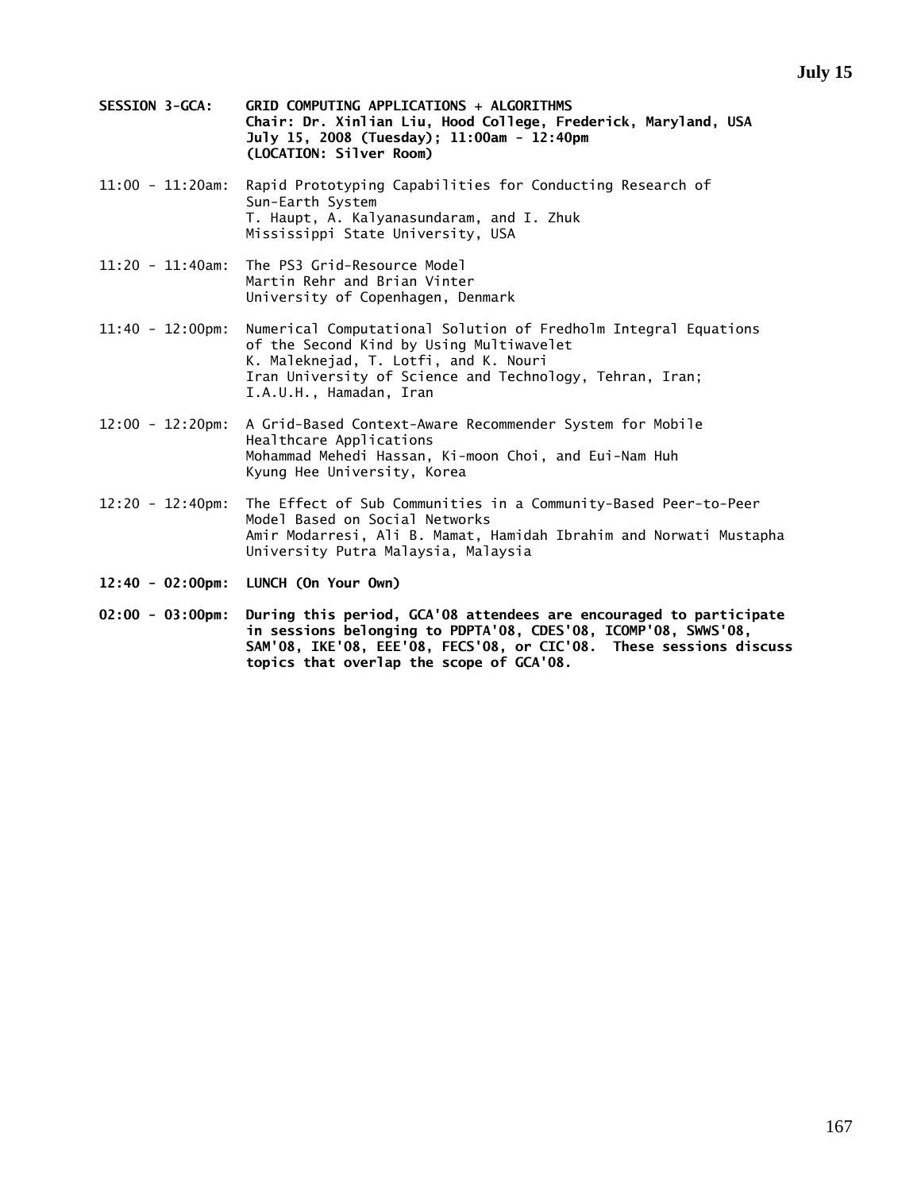**SESSION 3-GCA: GRID COMPUTING APPLICATIONS + ALGORITHMS**
**Chair: Dr. Xinlian Liu, Hood College, Frederick, Maryland, USA**
**July 15, 2008 (Tuesday); 11:00am - 12:40pm**
**(LOCATION: Silver Room)**

11:00 - 11:20am: Rapid Prototyping Capabilities for Conducting Research of Sun-Earth System
T. Haupt, A. Kalyanasundaram, and I. Zhuk
Mississippi State University, USA

11:20 - 11:40am: The PS3 Grid-Resource Model
Martin Rehr and Brian Vinter
University of Copenhagen, Denmark

11:40 - 12:00pm: Numerical Computational Solution of Fredholm Integral Equations of the Second Kind by Using Multiwavelet
K. Maleknejad, T. Lotfi, and K. Nouri
Iran University of Science and Technology, Tehran, Iran;
I.A.U.H., Hamadan, Iran

12:00 - 12:20pm: A Grid-Based Context-Aware Recommender System for Mobile Healthcare Applications
Mohammad Mehedi Hassan, Ki-moon Choi, and Eui-Nam Huh
Kyung Hee University, Korea

12:20 - 12:40pm: The Effect of Sub Communities in a Community-Based Peer-to-Peer Model Based on Social Networks
Amir Modarresi, Ali B. Mamat, Hamidah Ibrahim and Norwati Mustapha
University Putra Malaysia, Malaysia

**12:40 - 02:00pm: LUNCH (On Your Own)**

**02:00 - 03:00pm: During this period, GCA'08 attendees are encouraged to participate in sessions belonging to PDPTA'08, CDES'08, ICOMP'08, SWWS'08, SAM'08, IKE'08, EEE'08, FECS'08, or CIC'08. These sessions discuss topics that overlap the scope of GCA'08.**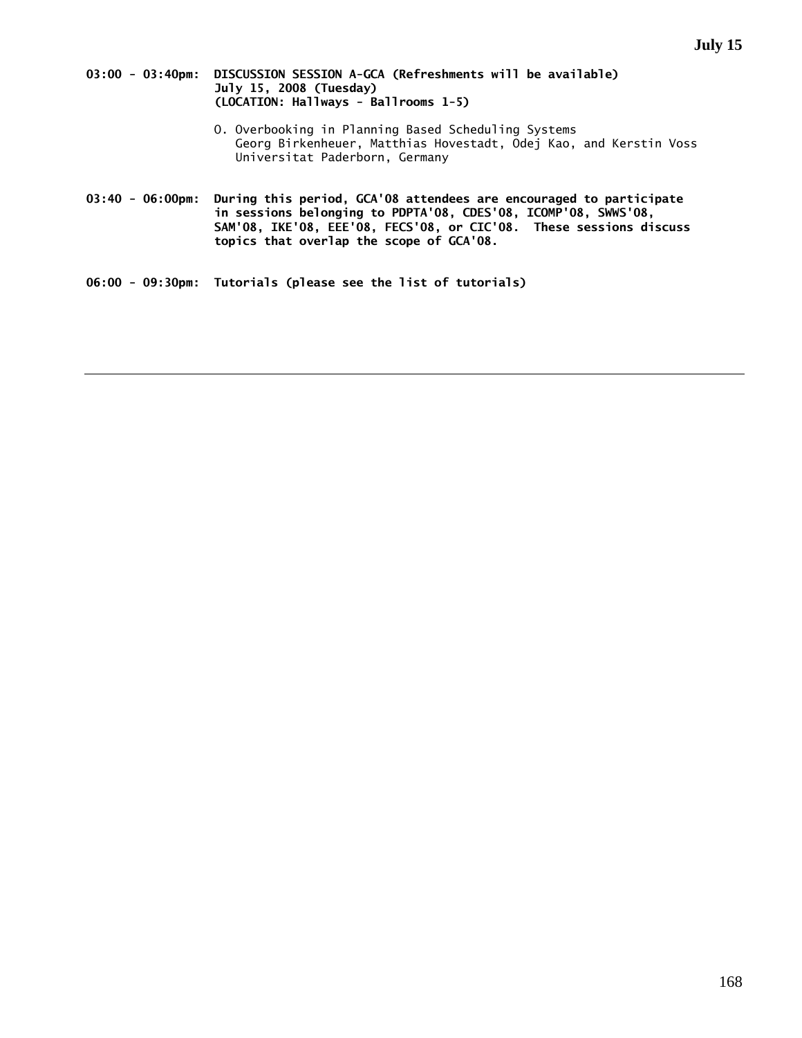**03:00 - 03:40pm: DISCUSSION SESSION A-GCA (Refreshments will be available)**
**July 15, 2008 (Tuesday)**
**(LOCATION: Hallways - Ballrooms 1-5)**

O. Overbooking in Planning Based Scheduling Systems
Georg Birkenheuer, Matthias Hovestadt, Odej Kao, and Kerstin Voss
Universitat Paderborn, Germany

**03:40 - 06:00pm: During this period, GCA'08 attendees are encouraged to participate in sessions belonging to PDPTA'08, CDES'08, ICOMP'08, SWWS'08, SAM'08, IKE'08, EEE'08, FECS'08, or CIC'08. These sessions discuss topics that overlap the scope of GCA'08.**

**06:00 - 09:30pm: Tutorials (please see the list of tutorials)**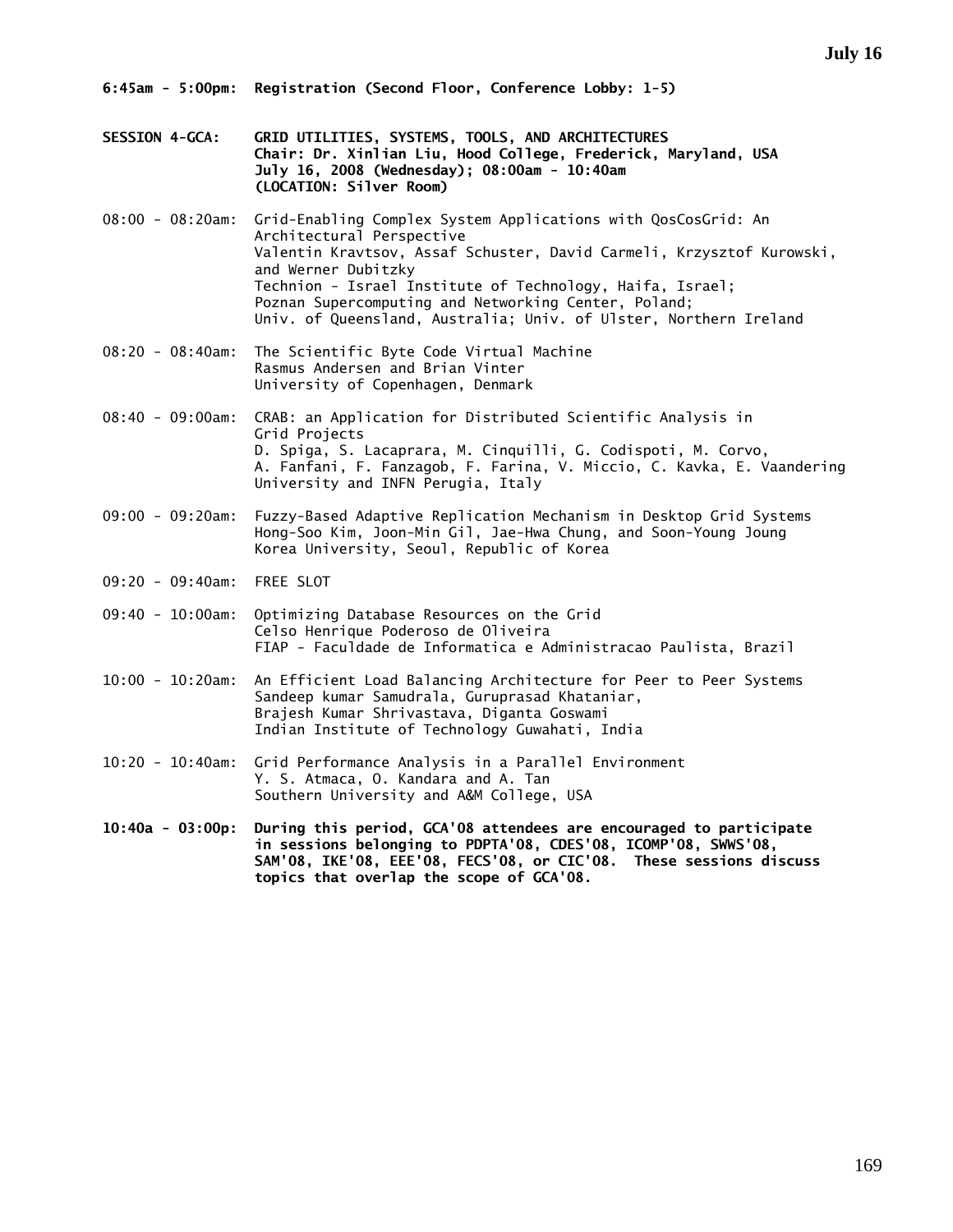**6:45am - 5:00pm: Registration (Second Floor, Conference Lobby: 1-5)**

**SESSION 4-GCA: GRID UTILITIES, SYSTEMS, TOOLS, AND ARCHITECTURES**
**Chair: Dr. Xinlian Liu, Hood College, Frederick, Maryland, USA**
**July 16, 2008 (Wednesday); 08:00am - 10:40am**
**(LOCATION: Silver Room)**

08:00 - 08:20am: Grid-Enabling Complex System Applications with QosCosGrid: An Architectural Perspective
Valentin Kravtsov, Assaf Schuster, David Carmeli, Krzysztof Kurowski, and Werner Dubitzky
Technion - Israel Institute of Technology, Haifa, Israel;
Poznan Supercomputing and Networking Center, Poland;
Univ. of Queensland, Australia; Univ. of Ulster, Northern Ireland

08:20 - 08:40am: The Scientific Byte Code Virtual Machine
Rasmus Andersen and Brian Vinter
University of Copenhagen, Denmark

08:40 - 09:00am: CRAB: an Application for Distributed Scientific Analysis in Grid Projects
D. Spiga, S. Lacaprara, M. Cinquilli, G. Codispoti, M. Corvo, A. Fanfani, F. Fanzagob, F. Farina, V. Miccio, C. Kavka, E. Vaandering
University and INFN Perugia, Italy

09:00 - 09:20am: Fuzzy-Based Adaptive Replication Mechanism in Desktop Grid Systems
Hong-Soo Kim, Joon-Min Gil, Jae-Hwa Chung, and Soon-Young Joung
Korea University, Seoul, Republic of Korea

09:20 - 09:40am: FREE SLOT

09:40 - 10:00am: Optimizing Database Resources on the Grid
Celso Henrique Poderoso de Oliveira
FIAP - Faculdade de Informatica e Administracao Paulista, Brazil

10:00 - 10:20am: An Efficient Load Balancing Architecture for Peer to Peer Systems
Sandeep kumar Samudrala, Guruprasad Khataniar, Brajesh Kumar Shrivastava, Diganta Goswami
Indian Institute of Technology Guwahati, India

10:20 - 10:40am: Grid Performance Analysis in a Parallel Environment
Y. S. Atmaca, O. Kandara and A. Tan
Southern University and A&M College, USA

**10:40a - 03:00p: During this period, GCA'08 attendees are encouraged to participate in sessions belonging to PDPTA'08, CDES'08, ICOMP'08, SWWS'08, SAM'08, IKE'08, EEE'08, FECS'08, or CIC'08. These sessions discuss topics that overlap the scope of GCA'08.**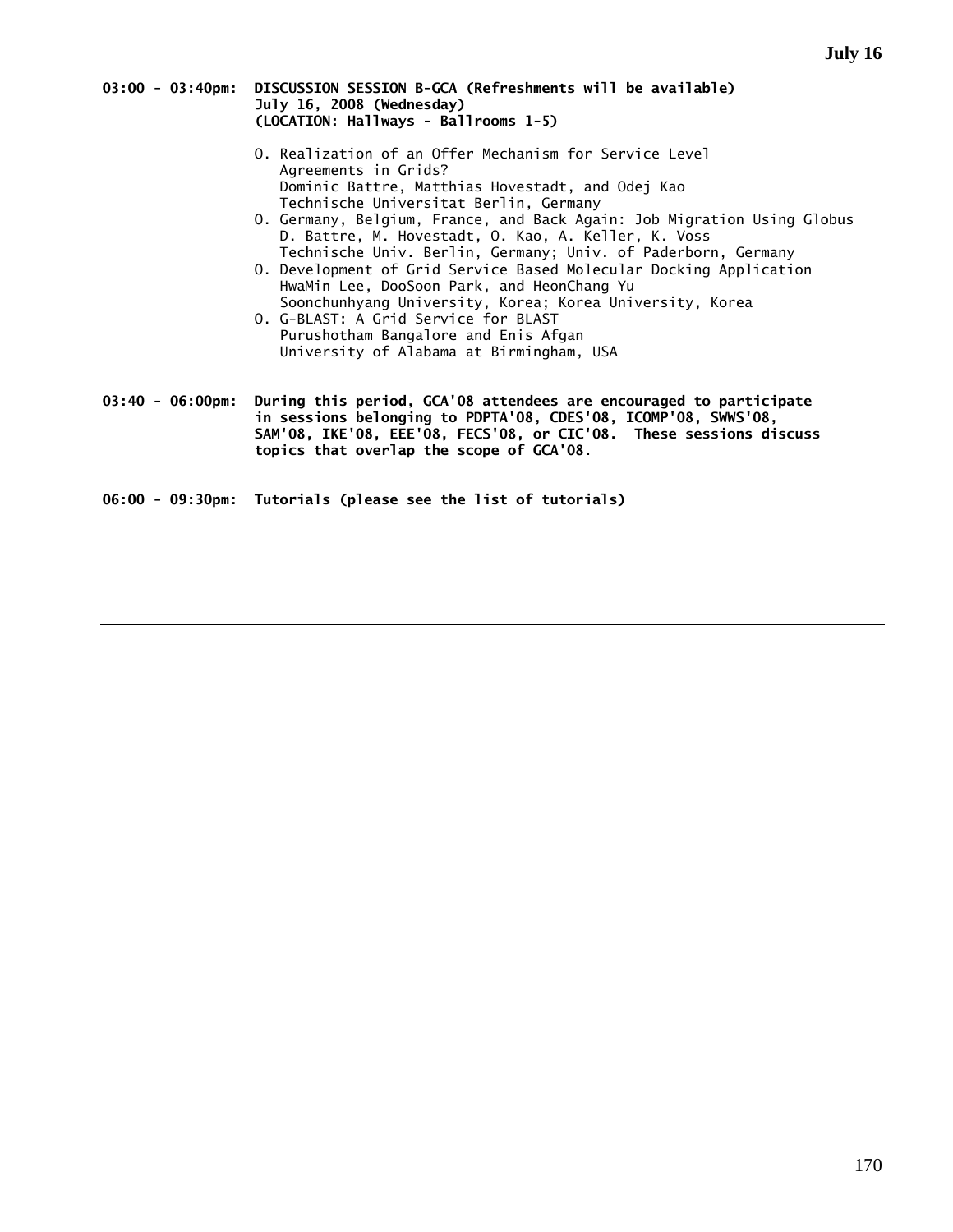**03:00 - 03:40pm: DISCUSSION SESSION B-GCA (Refreshments will be available)**
**July 16, 2008 (Wednesday)**
**(LOCATION: Hallways - Ballrooms 1-5)**

- O. Realization of an Offer Mechanism for Service Level Agreements in Grids?
  Dominic Battre, Matthias Hovestadt, and Odej Kao
  Technische Universitat Berlin, Germany
- O. Germany, Belgium, France, and Back Again: Job Migration Using Globus
  D. Battre, M. Hovestadt, O. Kao, A. Keller, K. Voss
  Technische Univ. Berlin, Germany; Univ. of Paderborn, Germany
- O. Development of Grid Service Based Molecular Docking Application
  HwaMin Lee, DooSoon Park, and HeonChang Yu
  Soonchunhyang University, Korea; Korea University, Korea
- O. G-BLAST: A Grid Service for BLAST
  Purushotham Bangalore and Enis Afgan
  University of Alabama at Birmingham, USA

**03:40 - 06:00pm: During this period, GCA'08 attendees are encouraged to participate in sessions belonging to PDPTA'08, CDES'08, ICOMP'08, SWWS'08, SAM'08, IKE'08, EEE'08, FECS'08, or CIC'08. These sessions discuss topics that overlap the scope of GCA'08.**

**06:00 - 09:30pm: Tutorials (please see the list of tutorials)**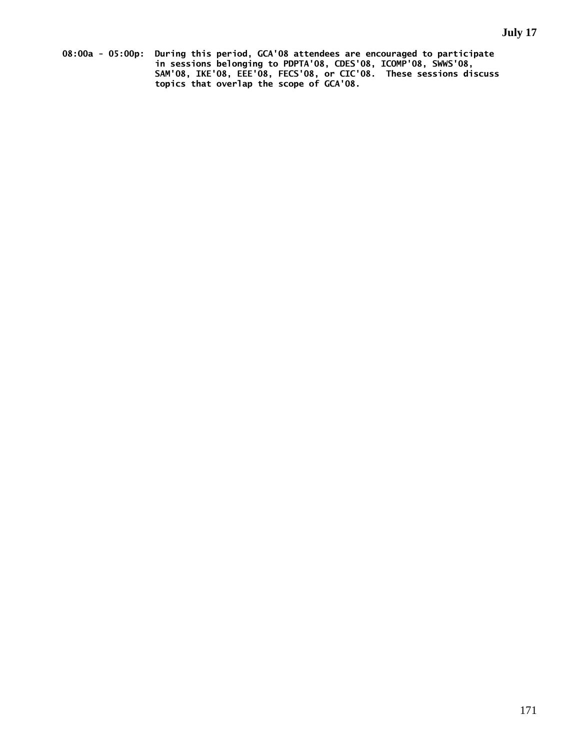**July 17**

**08:00a - 05:00p:** **During this period, GCA'08 attendees are encouraged to participate in sessions belonging to PDPTA'08, CDES'08, ICOMP'08, SWWS'08, SAM'08, IKE'08, EEE'08, FECS'08, or CIC'08. These sessions discuss topics that overlap the scope of GCA'08.**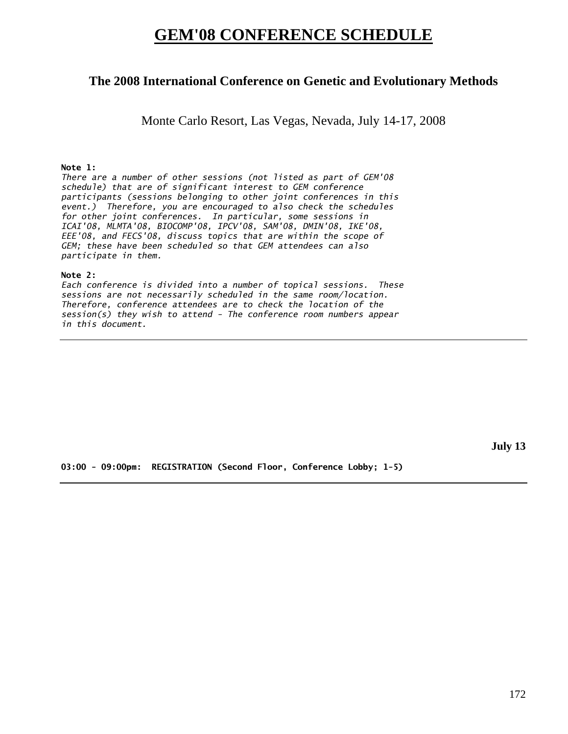# GEM'08 CONFERENCE SCHEDULE

## The 2008 International Conference on Genetic and Evolutionary Methods

Monte Carlo Resort, Las Vegas, Nevada, July 14-17, 2008

**Note 1:**
*There are a number of other sessions (not listed as part of GEM'08 schedule) that are of significant interest to GEM conference participants (sessions belonging to other joint conferences in this event.) Therefore, you are encouraged to also check the schedules for other joint conferences. In particular, some sessions in ICAI'08, MLMTA'08, BIOCOMP'08, IPCV'08, SAM'08, DMIN'08, IKE'08, EEE'08, and FECS'08, discuss topics that are within the scope of GEM; these have been scheduled so that GEM attendees can also participate in them.*

**Note 2:**
*Each conference is divided into a number of topical sessions. These sessions are not necessarily scheduled in the same room/location. Therefore, conference attendees are to check the location of the session(s) they wish to attend - The conference room numbers appear in this document.*

---

**July 13**

**03:00 - 09:00pm: REGISTRATION (Second Floor, Conference Lobby; 1-5)**

---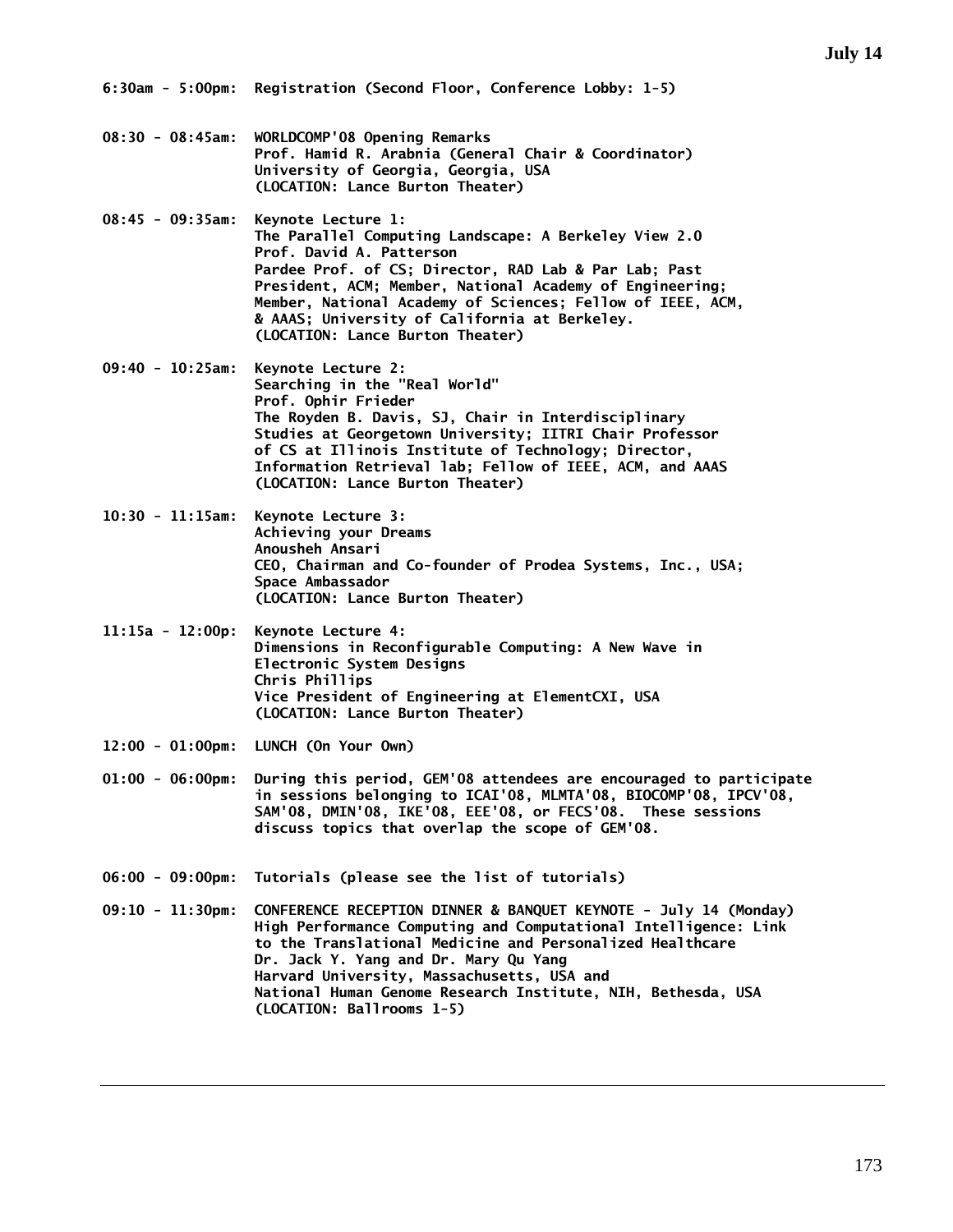## July 14

**6:30am - 5:00pm:** Registration (Second Floor, Conference Lobby: 1-5)

**08:30 - 08:45am:** WORLDCOMP'08 Opening Remarks
Prof. Hamid R. Arabnia (General Chair & Coordinator)
University of Georgia, Georgia, USA
(LOCATION: Lance Burton Theater)

**08:45 - 09:35am:** Keynote Lecture 1:
The Parallel Computing Landscape: A Berkeley View 2.0
Prof. David A. Patterson
Pardee Prof. of CS; Director, RAD Lab & Par Lab; Past President, ACM; Member, National Academy of Engineering; Member, National Academy of Sciences; Fellow of IEEE, ACM, & AAAS; University of California at Berkeley.
(LOCATION: Lance Burton Theater)

**09:40 - 10:25am:** Keynote Lecture 2:
Searching in the "Real World"
Prof. Ophir Frieder
The Royden B. Davis, SJ, Chair in Interdisciplinary Studies at Georgetown University; IITRI Chair Professor of CS at Illinois Institute of Technology; Director, Information Retrieval lab; Fellow of IEEE, ACM, and AAAS
(LOCATION: Lance Burton Theater)

**10:30 - 11:15am:** Keynote Lecture 3:
Achieving your Dreams
Anousheh Ansari
CEO, Chairman and Co-founder of Prodea Systems, Inc., USA; Space Ambassador
(LOCATION: Lance Burton Theater)

**11:15a - 12:00p:** Keynote Lecture 4:
Dimensions in Reconfigurable Computing: A New Wave in Electronic System Designs
Chris Phillips
Vice President of Engineering at ElementCXI, USA
(LOCATION: Lance Burton Theater)

**12:00 - 01:00pm:** LUNCH (On Your Own)

**01:00 - 06:00pm:** During this period, GEM'08 attendees are encouraged to participate in sessions belonging to ICAI'08, MLMTA'08, BIOCOMP'08, IPCV'08, SAM'08, DMIN'08, IKE'08, EEE'08, or FECS'08. These sessions discuss topics that overlap the scope of GEM'08.

**06:00 - 09:00pm:** Tutorials (please see the list of tutorials)

**09:10 - 11:30pm:** CONFERENCE RECEPTION DINNER & BANQUET KEYNOTE - July 14 (Monday)
High Performance Computing and Computational Intelligence: Link to the Translational Medicine and Personalized Healthcare
Dr. Jack Y. Yang and Dr. Mary Qu Yang
Harvard University, Massachusetts, USA and
National Human Genome Research Institute, NIH, Bethesda, USA
(LOCATION: Ballrooms 1-5)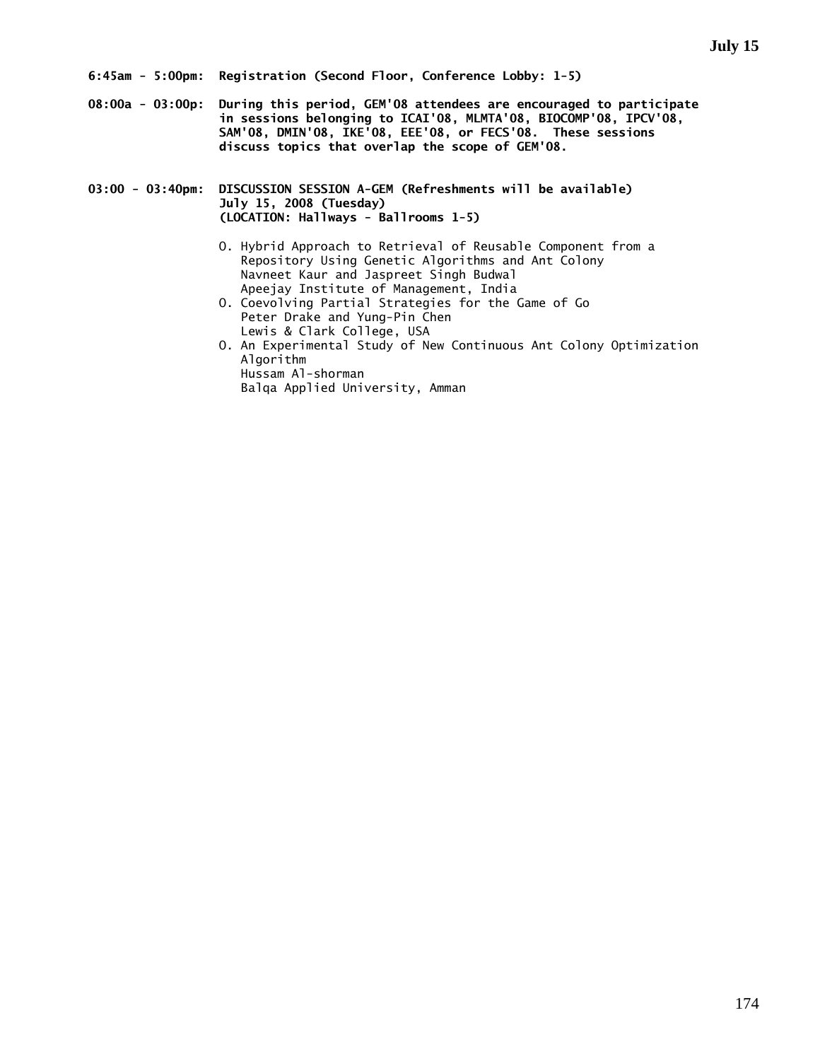**6:45am - 5:00pm: Registration (Second Floor, Conference Lobby: 1-5)**

**08:00a - 03:00p: During this period, GEM'08 attendees are encouraged to participate in sessions belonging to ICAI'08, MLMTA'08, BIOCOMP'08, IPCV'08, SAM'08, DMIN'08, IKE'08, EEE'08, or FECS'08. These sessions discuss topics that overlap the scope of GEM'08.**

**03:00 - 03:40pm: DISCUSSION SESSION A-GEM (Refreshments will be available)**
**July 15, 2008 (Tuesday)**
**(LOCATION: Hallways - Ballrooms 1-5)**

- O. Hybrid Approach to Retrieval of Reusable Component from a Repository Using Genetic Algorithms and Ant Colony
  Navneet Kaur and Jaspreet Singh Budwal
  Apeejay Institute of Management, India
- O. Coevolving Partial Strategies for the Game of Go
  Peter Drake and Yung-Pin Chen
  Lewis & Clark College, USA
- O. An Experimental Study of New Continuous Ant Colony Optimization Algorithm
  Hussam Al-shorman
  Balqa Applied University, Amman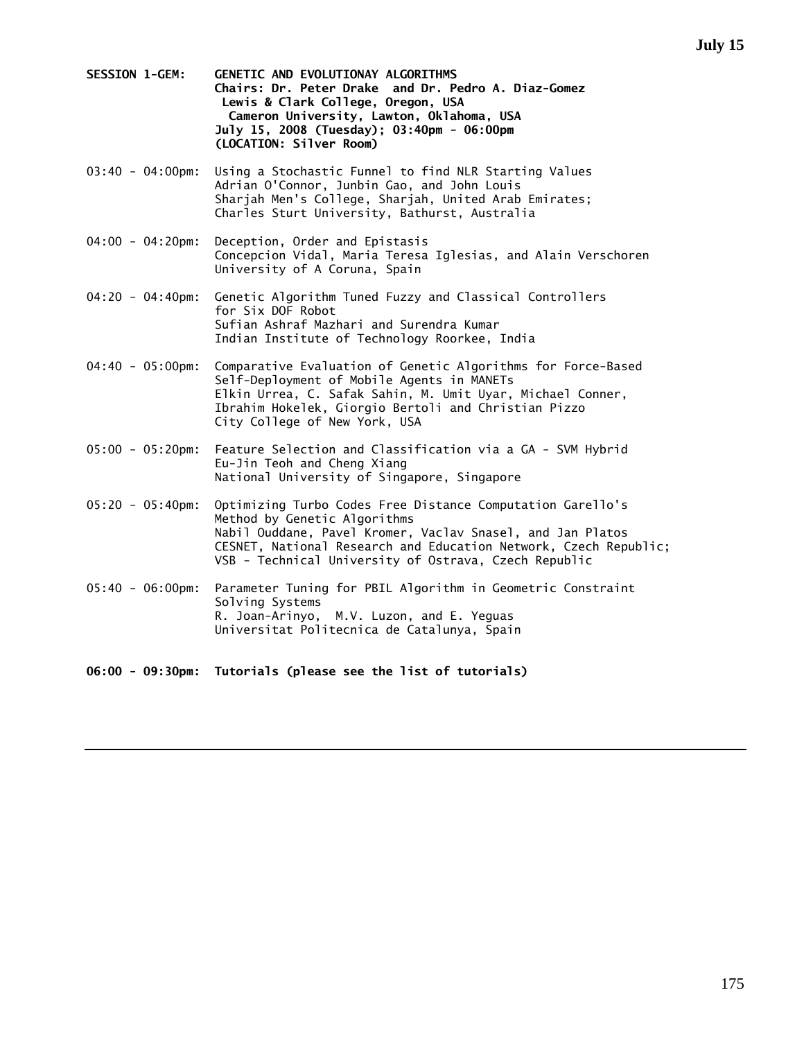**SESSION 1-GEM: GENETIC AND EVOLUTIONAY ALGORITHMS**
**Chairs: Dr. Peter Drake and Dr. Pedro A. Diaz-Gomez**
**Lewis & Clark College, Oregon, USA**
**Cameron University, Lawton, Oklahoma, USA**
**July 15, 2008 (Tuesday); 03:40pm - 06:00pm**
**(LOCATION: Silver Room)**

03:40 - 04:00pm: Using a Stochastic Funnel to find NLR Starting Values
Adrian O'Connor, Junbin Gao, and John Louis
Sharjah Men's College, Sharjah, United Arab Emirates;
Charles Sturt University, Bathurst, Australia

04:00 - 04:20pm: Deception, Order and Epistasis
Concepcion Vidal, Maria Teresa Iglesias, and Alain Verschoren
University of A Coruna, Spain

04:20 - 04:40pm: Genetic Algorithm Tuned Fuzzy and Classical Controllers for Six DOF Robot
Sufian Ashraf Mazhari and Surendra Kumar
Indian Institute of Technology Roorkee, India

04:40 - 05:00pm: Comparative Evaluation of Genetic Algorithms for Force-Based Self-Deployment of Mobile Agents in MANETs
Elkin Urrea, C. Safak Sahin, M. Umit Uyar, Michael Conner, Ibrahim Hokelek, Giorgio Bertoli and Christian Pizzo
City College of New York, USA

05:00 - 05:20pm: Feature Selection and Classification via a GA - SVM Hybrid
Eu-Jin Teoh and Cheng Xiang
National University of Singapore, Singapore

05:20 - 05:40pm: Optimizing Turbo Codes Free Distance Computation Garello's Method by Genetic Algorithms
Nabil Ouddane, Pavel Kromer, Vaclav Snasel, and Jan Platos
CESNET, National Research and Education Network, Czech Republic;
VSB - Technical University of Ostrava, Czech Republic

05:40 - 06:00pm: Parameter Tuning for PBIL Algorithm in Geometric Constraint Solving Systems
R. Joan-Arinyo, M.V. Luzon, and E. Yeguas
Universitat Politecnica de Catalunya, Spain

**06:00 - 09:30pm: Tutorials (please see the list of tutorials)**

---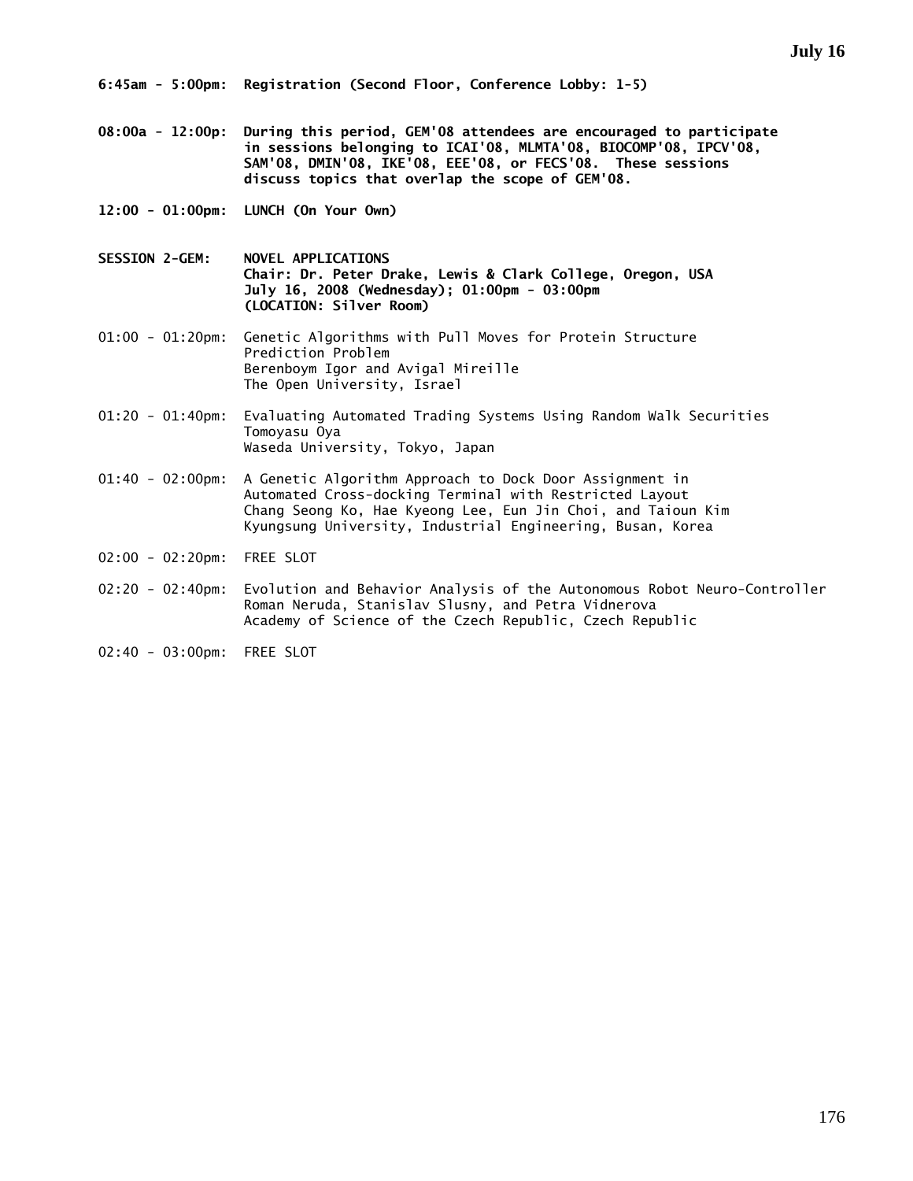## July 16

**6:45am - 5:00pm: Registration (Second Floor, Conference Lobby: 1-5)**

**08:00a - 12:00p: During this period, GEM'08 attendees are encouraged to participate in sessions belonging to ICAI'08, MLMTA'08, BIOCOMP'08, IPCV'08, SAM'08, DMIN'08, IKE'08, EEE'08, or FECS'08. These sessions discuss topics that overlap the scope of GEM'08.**

**12:00 - 01:00pm: LUNCH (On Your Own)**

**SESSION 2-GEM: NOVEL APPLICATIONS**
**Chair: Dr. Peter Drake, Lewis & Clark College, Oregon, USA**
**July 16, 2008 (Wednesday); 01:00pm - 03:00pm**
**(LOCATION: Silver Room)**

01:00 - 01:20pm: Genetic Algorithms with Pull Moves for Protein Structure Prediction Problem
Berenboym Igor and Avigal Mireille
The Open University, Israel

01:20 - 01:40pm: Evaluating Automated Trading Systems Using Random Walk Securities
Tomoyasu Oya
Waseda University, Tokyo, Japan

01:40 - 02:00pm: A Genetic Algorithm Approach to Dock Door Assignment in Automated Cross-docking Terminal with Restricted Layout
Chang Seong Ko, Hae Kyeong Lee, Eun Jin Choi, and Taioun Kim
Kyungsung University, Industrial Engineering, Busan, Korea

02:00 - 02:20pm: FREE SLOT

02:20 - 02:40pm: Evolution and Behavior Analysis of the Autonomous Robot Neuro-Controller
Roman Neruda, Stanislav Slusny, and Petra Vidnerova
Academy of Science of the Czech Republic, Czech Republic

02:40 - 03:00pm: FREE SLOT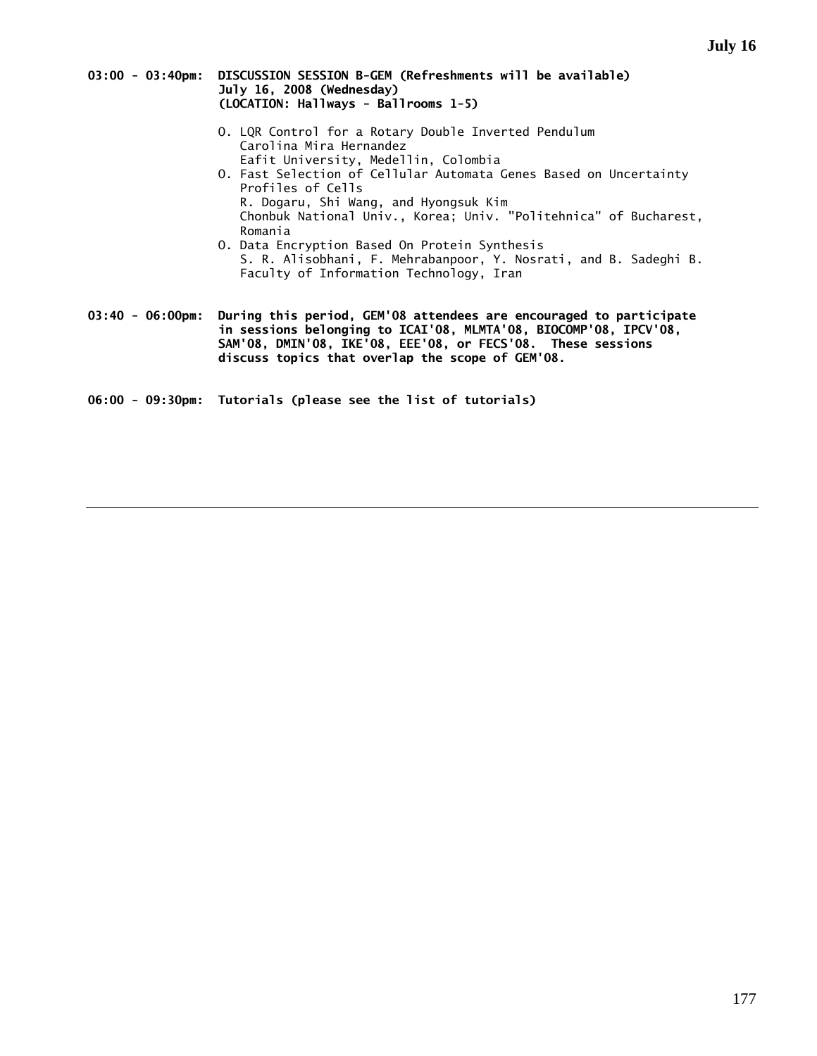**03:00 - 03:40pm: DISCUSSION SESSION B-GEM (Refreshments will be available)**
**July 16, 2008 (Wednesday)**
**(LOCATION: Hallways - Ballrooms 1-5)**

- O. LQR Control for a Rotary Double Inverted Pendulum
  Carolina Mira Hernandez
  Eafit University, Medellin, Colombia
- O. Fast Selection of Cellular Automata Genes Based on Uncertainty Profiles of Cells
  R. Dogaru, Shi Wang, and Hyongsuk Kim
  Chonbuk National Univ., Korea; Univ. "Politehnica" of Bucharest, Romania
- O. Data Encryption Based On Protein Synthesis
  S. R. Alisobhani, F. Mehrabanpoor, Y. Nosrati, and B. Sadeghi B.
  Faculty of Information Technology, Iran

**03:40 - 06:00pm: During this period, GEM'08 attendees are encouraged to participate in sessions belonging to ICAI'08, MLMTA'08, BIOCOMP'08, IPCV'08, SAM'08, DMIN'08, IKE'08, EEE'08, or FECS'08. These sessions discuss topics that overlap the scope of GEM'08.**

**06:00 - 09:30pm: Tutorials (please see the list of tutorials)**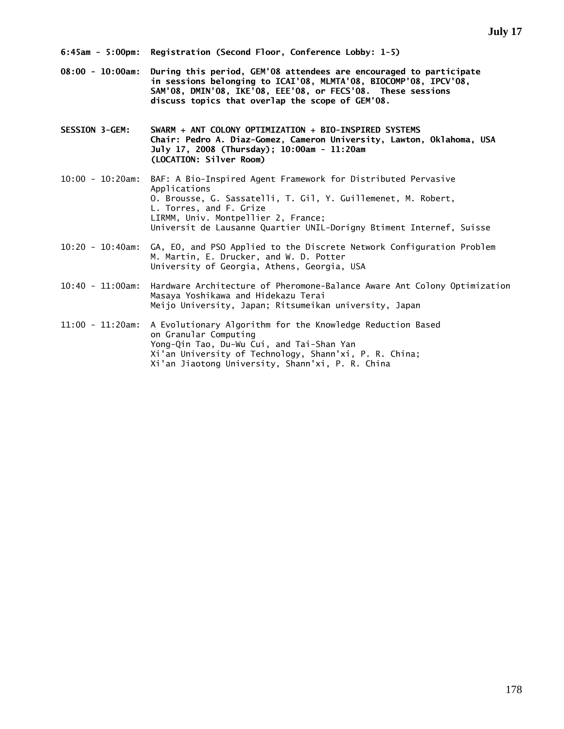**July 17**

**6:45am - 5:00pm: Registration (Second Floor, Conference Lobby: 1-5)**

**08:00 - 10:00am: During this period, GEM'08 attendees are encouraged to participate in sessions belonging to ICAI'08, MLMTA'08, BIOCOMP'08, IPCV'08, SAM'08, DMIN'08, IKE'08, EEE'08, or FECS'08. These sessions discuss topics that overlap the scope of GEM'08.**

**SESSION 3-GEM: SWARM + ANT COLONY OPTIMIZATION + BIO-INSPIRED SYSTEMS**
**Chair: Pedro A. Diaz-Gomez, Cameron University, Lawton, Oklahoma, USA**
**July 17, 2008 (Thursday); 10:00am - 11:20am**
**(LOCATION: Silver Room)**

10:00 - 10:20am: BAF: A Bio-Inspired Agent Framework for Distributed Pervasive Applications
O. Brousse, G. Sassatelli, T. Gil, Y. Guillemenet, M. Robert, L. Torres, and F. Grize
LIRMM, Univ. Montpellier 2, France;
Universit de Lausanne Quartier UNIL-Dorigny Btiment Internef, Suisse

10:20 - 10:40am: GA, EO, and PSO Applied to the Discrete Network Configuration Problem
M. Martin, E. Drucker, and W. D. Potter
University of Georgia, Athens, Georgia, USA

10:40 - 11:00am: Hardware Architecture of Pheromone-Balance Aware Ant Colony Optimization
Masaya Yoshikawa and Hidekazu Terai
Meijo University, Japan; Ritsumeikan university, Japan

11:00 - 11:20am: A Evolutionary Algorithm for the Knowledge Reduction Based on Granular Computing
Yong-Qin Tao, Du-Wu Cui, and Tai-Shan Yan
Xi'an University of Technology, Shann'xi, P. R. China;
Xi'an Jiaotong University, Shann'xi, P. R. China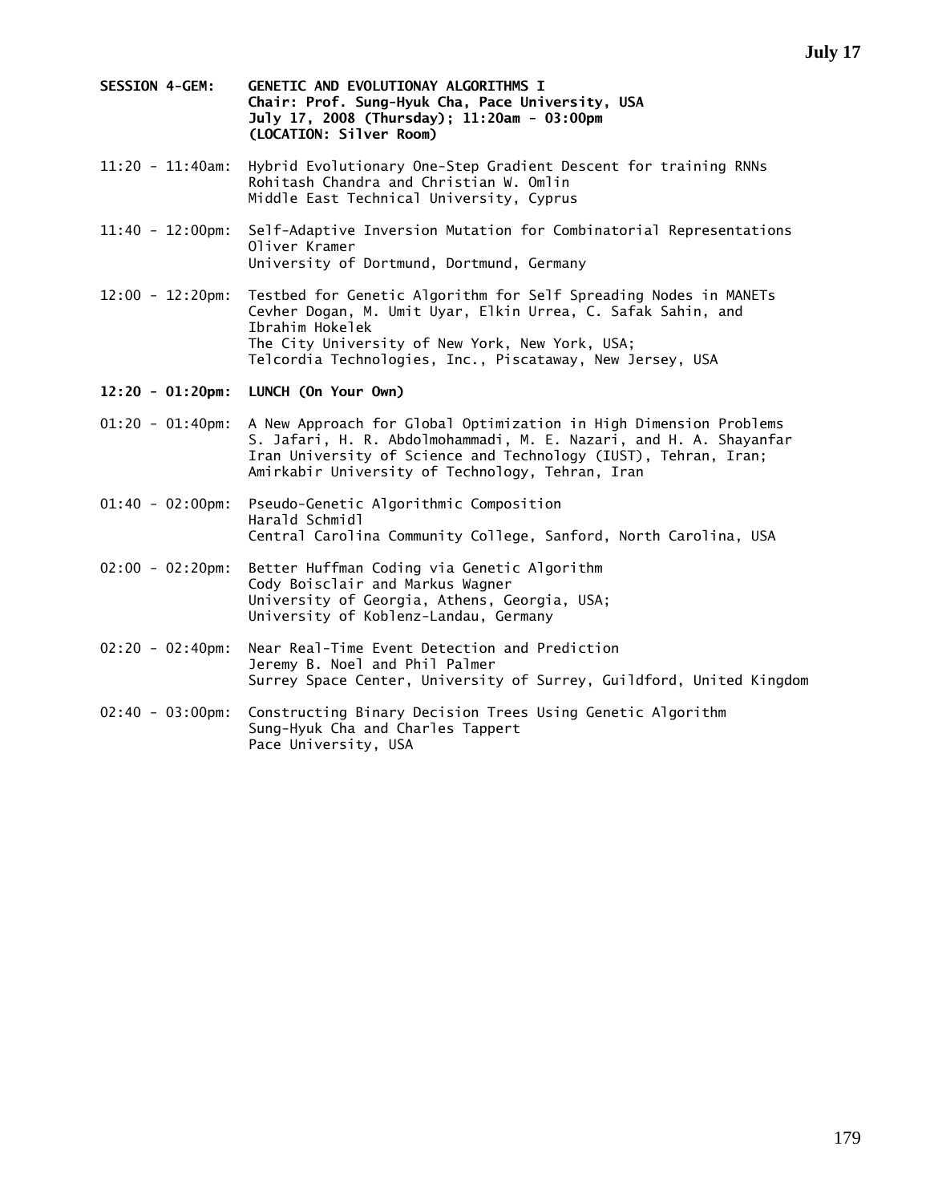**SESSION 4-GEM: GENETIC AND EVOLUTIONAY ALGORITHMS I**
**Chair: Prof. Sung-Hyuk Cha, Pace University, USA**
**July 17, 2008 (Thursday); 11:20am - 03:00pm**
**(LOCATION: Silver Room)**

11:20 - 11:40am: Hybrid Evolutionary One-Step Gradient Descent for training RNNs
Rohitash Chandra and Christian W. Omlin
Middle East Technical University, Cyprus

11:40 - 12:00pm: Self-Adaptive Inversion Mutation for Combinatorial Representations
Oliver Kramer
University of Dortmund, Dortmund, Germany

12:00 - 12:20pm: Testbed for Genetic Algorithm for Self Spreading Nodes in MANETs
Cevher Dogan, M. Umit Uyar, Elkin Urrea, C. Safak Sahin, and Ibrahim Hokelek
The City University of New York, New York, USA;
Telcordia Technologies, Inc., Piscataway, New Jersey, USA

**12:20 - 01:20pm: LUNCH (On Your Own)**

01:20 - 01:40pm: A New Approach for Global Optimization in High Dimension Problems
S. Jafari, H. R. Abdolmohammadi, M. E. Nazari, and H. A. Shayanfar
Iran University of Science and Technology (IUST), Tehran, Iran;
Amirkabir University of Technology, Tehran, Iran

01:40 - 02:00pm: Pseudo-Genetic Algorithmic Composition
Harald Schmidl
Central Carolina Community College, Sanford, North Carolina, USA

02:00 - 02:20pm: Better Huffman Coding via Genetic Algorithm
Cody Boisclair and Markus Wagner
University of Georgia, Athens, Georgia, USA;
University of Koblenz-Landau, Germany

02:20 - 02:40pm: Near Real-Time Event Detection and Prediction
Jeremy B. Noel and Phil Palmer
Surrey Space Center, University of Surrey, Guildford, United Kingdom

02:40 - 03:00pm: Constructing Binary Decision Trees Using Genetic Algorithm
Sung-Hyuk Cha and Charles Tappert
Pace University, USA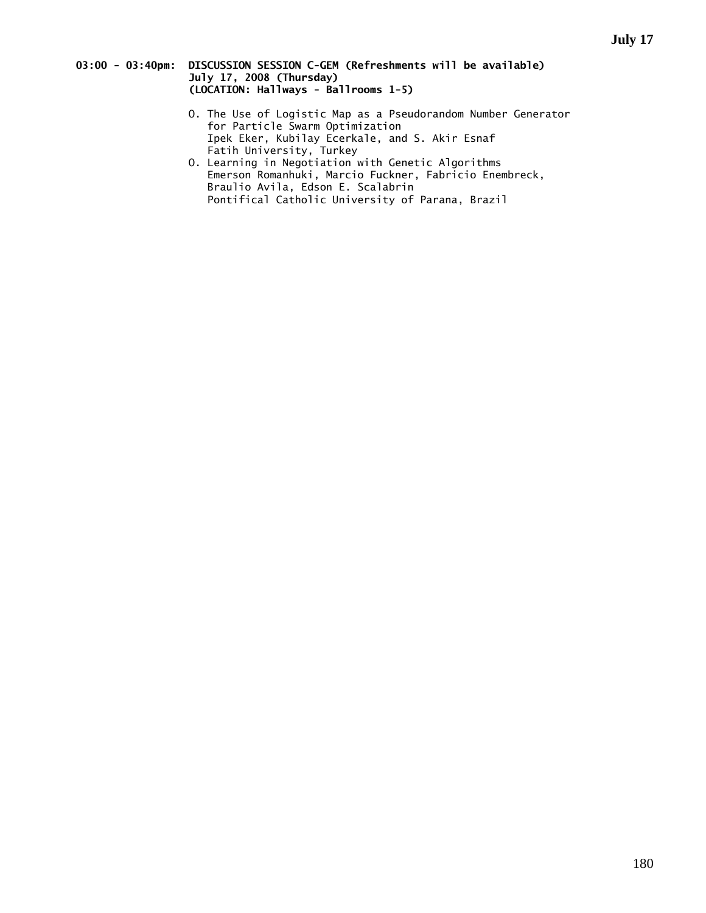**03:00 - 03:40pm: DISCUSSION SESSION C-GEM (Refreshments will be available)**
**July 17, 2008 (Thursday)**
**(LOCATION: Hallways - Ballrooms 1-5)**

O. The Use of Logistic Map as a Pseudorandom Number Generator for Particle Swarm Optimization
Ipek Eker, Kubilay Ecerkale, and S. Akir Esnaf
Fatih University, Turkey

O. Learning in Negotiation with Genetic Algorithms
Emerson Romanhuki, Marcio Fuckner, Fabricio Enembreck, Braulio Avila, Edson E. Scalabrin
Pontifical Catholic University of Parana, Brazil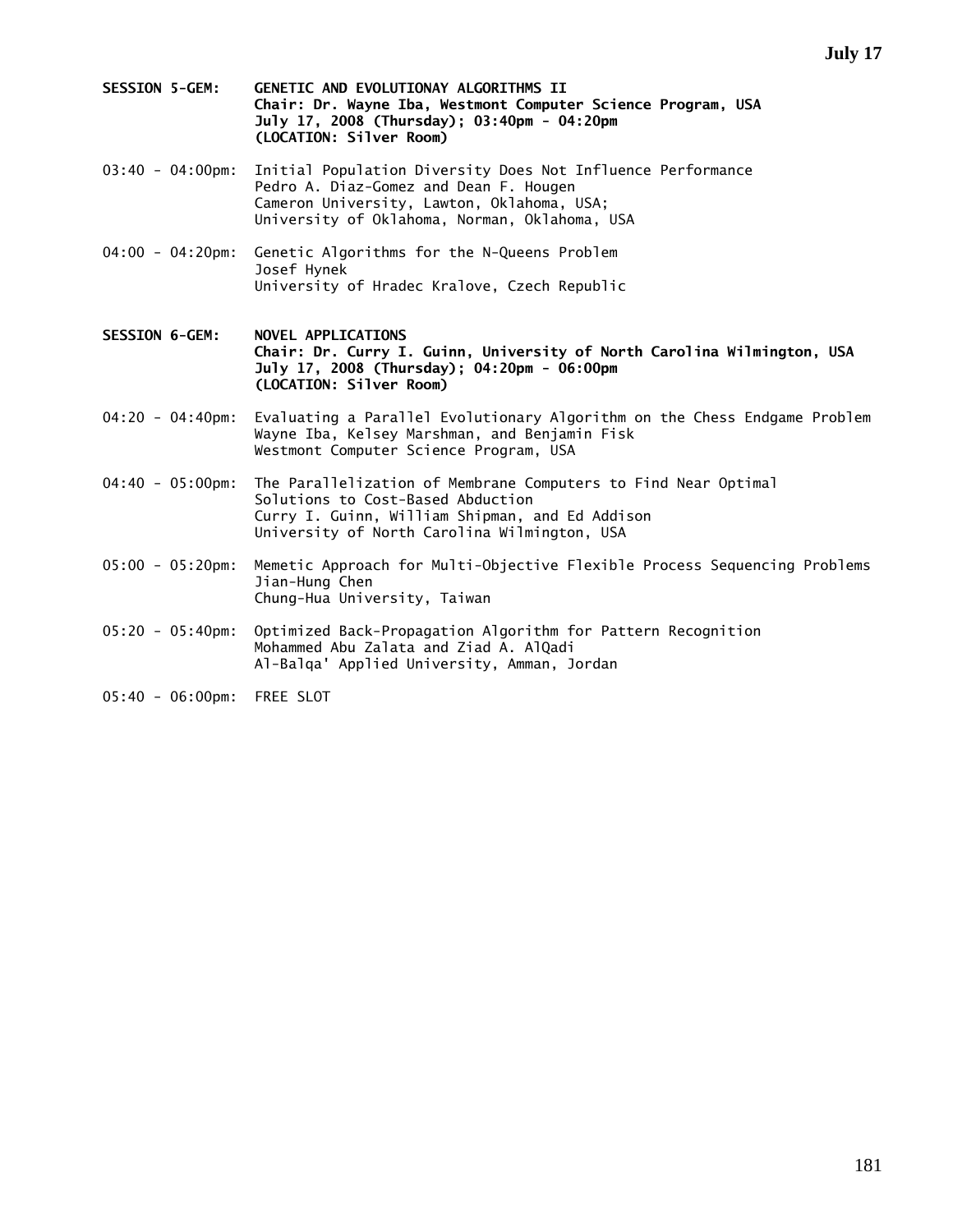**SESSION 5-GEM: GENETIC AND EVOLUTIONAY ALGORITHMS II**
**Chair: Dr. Wayne Iba, Westmont Computer Science Program, USA**
**July 17, 2008 (Thursday); 03:40pm - 04:20pm**
**(LOCATION: Silver Room)**

03:40 - 04:00pm: Initial Population Diversity Does Not Influence Performance
Pedro A. Diaz-Gomez and Dean F. Hougen
Cameron University, Lawton, Oklahoma, USA;
University of Oklahoma, Norman, Oklahoma, USA

04:00 - 04:20pm: Genetic Algorithms for the N-Queens Problem
Josef Hynek
University of Hradec Kralove, Czech Republic

**SESSION 6-GEM: NOVEL APPLICATIONS**
**Chair: Dr. Curry I. Guinn, University of North Carolina Wilmington, USA**
**July 17, 2008 (Thursday); 04:20pm - 06:00pm**
**(LOCATION: Silver Room)**

04:20 - 04:40pm: Evaluating a Parallel Evolutionary Algorithm on the Chess Endgame Problem
Wayne Iba, Kelsey Marshman, and Benjamin Fisk
Westmont Computer Science Program, USA

04:40 - 05:00pm: The Parallelization of Membrane Computers to Find Near Optimal Solutions to Cost-Based Abduction
Curry I. Guinn, William Shipman, and Ed Addison
University of North Carolina Wilmington, USA

05:00 - 05:20pm: Memetic Approach for Multi-Objective Flexible Process Sequencing Problems
Jian-Hung Chen
Chung-Hua University, Taiwan

05:20 - 05:40pm: Optimized Back-Propagation Algorithm for Pattern Recognition
Mohammed Abu Zalata and Ziad A. AlQadi
Al-Balqa' Applied University, Amman, Jordan

05:40 - 06:00pm: FREE SLOT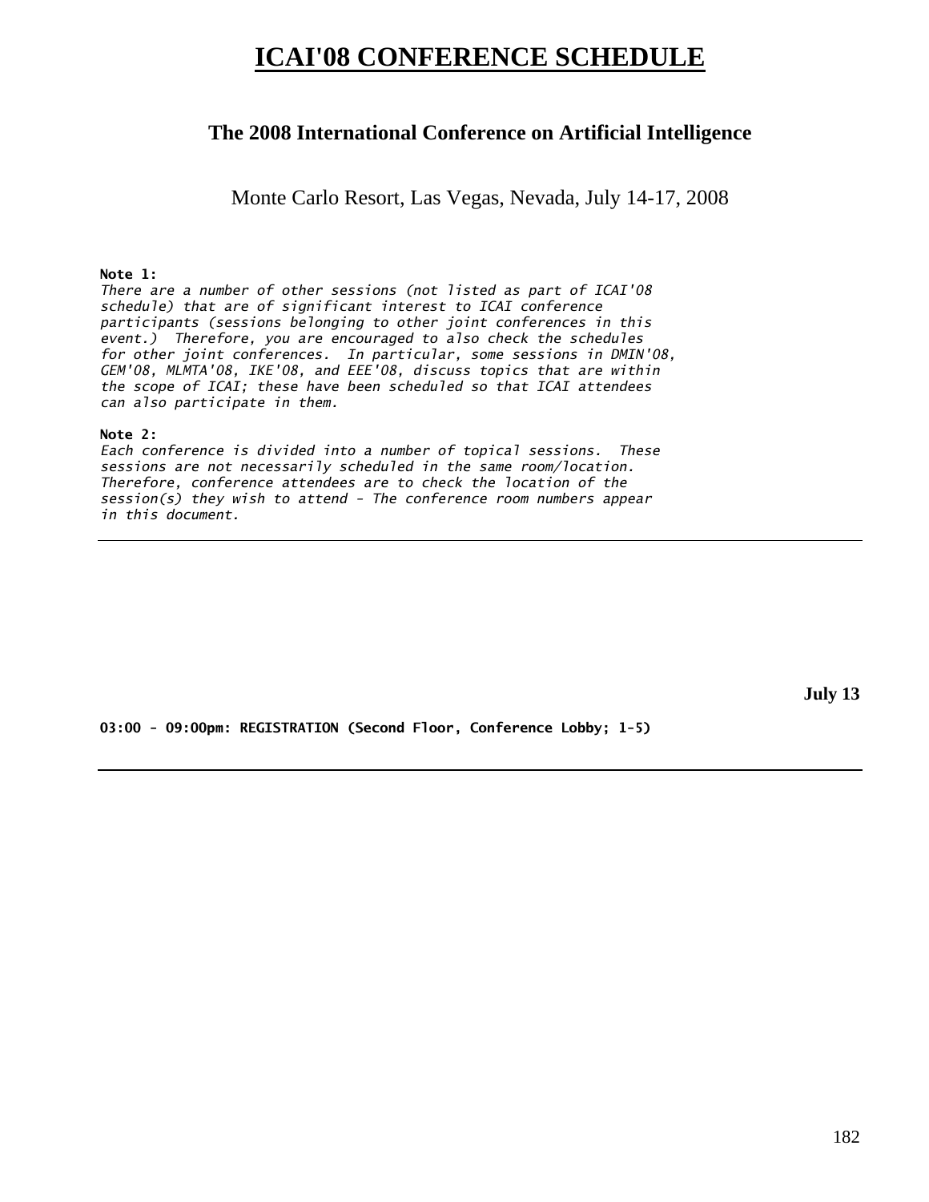# ICAI'08 CONFERENCE SCHEDULE

## The 2008 International Conference on Artificial Intelligence

Monte Carlo Resort, Las Vegas, Nevada, July 14-17, 2008

**Note 1:**
*There are a number of other sessions (not listed as part of ICAI'08 schedule) that are of significant interest to ICAI conference participants (sessions belonging to other joint conferences in this event.) Therefore, you are encouraged to also check the schedules for other joint conferences. In particular, some sessions in DMIN'08, GEM'08, MLMTA'08, IKE'08, and EEE'08, discuss topics that are within the scope of ICAI; these have been scheduled so that ICAI attendees can also participate in them.*

**Note 2:**
*Each conference is divided into a number of topical sessions. These sessions are not necessarily scheduled in the same room/location. Therefore, conference attendees are to check the location of the session(s) they wish to attend - The conference room numbers appear in this document.*

---

**July 13**

**03:00 - 09:00pm: REGISTRATION (Second Floor, Conference Lobby; 1-5)**

---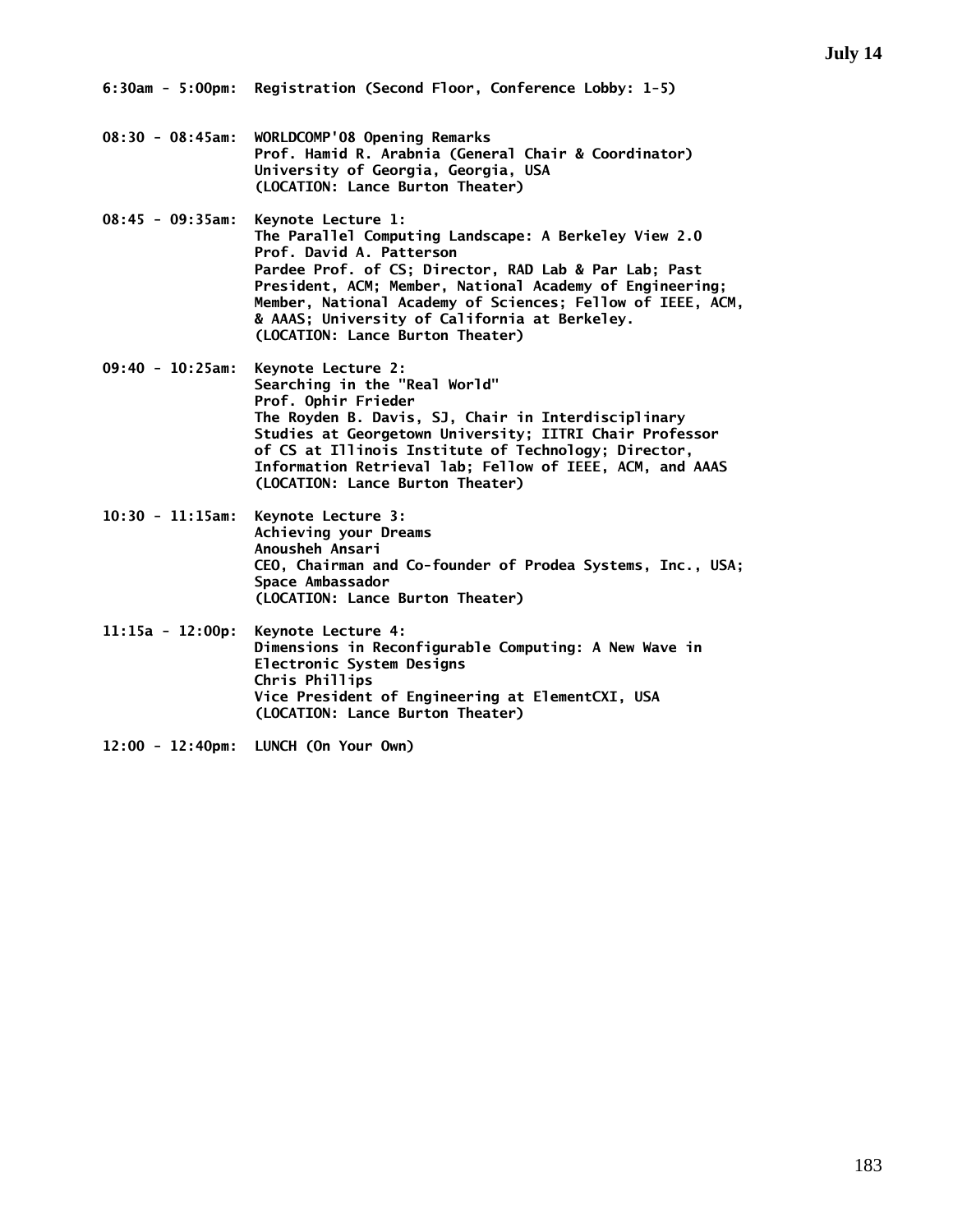## July 14

**6:30am - 5:00pm:** Registration (Second Floor, Conference Lobby: 1-5)

**08:30 - 08:45am:** WORLDCOMP'08 Opening Remarks
Prof. Hamid R. Arabnia (General Chair & Coordinator)
University of Georgia, Georgia, USA
(LOCATION: Lance Burton Theater)

**08:45 - 09:35am:** Keynote Lecture 1:
The Parallel Computing Landscape: A Berkeley View 2.0
Prof. David A. Patterson
Pardee Prof. of CS; Director, RAD Lab & Par Lab; Past President, ACM; Member, National Academy of Engineering; Member, National Academy of Sciences; Fellow of IEEE, ACM, & AAAS; University of California at Berkeley.
(LOCATION: Lance Burton Theater)

**09:40 - 10:25am:** Keynote Lecture 2:
Searching in the "Real World"
Prof. Ophir Frieder
The Royden B. Davis, SJ, Chair in Interdisciplinary Studies at Georgetown University; IITRI Chair Professor of CS at Illinois Institute of Technology; Director, Information Retrieval lab; Fellow of IEEE, ACM, and AAAS
(LOCATION: Lance Burton Theater)

**10:30 - 11:15am:** Keynote Lecture 3:
Achieving your Dreams
Anousheh Ansari
CEO, Chairman and Co-founder of Prodea Systems, Inc., USA; Space Ambassador
(LOCATION: Lance Burton Theater)

**11:15a - 12:00p:** Keynote Lecture 4:
Dimensions in Reconfigurable Computing: A New Wave in Electronic System Designs
Chris Phillips
Vice President of Engineering at ElementCXI, USA
(LOCATION: Lance Burton Theater)

**12:00 - 12:40pm:** LUNCH (On Your Own)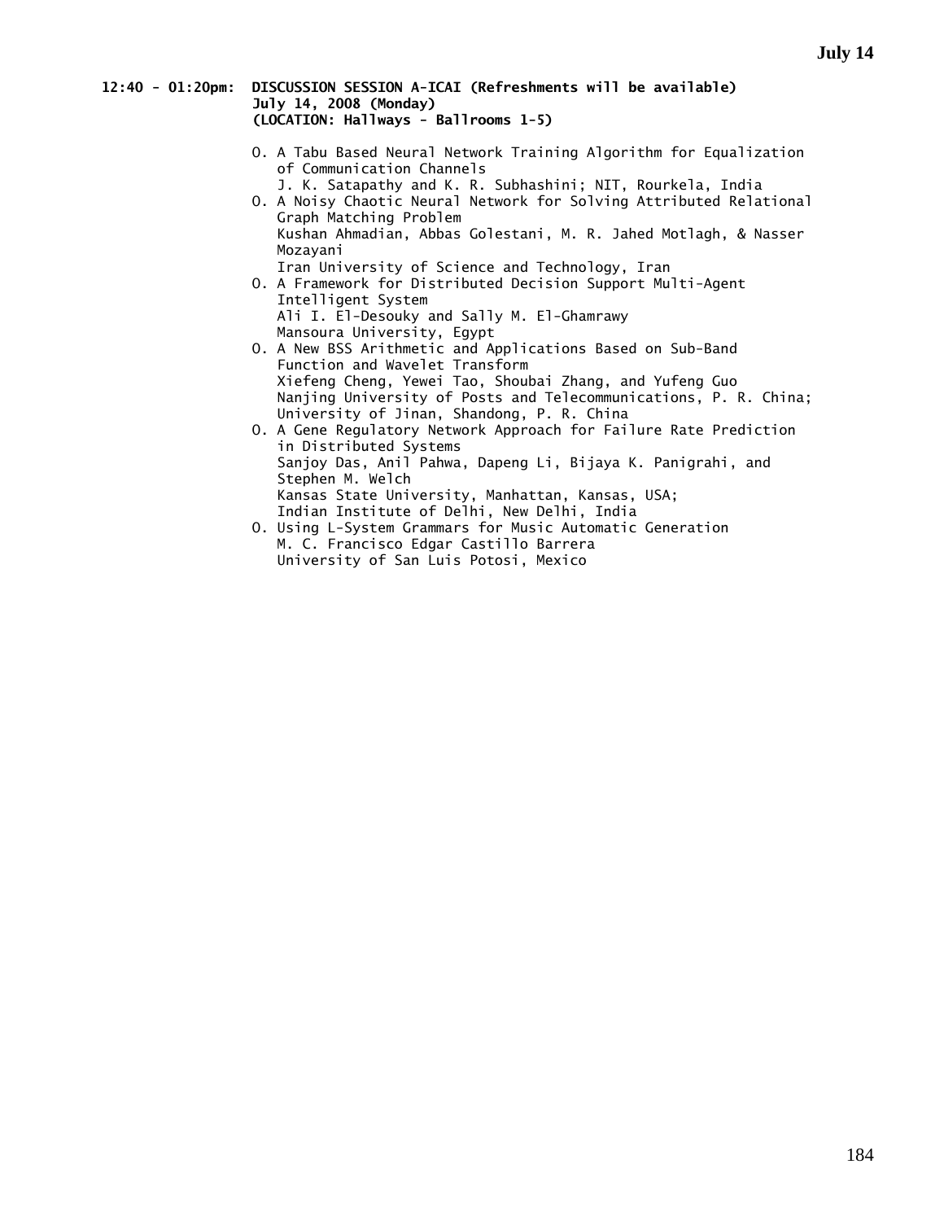**12:40 - 01:20pm: DISCUSSION SESSION A-ICAI (Refreshments will be available)**
**July 14, 2008 (Monday)**
**(LOCATION: Hallways - Ballrooms 1-5)**

- O. A Tabu Based Neural Network Training Algorithm for Equalization of Communication Channels
  J. K. Satapathy and K. R. Subhashini; NIT, Rourkela, India
- O. A Noisy Chaotic Neural Network for Solving Attributed Relational Graph Matching Problem
  Kushan Ahmadian, Abbas Golestani, M. R. Jahed Motlagh, & Nasser Mozayani
  Iran University of Science and Technology, Iran
- O. A Framework for Distributed Decision Support Multi-Agent Intelligent System
  Ali I. El-Desouky and Sally M. El-Ghamrawy
  Mansoura University, Egypt
- O. A New BSS Arithmetic and Applications Based on Sub-Band Function and Wavelet Transform
  Xiefeng Cheng, Yewei Tao, Shoubai Zhang, and Yufeng Guo
  Nanjing University of Posts and Telecommunications, P. R. China; University of Jinan, Shandong, P. R. China
- O. A Gene Regulatory Network Approach for Failure Rate Prediction in Distributed Systems
  Sanjoy Das, Anil Pahwa, Dapeng Li, Bijaya K. Panigrahi, and Stephen M. Welch
  Kansas State University, Manhattan, Kansas, USA;
  Indian Institute of Delhi, New Delhi, India
- O. Using L-System Grammars for Music Automatic Generation
  M. C. Francisco Edgar Castillo Barrera
  University of San Luis Potosi, Mexico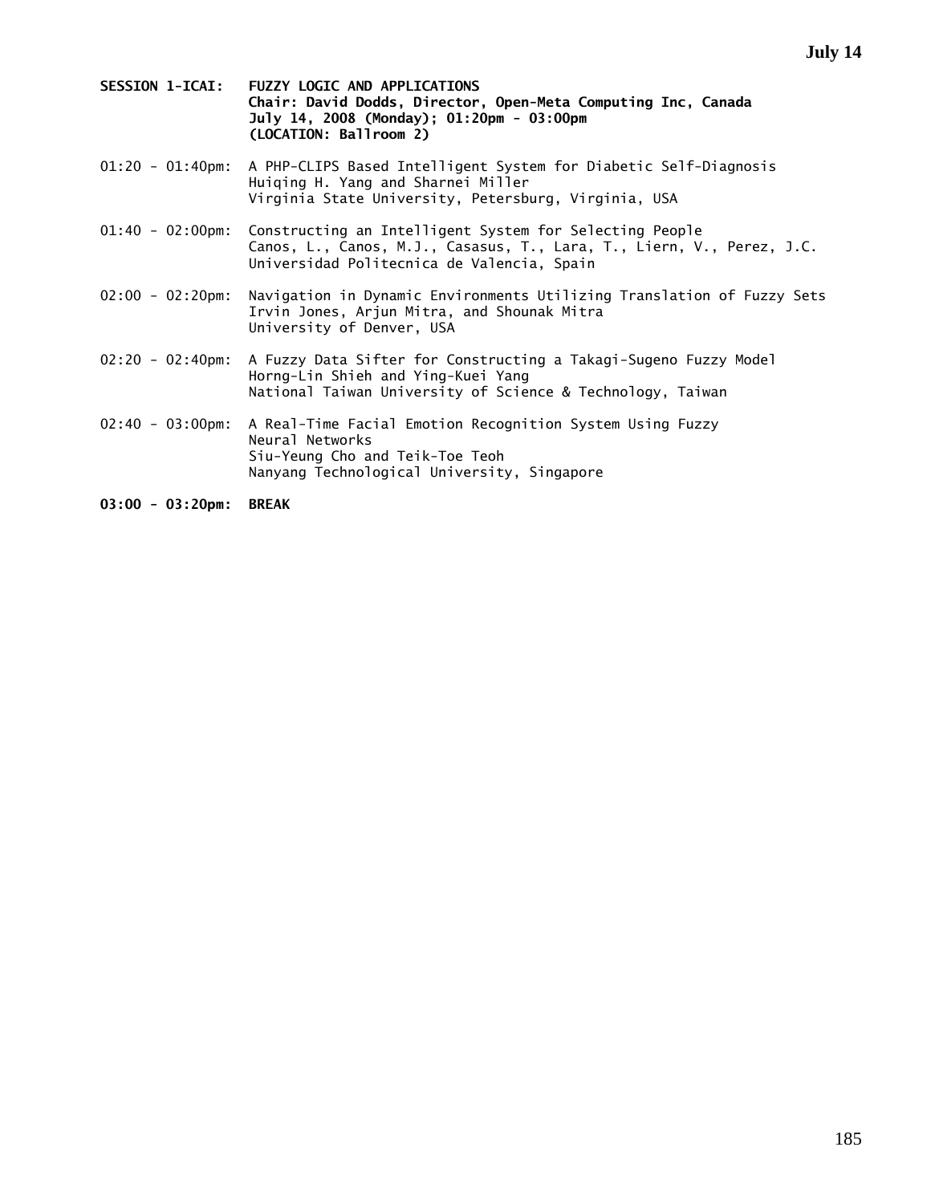**SESSION 1-ICAI: FUZZY LOGIC AND APPLICATIONS**
**Chair: David Dodds, Director, Open-Meta Computing Inc, Canada**
**July 14, 2008 (Monday); 01:20pm - 03:00pm**
**(LOCATION: Ballroom 2)**

01:20 - 01:40pm: A PHP-CLIPS Based Intelligent System for Diabetic Self-Diagnosis
Huiqing H. Yang and Sharnei Miller
Virginia State University, Petersburg, Virginia, USA

01:40 - 02:00pm: Constructing an Intelligent System for Selecting People
Canos, L., Canos, M.J., Casasus, T., Lara, T., Liern, V., Perez, J.C.
Universidad Politecnica de Valencia, Spain

02:00 - 02:20pm: Navigation in Dynamic Environments Utilizing Translation of Fuzzy Sets
Irvin Jones, Arjun Mitra, and Shounak Mitra
University of Denver, USA

02:20 - 02:40pm: A Fuzzy Data Sifter for Constructing a Takagi-Sugeno Fuzzy Model
Horng-Lin Shieh and Ying-Kuei Yang
National Taiwan University of Science & Technology, Taiwan

02:40 - 03:00pm: A Real-Time Facial Emotion Recognition System Using Fuzzy Neural Networks
Siu-Yeung Cho and Teik-Toe Teoh
Nanyang Technological University, Singapore

**03:00 - 03:20pm: BREAK**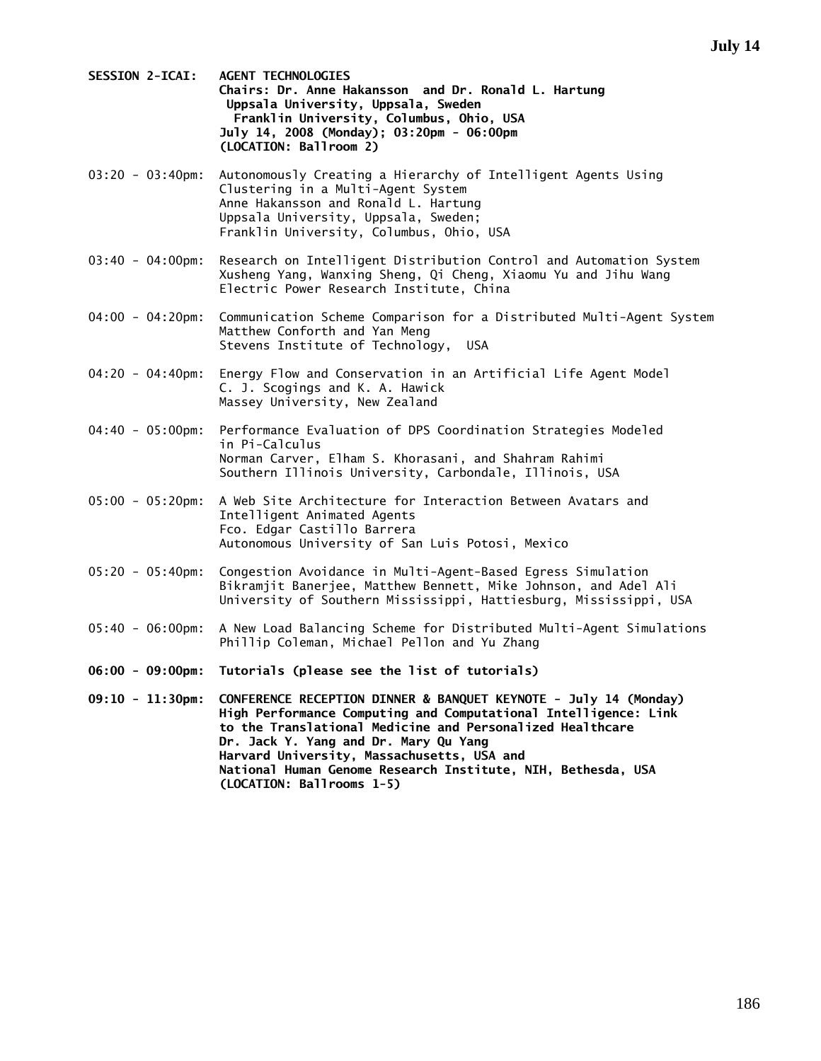**SESSION 2-ICAI: AGENT TECHNOLOGIES**
**Chairs: Dr. Anne Hakansson and Dr. Ronald L. Hartung**
**Uppsala University, Uppsala, Sweden**
**Franklin University, Columbus, Ohio, USA**
**July 14, 2008 (Monday); 03:20pm - 06:00pm**
**(LOCATION: Ballroom 2)**

03:20 - 03:40pm: Autonomously Creating a Hierarchy of Intelligent Agents Using Clustering in a Multi-Agent System
Anne Hakansson and Ronald L. Hartung
Uppsala University, Uppsala, Sweden;
Franklin University, Columbus, Ohio, USA

03:40 - 04:00pm: Research on Intelligent Distribution Control and Automation System
Xusheng Yang, Wanxing Sheng, Qi Cheng, Xiaomu Yu and Jihu Wang
Electric Power Research Institute, China

04:00 - 04:20pm: Communication Scheme Comparison for a Distributed Multi-Agent System
Matthew Conforth and Yan Meng
Stevens Institute of Technology, USA

04:20 - 04:40pm: Energy Flow and Conservation in an Artificial Life Agent Model
C. J. Scogings and K. A. Hawick
Massey University, New Zealand

04:40 - 05:00pm: Performance Evaluation of DPS Coordination Strategies Modeled in Pi-Calculus
Norman Carver, Elham S. Khorasani, and Shahram Rahimi
Southern Illinois University, Carbondale, Illinois, USA

05:00 - 05:20pm: A Web Site Architecture for Interaction Between Avatars and Intelligent Animated Agents
Fco. Edgar Castillo Barrera
Autonomous University of San Luis Potosi, Mexico

05:20 - 05:40pm: Congestion Avoidance in Multi-Agent-Based Egress Simulation
Bikramjit Banerjee, Matthew Bennett, Mike Johnson, and Adel Ali
University of Southern Mississippi, Hattiesburg, Mississippi, USA

05:40 - 06:00pm: A New Load Balancing Scheme for Distributed Multi-Agent Simulations
Phillip Coleman, Michael Pellon and Yu Zhang

**06:00 - 09:00pm: Tutorials (please see the list of tutorials)**

**09:10 - 11:30pm: CONFERENCE RECEPTION DINNER & BANQUET KEYNOTE - July 14 (Monday)**
**High Performance Computing and Computational Intelligence: Link to the Translational Medicine and Personalized Healthcare**
**Dr. Jack Y. Yang and Dr. Mary Qu Yang**
**Harvard University, Massachusetts, USA and**
**National Human Genome Research Institute, NIH, Bethesda, USA**
**(LOCATION: Ballrooms 1-5)**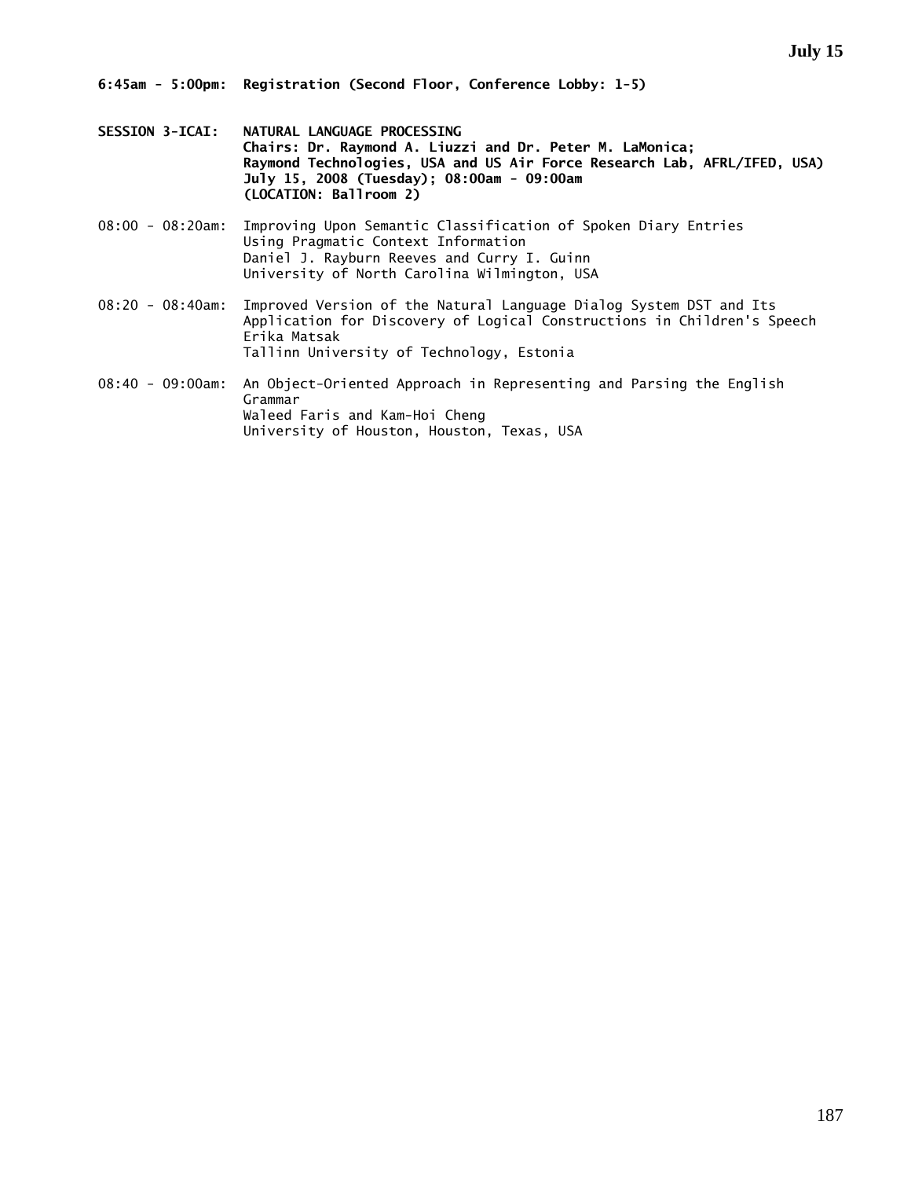**6:45am - 5:00pm: Registration (Second Floor, Conference Lobby: 1-5)**

**SESSION 3-ICAI: NATURAL LANGUAGE PROCESSING**
**Chairs: Dr. Raymond A. Liuzzi and Dr. Peter M. LaMonica;**
**Raymond Technologies, USA and US Air Force Research Lab, AFRL/IFED, USA)**
**July 15, 2008 (Tuesday); 08:00am - 09:00am**
**(LOCATION: Ballroom 2)**

08:00 - 08:20am: Improving Upon Semantic Classification of Spoken Diary Entries Using Pragmatic Context Information
Daniel J. Rayburn Reeves and Curry I. Guinn
University of North Carolina Wilmington, USA

08:20 - 08:40am: Improved Version of the Natural Language Dialog System DST and Its Application for Discovery of Logical Constructions in Children's Speech
Erika Matsak
Tallinn University of Technology, Estonia

08:40 - 09:00am: An Object-Oriented Approach in Representing and Parsing the English Grammar
Waleed Faris and Kam-Hoi Cheng
University of Houston, Houston, Texas, USA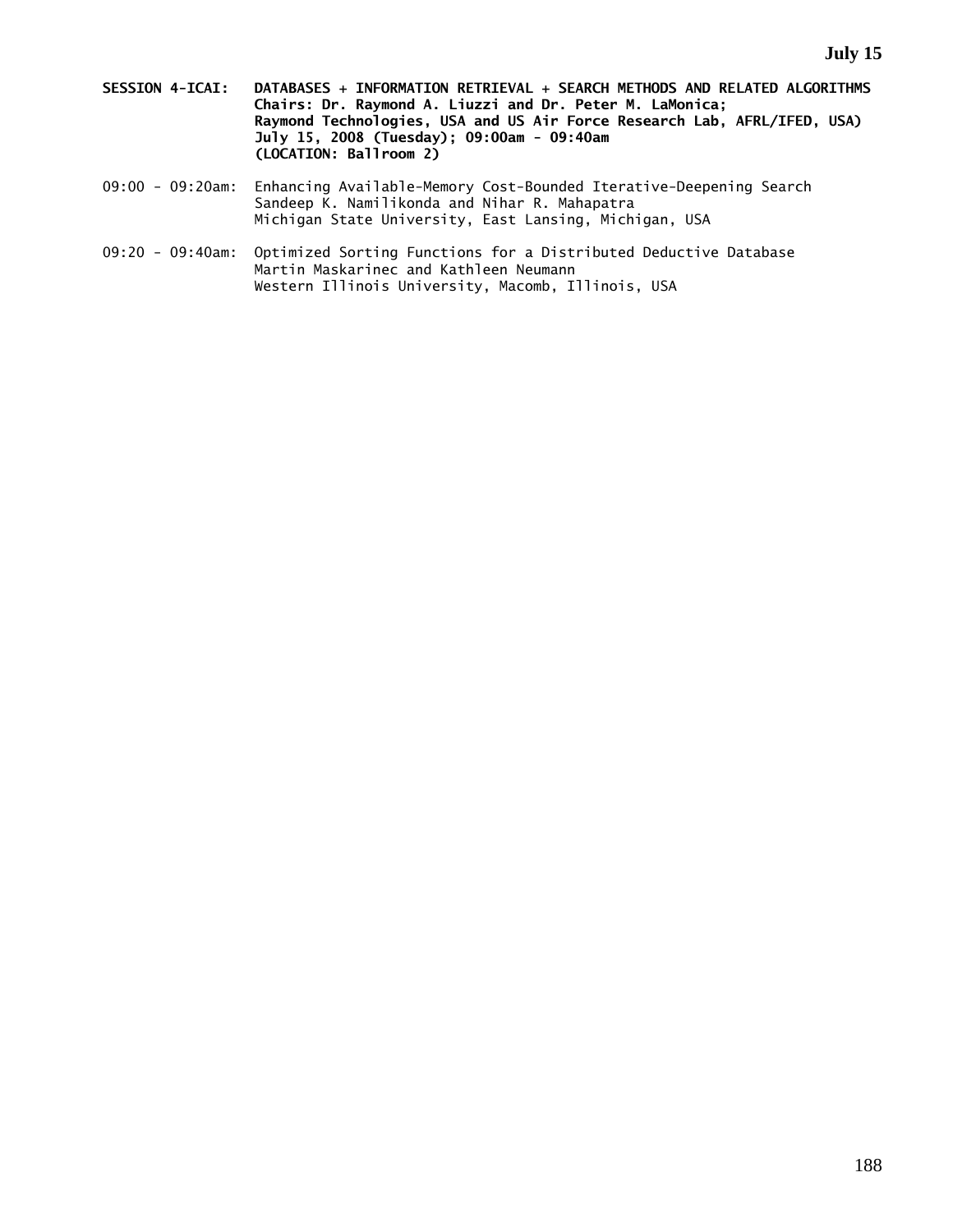**SESSION 4-ICAI: DATABASES + INFORMATION RETRIEVAL + SEARCH METHODS AND RELATED ALGORITHMS**
**Chairs: Dr. Raymond A. Liuzzi and Dr. Peter M. LaMonica;**
**Raymond Technologies, USA and US Air Force Research Lab, AFRL/IFED, USA)**
**July 15, 2008 (Tuesday); 09:00am - 09:40am**
**(LOCATION: Ballroom 2)**

09:00 - 09:20am: Enhancing Available-Memory Cost-Bounded Iterative-Deepening Search
Sandeep K. Namilikonda and Nihar R. Mahapatra
Michigan State University, East Lansing, Michigan, USA

09:20 - 09:40am: Optimized Sorting Functions for a Distributed Deductive Database
Martin Maskarinec and Kathleen Neumann
Western Illinois University, Macomb, Illinois, USA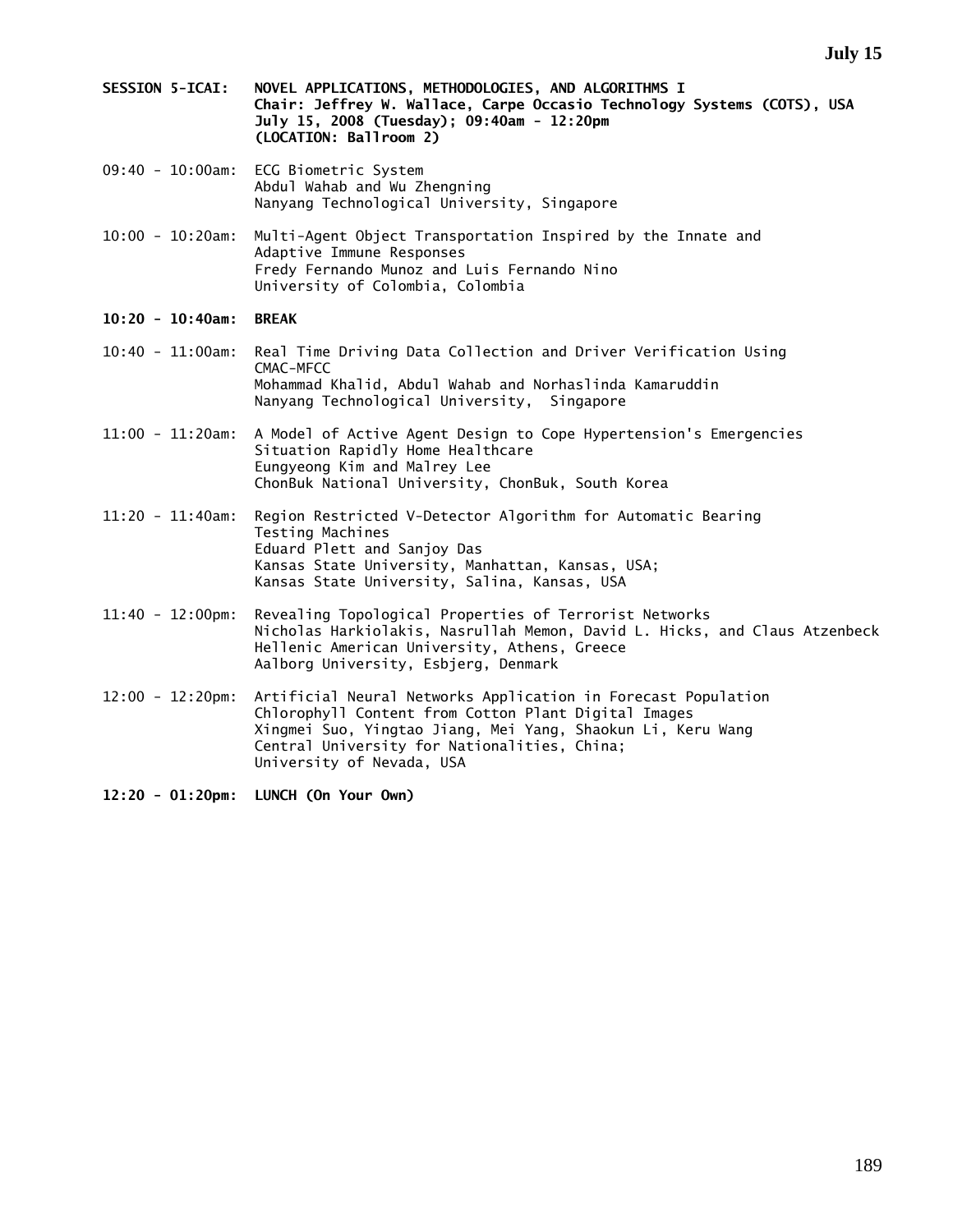**SESSION 5-ICAI: NOVEL APPLICATIONS, METHODOLOGIES, AND ALGORITHMS I**
**Chair: Jeffrey W. Wallace, Carpe Occasio Technology Systems (COTS), USA**
**July 15, 2008 (Tuesday); 09:40am - 12:20pm**
**(LOCATION: Ballroom 2)**

09:40 - 10:00am: ECG Biometric System
Abdul Wahab and Wu Zhengning
Nanyang Technological University, Singapore

10:00 - 10:20am: Multi-Agent Object Transportation Inspired by the Innate and Adaptive Immune Responses
Fredy Fernando Munoz and Luis Fernando Nino
University of Colombia, Colombia

**10:20 - 10:40am: BREAK**

10:40 - 11:00am: Real Time Driving Data Collection and Driver Verification Using CMAC-MFCC
Mohammad Khalid, Abdul Wahab and Norhaslinda Kamaruddin
Nanyang Technological University, Singapore

11:00 - 11:20am: A Model of Active Agent Design to Cope Hypertension's Emergencies Situation Rapidly Home Healthcare
Eungyeong Kim and Malrey Lee
ChonBuk National University, ChonBuk, South Korea

11:20 - 11:40am: Region Restricted V-Detector Algorithm for Automatic Bearing Testing Machines
Eduard Plett and Sanjoy Das
Kansas State University, Manhattan, Kansas, USA;
Kansas State University, Salina, Kansas, USA

11:40 - 12:00pm: Revealing Topological Properties of Terrorist Networks
Nicholas Harkiolakis, Nasrullah Memon, David L. Hicks, and Claus Atzenbeck
Hellenic American University, Athens, Greece
Aalborg University, Esbjerg, Denmark

12:00 - 12:20pm: Artificial Neural Networks Application in Forecast Population Chlorophyll Content from Cotton Plant Digital Images
Xingmei Suo, Yingtao Jiang, Mei Yang, Shaokun Li, Keru Wang
Central University for Nationalities, China;
University of Nevada, USA

**12:20 - 01:20pm: LUNCH (On Your Own)**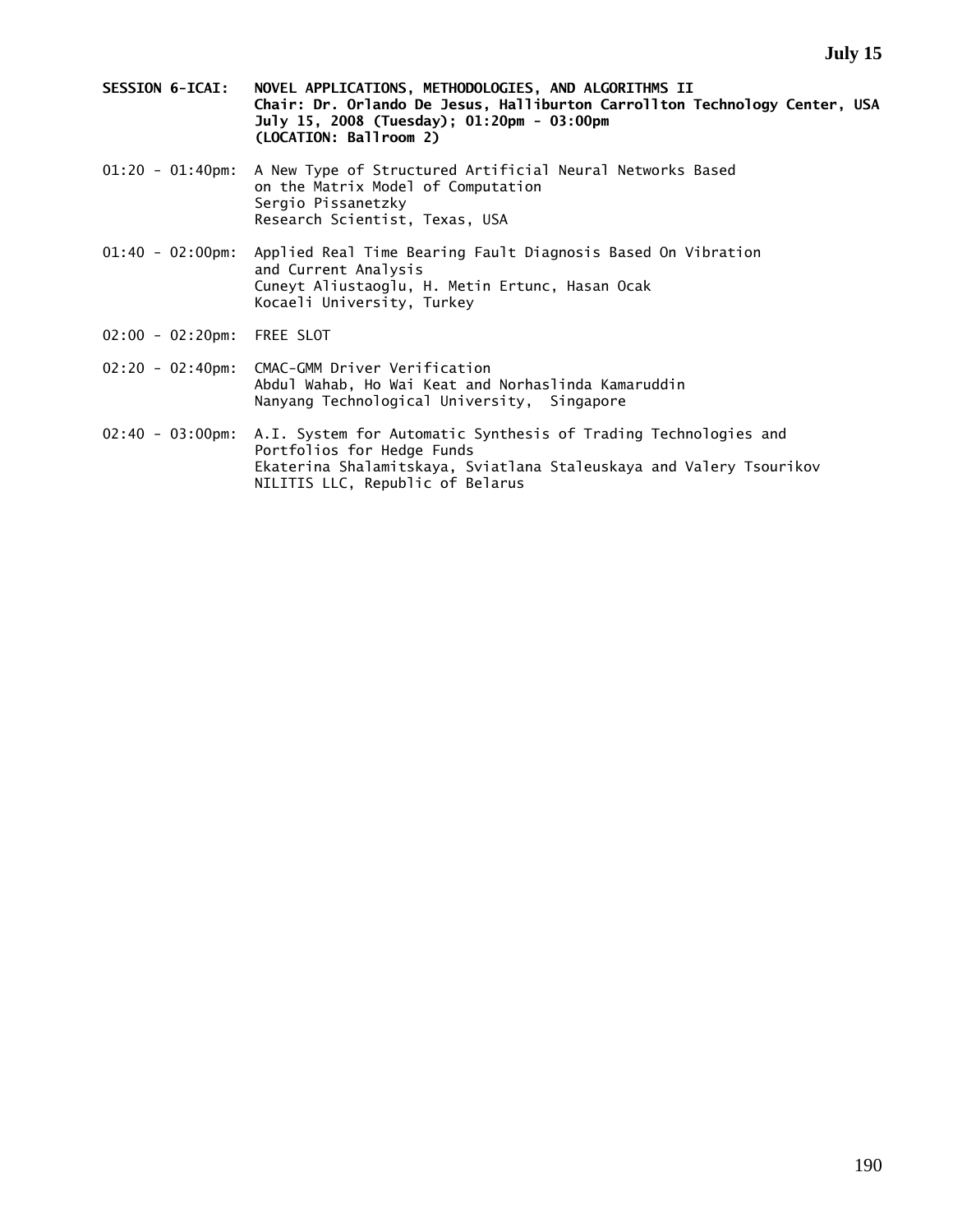**SESSION 6-ICAI: NOVEL APPLICATIONS, METHODOLOGIES, AND ALGORITHMS II**
**Chair: Dr. Orlando De Jesus, Halliburton Carrollton Technology Center, USA**
**July 15, 2008 (Tuesday); 01:20pm - 03:00pm**
**(LOCATION: Ballroom 2)**

01:20 - 01:40pm: A New Type of Structured Artificial Neural Networks Based on the Matrix Model of Computation
Sergio Pissanetzky
Research Scientist, Texas, USA

01:40 - 02:00pm: Applied Real Time Bearing Fault Diagnosis Based On Vibration and Current Analysis
Cuneyt Aliustaoglu, H. Metin Ertunc, Hasan Ocak
Kocaeli University, Turkey

02:00 - 02:20pm: FREE SLOT

02:20 - 02:40pm: CMAC-GMM Driver Verification
Abdul Wahab, Ho Wai Keat and Norhaslinda Kamaruddin
Nanyang Technological University, Singapore

02:40 - 03:00pm: A.I. System for Automatic Synthesis of Trading Technologies and Portfolios for Hedge Funds
Ekaterina Shalamitskaya, Sviatlana Staleuskaya and Valery Tsourikov
NILITIS LLC, Republic of Belarus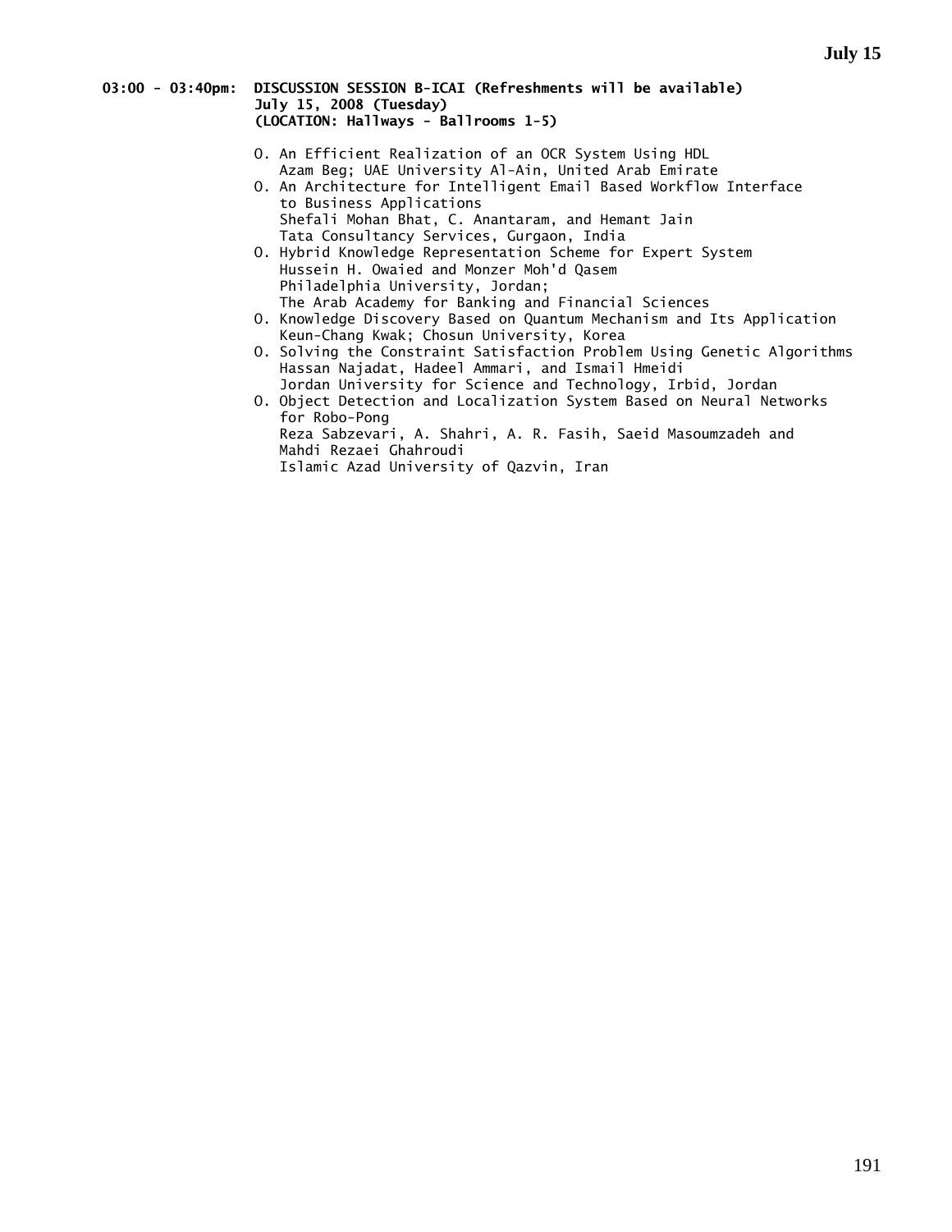**03:00 - 03:40pm: DISCUSSION SESSION B-ICAI (Refreshments will be available)**
**July 15, 2008 (Tuesday)**
**(LOCATION: Hallways - Ballrooms 1-5)**

- O. An Efficient Realization of an OCR System Using HDL
  Azam Beg; UAE University Al-Ain, United Arab Emirate
- O. An Architecture for Intelligent Email Based Workflow Interface to Business Applications
  Shefali Mohan Bhat, C. Anantaram, and Hemant Jain
  Tata Consultancy Services, Gurgaon, India
- O. Hybrid Knowledge Representation Scheme for Expert System
  Hussein H. Owaied and Monzer Moh'd Qasem
  Philadelphia University, Jordan;
  The Arab Academy for Banking and Financial Sciences
- O. Knowledge Discovery Based on Quantum Mechanism and Its Application
  Keun-Chang Kwak; Chosun University, Korea
- O. Solving the Constraint Satisfaction Problem Using Genetic Algorithms
  Hassan Najadat, Hadeel Ammari, and Ismail Hmeidi
  Jordan University for Science and Technology, Irbid, Jordan
- O. Object Detection and Localization System Based on Neural Networks for Robo-Pong
  Reza Sabzevari, A. Shahri, A. R. Fasih, Saeid Masoumzadeh and Mahdi Rezaei Ghahroudi
  Islamic Azad University of Qazvin, Iran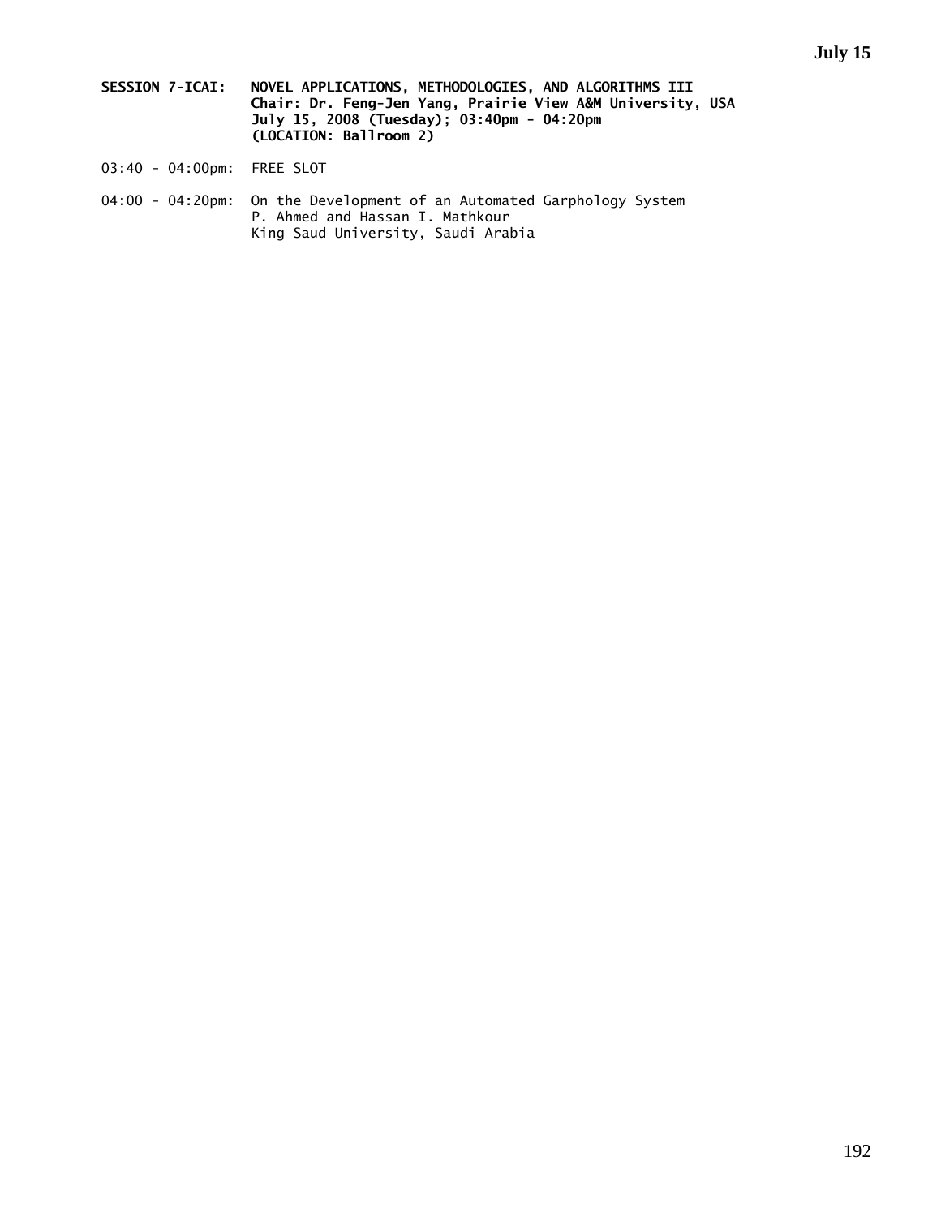**SESSION 7-ICAI: NOVEL APPLICATIONS, METHODOLOGIES, AND ALGORITHMS III**
**Chair: Dr. Feng-Jen Yang, Prairie View A&M University, USA**
**July 15, 2008 (Tuesday); 03:40pm - 04:20pm**
**(LOCATION: Ballroom 2)**

03:40 - 04:00pm: FREE SLOT

04:00 - 04:20pm: On the Development of an Automated Garphology System
P. Ahmed and Hassan I. Mathkour
King Saud University, Saudi Arabia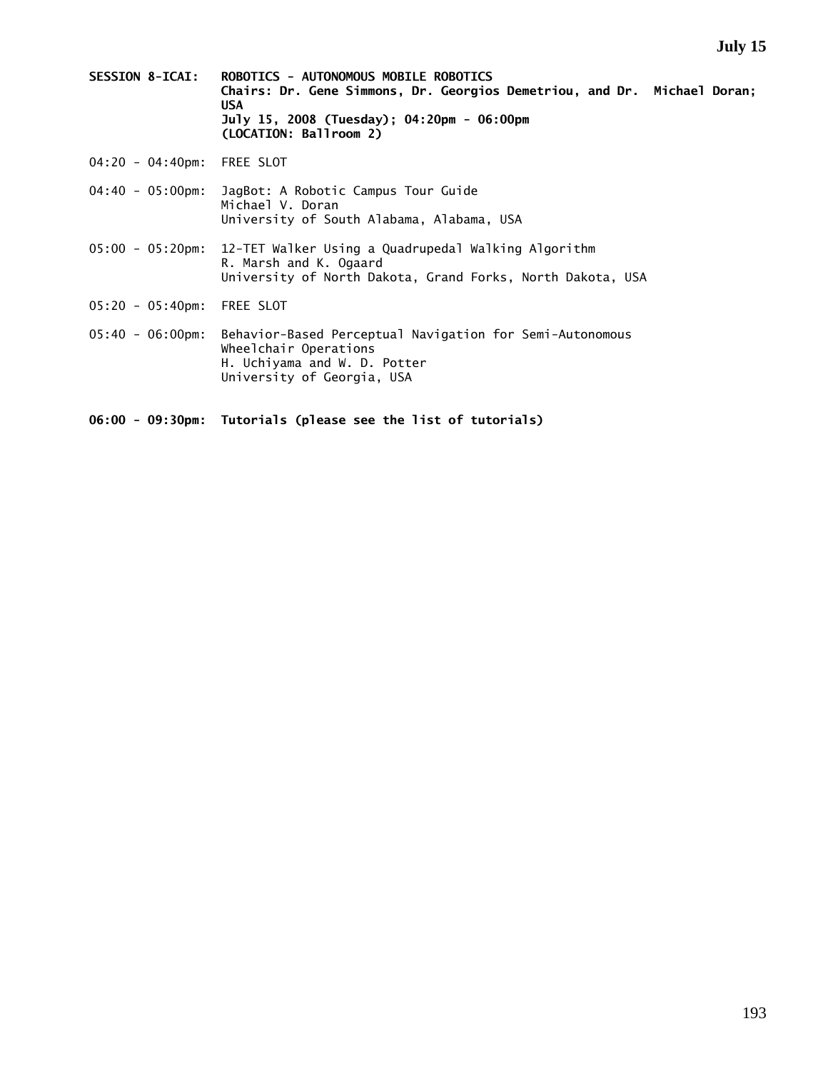**SESSION 8-ICAI: ROBOTICS - AUTONOMOUS MOBILE ROBOTICS**
**Chairs: Dr. Gene Simmons, Dr. Georgios Demetriou, and Dr. Michael Doran; USA**
**July 15, 2008 (Tuesday); 04:20pm - 06:00pm**
**(LOCATION: Ballroom 2)**

04:20 - 04:40pm: FREE SLOT

04:40 - 05:00pm: JagBot: A Robotic Campus Tour Guide
Michael V. Doran
University of South Alabama, Alabama, USA

05:00 - 05:20pm: 12-TET Walker Using a Quadrupedal Walking Algorithm
R. Marsh and K. Ogaard
University of North Dakota, Grand Forks, North Dakota, USA

05:20 - 05:40pm: FREE SLOT

05:40 - 06:00pm: Behavior-Based Perceptual Navigation for Semi-Autonomous Wheelchair Operations
H. Uchiyama and W. D. Potter
University of Georgia, USA

**06:00 - 09:30pm: Tutorials (please see the list of tutorials)**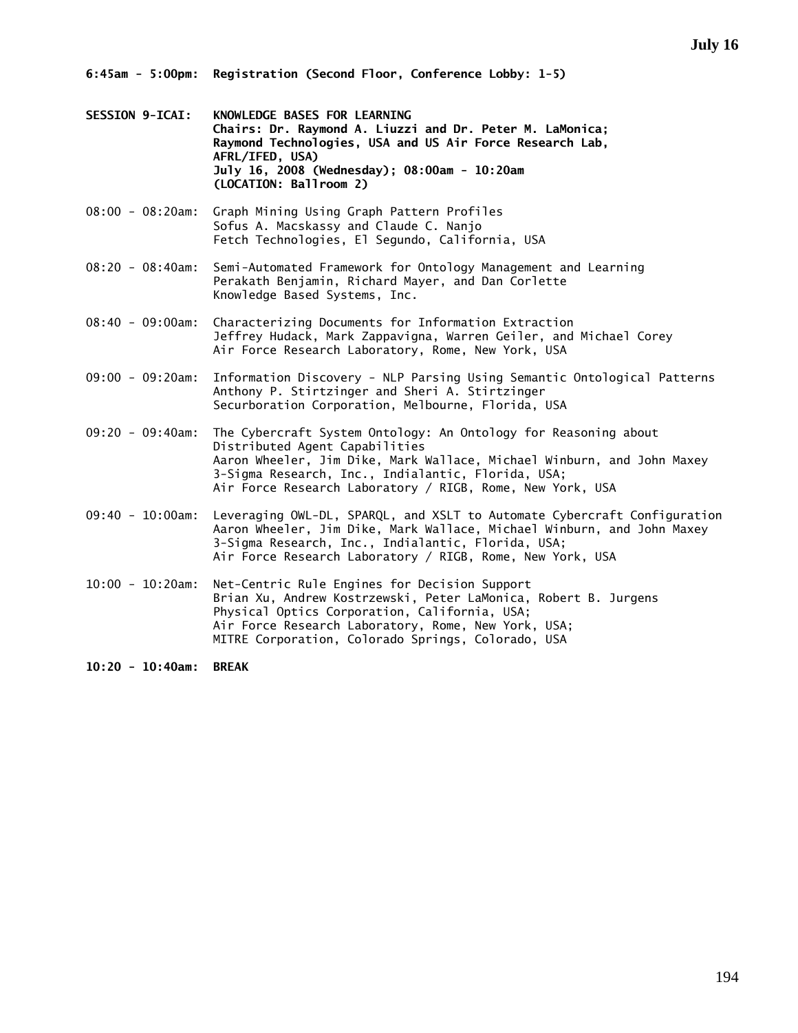**6:45am - 5:00pm: Registration (Second Floor, Conference Lobby: 1-5)**

**SESSION 9-ICAI: KNOWLEDGE BASES FOR LEARNING**
**Chairs: Dr. Raymond A. Liuzzi and Dr. Peter M. LaMonica; Raymond Technologies, USA and US Air Force Research Lab, AFRL/IFED, USA)**
**July 16, 2008 (Wednesday); 08:00am - 10:20am**
**(LOCATION: Ballroom 2)**

08:00 - 08:20am: Graph Mining Using Graph Pattern Profiles
Sofus A. Macskassy and Claude C. Nanjo
Fetch Technologies, El Segundo, California, USA

08:20 - 08:40am: Semi-Automated Framework for Ontology Management and Learning
Perakath Benjamin, Richard Mayer, and Dan Corlette
Knowledge Based Systems, Inc.

08:40 - 09:00am: Characterizing Documents for Information Extraction
Jeffrey Hudack, Mark Zappavigna, Warren Geiler, and Michael Corey
Air Force Research Laboratory, Rome, New York, USA

09:00 - 09:20am: Information Discovery - NLP Parsing Using Semantic Ontological Patterns
Anthony P. Stirtzinger and Sheri A. Stirtzinger
Securboration Corporation, Melbourne, Florida, USA

09:20 - 09:40am: The Cybercraft System Ontology: An Ontology for Reasoning about Distributed Agent Capabilities
Aaron Wheeler, Jim Dike, Mark Wallace, Michael Winburn, and John Maxey
3-Sigma Research, Inc., Indialantic, Florida, USA;
Air Force Research Laboratory / RIGB, Rome, New York, USA

09:40 - 10:00am: Leveraging OWL-DL, SPARQL, and XSLT to Automate Cybercraft Configuration
Aaron Wheeler, Jim Dike, Mark Wallace, Michael Winburn, and John Maxey
3-Sigma Research, Inc., Indialantic, Florida, USA;
Air Force Research Laboratory / RIGB, Rome, New York, USA

10:00 - 10:20am: Net-Centric Rule Engines for Decision Support
Brian Xu, Andrew Kostrzewski, Peter LaMonica, Robert B. Jurgens
Physical Optics Corporation, California, USA;
Air Force Research Laboratory, Rome, New York, USA;
MITRE Corporation, Colorado Springs, Colorado, USA

**10:20 - 10:40am: BREAK**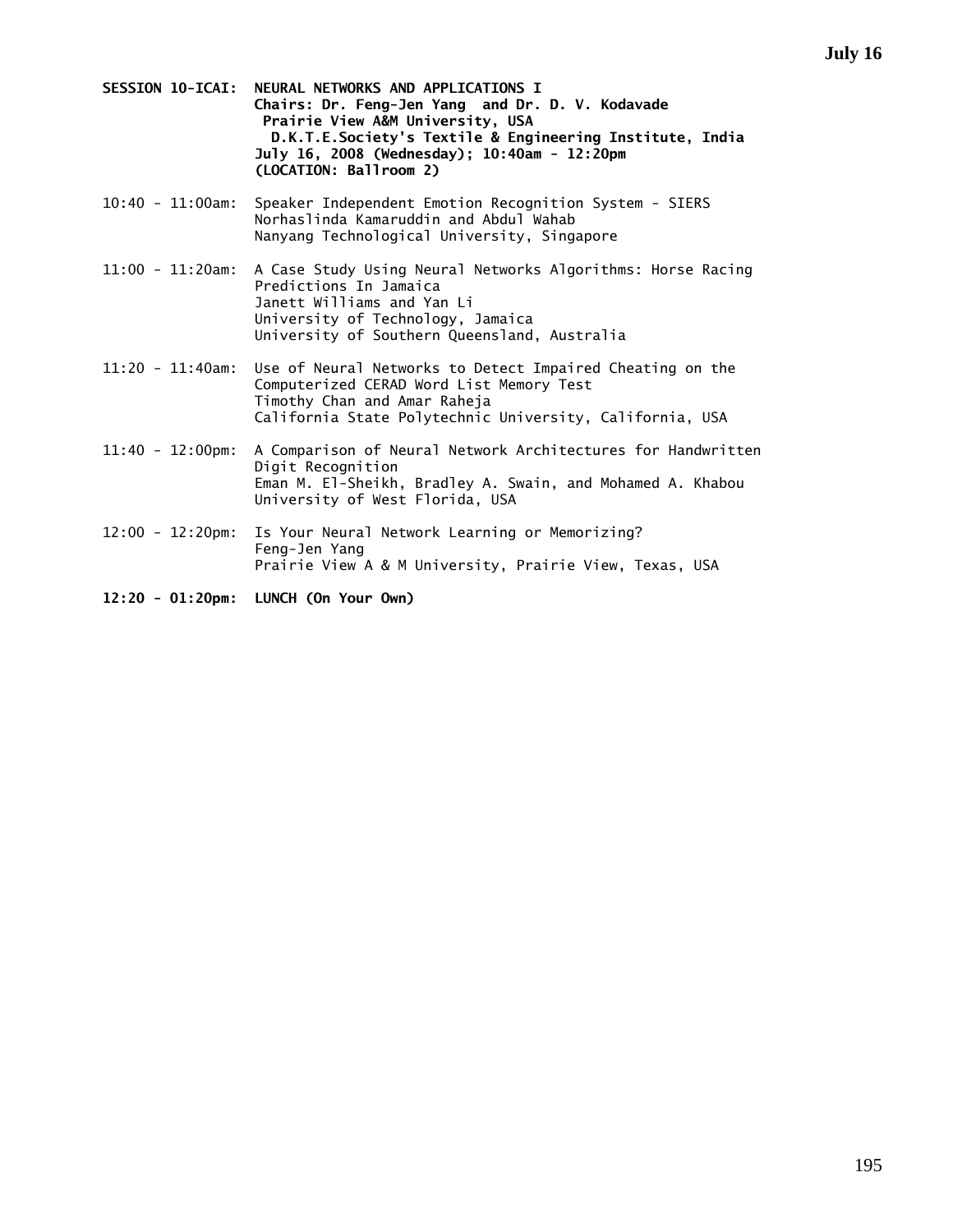**SESSION 10-ICAI: NEURAL NETWORKS AND APPLICATIONS I**
**Chairs: Dr. Feng-Jen Yang and Dr. D. V. Kodavade**
**Prairie View A&M University, USA**
**D.K.T.E.Society's Textile & Engineering Institute, India**
**July 16, 2008 (Wednesday); 10:40am - 12:20pm**
**(LOCATION: Ballroom 2)**

10:40 - 11:00am: Speaker Independent Emotion Recognition System - SIERS
Norhaslinda Kamaruddin and Abdul Wahab
Nanyang Technological University, Singapore

11:00 - 11:20am: A Case Study Using Neural Networks Algorithms: Horse Racing Predictions In Jamaica
Janett Williams and Yan Li
University of Technology, Jamaica
University of Southern Queensland, Australia

11:20 - 11:40am: Use of Neural Networks to Detect Impaired Cheating on the Computerized CERAD Word List Memory Test
Timothy Chan and Amar Raheja
California State Polytechnic University, California, USA

11:40 - 12:00pm: A Comparison of Neural Network Architectures for Handwritten Digit Recognition
Eman M. El-Sheikh, Bradley A. Swain, and Mohamed A. Khabou
University of West Florida, USA

12:00 - 12:20pm: Is Your Neural Network Learning or Memorizing?
Feng-Jen Yang
Prairie View A & M University, Prairie View, Texas, USA

**12:20 - 01:20pm: LUNCH (On Your Own)**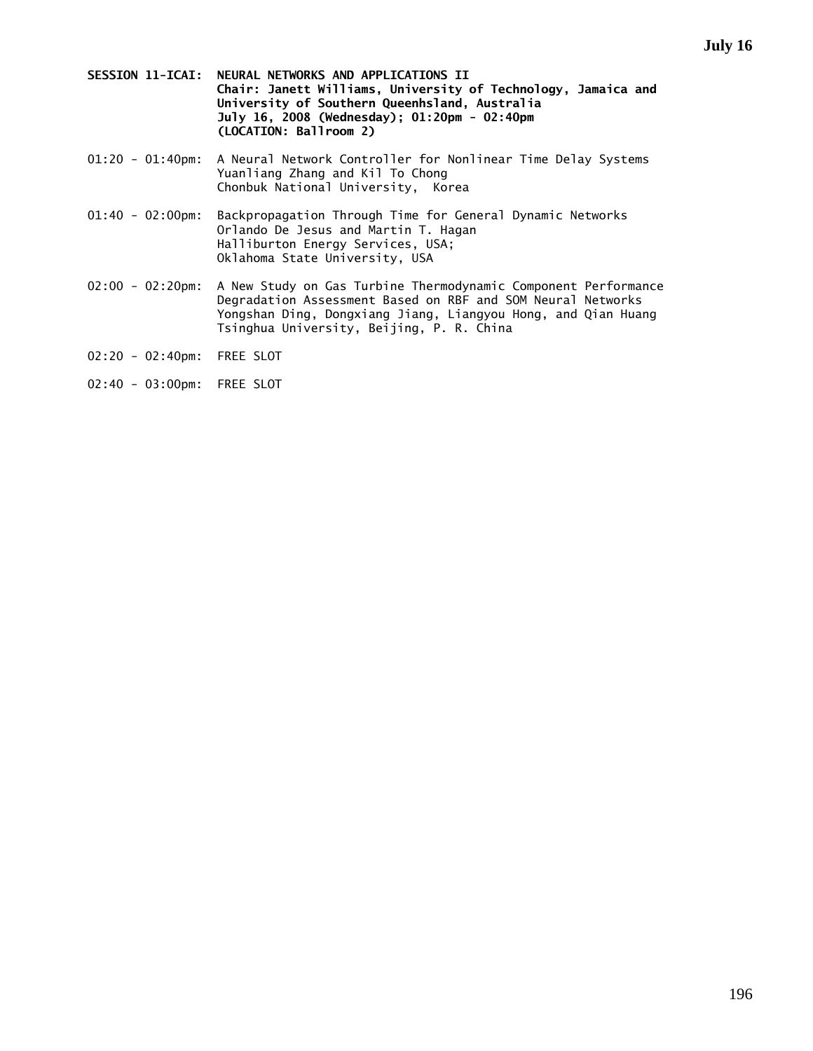**SESSION 11-ICAI: NEURAL NETWORKS AND APPLICATIONS II**
**Chair: Janett Williams, University of Technology, Jamaica and University of Southern Queenhsland, Australia**
**July 16, 2008 (Wednesday); 01:20pm - 02:40pm**
**(LOCATION: Ballroom 2)**

01:20 - 01:40pm: A Neural Network Controller for Nonlinear Time Delay Systems
Yuanliang Zhang and Kil To Chong
Chonbuk National University, Korea

01:40 - 02:00pm: Backpropagation Through Time for General Dynamic Networks
Orlando De Jesus and Martin T. Hagan
Halliburton Energy Services, USA;
Oklahoma State University, USA

02:00 - 02:20pm: A New Study on Gas Turbine Thermodynamic Component Performance Degradation Assessment Based on RBF and SOM Neural Networks
Yongshan Ding, Dongxiang Jiang, Liangyou Hong, and Qian Huang
Tsinghua University, Beijing, P. R. China

02:20 - 02:40pm: FREE SLOT

02:40 - 03:00pm: FREE SLOT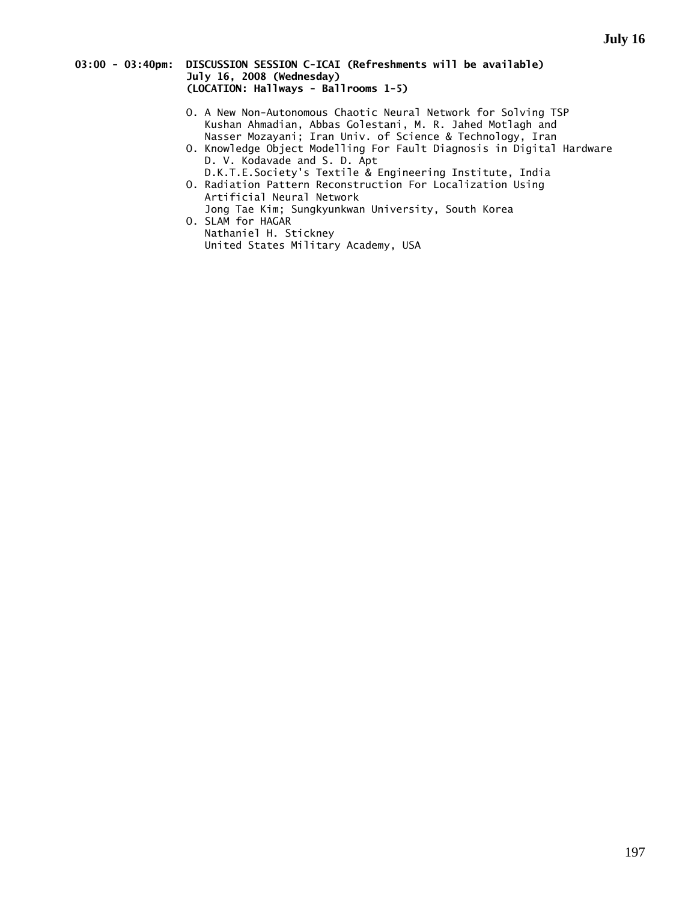**03:00 - 03:40pm: DISCUSSION SESSION C-ICAI (Refreshments will be available)**
**July 16, 2008 (Wednesday)**
**(LOCATION: Hallways - Ballrooms 1-5)**

- O. A New Non-Autonomous Chaotic Neural Network for Solving TSP
  Kushan Ahmadian, Abbas Golestani, M. R. Jahed Motlagh and Nasser Mozayani; Iran Univ. of Science & Technology, Iran
- O. Knowledge Object Modelling For Fault Diagnosis in Digital Hardware
  D. V. Kodavade and S. D. Apt
  D.K.T.E.Society's Textile & Engineering Institute, India
- O. Radiation Pattern Reconstruction For Localization Using Artificial Neural Network
  Jong Tae Kim; Sungkyunkwan University, South Korea
- O. SLAM for HAGAR
  Nathaniel H. Stickney
  United States Military Academy, USA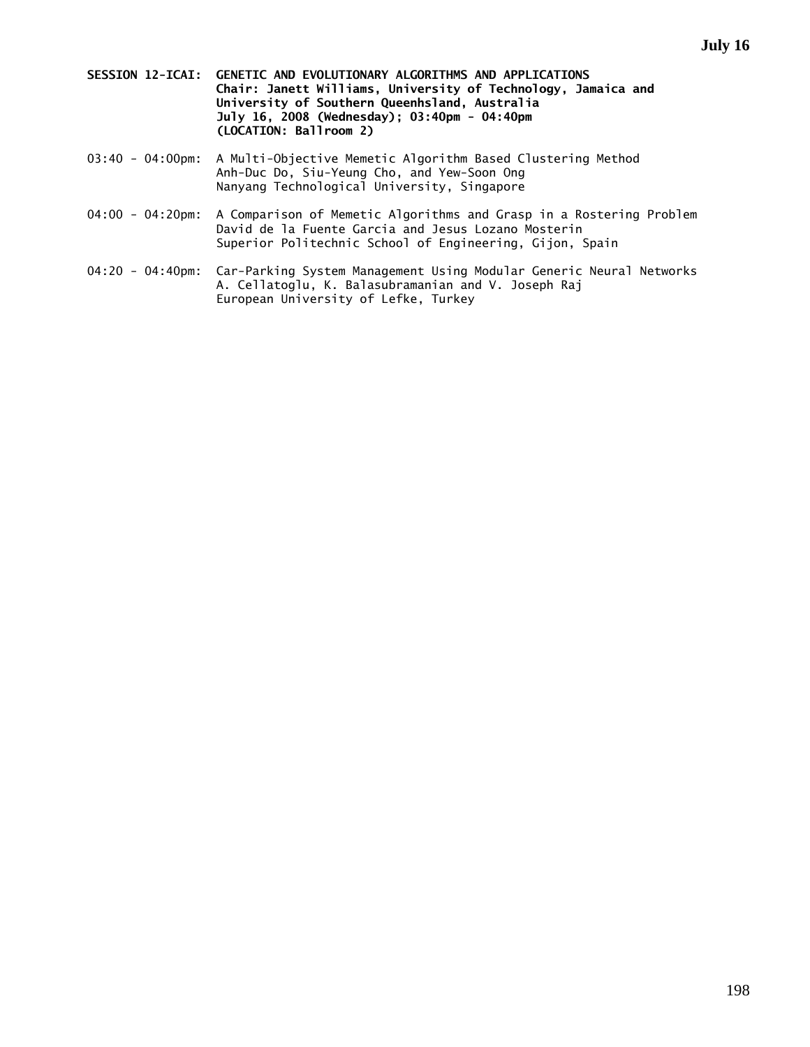**SESSION 12-ICAI: GENETIC AND EVOLUTIONARY ALGORITHMS AND APPLICATIONS**
**Chair: Janett Williams, University of Technology, Jamaica and University of Southern Queenhsland, Australia**
**July 16, 2008 (Wednesday); 03:40pm - 04:40pm**
**(LOCATION: Ballroom 2)**

03:40 - 04:00pm: A Multi-Objective Memetic Algorithm Based Clustering Method
Anh-Duc Do, Siu-Yeung Cho, and Yew-Soon Ong
Nanyang Technological University, Singapore

04:00 - 04:20pm: A Comparison of Memetic Algorithms and Grasp in a Rostering Problem
David de la Fuente Garcia and Jesus Lozano Mosterin
Superior Politechnic School of Engineering, Gijon, Spain

04:20 - 04:40pm: Car-Parking System Management Using Modular Generic Neural Networks
A. Cellatoglu, K. Balasubramanian and V. Joseph Raj
European University of Lefke, Turkey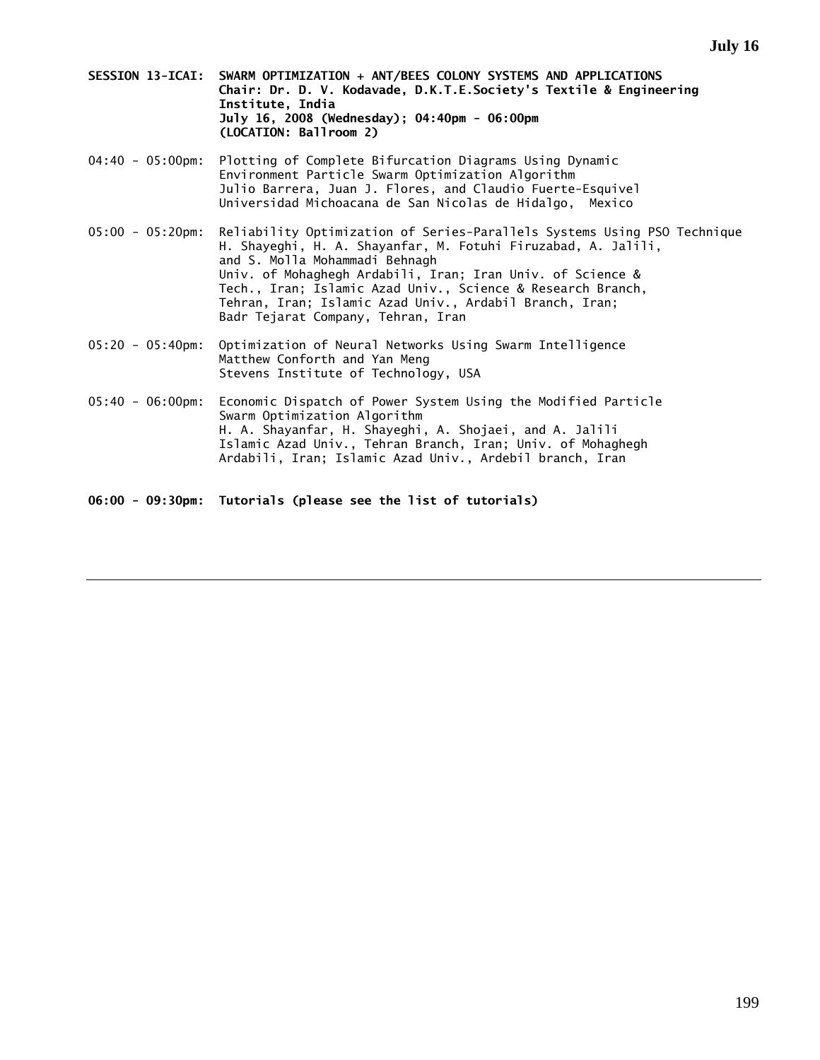**SESSION 13-ICAI: SWARM OPTIMIZATION + ANT/BEES COLONY SYSTEMS AND APPLICATIONS**
**Chair: Dr. D. V. Kodavade, D.K.T.E.Society's Textile & Engineering Institute, India**
**July 16, 2008 (Wednesday); 04:40pm - 06:00pm**
**(LOCATION: Ballroom 2)**

04:40 - 05:00pm: Plotting of Complete Bifurcation Diagrams Using Dynamic Environment Particle Swarm Optimization Algorithm
Julio Barrera, Juan J. Flores, and Claudio Fuerte-Esquivel
Universidad Michoacana de San Nicolas de Hidalgo, Mexico

05:00 - 05:20pm: Reliability Optimization of Series-Parallels Systems Using PSO Technique
H. Shayeghi, H. A. Shayanfar, M. Fotuhi Firuzabad, A. Jalili, and S. Molla Mohammadi Behnagh
Univ. of Mohaghegh Ardabili, Iran; Iran Univ. of Science & Tech., Iran; Islamic Azad Univ., Science & Research Branch, Tehran, Iran; Islamic Azad Univ., Ardabil Branch, Iran; Badr Tejarat Company, Tehran, Iran

05:20 - 05:40pm: Optimization of Neural Networks Using Swarm Intelligence
Matthew Conforth and Yan Meng
Stevens Institute of Technology, USA

05:40 - 06:00pm: Economic Dispatch of Power System Using the Modified Particle Swarm Optimization Algorithm
H. A. Shayanfar, H. Shayeghi, A. Shojaei, and A. Jalili
Islamic Azad Univ., Tehran Branch, Iran; Univ. of Mohaghegh Ardabili, Iran; Islamic Azad Univ., Ardebil branch, Iran

**06:00 - 09:30pm: Tutorials (please see the list of tutorials)**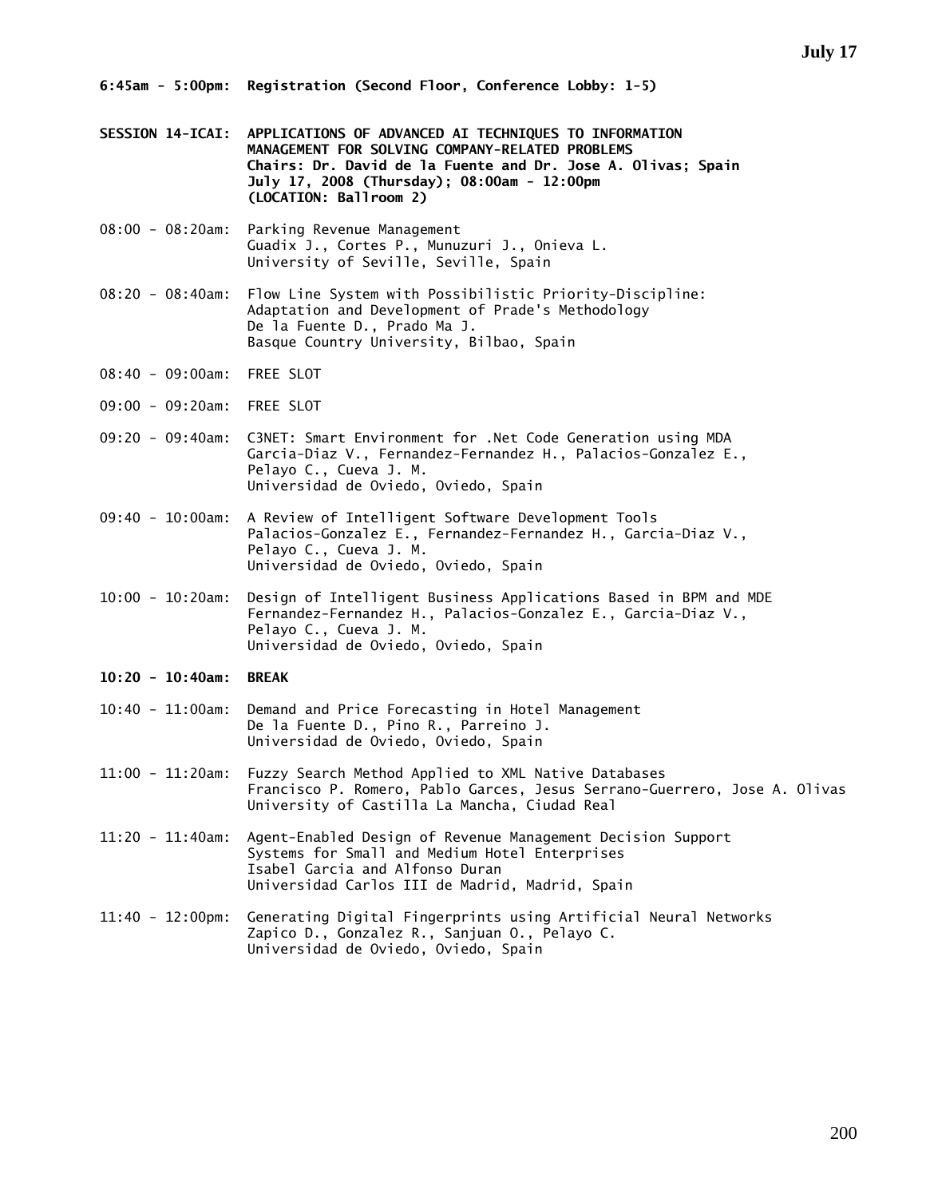**6:45am - 5:00pm: Registration (Second Floor, Conference Lobby: 1-5)**

**SESSION 14-ICAI: APPLICATIONS OF ADVANCED AI TECHNIQUES TO INFORMATION MANAGEMENT FOR SOLVING COMPANY-RELATED PROBLEMS**
**Chairs: Dr. David de la Fuente and Dr. Jose A. Olivas; Spain**
**July 17, 2008 (Thursday); 08:00am - 12:00pm**
**(LOCATION: Ballroom 2)**

08:00 - 08:20am: Parking Revenue Management
Guadix J., Cortes P., Munuzuri J., Onieva L.
University of Seville, Seville, Spain

08:20 - 08:40am: Flow Line System with Possibilistic Priority-Discipline: Adaptation and Development of Prade's Methodology
De la Fuente D., Prado Ma J.
Basque Country University, Bilbao, Spain

08:40 - 09:00am: FREE SLOT

09:00 - 09:20am: FREE SLOT

09:20 - 09:40am: C3NET: Smart Environment for .Net Code Generation using MDA
Garcia-Diaz V., Fernandez-Fernandez H., Palacios-Gonzalez E., Pelayo C., Cueva J. M.
Universidad de Oviedo, Oviedo, Spain

09:40 - 10:00am: A Review of Intelligent Software Development Tools
Palacios-Gonzalez E., Fernandez-Fernandez H., Garcia-Diaz V., Pelayo C., Cueva J. M.
Universidad de Oviedo, Oviedo, Spain

10:00 - 10:20am: Design of Intelligent Business Applications Based in BPM and MDE
Fernandez-Fernandez H., Palacios-Gonzalez E., Garcia-Diaz V., Pelayo C., Cueva J. M.
Universidad de Oviedo, Oviedo, Spain

**10:20 - 10:40am: BREAK**

10:40 - 11:00am: Demand and Price Forecasting in Hotel Management
De la Fuente D., Pino R., Parreino J.
Universidad de Oviedo, Oviedo, Spain

11:00 - 11:20am: Fuzzy Search Method Applied to XML Native Databases
Francisco P. Romero, Pablo Garces, Jesus Serrano-Guerrero, Jose A. Olivas
University of Castilla La Mancha, Ciudad Real

11:20 - 11:40am: Agent-Enabled Design of Revenue Management Decision Support Systems for Small and Medium Hotel Enterprises
Isabel Garcia and Alfonso Duran
Universidad Carlos III de Madrid, Madrid, Spain

11:40 - 12:00pm: Generating Digital Fingerprints using Artificial Neural Networks
Zapico D., Gonzalez R., Sanjuan O., Pelayo C.
Universidad de Oviedo, Oviedo, Spain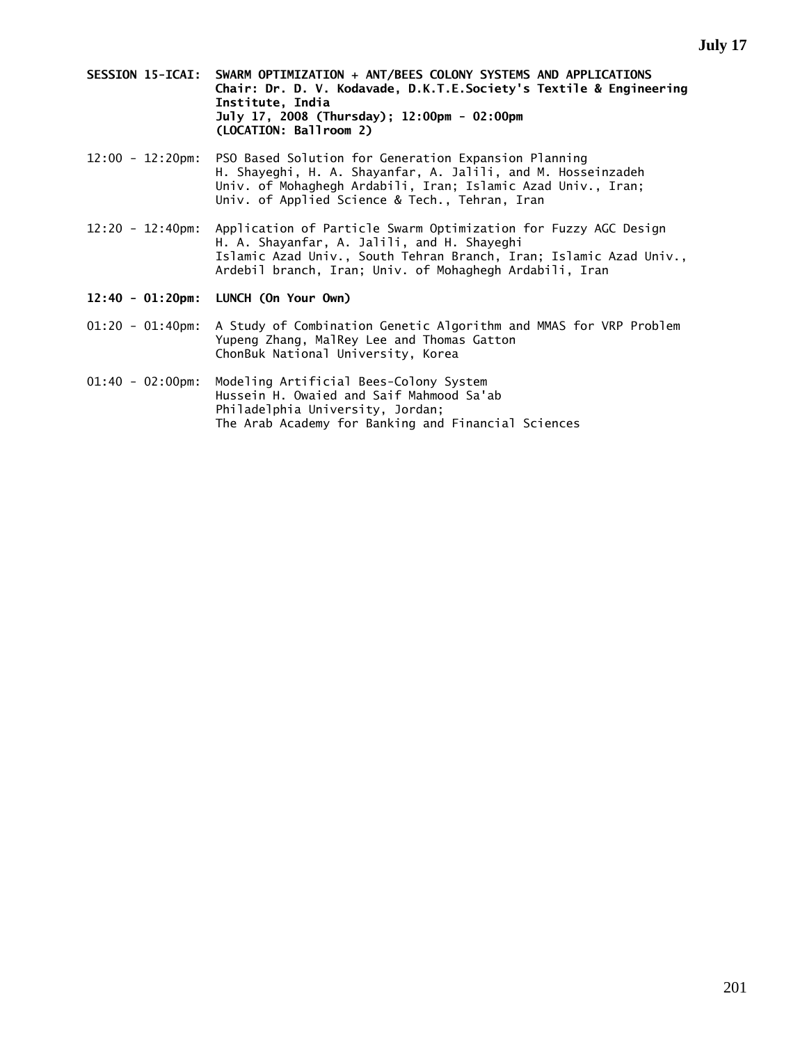**SESSION 15-ICAI: SWARM OPTIMIZATION + ANT/BEES COLONY SYSTEMS AND APPLICATIONS**
**Chair: Dr. D. V. Kodavade, D.K.T.E.Society's Textile & Engineering Institute, India**
**July 17, 2008 (Thursday); 12:00pm - 02:00pm**
**(LOCATION: Ballroom 2)**

12:00 - 12:20pm: PSO Based Solution for Generation Expansion Planning
H. Shayeghi, H. A. Shayanfar, A. Jalili, and M. Hosseinzadeh
Univ. of Mohaghegh Ardabili, Iran; Islamic Azad Univ., Iran;
Univ. of Applied Science & Tech., Tehran, Iran

12:20 - 12:40pm: Application of Particle Swarm Optimization for Fuzzy AGC Design
H. A. Shayanfar, A. Jalili, and H. Shayeghi
Islamic Azad Univ., South Tehran Branch, Iran; Islamic Azad Univ., Ardebil branch, Iran; Univ. of Mohaghegh Ardabili, Iran

**12:40 - 01:20pm: LUNCH (On Your Own)**

01:20 - 01:40pm: A Study of Combination Genetic Algorithm and MMAS for VRP Problem
Yupeng Zhang, MalRey Lee and Thomas Gatton
ChonBuk National University, Korea

01:40 - 02:00pm: Modeling Artificial Bees-Colony System
Hussein H. Owaied and Saif Mahmood Sa'ab
Philadelphia University, Jordan;
The Arab Academy for Banking and Financial Sciences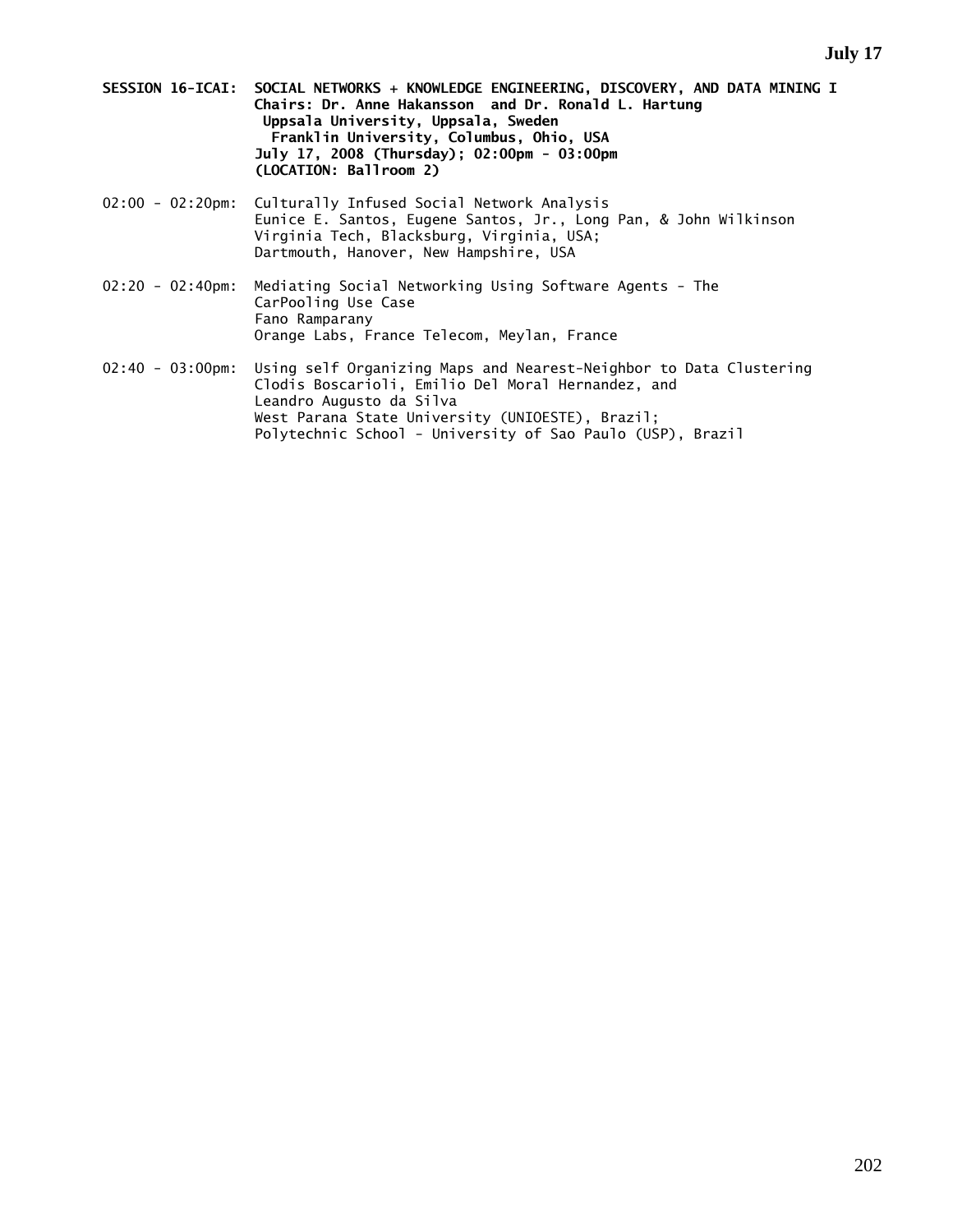**SESSION 16-ICAI: SOCIAL NETWORKS + KNOWLEDGE ENGINEERING, DISCOVERY, AND DATA MINING I**
**Chairs: Dr. Anne Hakansson and Dr. Ronald L. Hartung**
**Uppsala University, Uppsala, Sweden**
**Franklin University, Columbus, Ohio, USA**
**July 17, 2008 (Thursday); 02:00pm - 03:00pm**
**(LOCATION: Ballroom 2)**

02:00 - 02:20pm: Culturally Infused Social Network Analysis
Eunice E. Santos, Eugene Santos, Jr., Long Pan, & John Wilkinson
Virginia Tech, Blacksburg, Virginia, USA;
Dartmouth, Hanover, New Hampshire, USA

02:20 - 02:40pm: Mediating Social Networking Using Software Agents - The CarPooling Use Case
Fano Ramparany
Orange Labs, France Telecom, Meylan, France

02:40 - 03:00pm: Using self Organizing Maps and Nearest-Neighbor to Data Clustering
Clodis Boscarioli, Emilio Del Moral Hernandez, and Leandro Augusto da Silva
West Parana State University (UNIOESTE), Brazil;
Polytechnic School - University of Sao Paulo (USP), Brazil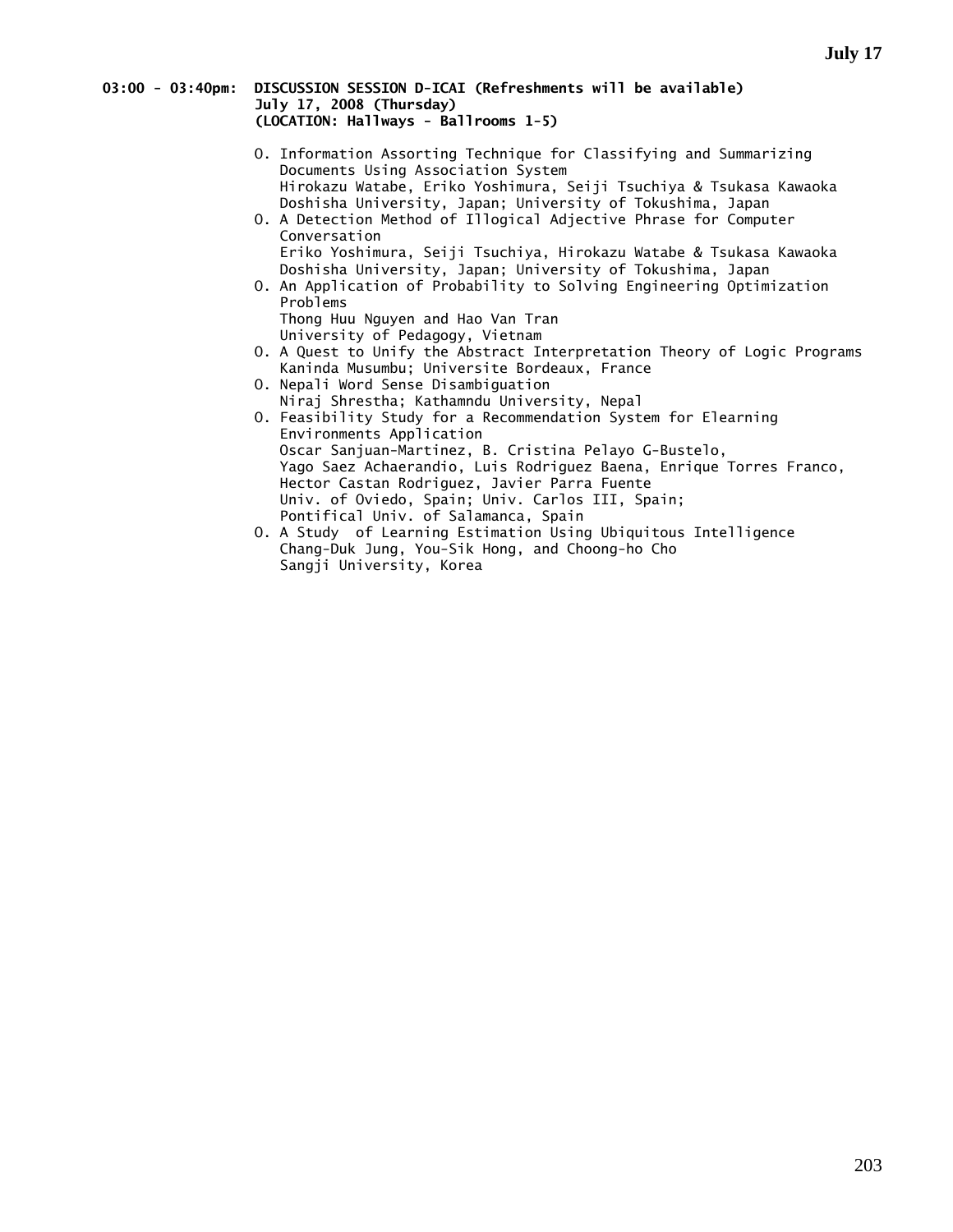**03:00 - 03:40pm: DISCUSSION SESSION D-ICAI (Refreshments will be available)**
**July 17, 2008 (Thursday)**
**(LOCATION: Hallways - Ballrooms 1-5)**

- O. Information Assorting Technique for Classifying and Summarizing Documents Using Association System
  Hirokazu Watabe, Eriko Yoshimura, Seiji Tsuchiya & Tsukasa Kawaoka
  Doshisha University, Japan; University of Tokushima, Japan
- O. A Detection Method of Illogical Adjective Phrase for Computer Conversation
  Eriko Yoshimura, Seiji Tsuchiya, Hirokazu Watabe & Tsukasa Kawaoka
  Doshisha University, Japan; University of Tokushima, Japan
- O. An Application of Probability to Solving Engineering Optimization Problems
  Thong Huu Nguyen and Hao Van Tran
  University of Pedagogy, Vietnam
- O. A Quest to Unify the Abstract Interpretation Theory of Logic Programs
  Kaninda Musumbu; Universite Bordeaux, France
- O. Nepali Word Sense Disambiguation
  Niraj Shrestha; Kathamndu University, Nepal
- O. Feasibility Study for a Recommendation System for Elearning Environments Application
  Oscar Sanjuan-Martinez, B. Cristina Pelayo G-Bustelo,
  Yago Saez Achaerandio, Luis Rodriguez Baena, Enrique Torres Franco,
  Hector Castan Rodriguez, Javier Parra Fuente
  Univ. of Oviedo, Spain; Univ. Carlos III, Spain;
  Pontifical Univ. of Salamanca, Spain
- O. A Study of Learning Estimation Using Ubiquitous Intelligence
  Chang-Duk Jung, You-Sik Hong, and Choong-ho Cho
  Sangji University, Korea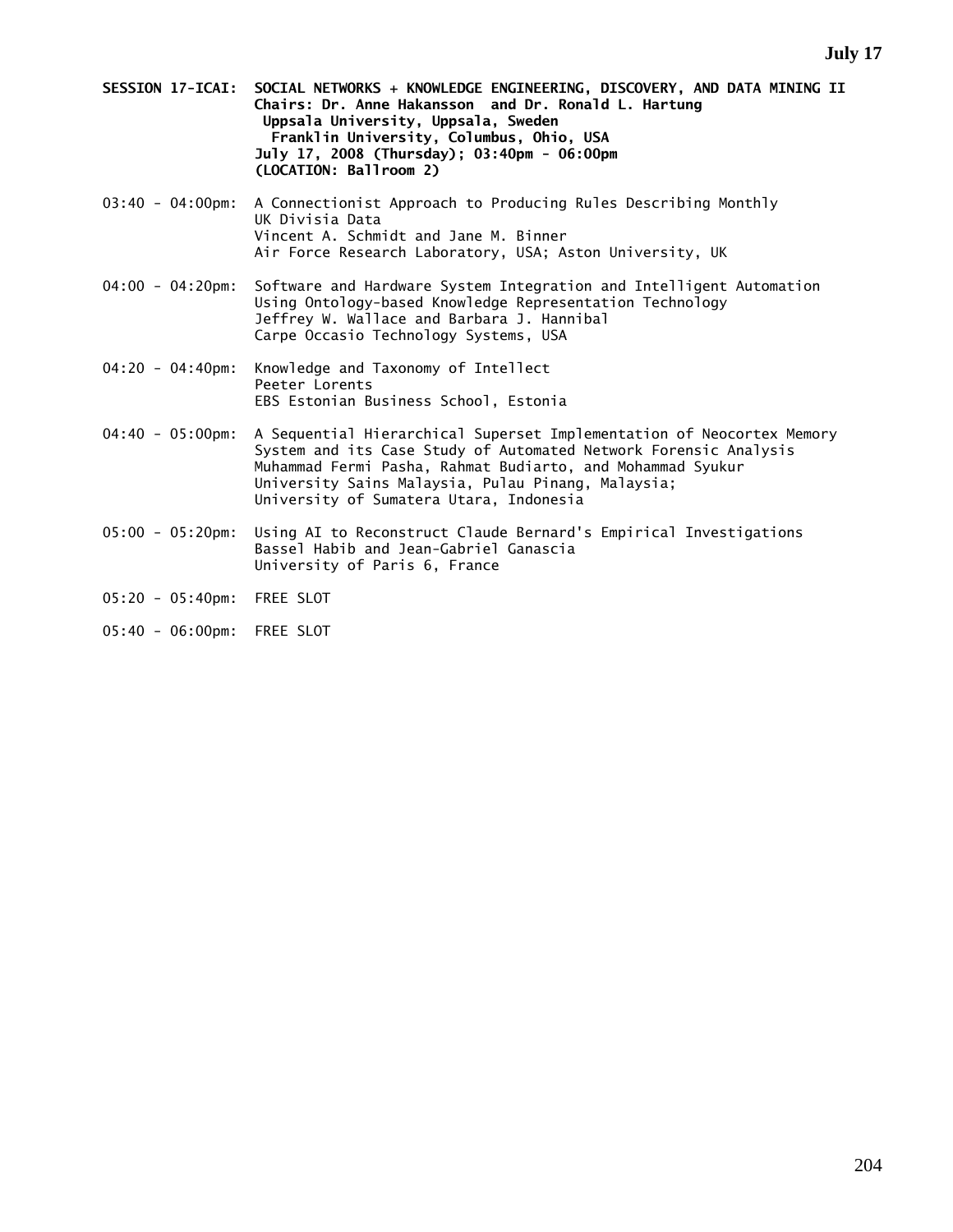**SESSION 17-ICAI: SOCIAL NETWORKS + KNOWLEDGE ENGINEERING, DISCOVERY, AND DATA MINING II**
**Chairs: Dr. Anne Hakansson and Dr. Ronald L. Hartung**
**Uppsala University, Uppsala, Sweden**
**Franklin University, Columbus, Ohio, USA**
**July 17, 2008 (Thursday); 03:40pm - 06:00pm**
**(LOCATION: Ballroom 2)**

03:40 - 04:00pm: A Connectionist Approach to Producing Rules Describing Monthly UK Divisia Data
Vincent A. Schmidt and Jane M. Binner
Air Force Research Laboratory, USA; Aston University, UK

04:00 - 04:20pm: Software and Hardware System Integration and Intelligent Automation Using Ontology-based Knowledge Representation Technology
Jeffrey W. Wallace and Barbara J. Hannibal
Carpe Occasio Technology Systems, USA

04:20 - 04:40pm: Knowledge and Taxonomy of Intellect
Peeter Lorents
EBS Estonian Business School, Estonia

04:40 - 05:00pm: A Sequential Hierarchical Superset Implementation of Neocortex Memory System and its Case Study of Automated Network Forensic Analysis
Muhammad Fermi Pasha, Rahmat Budiarto, and Mohammad Syukur
University Sains Malaysia, Pulau Pinang, Malaysia;
University of Sumatera Utara, Indonesia

05:00 - 05:20pm: Using AI to Reconstruct Claude Bernard's Empirical Investigations
Bassel Habib and Jean-Gabriel Ganascia
University of Paris 6, France

05:20 - 05:40pm: FREE SLOT

05:40 - 06:00pm: FREE SLOT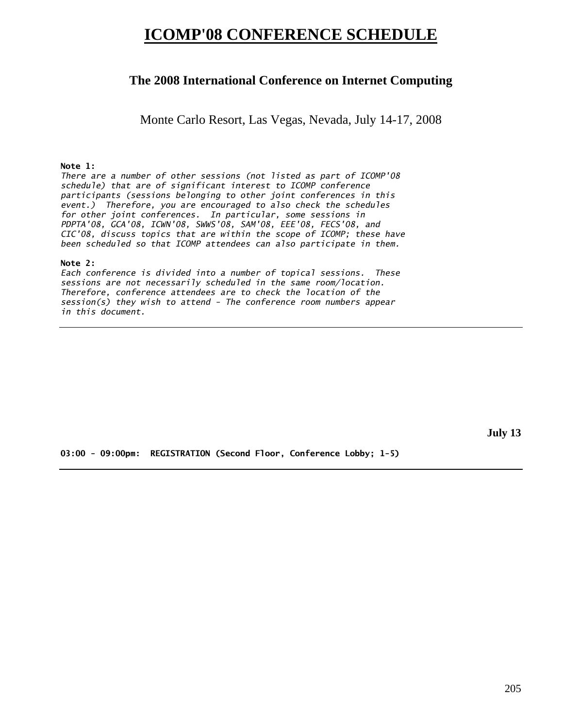# ICOMP'08 CONFERENCE SCHEDULE

## The 2008 International Conference on Internet Computing

Monte Carlo Resort, Las Vegas, Nevada, July 14-17, 2008

**Note 1:**
*There are a number of other sessions (not listed as part of ICOMP'08 schedule) that are of significant interest to ICOMP conference participants (sessions belonging to other joint conferences in this event.) Therefore, you are encouraged to also check the schedules for other joint conferences. In particular, some sessions in PDPTA'08, GCA'08, ICWN'08, SWWS'08, SAM'08, EEE'08, FECS'08, and CIC'08, discuss topics that are within the scope of ICOMP; these have been scheduled so that ICOMP attendees can also participate in them.*

**Note 2:**
*Each conference is divided into a number of topical sessions. These sessions are not necessarily scheduled in the same room/location. Therefore, conference attendees are to check the location of the session(s) they wish to attend - The conference room numbers appear in this document.*

---

**July 13**

**03:00 - 09:00pm: REGISTRATION (Second Floor, Conference Lobby; 1-5)**

---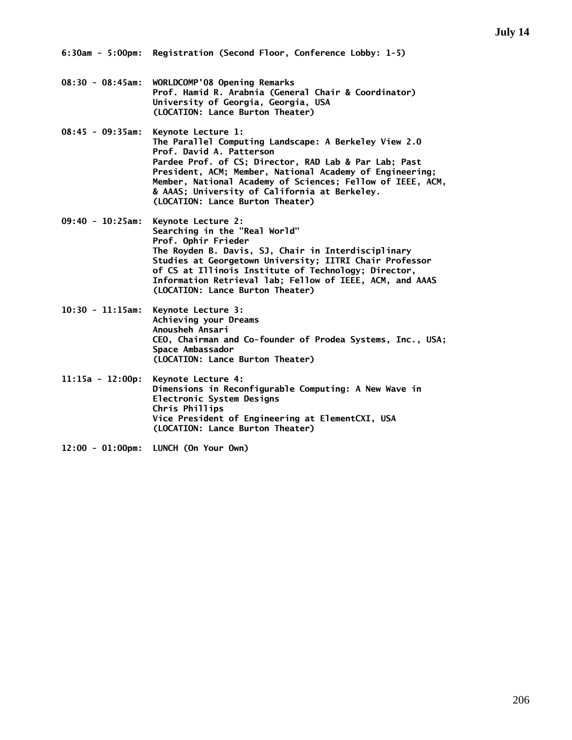## July 14

**6:30am - 5:00pm:** **Registration (Second Floor, Conference Lobby: 1-5)**

**08:30 - 08:45am:** **WORLDCOMP'08 Opening Remarks**
**Prof. Hamid R. Arabnia (General Chair & Coordinator)**
**University of Georgia, Georgia, USA**
**(LOCATION: Lance Burton Theater)**

**08:45 - 09:35am:** **Keynote Lecture 1:**
**The Parallel Computing Landscape: A Berkeley View 2.0**
**Prof. David A. Patterson**
**Pardee Prof. of CS; Director, RAD Lab & Par Lab; Past President, ACM; Member, National Academy of Engineering; Member, National Academy of Sciences; Fellow of IEEE, ACM, & AAAS; University of California at Berkeley.**
**(LOCATION: Lance Burton Theater)**

**09:40 - 10:25am:** **Keynote Lecture 2:**
**Searching in the "Real World"**
**Prof. Ophir Frieder**
**The Royden B. Davis, SJ, Chair in Interdisciplinary Studies at Georgetown University; IITRI Chair Professor of CS at Illinois Institute of Technology; Director, Information Retrieval lab; Fellow of IEEE, ACM, and AAAS**
**(LOCATION: Lance Burton Theater)**

**10:30 - 11:15am:** **Keynote Lecture 3:**
**Achieving your Dreams**
**Anousheh Ansari**
**CEO, Chairman and Co-founder of Prodea Systems, Inc., USA; Space Ambassador**
**(LOCATION: Lance Burton Theater)**

**11:15a - 12:00p:** **Keynote Lecture 4:**
**Dimensions in Reconfigurable Computing: A New Wave in Electronic System Designs**
**Chris Phillips**
**Vice President of Engineering at ElementCXI, USA**
**(LOCATION: Lance Burton Theater)**

**12:00 - 01:00pm:** **LUNCH (On Your Own)**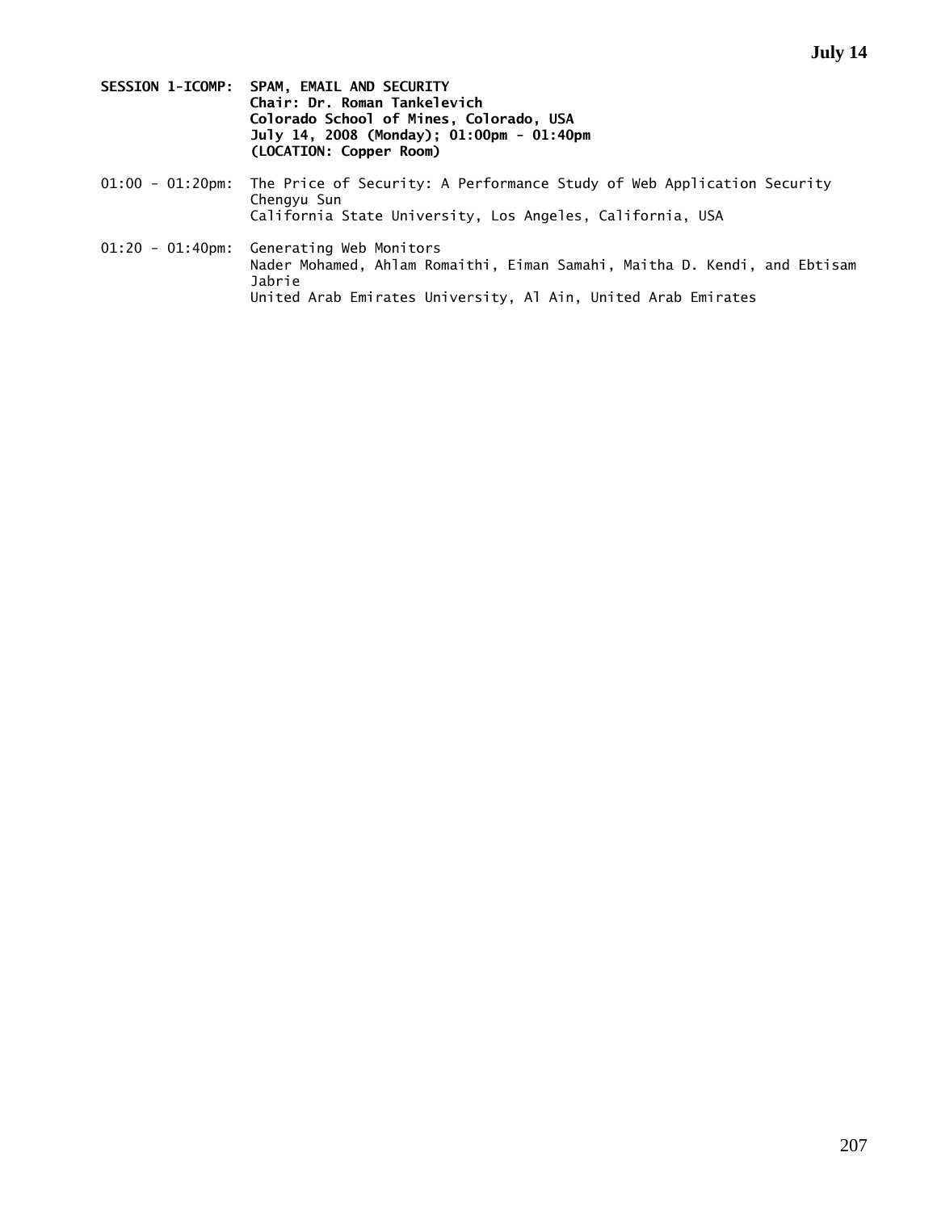**SESSION 1-ICOMP: SPAM, EMAIL AND SECURITY**
**Chair: Dr. Roman Tankelevich**
**Colorado School of Mines, Colorado, USA**
**July 14, 2008 (Monday); 01:00pm - 01:40pm**
**(LOCATION: Copper Room)**

01:00 - 01:20pm: The Price of Security: A Performance Study of Web Application Security
Chengyu Sun
California State University, Los Angeles, California, USA

01:20 - 01:40pm: Generating Web Monitors
Nader Mohamed, Ahlam Romaithi, Eiman Samahi, Maitha D. Kendi, and Ebtisam Jabrie
United Arab Emirates University, Al Ain, United Arab Emirates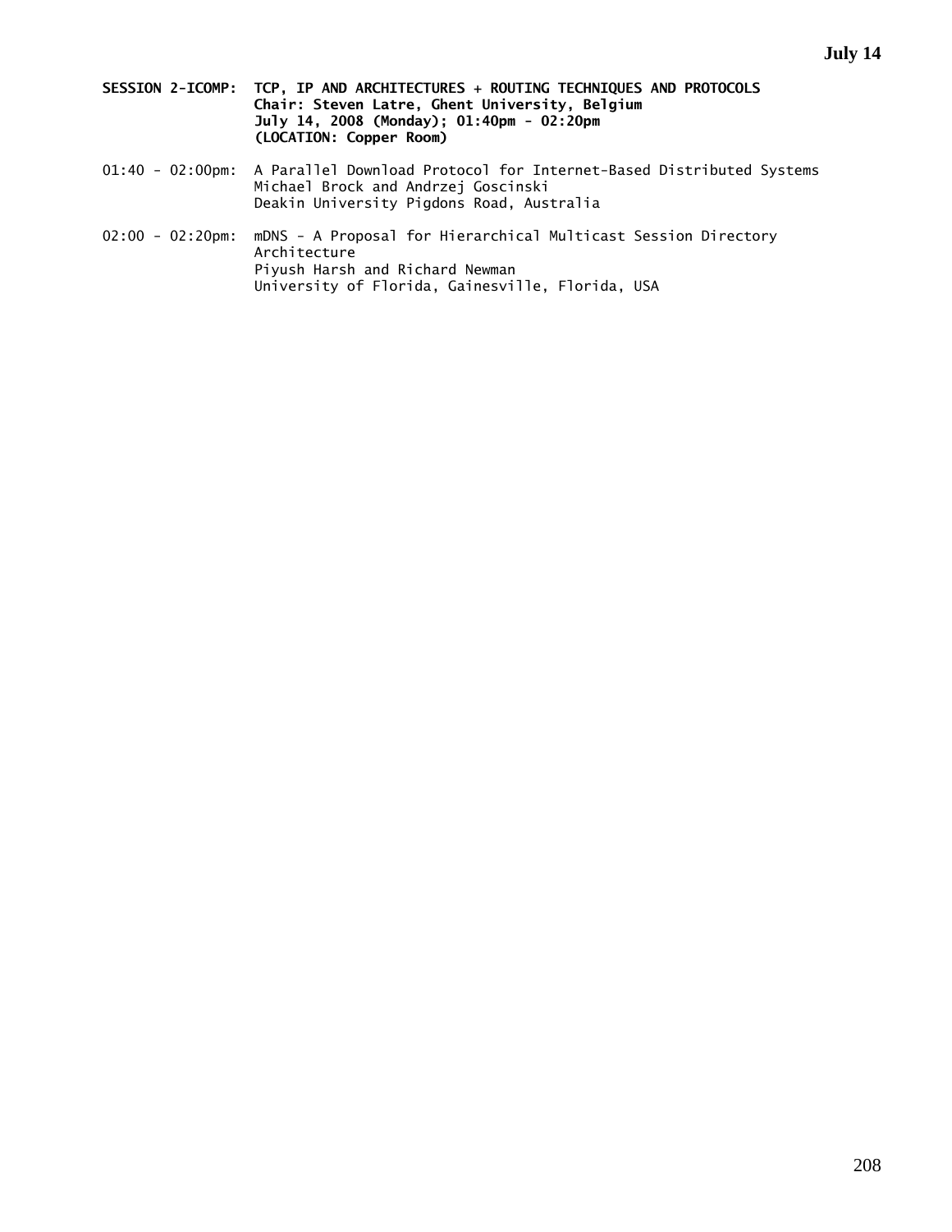**SESSION 2-ICOMP: TCP, IP AND ARCHITECTURES + ROUTING TECHNIQUES AND PROTOCOLS**
**Chair: Steven Latre, Ghent University, Belgium**
**July 14, 2008 (Monday); 01:40pm - 02:20pm**
**(LOCATION: Copper Room)**

01:40 - 02:00pm: A Parallel Download Protocol for Internet-Based Distributed Systems
Michael Brock and Andrzej Goscinski
Deakin University Pigdons Road, Australia

02:00 - 02:20pm: mDNS - A Proposal for Hierarchical Multicast Session Directory Architecture
Piyush Harsh and Richard Newman
University of Florida, Gainesville, Florida, USA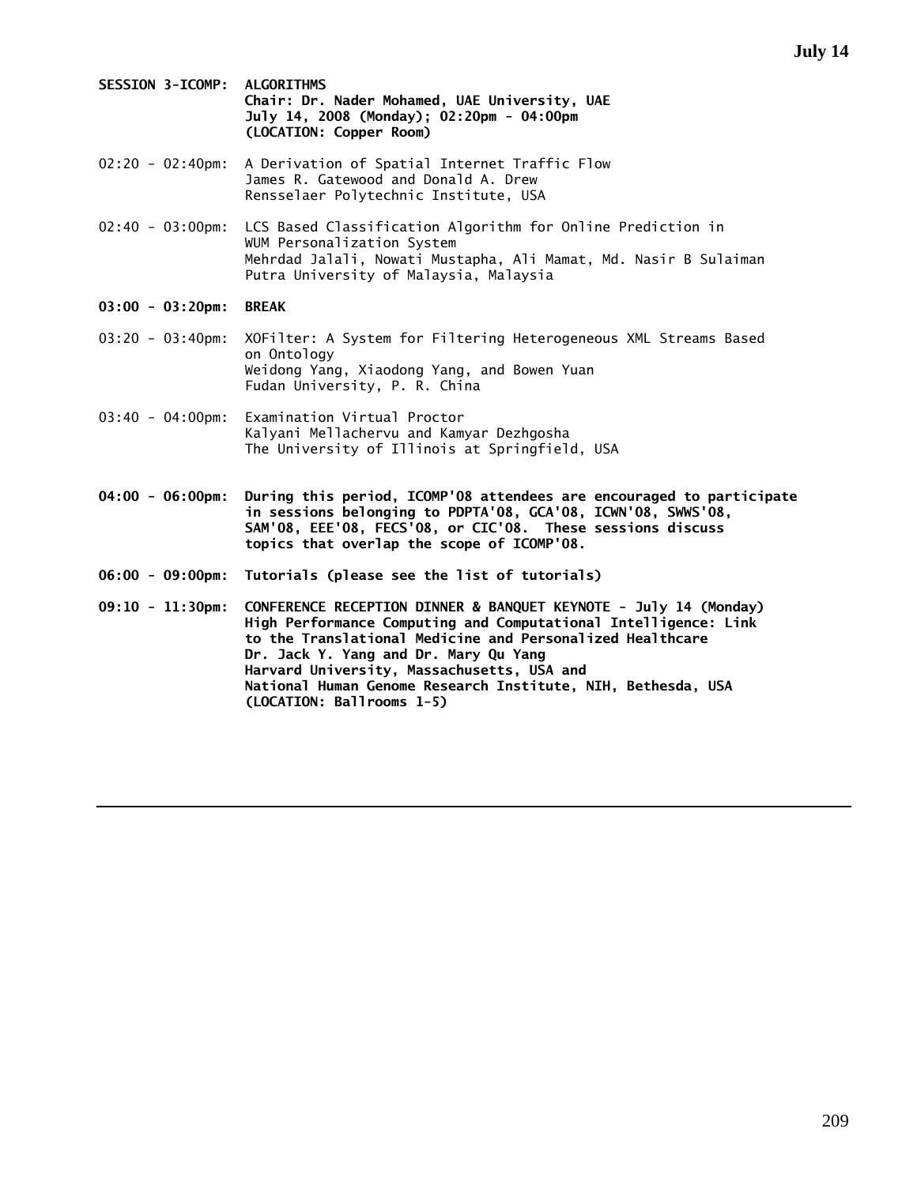**SESSION 3-ICOMP: ALGORITHMS**
**Chair: Dr. Nader Mohamed, UAE University, UAE**
**July 14, 2008 (Monday); 02:20pm - 04:00pm**
**(LOCATION: Copper Room)**

02:20 - 02:40pm: A Derivation of Spatial Internet Traffic Flow
James R. Gatewood and Donald A. Drew
Rensselaer Polytechnic Institute, USA

02:40 - 03:00pm: LCS Based Classification Algorithm for Online Prediction in WUM Personalization System
Mehrdad Jalali, Nowati Mustapha, Ali Mamat, Md. Nasir B Sulaiman
Putra University of Malaysia, Malaysia

**03:00 - 03:20pm: BREAK**

03:20 - 03:40pm: XOFilter: A System for Filtering Heterogeneous XML Streams Based on Ontology
Weidong Yang, Xiaodong Yang, and Bowen Yuan
Fudan University, P. R. China

03:40 - 04:00pm: Examination Virtual Proctor
Kalyani Mellachervu and Kamyar Dezhgosha
The University of Illinois at Springfield, USA

**04:00 - 06:00pm: During this period, ICOMP'08 attendees are encouraged to participate in sessions belonging to PDPTA'08, GCA'08, ICWN'08, SWWS'08, SAM'08, EEE'08, FECS'08, or CIC'08. These sessions discuss topics that overlap the scope of ICOMP'08.**

**06:00 - 09:00pm: Tutorials (please see the list of tutorials)**

**09:10 - 11:30pm: CONFERENCE RECEPTION DINNER & BANQUET KEYNOTE - July 14 (Monday)**
**High Performance Computing and Computational Intelligence: Link to the Translational Medicine and Personalized Healthcare**
**Dr. Jack Y. Yang and Dr. Mary Qu Yang**
**Harvard University, Massachusetts, USA and**
**National Human Genome Research Institute, NIH, Bethesda, USA**
**(LOCATION: Ballrooms 1-5)**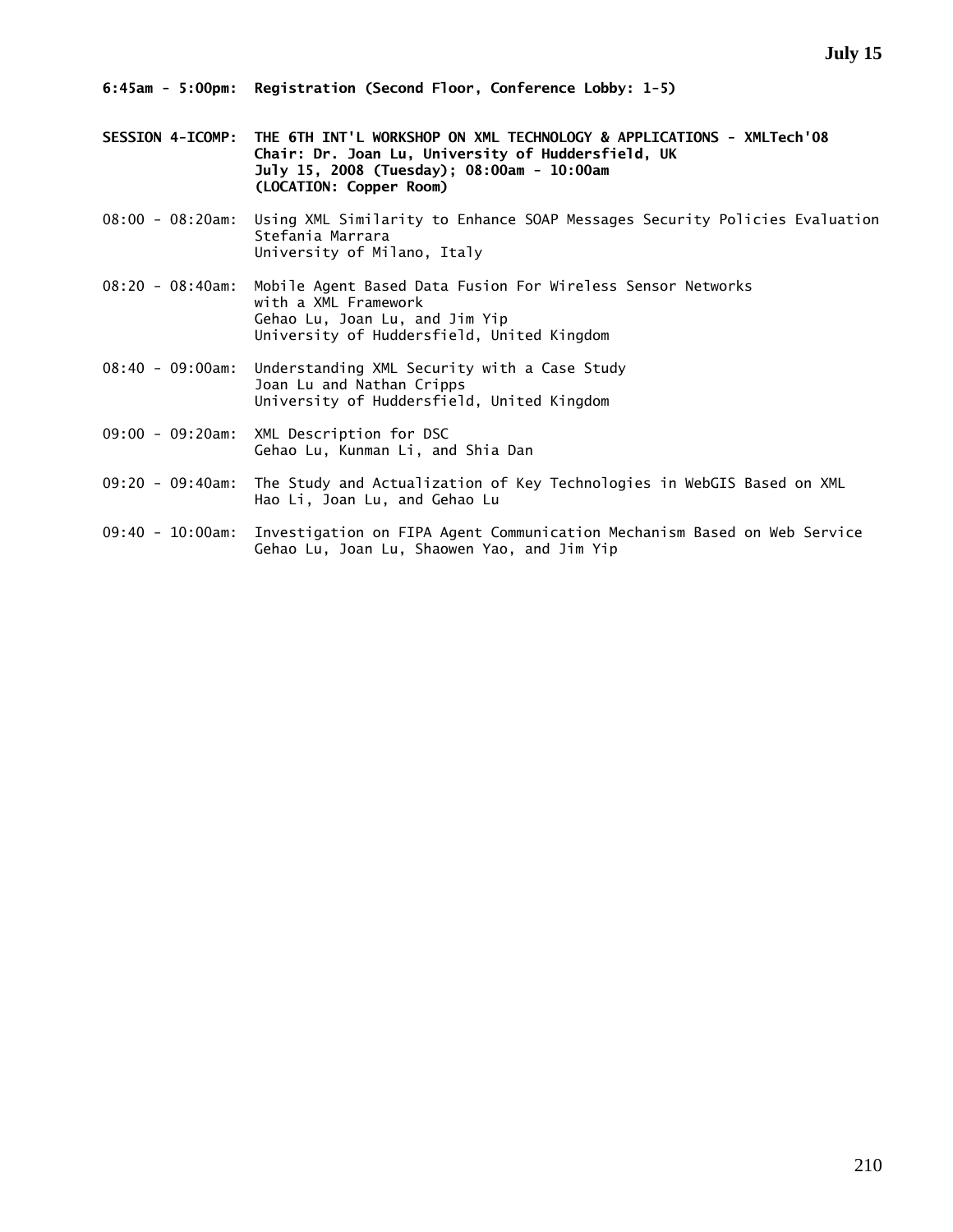**6:45am - 5:00pm: Registration (Second Floor, Conference Lobby: 1-5)**

**SESSION 4-ICOMP: THE 6TH INT'L WORKSHOP ON XML TECHNOLOGY & APPLICATIONS - XMLTech'08**
**Chair: Dr. Joan Lu, University of Huddersfield, UK**
**July 15, 2008 (Tuesday); 08:00am - 10:00am**
**(LOCATION: Copper Room)**

08:00 - 08:20am: Using XML Similarity to Enhance SOAP Messages Security Policies Evaluation
Stefania Marrara
University of Milano, Italy

08:20 - 08:40am: Mobile Agent Based Data Fusion For Wireless Sensor Networks with a XML Framework
Gehao Lu, Joan Lu, and Jim Yip
University of Huddersfield, United Kingdom

08:40 - 09:00am: Understanding XML Security with a Case Study
Joan Lu and Nathan Cripps
University of Huddersfield, United Kingdom

09:00 - 09:20am: XML Description for DSC
Gehao Lu, Kunman Li, and Shia Dan

09:20 - 09:40am: The Study and Actualization of Key Technologies in WebGIS Based on XML
Hao Li, Joan Lu, and Gehao Lu

09:40 - 10:00am: Investigation on FIPA Agent Communication Mechanism Based on Web Service
Gehao Lu, Joan Lu, Shaowen Yao, and Jim Yip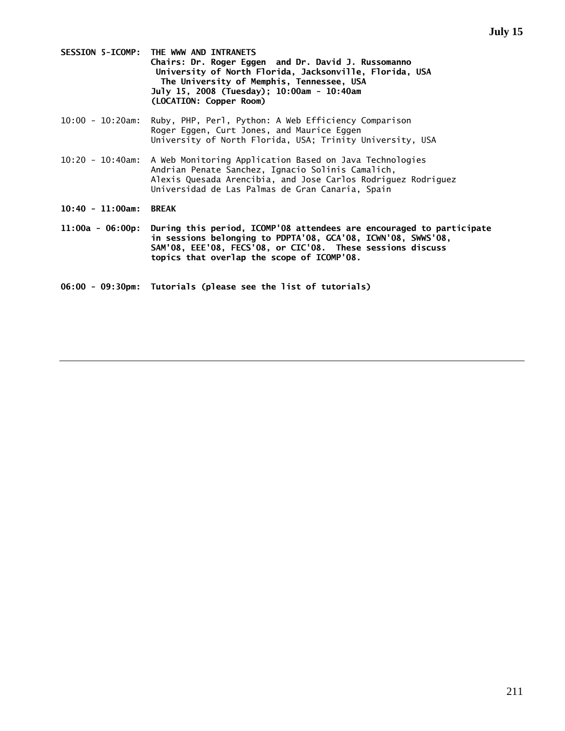**SESSION 5-ICOMP: THE WWW AND INTRANETS**
**Chairs: Dr. Roger Eggen and Dr. David J. Russomanno**
**University of North Florida, Jacksonville, Florida, USA**
**The University of Memphis, Tennessee, USA**
**July 15, 2008 (Tuesday); 10:00am - 10:40am**
**(LOCATION: Copper Room)**

10:00 - 10:20am: Ruby, PHP, Perl, Python: A Web Efficiency Comparison
Roger Eggen, Curt Jones, and Maurice Eggen
University of North Florida, USA; Trinity University, USA

10:20 - 10:40am: A Web Monitoring Application Based on Java Technologies
Andrian Penate Sanchez, Ignacio Solinis Camalich,
Alexis Quesada Arencibia, and Jose Carlos Rodriguez Rodriguez
Universidad de Las Palmas de Gran Canaria, Spain

**10:40 - 11:00am: BREAK**

**11:00a - 06:00p: During this period, ICOMP'08 attendees are encouraged to participate in sessions belonging to PDPTA'08, GCA'08, ICWN'08, SWWS'08, SAM'08, EEE'08, FECS'08, or CIC'08. These sessions discuss topics that overlap the scope of ICOMP'08.**

**06:00 - 09:30pm: Tutorials (please see the list of tutorials)**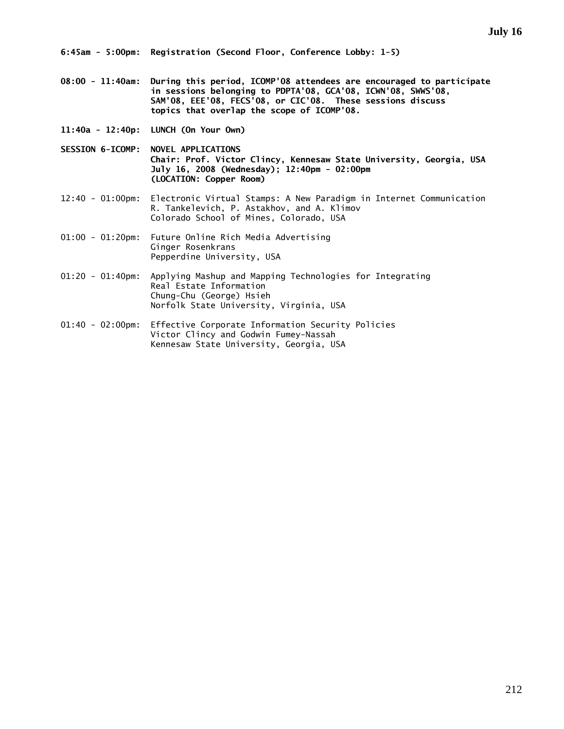**6:45am - 5:00pm: Registration (Second Floor, Conference Lobby: 1-5)**

**08:00 - 11:40am: During this period, ICOMP'08 attendees are encouraged to participate in sessions belonging to PDPTA'08, GCA'08, ICWN'08, SWWS'08, SAM'08, EEE'08, FECS'08, or CIC'08. These sessions discuss topics that overlap the scope of ICOMP'08.**

**11:40a - 12:40p: LUNCH (On Your Own)**

**SESSION 6-ICOMP: NOVEL APPLICATIONS**
**Chair: Prof. Victor Clincy, Kennesaw State University, Georgia, USA**
**July 16, 2008 (Wednesday); 12:40pm - 02:00pm**
**(LOCATION: Copper Room)**

12:40 - 01:00pm: Electronic Virtual Stamps: A New Paradigm in Internet Communication
R. Tankelevich, P. Astakhov, and A. Klimov
Colorado School of Mines, Colorado, USA

01:00 - 01:20pm: Future Online Rich Media Advertising
Ginger Rosenkrans
Pepperdine University, USA

01:20 - 01:40pm: Applying Mashup and Mapping Technologies for Integrating Real Estate Information
Chung-Chu (George) Hsieh
Norfolk State University, Virginia, USA

01:40 - 02:00pm: Effective Corporate Information Security Policies
Victor Clincy and Godwin Fumey-Nassah
Kennesaw State University, Georgia, USA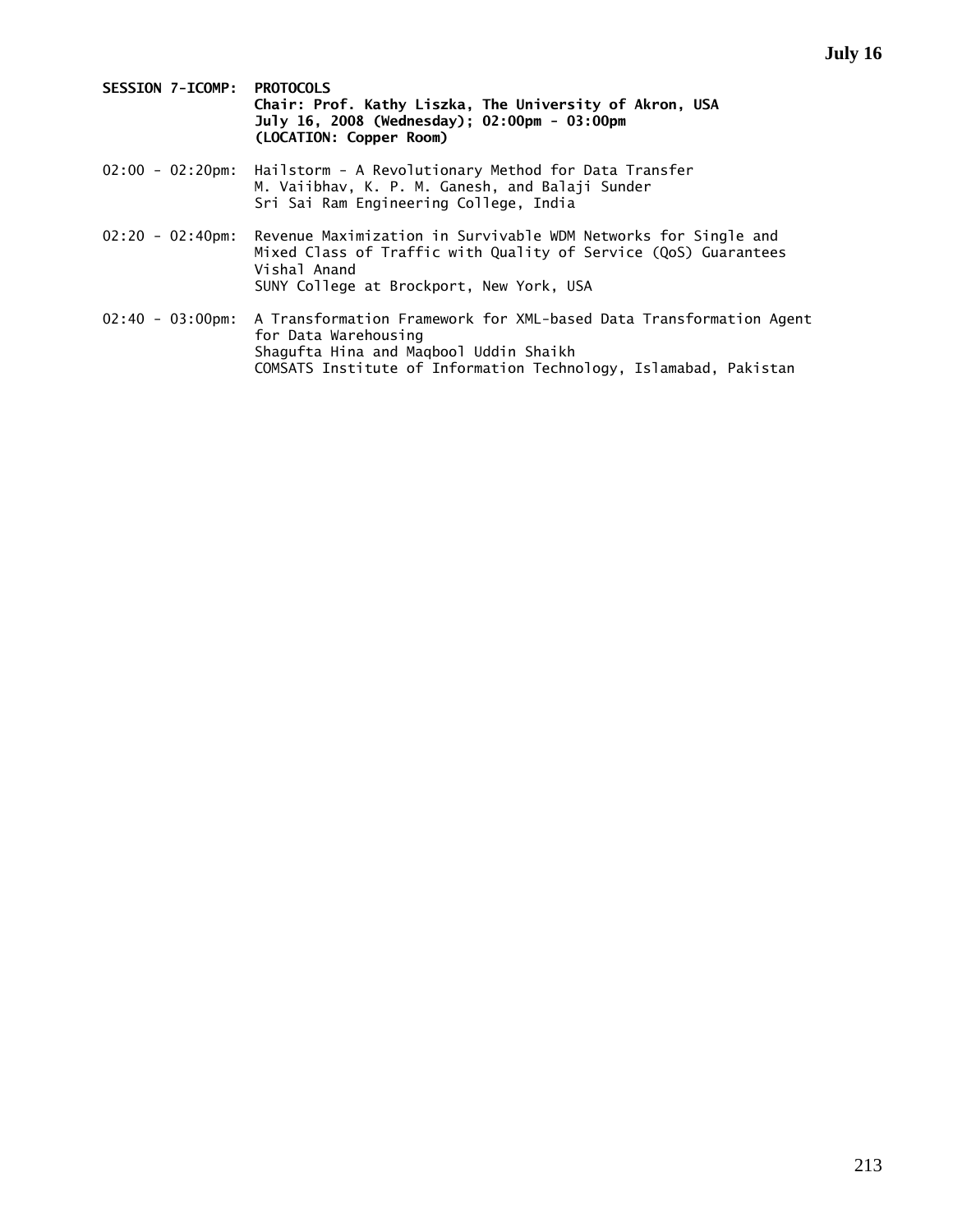**SESSION 7-ICOMP: PROTOCOLS**
**Chair: Prof. Kathy Liszka, The University of Akron, USA**
**July 16, 2008 (Wednesday); 02:00pm - 03:00pm**
**(LOCATION: Copper Room)**

02:00 - 02:20pm: Hailstorm - A Revolutionary Method for Data Transfer
M. Vaiibhav, K. P. M. Ganesh, and Balaji Sunder
Sri Sai Ram Engineering College, India

02:20 - 02:40pm: Revenue Maximization in Survivable WDM Networks for Single and Mixed Class of Traffic with Quality of Service (QoS) Guarantees
Vishal Anand
SUNY College at Brockport, New York, USA

02:40 - 03:00pm: A Transformation Framework for XML-based Data Transformation Agent for Data Warehousing
Shagufta Hina and Maqbool Uddin Shaikh
COMSATS Institute of Information Technology, Islamabad, Pakistan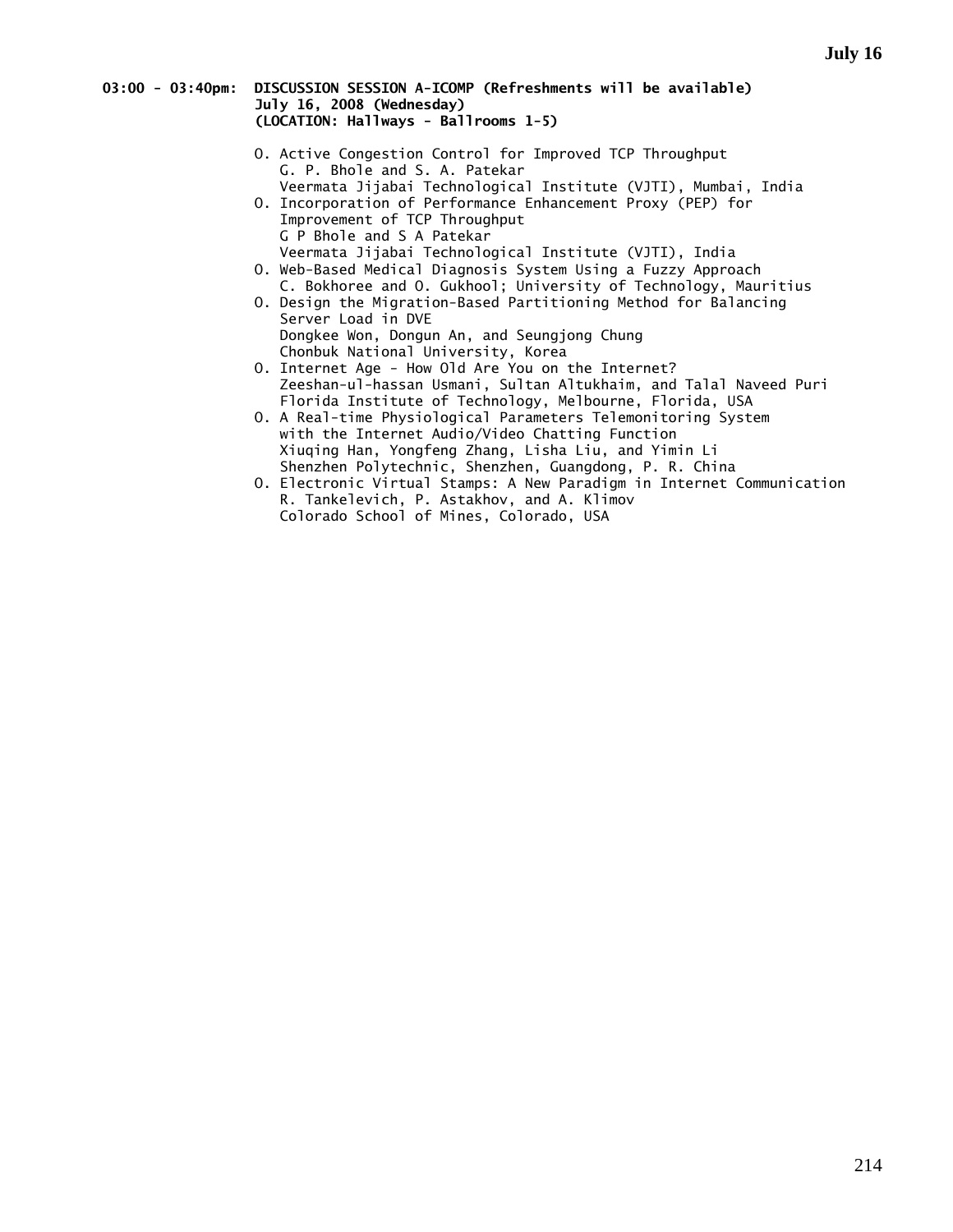**03:00 - 03:40pm: DISCUSSION SESSION A-ICOMP (Refreshments will be available)**
**July 16, 2008 (Wednesday)**
**(LOCATION: Hallways - Ballrooms 1-5)**

- O. Active Congestion Control for Improved TCP Throughput
  G. P. Bhole and S. A. Patekar
  Veermata Jijabai Technological Institute (VJTI), Mumbai, India
- O. Incorporation of Performance Enhancement Proxy (PEP) for Improvement of TCP Throughput
  G P Bhole and S A Patekar
  Veermata Jijabai Technological Institute (VJTI), India
- O. Web-Based Medical Diagnosis System Using a Fuzzy Approach
  C. Bokhoree and O. Gukhool; University of Technology, Mauritius
- O. Design the Migration-Based Partitioning Method for Balancing Server Load in DVE
  Dongkee Won, Dongun An, and Seungjong Chung
  Chonbuk National University, Korea
- O. Internet Age - How Old Are You on the Internet?
  Zeeshan-ul-hassan Usmani, Sultan Altukhaim, and Talal Naveed Puri
  Florida Institute of Technology, Melbourne, Florida, USA
- O. A Real-time Physiological Parameters Telemonitoring System with the Internet Audio/Video Chatting Function
  Xiuqing Han, Yongfeng Zhang, Lisha Liu, and Yimin Li
  Shenzhen Polytechnic, Shenzhen, Guangdong, P. R. China
- O. Electronic Virtual Stamps: A New Paradigm in Internet Communication
  R. Tankelevich, P. Astakhov, and A. Klimov
  Colorado School of Mines, Colorado, USA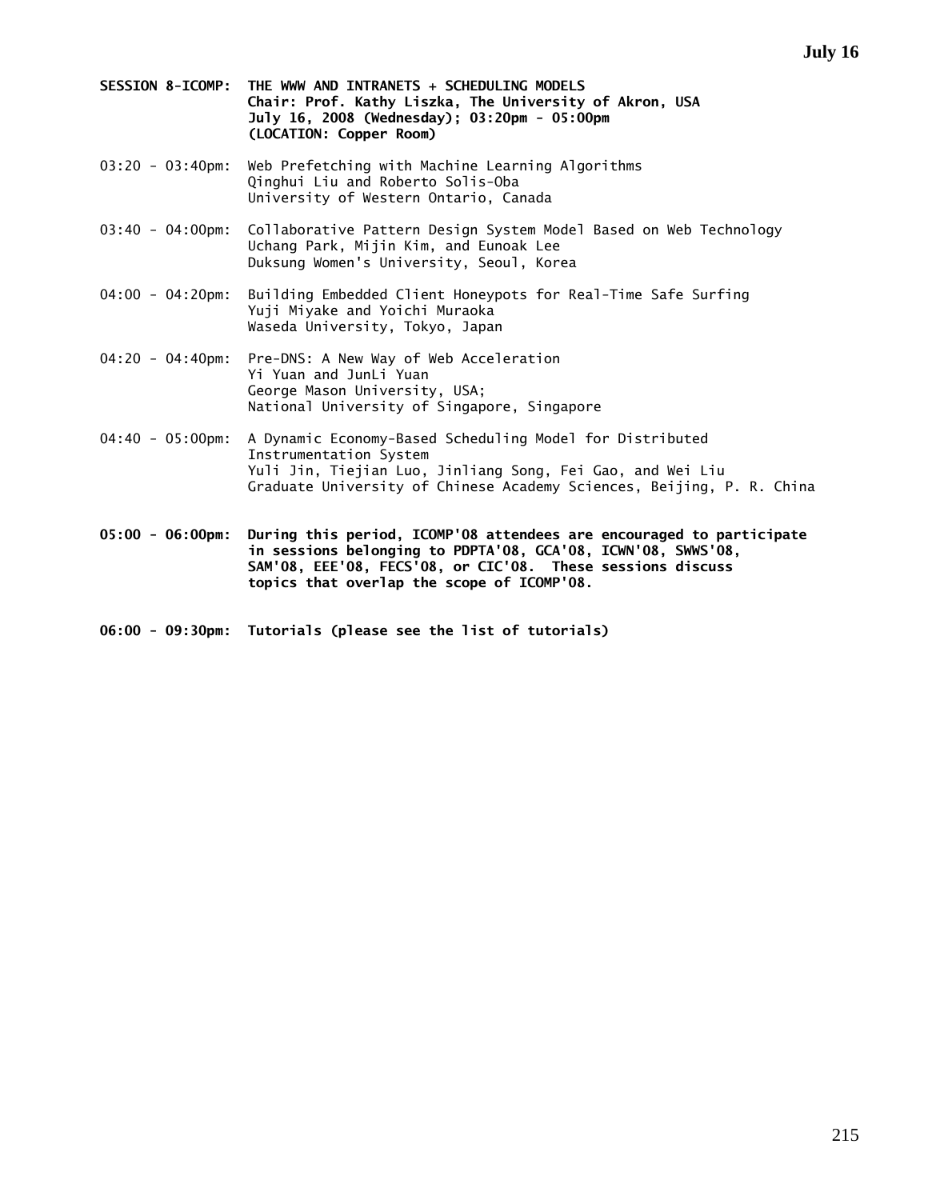**SESSION 8-ICOMP: THE WWW AND INTRANETS + SCHEDULING MODELS**
**Chair: Prof. Kathy Liszka, The University of Akron, USA**
**July 16, 2008 (Wednesday); 03:20pm - 05:00pm**
**(LOCATION: Copper Room)**

03:20 - 03:40pm: Web Prefetching with Machine Learning Algorithms
Qinghui Liu and Roberto Solis-Oba
University of Western Ontario, Canada

03:40 - 04:00pm: Collaborative Pattern Design System Model Based on Web Technology
Uchang Park, Mijin Kim, and Eunoak Lee
Duksung Women's University, Seoul, Korea

04:00 - 04:20pm: Building Embedded Client Honeypots for Real-Time Safe Surfing
Yuji Miyake and Yoichi Muraoka
Waseda University, Tokyo, Japan

04:20 - 04:40pm: Pre-DNS: A New Way of Web Acceleration
Yi Yuan and JunLi Yuan
George Mason University, USA;
National University of Singapore, Singapore

04:40 - 05:00pm: A Dynamic Economy-Based Scheduling Model for Distributed Instrumentation System
Yuli Jin, Tiejian Luo, Jinliang Song, Fei Gao, and Wei Liu
Graduate University of Chinese Academy Sciences, Beijing, P. R. China

**05:00 - 06:00pm: During this period, ICOMP'08 attendees are encouraged to participate in sessions belonging to PDPTA'08, GCA'08, ICWN'08, SWWS'08, SAM'08, EEE'08, FECS'08, or CIC'08. These sessions discuss topics that overlap the scope of ICOMP'08.**

**06:00 - 09:30pm: Tutorials (please see the list of tutorials)**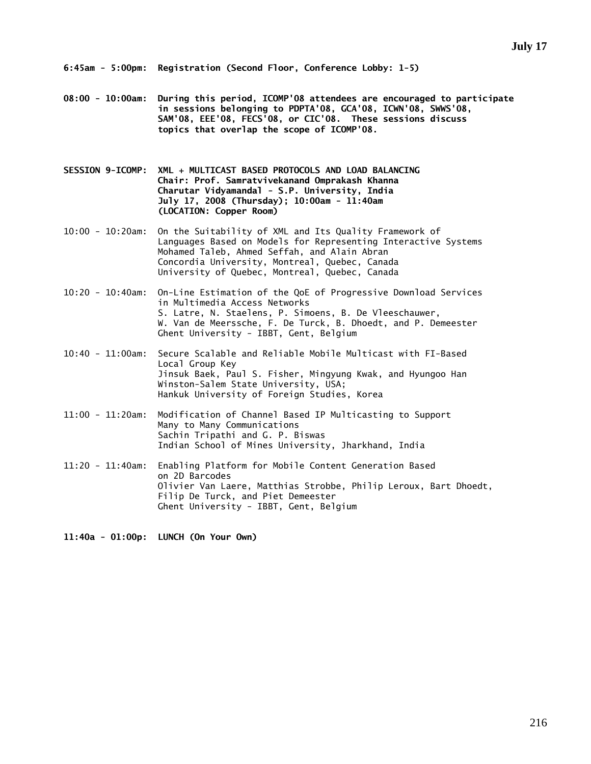## July 17

**6:45am - 5:00pm: Registration (Second Floor, Conference Lobby: 1-5)**

**08:00 - 10:00am: During this period, ICOMP'08 attendees are encouraged to participate in sessions belonging to PDPTA'08, GCA'08, ICWN'08, SWWS'08, SAM'08, EEE'08, FECS'08, or CIC'08. These sessions discuss topics that overlap the scope of ICOMP'08.**

**SESSION 9-ICOMP: XML + MULTICAST BASED PROTOCOLS AND LOAD BALANCING**
**Chair: Prof. Samratvivekanand Omprakash Khanna**
**Charutar Vidyamandal - S.P. University, India**
**July 17, 2008 (Thursday); 10:00am - 11:40am**
**(LOCATION: Copper Room)**

10:00 - 10:20am: On the Suitability of XML and Its Quality Framework of Languages Based on Models for Representing Interactive Systems
Mohamed Taleb, Ahmed Seffah, and Alain Abran
Concordia University, Montreal, Quebec, Canada
University of Quebec, Montreal, Quebec, Canada

10:20 - 10:40am: On-Line Estimation of the QoE of Progressive Download Services in Multimedia Access Networks
S. Latre, N. Staelens, P. Simoens, B. De Vleeschauwer, W. Van de Meerssche, F. De Turck, B. Dhoedt, and P. Demeester
Ghent University - IBBT, Gent, Belgium

10:40 - 11:00am: Secure Scalable and Reliable Mobile Multicast with FI-Based Local Group Key
Jinsuk Baek, Paul S. Fisher, Mingyung Kwak, and Hyungoo Han
Winston-Salem State University, USA;
Hankuk University of Foreign Studies, Korea

11:00 - 11:20am: Modification of Channel Based IP Multicasting to Support Many to Many Communications
Sachin Tripathi and G. P. Biswas
Indian School of Mines University, Jharkhand, India

11:20 - 11:40am: Enabling Platform for Mobile Content Generation Based on 2D Barcodes
Olivier Van Laere, Matthias Strobbe, Philip Leroux, Bart Dhoedt, Filip De Turck, and Piet Demeester
Ghent University - IBBT, Gent, Belgium

**11:40a - 01:00p: LUNCH (On Your Own)**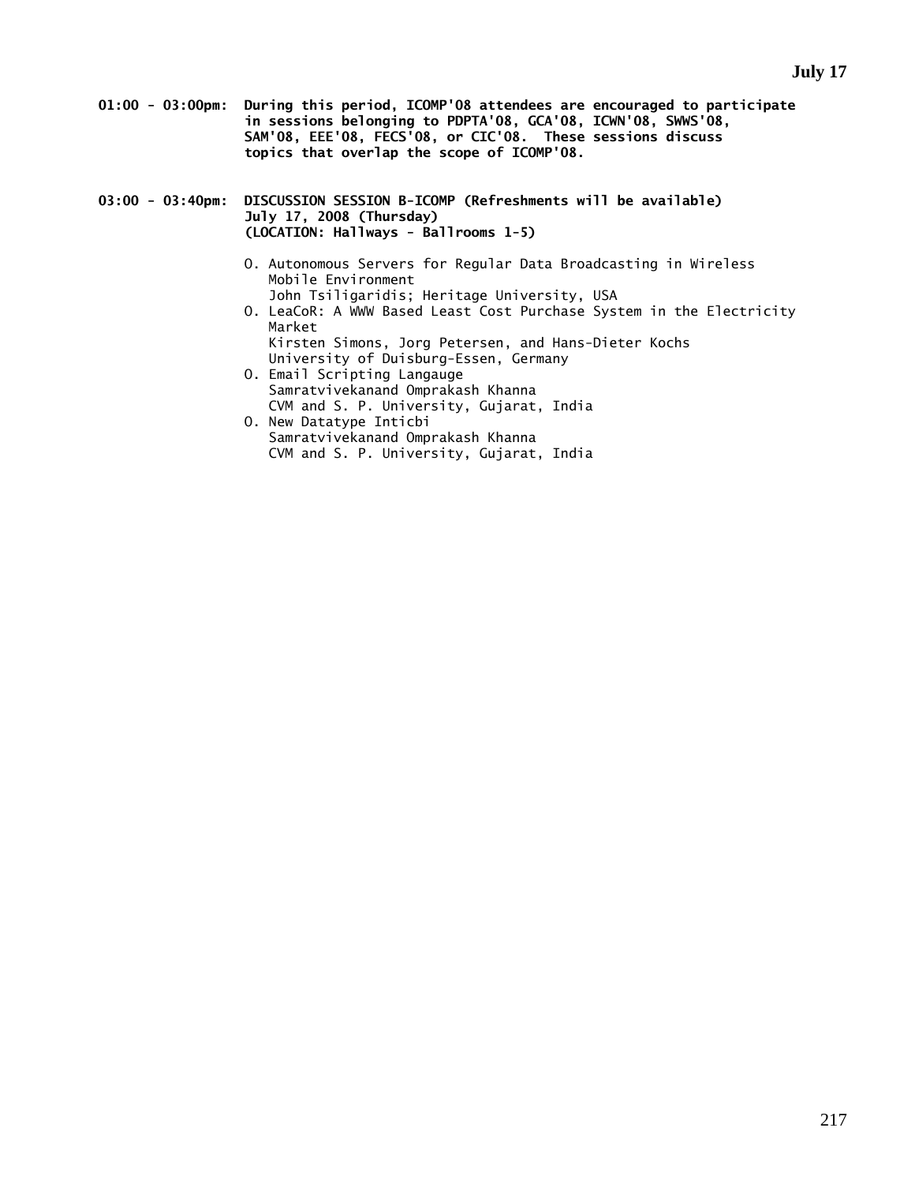**01:00 - 03:00pm: During this period, ICOMP'08 attendees are encouraged to participate in sessions belonging to PDPTA'08, GCA'08, ICWN'08, SWWS'08, SAM'08, EEE'08, FECS'08, or CIC'08. These sessions discuss topics that overlap the scope of ICOMP'08.**

**03:00 - 03:40pm: DISCUSSION SESSION B-ICOMP (Refreshments will be available)**
**July 17, 2008 (Thursday)**
**(LOCATION: Hallways - Ballrooms 1-5)**

- O. Autonomous Servers for Regular Data Broadcasting in Wireless Mobile Environment
  John Tsiligaridis; Heritage University, USA
- O. LeaCoR: A WWW Based Least Cost Purchase System in the Electricity Market
  Kirsten Simons, Jorg Petersen, and Hans-Dieter Kochs
  University of Duisburg-Essen, Germany
- O. Email Scripting Langauge
  Samratvivekanand Omprakash Khanna
  CVM and S. P. University, Gujarat, India
- O. New Datatype Inticbi
  Samratvivekanand Omprakash Khanna
  CVM and S. P. University, Gujarat, India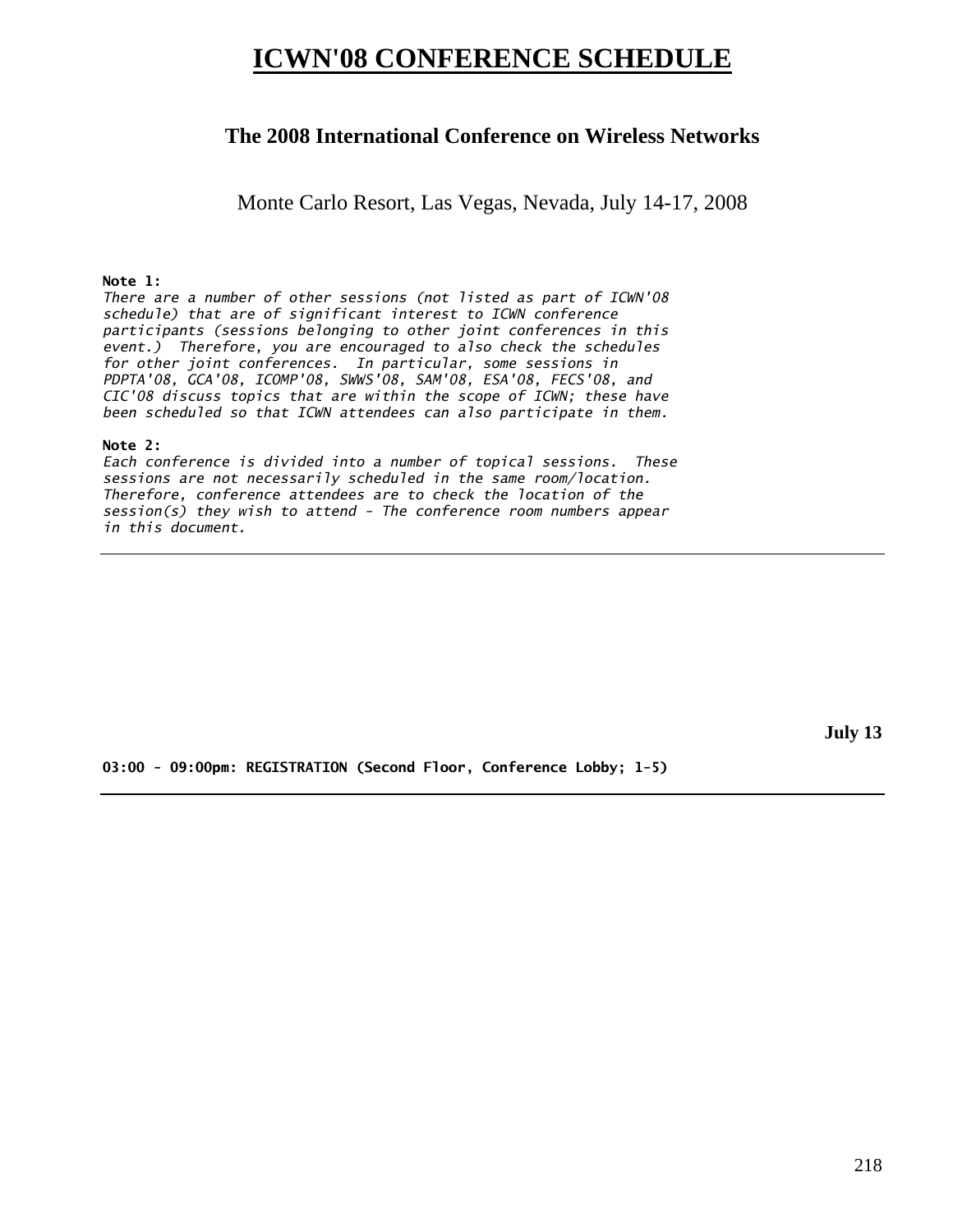# ICWN'08 CONFERENCE SCHEDULE

## The 2008 International Conference on Wireless Networks

Monte Carlo Resort, Las Vegas, Nevada, July 14-17, 2008

**Note 1:**
*There are a number of other sessions (not listed as part of ICWN'08 schedule) that are of significant interest to ICWN conference participants (sessions belonging to other joint conferences in this event.) Therefore, you are encouraged to also check the schedules for other joint conferences. In particular, some sessions in PDPTA'08, GCA'08, ICOMP'08, SWWS'08, SAM'08, ESA'08, FECS'08, and CIC'08 discuss topics that are within the scope of ICWN; these have been scheduled so that ICWN attendees can also participate in them.*

**Note 2:**
*Each conference is divided into a number of topical sessions. These sessions are not necessarily scheduled in the same room/location. Therefore, conference attendees are to check the location of the session(s) they wish to attend - The conference room numbers appear in this document.*

---

**July 13**

**03:00 - 09:00pm: REGISTRATION (Second Floor, Conference Lobby; 1-5)**

---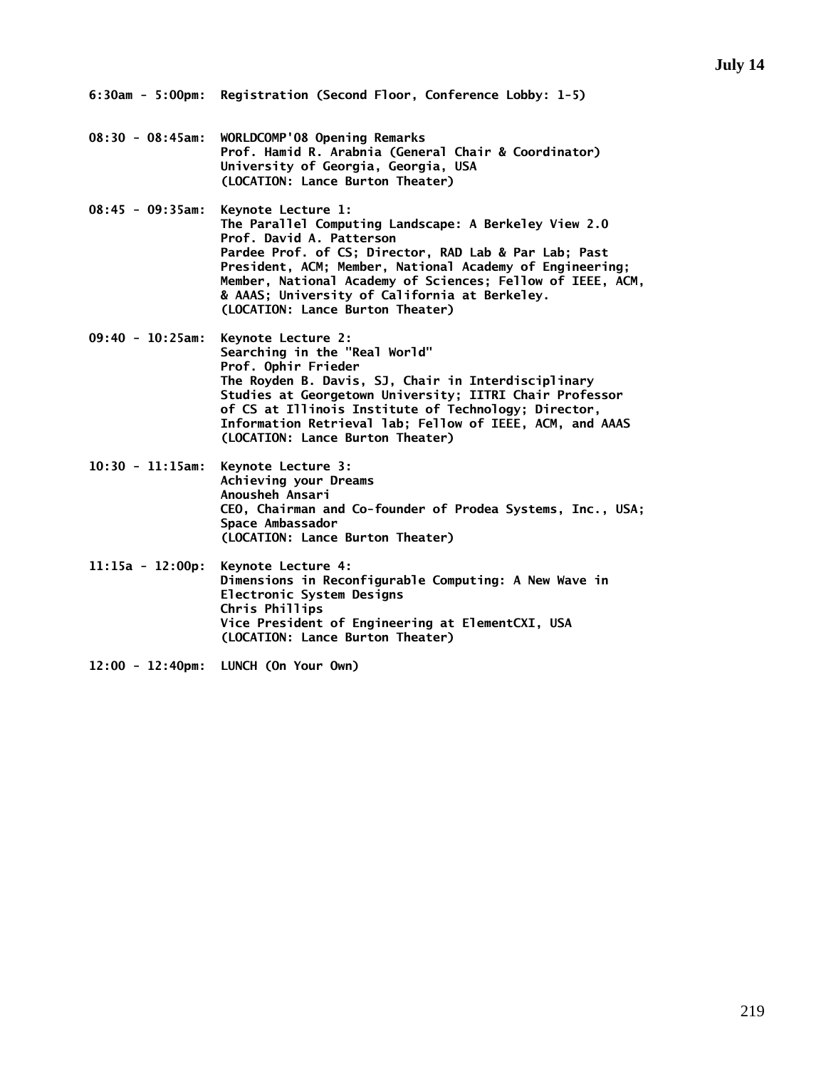## July 14

**6:30am - 5:00pm:** Registration (Second Floor, Conference Lobby: 1-5)

**08:30 - 08:45am:** WORLDCOMP'08 Opening Remarks
Prof. Hamid R. Arabnia (General Chair & Coordinator)
University of Georgia, Georgia, USA
(LOCATION: Lance Burton Theater)

**08:45 - 09:35am:** Keynote Lecture 1:
The Parallel Computing Landscape: A Berkeley View 2.0
Prof. David A. Patterson
Pardee Prof. of CS; Director, RAD Lab & Par Lab; Past President, ACM; Member, National Academy of Engineering; Member, National Academy of Sciences; Fellow of IEEE, ACM, & AAAS; University of California at Berkeley.
(LOCATION: Lance Burton Theater)

**09:40 - 10:25am:** Keynote Lecture 2:
Searching in the "Real World"
Prof. Ophir Frieder
The Royden B. Davis, SJ, Chair in Interdisciplinary Studies at Georgetown University; IITRI Chair Professor of CS at Illinois Institute of Technology; Director, Information Retrieval lab; Fellow of IEEE, ACM, and AAAS
(LOCATION: Lance Burton Theater)

**10:30 - 11:15am:** Keynote Lecture 3:
Achieving your Dreams
Anousheh Ansari
CEO, Chairman and Co-founder of Prodea Systems, Inc., USA; Space Ambassador
(LOCATION: Lance Burton Theater)

**11:15a - 12:00p:** Keynote Lecture 4:
Dimensions in Reconfigurable Computing: A New Wave in Electronic System Designs
Chris Phillips
Vice President of Engineering at ElementCXI, USA
(LOCATION: Lance Burton Theater)

**12:00 - 12:40pm:** LUNCH (On Your Own)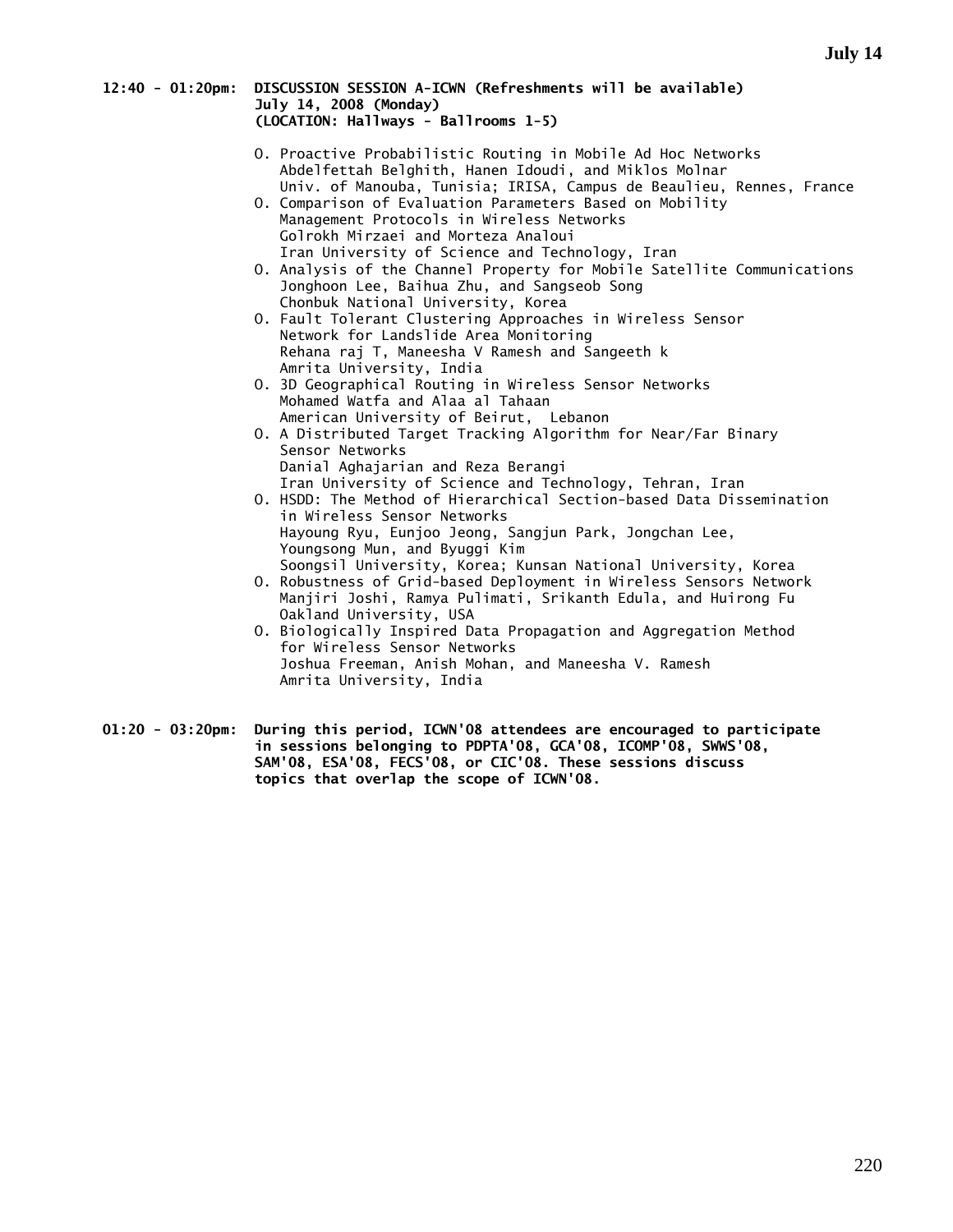**12:40 - 01:20pm: DISCUSSION SESSION A-ICWN (Refreshments will be available)**
**July 14, 2008 (Monday)**
**(LOCATION: Hallways - Ballrooms 1-5)**

O. Proactive Probabilistic Routing in Mobile Ad Hoc Networks
Abdelfettah Belghith, Hanen Idoudi, and Miklos Molnar
Univ. of Manouba, Tunisia; IRISA, Campus de Beaulieu, Rennes, France

O. Comparison of Evaluation Parameters Based on Mobility Management Protocols in Wireless Networks
Golrokh Mirzaei and Morteza Analoui
Iran University of Science and Technology, Iran

O. Analysis of the Channel Property for Mobile Satellite Communications
Jonghoon Lee, Baihua Zhu, and Sangseob Song
Chonbuk National University, Korea

O. Fault Tolerant Clustering Approaches in Wireless Sensor Network for Landslide Area Monitoring
Rehana raj T, Maneesha V Ramesh and Sangeeth k
Amrita University, India

O. 3D Geographical Routing in Wireless Sensor Networks
Mohamed Watfa and Alaa al Tahaan
American University of Beirut, Lebanon

O. A Distributed Target Tracking Algorithm for Near/Far Binary Sensor Networks
Danial Aghajarian and Reza Berangi
Iran University of Science and Technology, Tehran, Iran

O. HSDD: The Method of Hierarchical Section-based Data Dissemination in Wireless Sensor Networks
Hayoung Ryu, Eunjoo Jeong, Sangjun Park, Jongchan Lee, Youngsong Mun, and Byuggi Kim
Soongsil University, Korea; Kunsan National University, Korea

O. Robustness of Grid-based Deployment in Wireless Sensors Network
Manjiri Joshi, Ramya Pulimati, Srikanth Edula, and Huirong Fu
Oakland University, USA

O. Biologically Inspired Data Propagation and Aggregation Method for Wireless Sensor Networks
Joshua Freeman, Anish Mohan, and Maneesha V. Ramesh
Amrita University, India

**01:20 - 03:20pm: During this period, ICWN'08 attendees are encouraged to participate in sessions belonging to PDPTA'08, GCA'08, ICOMP'08, SWWS'08, SAM'08, ESA'08, FECS'08, or CIC'08. These sessions discuss topics that overlap the scope of ICWN'08.**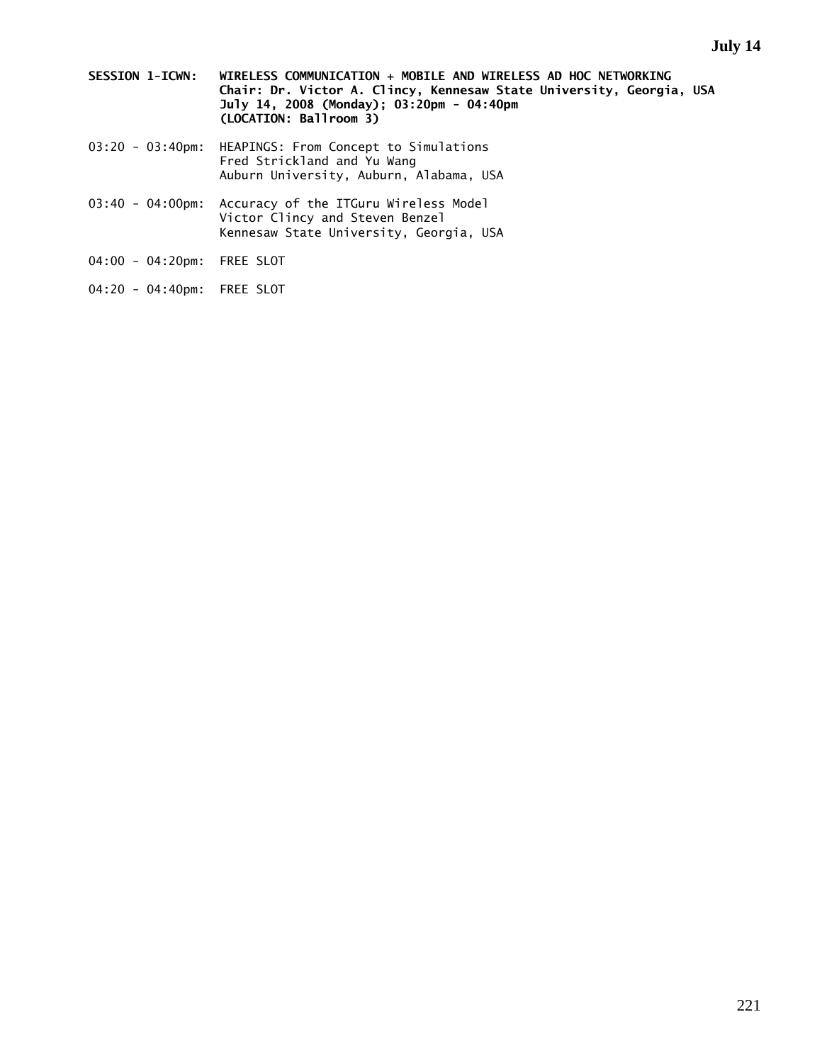**SESSION 1-ICWN: WIRELESS COMMUNICATION + MOBILE AND WIRELESS AD HOC NETWORKING**
**Chair: Dr. Victor A. Clincy, Kennesaw State University, Georgia, USA**
**July 14, 2008 (Monday); 03:20pm - 04:40pm**
**(LOCATION: Ballroom 3)**

03:20 - 03:40pm: HEAPINGS: From Concept to Simulations
Fred Strickland and Yu Wang
Auburn University, Auburn, Alabama, USA

03:40 - 04:00pm: Accuracy of the ITGuru Wireless Model
Victor Clincy and Steven Benzel
Kennesaw State University, Georgia, USA

04:00 - 04:20pm: FREE SLOT

04:20 - 04:40pm: FREE SLOT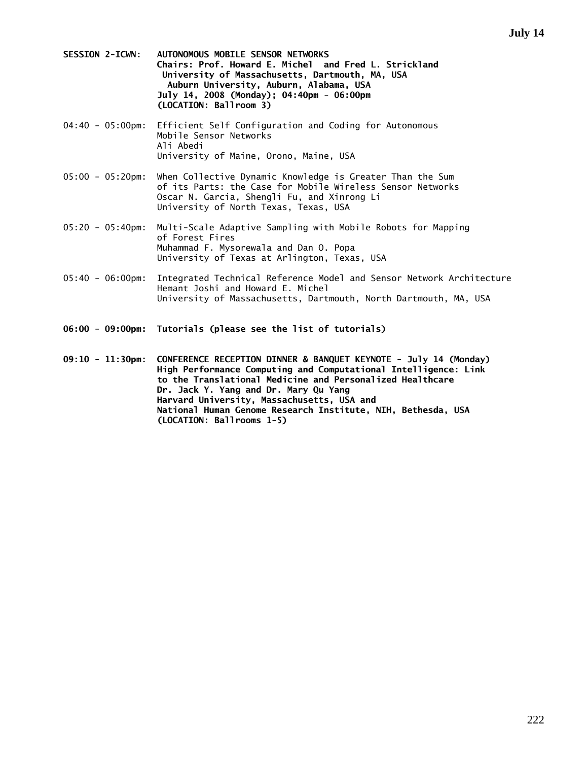**SESSION 2-ICWN: AUTONOMOUS MOBILE SENSOR NETWORKS**
**Chairs: Prof. Howard E. Michel and Fred L. Strickland**
**University of Massachusetts, Dartmouth, MA, USA**
**Auburn University, Auburn, Alabama, USA**
**July 14, 2008 (Monday); 04:40pm - 06:00pm**
**(LOCATION: Ballroom 3)**

04:40 - 05:00pm: Efficient Self Configuration and Coding for Autonomous Mobile Sensor Networks
Ali Abedi
University of Maine, Orono, Maine, USA

05:00 - 05:20pm: When Collective Dynamic Knowledge is Greater Than the Sum of its Parts: the Case for Mobile Wireless Sensor Networks
Oscar N. Garcia, Shengli Fu, and Xinrong Li
University of North Texas, Texas, USA

05:20 - 05:40pm: Multi-Scale Adaptive Sampling with Mobile Robots for Mapping of Forest Fires
Muhammad F. Mysorewala and Dan O. Popa
University of Texas at Arlington, Texas, USA

05:40 - 06:00pm: Integrated Technical Reference Model and Sensor Network Architecture
Hemant Joshi and Howard E. Michel
University of Massachusetts, Dartmouth, North Dartmouth, MA, USA

**06:00 - 09:00pm: Tutorials (please see the list of tutorials)**

**09:10 - 11:30pm: CONFERENCE RECEPTION DINNER & BANQUET KEYNOTE - July 14 (Monday)**
**High Performance Computing and Computational Intelligence: Link to the Translational Medicine and Personalized Healthcare**
**Dr. Jack Y. Yang and Dr. Mary Qu Yang**
**Harvard University, Massachusetts, USA and**
**National Human Genome Research Institute, NIH, Bethesda, USA**
**(LOCATION: Ballrooms 1-5)**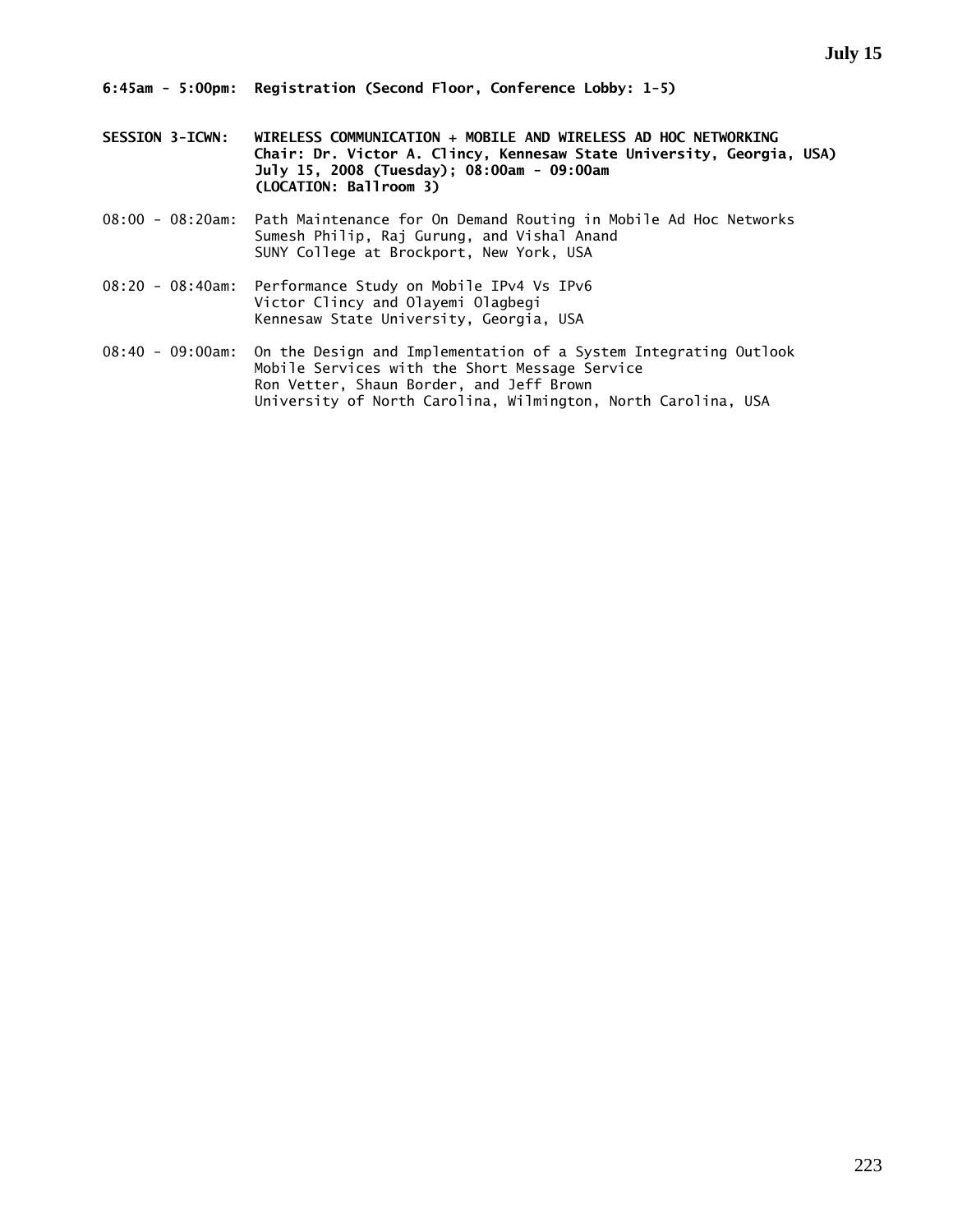**6:45am - 5:00pm: Registration (Second Floor, Conference Lobby: 1-5)**

**SESSION 3-ICWN: WIRELESS COMMUNICATION + MOBILE AND WIRELESS AD HOC NETWORKING**
**Chair: Dr. Victor A. Clincy, Kennesaw State University, Georgia, USA)**
**July 15, 2008 (Tuesday); 08:00am - 09:00am**
**(LOCATION: Ballroom 3)**

08:00 - 08:20am: Path Maintenance for On Demand Routing in Mobile Ad Hoc Networks
Sumesh Philip, Raj Gurung, and Vishal Anand
SUNY College at Brockport, New York, USA

08:20 - 08:40am: Performance Study on Mobile IPv4 Vs IPv6
Victor Clincy and Olayemi Olagbegi
Kennesaw State University, Georgia, USA

08:40 - 09:00am: On the Design and Implementation of a System Integrating Outlook Mobile Services with the Short Message Service
Ron Vetter, Shaun Border, and Jeff Brown
University of North Carolina, Wilmington, North Carolina, USA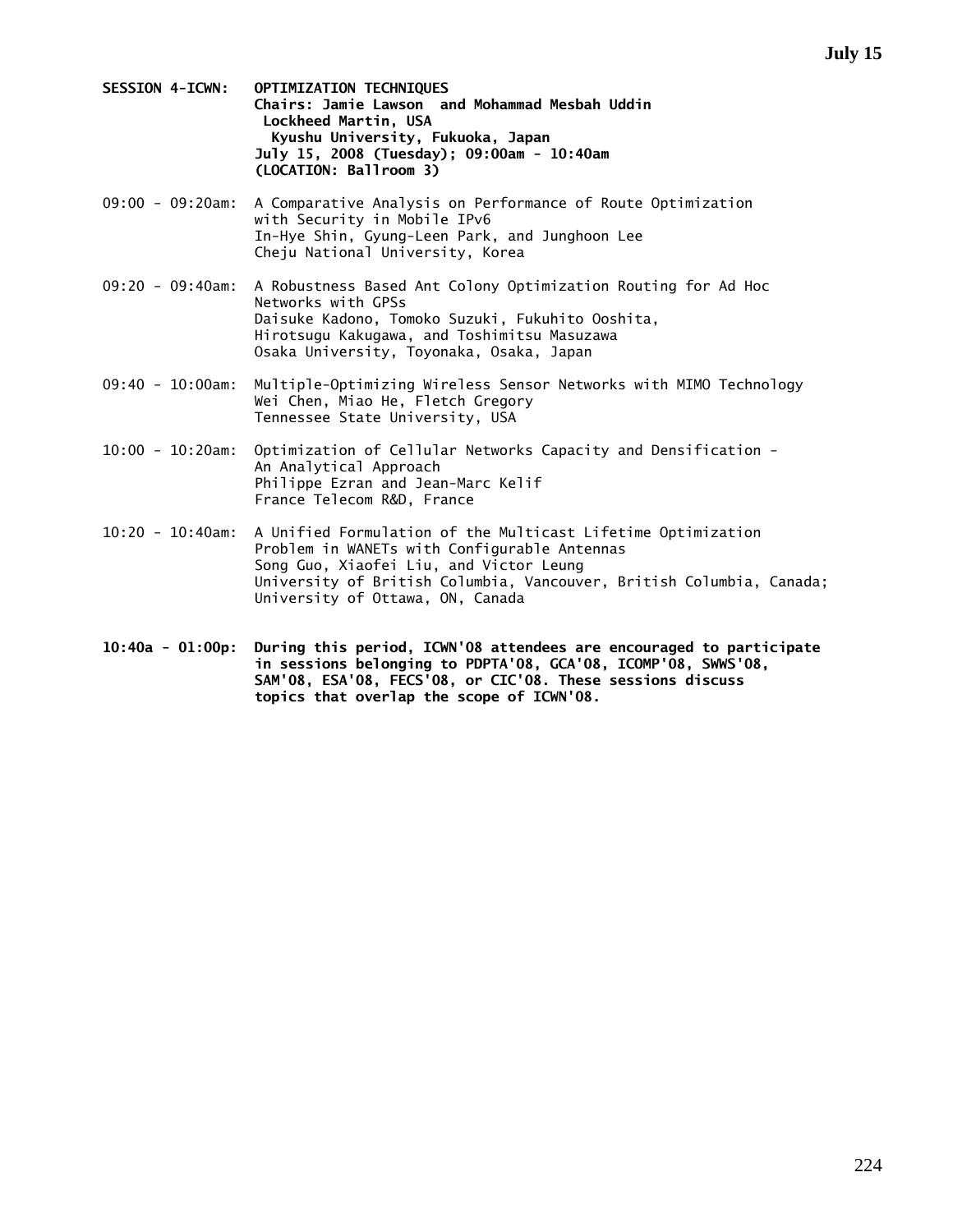**SESSION 4-ICWN: OPTIMIZATION TECHNIQUES**
**Chairs: Jamie Lawson and Mohammad Mesbah Uddin**
**Lockheed Martin, USA**
**Kyushu University, Fukuoka, Japan**
**July 15, 2008 (Tuesday); 09:00am - 10:40am**
**(LOCATION: Ballroom 3)**

09:00 - 09:20am: A Comparative Analysis on Performance of Route Optimization with Security in Mobile IPv6
In-Hye Shin, Gyung-Leen Park, and Junghoon Lee
Cheju National University, Korea

09:20 - 09:40am: A Robustness Based Ant Colony Optimization Routing for Ad Hoc Networks with GPSs
Daisuke Kadono, Tomoko Suzuki, Fukuhito Ooshita, Hirotsugu Kakugawa, and Toshimitsu Masuzawa
Osaka University, Toyonaka, Osaka, Japan

09:40 - 10:00am: Multiple-Optimizing Wireless Sensor Networks with MIMO Technology
Wei Chen, Miao He, Fletch Gregory
Tennessee State University, USA

10:00 - 10:20am: Optimization of Cellular Networks Capacity and Densification - An Analytical Approach
Philippe Ezran and Jean-Marc Kelif
France Telecom R&D, France

10:20 - 10:40am: A Unified Formulation of the Multicast Lifetime Optimization Problem in WANETs with Configurable Antennas
Song Guo, Xiaofei Liu, and Victor Leung
University of British Columbia, Vancouver, British Columbia, Canada; University of Ottawa, ON, Canada

**10:40a - 01:00p: During this period, ICWN'08 attendees are encouraged to participate in sessions belonging to PDPTA'08, GCA'08, ICOMP'08, SWWS'08, SAM'08, ESA'08, FECS'08, or CIC'08. These sessions discuss topics that overlap the scope of ICWN'08.**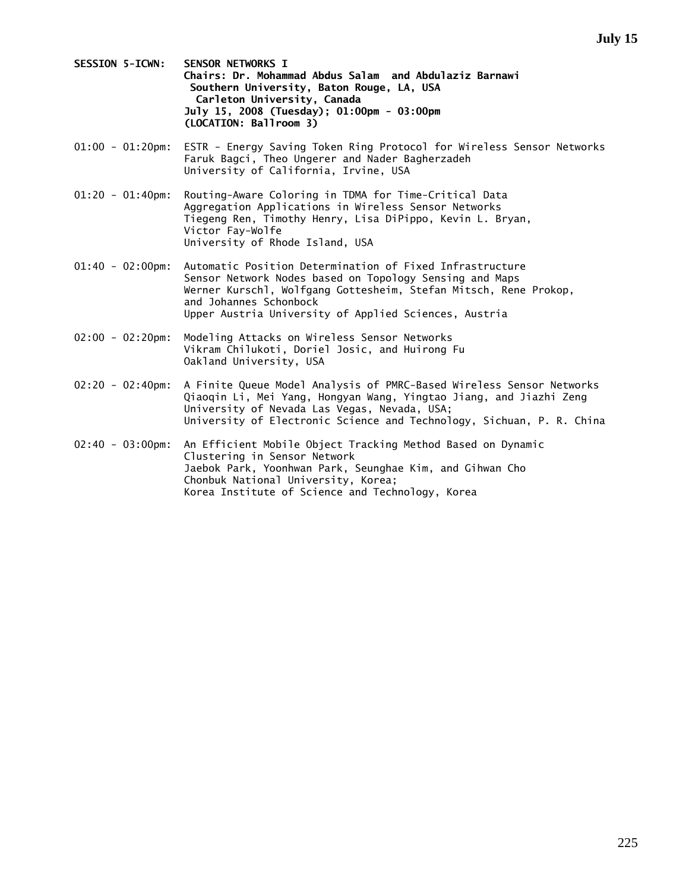**SESSION 5-ICWN: SENSOR NETWORKS I**
**Chairs: Dr. Mohammad Abdus Salam and Abdulaziz Barnawi**
**Southern University, Baton Rouge, LA, USA**
**Carleton University, Canada**
**July 15, 2008 (Tuesday); 01:00pm - 03:00pm**
**(LOCATION: Ballroom 3)**

01:00 - 01:20pm: ESTR - Energy Saving Token Ring Protocol for Wireless Sensor Networks
Faruk Bagci, Theo Ungerer and Nader Bagherzadeh
University of California, Irvine, USA

01:20 - 01:40pm: Routing-Aware Coloring in TDMA for Time-Critical Data Aggregation Applications in Wireless Sensor Networks
Tiegeng Ren, Timothy Henry, Lisa DiPippo, Kevin L. Bryan, Victor Fay-Wolfe
University of Rhode Island, USA

01:40 - 02:00pm: Automatic Position Determination of Fixed Infrastructure Sensor Network Nodes based on Topology Sensing and Maps
Werner Kurschl, Wolfgang Gottesheim, Stefan Mitsch, Rene Prokop, and Johannes Schonbock
Upper Austria University of Applied Sciences, Austria

02:00 - 02:20pm: Modeling Attacks on Wireless Sensor Networks
Vikram Chilukoti, Doriel Josic, and Huirong Fu
Oakland University, USA

02:20 - 02:40pm: A Finite Queue Model Analysis of PMRC-Based Wireless Sensor Networks
Qiaoqin Li, Mei Yang, Hongyan Wang, Yingtao Jiang, and Jiazhi Zeng
University of Nevada Las Vegas, Nevada, USA;
University of Electronic Science and Technology, Sichuan, P. R. China

02:40 - 03:00pm: An Efficient Mobile Object Tracking Method Based on Dynamic Clustering in Sensor Network
Jaebok Park, Yoonhwan Park, Seunghae Kim, and Gihwan Cho
Chonbuk National University, Korea;
Korea Institute of Science and Technology, Korea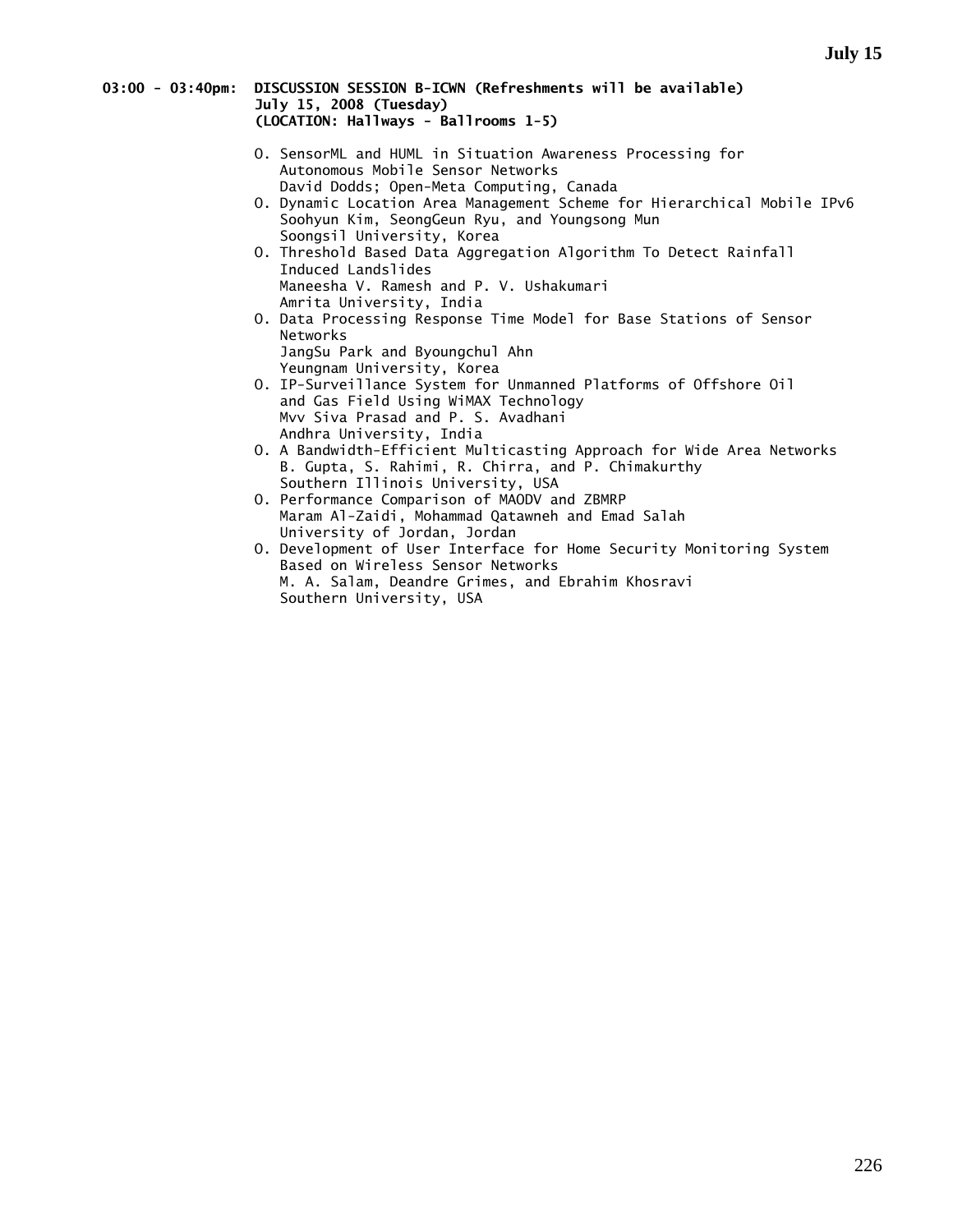**03:00 - 03:40pm: DISCUSSION SESSION B-ICWN (Refreshments will be available)**
**July 15, 2008 (Tuesday)**
**(LOCATION: Hallways - Ballrooms 1-5)**

- O. SensorML and HUML in Situation Awareness Processing for Autonomous Mobile Sensor Networks
  David Dodds; Open-Meta Computing, Canada
- O. Dynamic Location Area Management Scheme for Hierarchical Mobile IPv6
  Soohyun Kim, SeongGeun Ryu, and Youngsong Mun
  Soongsil University, Korea
- O. Threshold Based Data Aggregation Algorithm To Detect Rainfall Induced Landslides
  Maneesha V. Ramesh and P. V. Ushakumari
  Amrita University, India
- O. Data Processing Response Time Model for Base Stations of Sensor Networks
  JangSu Park and Byoungchul Ahn
  Yeungnam University, Korea
- O. IP-Surveillance System for Unmanned Platforms of Offshore Oil and Gas Field Using WiMAX Technology
  Mvv Siva Prasad and P. S. Avadhani
  Andhra University, India
- O. A Bandwidth-Efficient Multicasting Approach for Wide Area Networks
  B. Gupta, S. Rahimi, R. Chirra, and P. Chimakurthy
  Southern Illinois University, USA
- O. Performance Comparison of MAODV and ZBMRP
  Maram Al-Zaidi, Mohammad Qatawneh and Emad Salah
  University of Jordan, Jordan
- O. Development of User Interface for Home Security Monitoring System Based on Wireless Sensor Networks
  M. A. Salam, Deandre Grimes, and Ebrahim Khosravi
  Southern University, USA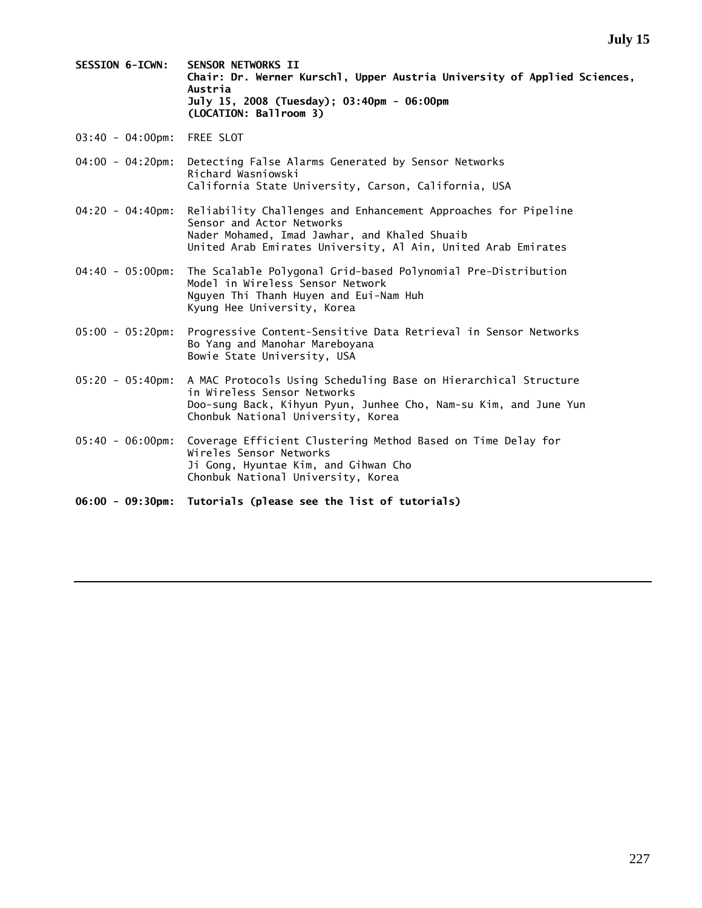**SESSION 6-ICWN: SENSOR NETWORKS II**
**Chair: Dr. Werner Kurschl, Upper Austria University of Applied Sciences, Austria**
**July 15, 2008 (Tuesday); 03:40pm - 06:00pm**
**(LOCATION: Ballroom 3)**

03:40 - 04:00pm: FREE SLOT

04:00 - 04:20pm: Detecting False Alarms Generated by Sensor Networks
Richard Wasniowski
California State University, Carson, California, USA

04:20 - 04:40pm: Reliability Challenges and Enhancement Approaches for Pipeline Sensor and Actor Networks
Nader Mohamed, Imad Jawhar, and Khaled Shuaib
United Arab Emirates University, Al Ain, United Arab Emirates

04:40 - 05:00pm: The Scalable Polygonal Grid-based Polynomial Pre-Distribution Model in Wireless Sensor Network
Nguyen Thi Thanh Huyen and Eui-Nam Huh
Kyung Hee University, Korea

05:00 - 05:20pm: Progressive Content-Sensitive Data Retrieval in Sensor Networks
Bo Yang and Manohar Mareboyana
Bowie State University, USA

05:20 - 05:40pm: A MAC Protocols Using Scheduling Base on Hierarchical Structure in Wireless Sensor Networks
Doo-sung Back, Kihyun Pyun, Junhee Cho, Nam-su Kim, and June Yun
Chonbuk National University, Korea

05:40 - 06:00pm: Coverage Efficient Clustering Method Based on Time Delay for Wireles Sensor Networks
Ji Gong, Hyuntae Kim, and Gihwan Cho
Chonbuk National University, Korea

**06:00 - 09:30pm: Tutorials (please see the list of tutorials)**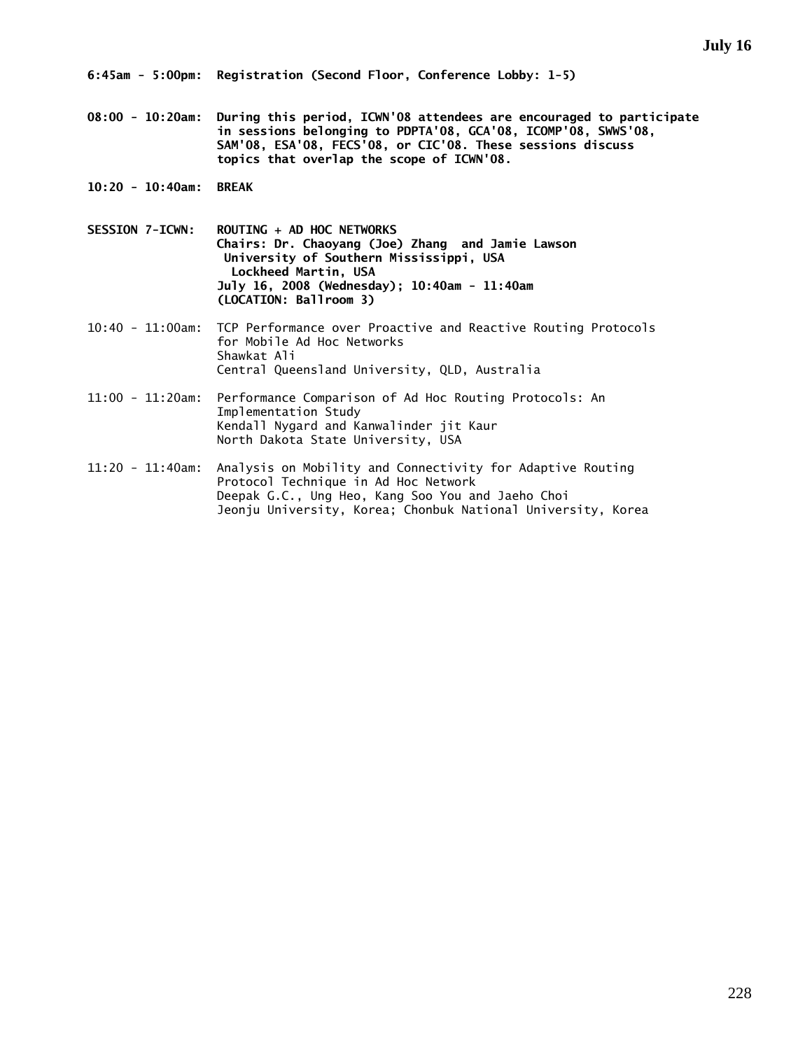## July 16

**6:45am - 5:00pm: Registration (Second Floor, Conference Lobby: 1-5)**

**08:00 - 10:20am: During this period, ICWN'08 attendees are encouraged to participate in sessions belonging to PDPTA'08, GCA'08, ICOMP'08, SWWS'08, SAM'08, ESA'08, FECS'08, or CIC'08. These sessions discuss topics that overlap the scope of ICWN'08.**

**10:20 - 10:40am: BREAK**

**SESSION 7-ICWN: ROUTING + AD HOC NETWORKS**
**Chairs: Dr. Chaoyang (Joe) Zhang and Jamie Lawson**
**University of Southern Mississippi, USA**
**Lockheed Martin, USA**
**July 16, 2008 (Wednesday); 10:40am - 11:40am**
**(LOCATION: Ballroom 3)**

10:40 - 11:00am: TCP Performance over Proactive and Reactive Routing Protocols for Mobile Ad Hoc Networks
Shawkat Ali
Central Queensland University, QLD, Australia

11:00 - 11:20am: Performance Comparison of Ad Hoc Routing Protocols: An Implementation Study
Kendall Nygard and Kanwalinder jit Kaur
North Dakota State University, USA

11:20 - 11:40am: Analysis on Mobility and Connectivity for Adaptive Routing Protocol Technique in Ad Hoc Network
Deepak G.C., Ung Heo, Kang Soo You and Jaeho Choi
Jeonju University, Korea; Chonbuk National University, Korea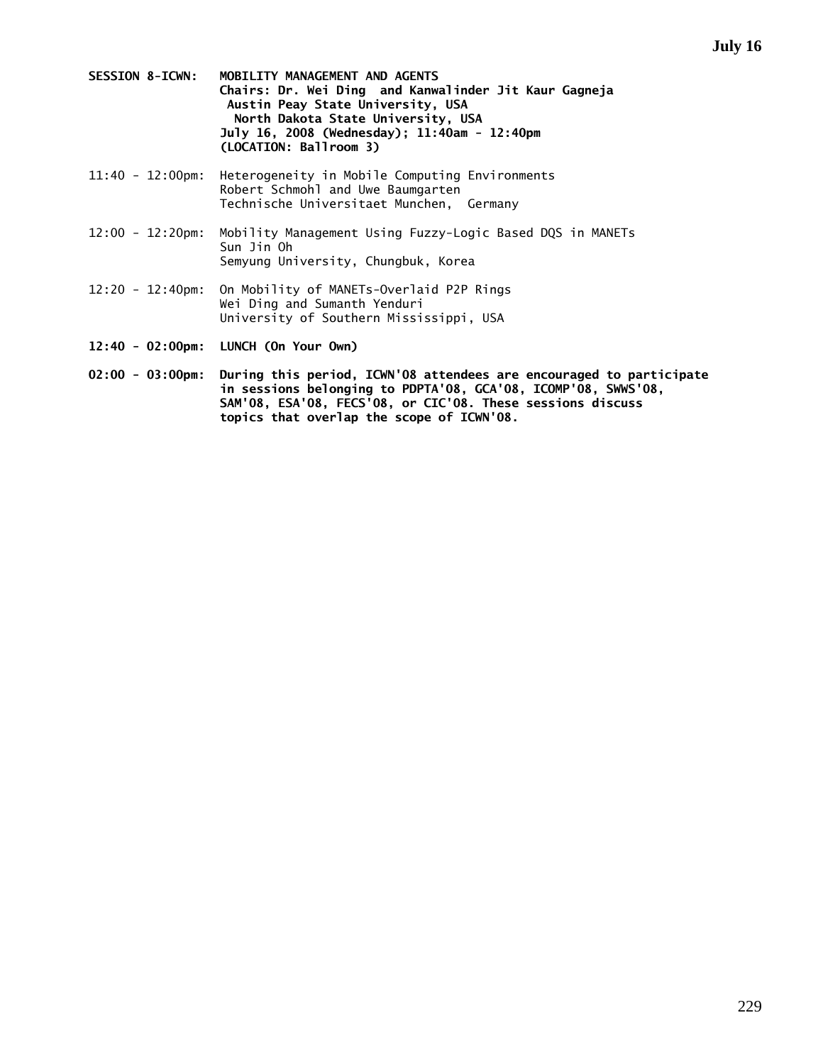**SESSION 8-ICWN: MOBILITY MANAGEMENT AND AGENTS**
**Chairs: Dr. Wei Ding and Kanwalinder Jit Kaur Gagneja**
**Austin Peay State University, USA**
**North Dakota State University, USA**
**July 16, 2008 (Wednesday); 11:40am - 12:40pm**
**(LOCATION: Ballroom 3)**

11:40 - 12:00pm: Heterogeneity in Mobile Computing Environments
Robert Schmohl and Uwe Baumgarten
Technische Universitaet Munchen, Germany

12:00 - 12:20pm: Mobility Management Using Fuzzy-Logic Based DQS in MANETs
Sun Jin Oh
Semyung University, Chungbuk, Korea

12:20 - 12:40pm: On Mobility of MANETs-Overlaid P2P Rings
Wei Ding and Sumanth Yenduri
University of Southern Mississippi, USA

**12:40 - 02:00pm: LUNCH (On Your Own)**

**02:00 - 03:00pm: During this period, ICWN'08 attendees are encouraged to participate in sessions belonging to PDPTA'08, GCA'08, ICOMP'08, SWWS'08, SAM'08, ESA'08, FECS'08, or CIC'08. These sessions discuss topics that overlap the scope of ICWN'08.**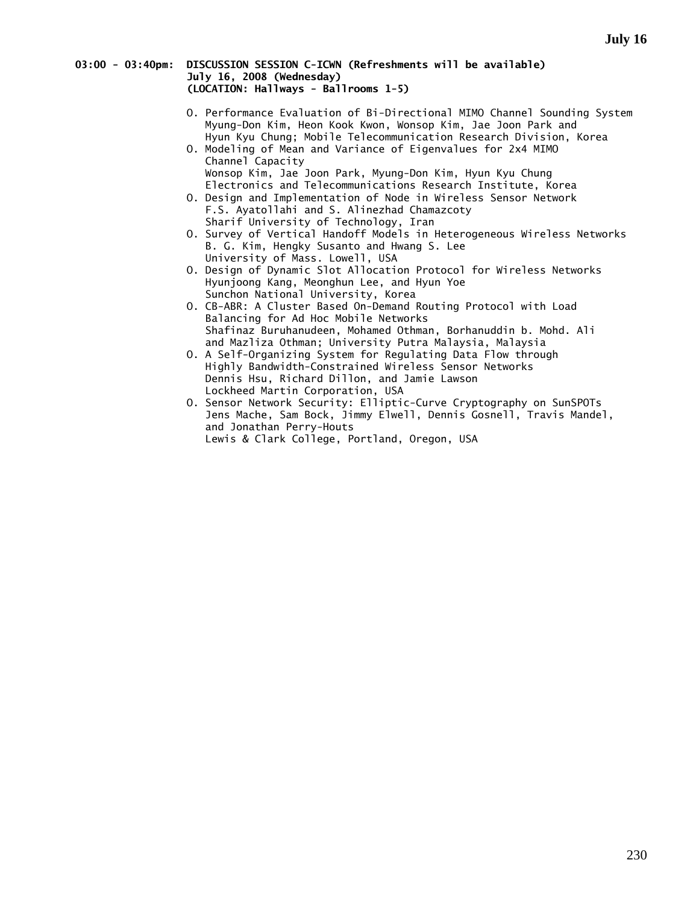**03:00 - 03:40pm: DISCUSSION SESSION C-ICWN (Refreshments will be available)**
**July 16, 2008 (Wednesday)**
**(LOCATION: Hallways - Ballrooms 1-5)**

- O. Performance Evaluation of Bi-Directional MIMO Channel Sounding System
  Myung-Don Kim, Heon Kook Kwon, Wonsop Kim, Jae Joon Park and Hyun Kyu Chung; Mobile Telecommunication Research Division, Korea
- O. Modeling of Mean and Variance of Eigenvalues for 2x4 MIMO Channel Capacity
  Wonsop Kim, Jae Joon Park, Myung-Don Kim, Hyun Kyu Chung
  Electronics and Telecommunications Research Institute, Korea
- O. Design and Implementation of Node in Wireless Sensor Network
  F.S. Ayatollahi and S. Alinezhad Chamazcoty
  Sharif University of Technology, Iran
- O. Survey of Vertical Handoff Models in Heterogeneous Wireless Networks
  B. G. Kim, Hengky Susanto and Hwang S. Lee
  University of Mass. Lowell, USA
- O. Design of Dynamic Slot Allocation Protocol for Wireless Networks
  Hyunjoong Kang, Meonghun Lee, and Hyun Yoe
  Sunchon National University, Korea
- O. CB-ABR: A Cluster Based On-Demand Routing Protocol with Load Balancing for Ad Hoc Mobile Networks
  Shafinaz Buruhanudeen, Mohamed Othman, Borhanuddin b. Mohd. Ali and Mazliza Othman; University Putra Malaysia, Malaysia
- O. A Self-Organizing System for Regulating Data Flow through Highly Bandwidth-Constrained Wireless Sensor Networks
  Dennis Hsu, Richard Dillon, and Jamie Lawson
  Lockheed Martin Corporation, USA
- O. Sensor Network Security: Elliptic-Curve Cryptography on SunSPOTs
  Jens Mache, Sam Bock, Jimmy Elwell, Dennis Gosnell, Travis Mandel, and Jonathan Perry-Houts
  Lewis & Clark College, Portland, Oregon, USA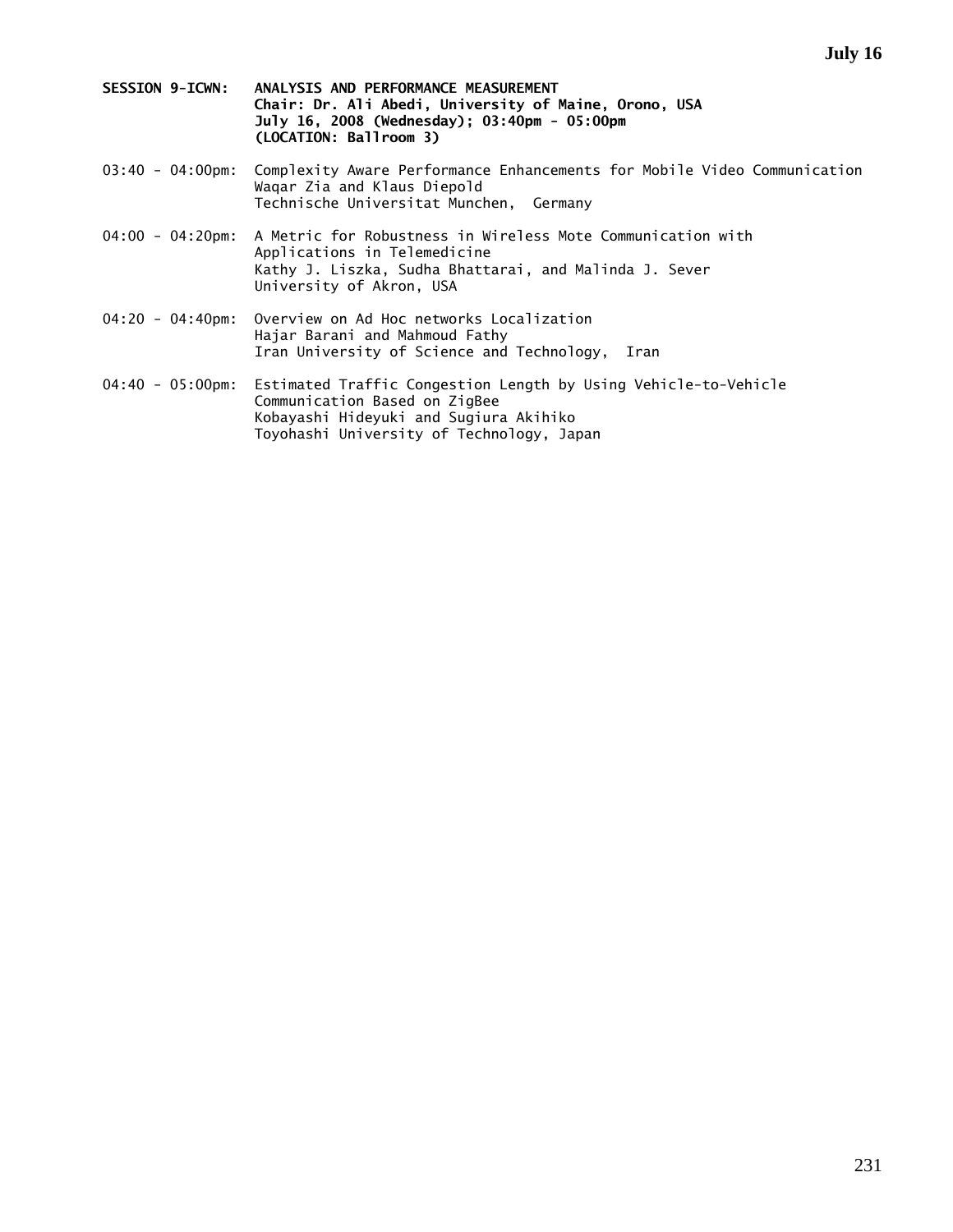**SESSION 9-ICWN: ANALYSIS AND PERFORMANCE MEASUREMENT**
**Chair: Dr. Ali Abedi, University of Maine, Orono, USA**
**July 16, 2008 (Wednesday); 03:40pm - 05:00pm**
**(LOCATION: Ballroom 3)**

03:40 - 04:00pm: Complexity Aware Performance Enhancements for Mobile Video Communication
Waqar Zia and Klaus Diepold
Technische Universitat Munchen, Germany

04:00 - 04:20pm: A Metric for Robustness in Wireless Mote Communication with Applications in Telemedicine
Kathy J. Liszka, Sudha Bhattarai, and Malinda J. Sever
University of Akron, USA

04:20 - 04:40pm: Overview on Ad Hoc networks Localization
Hajar Barani and Mahmoud Fathy
Iran University of Science and Technology, Iran

04:40 - 05:00pm: Estimated Traffic Congestion Length by Using Vehicle-to-Vehicle Communication Based on ZigBee
Kobayashi Hideyuki and Sugiura Akihiko
Toyohashi University of Technology, Japan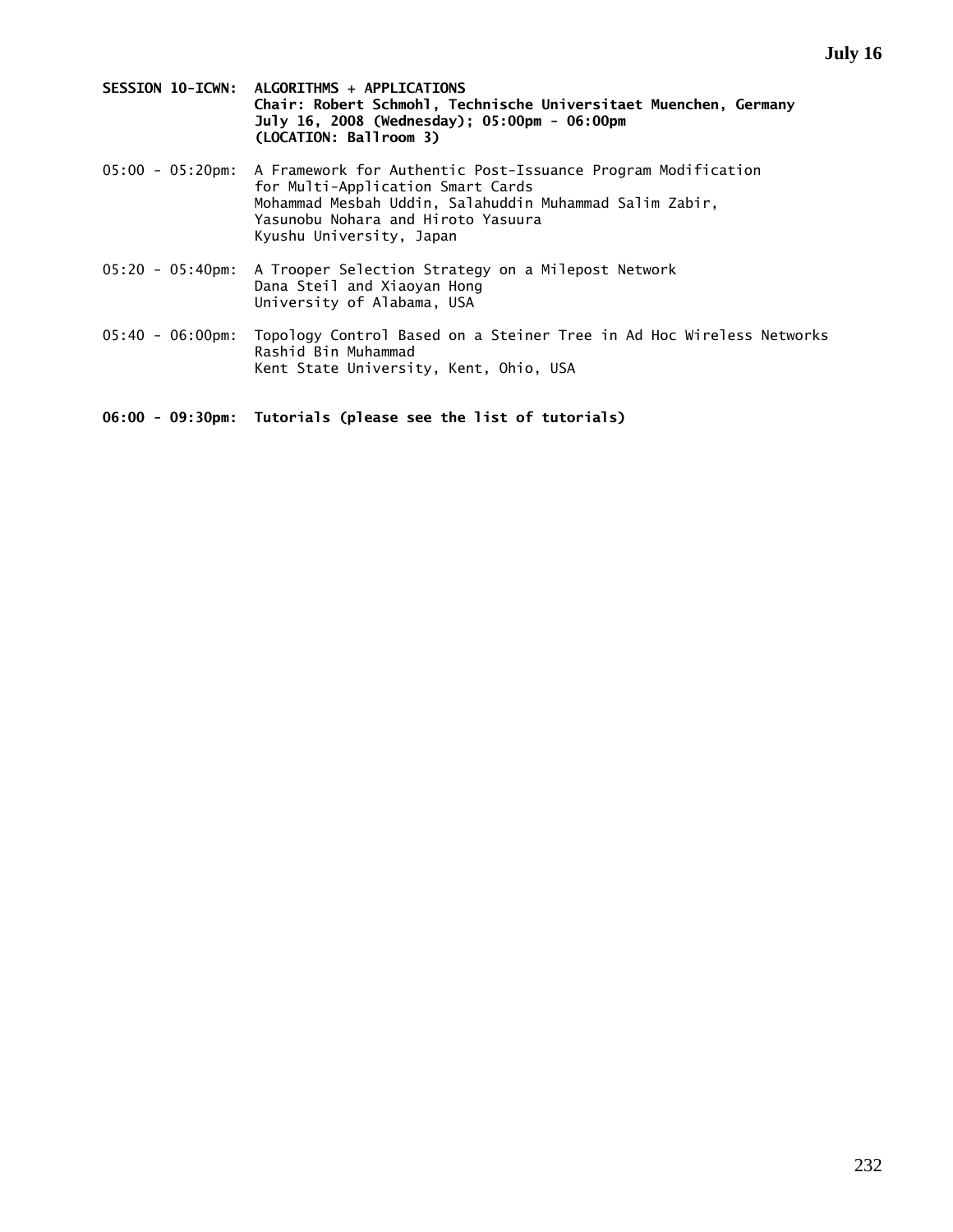**SESSION 10-ICWN: ALGORITHMS + APPLICATIONS**
**Chair: Robert Schmohl, Technische Universitaet Muenchen, Germany**
**July 16, 2008 (Wednesday); 05:00pm - 06:00pm**
**(LOCATION: Ballroom 3)**

05:00 - 05:20pm: A Framework for Authentic Post-Issuance Program Modification for Multi-Application Smart Cards
Mohammad Mesbah Uddin, Salahuddin Muhammad Salim Zabir, Yasunobu Nohara and Hiroto Yasuura
Kyushu University, Japan

05:20 - 05:40pm: A Trooper Selection Strategy on a Milepost Network
Dana Steil and Xiaoyan Hong
University of Alabama, USA

05:40 - 06:00pm: Topology Control Based on a Steiner Tree in Ad Hoc Wireless Networks
Rashid Bin Muhammad
Kent State University, Kent, Ohio, USA

**06:00 - 09:30pm: Tutorials (please see the list of tutorials)**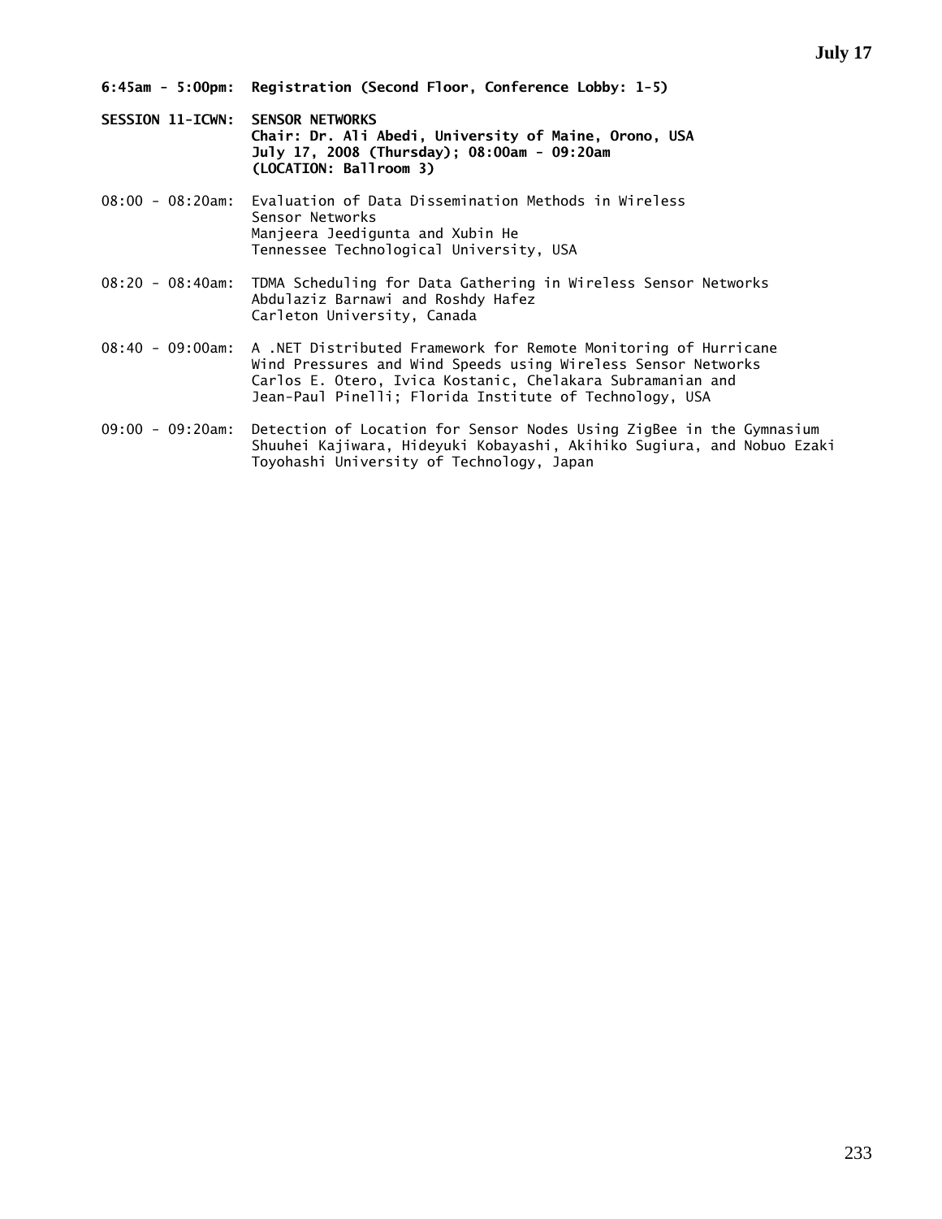**6:45am - 5:00pm: Registration (Second Floor, Conference Lobby: 1-5)**

**SESSION 11-ICWN: SENSOR NETWORKS**
**Chair: Dr. Ali Abedi, University of Maine, Orono, USA**
**July 17, 2008 (Thursday); 08:00am - 09:20am**
**(LOCATION: Ballroom 3)**

08:00 - 08:20am: Evaluation of Data Dissemination Methods in Wireless Sensor Networks
Manjeera Jeedigunta and Xubin He
Tennessee Technological University, USA

08:20 - 08:40am: TDMA Scheduling for Data Gathering in Wireless Sensor Networks
Abdulaziz Barnawi and Roshdy Hafez
Carleton University, Canada

08:40 - 09:00am: A .NET Distributed Framework for Remote Monitoring of Hurricane Wind Pressures and Wind Speeds using Wireless Sensor Networks
Carlos E. Otero, Ivica Kostanic, Chelakara Subramanian and Jean-Paul Pinelli; Florida Institute of Technology, USA

09:00 - 09:20am: Detection of Location for Sensor Nodes Using ZigBee in the Gymnasium
Shuuhei Kajiwara, Hideyuki Kobayashi, Akihiko Sugiura, and Nobuo Ezaki
Toyohashi University of Technology, Japan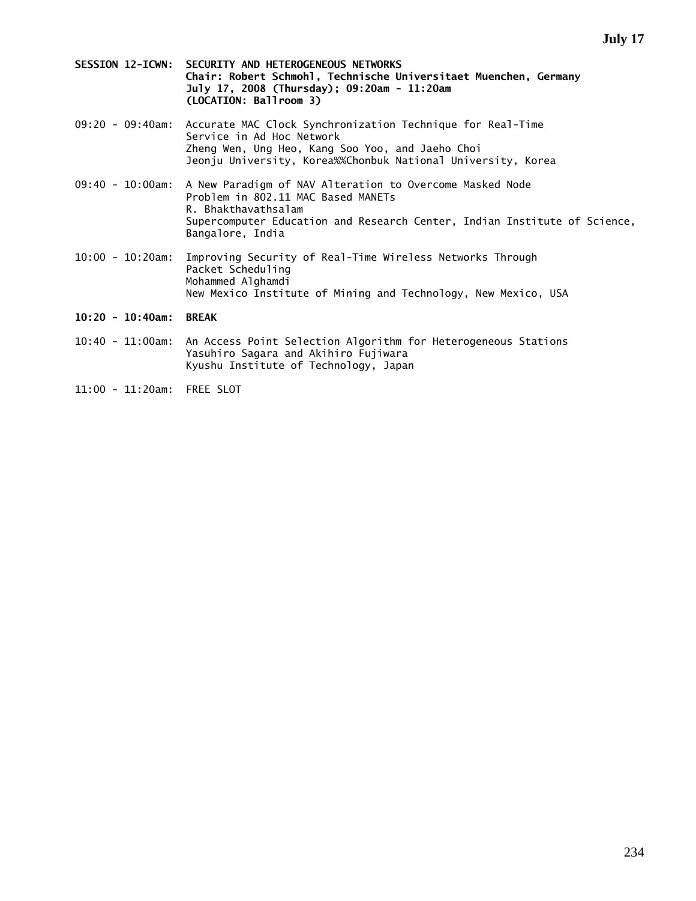**SESSION 12-ICWN: SECURITY AND HETEROGENEOUS NETWORKS**
**Chair: Robert Schmohl, Technische Universitaet Muenchen, Germany**
**July 17, 2008 (Thursday); 09:20am - 11:20am**
**(LOCATION: Ballroom 3)**

09:20 - 09:40am: Accurate MAC Clock Synchronization Technique for Real-Time Service in Ad Hoc Network
Zheng Wen, Ung Heo, Kang Soo Yoo, and Jaeho Choi
Jeonju University, Korea%%Chonbuk National University, Korea

09:40 - 10:00am: A New Paradigm of NAV Alteration to Overcome Masked Node Problem in 802.11 MAC Based MANETs
R. Bhakthavathsalam
Supercomputer Education and Research Center, Indian Institute of Science, Bangalore, India

10:00 - 10:20am: Improving Security of Real-Time Wireless Networks Through Packet Scheduling
Mohammed Alghamdi
New Mexico Institute of Mining and Technology, New Mexico, USA

**10:20 - 10:40am: BREAK**

10:40 - 11:00am: An Access Point Selection Algorithm for Heterogeneous Stations
Yasuhiro Sagara and Akihiro Fujiwara
Kyushu Institute of Technology, Japan

11:00 - 11:20am: FREE SLOT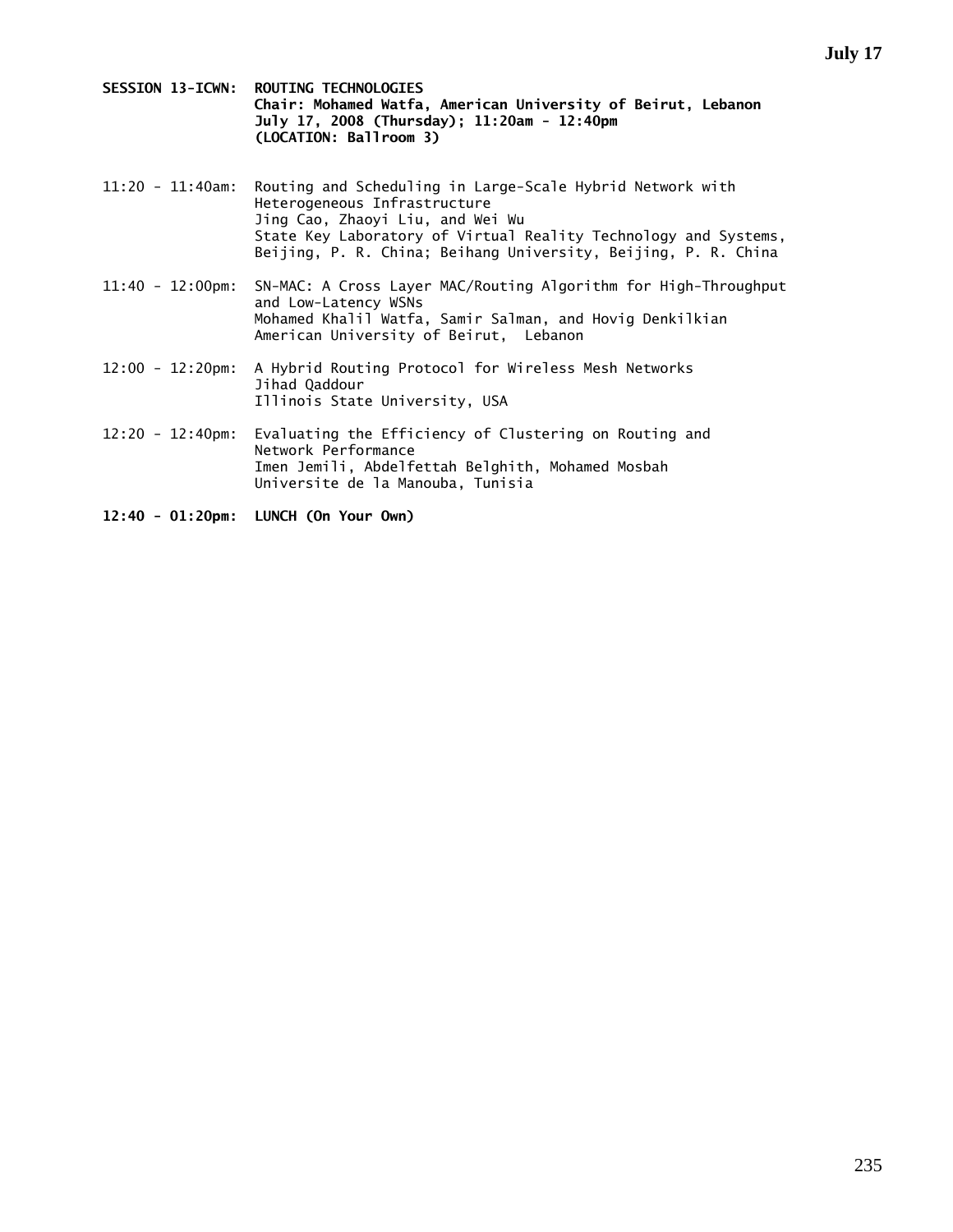**SESSION 13-ICWN: ROUTING TECHNOLOGIES**
**Chair: Mohamed Watfa, American University of Beirut, Lebanon**
**July 17, 2008 (Thursday); 11:20am - 12:40pm**
**(LOCATION: Ballroom 3)**

11:20 - 11:40am: Routing and Scheduling in Large-Scale Hybrid Network with Heterogeneous Infrastructure
Jing Cao, Zhaoyi Liu, and Wei Wu
State Key Laboratory of Virtual Reality Technology and Systems, Beijing, P. R. China; Beihang University, Beijing, P. R. China

11:40 - 12:00pm: SN-MAC: A Cross Layer MAC/Routing Algorithm for High-Throughput and Low-Latency WSNs
Mohamed Khalil Watfa, Samir Salman, and Hovig Denkilkian
American University of Beirut, Lebanon

12:00 - 12:20pm: A Hybrid Routing Protocol for Wireless Mesh Networks
Jihad Qaddour
Illinois State University, USA

12:20 - 12:40pm: Evaluating the Efficiency of Clustering on Routing and Network Performance
Imen Jemili, Abdelfettah Belghith, Mohamed Mosbah
Universite de la Manouba, Tunisia

**12:40 - 01:20pm: LUNCH (On Your Own)**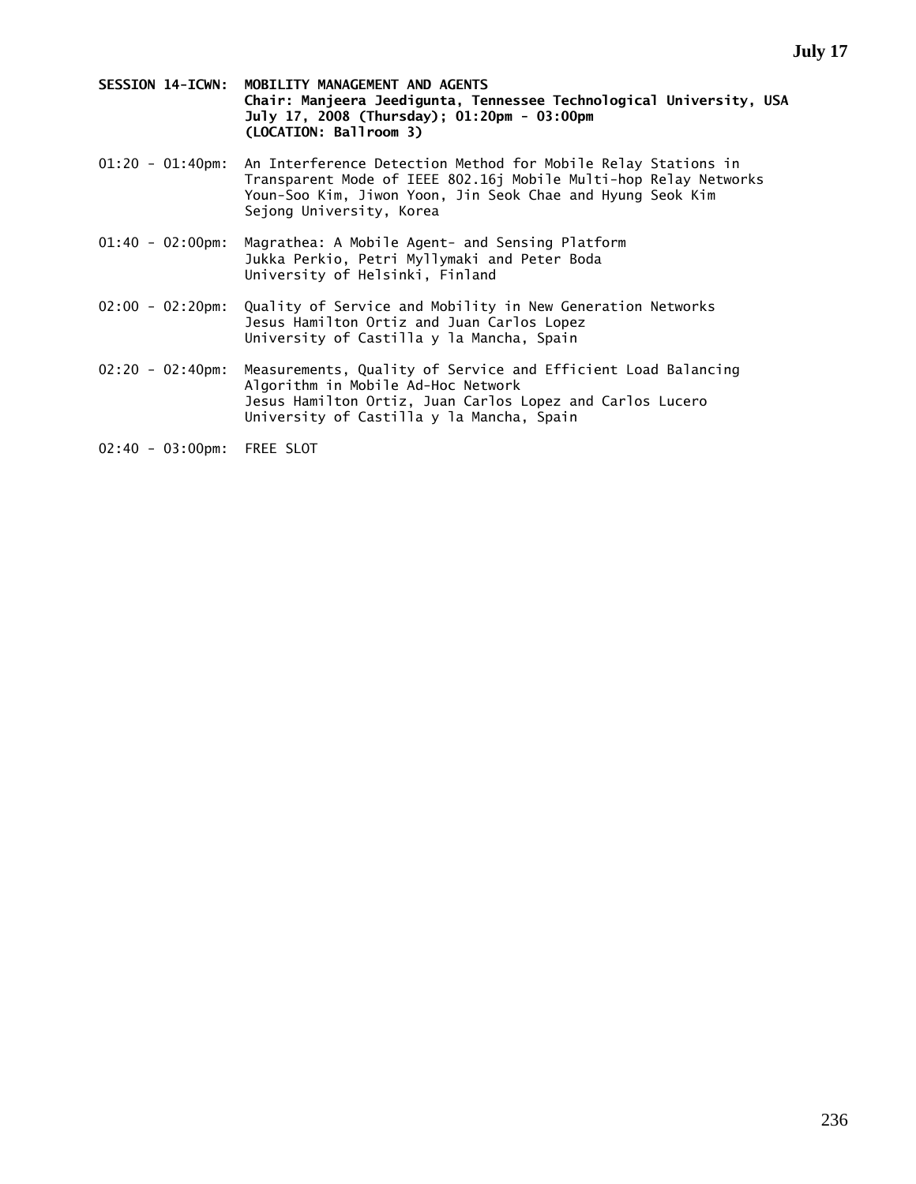**SESSION 14-ICWN: MOBILITY MANAGEMENT AND AGENTS**
**Chair: Manjeera Jeedigunta, Tennessee Technological University, USA**
**July 17, 2008 (Thursday); 01:20pm - 03:00pm**
**(LOCATION: Ballroom 3)**

01:20 - 01:40pm: An Interference Detection Method for Mobile Relay Stations in Transparent Mode of IEEE 802.16j Mobile Multi-hop Relay Networks
Youn-Soo Kim, Jiwon Yoon, Jin Seok Chae and Hyung Seok Kim
Sejong University, Korea

01:40 - 02:00pm: Magrathea: A Mobile Agent- and Sensing Platform
Jukka Perkio, Petri Myllymaki and Peter Boda
University of Helsinki, Finland

02:00 - 02:20pm: Quality of Service and Mobility in New Generation Networks
Jesus Hamilton Ortiz and Juan Carlos Lopez
University of Castilla y la Mancha, Spain

02:20 - 02:40pm: Measurements, Quality of Service and Efficient Load Balancing Algorithm in Mobile Ad-Hoc Network
Jesus Hamilton Ortiz, Juan Carlos Lopez and Carlos Lucero
University of Castilla y la Mancha, Spain

02:40 - 03:00pm: FREE SLOT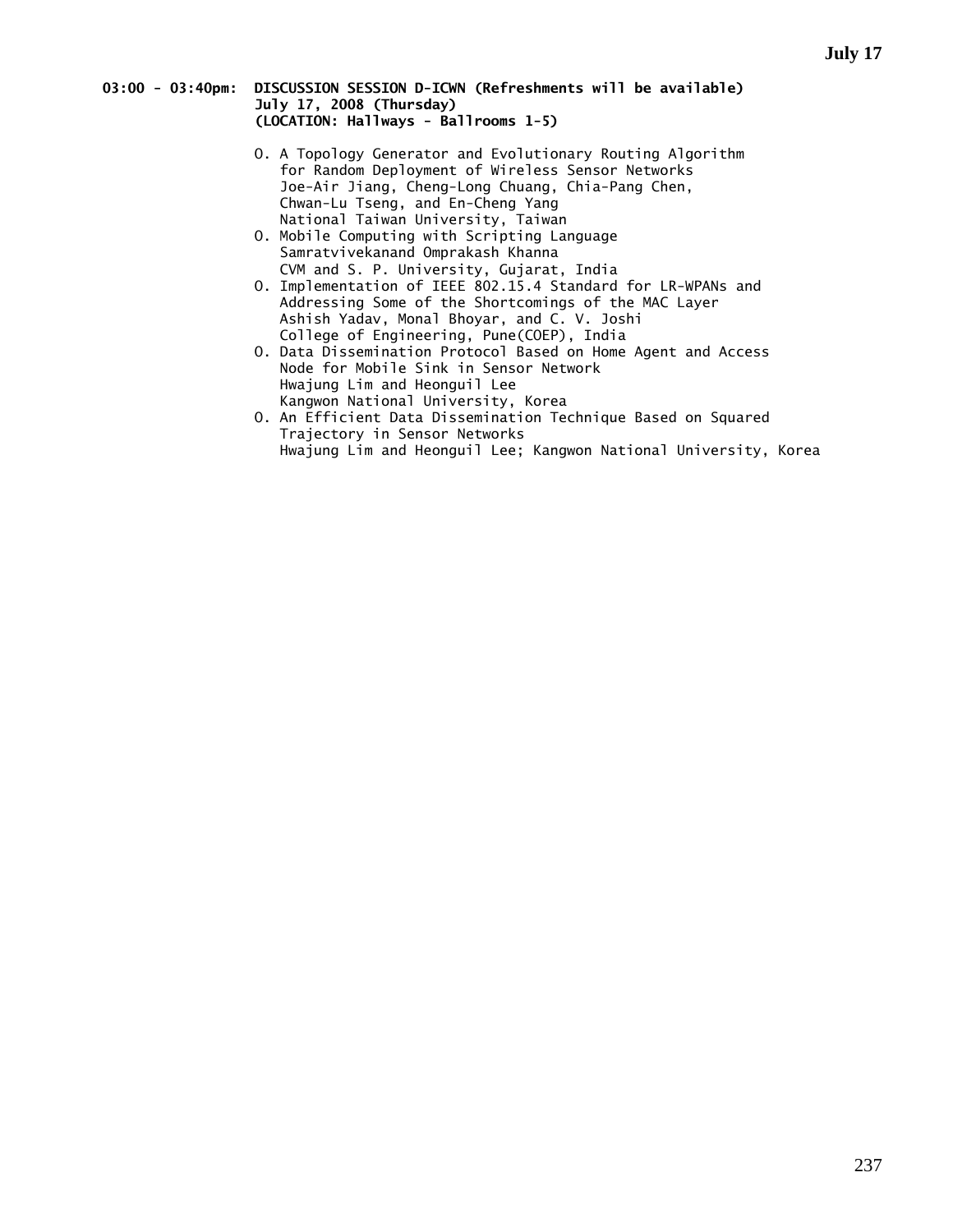**03:00 - 03:40pm: DISCUSSION SESSION D-ICWN (Refreshments will be available)**
**July 17, 2008 (Thursday)**
**(LOCATION: Hallways - Ballrooms 1-5)**

- O. A Topology Generator and Evolutionary Routing Algorithm for Random Deployment of Wireless Sensor Networks
  Joe-Air Jiang, Cheng-Long Chuang, Chia-Pang Chen, Chwan-Lu Tseng, and En-Cheng Yang
  National Taiwan University, Taiwan
- O. Mobile Computing with Scripting Language
  Samratvivekanand Omprakash Khanna
  CVM and S. P. University, Gujarat, India
- O. Implementation of IEEE 802.15.4 Standard for LR-WPANs and Addressing Some of the Shortcomings of the MAC Layer
  Ashish Yadav, Monal Bhoyar, and C. V. Joshi
  College of Engineering, Pune(COEP), India
- O. Data Dissemination Protocol Based on Home Agent and Access Node for Mobile Sink in Sensor Network
  Hwajung Lim and Heonguil Lee
  Kangwon National University, Korea
- O. An Efficient Data Dissemination Technique Based on Squared Trajectory in Sensor Networks
  Hwajung Lim and Heonguil Lee; Kangwon National University, Korea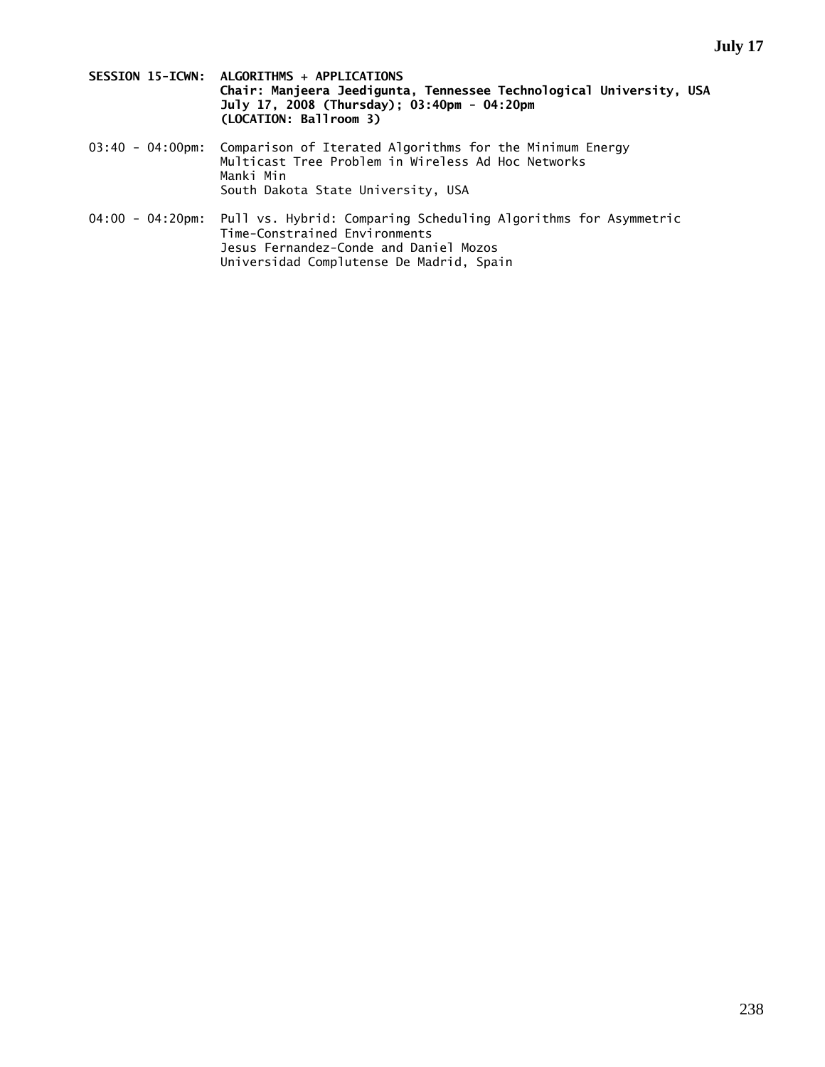**SESSION 15-ICWN: ALGORITHMS + APPLICATIONS**
**Chair: Manjeera Jeedigunta, Tennessee Technological University, USA**
**July 17, 2008 (Thursday); 03:40pm - 04:20pm**
**(LOCATION: Ballroom 3)**

03:40 - 04:00pm: Comparison of Iterated Algorithms for the Minimum Energy Multicast Tree Problem in Wireless Ad Hoc Networks
Manki Min
South Dakota State University, USA

04:00 - 04:20pm: Pull vs. Hybrid: Comparing Scheduling Algorithms for Asymmetric Time-Constrained Environments
Jesus Fernandez-Conde and Daniel Mozos
Universidad Complutense De Madrid, Spain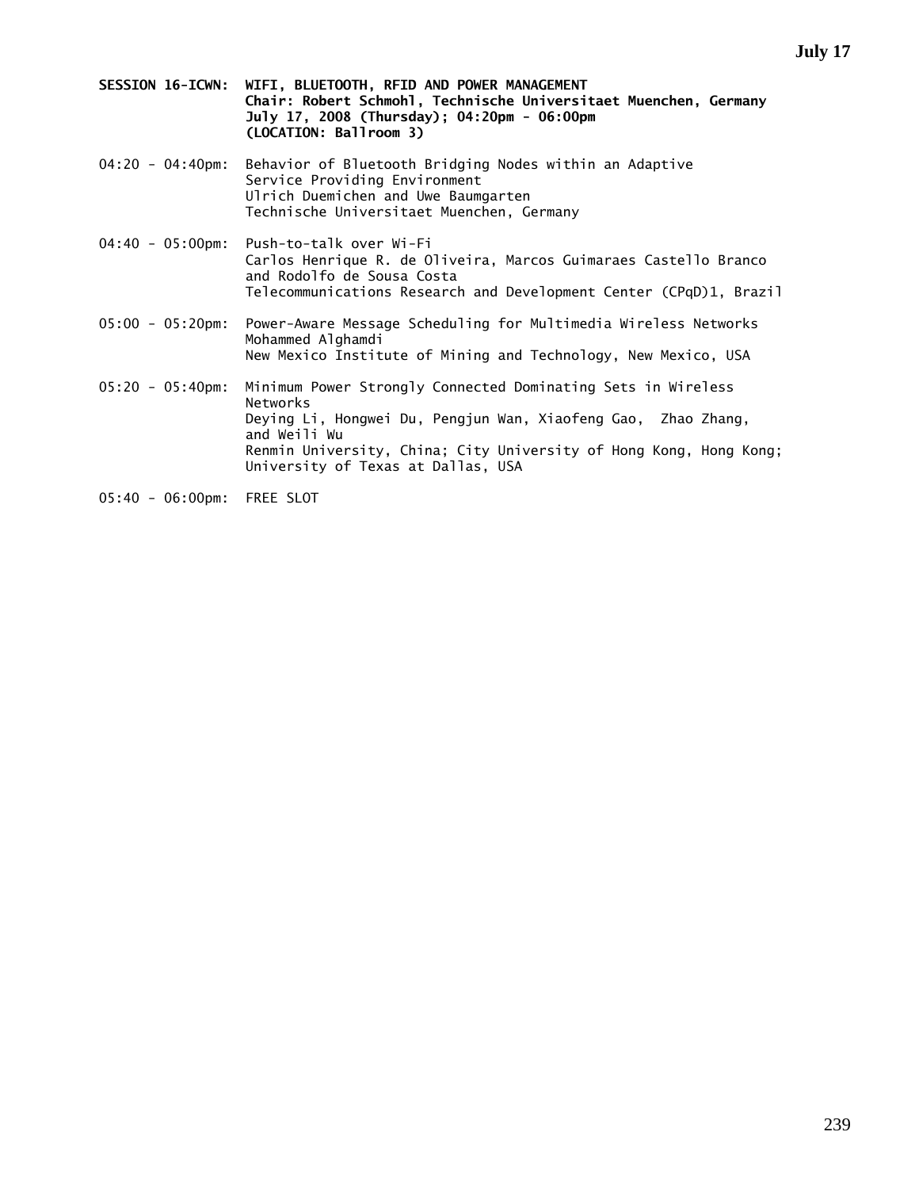**SESSION 16-ICWN: WIFI, BLUETOOTH, RFID AND POWER MANAGEMENT**
**Chair: Robert Schmohl, Technische Universitaet Muenchen, Germany**
**July 17, 2008 (Thursday); 04:20pm - 06:00pm**
**(LOCATION: Ballroom 3)**

04:20 - 04:40pm: Behavior of Bluetooth Bridging Nodes within an Adaptive Service Providing Environment
Ulrich Duemichen and Uwe Baumgarten
Technische Universitaet Muenchen, Germany

04:40 - 05:00pm: Push-to-talk over Wi-Fi
Carlos Henrique R. de Oliveira, Marcos Guimaraes Castello Branco and Rodolfo de Sousa Costa
Telecommunications Research and Development Center (CPqD)1, Brazil

05:00 - 05:20pm: Power-Aware Message Scheduling for Multimedia Wireless Networks
Mohammed Alghamdi
New Mexico Institute of Mining and Technology, New Mexico, USA

05:20 - 05:40pm: Minimum Power Strongly Connected Dominating Sets in Wireless Networks
Deying Li, Hongwei Du, Pengjun Wan, Xiaofeng Gao, Zhao Zhang, and Weili Wu
Renmin University, China; City University of Hong Kong, Hong Kong; University of Texas at Dallas, USA

05:40 - 06:00pm: FREE SLOT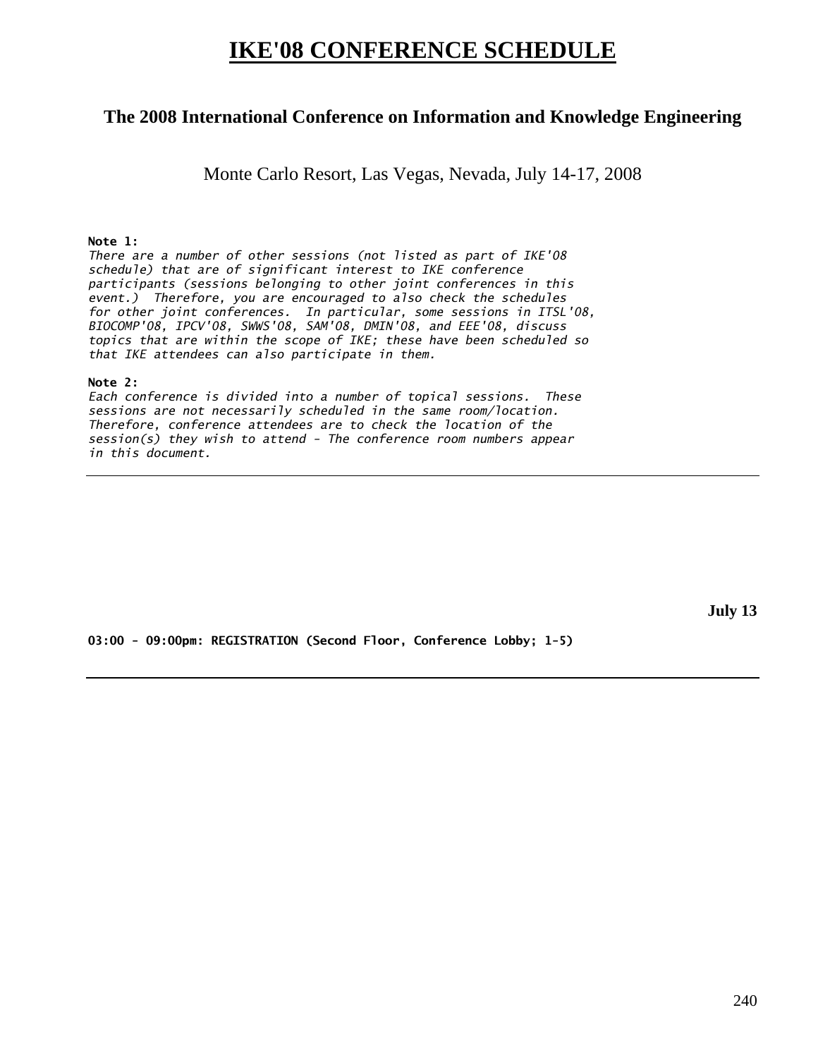# IKE'08 CONFERENCE SCHEDULE

## The 2008 International Conference on Information and Knowledge Engineering

Monte Carlo Resort, Las Vegas, Nevada, July 14-17, 2008

**Note 1:**
*There are a number of other sessions (not listed as part of IKE'08 schedule) that are of significant interest to IKE conference participants (sessions belonging to other joint conferences in this event.) Therefore, you are encouraged to also check the schedules for other joint conferences. In particular, some sessions in ITSL'08, BIOCOMP'08, IPCV'08, SWWS'08, SAM'08, DMIN'08, and EEE'08, discuss topics that are within the scope of IKE; these have been scheduled so that IKE attendees can also participate in them.*

**Note 2:**
*Each conference is divided into a number of topical sessions. These sessions are not necessarily scheduled in the same room/location. Therefore, conference attendees are to check the location of the session(s) they wish to attend - The conference room numbers appear in this document.*

---

**July 13**

**03:00 - 09:00pm: REGISTRATION (Second Floor, Conference Lobby; 1-5)**

---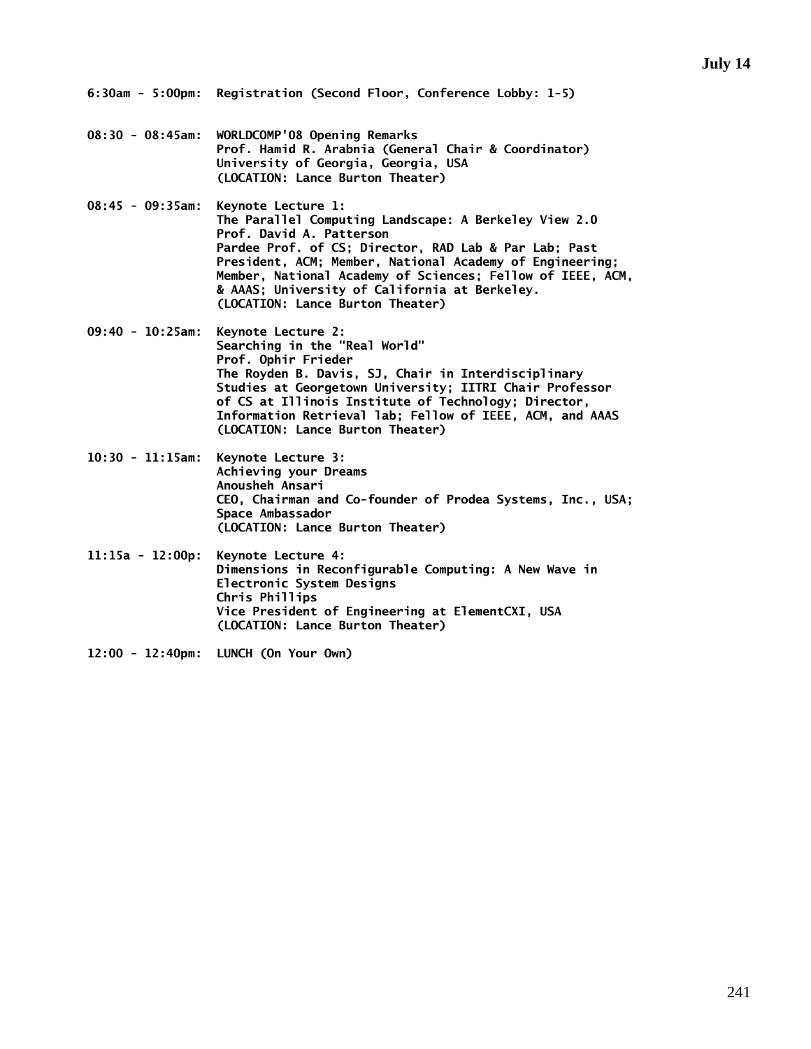## July 14

**6:30am - 5:00pm:** **Registration (Second Floor, Conference Lobby: 1-5)**

**08:30 - 08:45am:** **WORLDCOMP'08 Opening Remarks**
**Prof. Hamid R. Arabnia (General Chair & Coordinator)**
**University of Georgia, Georgia, USA**
**(LOCATION: Lance Burton Theater)**

**08:45 - 09:35am:** **Keynote Lecture 1:**
**The Parallel Computing Landscape: A Berkeley View 2.0**
**Prof. David A. Patterson**
**Pardee Prof. of CS; Director, RAD Lab & Par Lab; Past President, ACM; Member, National Academy of Engineering; Member, National Academy of Sciences; Fellow of IEEE, ACM, & AAAS; University of California at Berkeley.**
**(LOCATION: Lance Burton Theater)**

**09:40 - 10:25am:** **Keynote Lecture 2:**
**Searching in the "Real World"**
**Prof. Ophir Frieder**
**The Royden B. Davis, SJ, Chair in Interdisciplinary Studies at Georgetown University; IITRI Chair Professor of CS at Illinois Institute of Technology; Director, Information Retrieval lab; Fellow of IEEE, ACM, and AAAS**
**(LOCATION: Lance Burton Theater)**

**10:30 - 11:15am:** **Keynote Lecture 3:**
**Achieving your Dreams**
**Anousheh Ansari**
**CEO, Chairman and Co-founder of Prodea Systems, Inc., USA; Space Ambassador**
**(LOCATION: Lance Burton Theater)**

**11:15a - 12:00p:** **Keynote Lecture 4:**
**Dimensions in Reconfigurable Computing: A New Wave in Electronic System Designs**
**Chris Phillips**
**Vice President of Engineering at ElementCXI, USA**
**(LOCATION: Lance Burton Theater)**

**12:00 - 12:40pm:** **LUNCH (On Your Own)**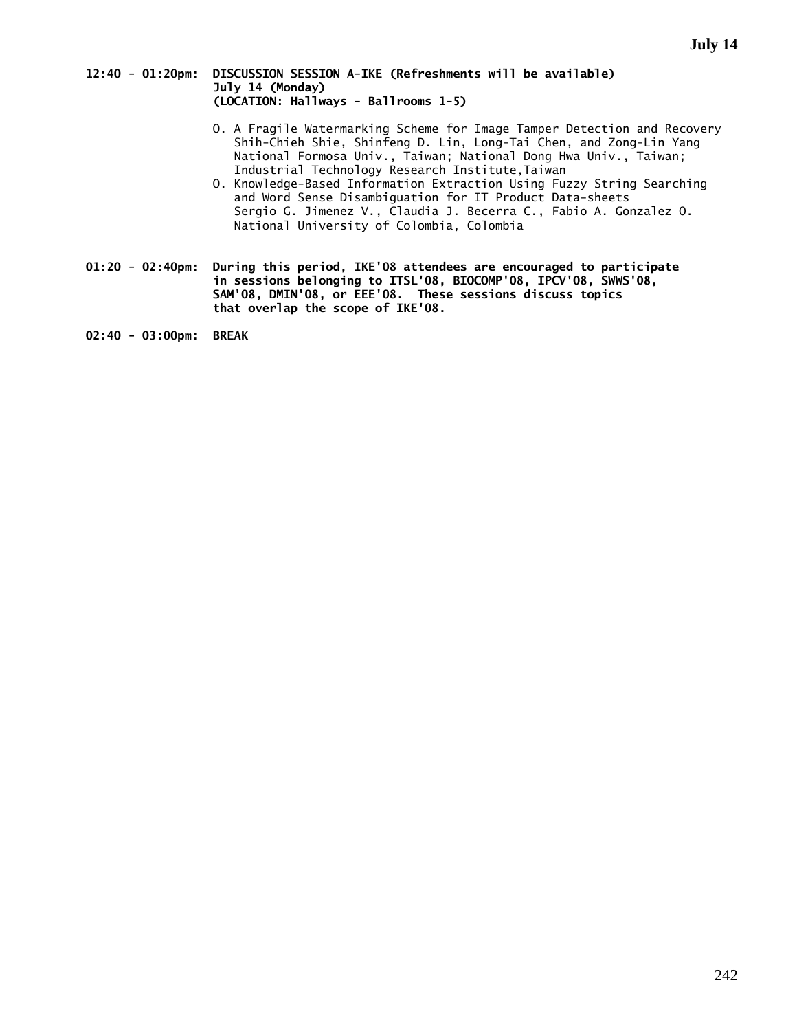**12:40 - 01:20pm: DISCUSSION SESSION A-IKE (Refreshments will be available)**
**July 14 (Monday)**
**(LOCATION: Hallways - Ballrooms 1-5)**

- O. A Fragile Watermarking Scheme for Image Tamper Detection and Recovery
  Shih-Chieh Shie, Shinfeng D. Lin, Long-Tai Chen, and Zong-Lin Yang
  National Formosa Univ., Taiwan; National Dong Hwa Univ., Taiwan;
  Industrial Technology Research Institute,Taiwan
- O. Knowledge-Based Information Extraction Using Fuzzy String Searching and Word Sense Disambiguation for IT Product Data-sheets
  Sergio G. Jimenez V., Claudia J. Becerra C., Fabio A. Gonzalez O.
  National University of Colombia, Colombia

**01:20 - 02:40pm: During this period, IKE'08 attendees are encouraged to participate in sessions belonging to ITSL'08, BIOCOMP'08, IPCV'08, SWWS'08, SAM'08, DMIN'08, or EEE'08. These sessions discuss topics that overlap the scope of IKE'08.**

**02:40 - 03:00pm: BREAK**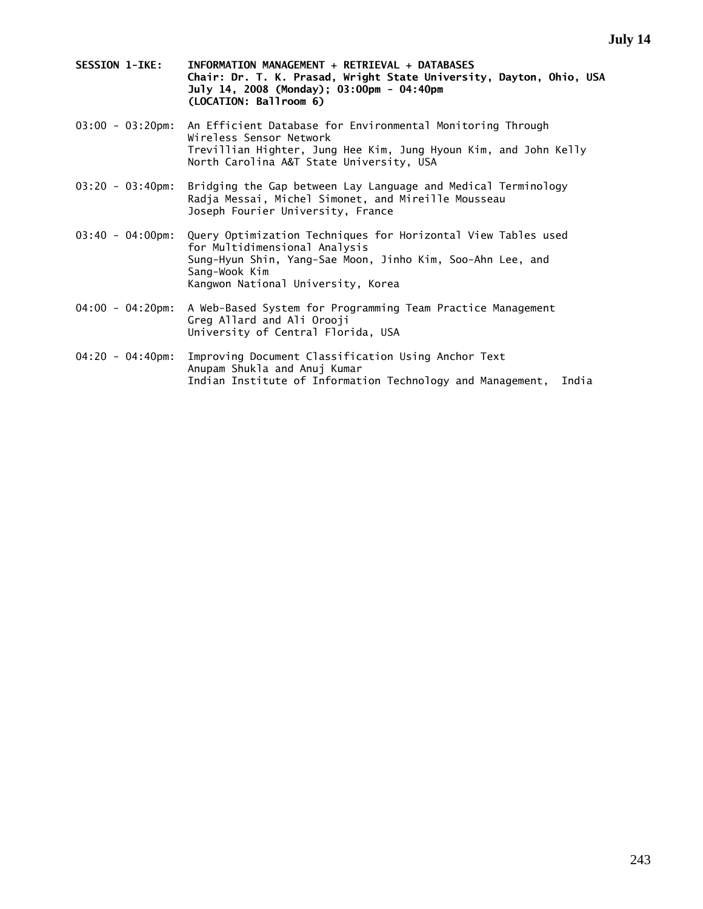**SESSION 1-IKE: INFORMATION MANAGEMENT + RETRIEVAL + DATABASES**
**Chair: Dr. T. K. Prasad, Wright State University, Dayton, Ohio, USA**
**July 14, 2008 (Monday); 03:00pm - 04:40pm**
**(LOCATION: Ballroom 6)**

03:00 - 03:20pm: An Efficient Database for Environmental Monitoring Through Wireless Sensor Network
Trevillian Highter, Jung Hee Kim, Jung Hyoun Kim, and John Kelly
North Carolina A&T State University, USA

03:20 - 03:40pm: Bridging the Gap between Lay Language and Medical Terminology
Radja Messai, Michel Simonet, and Mireille Mousseau
Joseph Fourier University, France

03:40 - 04:00pm: Query Optimization Techniques for Horizontal View Tables used for Multidimensional Analysis
Sung-Hyun Shin, Yang-Sae Moon, Jinho Kim, Soo-Ahn Lee, and Sang-Wook Kim
Kangwon National University, Korea

04:00 - 04:20pm: A Web-Based System for Programming Team Practice Management
Greg Allard and Ali Orooji
University of Central Florida, USA

04:20 - 04:40pm: Improving Document Classification Using Anchor Text
Anupam Shukla and Anuj Kumar
Indian Institute of Information Technology and Management, India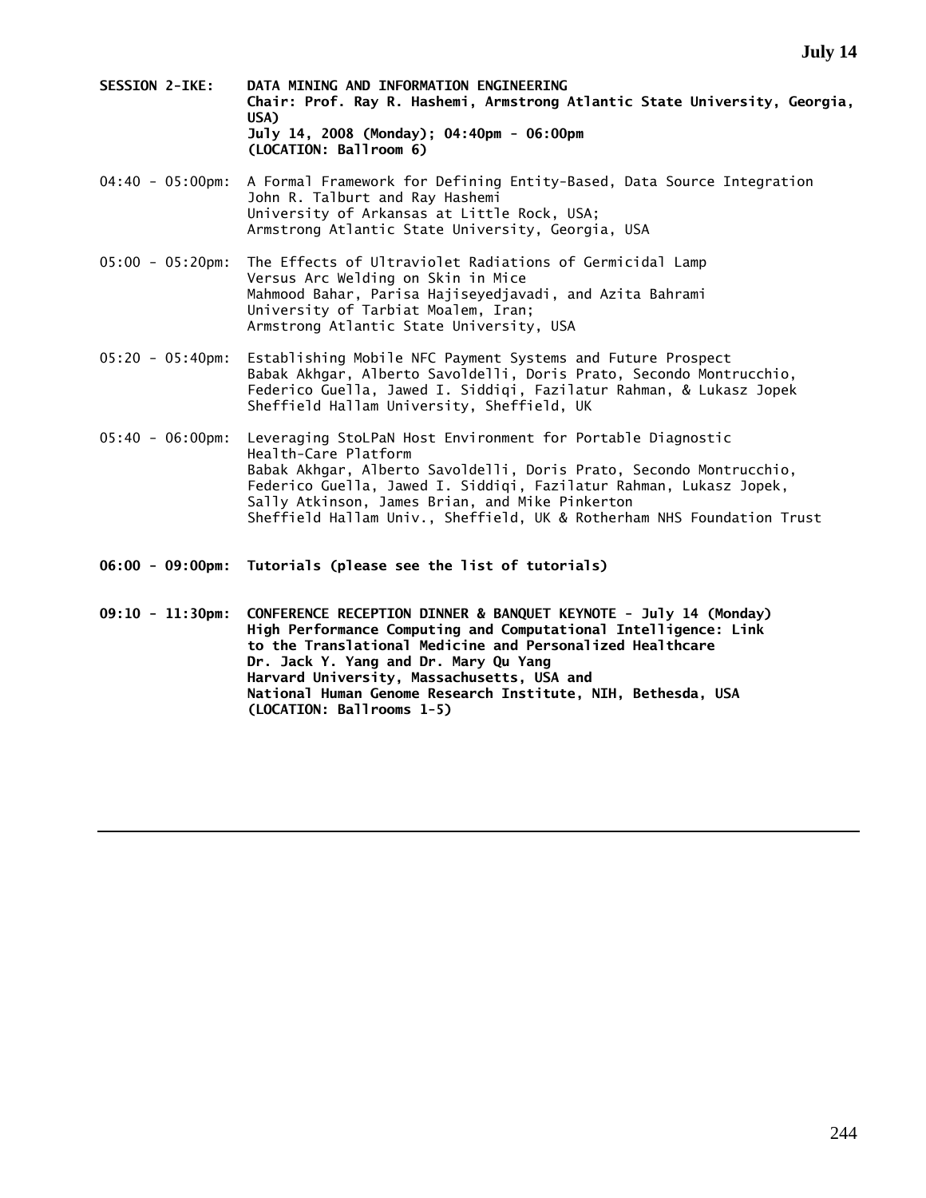**SESSION 2-IKE: DATA MINING AND INFORMATION ENGINEERING**
**Chair: Prof. Ray R. Hashemi, Armstrong Atlantic State University, Georgia, USA)**
**July 14, 2008 (Monday); 04:40pm - 06:00pm**
**(LOCATION: Ballroom 6)**

04:40 - 05:00pm: A Formal Framework for Defining Entity-Based, Data Source Integration
John R. Talburt and Ray Hashemi
University of Arkansas at Little Rock, USA;
Armstrong Atlantic State University, Georgia, USA

05:00 - 05:20pm: The Effects of Ultraviolet Radiations of Germicidal Lamp Versus Arc Welding on Skin in Mice
Mahmood Bahar, Parisa Hajiseyedjavadi, and Azita Bahrami
University of Tarbiat Moalem, Iran;
Armstrong Atlantic State University, USA

05:20 - 05:40pm: Establishing Mobile NFC Payment Systems and Future Prospect
Babak Akhgar, Alberto Savoldelli, Doris Prato, Secondo Montrucchio, Federico Guella, Jawed I. Siddiqi, Fazilatur Rahman, & Lukasz Jopek
Sheffield Hallam University, Sheffield, UK

05:40 - 06:00pm: Leveraging StoLPaN Host Environment for Portable Diagnostic Health-Care Platform
Babak Akhgar, Alberto Savoldelli, Doris Prato, Secondo Montrucchio, Federico Guella, Jawed I. Siddiqi, Fazilatur Rahman, Lukasz Jopek, Sally Atkinson, James Brian, and Mike Pinkerton
Sheffield Hallam Univ., Sheffield, UK & Rotherham NHS Foundation Trust

**06:00 - 09:00pm: Tutorials (please see the list of tutorials)**

**09:10 - 11:30pm: CONFERENCE RECEPTION DINNER & BANQUET KEYNOTE - July 14 (Monday)**
**High Performance Computing and Computational Intelligence: Link to the Translational Medicine and Personalized Healthcare**
**Dr. Jack Y. Yang and Dr. Mary Qu Yang**
**Harvard University, Massachusetts, USA and**
**National Human Genome Research Institute, NIH, Bethesda, USA**
**(LOCATION: Ballrooms 1-5)**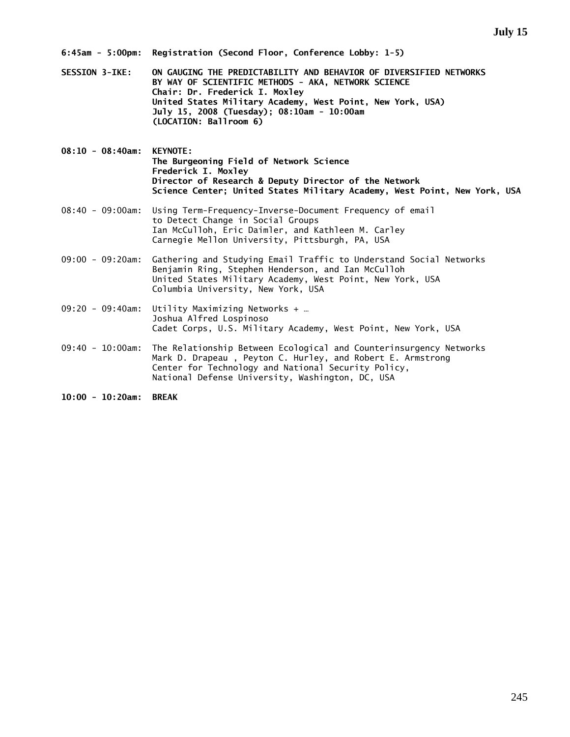**July 15**

**6:45am - 5:00pm: Registration (Second Floor, Conference Lobby: 1-5)**

**SESSION 3-IKE: ON GAUGING THE PREDICTABILITY AND BEHAVIOR OF DIVERSIFIED NETWORKS BY WAY OF SCIENTIFIC METHODS - AKA, NETWORK SCIENCE**
**Chair: Dr. Frederick I. Moxley**
**United States Military Academy, West Point, New York, USA)**
**July 15, 2008 (Tuesday); 08:10am - 10:00am**
**(LOCATION: Ballroom 6)**

**08:10 - 08:40am: KEYNOTE:**
**The Burgeoning Field of Network Science**
**Frederick I. Moxley**
**Director of Research & Deputy Director of the Network Science Center; United States Military Academy, West Point, New York, USA**

08:40 - 09:00am: Using Term-Frequency-Inverse-Document Frequency of email to Detect Change in Social Groups
Ian McCulloh, Eric Daimler, and Kathleen M. Carley
Carnegie Mellon University, Pittsburgh, PA, USA

09:00 - 09:20am: Gathering and Studying Email Traffic to Understand Social Networks
Benjamin Ring, Stephen Henderson, and Ian McCulloh
United States Military Academy, West Point, New York, USA
Columbia University, New York, USA

09:20 - 09:40am: Utility Maximizing Networks + …
Joshua Alfred Lospinoso
Cadet Corps, U.S. Military Academy, West Point, New York, USA

09:40 - 10:00am: The Relationship Between Ecological and Counterinsurgency Networks
Mark D. Drapeau , Peyton C. Hurley, and Robert E. Armstrong
Center for Technology and National Security Policy,
National Defense University, Washington, DC, USA

**10:00 - 10:20am: BREAK**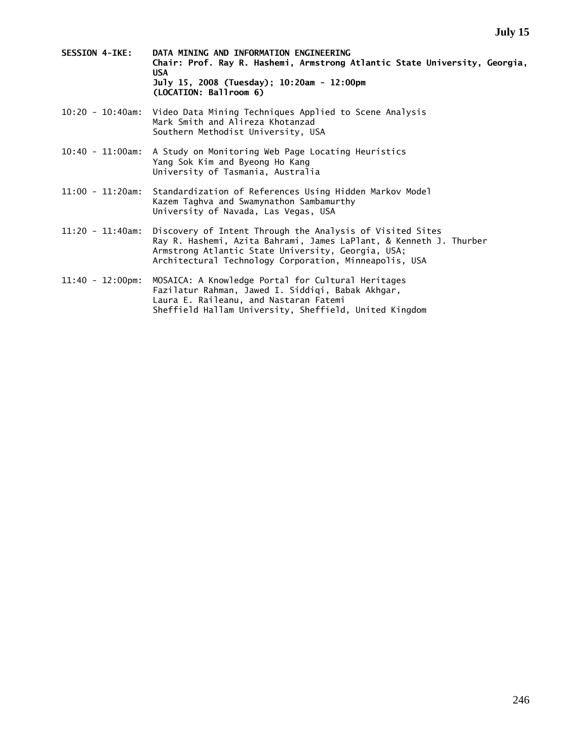**SESSION 4-IKE: DATA MINING AND INFORMATION ENGINEERING**
**Chair: Prof. Ray R. Hashemi, Armstrong Atlantic State University, Georgia, USA**
**July 15, 2008 (Tuesday); 10:20am - 12:00pm**
**(LOCATION: Ballroom 6)**

10:20 - 10:40am: Video Data Mining Techniques Applied to Scene Analysis
Mark Smith and Alireza Khotanzad
Southern Methodist University, USA

10:40 - 11:00am: A Study on Monitoring Web Page Locating Heuristics
Yang Sok Kim and Byeong Ho Kang
University of Tasmania, Australia

11:00 - 11:20am: Standardization of References Using Hidden Markov Model
Kazem Taghva and Swamynathon Sambamurthy
University of Navada, Las Vegas, USA

11:20 - 11:40am: Discovery of Intent Through the Analysis of Visited Sites
Ray R. Hashemi, Azita Bahrami, James LaPlant, & Kenneth J. Thurber
Armstrong Atlantic State University, Georgia, USA;
Architectural Technology Corporation, Minneapolis, USA

11:40 - 12:00pm: MOSAICA: A Knowledge Portal for Cultural Heritages
Fazilatur Rahman, Jawed I. Siddiqi, Babak Akhgar,
Laura E. Raileanu, and Nastaran Fatemi
Sheffield Hallam University, Sheffield, United Kingdom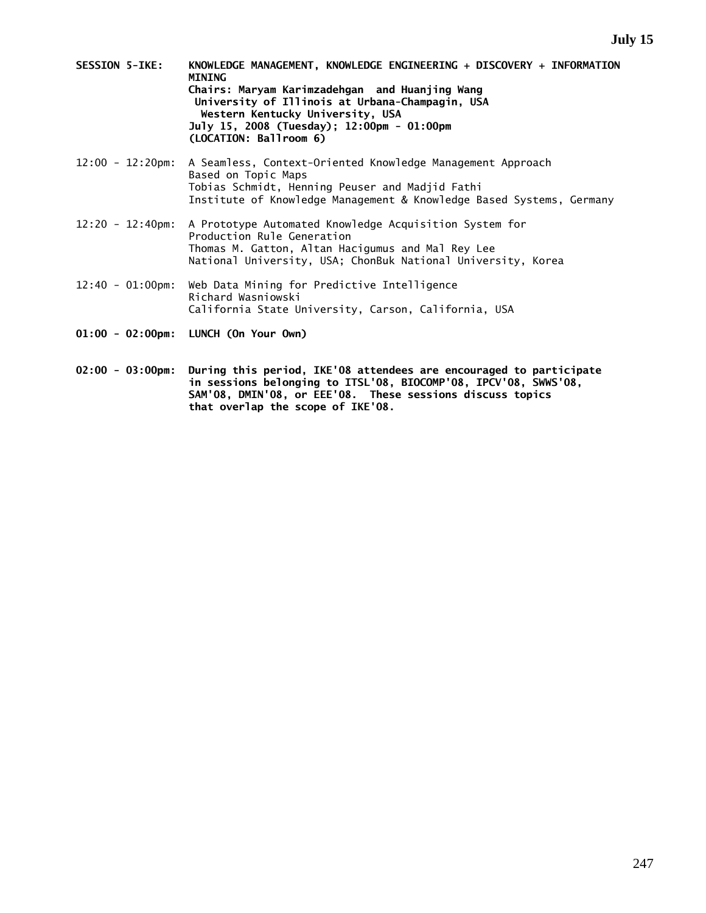**SESSION 5-IKE: KNOWLEDGE MANAGEMENT, KNOWLEDGE ENGINEERING + DISCOVERY + INFORMATION MINING**
**Chairs: Maryam Karimzadehgan and Huanjing Wang**
**University of Illinois at Urbana-Champagin, USA**
**Western Kentucky University, USA**
**July 15, 2008 (Tuesday); 12:00pm - 01:00pm**
**(LOCATION: Ballroom 6)**

12:00 - 12:20pm: A Seamless, Context-Oriented Knowledge Management Approach Based on Topic Maps
Tobias Schmidt, Henning Peuser and Madjid Fathi
Institute of Knowledge Management & Knowledge Based Systems, Germany

12:20 - 12:40pm: A Prototype Automated Knowledge Acquisition System for Production Rule Generation
Thomas M. Gatton, Altan Hacigumus and Mal Rey Lee
National University, USA; ChonBuk National University, Korea

12:40 - 01:00pm: Web Data Mining for Predictive Intelligence
Richard Wasniowski
California State University, Carson, California, USA

**01:00 - 02:00pm: LUNCH (On Your Own)**

**02:00 - 03:00pm: During this period, IKE'08 attendees are encouraged to participate in sessions belonging to ITSL'08, BIOCOMP'08, IPCV'08, SWWS'08, SAM'08, DMIN'08, or EEE'08. These sessions discuss topics that overlap the scope of IKE'08.**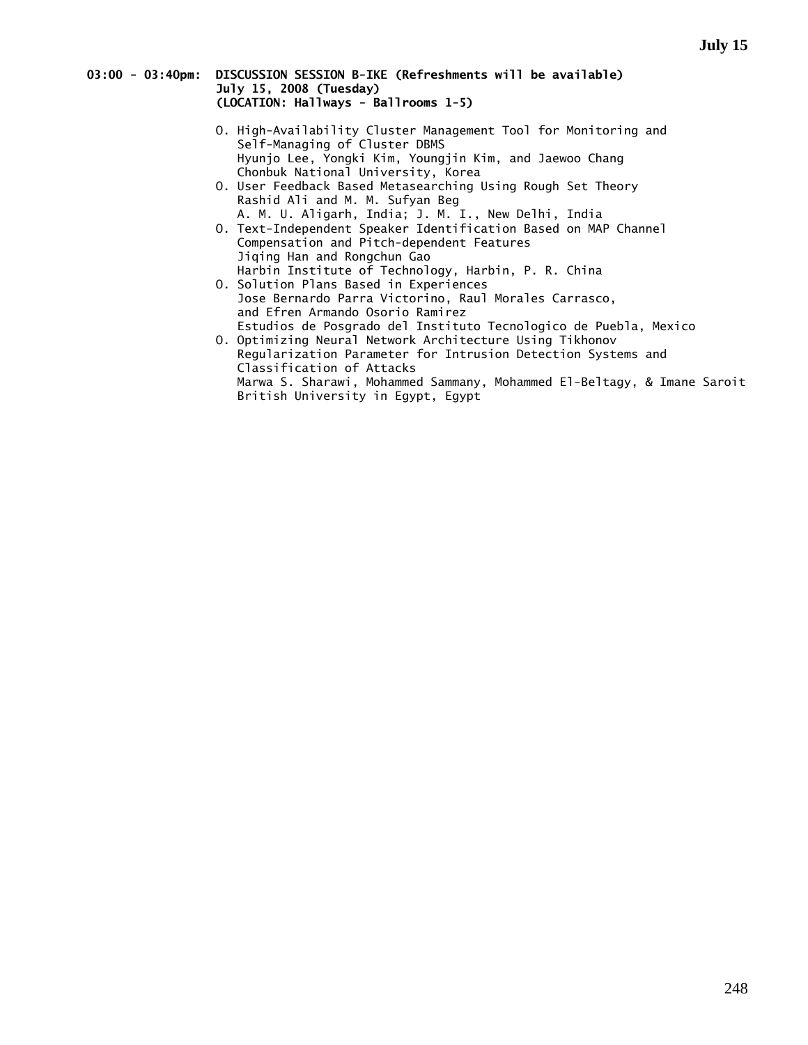**03:00 - 03:40pm: DISCUSSION SESSION B-IKE (Refreshments will be available)**
**July 15, 2008 (Tuesday)**
**(LOCATION: Hallways - Ballrooms 1-5)**

- O. High-Availability Cluster Management Tool for Monitoring and Self-Managing of Cluster DBMS
  Hyunjo Lee, Yongki Kim, Youngjin Kim, and Jaewoo Chang
  Chonbuk National University, Korea
- O. User Feedback Based Metasearching Using Rough Set Theory
  Rashid Ali and M. M. Sufyan Beg
  A. M. U. Aligarh, India; J. M. I., New Delhi, India
- O. Text-Independent Speaker Identification Based on MAP Channel Compensation and Pitch-dependent Features
  Jiqing Han and Rongchun Gao
  Harbin Institute of Technology, Harbin, P. R. China
- O. Solution Plans Based in Experiences
  Jose Bernardo Parra Victorino, Raul Morales Carrasco, and Efren Armando Osorio Ramirez
  Estudios de Posgrado del Instituto Tecnologico de Puebla, Mexico
- O. Optimizing Neural Network Architecture Using Tikhonov Regularization Parameter for Intrusion Detection Systems and Classification of Attacks
  Marwa S. Sharawi, Mohammed Sammany, Mohammed El-Beltagy, & Imane Saroit
  British University in Egypt, Egypt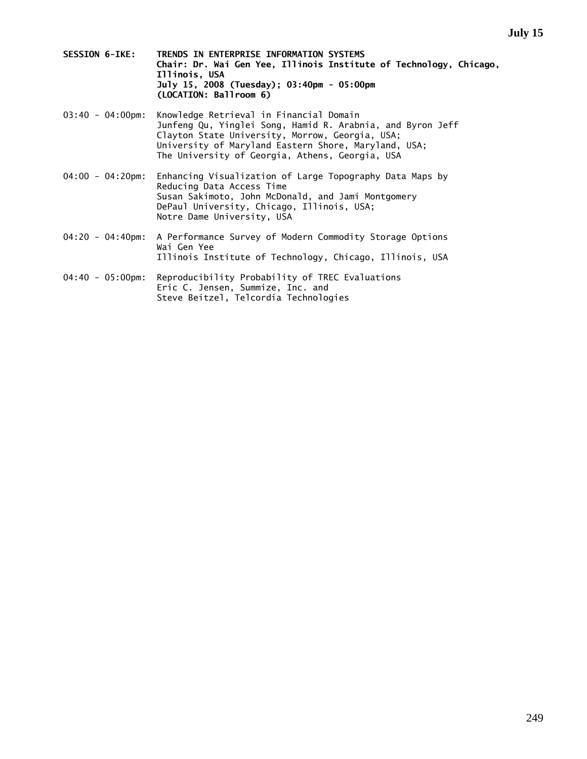**SESSION 6-IKE: TRENDS IN ENTERPRISE INFORMATION SYSTEMS**
**Chair: Dr. Wai Gen Yee, Illinois Institute of Technology, Chicago, Illinois, USA**
**July 15, 2008 (Tuesday); 03:40pm - 05:00pm**
**(LOCATION: Ballroom 6)**

03:40 - 04:00pm: Knowledge Retrieval in Financial Domain
Junfeng Qu, Yinglei Song, Hamid R. Arabnia, and Byron Jeff
Clayton State University, Morrow, Georgia, USA;
University of Maryland Eastern Shore, Maryland, USA;
The University of Georgia, Athens, Georgia, USA

04:00 - 04:20pm: Enhancing Visualization of Large Topography Data Maps by Reducing Data Access Time
Susan Sakimoto, John McDonald, and Jami Montgomery
DePaul University, Chicago, Illinois, USA;
Notre Dame University, USA

04:20 - 04:40pm: A Performance Survey of Modern Commodity Storage Options
Wai Gen Yee
Illinois Institute of Technology, Chicago, Illinois, USA

04:40 - 05:00pm: Reproducibility Probability of TREC Evaluations
Eric C. Jensen, Summize, Inc. and
Steve Beitzel, Telcordia Technologies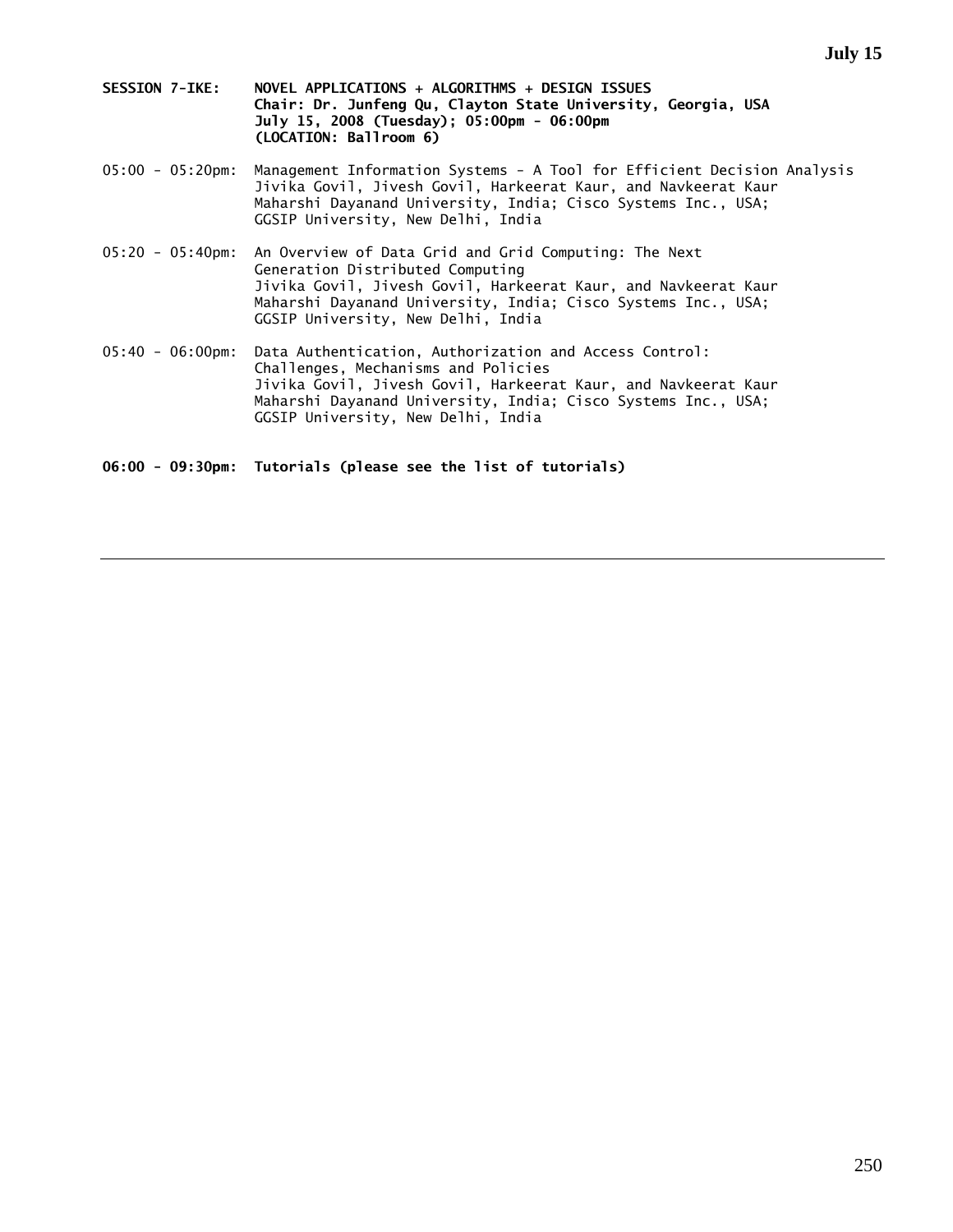**SESSION 7-IKE: NOVEL APPLICATIONS + ALGORITHMS + DESIGN ISSUES**
**Chair: Dr. Junfeng Qu, Clayton State University, Georgia, USA**
**July 15, 2008 (Tuesday); 05:00pm - 06:00pm**
**(LOCATION: Ballroom 6)**

05:00 - 05:20pm: Management Information Systems - A Tool for Efficient Decision Analysis
Jivika Govil, Jivesh Govil, Harkeerat Kaur, and Navkeerat Kaur
Maharshi Dayanand University, India; Cisco Systems Inc., USA;
GGSIP University, New Delhi, India

05:20 - 05:40pm: An Overview of Data Grid and Grid Computing: The Next Generation Distributed Computing
Jivika Govil, Jivesh Govil, Harkeerat Kaur, and Navkeerat Kaur
Maharshi Dayanand University, India; Cisco Systems Inc., USA;
GGSIP University, New Delhi, India

05:40 - 06:00pm: Data Authentication, Authorization and Access Control: Challenges, Mechanisms and Policies
Jivika Govil, Jivesh Govil, Harkeerat Kaur, and Navkeerat Kaur
Maharshi Dayanand University, India; Cisco Systems Inc., USA;
GGSIP University, New Delhi, India

**06:00 - 09:30pm: Tutorials (please see the list of tutorials)**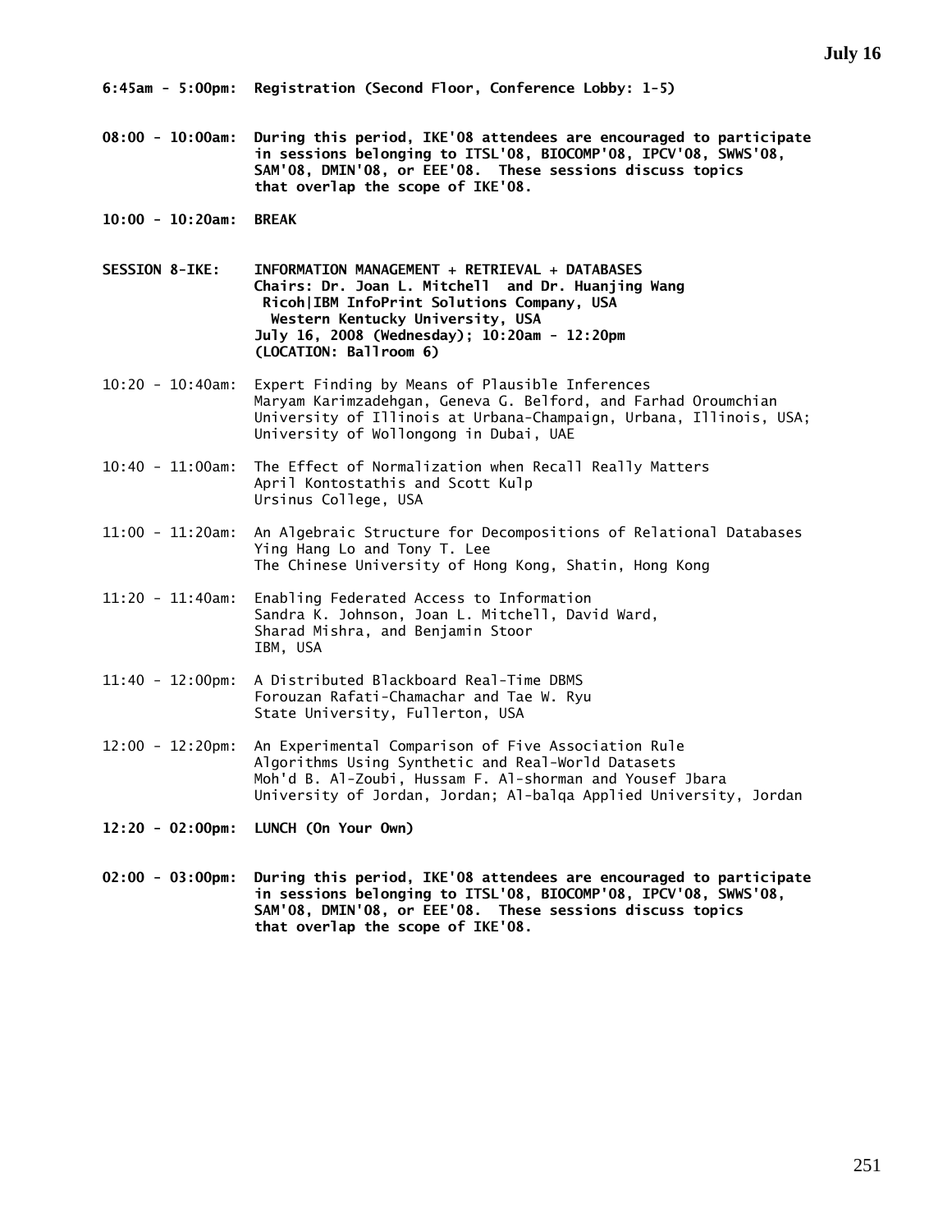## July 16

**6:45am - 5:00pm: Registration (Second Floor, Conference Lobby: 1-5)**

**08:00 - 10:00am: During this period, IKE'08 attendees are encouraged to participate in sessions belonging to ITSL'08, BIOCOMP'08, IPCV'08, SWWS'08, SAM'08, DMIN'08, or EEE'08. These sessions discuss topics that overlap the scope of IKE'08.**

**10:00 - 10:20am: BREAK**

**SESSION 8-IKE: INFORMATION MANAGEMENT + RETRIEVAL + DATABASES**
**Chairs: Dr. Joan L. Mitchell and Dr. Huanjing Wang**
**Ricoh|IBM InfoPrint Solutions Company, USA**
**Western Kentucky University, USA**
**July 16, 2008 (Wednesday); 10:20am - 12:20pm**
**(LOCATION: Ballroom 6)**

10:20 - 10:40am: Expert Finding by Means of Plausible Inferences
Maryam Karimzadehgan, Geneva G. Belford, and Farhad Oroumchian
University of Illinois at Urbana-Champaign, Urbana, Illinois, USA; University of Wollongong in Dubai, UAE

10:40 - 11:00am: The Effect of Normalization when Recall Really Matters
April Kontostathis and Scott Kulp
Ursinus College, USA

11:00 - 11:20am: An Algebraic Structure for Decompositions of Relational Databases
Ying Hang Lo and Tony T. Lee
The Chinese University of Hong Kong, Shatin, Hong Kong

11:20 - 11:40am: Enabling Federated Access to Information
Sandra K. Johnson, Joan L. Mitchell, David Ward, Sharad Mishra, and Benjamin Stoor
IBM, USA

11:40 - 12:00pm: A Distributed Blackboard Real-Time DBMS
Forouzan Rafati-Chamachar and Tae W. Ryu
State University, Fullerton, USA

12:00 - 12:20pm: An Experimental Comparison of Five Association Rule Algorithms Using Synthetic and Real-World Datasets
Moh'd B. Al-Zoubi, Hussam F. Al-shorman and Yousef Jbara
University of Jordan, Jordan; Al-balqa Applied University, Jordan

**12:20 - 02:00pm: LUNCH (On Your Own)**

**02:00 - 03:00pm: During this period, IKE'08 attendees are encouraged to participate in sessions belonging to ITSL'08, BIOCOMP'08, IPCV'08, SWWS'08, SAM'08, DMIN'08, or EEE'08. These sessions discuss topics that overlap the scope of IKE'08.**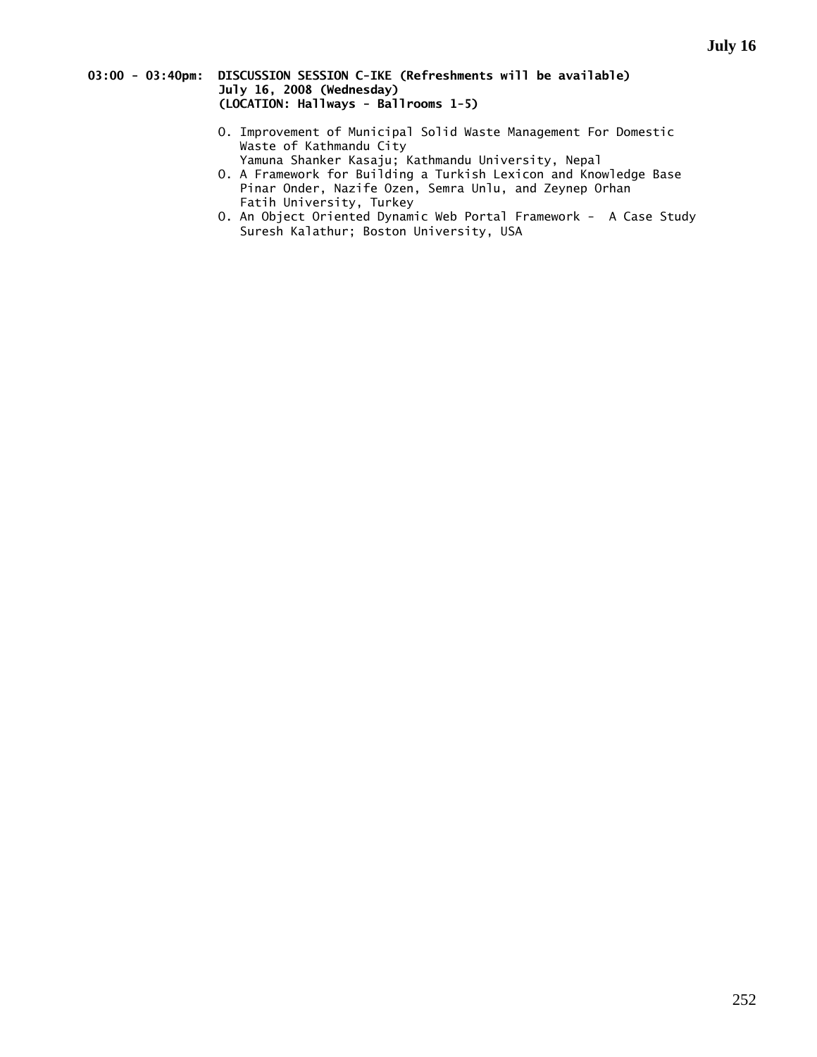**03:00 - 03:40pm: DISCUSSION SESSION C-IKE (Refreshments will be available)**
**July 16, 2008 (Wednesday)**
**(LOCATION: Hallways - Ballrooms 1-5)**

- O. Improvement of Municipal Solid Waste Management For Domestic Waste of Kathmandu City
  Yamuna Shanker Kasaju; Kathmandu University, Nepal
- O. A Framework for Building a Turkish Lexicon and Knowledge Base
  Pinar Onder, Nazife Ozen, Semra Unlu, and Zeynep Orhan
  Fatih University, Turkey
- O. An Object Oriented Dynamic Web Portal Framework - A Case Study
  Suresh Kalathur; Boston University, USA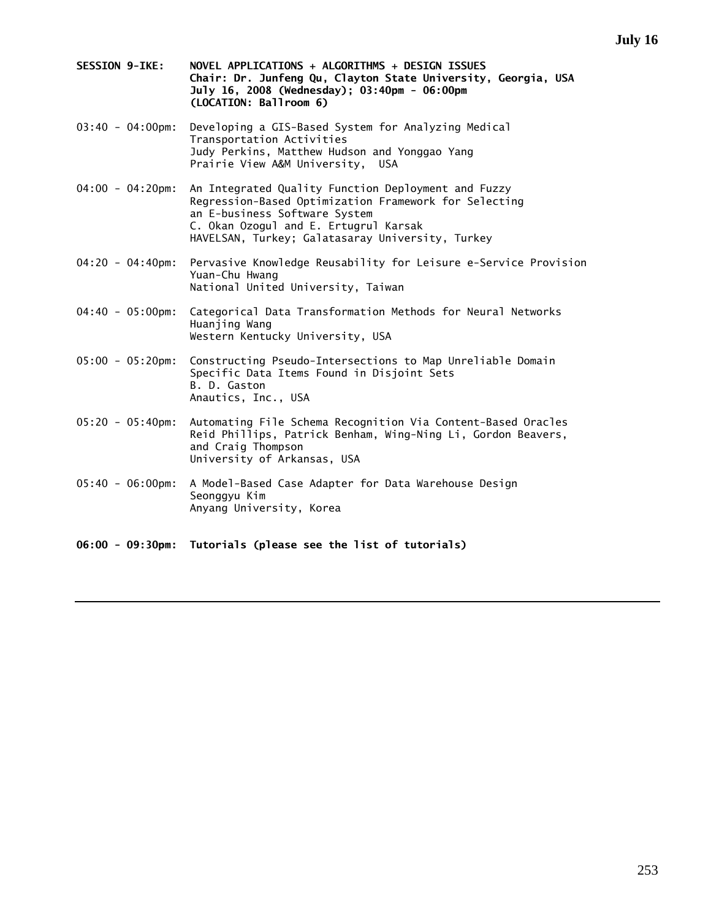**SESSION 9-IKE: NOVEL APPLICATIONS + ALGORITHMS + DESIGN ISSUES**
**Chair: Dr. Junfeng Qu, Clayton State University, Georgia, USA**
**July 16, 2008 (Wednesday); 03:40pm - 06:00pm**
**(LOCATION: Ballroom 6)**

03:40 - 04:00pm: Developing a GIS-Based System for Analyzing Medical Transportation Activities
Judy Perkins, Matthew Hudson and Yonggao Yang
Prairie View A&M University, USA

04:00 - 04:20pm: An Integrated Quality Function Deployment and Fuzzy Regression-Based Optimization Framework for Selecting an E-business Software System
C. Okan Ozogul and E. Ertugrul Karsak
HAVELSAN, Turkey; Galatasaray University, Turkey

04:20 - 04:40pm: Pervasive Knowledge Reusability for Leisure e-Service Provision
Yuan-Chu Hwang
National United University, Taiwan

04:40 - 05:00pm: Categorical Data Transformation Methods for Neural Networks
Huanjing Wang
Western Kentucky University, USA

05:00 - 05:20pm: Constructing Pseudo-Intersections to Map Unreliable Domain Specific Data Items Found in Disjoint Sets
B. D. Gaston
Anautics, Inc., USA

05:20 - 05:40pm: Automating File Schema Recognition Via Content-Based Oracles
Reid Phillips, Patrick Benham, Wing-Ning Li, Gordon Beavers, and Craig Thompson
University of Arkansas, USA

05:40 - 06:00pm: A Model-Based Case Adapter for Data Warehouse Design
Seonggyu Kim
Anyang University, Korea

**06:00 - 09:30pm: Tutorials (please see the list of tutorials)**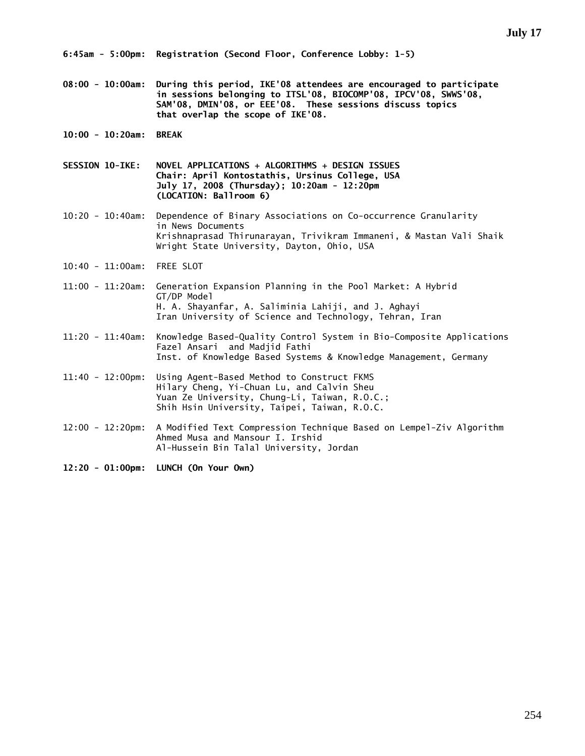## July 17

**6:45am - 5:00pm: Registration (Second Floor, Conference Lobby: 1-5)**

**08:00 - 10:00am: During this period, IKE'08 attendees are encouraged to participate in sessions belonging to ITSL'08, BIOCOMP'08, IPCV'08, SWWS'08, SAM'08, DMIN'08, or EEE'08. These sessions discuss topics that overlap the scope of IKE'08.**

**10:00 - 10:20am: BREAK**

**SESSION 10-IKE: NOVEL APPLICATIONS + ALGORITHMS + DESIGN ISSUES**
**Chair: April Kontostathis, Ursinus College, USA**
**July 17, 2008 (Thursday); 10:20am - 12:20pm**
**(LOCATION: Ballroom 6)**

10:20 - 10:40am: Dependence of Binary Associations on Co-occurrence Granularity in News Documents
Krishnaprasad Thirunarayan, Trivikram Immaneni, & Mastan Vali Shaik
Wright State University, Dayton, Ohio, USA

10:40 - 11:00am: FREE SLOT

11:00 - 11:20am: Generation Expansion Planning in the Pool Market: A Hybrid GT/DP Model
H. A. Shayanfar, A. Saliminia Lahiji, and J. Aghayi
Iran University of Science and Technology, Tehran, Iran

11:20 - 11:40am: Knowledge Based-Quality Control System in Bio-Composite Applications
Fazel Ansari and Madjid Fathi
Inst. of Knowledge Based Systems & Knowledge Management, Germany

11:40 - 12:00pm: Using Agent-Based Method to Construct FKMS
Hilary Cheng, Yi-Chuan Lu, and Calvin Sheu
Yuan Ze University, Chung-Li, Taiwan, R.O.C.;
Shih Hsin University, Taipei, Taiwan, R.O.C.

12:00 - 12:20pm: A Modified Text Compression Technique Based on Lempel-Ziv Algorithm
Ahmed Musa and Mansour I. Irshid
Al-Hussein Bin Talal University, Jordan

**12:20 - 01:00pm: LUNCH (On Your Own)**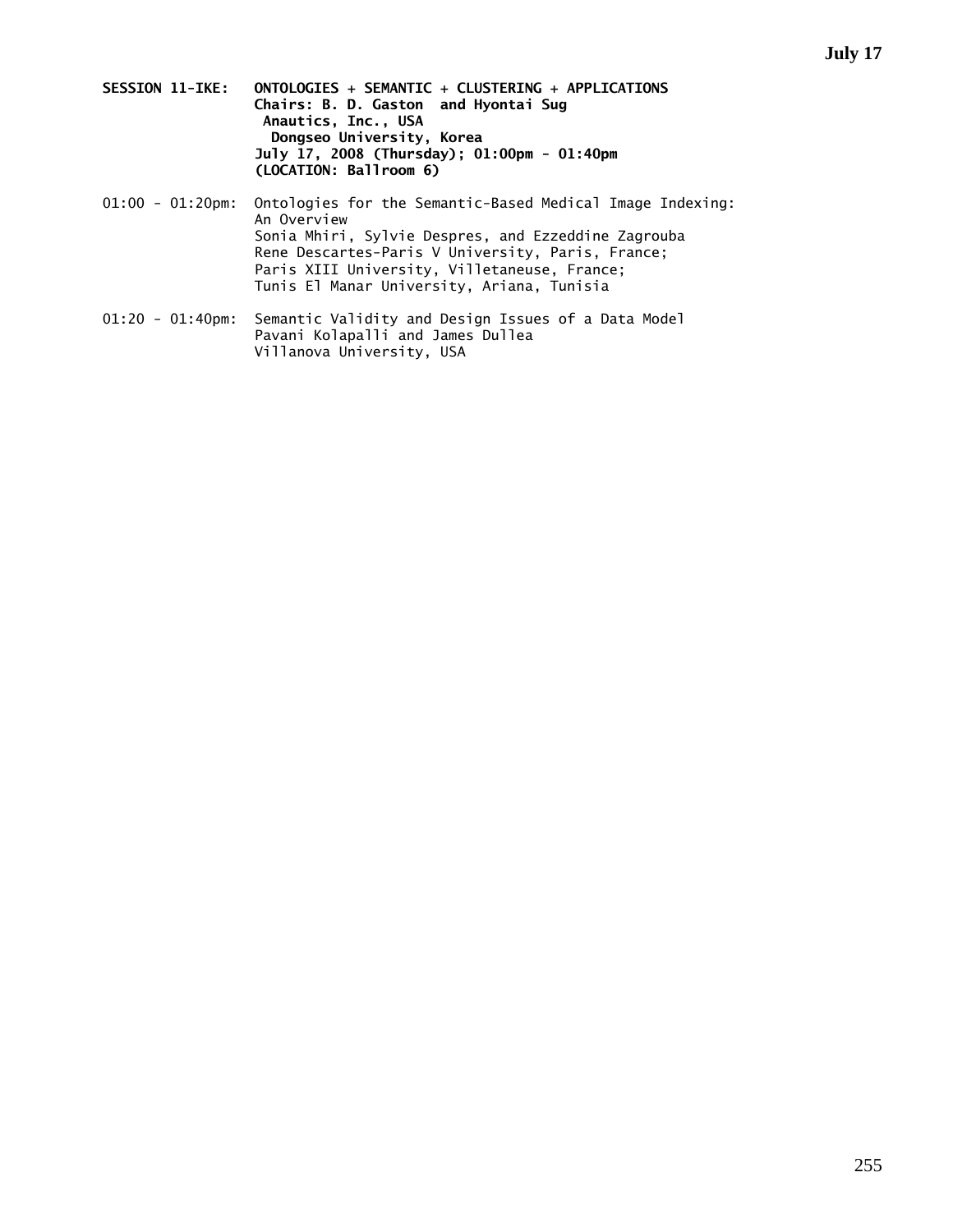**SESSION 11-IKE: ONTOLOGIES + SEMANTIC + CLUSTERING + APPLICATIONS**
**Chairs: B. D. Gaston and Hyontai Sug**
**Anautics, Inc., USA**
**Dongseo University, Korea**
**July 17, 2008 (Thursday); 01:00pm - 01:40pm**
**(LOCATION: Ballroom 6)**

01:00 - 01:20pm: Ontologies for the Semantic-Based Medical Image Indexing: An Overview
Sonia Mhiri, Sylvie Despres, and Ezzeddine Zagrouba
Rene Descartes-Paris V University, Paris, France;
Paris XIII University, Villetaneuse, France;
Tunis El Manar University, Ariana, Tunisia

01:20 - 01:40pm: Semantic Validity and Design Issues of a Data Model
Pavani Kolapalli and James Dullea
Villanova University, USA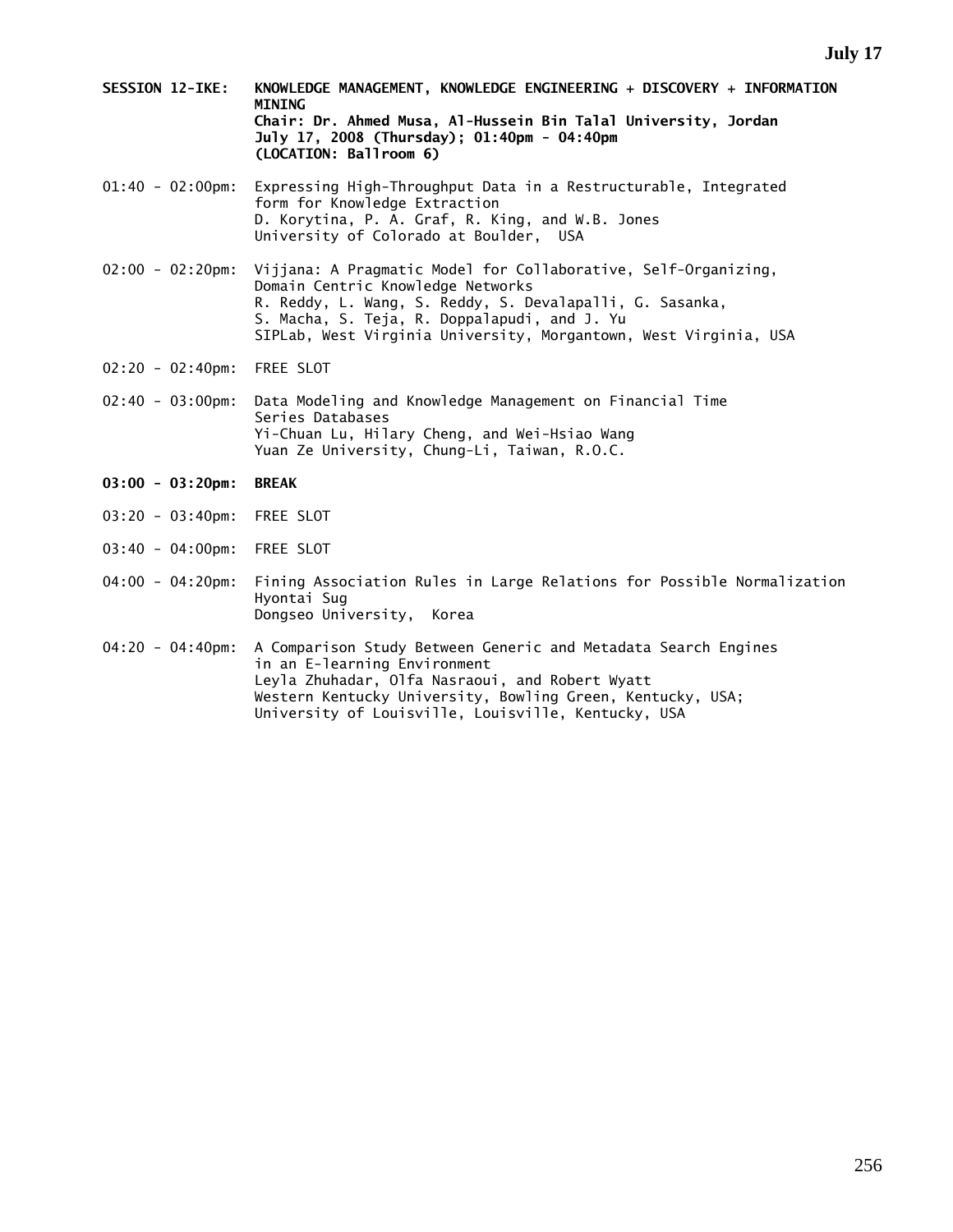**SESSION 12-IKE: KNOWLEDGE MANAGEMENT, KNOWLEDGE ENGINEERING + DISCOVERY + INFORMATION MINING**
**Chair: Dr. Ahmed Musa, Al-Hussein Bin Talal University, Jordan**
**July 17, 2008 (Thursday); 01:40pm - 04:40pm**
**(LOCATION: Ballroom 6)**

01:40 - 02:00pm: Expressing High-Throughput Data in a Restructurable, Integrated form for Knowledge Extraction
D. Korytina, P. A. Graf, R. King, and W.B. Jones
University of Colorado at Boulder, USA

02:00 - 02:20pm: Vijjana: A Pragmatic Model for Collaborative, Self-Organizing, Domain Centric Knowledge Networks
R. Reddy, L. Wang, S. Reddy, S. Devalapalli, G. Sasanka, S. Macha, S. Teja, R. Doppalapudi, and J. Yu
SIPLab, West Virginia University, Morgantown, West Virginia, USA

02:20 - 02:40pm: FREE SLOT

02:40 - 03:00pm: Data Modeling and Knowledge Management on Financial Time Series Databases
Yi-Chuan Lu, Hilary Cheng, and Wei-Hsiao Wang
Yuan Ze University, Chung-Li, Taiwan, R.O.C.

**03:00 - 03:20pm: BREAK**

03:20 - 03:40pm: FREE SLOT

03:40 - 04:00pm: FREE SLOT

04:00 - 04:20pm: Fining Association Rules in Large Relations for Possible Normalization
Hyontai Sug
Dongseo University, Korea

04:20 - 04:40pm: A Comparison Study Between Generic and Metadata Search Engines in an E-learning Environment
Leyla Zhuhadar, Olfa Nasraoui, and Robert Wyatt
Western Kentucky University, Bowling Green, Kentucky, USA;
University of Louisville, Louisville, Kentucky, USA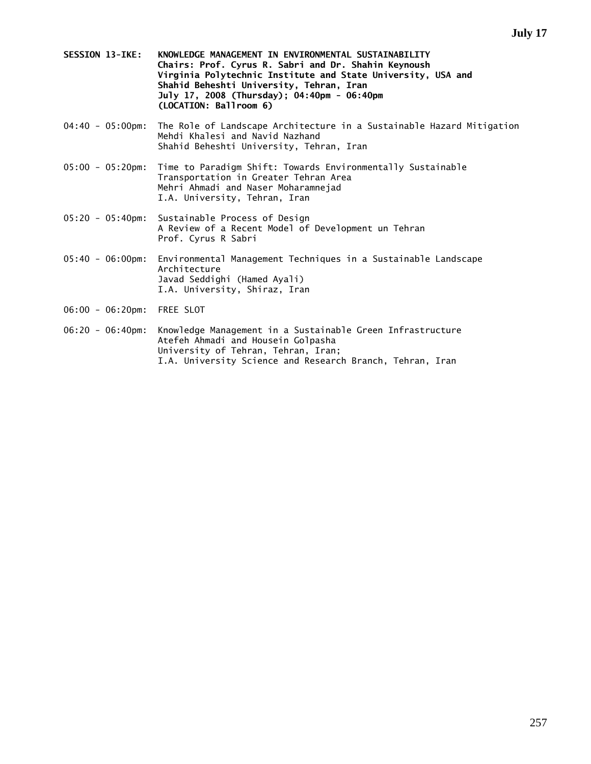**SESSION 13-IKE: KNOWLEDGE MANAGEMENT IN ENVIRONMENTAL SUSTAINABILITY**
**Chairs: Prof. Cyrus R. Sabri and Dr. Shahin Keynoush**
**Virginia Polytechnic Institute and State University, USA and**
**Shahid Beheshti University, Tehran, Iran**
**July 17, 2008 (Thursday); 04:40pm - 06:40pm**
**(LOCATION: Ballroom 6)**

04:40 - 05:00pm: The Role of Landscape Architecture in a Sustainable Hazard Mitigation
Mehdi Khalesi and Navid Nazhand
Shahid Beheshti University, Tehran, Iran

05:00 - 05:20pm: Time to Paradigm Shift: Towards Environmentally Sustainable Transportation in Greater Tehran Area
Mehri Ahmadi and Naser Moharamnejad
I.A. University, Tehran, Iran

05:20 - 05:40pm: Sustainable Process of Design
A Review of a Recent Model of Development un Tehran
Prof. Cyrus R Sabri

05:40 - 06:00pm: Environmental Management Techniques in a Sustainable Landscape Architecture
Javad Seddighi (Hamed Ayali)
I.A. University, Shiraz, Iran

06:00 - 06:20pm: FREE SLOT

06:20 - 06:40pm: Knowledge Management in a Sustainable Green Infrastructure
Atefeh Ahmadi and Housein Golpasha
University of Tehran, Tehran, Iran;
I.A. University Science and Research Branch, Tehran, Iran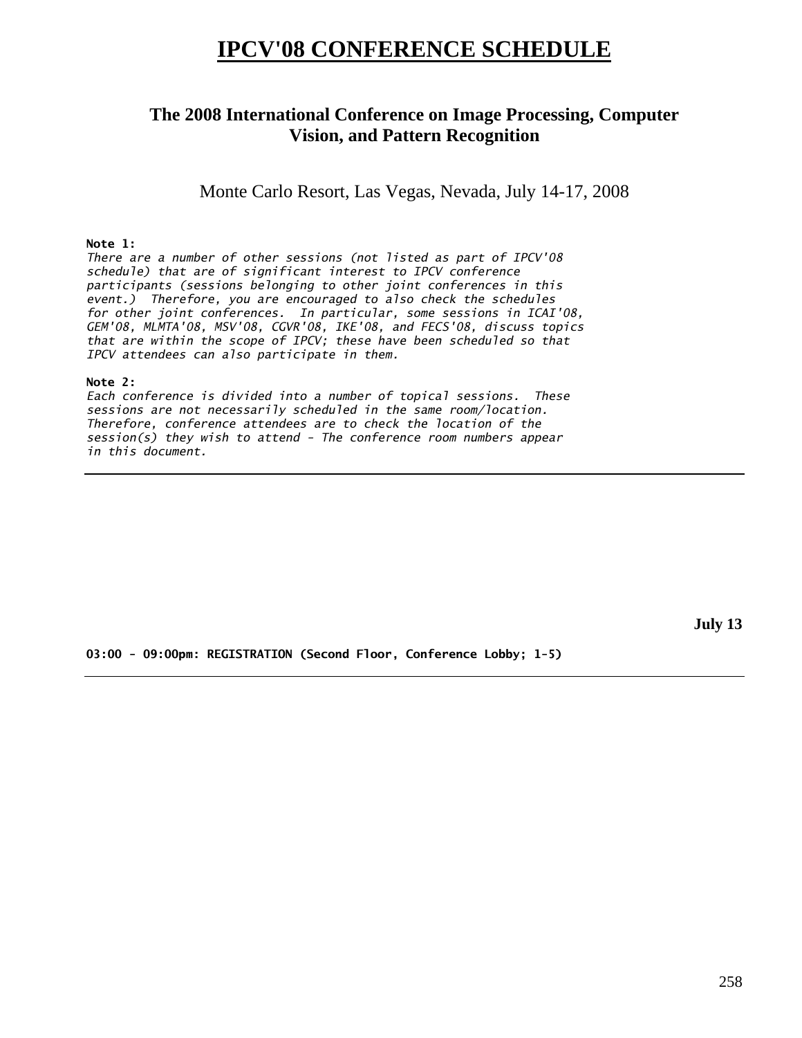# IPCV'08 CONFERENCE SCHEDULE

## The 2008 International Conference on Image Processing, Computer Vision, and Pattern Recognition

Monte Carlo Resort, Las Vegas, Nevada, July 14-17, 2008

**Note 1:**
*There are a number of other sessions (not listed as part of IPCV'08 schedule) that are of significant interest to IPCV conference participants (sessions belonging to other joint conferences in this event.) Therefore, you are encouraged to also check the schedules for other joint conferences. In particular, some sessions in ICAI'08, GEM'08, MLMTA'08, MSV'08, CGVR'08, IKE'08, and FECS'08, discuss topics that are within the scope of IPCV; these have been scheduled so that IPCV attendees can also participate in them.*

**Note 2:**
*Each conference is divided into a number of topical sessions. These sessions are not necessarily scheduled in the same room/location. Therefore, conference attendees are to check the location of the session(s) they wish to attend - The conference room numbers appear in this document.*

---

**July 13**

**03:00 - 09:00pm: REGISTRATION (Second Floor, Conference Lobby; 1-5)**

---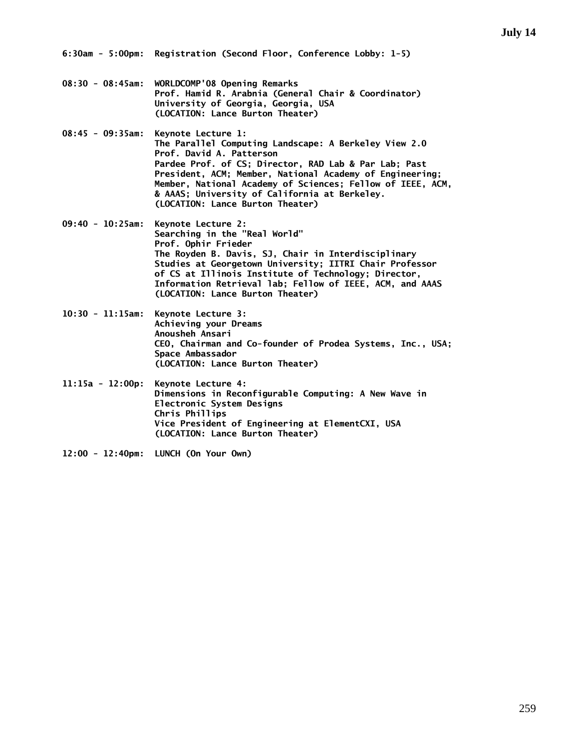## July 14

**6:30am - 5:00pm:** Registration (Second Floor, Conference Lobby: 1-5)

**08:30 - 08:45am:** WORLDCOMP'08 Opening Remarks
Prof. Hamid R. Arabnia (General Chair & Coordinator)
University of Georgia, Georgia, USA
(LOCATION: Lance Burton Theater)

**08:45 - 09:35am:** Keynote Lecture 1:
The Parallel Computing Landscape: A Berkeley View 2.0
Prof. David A. Patterson
Pardee Prof. of CS; Director, RAD Lab & Par Lab; Past President, ACM; Member, National Academy of Engineering; Member, National Academy of Sciences; Fellow of IEEE, ACM, & AAAS; University of California at Berkeley.
(LOCATION: Lance Burton Theater)

**09:40 - 10:25am:** Keynote Lecture 2:
Searching in the "Real World"
Prof. Ophir Frieder
The Royden B. Davis, SJ, Chair in Interdisciplinary Studies at Georgetown University; IITRI Chair Professor of CS at Illinois Institute of Technology; Director, Information Retrieval lab; Fellow of IEEE, ACM, and AAAS
(LOCATION: Lance Burton Theater)

**10:30 - 11:15am:** Keynote Lecture 3:
Achieving your Dreams
Anousheh Ansari
CEO, Chairman and Co-founder of Prodea Systems, Inc., USA; Space Ambassador
(LOCATION: Lance Burton Theater)

**11:15a - 12:00p:** Keynote Lecture 4:
Dimensions in Reconfigurable Computing: A New Wave in Electronic System Designs
Chris Phillips
Vice President of Engineering at ElementCXI, USA
(LOCATION: Lance Burton Theater)

**12:00 - 12:40pm:** LUNCH (On Your Own)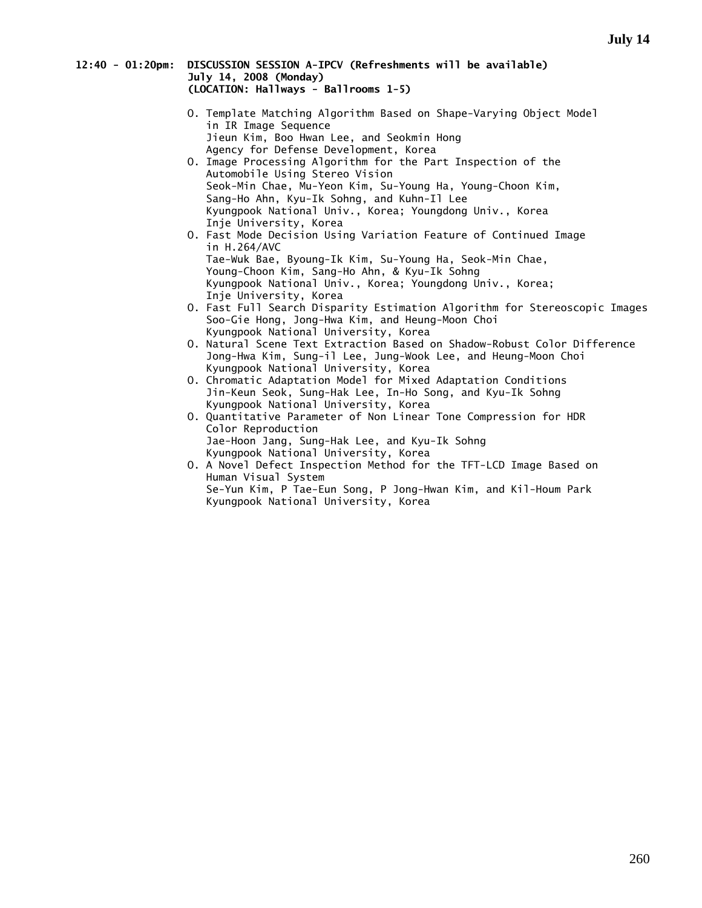**12:40 - 01:20pm: DISCUSSION SESSION A-IPCV (Refreshments will be available)**
**July 14, 2008 (Monday)**
**(LOCATION: Hallways - Ballrooms 1-5)**

- O. Template Matching Algorithm Based on Shape-Varying Object Model in IR Image Sequence
  Jieun Kim, Boo Hwan Lee, and Seokmin Hong
  Agency for Defense Development, Korea
- O. Image Processing Algorithm for the Part Inspection of the Automobile Using Stereo Vision
  Seok-Min Chae, Mu-Yeon Kim, Su-Young Ha, Young-Choon Kim, Sang-Ho Ahn, Kyu-Ik Sohng, and Kuhn-Il Lee
  Kyungpook National Univ., Korea; Youngdong Univ., Korea
  Inje University, Korea
- O. Fast Mode Decision Using Variation Feature of Continued Image in H.264/AVC
  Tae-Wuk Bae, Byoung-Ik Kim, Su-Young Ha, Seok-Min Chae, Young-Choon Kim, Sang-Ho Ahn, & Kyu-Ik Sohng
  Kyungpook National Univ., Korea; Youngdong Univ., Korea;
  Inje University, Korea
- O. Fast Full Search Disparity Estimation Algorithm for Stereoscopic Images
  Soo-Gie Hong, Jong-Hwa Kim, and Heung-Moon Choi
  Kyungpook National University, Korea
- O. Natural Scene Text Extraction Based on Shadow-Robust Color Difference
  Jong-Hwa Kim, Sung-il Lee, Jung-Wook Lee, and Heung-Moon Choi
  Kyungpook National University, Korea
- O. Chromatic Adaptation Model for Mixed Adaptation Conditions
  Jin-Keun Seok, Sung-Hak Lee, In-Ho Song, and Kyu-Ik Sohng
  Kyungpook National University, Korea
- O. Quantitative Parameter of Non Linear Tone Compression for HDR Color Reproduction
  Jae-Hoon Jang, Sung-Hak Lee, and Kyu-Ik Sohng
  Kyungpook National University, Korea
- O. A Novel Defect Inspection Method for the TFT-LCD Image Based on Human Visual System
  Se-Yun Kim, P Tae-Eun Song, P Jong-Hwan Kim, and Kil-Houm Park
  Kyungpook National University, Korea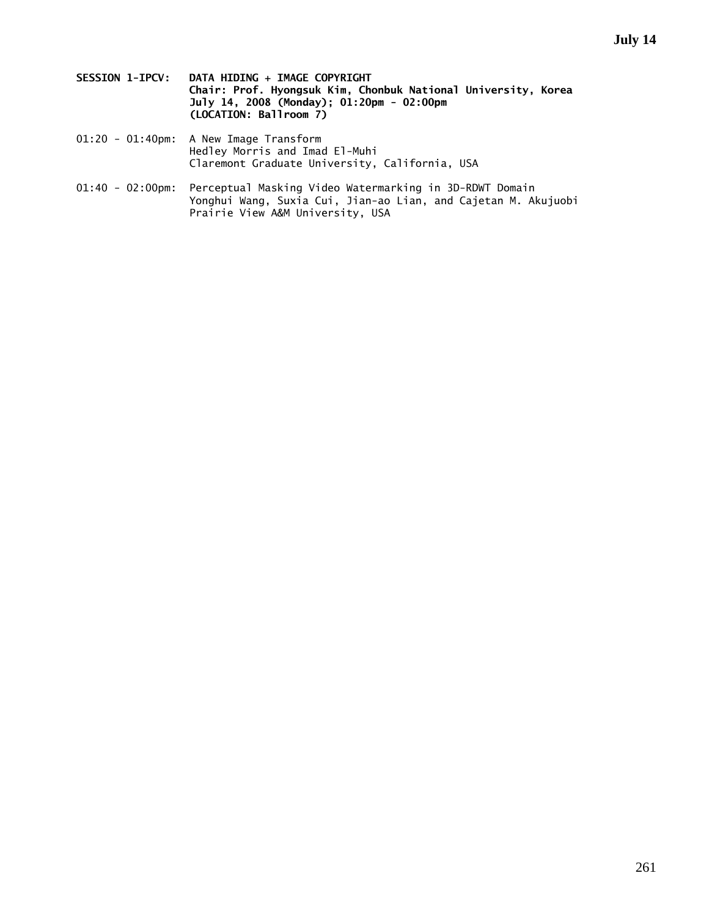**SESSION 1-IPCV: DATA HIDING + IMAGE COPYRIGHT**
**Chair: Prof. Hyongsuk Kim, Chonbuk National University, Korea**
**July 14, 2008 (Monday); 01:20pm - 02:00pm**
**(LOCATION: Ballroom 7)**

01:20 - 01:40pm: A New Image Transform
Hedley Morris and Imad El-Muhi
Claremont Graduate University, California, USA

01:40 - 02:00pm: Perceptual Masking Video Watermarking in 3D-RDWT Domain
Yonghui Wang, Suxia Cui, Jian-ao Lian, and Cajetan M. Akujuobi
Prairie View A&M University, USA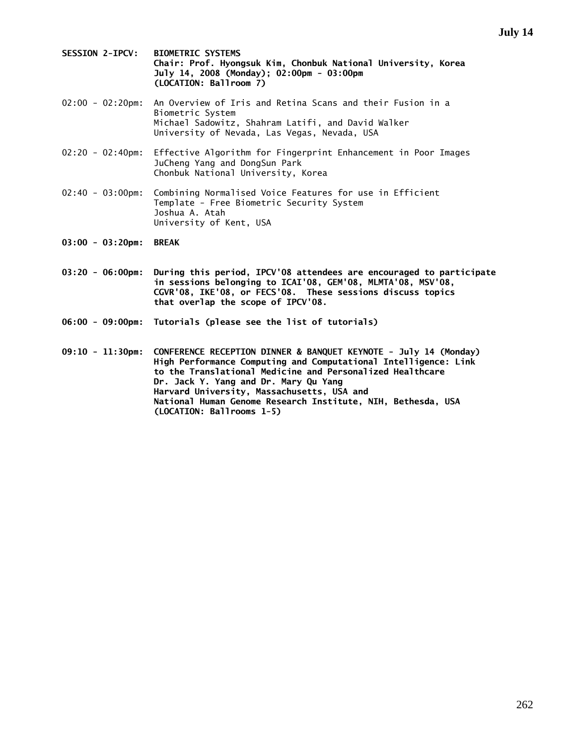**SESSION 2-IPCV: BIOMETRIC SYSTEMS**
**Chair: Prof. Hyongsuk Kim, Chonbuk National University, Korea**
**July 14, 2008 (Monday); 02:00pm - 03:00pm**
**(LOCATION: Ballroom 7)**

02:00 - 02:20pm: An Overview of Iris and Retina Scans and their Fusion in a Biometric System
Michael Sadowitz, Shahram Latifi, and David Walker
University of Nevada, Las Vegas, Nevada, USA

02:20 - 02:40pm: Effective Algorithm for Fingerprint Enhancement in Poor Images
JuCheng Yang and DongSun Park
Chonbuk National University, Korea

02:40 - 03:00pm: Combining Normalised Voice Features for use in Efficient Template - Free Biometric Security System
Joshua A. Atah
University of Kent, USA

**03:00 - 03:20pm: BREAK**

**03:20 - 06:00pm: During this period, IPCV'08 attendees are encouraged to participate in sessions belonging to ICAI'08, GEM'08, MLMTA'08, MSV'08, CGVR'08, IKE'08, or FECS'08. These sessions discuss topics that overlap the scope of IPCV'08.**

**06:00 - 09:00pm: Tutorials (please see the list of tutorials)**

**09:10 - 11:30pm: CONFERENCE RECEPTION DINNER & BANQUET KEYNOTE - July 14 (Monday)**
**High Performance Computing and Computational Intelligence: Link to the Translational Medicine and Personalized Healthcare**
**Dr. Jack Y. Yang and Dr. Mary Qu Yang**
**Harvard University, Massachusetts, USA and**
**National Human Genome Research Institute, NIH, Bethesda, USA**
**(LOCATION: Ballrooms 1-5)**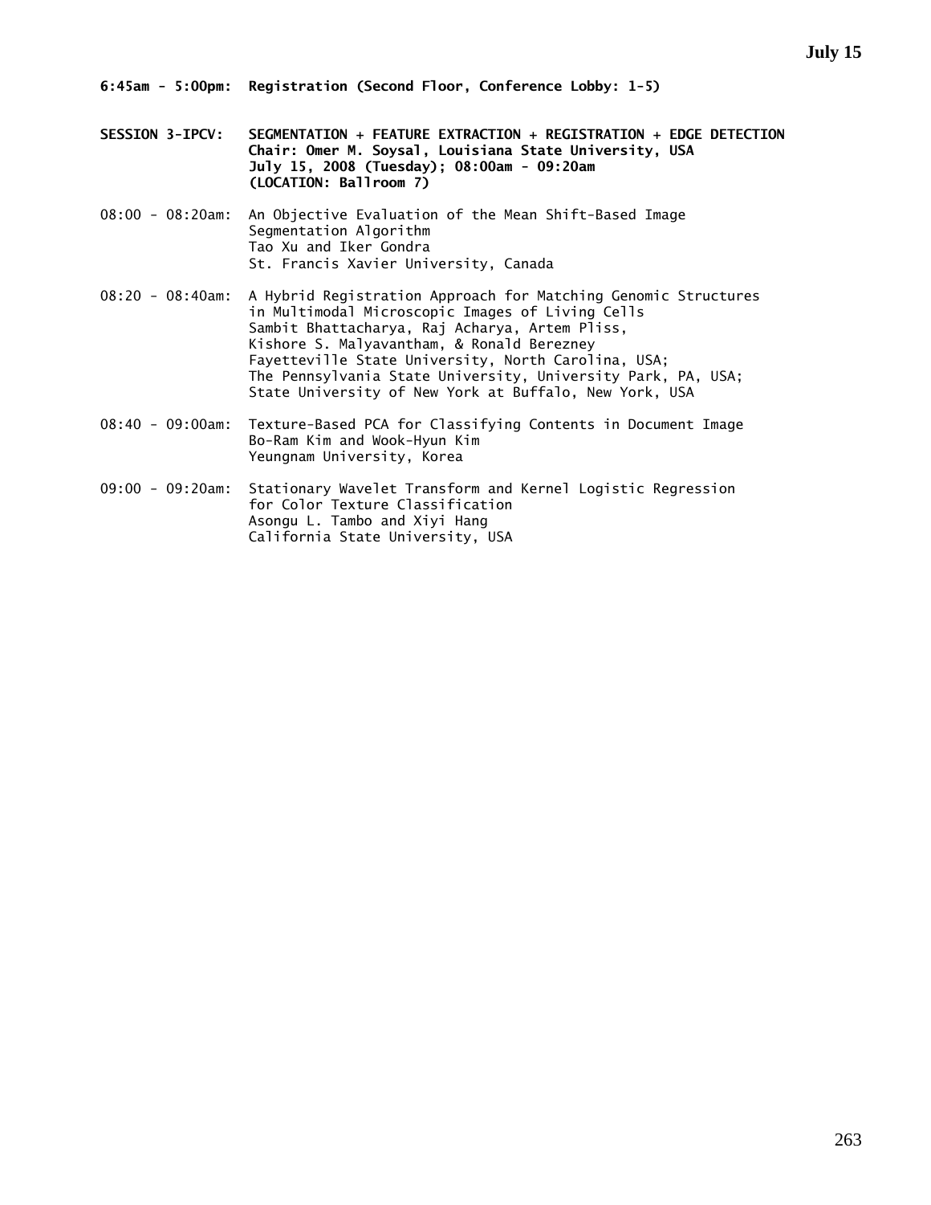**6:45am - 5:00pm: Registration (Second Floor, Conference Lobby: 1-5)**

**SESSION 3-IPCV: SEGMENTATION + FEATURE EXTRACTION + REGISTRATION + EDGE DETECTION**
**Chair: Omer M. Soysal, Louisiana State University, USA**
**July 15, 2008 (Tuesday); 08:00am - 09:20am**
**(LOCATION: Ballroom 7)**

08:00 - 08:20am: An Objective Evaluation of the Mean Shift-Based Image Segmentation Algorithm
Tao Xu and Iker Gondra
St. Francis Xavier University, Canada

08:20 - 08:40am: A Hybrid Registration Approach for Matching Genomic Structures in Multimodal Microscopic Images of Living Cells
Sambit Bhattacharya, Raj Acharya, Artem Pliss, Kishore S. Malyavantham, & Ronald Berezney
Fayetteville State University, North Carolina, USA;
The Pennsylvania State University, University Park, PA, USA;
State University of New York at Buffalo, New York, USA

08:40 - 09:00am: Texture-Based PCA for Classifying Contents in Document Image
Bo-Ram Kim and Wook-Hyun Kim
Yeungnam University, Korea

09:00 - 09:20am: Stationary Wavelet Transform and Kernel Logistic Regression for Color Texture Classification
Asongu L. Tambo and Xiyi Hang
California State University, USA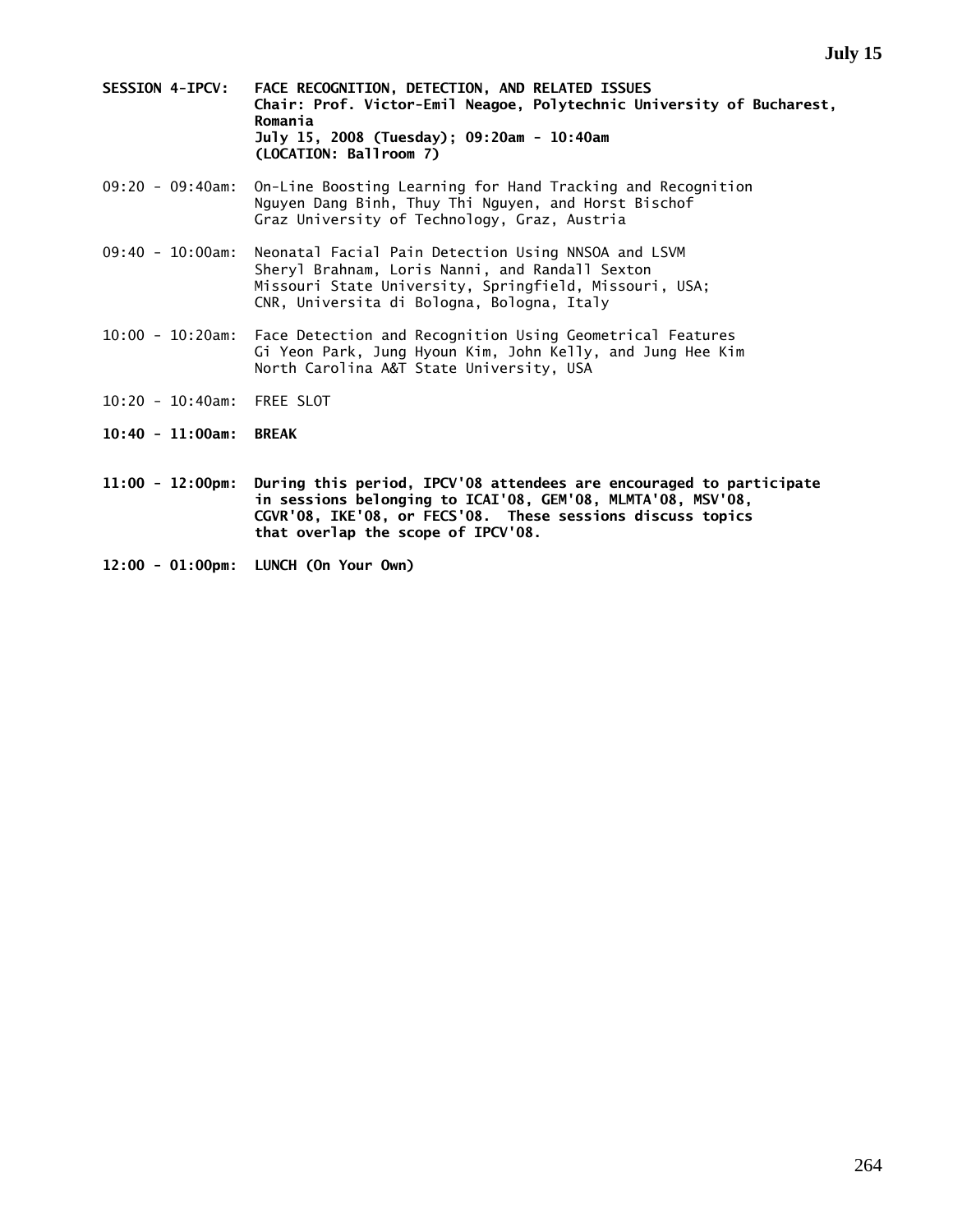**SESSION 4-IPCV: FACE RECOGNITION, DETECTION, AND RELATED ISSUES**
**Chair: Prof. Victor-Emil Neagoe, Polytechnic University of Bucharest, Romania**
**July 15, 2008 (Tuesday); 09:20am - 10:40am**
**(LOCATION: Ballroom 7)**

09:20 - 09:40am: On-Line Boosting Learning for Hand Tracking and Recognition
Nguyen Dang Binh, Thuy Thi Nguyen, and Horst Bischof
Graz University of Technology, Graz, Austria

09:40 - 10:00am: Neonatal Facial Pain Detection Using NNSOA and LSVM
Sheryl Brahnam, Loris Nanni, and Randall Sexton
Missouri State University, Springfield, Missouri, USA;
CNR, Universita di Bologna, Bologna, Italy

10:00 - 10:20am: Face Detection and Recognition Using Geometrical Features
Gi Yeon Park, Jung Hyoun Kim, John Kelly, and Jung Hee Kim
North Carolina A&T State University, USA

10:20 - 10:40am: FREE SLOT

**10:40 - 11:00am: BREAK**

**11:00 - 12:00pm: During this period, IPCV'08 attendees are encouraged to participate in sessions belonging to ICAI'08, GEM'08, MLMTA'08, MSV'08, CGVR'08, IKE'08, or FECS'08. These sessions discuss topics that overlap the scope of IPCV'08.**

**12:00 - 01:00pm: LUNCH (On Your Own)**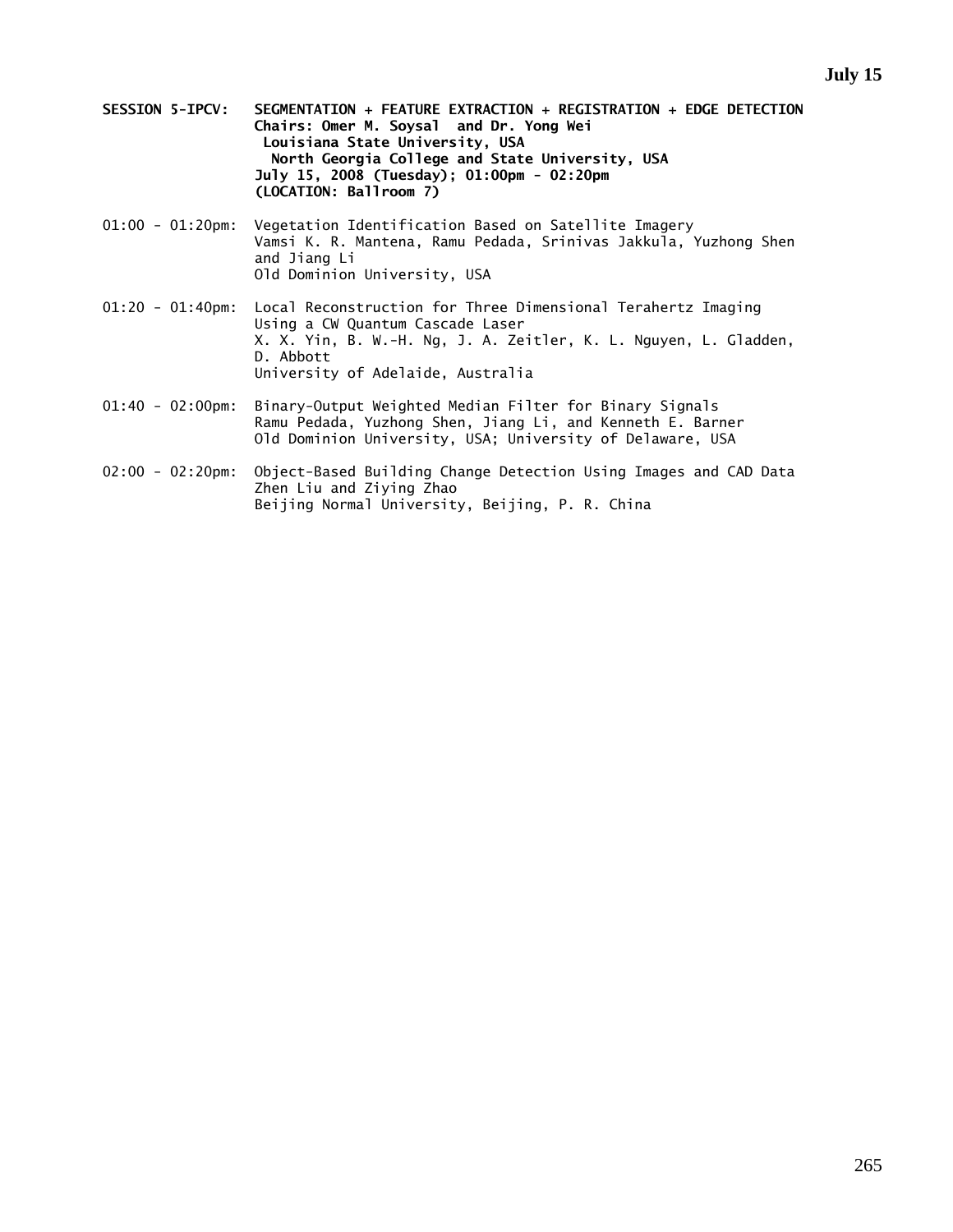**SESSION 5-IPCV: SEGMENTATION + FEATURE EXTRACTION + REGISTRATION + EDGE DETECTION**
**Chairs: Omer M. Soysal and Dr. Yong Wei**
**Louisiana State University, USA**
**North Georgia College and State University, USA**
**July 15, 2008 (Tuesday); 01:00pm - 02:20pm**
**(LOCATION: Ballroom 7)**

01:00 - 01:20pm: Vegetation Identification Based on Satellite Imagery
Vamsi K. R. Mantena, Ramu Pedada, Srinivas Jakkula, Yuzhong Shen and Jiang Li
Old Dominion University, USA

01:20 - 01:40pm: Local Reconstruction for Three Dimensional Terahertz Imaging Using a CW Quantum Cascade Laser
X. X. Yin, B. W.-H. Ng, J. A. Zeitler, K. L. Nguyen, L. Gladden, D. Abbott
University of Adelaide, Australia

01:40 - 02:00pm: Binary-Output Weighted Median Filter for Binary Signals
Ramu Pedada, Yuzhong Shen, Jiang Li, and Kenneth E. Barner
Old Dominion University, USA; University of Delaware, USA

02:00 - 02:20pm: Object-Based Building Change Detection Using Images and CAD Data
Zhen Liu and Ziying Zhao
Beijing Normal University, Beijing, P. R. China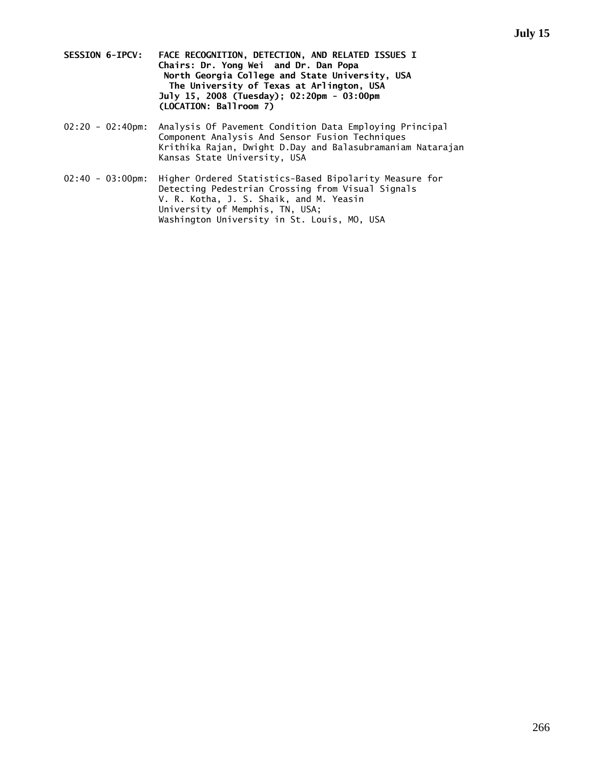**SESSION 6-IPCV: FACE RECOGNITION, DETECTION, AND RELATED ISSUES I**
**Chairs: Dr. Yong Wei and Dr. Dan Popa**
**North Georgia College and State University, USA**
**The University of Texas at Arlington, USA**
**July 15, 2008 (Tuesday); 02:20pm - 03:00pm**
**(LOCATION: Ballroom 7)**

02:20 - 02:40pm: Analysis Of Pavement Condition Data Employing Principal Component Analysis And Sensor Fusion Techniques
Krithika Rajan, Dwight D.Day and Balasubramaniam Natarajan
Kansas State University, USA

02:40 - 03:00pm: Higher Ordered Statistics-Based Bipolarity Measure for Detecting Pedestrian Crossing from Visual Signals
V. R. Kotha, J. S. Shaik, and M. Yeasin
University of Memphis, TN, USA;
Washington University in St. Louis, MO, USA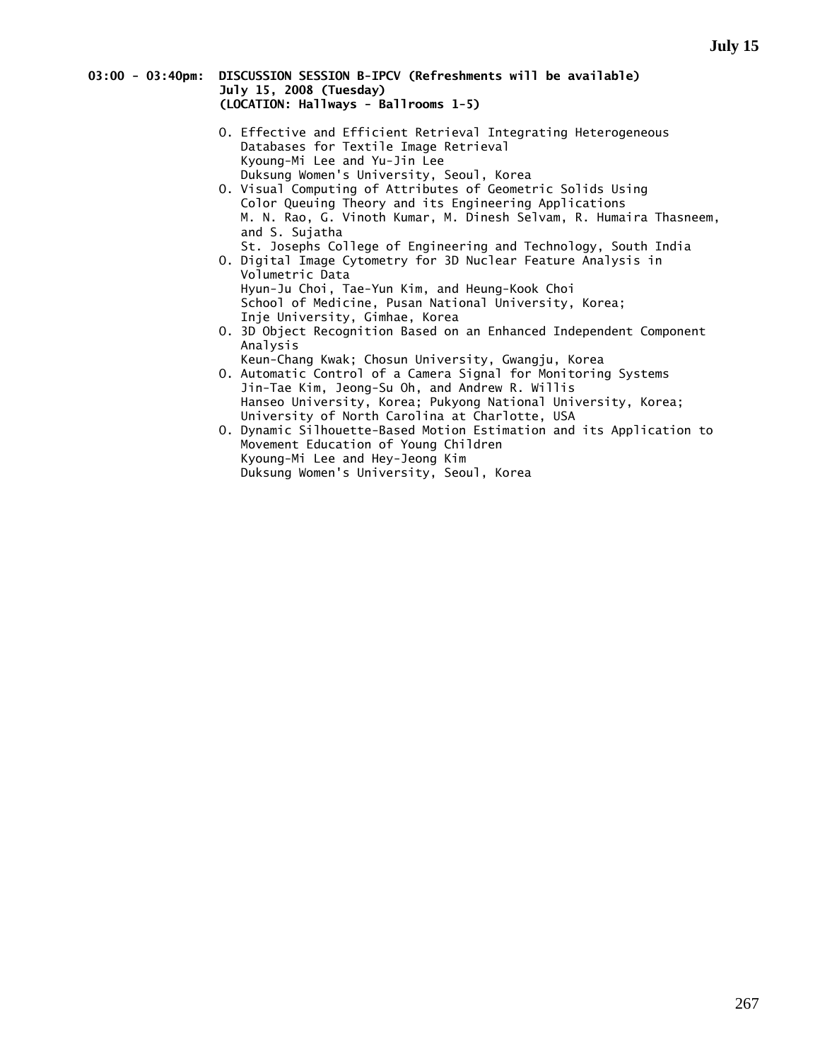**03:00 - 03:40pm: DISCUSSION SESSION B-IPCV (Refreshments will be available)**
**July 15, 2008 (Tuesday)**
**(LOCATION: Hallways - Ballrooms 1-5)**

O. Effective and Efficient Retrieval Integrating Heterogeneous Databases for Textile Image Retrieval
Kyoung-Mi Lee and Yu-Jin Lee
Duksung Women's University, Seoul, Korea

O. Visual Computing of Attributes of Geometric Solids Using Color Queuing Theory and its Engineering Applications
M. N. Rao, G. Vinoth Kumar, M. Dinesh Selvam, R. Humaira Thasneem, and S. Sujatha
St. Josephs College of Engineering and Technology, South India

O. Digital Image Cytometry for 3D Nuclear Feature Analysis in Volumetric Data
Hyun-Ju Choi, Tae-Yun Kim, and Heung-Kook Choi
School of Medicine, Pusan National University, Korea;
Inje University, Gimhae, Korea

O. 3D Object Recognition Based on an Enhanced Independent Component Analysis
Keun-Chang Kwak; Chosun University, Gwangju, Korea

O. Automatic Control of a Camera Signal for Monitoring Systems
Jin-Tae Kim, Jeong-Su Oh, and Andrew R. Willis
Hanseo University, Korea; Pukyong National University, Korea;
University of North Carolina at Charlotte, USA

O. Dynamic Silhouette-Based Motion Estimation and its Application to Movement Education of Young Children
Kyoung-Mi Lee and Hey-Jeong Kim
Duksung Women's University, Seoul, Korea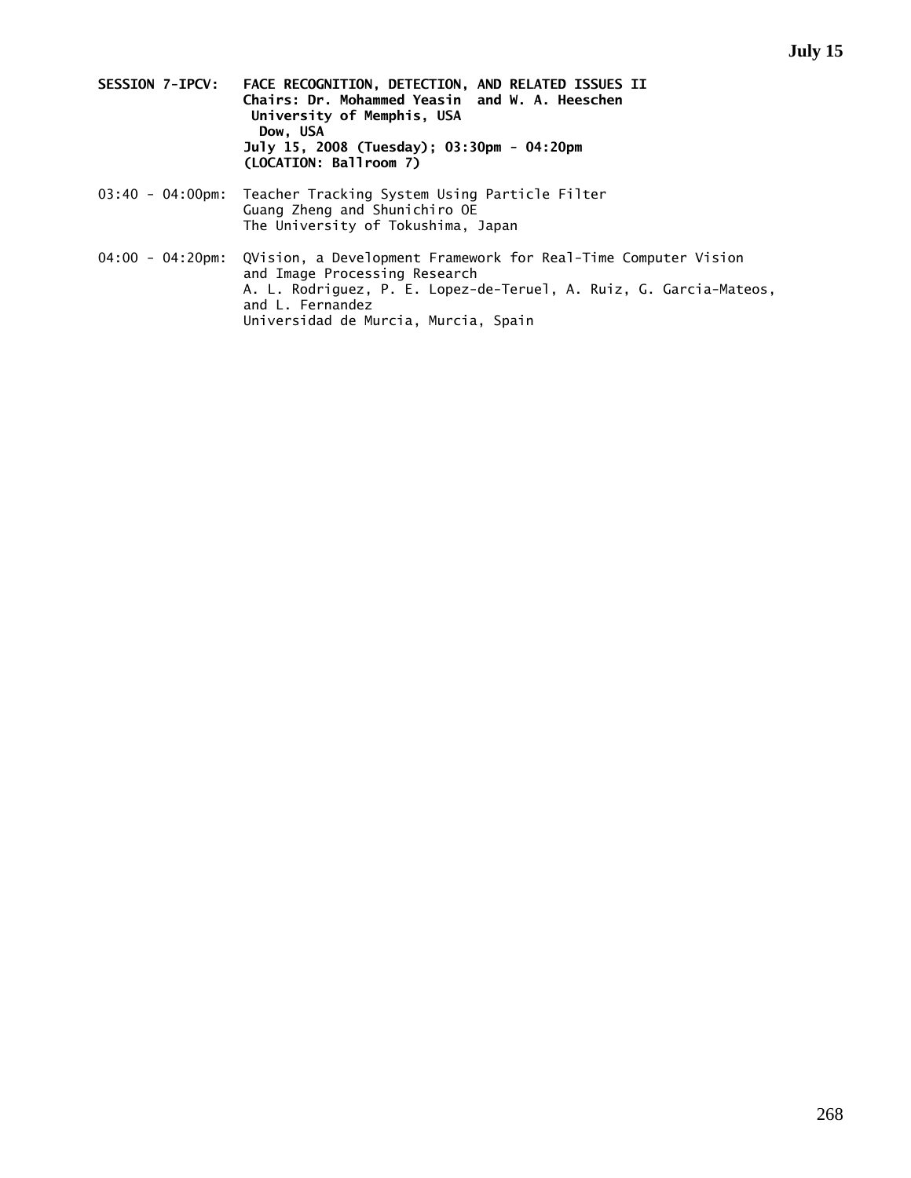**SESSION 7-IPCV: FACE RECOGNITION, DETECTION, AND RELATED ISSUES II**
**Chairs: Dr. Mohammed Yeasin and W. A. Heeschen**
**University of Memphis, USA**
**Dow, USA**
**July 15, 2008 (Tuesday); 03:30pm - 04:20pm**
**(LOCATION: Ballroom 7)**

03:40 - 04:00pm: Teacher Tracking System Using Particle Filter
Guang Zheng and Shunichiro OE
The University of Tokushima, Japan

04:00 - 04:20pm: QVision, a Development Framework for Real-Time Computer Vision and Image Processing Research
A. L. Rodriguez, P. E. Lopez-de-Teruel, A. Ruiz, G. Garcia-Mateos, and L. Fernandez
Universidad de Murcia, Murcia, Spain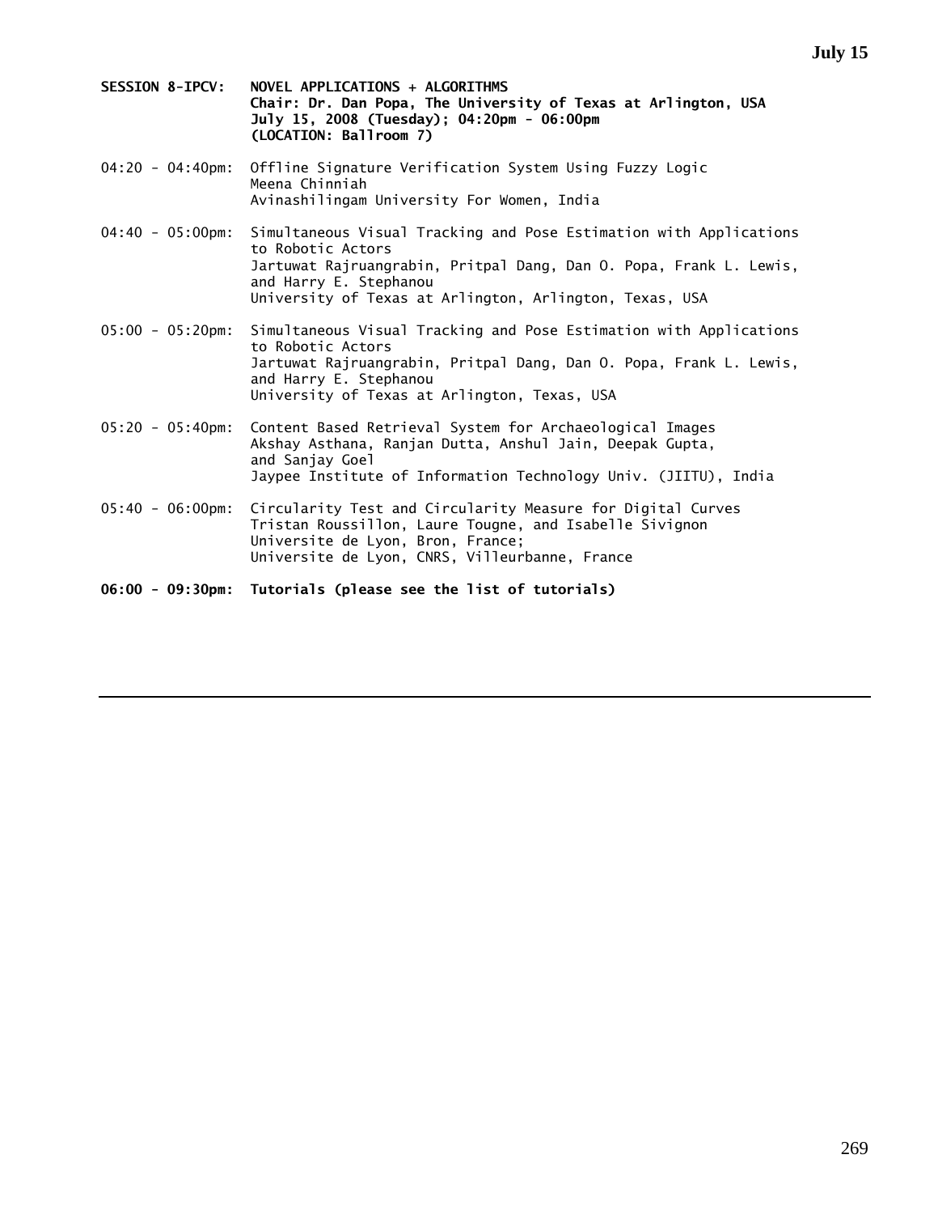**SESSION 8-IPCV: NOVEL APPLICATIONS + ALGORITHMS**
**Chair: Dr. Dan Popa, The University of Texas at Arlington, USA**
**July 15, 2008 (Tuesday); 04:20pm - 06:00pm**
**(LOCATION: Ballroom 7)**

04:20 - 04:40pm: Offline Signature Verification System Using Fuzzy Logic
Meena Chinniah
Avinashilingam University For Women, India

04:40 - 05:00pm: Simultaneous Visual Tracking and Pose Estimation with Applications to Robotic Actors
Jartuwat Rajruangrabin, Pritpal Dang, Dan O. Popa, Frank L. Lewis, and Harry E. Stephanou
University of Texas at Arlington, Arlington, Texas, USA

05:00 - 05:20pm: Simultaneous Visual Tracking and Pose Estimation with Applications to Robotic Actors
Jartuwat Rajruangrabin, Pritpal Dang, Dan O. Popa, Frank L. Lewis, and Harry E. Stephanou
University of Texas at Arlington, Texas, USA

05:20 - 05:40pm: Content Based Retrieval System for Archaeological Images
Akshay Asthana, Ranjan Dutta, Anshul Jain, Deepak Gupta, and Sanjay Goel
Jaypee Institute of Information Technology Univ. (JIITU), India

05:40 - 06:00pm: Circularity Test and Circularity Measure for Digital Curves
Tristan Roussillon, Laure Tougne, and Isabelle Sivignon
Universite de Lyon, Bron, France;
Universite de Lyon, CNRS, Villeurbanne, France

**06:00 - 09:30pm: Tutorials (please see the list of tutorials)**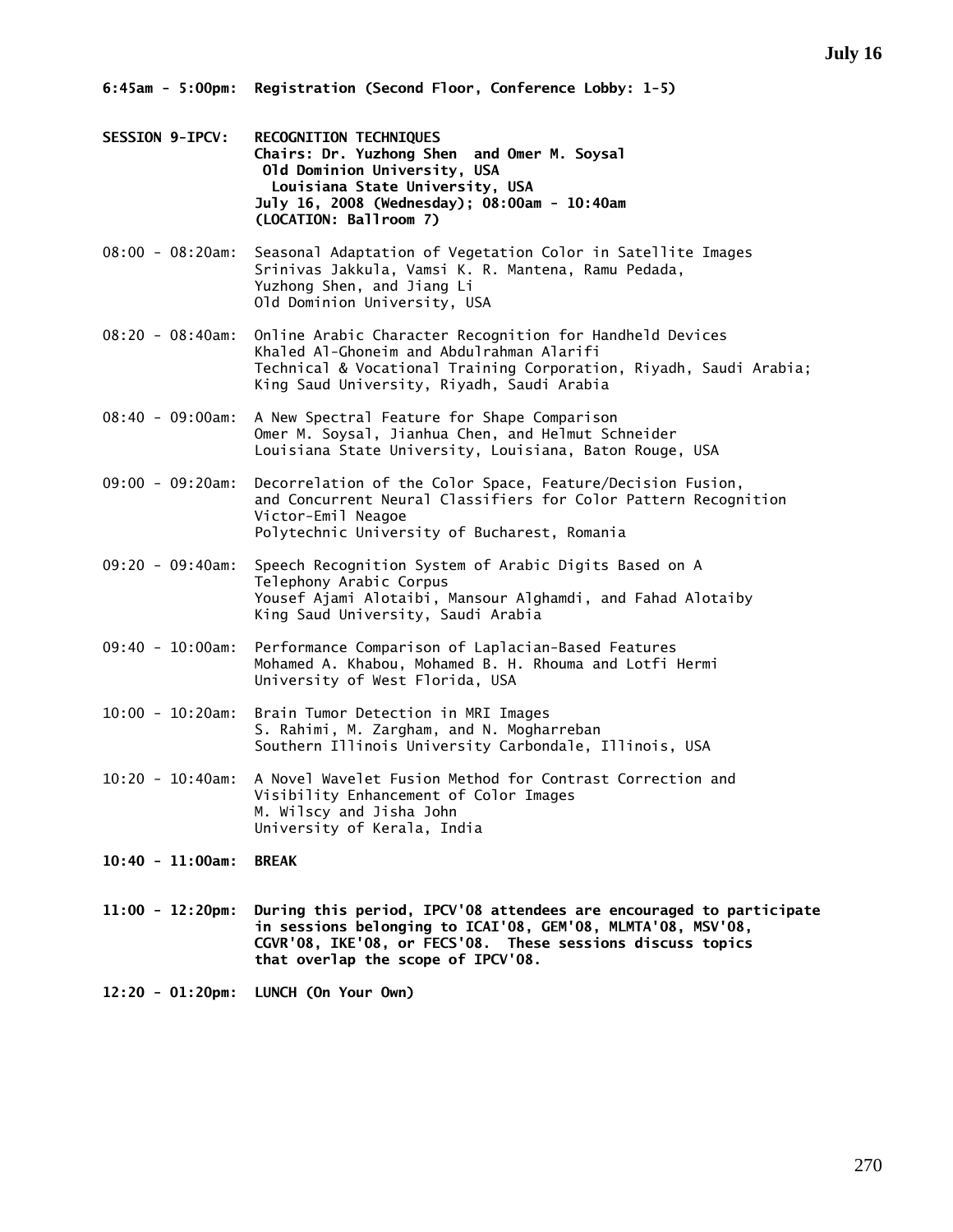## July 16

**6:45am - 5:00pm: Registration (Second Floor, Conference Lobby: 1-5)**

**SESSION 9-IPCV: RECOGNITION TECHNIQUES**
**Chairs: Dr. Yuzhong Shen and Omer M. Soysal**
**Old Dominion University, USA**
**Louisiana State University, USA**
**July 16, 2008 (Wednesday); 08:00am - 10:40am**
**(LOCATION: Ballroom 7)**

08:00 - 08:20am: Seasonal Adaptation of Vegetation Color in Satellite Images
Srinivas Jakkula, Vamsi K. R. Mantena, Ramu Pedada, Yuzhong Shen, and Jiang Li
Old Dominion University, USA

08:20 - 08:40am: Online Arabic Character Recognition for Handheld Devices
Khaled Al-Ghoneim and Abdulrahman Alarifi
Technical & Vocational Training Corporation, Riyadh, Saudi Arabia; King Saud University, Riyadh, Saudi Arabia

08:40 - 09:00am: A New Spectral Feature for Shape Comparison
Omer M. Soysal, Jianhua Chen, and Helmut Schneider
Louisiana State University, Louisiana, Baton Rouge, USA

09:00 - 09:20am: Decorrelation of the Color Space, Feature/Decision Fusion, and Concurrent Neural Classifiers for Color Pattern Recognition
Victor-Emil Neagoe
Polytechnic University of Bucharest, Romania

09:20 - 09:40am: Speech Recognition System of Arabic Digits Based on A Telephony Arabic Corpus
Yousef Ajami Alotaibi, Mansour Alghamdi, and Fahad Alotaiby
King Saud University, Saudi Arabia

09:40 - 10:00am: Performance Comparison of Laplacian-Based Features
Mohamed A. Khabou, Mohamed B. H. Rhouma and Lotfi Hermi
University of West Florida, USA

10:00 - 10:20am: Brain Tumor Detection in MRI Images
S. Rahimi, M. Zargham, and N. Mogharreban
Southern Illinois University Carbondale, Illinois, USA

10:20 - 10:40am: A Novel Wavelet Fusion Method for Contrast Correction and Visibility Enhancement of Color Images
M. Wilscy and Jisha John
University of Kerala, India

**10:40 - 11:00am: BREAK**

**11:00 - 12:20pm: During this period, IPCV'08 attendees are encouraged to participate in sessions belonging to ICAI'08, GEM'08, MLMTA'08, MSV'08, CGVR'08, IKE'08, or FECS'08. These sessions discuss topics that overlap the scope of IPCV'08.**

**12:20 - 01:20pm: LUNCH (On Your Own)**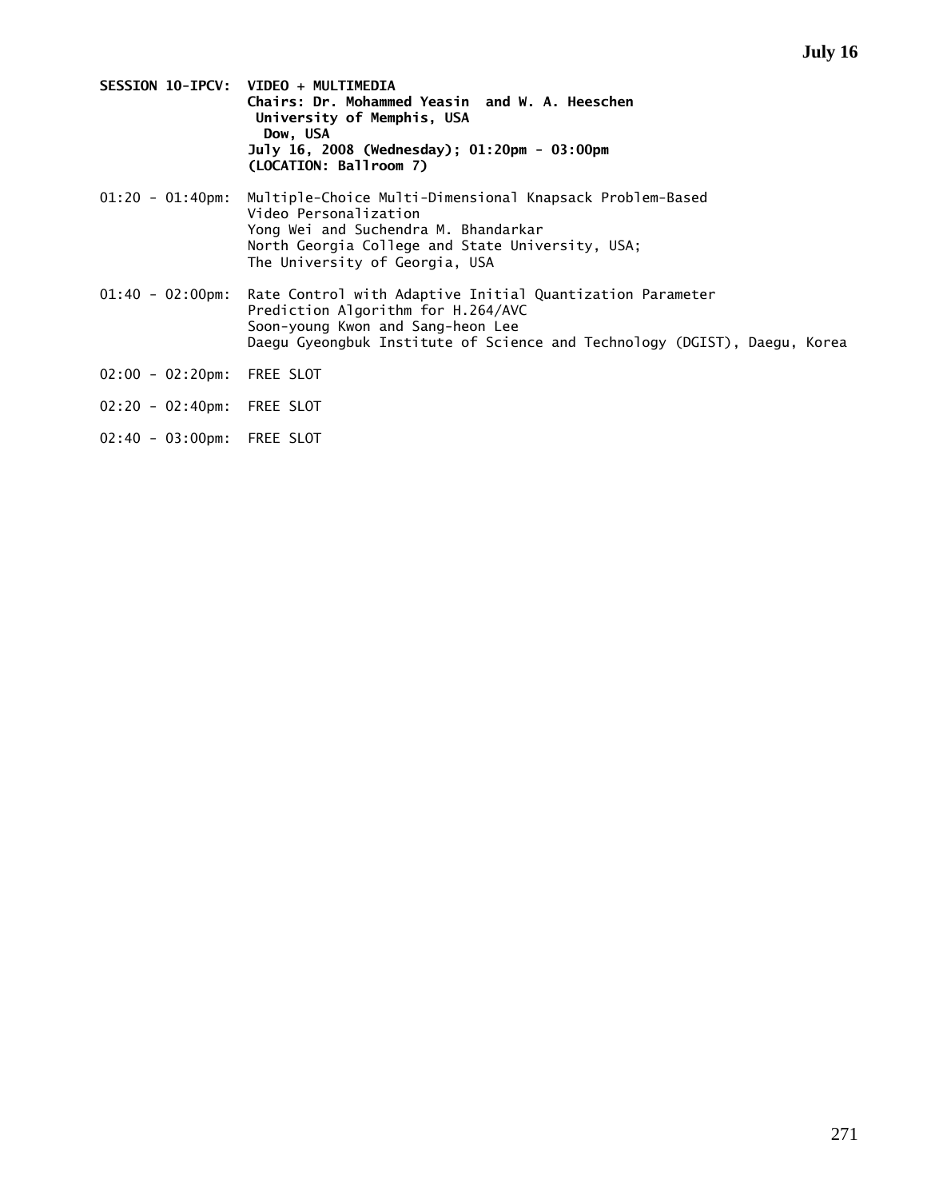**July 16**

**SESSION 10-IPCV: VIDEO + MULTIMEDIA**
**Chairs: Dr. Mohammed Yeasin and W. A. Heeschen**
**University of Memphis, USA**
**Dow, USA**
**July 16, 2008 (Wednesday); 01:20pm - 03:00pm**
**(LOCATION: Ballroom 7)**

01:20 - 01:40pm: Multiple-Choice Multi-Dimensional Knapsack Problem-Based Video Personalization
Yong Wei and Suchendra M. Bhandarkar
North Georgia College and State University, USA;
The University of Georgia, USA

01:40 - 02:00pm: Rate Control with Adaptive Initial Quantization Parameter Prediction Algorithm for H.264/AVC
Soon-young Kwon and Sang-heon Lee
Daegu Gyeongbuk Institute of Science and Technology (DGIST), Daegu, Korea

02:00 - 02:20pm: FREE SLOT

02:20 - 02:40pm: FREE SLOT

02:40 - 03:00pm: FREE SLOT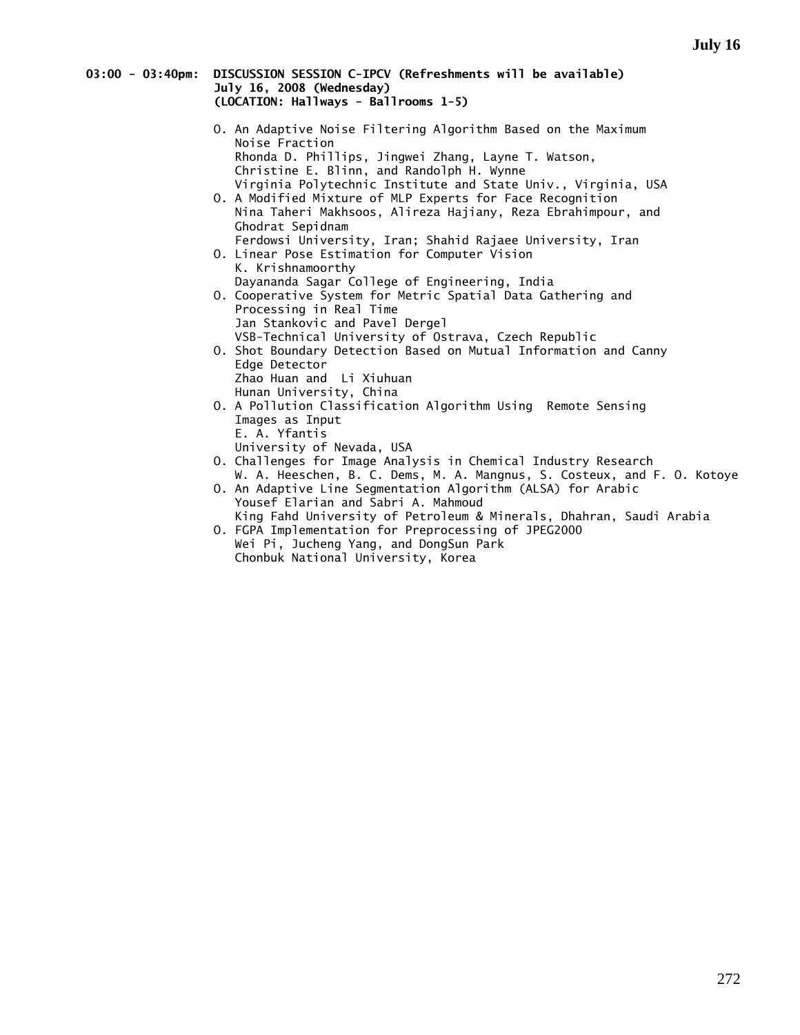**03:00 - 03:40pm: DISCUSSION SESSION C-IPCV (Refreshments will be available)**
**July 16, 2008 (Wednesday)**
**(LOCATION: Hallways - Ballrooms 1-5)**

- O. An Adaptive Noise Filtering Algorithm Based on the Maximum Noise Fraction
  Rhonda D. Phillips, Jingwei Zhang, Layne T. Watson, Christine E. Blinn, and Randolph H. Wynne
  Virginia Polytechnic Institute and State Univ., Virginia, USA
- O. A Modified Mixture of MLP Experts for Face Recognition
  Nina Taheri Makhsoos, Alireza Hajiany, Reza Ebrahimpour, and Ghodrat Sepidnam
  Ferdowsi University, Iran; Shahid Rajaee University, Iran
- O. Linear Pose Estimation for Computer Vision
  K. Krishnamoorthy
  Dayananda Sagar College of Engineering, India
- O. Cooperative System for Metric Spatial Data Gathering and Processing in Real Time
  Jan Stankovic and Pavel Dergel
  VSB-Technical University of Ostrava, Czech Republic
- O. Shot Boundary Detection Based on Mutual Information and Canny Edge Detector
  Zhao Huan and Li Xiuhuan
  Hunan University, China
- O. A Pollution Classification Algorithm Using Remote Sensing Images as Input
  E. A. Yfantis
  University of Nevada, USA
- O. Challenges for Image Analysis in Chemical Industry Research
  W. A. Heeschen, B. C. Dems, M. A. Mangnus, S. Costeux, and F. O. Kotoye
- O. An Adaptive Line Segmentation Algorithm (ALSA) for Arabic
  Yousef Elarian and Sabri A. Mahmoud
  King Fahd University of Petroleum & Minerals, Dhahran, Saudi Arabia
- O. FGPA Implementation for Preprocessing of JPEG2000
  Wei Pi, Jucheng Yang, and DongSun Park
  Chonbuk National University, Korea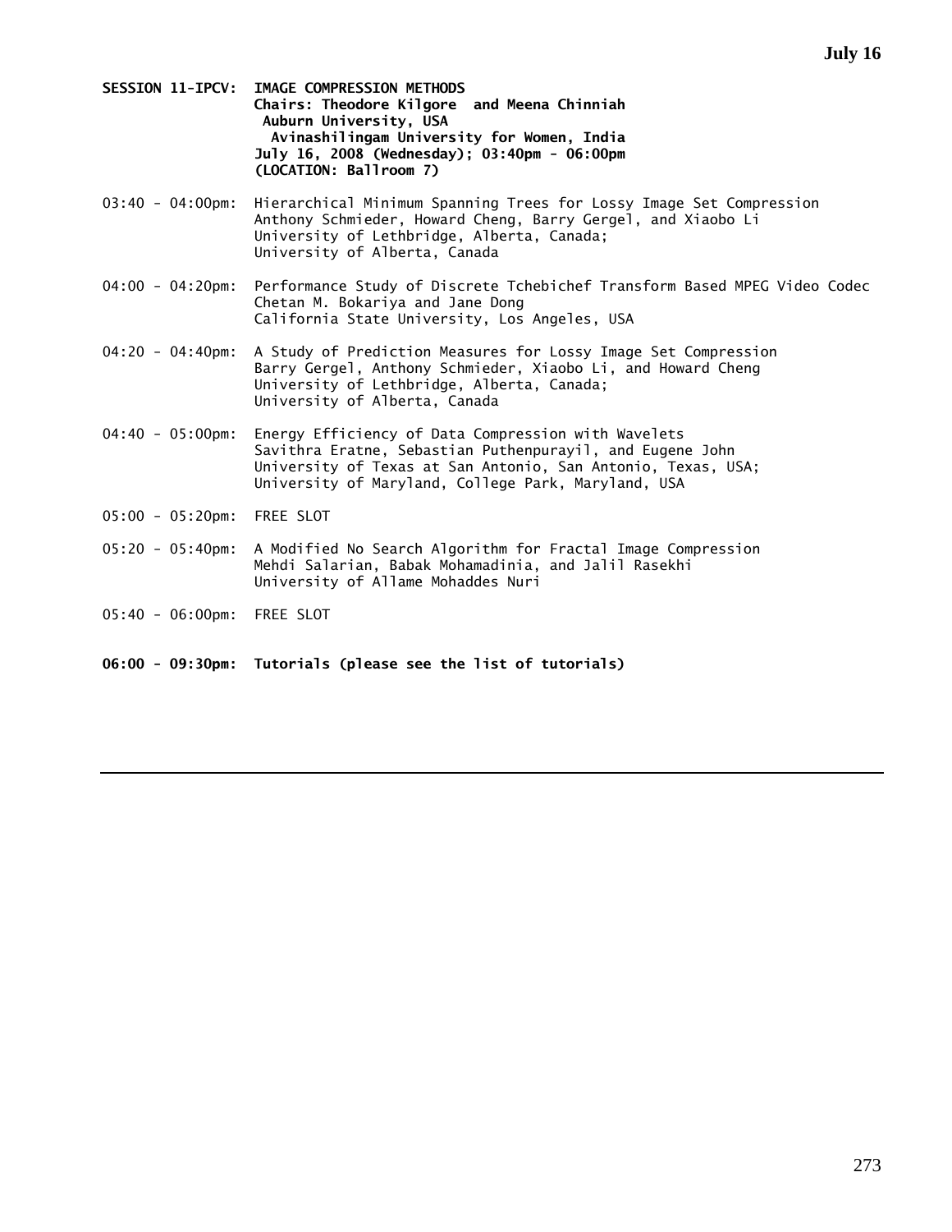**SESSION 11-IPCV: IMAGE COMPRESSION METHODS**
**Chairs: Theodore Kilgore and Meena Chinniah**
**Auburn University, USA**
**Avinashilingam University for Women, India**
**July 16, 2008 (Wednesday); 03:40pm - 06:00pm**
**(LOCATION: Ballroom 7)**

03:40 - 04:00pm: Hierarchical Minimum Spanning Trees for Lossy Image Set Compression
Anthony Schmieder, Howard Cheng, Barry Gergel, and Xiaobo Li
University of Lethbridge, Alberta, Canada;
University of Alberta, Canada

04:00 - 04:20pm: Performance Study of Discrete Tchebichef Transform Based MPEG Video Codec
Chetan M. Bokariya and Jane Dong
California State University, Los Angeles, USA

04:20 - 04:40pm: A Study of Prediction Measures for Lossy Image Set Compression
Barry Gergel, Anthony Schmieder, Xiaobo Li, and Howard Cheng
University of Lethbridge, Alberta, Canada;
University of Alberta, Canada

04:40 - 05:00pm: Energy Efficiency of Data Compression with Wavelets
Savithra Eratne, Sebastian Puthenpurayil, and Eugene John
University of Texas at San Antonio, San Antonio, Texas, USA;
University of Maryland, College Park, Maryland, USA

05:00 - 05:20pm: FREE SLOT

05:20 - 05:40pm: A Modified No Search Algorithm for Fractal Image Compression
Mehdi Salarian, Babak Mohamadinia, and Jalil Rasekhi
University of Allame Mohaddes Nuri

05:40 - 06:00pm: FREE SLOT

**06:00 - 09:30pm: Tutorials (please see the list of tutorials)**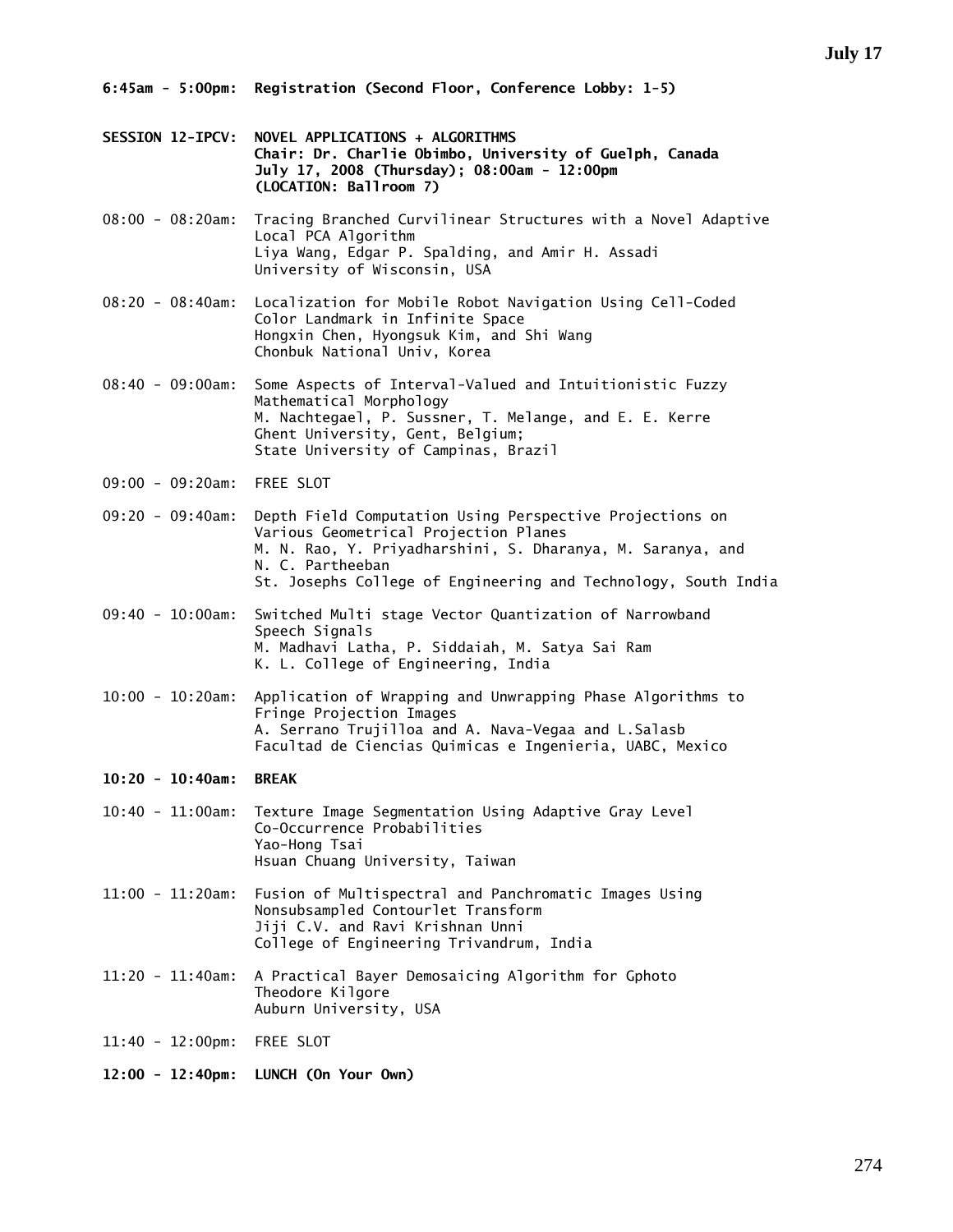**6:45am - 5:00pm: Registration (Second Floor, Conference Lobby: 1-5)**

**SESSION 12-IPCV: NOVEL APPLICATIONS + ALGORITHMS**
**Chair: Dr. Charlie Obimbo, University of Guelph, Canada**
**July 17, 2008 (Thursday); 08:00am - 12:00pm**
**(LOCATION: Ballroom 7)**

08:00 - 08:20am: Tracing Branched Curvilinear Structures with a Novel Adaptive Local PCA Algorithm
Liya Wang, Edgar P. Spalding, and Amir H. Assadi
University of Wisconsin, USA

08:20 - 08:40am: Localization for Mobile Robot Navigation Using Cell-Coded Color Landmark in Infinite Space
Hongxin Chen, Hyongsuk Kim, and Shi Wang
Chonbuk National Univ, Korea

08:40 - 09:00am: Some Aspects of Interval-Valued and Intuitionistic Fuzzy Mathematical Morphology
M. Nachtegael, P. Sussner, T. Melange, and E. E. Kerre
Ghent University, Gent, Belgium;
State University of Campinas, Brazil

09:00 - 09:20am: FREE SLOT

09:20 - 09:40am: Depth Field Computation Using Perspective Projections on Various Geometrical Projection Planes
M. N. Rao, Y. Priyadharshini, S. Dharanya, M. Saranya, and N. C. Partheeban
St. Josephs College of Engineering and Technology, South India

09:40 - 10:00am: Switched Multi stage Vector Quantization of Narrowband Speech Signals
M. Madhavi Latha, P. Siddaiah, M. Satya Sai Ram
K. L. College of Engineering, India

10:00 - 10:20am: Application of Wrapping and Unwrapping Phase Algorithms to Fringe Projection Images
A. Serrano Trujilloa and A. Nava-Vegaa and L.Salasb
Facultad de Ciencias Quimicas e Ingenieria, UABC, Mexico

**10:20 - 10:40am: BREAK**

10:40 - 11:00am: Texture Image Segmentation Using Adaptive Gray Level Co-Occurrence Probabilities
Yao-Hong Tsai
Hsuan Chuang University, Taiwan

11:00 - 11:20am: Fusion of Multispectral and Panchromatic Images Using Nonsubsampled Contourlet Transform
Jiji C.V. and Ravi Krishnan Unni
College of Engineering Trivandrum, India

11:20 - 11:40am: A Practical Bayer Demosaicing Algorithm for Gphoto
Theodore Kilgore
Auburn University, USA

11:40 - 12:00pm: FREE SLOT

**12:00 - 12:40pm: LUNCH (On Your Own)**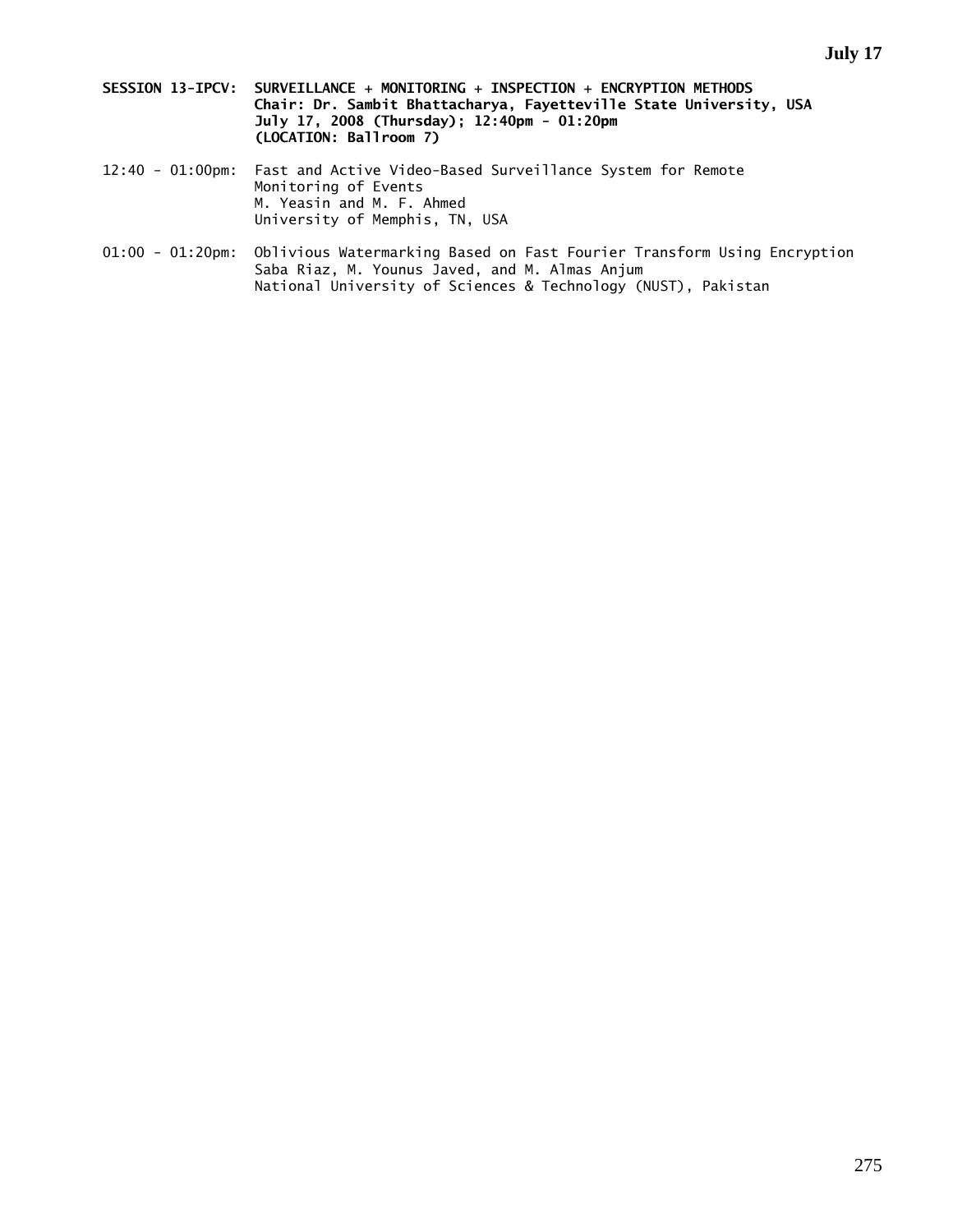**SESSION 13-IPCV: SURVEILLANCE + MONITORING + INSPECTION + ENCRYPTION METHODS**
**Chair: Dr. Sambit Bhattacharya, Fayetteville State University, USA**
**July 17, 2008 (Thursday); 12:40pm - 01:20pm**
**(LOCATION: Ballroom 7)**

12:40 - 01:00pm: Fast and Active Video-Based Surveillance System for Remote Monitoring of Events
M. Yeasin and M. F. Ahmed
University of Memphis, TN, USA

01:00 - 01:20pm: Oblivious Watermarking Based on Fast Fourier Transform Using Encryption
Saba Riaz, M. Younus Javed, and M. Almas Anjum
National University of Sciences & Technology (NUST), Pakistan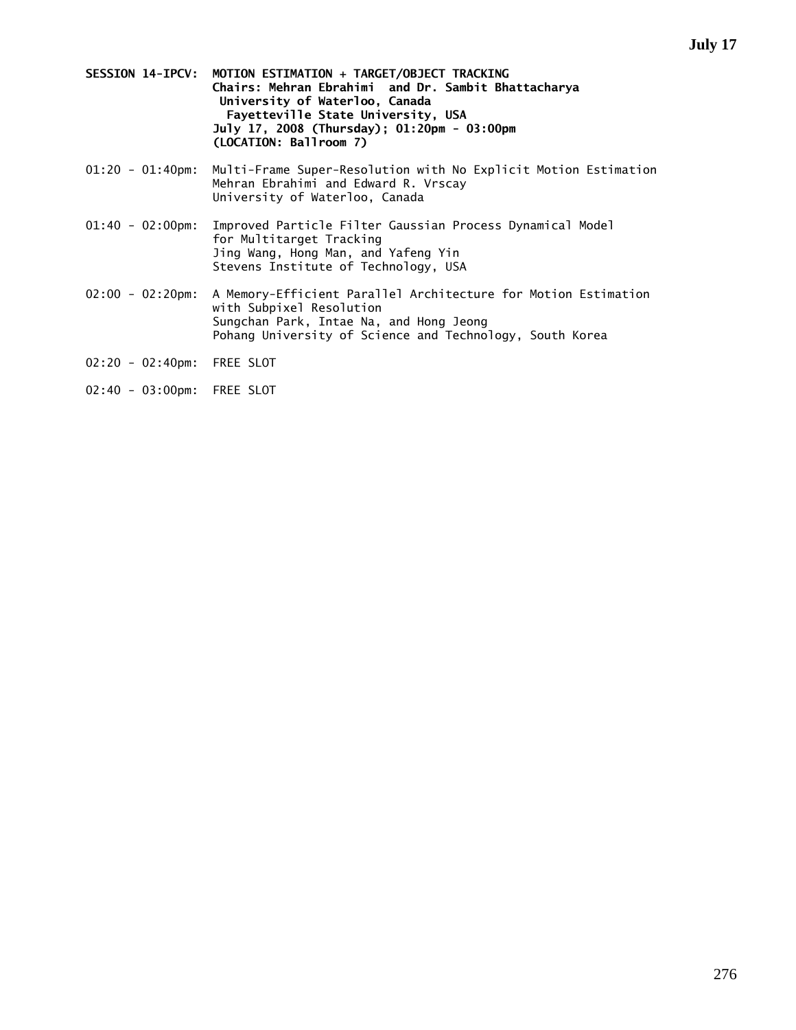**SESSION 14-IPCV: MOTION ESTIMATION + TARGET/OBJECT TRACKING**
**Chairs: Mehran Ebrahimi and Dr. Sambit Bhattacharya**
**University of Waterloo, Canada**
**Fayetteville State University, USA**
**July 17, 2008 (Thursday); 01:20pm - 03:00pm**
**(LOCATION: Ballroom 7)**

01:20 - 01:40pm: Multi-Frame Super-Resolution with No Explicit Motion Estimation
Mehran Ebrahimi and Edward R. Vrscay
University of Waterloo, Canada

01:40 - 02:00pm: Improved Particle Filter Gaussian Process Dynamical Model for Multitarget Tracking
Jing Wang, Hong Man, and Yafeng Yin
Stevens Institute of Technology, USA

02:00 - 02:20pm: A Memory-Efficient Parallel Architecture for Motion Estimation with Subpixel Resolution
Sungchan Park, Intae Na, and Hong Jeong
Pohang University of Science and Technology, South Korea

02:20 - 02:40pm: FREE SLOT

02:40 - 03:00pm: FREE SLOT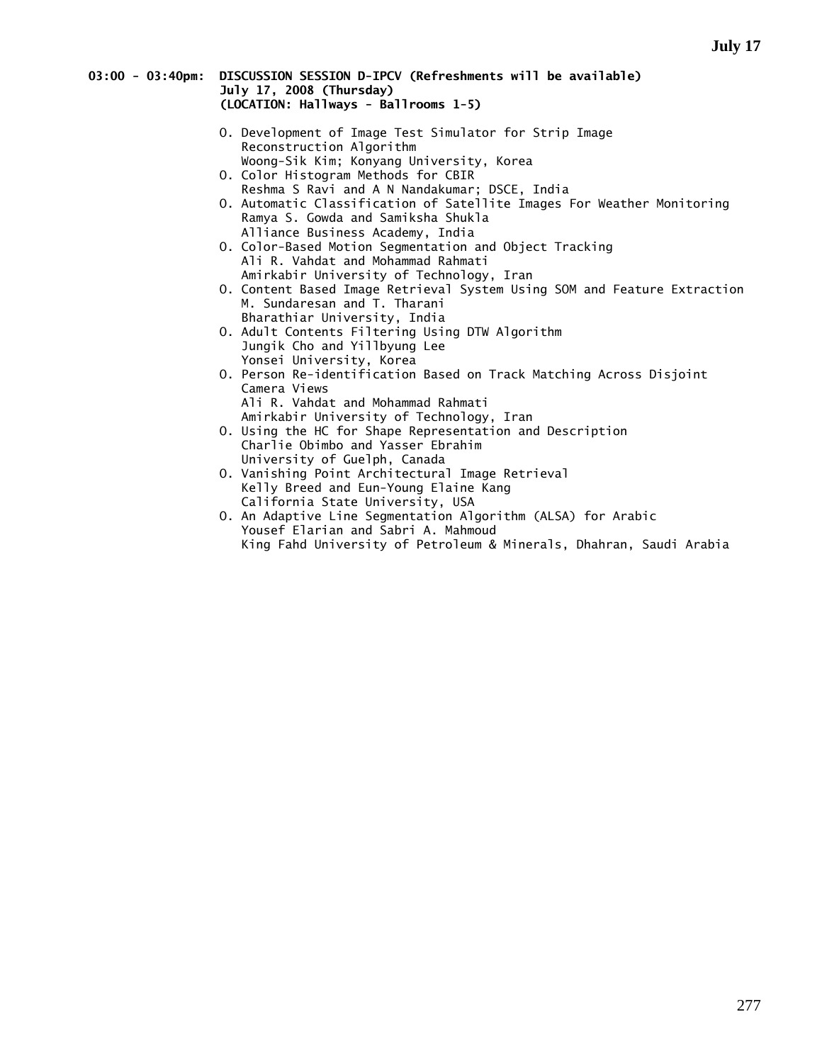**03:00 - 03:40pm: DISCUSSION SESSION D-IPCV (Refreshments will be available)**
**July 17, 2008 (Thursday)**
**(LOCATION: Hallways - Ballrooms 1-5)**

O. Development of Image Test Simulator for Strip Image Reconstruction Algorithm
Woong-Sik Kim; Konyang University, Korea

O. Color Histogram Methods for CBIR
Reshma S Ravi and A N Nandakumar; DSCE, India

O. Automatic Classification of Satellite Images For Weather Monitoring
Ramya S. Gowda and Samiksha Shukla
Alliance Business Academy, India

O. Color-Based Motion Segmentation and Object Tracking
Ali R. Vahdat and Mohammad Rahmati
Amirkabir University of Technology, Iran

O. Content Based Image Retrieval System Using SOM and Feature Extraction
M. Sundaresan and T. Tharani
Bharathiar University, India

O. Adult Contents Filtering Using DTW Algorithm
Jungik Cho and Yillbyung Lee
Yonsei University, Korea

O. Person Re-identification Based on Track Matching Across Disjoint Camera Views
Ali R. Vahdat and Mohammad Rahmati
Amirkabir University of Technology, Iran

O. Using the HC for Shape Representation and Description
Charlie Obimbo and Yasser Ebrahim
University of Guelph, Canada

O. Vanishing Point Architectural Image Retrieval
Kelly Breed and Eun-Young Elaine Kang
California State University, USA

O. An Adaptive Line Segmentation Algorithm (ALSA) for Arabic
Yousef Elarian and Sabri A. Mahmoud
King Fahd University of Petroleum & Minerals, Dhahran, Saudi Arabia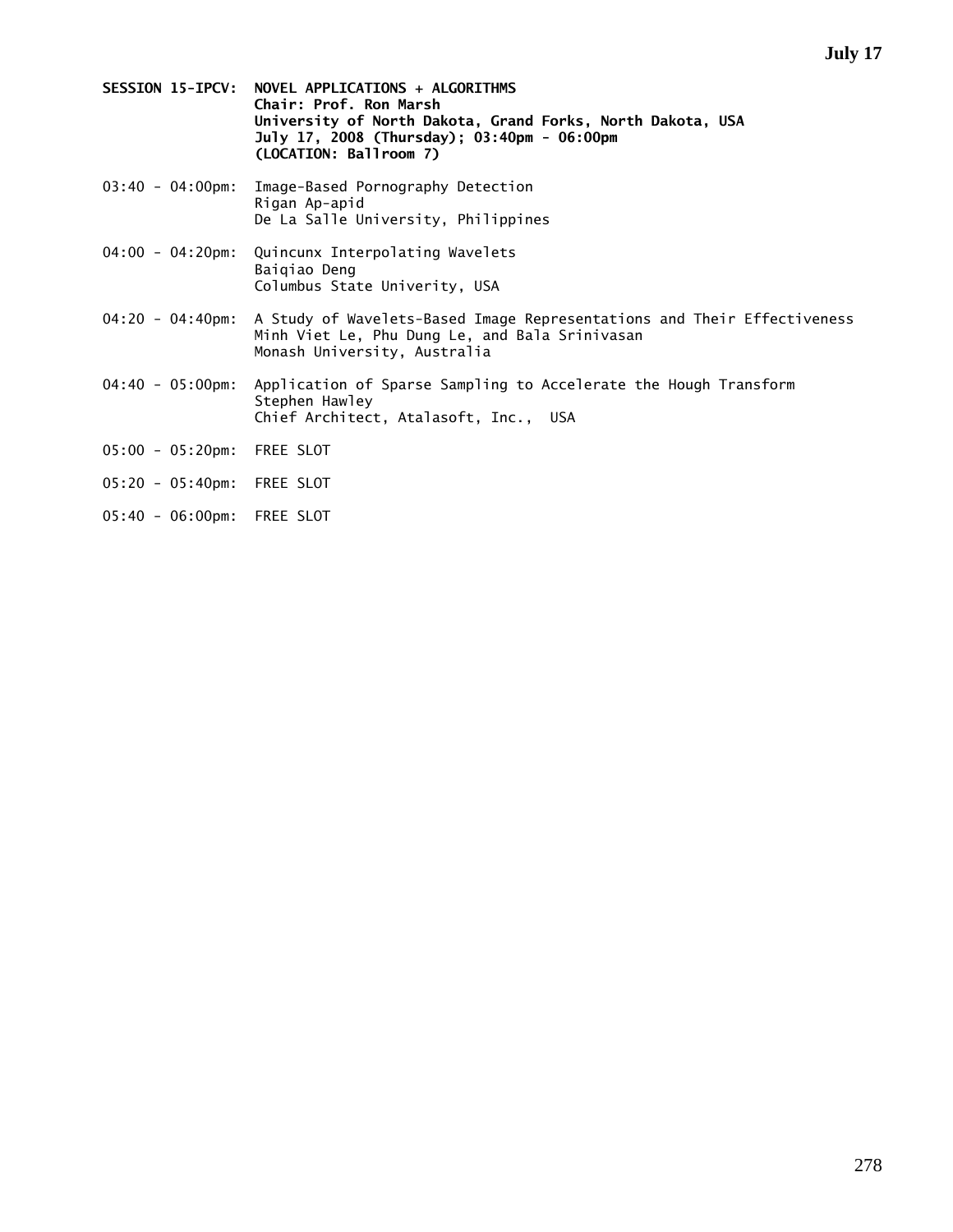**SESSION 15-IPCV: NOVEL APPLICATIONS + ALGORITHMS**
**Chair: Prof. Ron Marsh**
**University of North Dakota, Grand Forks, North Dakota, USA**
**July 17, 2008 (Thursday); 03:40pm - 06:00pm**
**(LOCATION: Ballroom 7)**

03:40 - 04:00pm: Image-Based Pornography Detection
Rigan Ap-apid
De La Salle University, Philippines

04:00 - 04:20pm: Quincunx Interpolating Wavelets
Baiqiao Deng
Columbus State Univerity, USA

04:20 - 04:40pm: A Study of Wavelets-Based Image Representations and Their Effectiveness
Minh Viet Le, Phu Dung Le, and Bala Srinivasan
Monash University, Australia

04:40 - 05:00pm: Application of Sparse Sampling to Accelerate the Hough Transform
Stephen Hawley
Chief Architect, Atalasoft, Inc., USA

05:00 - 05:20pm: FREE SLOT

05:20 - 05:40pm: FREE SLOT

05:40 - 06:00pm: FREE SLOT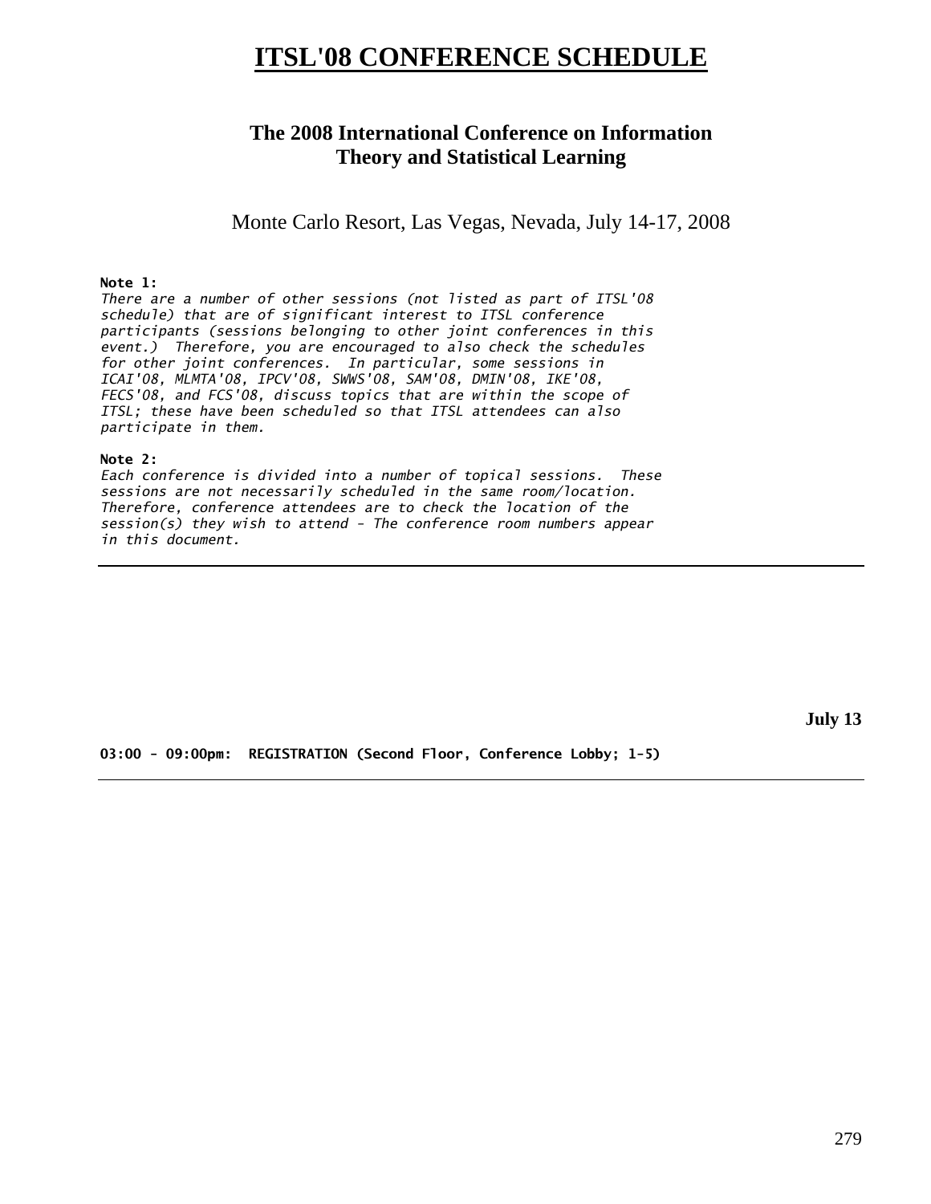# ITSL'08 CONFERENCE SCHEDULE

## The 2008 International Conference on Information Theory and Statistical Learning

Monte Carlo Resort, Las Vegas, Nevada, July 14-17, 2008

**Note 1:**
*There are a number of other sessions (not listed as part of ITSL'08 schedule) that are of significant interest to ITSL conference participants (sessions belonging to other joint conferences in this event.) Therefore, you are encouraged to also check the schedules for other joint conferences. In particular, some sessions in ICAI'08, MLMTA'08, IPCV'08, SWWS'08, SAM'08, DMIN'08, IKE'08, FECS'08, and FCS'08, discuss topics that are within the scope of ITSL; these have been scheduled so that ITSL attendees can also participate in them.*

**Note 2:**
*Each conference is divided into a number of topical sessions. These sessions are not necessarily scheduled in the same room/location. Therefore, conference attendees are to check the location of the session(s) they wish to attend - The conference room numbers appear in this document.*

---

**July 13**

**03:00 - 09:00pm: REGISTRATION (Second Floor, Conference Lobby; 1-5)**

---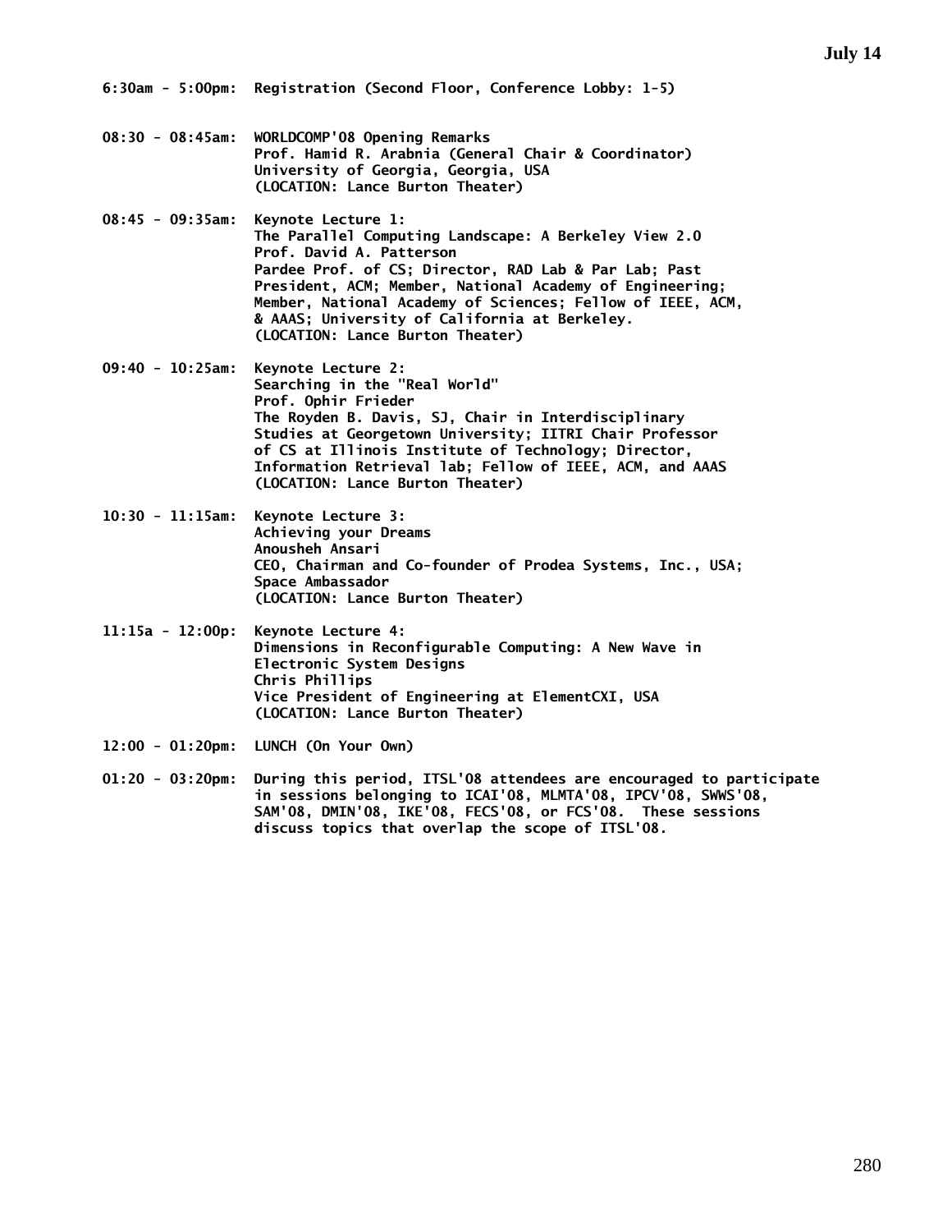## July 14

**6:30am - 5:00pm:** Registration (Second Floor, Conference Lobby: 1-5)

**08:30 - 08:45am:** WORLDCOMP'08 Opening Remarks
Prof. Hamid R. Arabnia (General Chair & Coordinator)
University of Georgia, Georgia, USA
(LOCATION: Lance Burton Theater)

**08:45 - 09:35am:** Keynote Lecture 1:
The Parallel Computing Landscape: A Berkeley View 2.0
Prof. David A. Patterson
Pardee Prof. of CS; Director, RAD Lab & Par Lab; Past President, ACM; Member, National Academy of Engineering; Member, National Academy of Sciences; Fellow of IEEE, ACM, & AAAS; University of California at Berkeley.
(LOCATION: Lance Burton Theater)

**09:40 - 10:25am:** Keynote Lecture 2:
Searching in the "Real World"
Prof. Ophir Frieder
The Royden B. Davis, SJ, Chair in Interdisciplinary Studies at Georgetown University; IITRI Chair Professor of CS at Illinois Institute of Technology; Director, Information Retrieval lab; Fellow of IEEE, ACM, and AAAS
(LOCATION: Lance Burton Theater)

**10:30 - 11:15am:** Keynote Lecture 3:
Achieving your Dreams
Anousheh Ansari
CEO, Chairman and Co-founder of Prodea Systems, Inc., USA; Space Ambassador
(LOCATION: Lance Burton Theater)

**11:15a - 12:00p:** Keynote Lecture 4:
Dimensions in Reconfigurable Computing: A New Wave in Electronic System Designs
Chris Phillips
Vice President of Engineering at ElementCXI, USA
(LOCATION: Lance Burton Theater)

**12:00 - 01:20pm:** LUNCH (On Your Own)

**01:20 - 03:20pm:** During this period, ITSL'08 attendees are encouraged to participate in sessions belonging to ICAI'08, MLMTA'08, IPCV'08, SWWS'08, SAM'08, DMIN'08, IKE'08, FECS'08, or FCS'08. These sessions discuss topics that overlap the scope of ITSL'08.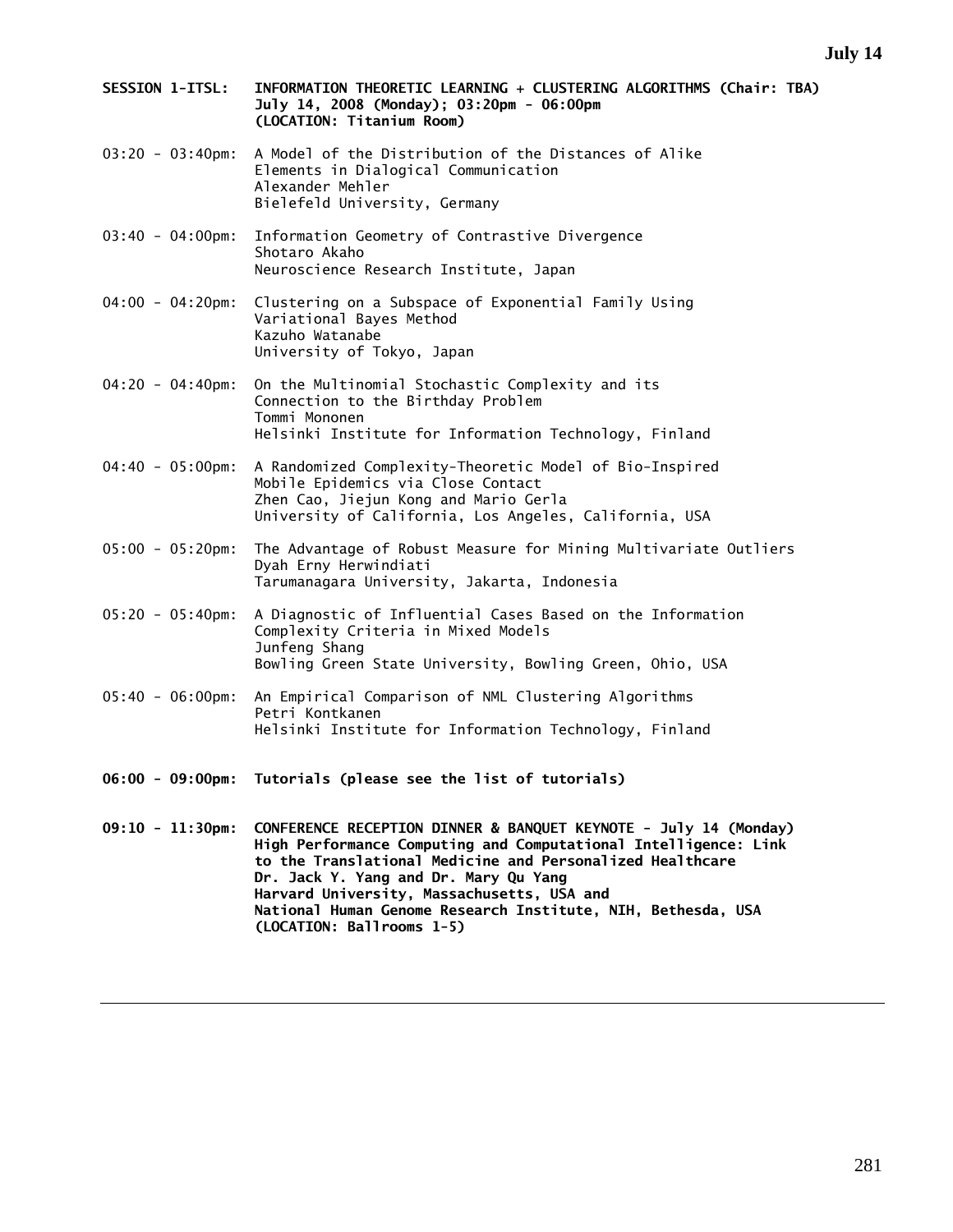**SESSION 1-ITSL: INFORMATION THEORETIC LEARNING + CLUSTERING ALGORITHMS (Chair: TBA)**
**July 14, 2008 (Monday); 03:20pm - 06:00pm**
**(LOCATION: Titanium Room)**

03:20 - 03:40pm: A Model of the Distribution of the Distances of Alike Elements in Dialogical Communication
Alexander Mehler
Bielefeld University, Germany

03:40 - 04:00pm: Information Geometry of Contrastive Divergence
Shotaro Akaho
Neuroscience Research Institute, Japan

04:00 - 04:20pm: Clustering on a Subspace of Exponential Family Using Variational Bayes Method
Kazuho Watanabe
University of Tokyo, Japan

04:20 - 04:40pm: On the Multinomial Stochastic Complexity and its Connection to the Birthday Problem
Tommi Mononen
Helsinki Institute for Information Technology, Finland

04:40 - 05:00pm: A Randomized Complexity-Theoretic Model of Bio-Inspired Mobile Epidemics via Close Contact
Zhen Cao, Jiejun Kong and Mario Gerla
University of California, Los Angeles, California, USA

05:00 - 05:20pm: The Advantage of Robust Measure for Mining Multivariate Outliers
Dyah Erny Herwindiati
Tarumanagara University, Jakarta, Indonesia

05:20 - 05:40pm: A Diagnostic of Influential Cases Based on the Information Complexity Criteria in Mixed Models
Junfeng Shang
Bowling Green State University, Bowling Green, Ohio, USA

05:40 - 06:00pm: An Empirical Comparison of NML Clustering Algorithms
Petri Kontkanen
Helsinki Institute for Information Technology, Finland

**06:00 - 09:00pm: Tutorials (please see the list of tutorials)**

**09:10 - 11:30pm: CONFERENCE RECEPTION DINNER & BANQUET KEYNOTE - July 14 (Monday)**
**High Performance Computing and Computational Intelligence: Link to the Translational Medicine and Personalized Healthcare**
**Dr. Jack Y. Yang and Dr. Mary Qu Yang**
**Harvard University, Massachusetts, USA and**
**National Human Genome Research Institute, NIH, Bethesda, USA**
**(LOCATION: Ballrooms 1-5)**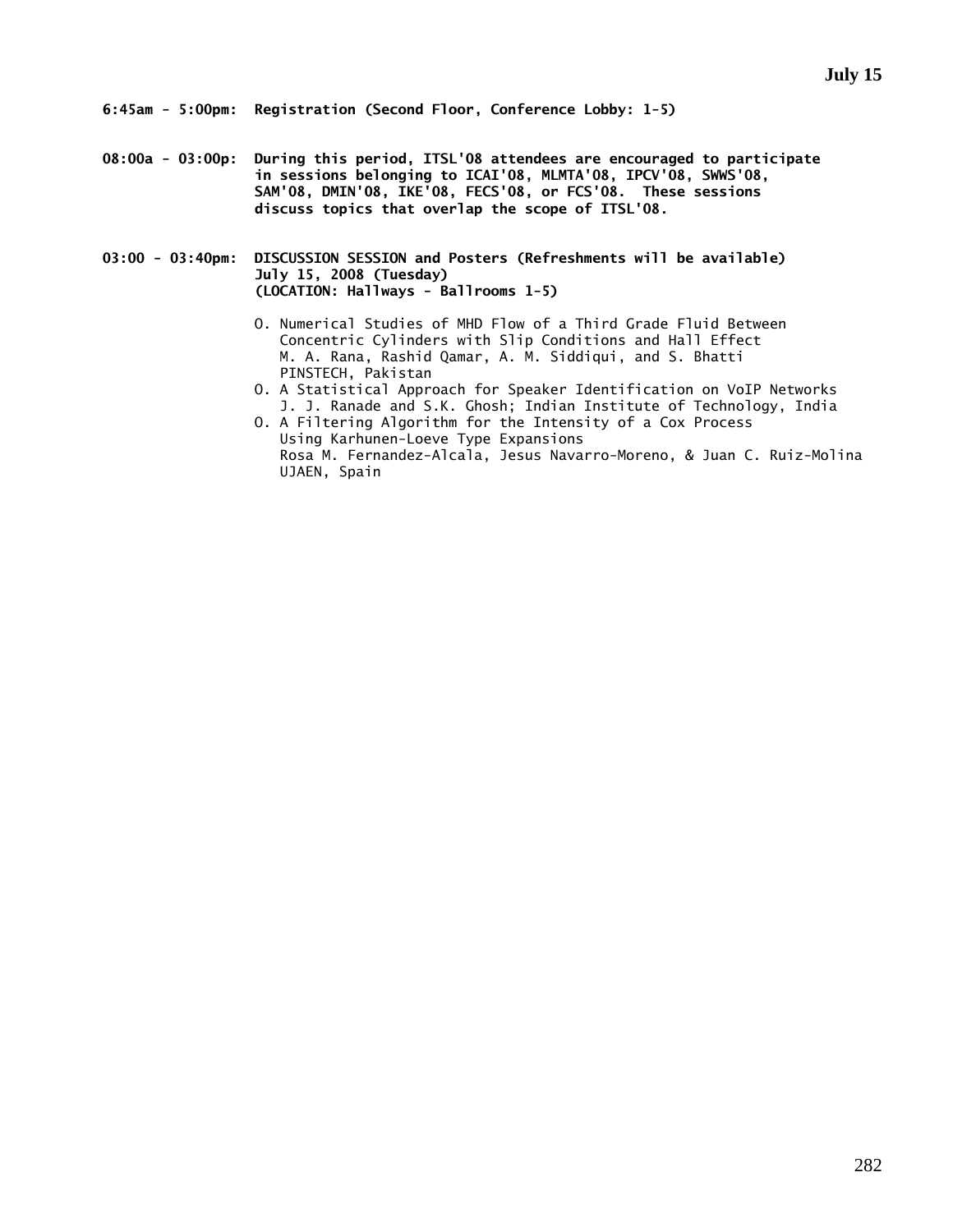## July 15

**6:45am - 5:00pm: Registration (Second Floor, Conference Lobby: 1-5)**

**08:00a - 03:00p: During this period, ITSL'08 attendees are encouraged to participate in sessions belonging to ICAI'08, MLMTA'08, IPCV'08, SWWS'08, SAM'08, DMIN'08, IKE'08, FECS'08, or FCS'08. These sessions discuss topics that overlap the scope of ITSL'08.**

**03:00 - 03:40pm: DISCUSSION SESSION and Posters (Refreshments will be available)**
**July 15, 2008 (Tuesday)**
**(LOCATION: Hallways - Ballrooms 1-5)**

- O. Numerical Studies of MHD Flow of a Third Grade Fluid Between Concentric Cylinders with Slip Conditions and Hall Effect
  M. A. Rana, Rashid Qamar, A. M. Siddiqui, and S. Bhatti
  PINSTECH, Pakistan
- O. A Statistical Approach for Speaker Identification on VoIP Networks
  J. J. Ranade and S.K. Ghosh; Indian Institute of Technology, India
- O. A Filtering Algorithm for the Intensity of a Cox Process Using Karhunen-Loeve Type Expansions
  Rosa M. Fernandez-Alcala, Jesus Navarro-Moreno, & Juan C. Ruiz-Molina
  UJAEN, Spain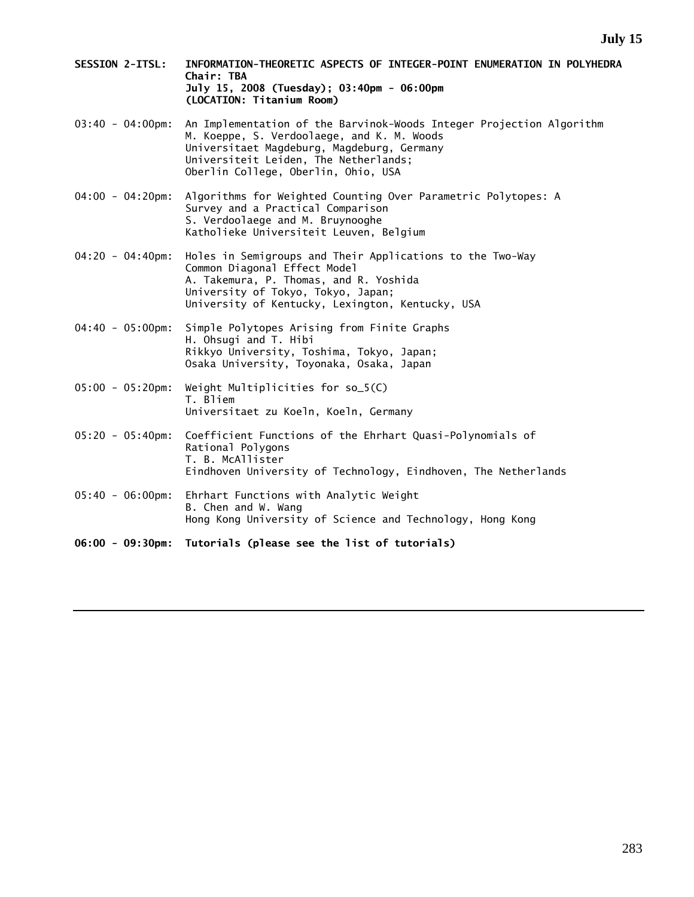**SESSION 2-ITSL: INFORMATION-THEORETIC ASPECTS OF INTEGER-POINT ENUMERATION IN POLYHEDRA**
**Chair: TBA**
**July 15, 2008 (Tuesday); 03:40pm - 06:00pm**
**(LOCATION: Titanium Room)**

03:40 - 04:00pm: An Implementation of the Barvinok-Woods Integer Projection Algorithm
M. Koeppe, S. Verdoolaege, and K. M. Woods
Universitaet Magdeburg, Magdeburg, Germany
Universiteit Leiden, The Netherlands;
Oberlin College, Oberlin, Ohio, USA

04:00 - 04:20pm: Algorithms for Weighted Counting Over Parametric Polytopes: A Survey and a Practical Comparison
S. Verdoolaege and M. Bruynooghe
Katholieke Universiteit Leuven, Belgium

04:20 - 04:40pm: Holes in Semigroups and Their Applications to the Two-Way Common Diagonal Effect Model
A. Takemura, P. Thomas, and R. Yoshida
University of Tokyo, Tokyo, Japan;
University of Kentucky, Lexington, Kentucky, USA

04:40 - 05:00pm: Simple Polytopes Arising from Finite Graphs
H. Ohsugi and T. Hibi
Rikkyo University, Toshima, Tokyo, Japan;
Osaka University, Toyonaka, Osaka, Japan

05:00 - 05:20pm: Weight Multiplicities for so_5(C)
T. Bliem
Universitaet zu Koeln, Koeln, Germany

05:20 - 05:40pm: Coefficient Functions of the Ehrhart Quasi-Polynomials of Rational Polygons
T. B. McAllister
Eindhoven University of Technology, Eindhoven, The Netherlands

05:40 - 06:00pm: Ehrhart Functions with Analytic Weight
B. Chen and W. Wang
Hong Kong University of Science and Technology, Hong Kong

**06:00 - 09:30pm: Tutorials (please see the list of tutorials)**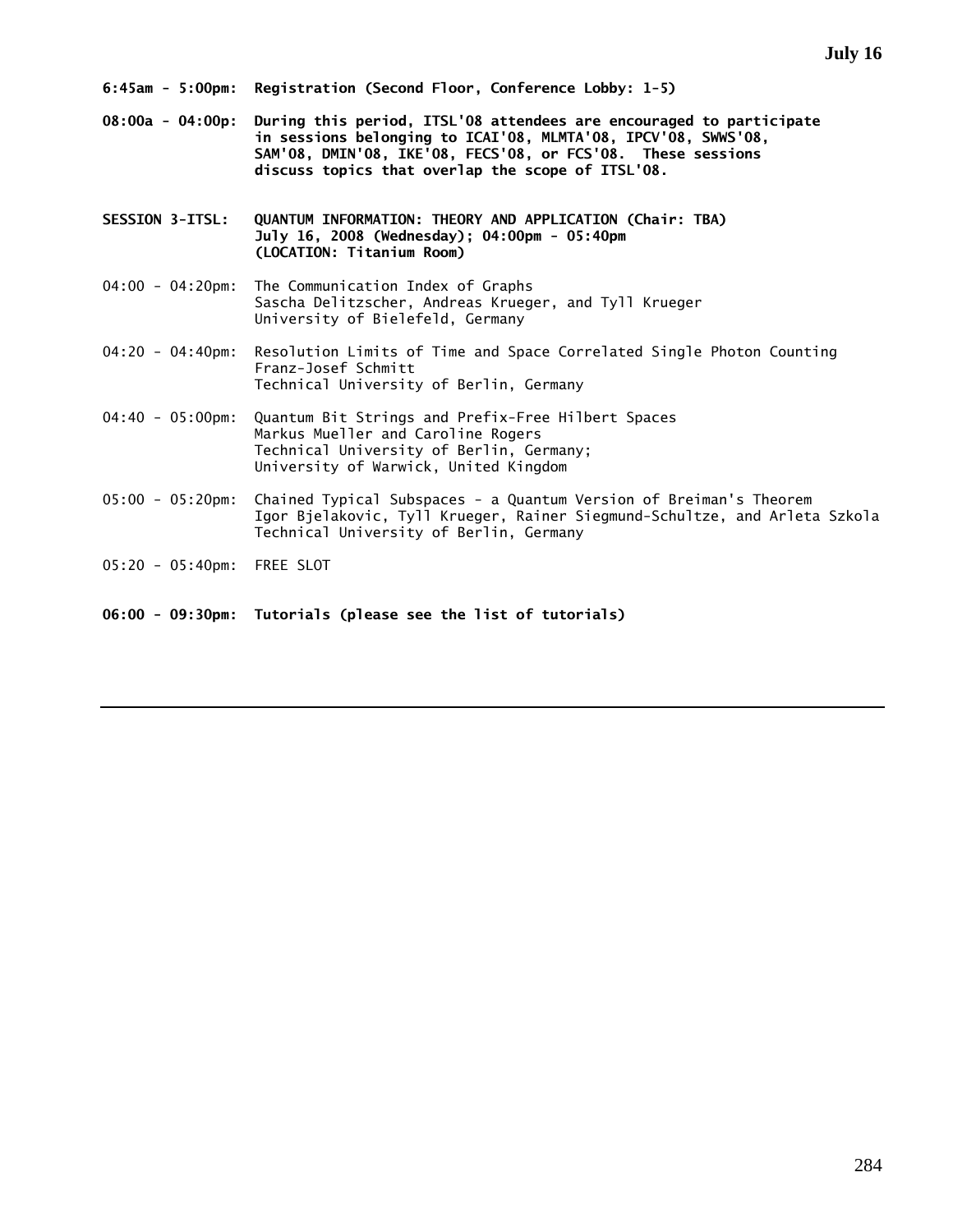**6:45am - 5:00pm: Registration (Second Floor, Conference Lobby: 1-5)**

**08:00a - 04:00p: During this period, ITSL'08 attendees are encouraged to participate in sessions belonging to ICAI'08, MLMTA'08, IPCV'08, SWWS'08, SAM'08, DMIN'08, IKE'08, FECS'08, or FCS'08. These sessions discuss topics that overlap the scope of ITSL'08.**

**SESSION 3-ITSL: QUANTUM INFORMATION: THEORY AND APPLICATION (Chair: TBA)**
**July 16, 2008 (Wednesday); 04:00pm - 05:40pm**
**(LOCATION: Titanium Room)**

04:00 - 04:20pm: The Communication Index of Graphs
Sascha Delitzscher, Andreas Krueger, and Tyll Krueger
University of Bielefeld, Germany

04:20 - 04:40pm: Resolution Limits of Time and Space Correlated Single Photon Counting
Franz-Josef Schmitt
Technical University of Berlin, Germany

04:40 - 05:00pm: Quantum Bit Strings and Prefix-Free Hilbert Spaces
Markus Mueller and Caroline Rogers
Technical University of Berlin, Germany;
University of Warwick, United Kingdom

05:00 - 05:20pm: Chained Typical Subspaces - a Quantum Version of Breiman's Theorem
Igor Bjelakovic, Tyll Krueger, Rainer Siegmund-Schultze, and Arleta Szkola
Technical University of Berlin, Germany

05:20 - 05:40pm: FREE SLOT

**06:00 - 09:30pm: Tutorials (please see the list of tutorials)**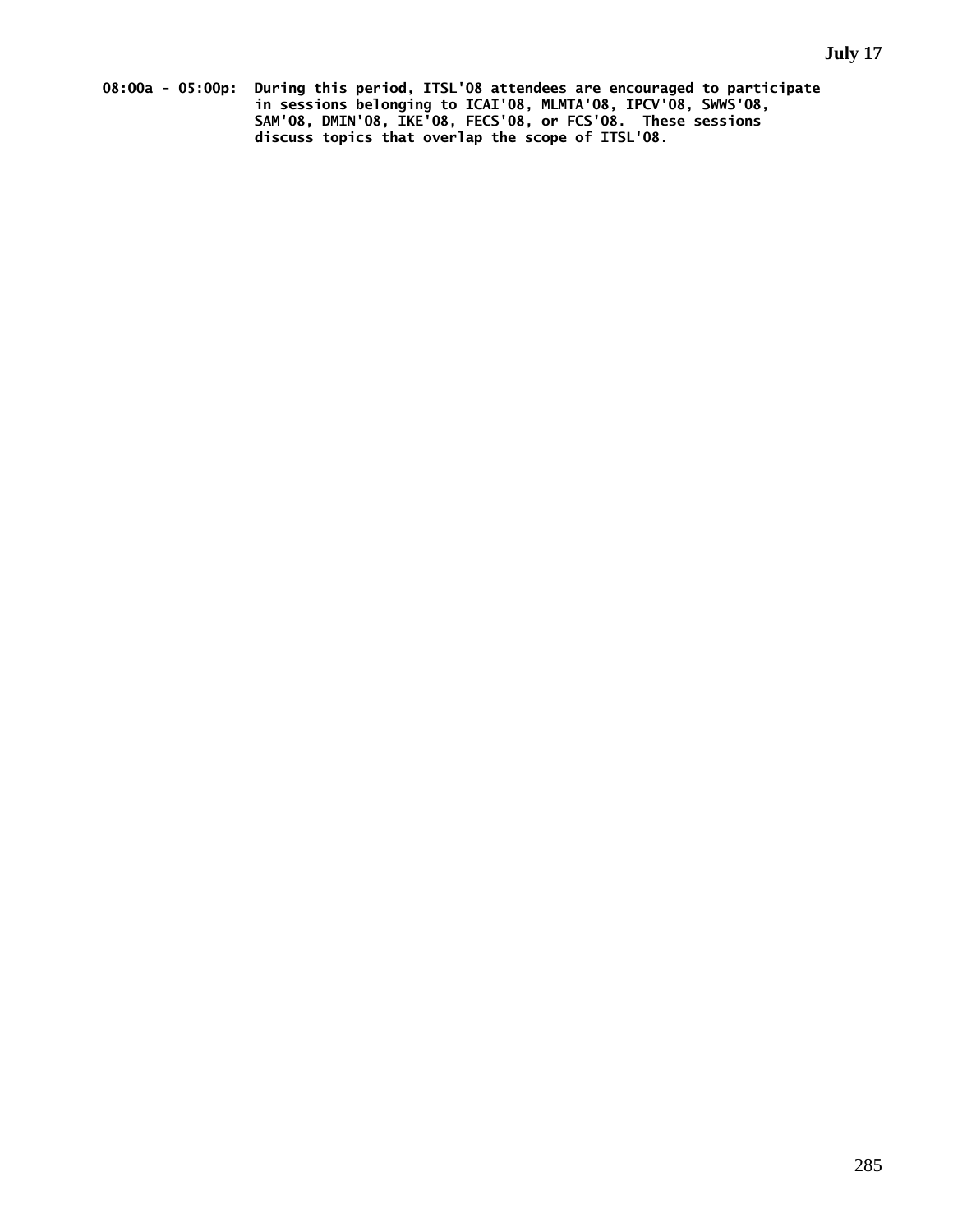**July 17**

**08:00a - 05:00p:** During this period, ITSL'08 attendees are encouraged to participate in sessions belonging to ICAI'08, MLMTA'08, IPCV'08, SWWS'08, SAM'08, DMIN'08, IKE'08, FECS'08, or FCS'08. These sessions discuss topics that overlap the scope of ITSL'08.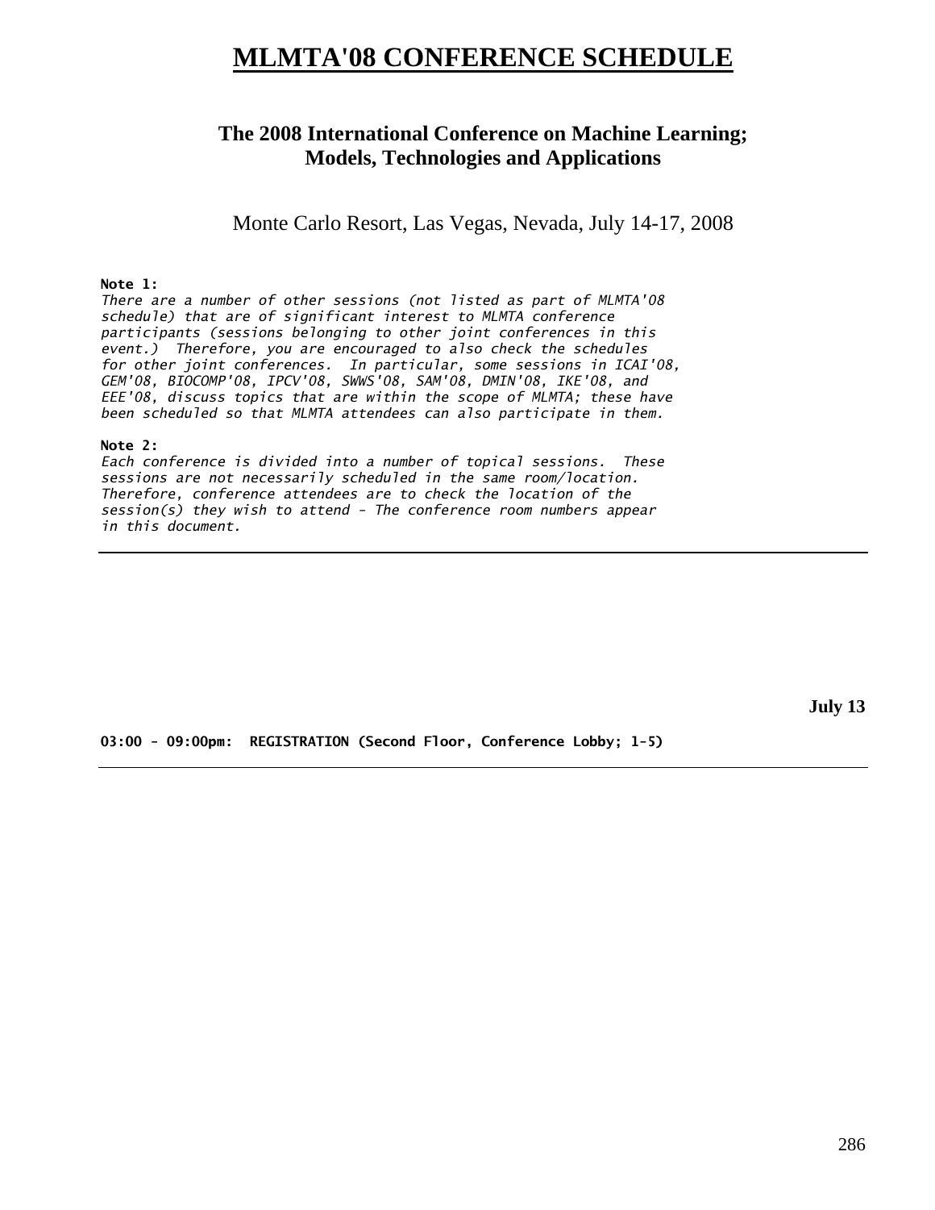# MLMTA'08 CONFERENCE SCHEDULE

## The 2008 International Conference on Machine Learning; Models, Technologies and Applications

Monte Carlo Resort, Las Vegas, Nevada, July 14-17, 2008

**Note 1:**
*There are a number of other sessions (not listed as part of MLMTA'08 schedule) that are of significant interest to MLMTA conference participants (sessions belonging to other joint conferences in this event.) Therefore, you are encouraged to also check the schedules for other joint conferences. In particular, some sessions in ICAI'08, GEM'08, BIOCOMP'08, IPCV'08, SWWS'08, SAM'08, DMIN'08, IKE'08, and EEE'08, discuss topics that are within the scope of MLMTA; these have been scheduled so that MLMTA attendees can also participate in them.*

**Note 2:**
*Each conference is divided into a number of topical sessions. These sessions are not necessarily scheduled in the same room/location. Therefore, conference attendees are to check the location of the session(s) they wish to attend - The conference room numbers appear in this document.*

---

**July 13**

**03:00 - 09:00pm: REGISTRATION (Second Floor, Conference Lobby; 1-5)**

---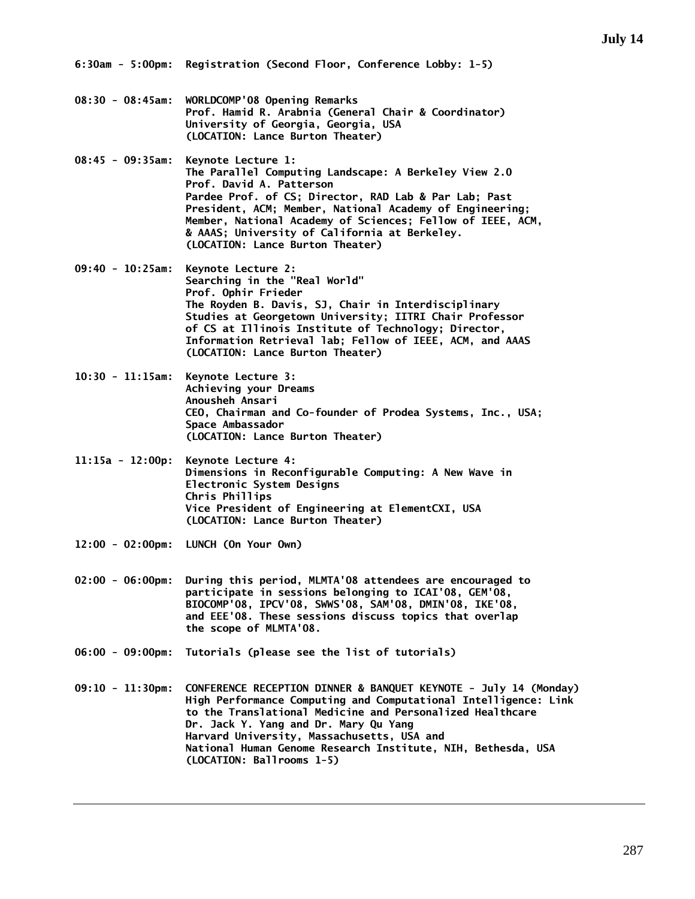## July 14

**6:30am - 5:00pm:** Registration (Second Floor, Conference Lobby: 1-5)

**08:30 - 08:45am:** WORLDCOMP'08 Opening Remarks
Prof. Hamid R. Arabnia (General Chair & Coordinator)
University of Georgia, Georgia, USA
(LOCATION: Lance Burton Theater)

**08:45 - 09:35am:** Keynote Lecture 1:
The Parallel Computing Landscape: A Berkeley View 2.0
Prof. David A. Patterson
Pardee Prof. of CS; Director, RAD Lab & Par Lab; Past President, ACM; Member, National Academy of Engineering; Member, National Academy of Sciences; Fellow of IEEE, ACM, & AAAS; University of California at Berkeley.
(LOCATION: Lance Burton Theater)

**09:40 - 10:25am:** Keynote Lecture 2:
Searching in the "Real World"
Prof. Ophir Frieder
The Royden B. Davis, SJ, Chair in Interdisciplinary Studies at Georgetown University; IITRI Chair Professor of CS at Illinois Institute of Technology; Director, Information Retrieval lab; Fellow of IEEE, ACM, and AAAS
(LOCATION: Lance Burton Theater)

**10:30 - 11:15am:** Keynote Lecture 3:
Achieving your Dreams
Anousheh Ansari
CEO, Chairman and Co-founder of Prodea Systems, Inc., USA; Space Ambassador
(LOCATION: Lance Burton Theater)

**11:15a - 12:00p:** Keynote Lecture 4:
Dimensions in Reconfigurable Computing: A New Wave in Electronic System Designs
Chris Phillips
Vice President of Engineering at ElementCXI, USA
(LOCATION: Lance Burton Theater)

**12:00 - 02:00pm:** LUNCH (On Your Own)

**02:00 - 06:00pm:** During this period, MLMTA'08 attendees are encouraged to participate in sessions belonging to ICAI'08, GEM'08, BIOCOMP'08, IPCV'08, SWWS'08, SAM'08, DMIN'08, IKE'08, and EEE'08. These sessions discuss topics that overlap the scope of MLMTA'08.

**06:00 - 09:00pm:** Tutorials (please see the list of tutorials)

**09:10 - 11:30pm:** CONFERENCE RECEPTION DINNER & BANQUET KEYNOTE - July 14 (Monday)
High Performance Computing and Computational Intelligence: Link to the Translational Medicine and Personalized Healthcare
Dr. Jack Y. Yang and Dr. Mary Qu Yang
Harvard University, Massachusetts, USA and
National Human Genome Research Institute, NIH, Bethesda, USA
(LOCATION: Ballrooms 1-5)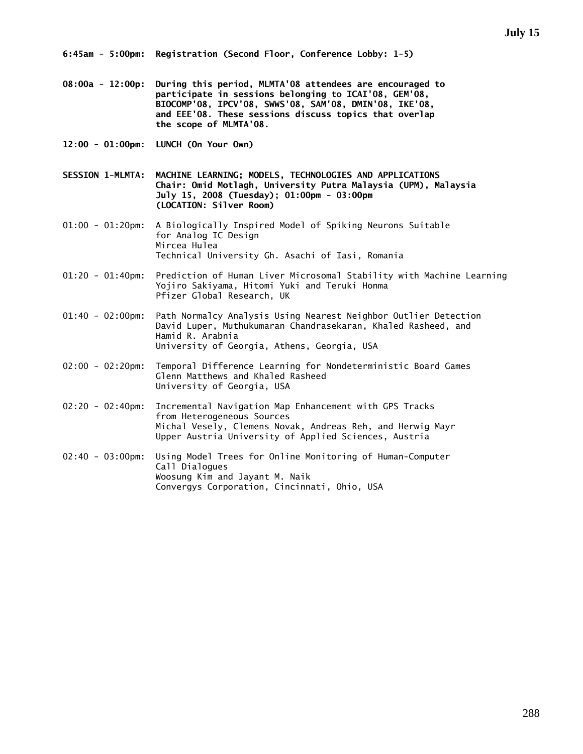**6:45am - 5:00pm: Registration (Second Floor, Conference Lobby: 1-5)**

**08:00a - 12:00p: During this period, MLMTA'08 attendees are encouraged to participate in sessions belonging to ICAI'08, GEM'08, BIOCOMP'08, IPCV'08, SWWS'08, SAM'08, DMIN'08, IKE'08, and EEE'08. These sessions discuss topics that overlap the scope of MLMTA'08.**

**12:00 - 01:00pm: LUNCH (On Your Own)**

**SESSION 1-MLMTA: MACHINE LEARNING; MODELS, TECHNOLOGIES AND APPLICATIONS**
**Chair: Omid Motlagh, University Putra Malaysia (UPM), Malaysia**
**July 15, 2008 (Tuesday); 01:00pm - 03:00pm**
**(LOCATION: Silver Room)**

01:00 - 01:20pm: A Biologically Inspired Model of Spiking Neurons Suitable for Analog IC Design
Mircea Hulea
Technical University Gh. Asachi of Iasi, Romania

01:20 - 01:40pm: Prediction of Human Liver Microsomal Stability with Machine Learning
Yojiro Sakiyama, Hitomi Yuki and Teruki Honma
Pfizer Global Research, UK

01:40 - 02:00pm: Path Normalcy Analysis Using Nearest Neighbor Outlier Detection
David Luper, Muthukumaran Chandrasekaran, Khaled Rasheed, and Hamid R. Arabnia
University of Georgia, Athens, Georgia, USA

02:00 - 02:20pm: Temporal Difference Learning for Nondeterministic Board Games
Glenn Matthews and Khaled Rasheed
University of Georgia, USA

02:20 - 02:40pm: Incremental Navigation Map Enhancement with GPS Tracks from Heterogeneous Sources
Michal Vesely, Clemens Novak, Andreas Reh, and Herwig Mayr
Upper Austria University of Applied Sciences, Austria

02:40 - 03:00pm: Using Model Trees for Online Monitoring of Human-Computer Call Dialogues
Woosung Kim and Jayant M. Naik
Convergys Corporation, Cincinnati, Ohio, USA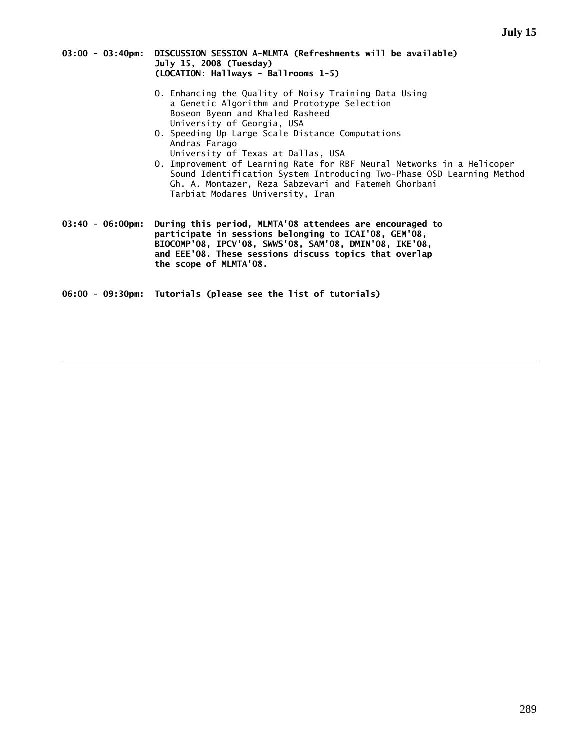**03:00 - 03:40pm: DISCUSSION SESSION A-MLMTA (Refreshments will be available)**
**July 15, 2008 (Tuesday)**
**(LOCATION: Hallways - Ballrooms 1-5)**

- O. Enhancing the Quality of Noisy Training Data Using a Genetic Algorithm and Prototype Selection
  Boseon Byeon and Khaled Rasheed
  University of Georgia, USA
- O. Speeding Up Large Scale Distance Computations
  Andras Farago
  University of Texas at Dallas, USA
- O. Improvement of Learning Rate for RBF Neural Networks in a Helicoper Sound Identification System Introducing Two-Phase OSD Learning Method
  Gh. A. Montazer, Reza Sabzevari and Fatemeh Ghorbani
  Tarbiat Modares University, Iran

**03:40 - 06:00pm: During this period, MLMTA'08 attendees are encouraged to participate in sessions belonging to ICAI'08, GEM'08, BIOCOMP'08, IPCV'08, SWWS'08, SAM'08, DMIN'08, IKE'08, and EEE'08. These sessions discuss topics that overlap the scope of MLMTA'08.**

**06:00 - 09:30pm: Tutorials (please see the list of tutorials)**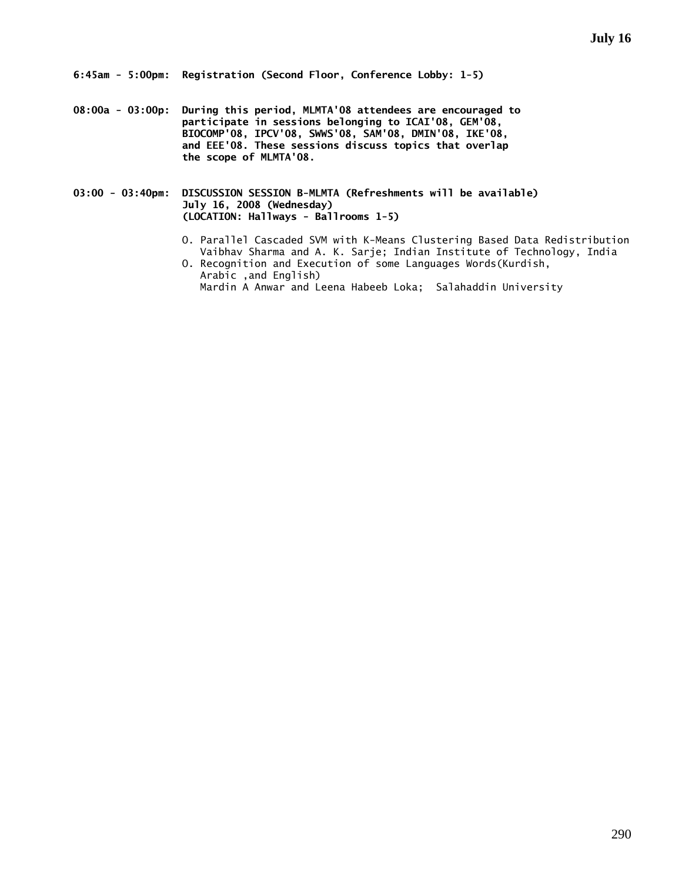**July 16**

**6:45am - 5:00pm: Registration (Second Floor, Conference Lobby: 1-5)**

**08:00a - 03:00p: During this period, MLMTA'08 attendees are encouraged to participate in sessions belonging to ICAI'08, GEM'08, BIOCOMP'08, IPCV'08, SWWS'08, SAM'08, DMIN'08, IKE'08, and EEE'08. These sessions discuss topics that overlap the scope of MLMTA'08.**

**03:00 - 03:40pm: DISCUSSION SESSION B-MLMTA (Refreshments will be available)
July 16, 2008 (Wednesday)
(LOCATION: Hallways - Ballrooms 1-5)**

O. Parallel Cascaded SVM with K-Means Clustering Based Data Redistribution
Vaibhav Sharma and A. K. Sarje; Indian Institute of Technology, India

O. Recognition and Execution of some Languages Words(Kurdish, Arabic ,and English)
Mardin A Anwar and Leena Habeeb Loka; Salahaddin University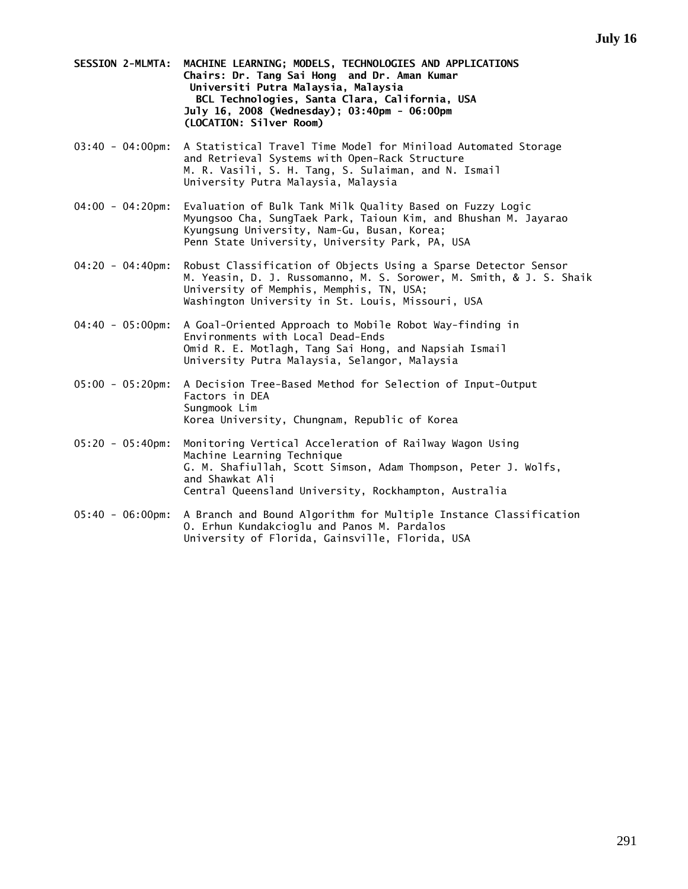**SESSION 2-MLMTA: MACHINE LEARNING; MODELS, TECHNOLOGIES AND APPLICATIONS**
**Chairs: Dr. Tang Sai Hong and Dr. Aman Kumar**
**Universiti Putra Malaysia, Malaysia**
**BCL Technologies, Santa Clara, California, USA**
**July 16, 2008 (Wednesday); 03:40pm - 06:00pm**
**(LOCATION: Silver Room)**

03:40 - 04:00pm: A Statistical Travel Time Model for Miniload Automated Storage and Retrieval Systems with Open-Rack Structure
M. R. Vasili, S. H. Tang, S. Sulaiman, and N. Ismail
University Putra Malaysia, Malaysia

04:00 - 04:20pm: Evaluation of Bulk Tank Milk Quality Based on Fuzzy Logic
Myungsoo Cha, SungTaek Park, Taioun Kim, and Bhushan M. Jayarao
Kyungsung University, Nam-Gu, Busan, Korea;
Penn State University, University Park, PA, USA

04:20 - 04:40pm: Robust Classification of Objects Using a Sparse Detector Sensor
M. Yeasin, D. J. Russomanno, M. S. Sorower, M. Smith, & J. S. Shaik
University of Memphis, Memphis, TN, USA;
Washington University in St. Louis, Missouri, USA

04:40 - 05:00pm: A Goal-Oriented Approach to Mobile Robot Way-finding in Environments with Local Dead-Ends
Omid R. E. Motlagh, Tang Sai Hong, and Napsiah Ismail
University Putra Malaysia, Selangor, Malaysia

05:00 - 05:20pm: A Decision Tree-Based Method for Selection of Input-Output Factors in DEA
Sungmook Lim
Korea University, Chungnam, Republic of Korea

05:20 - 05:40pm: Monitoring Vertical Acceleration of Railway Wagon Using Machine Learning Technique
G. M. Shafiullah, Scott Simson, Adam Thompson, Peter J. Wolfs, and Shawkat Ali
Central Queensland University, Rockhampton, Australia

05:40 - 06:00pm: A Branch and Bound Algorithm for Multiple Instance Classification
O. Erhun Kundakcioglu and Panos M. Pardalos
University of Florida, Gainsville, Florida, USA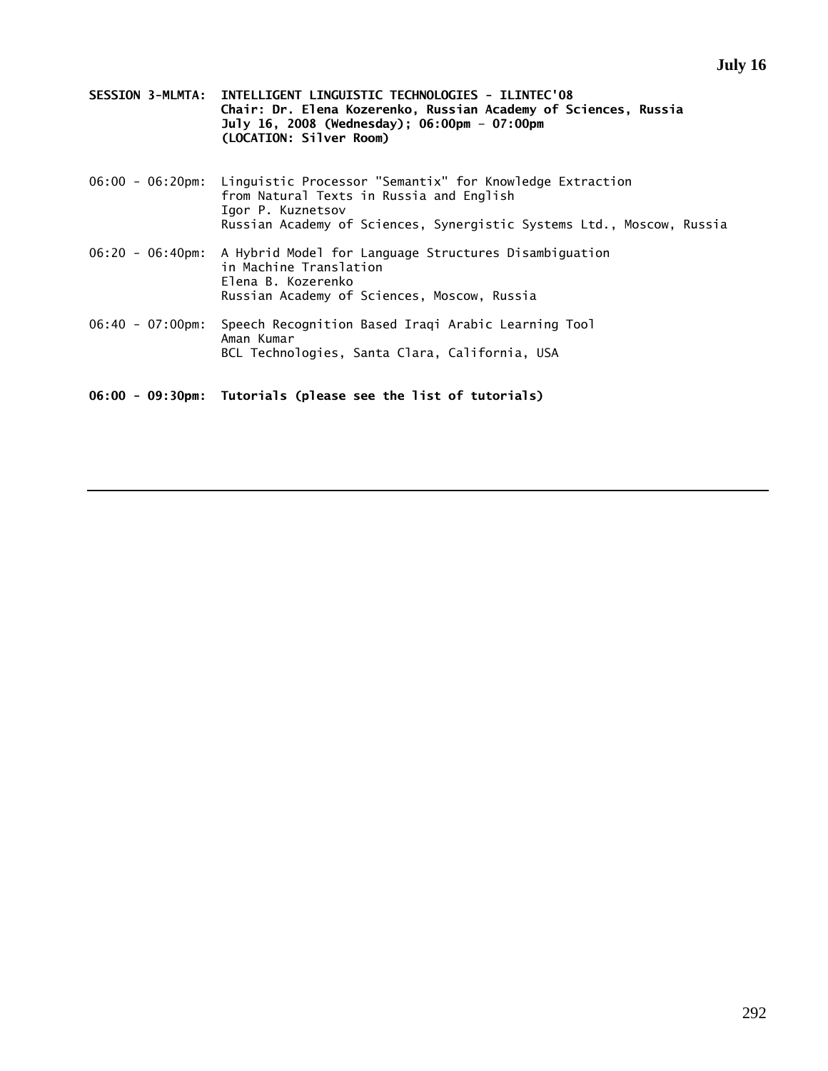**SESSION 3-MLMTA: INTELLIGENT LINGUISTIC TECHNOLOGIES - ILINTEC'08**
**Chair: Dr. Elena Kozerenko, Russian Academy of Sciences, Russia**
**July 16, 2008 (Wednesday); 06:00pm - 07:00pm**
**(LOCATION: Silver Room)**

06:00 - 06:20pm: Linguistic Processor "Semantix" for Knowledge Extraction from Natural Texts in Russia and English
Igor P. Kuznetsov
Russian Academy of Sciences, Synergistic Systems Ltd., Moscow, Russia

06:20 - 06:40pm: A Hybrid Model for Language Structures Disambiguation in Machine Translation
Elena B. Kozerenko
Russian Academy of Sciences, Moscow, Russia

06:40 - 07:00pm: Speech Recognition Based Iraqi Arabic Learning Tool
Aman Kumar
BCL Technologies, Santa Clara, California, USA

**06:00 - 09:30pm: Tutorials (please see the list of tutorials)**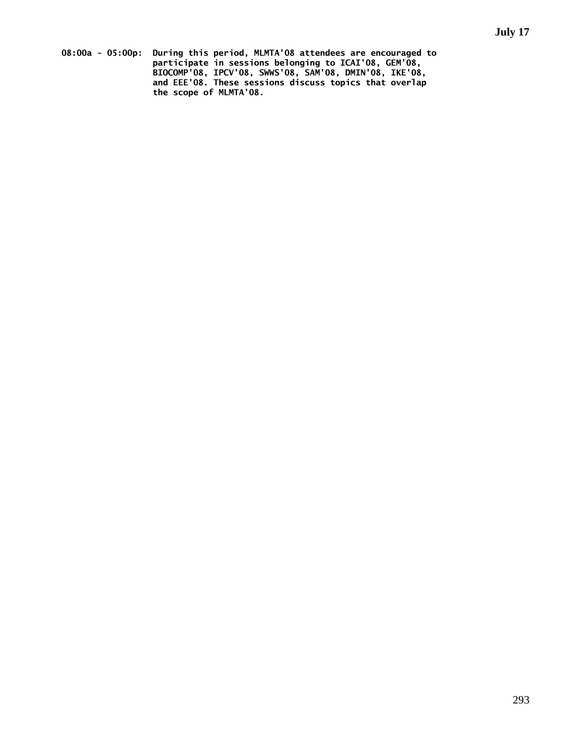**July 17**

**08:00a - 05:00p:** **During this period, MLMTA'08 attendees are encouraged to participate in sessions belonging to ICAI'08, GEM'08, BIOCOMP'08, IPCV'08, SWWS'08, SAM'08, DMIN'08, IKE'08, and EEE'08. These sessions discuss topics that overlap the scope of MLMTA'08.**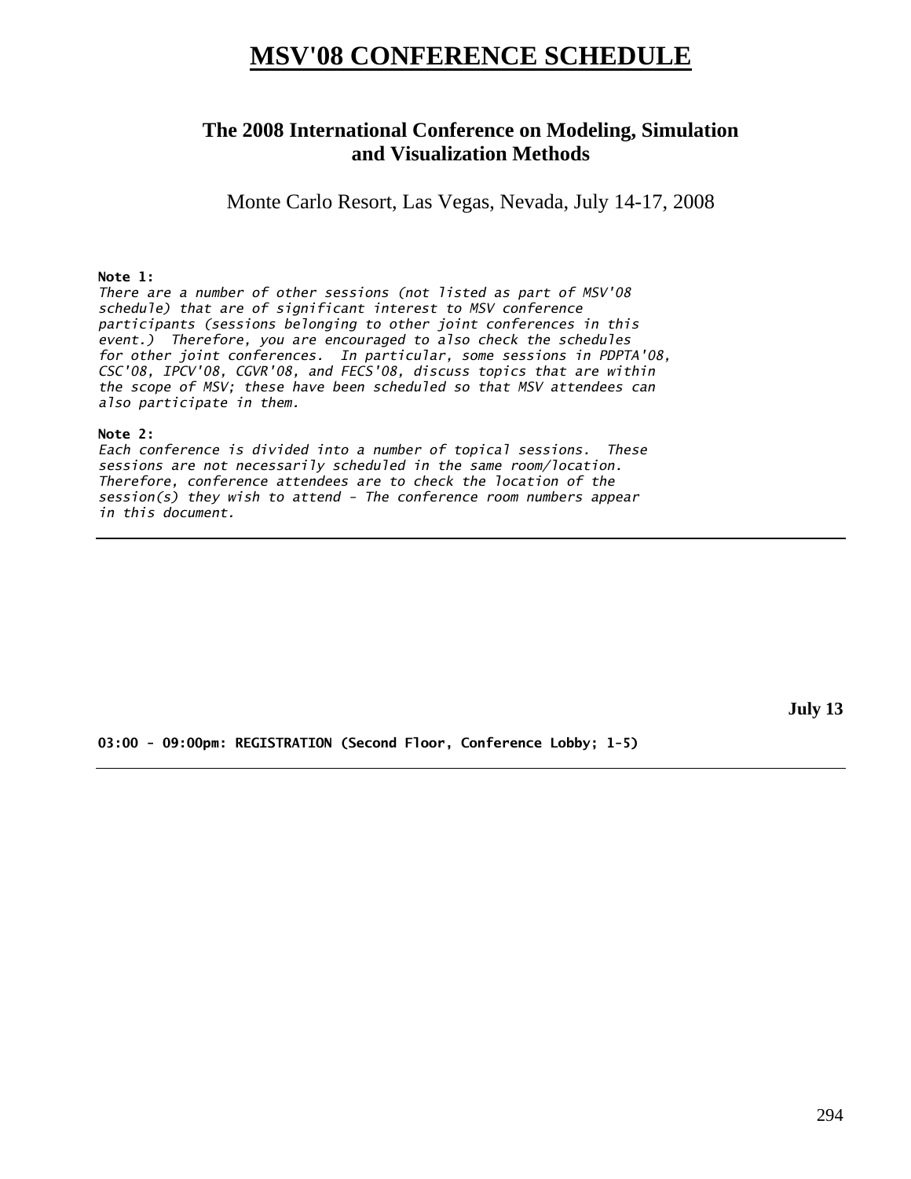# MSV'08 CONFERENCE SCHEDULE

## The 2008 International Conference on Modeling, Simulation and Visualization Methods

Monte Carlo Resort, Las Vegas, Nevada, July 14-17, 2008

**Note 1:**
*There are a number of other sessions (not listed as part of MSV'08 schedule) that are of significant interest to MSV conference participants (sessions belonging to other joint conferences in this event.) Therefore, you are encouraged to also check the schedules for other joint conferences. In particular, some sessions in PDPTA'08, CSC'08, IPCV'08, CGVR'08, and FECS'08, discuss topics that are within the scope of MSV; these have been scheduled so that MSV attendees can also participate in them.*

**Note 2:**
*Each conference is divided into a number of topical sessions. These sessions are not necessarily scheduled in the same room/location. Therefore, conference attendees are to check the location of the session(s) they wish to attend - The conference room numbers appear in this document.*

---

**July 13**

**03:00 - 09:00pm: REGISTRATION (Second Floor, Conference Lobby; 1-5)**

---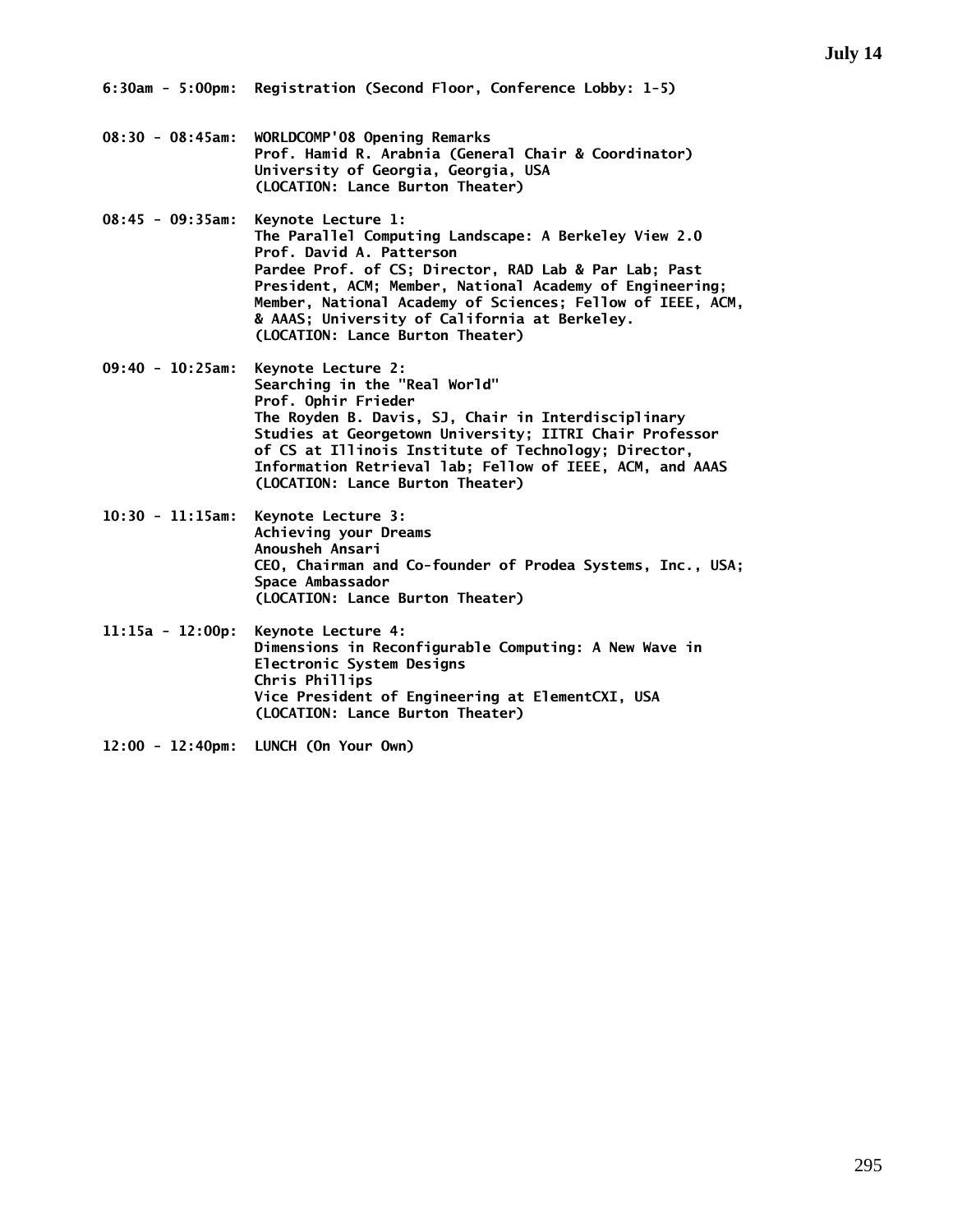## July 14

**6:30am - 5:00pm:** Registration (Second Floor, Conference Lobby: 1-5)

**08:30 - 08:45am:** WORLDCOMP'08 Opening Remarks
Prof. Hamid R. Arabnia (General Chair & Coordinator)
University of Georgia, Georgia, USA
(LOCATION: Lance Burton Theater)

**08:45 - 09:35am:** Keynote Lecture 1:
The Parallel Computing Landscape: A Berkeley View 2.0
Prof. David A. Patterson
Pardee Prof. of CS; Director, RAD Lab & Par Lab; Past President, ACM; Member, National Academy of Engineering; Member, National Academy of Sciences; Fellow of IEEE, ACM, & AAAS; University of California at Berkeley.
(LOCATION: Lance Burton Theater)

**09:40 - 10:25am:** Keynote Lecture 2:
Searching in the "Real World"
Prof. Ophir Frieder
The Royden B. Davis, SJ, Chair in Interdisciplinary Studies at Georgetown University; IITRI Chair Professor of CS at Illinois Institute of Technology; Director, Information Retrieval lab; Fellow of IEEE, ACM, and AAAS
(LOCATION: Lance Burton Theater)

**10:30 - 11:15am:** Keynote Lecture 3:
Achieving your Dreams
Anousheh Ansari
CEO, Chairman and Co-founder of Prodea Systems, Inc., USA; Space Ambassador
(LOCATION: Lance Burton Theater)

**11:15a - 12:00p:** Keynote Lecture 4:
Dimensions in Reconfigurable Computing: A New Wave in Electronic System Designs
Chris Phillips
Vice President of Engineering at ElementCXI, USA
(LOCATION: Lance Burton Theater)

**12:00 - 12:40pm:** LUNCH (On Your Own)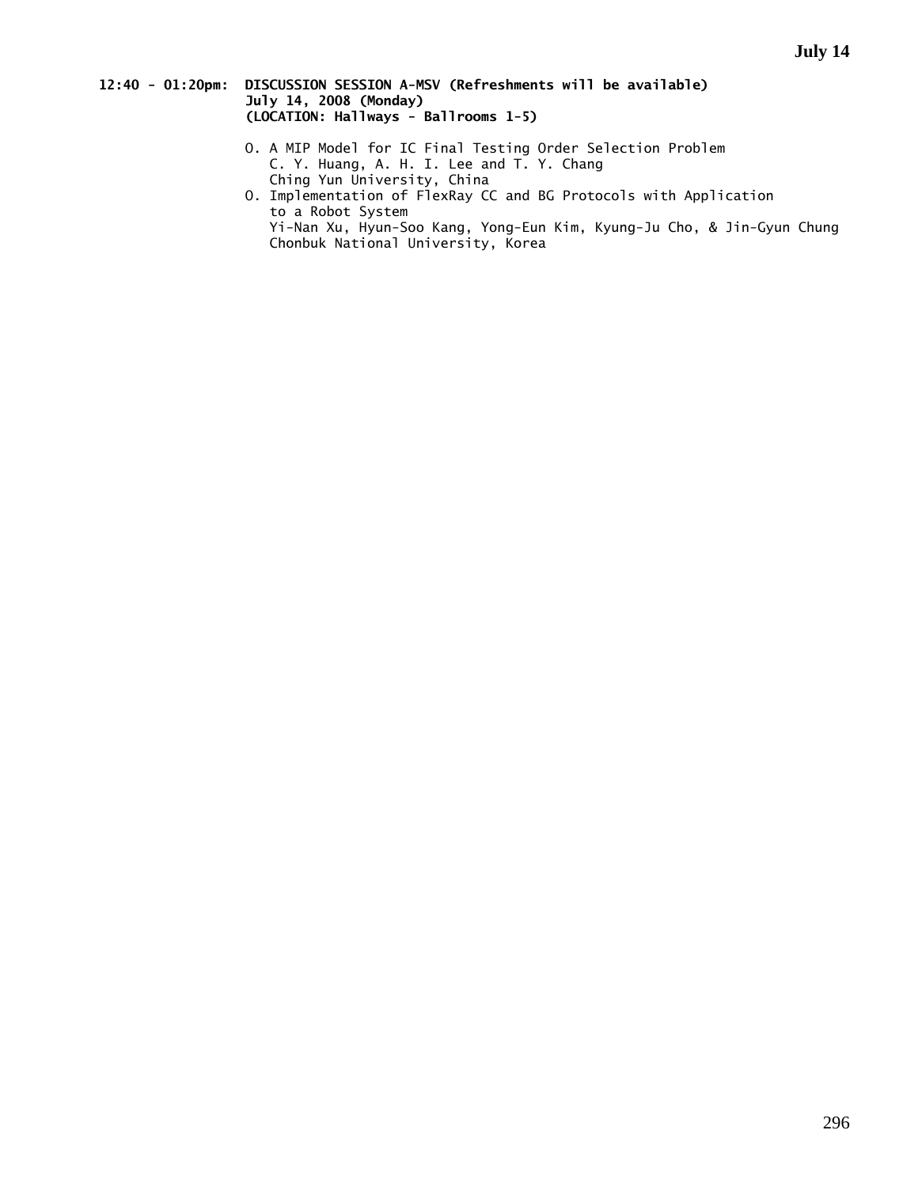**12:40 - 01:20pm: DISCUSSION SESSION A-MSV (Refreshments will be available)**
**July 14, 2008 (Monday)**
**(LOCATION: Hallways - Ballrooms 1-5)**

- O. A MIP Model for IC Final Testing Order Selection Problem
  C. Y. Huang, A. H. I. Lee and T. Y. Chang
  Ching Yun University, China
- O. Implementation of FlexRay CC and BG Protocols with Application to a Robot System
  Yi-Nan Xu, Hyun-Soo Kang, Yong-Eun Kim, Kyung-Ju Cho, & Jin-Gyun Chung
  Chonbuk National University, Korea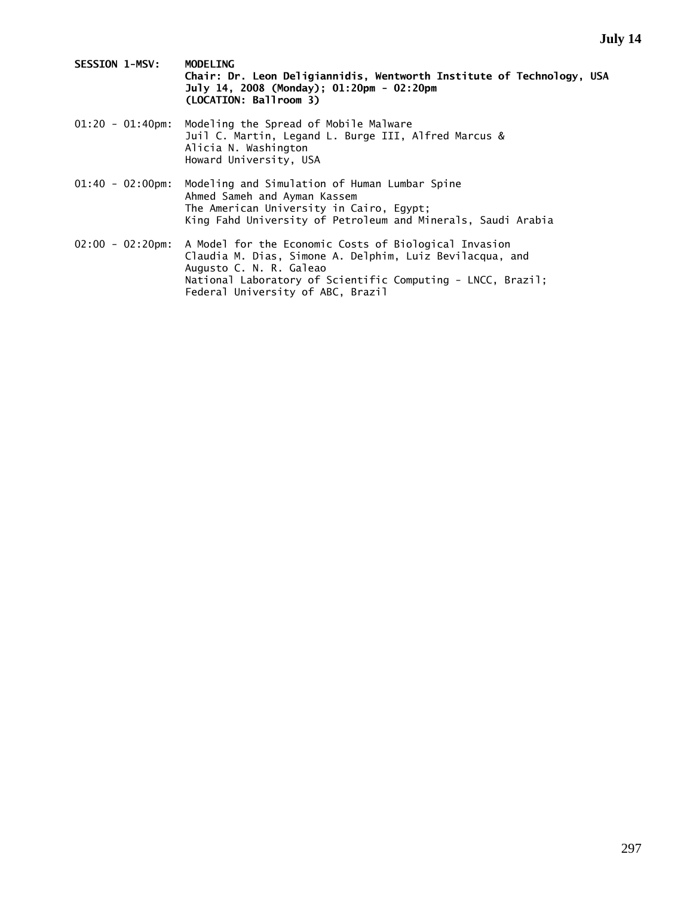**SESSION 1-MSV: MODELING**
**Chair: Dr. Leon Deligiannidis, Wentworth Institute of Technology, USA**
**July 14, 2008 (Monday); 01:20pm - 02:20pm**
**(LOCATION: Ballroom 3)**

01:20 - 01:40pm: Modeling the Spread of Mobile Malware
Juil C. Martin, Legand L. Burge III, Alfred Marcus &
Alicia N. Washington
Howard University, USA

01:40 - 02:00pm: Modeling and Simulation of Human Lumbar Spine
Ahmed Sameh and Ayman Kassem
The American University in Cairo, Egypt;
King Fahd University of Petroleum and Minerals, Saudi Arabia

02:00 - 02:20pm: A Model for the Economic Costs of Biological Invasion
Claudia M. Dias, Simone A. Delphim, Luiz Bevilacqua, and
Augusto C. N. R. Galeao
National Laboratory of Scientific Computing - LNCC, Brazil;
Federal University of ABC, Brazil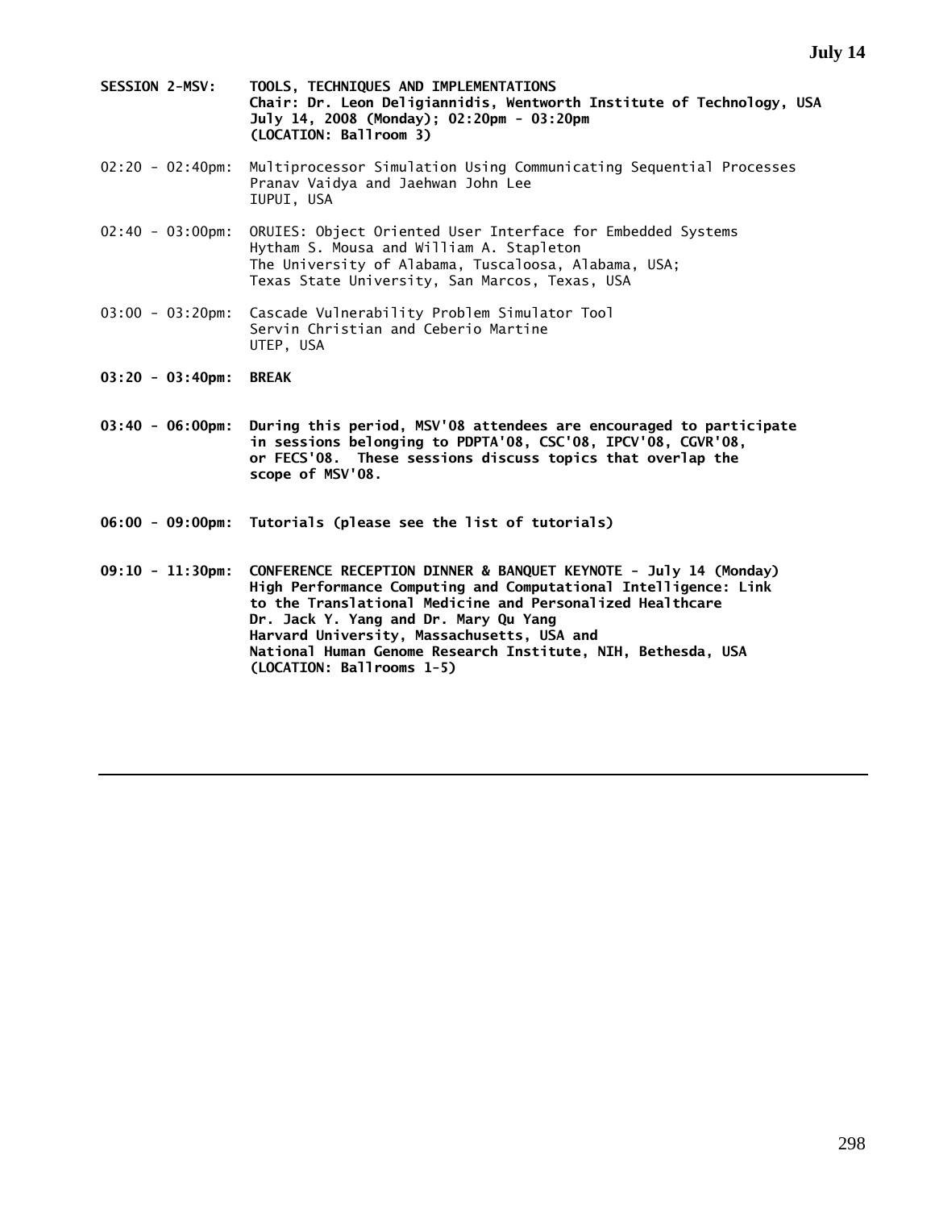**SESSION 2-MSV: TOOLS, TECHNIQUES AND IMPLEMENTATIONS**
**Chair: Dr. Leon Deligiannidis, Wentworth Institute of Technology, USA**
**July 14, 2008 (Monday); 02:20pm - 03:20pm**
**(LOCATION: Ballroom 3)**

02:20 - 02:40pm: Multiprocessor Simulation Using Communicating Sequential Processes
Pranav Vaidya and Jaehwan John Lee
IUPUI, USA

02:40 - 03:00pm: ORUIES: Object Oriented User Interface for Embedded Systems
Hytham S. Mousa and William A. Stapleton
The University of Alabama, Tuscaloosa, Alabama, USA;
Texas State University, San Marcos, Texas, USA

03:00 - 03:20pm: Cascade Vulnerability Problem Simulator Tool
Servin Christian and Ceberio Martine
UTEP, USA

**03:20 - 03:40pm: BREAK**

**03:40 - 06:00pm: During this period, MSV'08 attendees are encouraged to participate in sessions belonging to PDPTA'08, CSC'08, IPCV'08, CGVR'08, or FECS'08. These sessions discuss topics that overlap the scope of MSV'08.**

**06:00 - 09:00pm: Tutorials (please see the list of tutorials)**

**09:10 - 11:30pm: CONFERENCE RECEPTION DINNER & BANQUET KEYNOTE - July 14 (Monday)**
**High Performance Computing and Computational Intelligence: Link to the Translational Medicine and Personalized Healthcare**
**Dr. Jack Y. Yang and Dr. Mary Qu Yang**
**Harvard University, Massachusetts, USA and**
**National Human Genome Research Institute, NIH, Bethesda, USA**
**(LOCATION: Ballrooms 1-5)**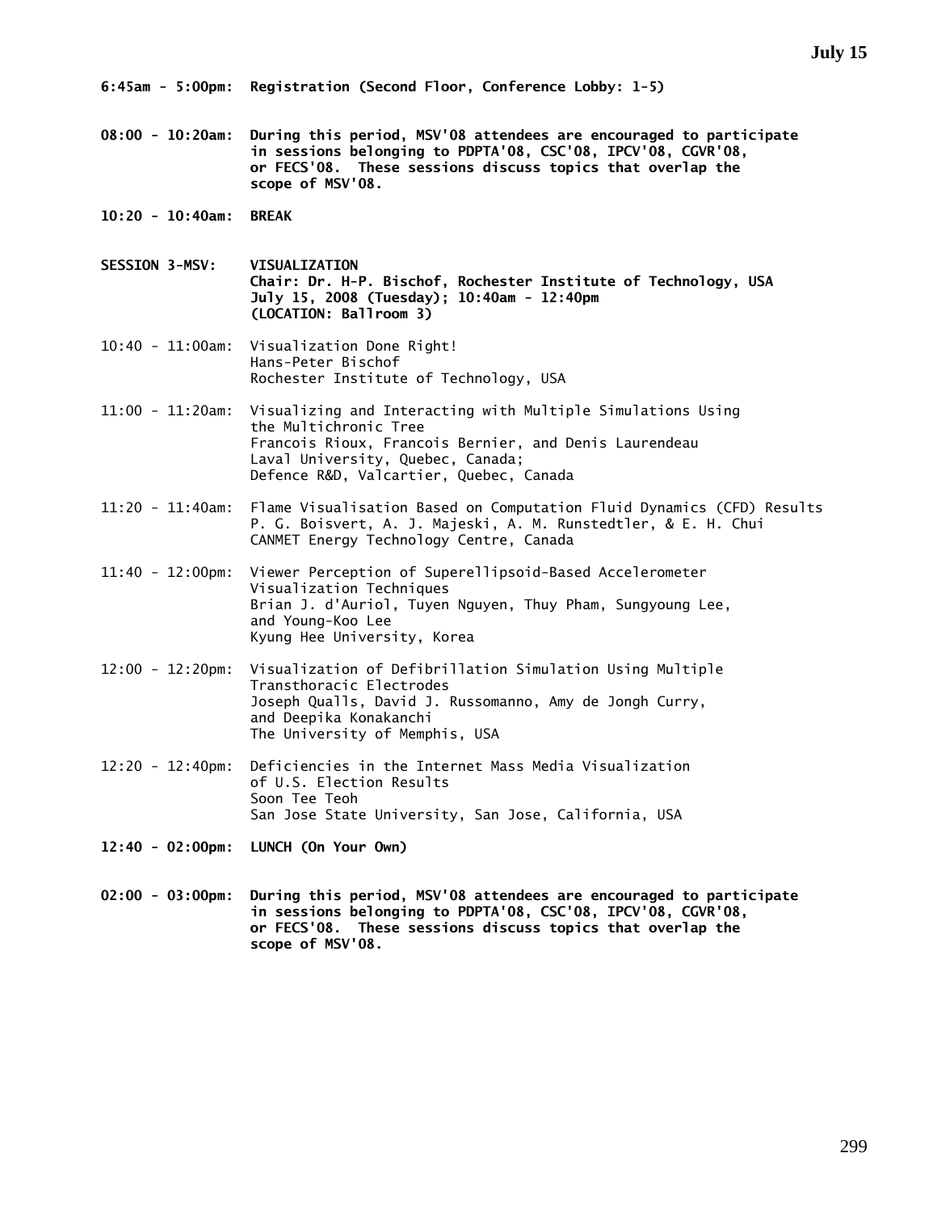## July 15

**6:45am - 5:00pm: Registration (Second Floor, Conference Lobby: 1-5)**

**08:00 - 10:20am: During this period, MSV'08 attendees are encouraged to participate in sessions belonging to PDPTA'08, CSC'08, IPCV'08, CGVR'08, or FECS'08. These sessions discuss topics that overlap the scope of MSV'08.**

**10:20 - 10:40am: BREAK**

**SESSION 3-MSV: VISUALIZATION**
**Chair: Dr. H-P. Bischof, Rochester Institute of Technology, USA**
**July 15, 2008 (Tuesday); 10:40am - 12:40pm**
**(LOCATION: Ballroom 3)**

10:40 - 11:00am: Visualization Done Right!
Hans-Peter Bischof
Rochester Institute of Technology, USA

11:00 - 11:20am: Visualizing and Interacting with Multiple Simulations Using the Multichronic Tree
Francois Rioux, Francois Bernier, and Denis Laurendeau
Laval University, Quebec, Canada;
Defence R&D, Valcartier, Quebec, Canada

11:20 - 11:40am: Flame Visualisation Based on Computation Fluid Dynamics (CFD) Results
P. G. Boisvert, A. J. Majeski, A. M. Runstedtler, & E. H. Chui
CANMET Energy Technology Centre, Canada

11:40 - 12:00pm: Viewer Perception of Superellipsoid-Based Accelerometer Visualization Techniques
Brian J. d'Auriol, Tuyen Nguyen, Thuy Pham, Sungyoung Lee, and Young-Koo Lee
Kyung Hee University, Korea

12:00 - 12:20pm: Visualization of Defibrillation Simulation Using Multiple Transthoracic Electrodes
Joseph Qualls, David J. Russomanno, Amy de Jongh Curry, and Deepika Konakanchi
The University of Memphis, USA

12:20 - 12:40pm: Deficiencies in the Internet Mass Media Visualization of U.S. Election Results
Soon Tee Teoh
San Jose State University, San Jose, California, USA

**12:40 - 02:00pm: LUNCH (On Your Own)**

**02:00 - 03:00pm: During this period, MSV'08 attendees are encouraged to participate in sessions belonging to PDPTA'08, CSC'08, IPCV'08, CGVR'08, or FECS'08. These sessions discuss topics that overlap the scope of MSV'08.**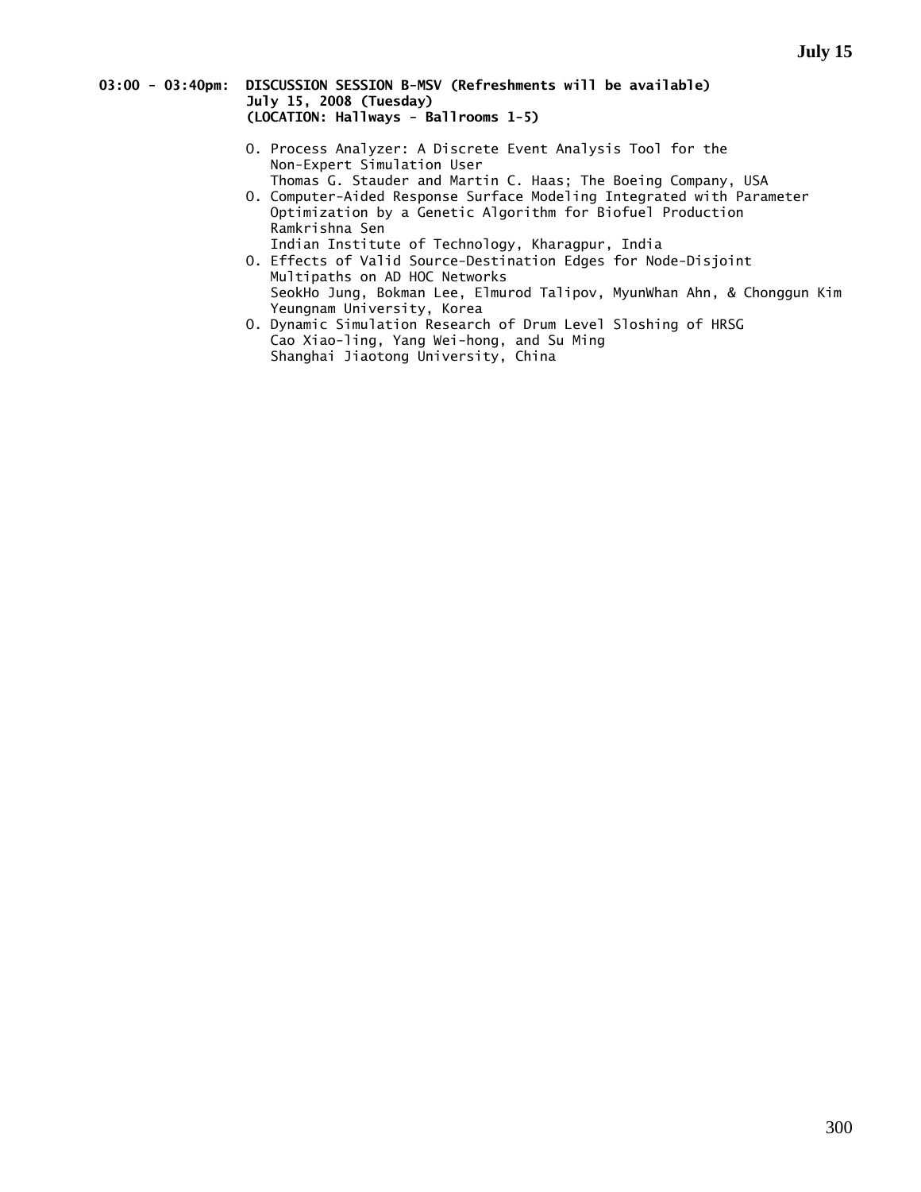**03:00 - 03:40pm: DISCUSSION SESSION B-MSV (Refreshments will be available)**
**July 15, 2008 (Tuesday)**
**(LOCATION: Hallways - Ballrooms 1-5)**

- O. Process Analyzer: A Discrete Event Analysis Tool for the Non-Expert Simulation User
  Thomas G. Stauder and Martin C. Haas; The Boeing Company, USA
- O. Computer-Aided Response Surface Modeling Integrated with Parameter Optimization by a Genetic Algorithm for Biofuel Production
  Ramkrishna Sen
  Indian Institute of Technology, Kharagpur, India
- O. Effects of Valid Source-Destination Edges for Node-Disjoint Multipaths on AD HOC Networks
  SeokHo Jung, Bokman Lee, Elmurod Talipov, MyunWhan Ahn, & Chonggun Kim
  Yeungnam University, Korea
- O. Dynamic Simulation Research of Drum Level Sloshing of HRSG
  Cao Xiao-ling, Yang Wei-hong, and Su Ming
  Shanghai Jiaotong University, China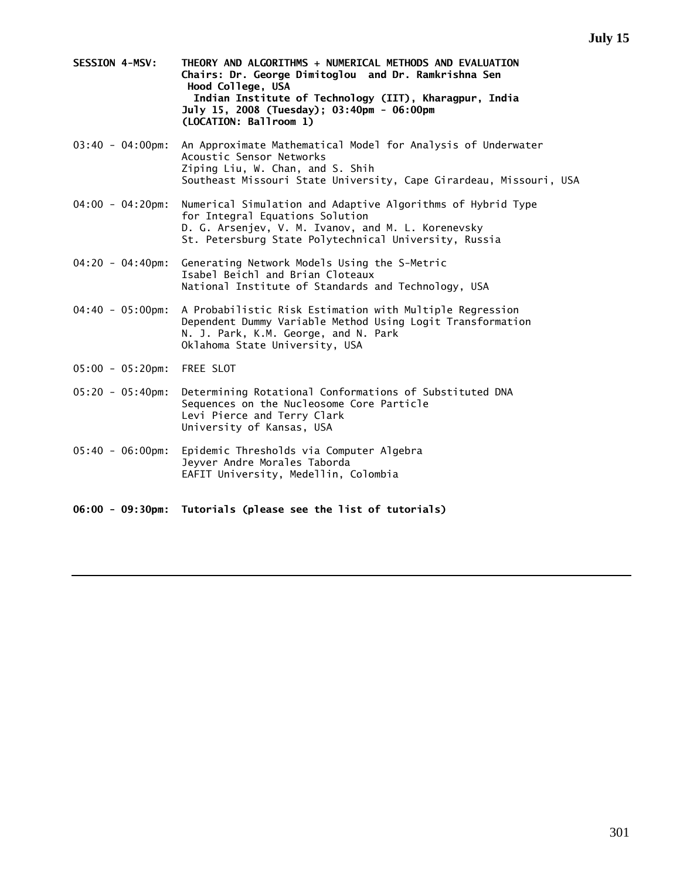**SESSION 4-MSV: THEORY AND ALGORITHMS + NUMERICAL METHODS AND EVALUATION**
**Chairs: Dr. George Dimitoglou and Dr. Ramkrishna Sen**
**Hood College, USA**
**Indian Institute of Technology (IIT), Kharagpur, India**
**July 15, 2008 (Tuesday); 03:40pm - 06:00pm**
**(LOCATION: Ballroom 1)**

03:40 - 04:00pm: An Approximate Mathematical Model for Analysis of Underwater Acoustic Sensor Networks
Ziping Liu, W. Chan, and S. Shih
Southeast Missouri State University, Cape Girardeau, Missouri, USA

04:00 - 04:20pm: Numerical Simulation and Adaptive Algorithms of Hybrid Type for Integral Equations Solution
D. G. Arsenjev, V. M. Ivanov, and M. L. Korenevsky
St. Petersburg State Polytechnical University, Russia

04:20 - 04:40pm: Generating Network Models Using the S-Metric
Isabel Beichl and Brian Cloteaux
National Institute of Standards and Technology, USA

04:40 - 05:00pm: A Probabilistic Risk Estimation with Multiple Regression Dependent Dummy Variable Method Using Logit Transformation
N. J. Park, K.M. George, and N. Park
Oklahoma State University, USA

05:00 - 05:20pm: FREE SLOT

05:20 - 05:40pm: Determining Rotational Conformations of Substituted DNA Sequences on the Nucleosome Core Particle
Levi Pierce and Terry Clark
University of Kansas, USA

05:40 - 06:00pm: Epidemic Thresholds via Computer Algebra
Jeyver Andre Morales Taborda
EAFIT University, Medellin, Colombia

**06:00 - 09:30pm: Tutorials (please see the list of tutorials)**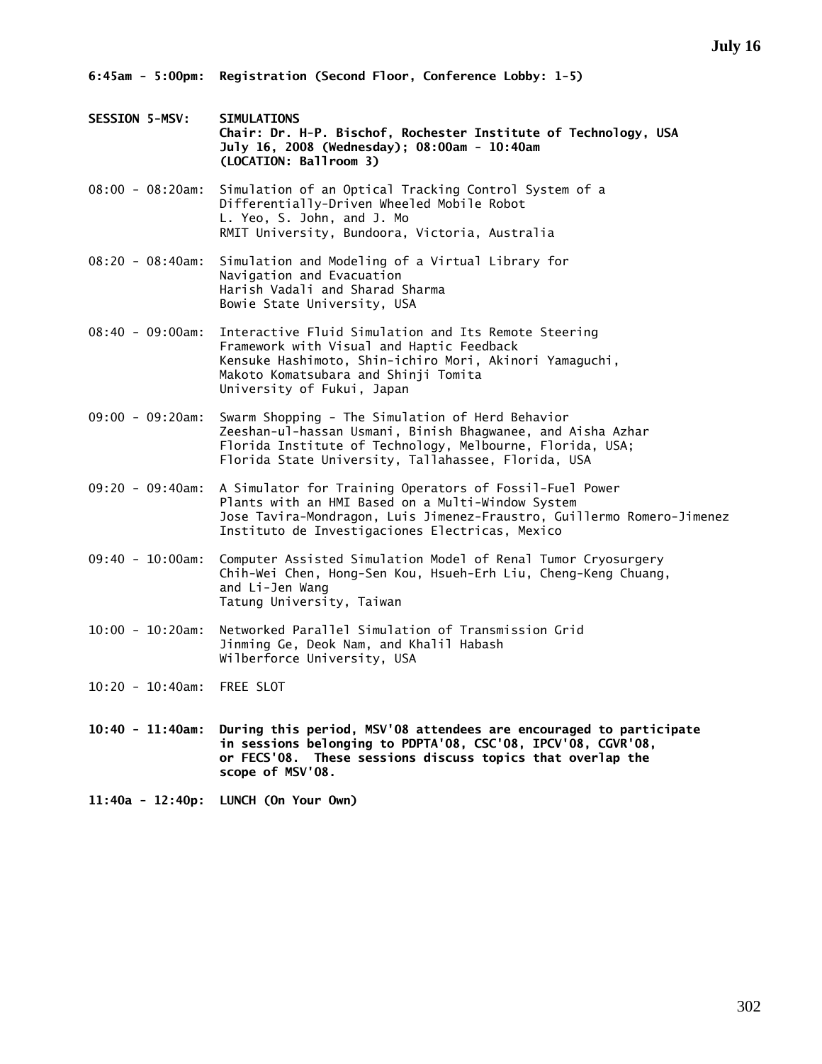**6:45am - 5:00pm: Registration (Second Floor, Conference Lobby: 1-5)**

**SESSION 5-MSV: SIMULATIONS**
**Chair: Dr. H-P. Bischof, Rochester Institute of Technology, USA**
**July 16, 2008 (Wednesday); 08:00am - 10:40am**
**(LOCATION: Ballroom 3)**

08:00 - 08:20am: Simulation of an Optical Tracking Control System of a Differentially-Driven Wheeled Mobile Robot
L. Yeo, S. John, and J. Mo
RMIT University, Bundoora, Victoria, Australia

08:20 - 08:40am: Simulation and Modeling of a Virtual Library for Navigation and Evacuation
Harish Vadali and Sharad Sharma
Bowie State University, USA

08:40 - 09:00am: Interactive Fluid Simulation and Its Remote Steering Framework with Visual and Haptic Feedback
Kensuke Hashimoto, Shin-ichiro Mori, Akinori Yamaguchi, Makoto Komatsubara and Shinji Tomita
University of Fukui, Japan

09:00 - 09:20am: Swarm Shopping - The Simulation of Herd Behavior
Zeeshan-ul-hassan Usmani, Binish Bhagwanee, and Aisha Azhar
Florida Institute of Technology, Melbourne, Florida, USA;
Florida State University, Tallahassee, Florida, USA

09:20 - 09:40am: A Simulator for Training Operators of Fossil-Fuel Power Plants with an HMI Based on a Multi-Window System
Jose Tavira-Mondragon, Luis Jimenez-Fraustro, Guillermo Romero-Jimenez
Instituto de Investigaciones Electricas, Mexico

09:40 - 10:00am: Computer Assisted Simulation Model of Renal Tumor Cryosurgery
Chih-Wei Chen, Hong-Sen Kou, Hsueh-Erh Liu, Cheng-Keng Chuang, and Li-Jen Wang
Tatung University, Taiwan

10:00 - 10:20am: Networked Parallel Simulation of Transmission Grid
Jinming Ge, Deok Nam, and Khalil Habash
Wilberforce University, USA

10:20 - 10:40am: FREE SLOT

**10:40 - 11:40am: During this period, MSV'08 attendees are encouraged to participate in sessions belonging to PDPTA'08, CSC'08, IPCV'08, CGVR'08, or FECS'08. These sessions discuss topics that overlap the scope of MSV'08.**

**11:40a - 12:40p: LUNCH (On Your Own)**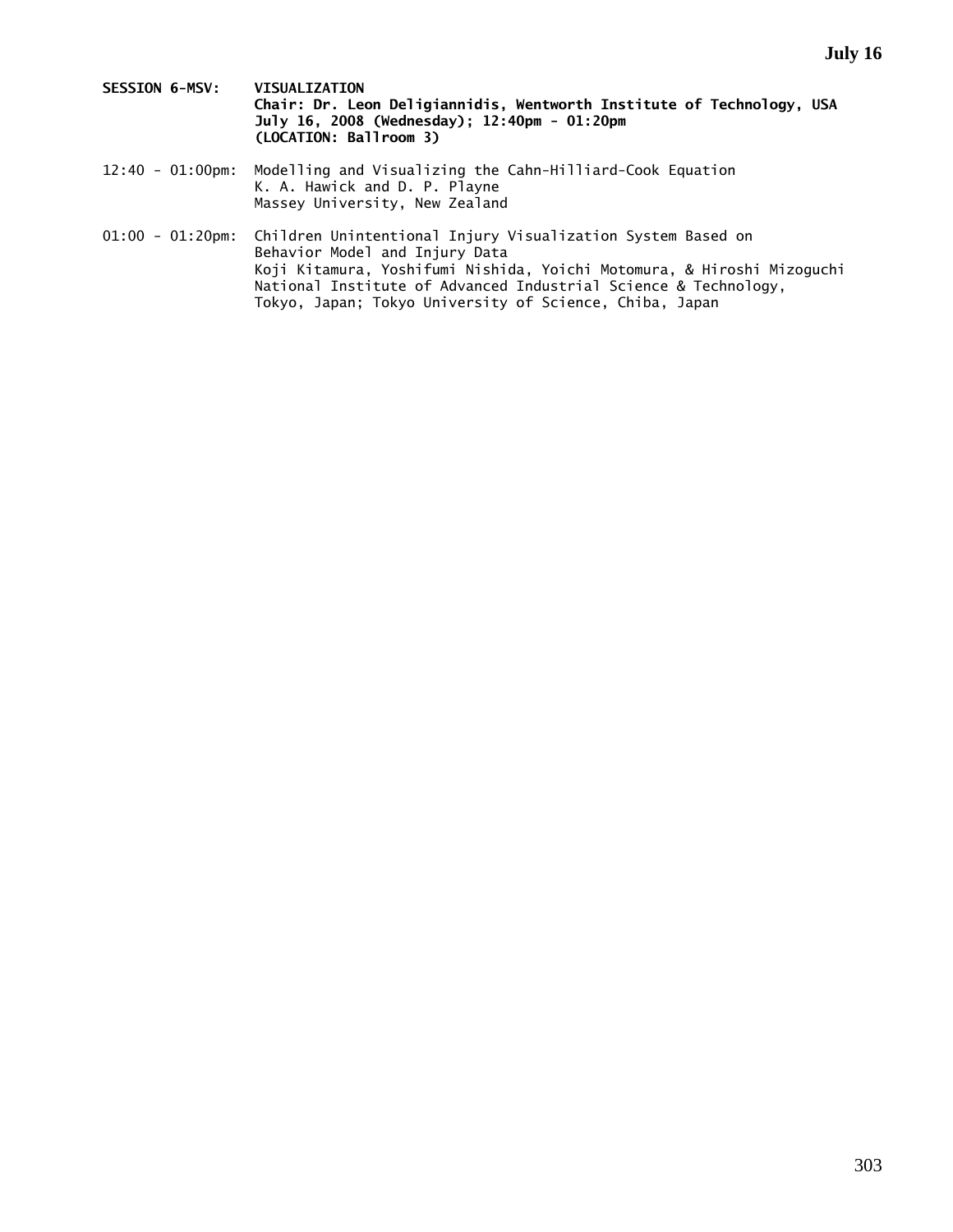**SESSION 6-MSV: VISUALIZATION**
**Chair: Dr. Leon Deligiannidis, Wentworth Institute of Technology, USA**
**July 16, 2008 (Wednesday); 12:40pm - 01:20pm**
**(LOCATION: Ballroom 3)**

12:40 - 01:00pm: Modelling and Visualizing the Cahn-Hilliard-Cook Equation
K. A. Hawick and D. P. Playne
Massey University, New Zealand

01:00 - 01:20pm: Children Unintentional Injury Visualization System Based on Behavior Model and Injury Data
Koji Kitamura, Yoshifumi Nishida, Yoichi Motomura, & Hiroshi Mizoguchi
National Institute of Advanced Industrial Science & Technology, Tokyo, Japan; Tokyo University of Science, Chiba, Japan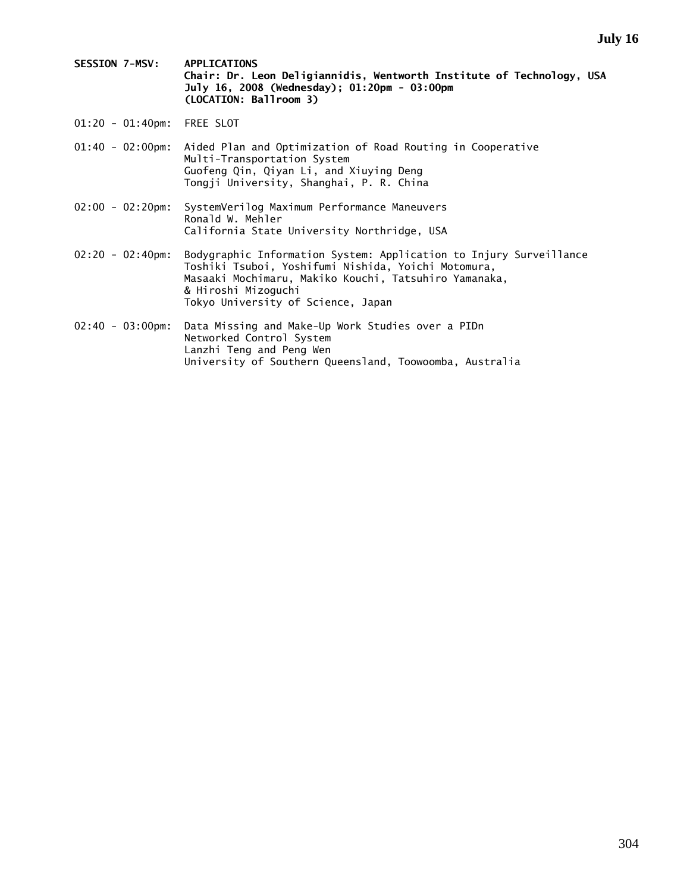**SESSION 7-MSV: APPLICATIONS**
**Chair: Dr. Leon Deligiannidis, Wentworth Institute of Technology, USA**
**July 16, 2008 (Wednesday); 01:20pm - 03:00pm**
**(LOCATION: Ballroom 3)**

01:20 - 01:40pm: FREE SLOT

01:40 - 02:00pm: Aided Plan and Optimization of Road Routing in Cooperative Multi-Transportation System
Guofeng Qin, Qiyan Li, and Xiuying Deng
Tongji University, Shanghai, P. R. China

02:00 - 02:20pm: SystemVerilog Maximum Performance Maneuvers
Ronald W. Mehler
California State University Northridge, USA

02:20 - 02:40pm: Bodygraphic Information System: Application to Injury Surveillance
Toshiki Tsuboi, Yoshifumi Nishida, Yoichi Motomura, Masaaki Mochimaru, Makiko Kouchi, Tatsuhiro Yamanaka, & Hiroshi Mizoguchi
Tokyo University of Science, Japan

02:40 - 03:00pm: Data Missing and Make-Up Work Studies over a PIDn Networked Control System
Lanzhi Teng and Peng Wen
University of Southern Queensland, Toowoomba, Australia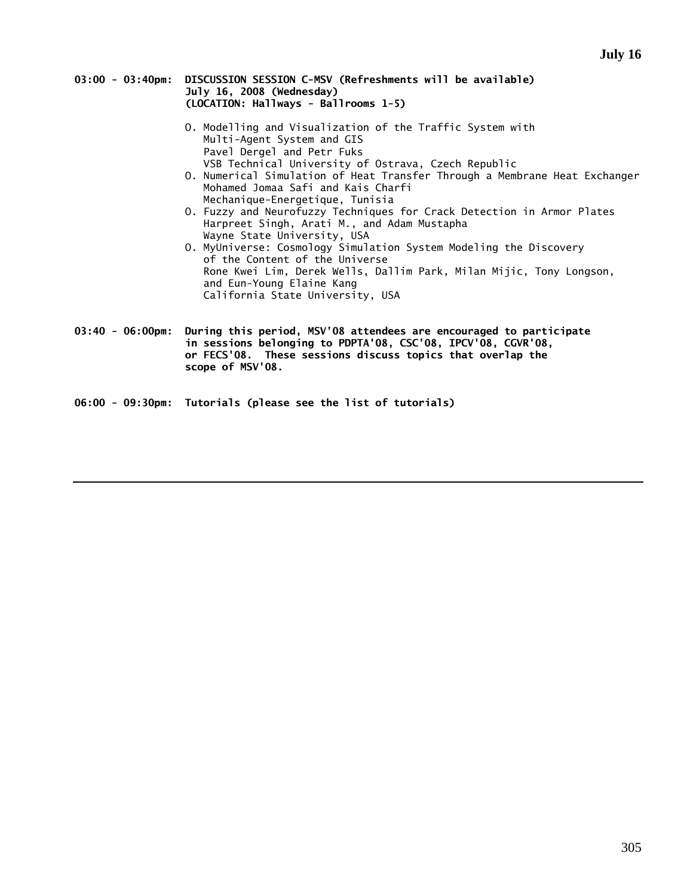**03:00 - 03:40pm: DISCUSSION SESSION C-MSV (Refreshments will be available)**
**July 16, 2008 (Wednesday)**
**(LOCATION: Hallways - Ballrooms 1-5)**

O. Modelling and Visualization of the Traffic System with Multi-Agent System and GIS
Pavel Dergel and Petr Fuks
VSB Technical University of Ostrava, Czech Republic

O. Numerical Simulation of Heat Transfer Through a Membrane Heat Exchanger
Mohamed Jomaa Safi and Kais Charfi
Mechanique-Energetique, Tunisia

O. Fuzzy and Neurofuzzy Techniques for Crack Detection in Armor Plates
Harpreet Singh, Arati M., and Adam Mustapha
Wayne State University, USA

O. MyUniverse: Cosmology Simulation System Modeling the Discovery of the Content of the Universe
Rone Kwei Lim, Derek Wells, Dallim Park, Milan Mijic, Tony Longson, and Eun-Young Elaine Kang
California State University, USA

**03:40 - 06:00pm: During this period, MSV'08 attendees are encouraged to participate in sessions belonging to PDPTA'08, CSC'08, IPCV'08, CGVR'08, or FECS'08. These sessions discuss topics that overlap the scope of MSV'08.**

**06:00 - 09:30pm: Tutorials (please see the list of tutorials)**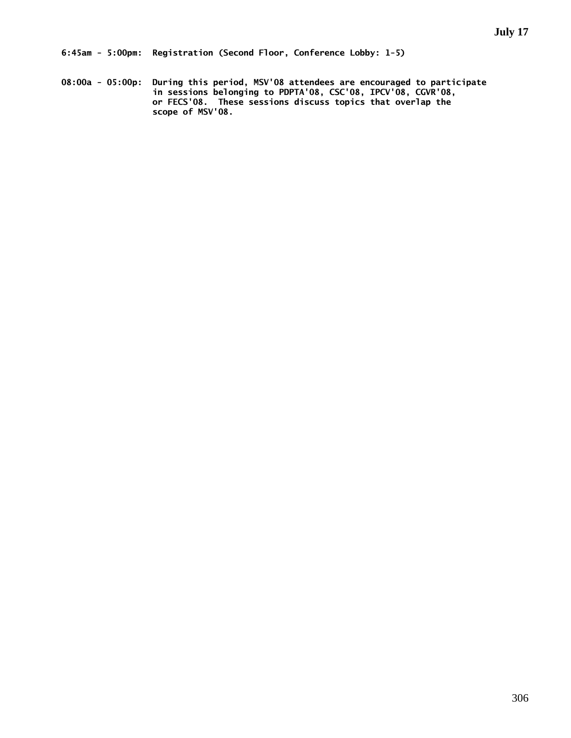**July 17**

**6:45am - 5:00pm: Registration (Second Floor, Conference Lobby: 1-5)**

**08:00a - 05:00p: During this period, MSV'08 attendees are encouraged to participate in sessions belonging to PDPTA'08, CSC'08, IPCV'08, CGVR'08, or FECS'08. These sessions discuss topics that overlap the scope of MSV'08.**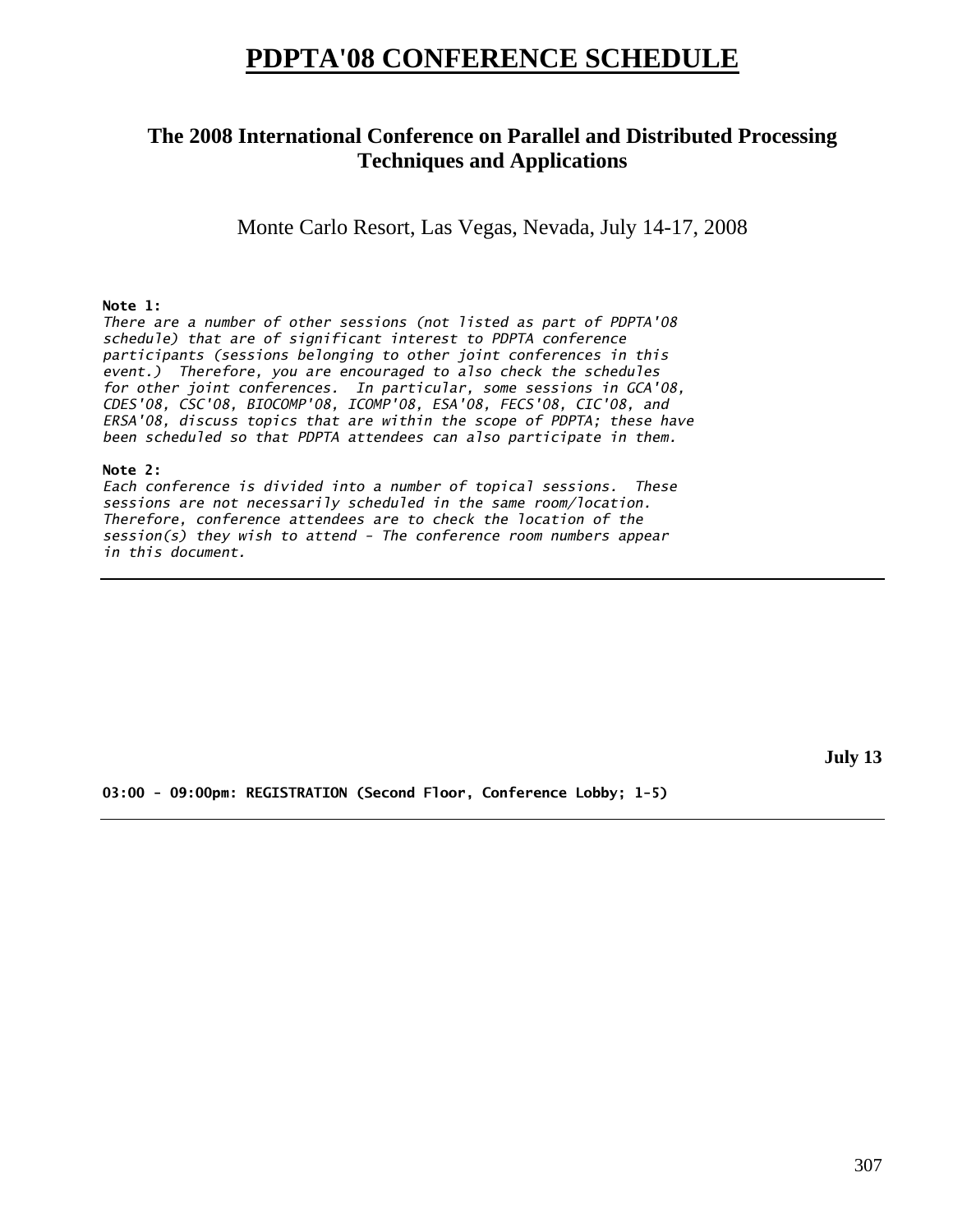# PDPTA'08 CONFERENCE SCHEDULE

## The 2008 International Conference on Parallel and Distributed Processing Techniques and Applications

Monte Carlo Resort, Las Vegas, Nevada, July 14-17, 2008

**Note 1:**
*There are a number of other sessions (not listed as part of PDPTA'08 schedule) that are of significant interest to PDPTA conference participants (sessions belonging to other joint conferences in this event.) Therefore, you are encouraged to also check the schedules for other joint conferences. In particular, some sessions in GCA'08, CDES'08, CSC'08, BIOCOMP'08, ICOMP'08, ESA'08, FECS'08, CIC'08, and ERSA'08, discuss topics that are within the scope of PDPTA; these have been scheduled so that PDPTA attendees can also participate in them.*

**Note 2:**
*Each conference is divided into a number of topical sessions. These sessions are not necessarily scheduled in the same room/location. Therefore, conference attendees are to check the location of the session(s) they wish to attend - The conference room numbers appear in this document.*

---

**July 13**

**03:00 - 09:00pm: REGISTRATION (Second Floor, Conference Lobby; 1-5)**

---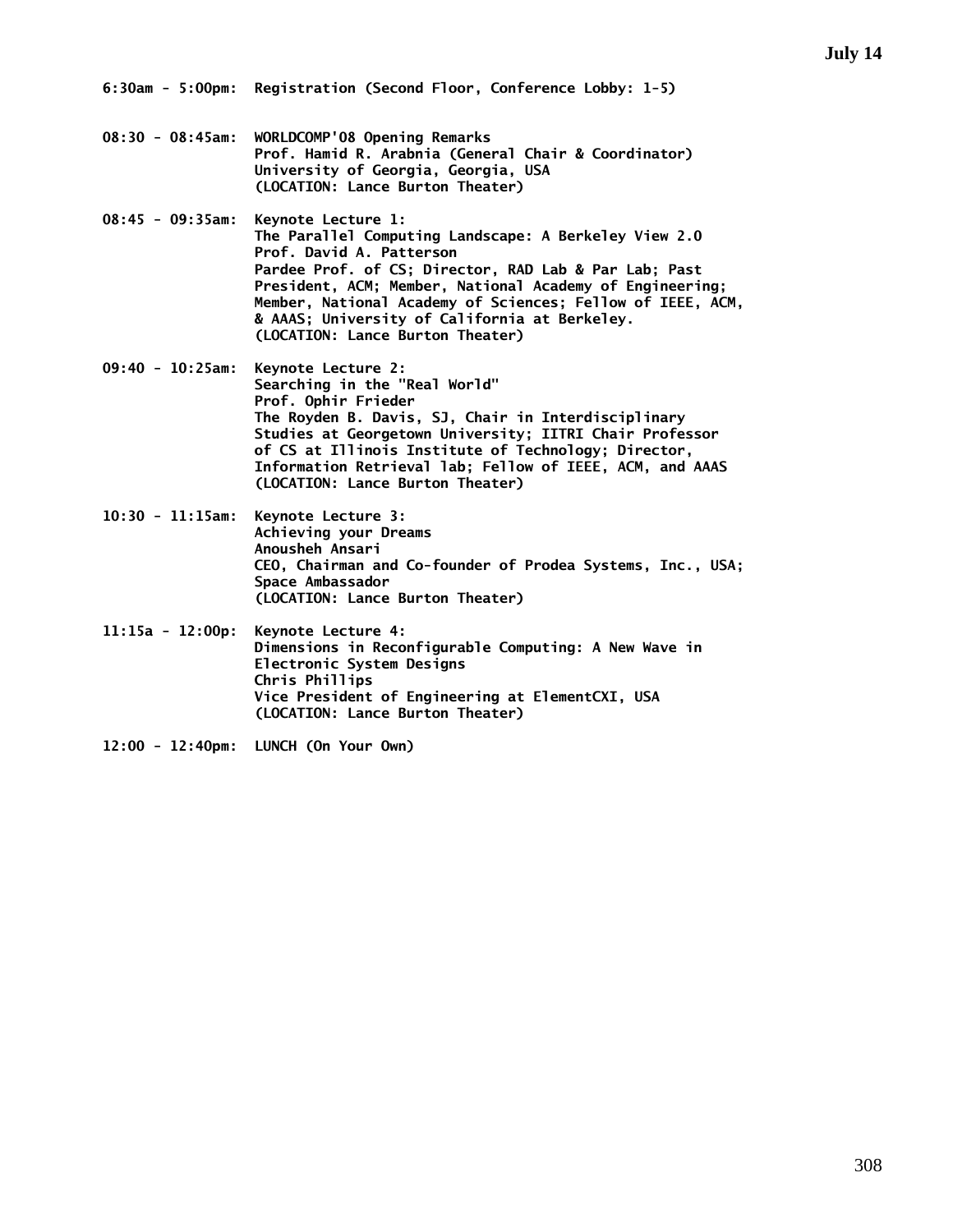## July 14

**6:30am - 5:00pm:** Registration (Second Floor, Conference Lobby: 1-5)

**08:30 - 08:45am:** WORLDCOMP'08 Opening Remarks
Prof. Hamid R. Arabnia (General Chair & Coordinator)
University of Georgia, Georgia, USA
(LOCATION: Lance Burton Theater)

**08:45 - 09:35am:** Keynote Lecture 1:
The Parallel Computing Landscape: A Berkeley View 2.0
Prof. David A. Patterson
Pardee Prof. of CS; Director, RAD Lab & Par Lab; Past President, ACM; Member, National Academy of Engineering; Member, National Academy of Sciences; Fellow of IEEE, ACM, & AAAS; University of California at Berkeley.
(LOCATION: Lance Burton Theater)

**09:40 - 10:25am:** Keynote Lecture 2:
Searching in the "Real World"
Prof. Ophir Frieder
The Royden B. Davis, SJ, Chair in Interdisciplinary Studies at Georgetown University; IITRI Chair Professor of CS at Illinois Institute of Technology; Director, Information Retrieval lab; Fellow of IEEE, ACM, and AAAS
(LOCATION: Lance Burton Theater)

**10:30 - 11:15am:** Keynote Lecture 3:
Achieving your Dreams
Anousheh Ansari
CEO, Chairman and Co-founder of Prodea Systems, Inc., USA; Space Ambassador
(LOCATION: Lance Burton Theater)

**11:15a - 12:00p:** Keynote Lecture 4:
Dimensions in Reconfigurable Computing: A New Wave in Electronic System Designs
Chris Phillips
Vice President of Engineering at ElementCXI, USA
(LOCATION: Lance Burton Theater)

**12:00 - 12:40pm:** LUNCH (On Your Own)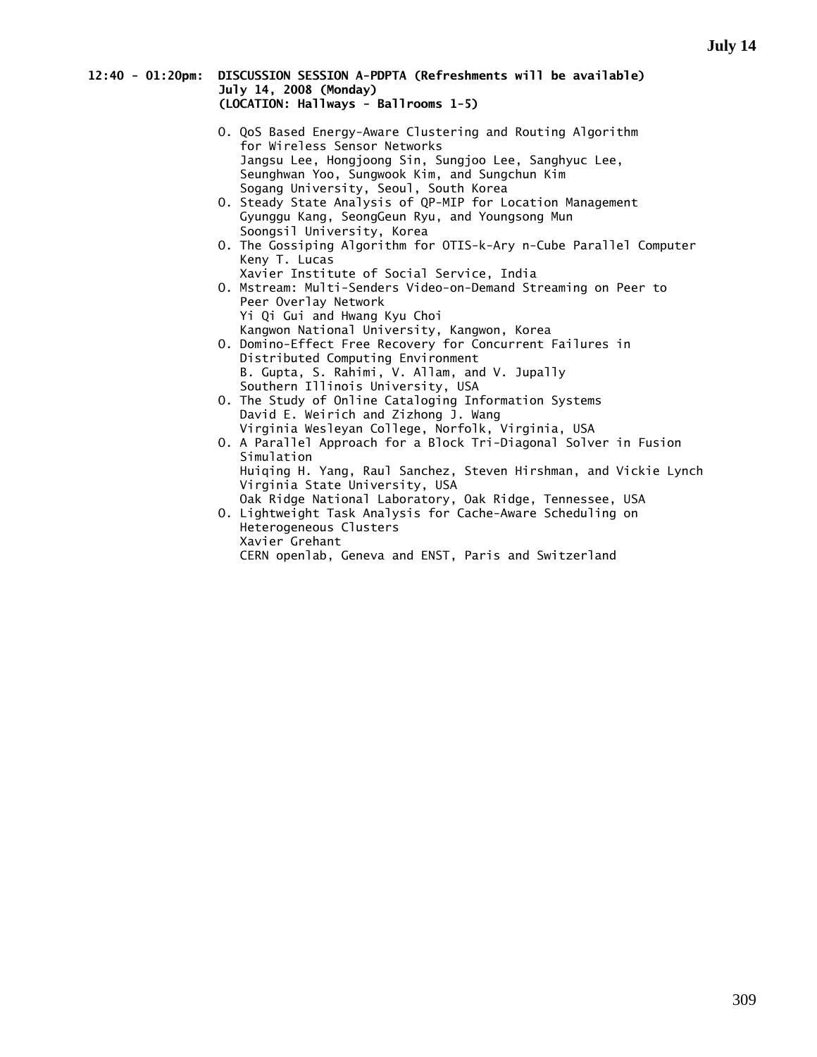**12:40 - 01:20pm: DISCUSSION SESSION A-PDPTA (Refreshments will be available)**
**July 14, 2008 (Monday)**
**(LOCATION: Hallways - Ballrooms 1-5)**

- O. QoS Based Energy-Aware Clustering and Routing Algorithm for Wireless Sensor Networks
  Jangsu Lee, Hongjoong Sin, Sungjoo Lee, Sanghyuc Lee, Seunghwan Yoo, Sungwook Kim, and Sungchun Kim
  Sogang University, Seoul, South Korea
- O. Steady State Analysis of QP-MIP for Location Management
  Gyunggu Kang, SeongGeun Ryu, and Youngsong Mun
  Soongsil University, Korea
- O. The Gossiping Algorithm for OTIS-k-Ary n-Cube Parallel Computer
  Keny T. Lucas
  Xavier Institute of Social Service, India
- O. Mstream: Multi-Senders Video-on-Demand Streaming on Peer to Peer Overlay Network
  Yi Qi Gui and Hwang Kyu Choi
  Kangwon National University, Kangwon, Korea
- O. Domino-Effect Free Recovery for Concurrent Failures in Distributed Computing Environment
  B. Gupta, S. Rahimi, V. Allam, and V. Jupally
  Southern Illinois University, USA
- O. The Study of Online Cataloging Information Systems
  David E. Weirich and Zizhong J. Wang
  Virginia Wesleyan College, Norfolk, Virginia, USA
- O. A Parallel Approach for a Block Tri-Diagonal Solver in Fusion Simulation
  Huiqing H. Yang, Raul Sanchez, Steven Hirshman, and Vickie Lynch
  Virginia State University, USA
  Oak Ridge National Laboratory, Oak Ridge, Tennessee, USA
- O. Lightweight Task Analysis for Cache-Aware Scheduling on Heterogeneous Clusters
  Xavier Grehant
  CERN openlab, Geneva and ENST, Paris and Switzerland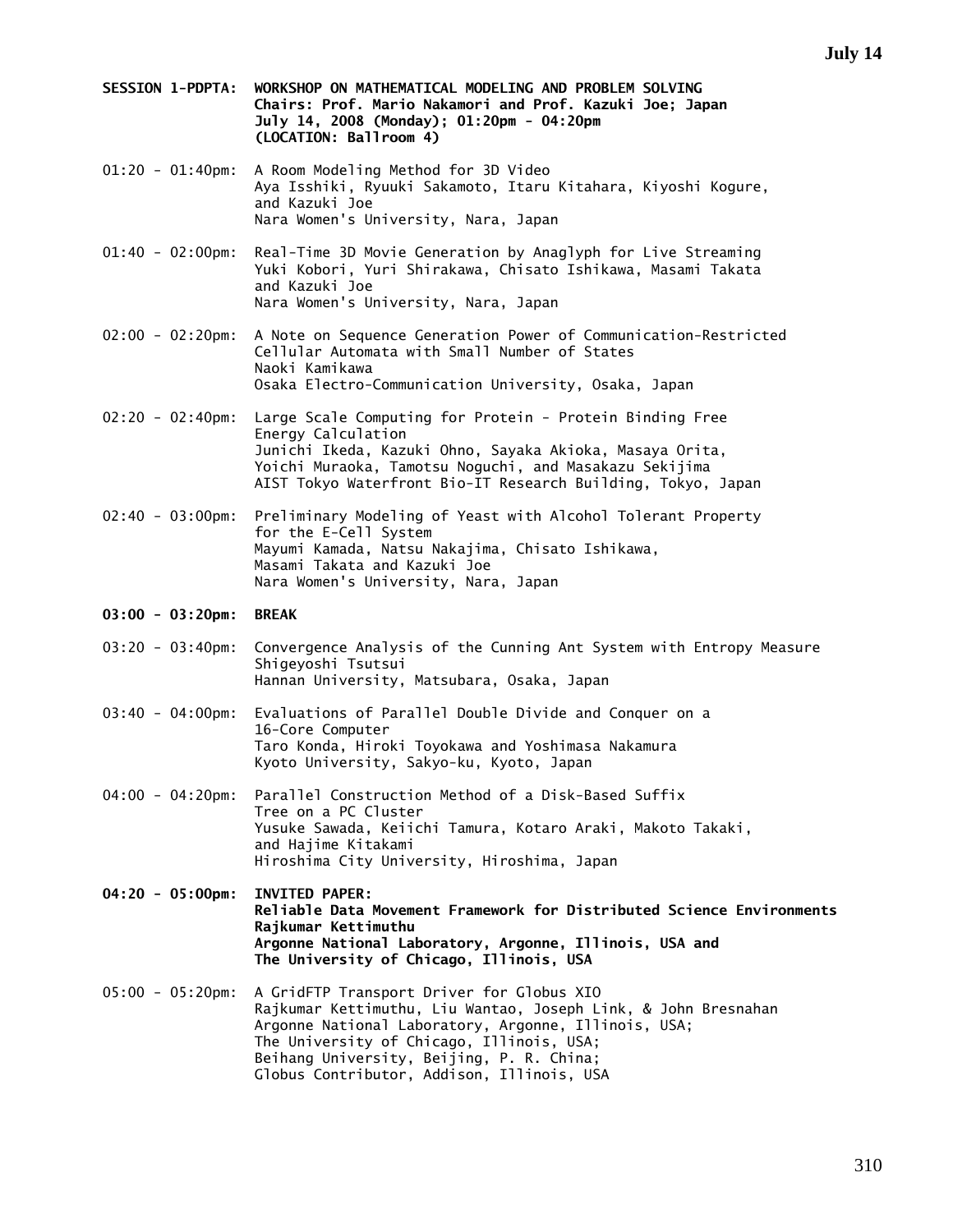**SESSION 1-PDPTA: WORKSHOP ON MATHEMATICAL MODELING AND PROBLEM SOLVING**
**Chairs: Prof. Mario Nakamori and Prof. Kazuki Joe; Japan**
**July 14, 2008 (Monday); 01:20pm - 04:20pm**
**(LOCATION: Ballroom 4)**

01:20 - 01:40pm: A Room Modeling Method for 3D Video
Aya Isshiki, Ryuuki Sakamoto, Itaru Kitahara, Kiyoshi Kogure, and Kazuki Joe
Nara Women's University, Nara, Japan

01:40 - 02:00pm: Real-Time 3D Movie Generation by Anaglyph for Live Streaming
Yuki Kobori, Yuri Shirakawa, Chisato Ishikawa, Masami Takata and Kazuki Joe
Nara Women's University, Nara, Japan

02:00 - 02:20pm: A Note on Sequence Generation Power of Communication-Restricted Cellular Automata with Small Number of States
Naoki Kamikawa
Osaka Electro-Communication University, Osaka, Japan

02:20 - 02:40pm: Large Scale Computing for Protein - Protein Binding Free Energy Calculation
Junichi Ikeda, Kazuki Ohno, Sayaka Akioka, Masaya Orita, Yoichi Muraoka, Tamotsu Noguchi, and Masakazu Sekijima
AIST Tokyo Waterfront Bio-IT Research Building, Tokyo, Japan

02:40 - 03:00pm: Preliminary Modeling of Yeast with Alcohol Tolerant Property for the E-Cell System
Mayumi Kamada, Natsu Nakajima, Chisato Ishikawa, Masami Takata and Kazuki Joe
Nara Women's University, Nara, Japan

**03:00 - 03:20pm: BREAK**

03:20 - 03:40pm: Convergence Analysis of the Cunning Ant System with Entropy Measure
Shigeyoshi Tsutsui
Hannan University, Matsubara, Osaka, Japan

03:40 - 04:00pm: Evaluations of Parallel Double Divide and Conquer on a 16-Core Computer
Taro Konda, Hiroki Toyokawa and Yoshimasa Nakamura
Kyoto University, Sakyo-ku, Kyoto, Japan

04:00 - 04:20pm: Parallel Construction Method of a Disk-Based Suffix Tree on a PC Cluster
Yusuke Sawada, Keiichi Tamura, Kotaro Araki, Makoto Takaki, and Hajime Kitakami
Hiroshima City University, Hiroshima, Japan

**04:20 - 05:00pm: INVITED PAPER:**
**Reliable Data Movement Framework for Distributed Science Environments**
**Rajkumar Kettimuthu**
**Argonne National Laboratory, Argonne, Illinois, USA and**
**The University of Chicago, Illinois, USA**

05:00 - 05:20pm: A GridFTP Transport Driver for Globus XIO
Rajkumar Kettimuthu, Liu Wantao, Joseph Link, & John Bresnahan
Argonne National Laboratory, Argonne, Illinois, USA;
The University of Chicago, Illinois, USA;
Beihang University, Beijing, P. R. China;
Globus Contributor, Addison, Illinois, USA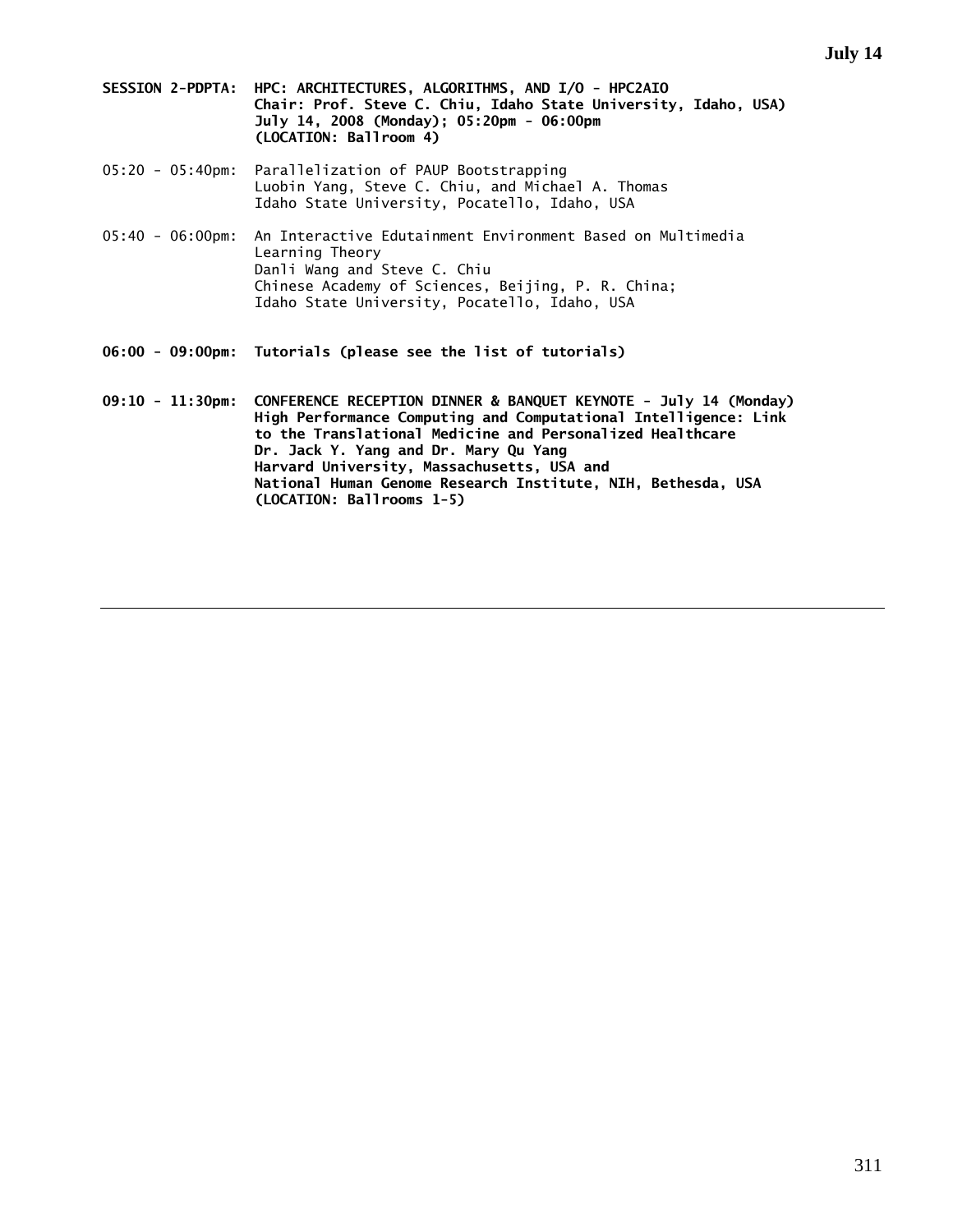**SESSION 2-PDPTA: HPC: ARCHITECTURES, ALGORITHMS, AND I/O - HPC2AIO**
**Chair: Prof. Steve C. Chiu, Idaho State University, Idaho, USA)**
**July 14, 2008 (Monday); 05:20pm - 06:00pm**
**(LOCATION: Ballroom 4)**

05:20 - 05:40pm: Parallelization of PAUP Bootstrapping
Luobin Yang, Steve C. Chiu, and Michael A. Thomas
Idaho State University, Pocatello, Idaho, USA

05:40 - 06:00pm: An Interactive Edutainment Environment Based on Multimedia Learning Theory
Danli Wang and Steve C. Chiu
Chinese Academy of Sciences, Beijing, P. R. China;
Idaho State University, Pocatello, Idaho, USA

**06:00 - 09:00pm: Tutorials (please see the list of tutorials)**

**09:10 - 11:30pm: CONFERENCE RECEPTION DINNER & BANQUET KEYNOTE - July 14 (Monday)**
**High Performance Computing and Computational Intelligence: Link to the Translational Medicine and Personalized Healthcare**
**Dr. Jack Y. Yang and Dr. Mary Qu Yang**
**Harvard University, Massachusetts, USA and**
**National Human Genome Research Institute, NIH, Bethesda, USA**
**(LOCATION: Ballrooms 1-5)**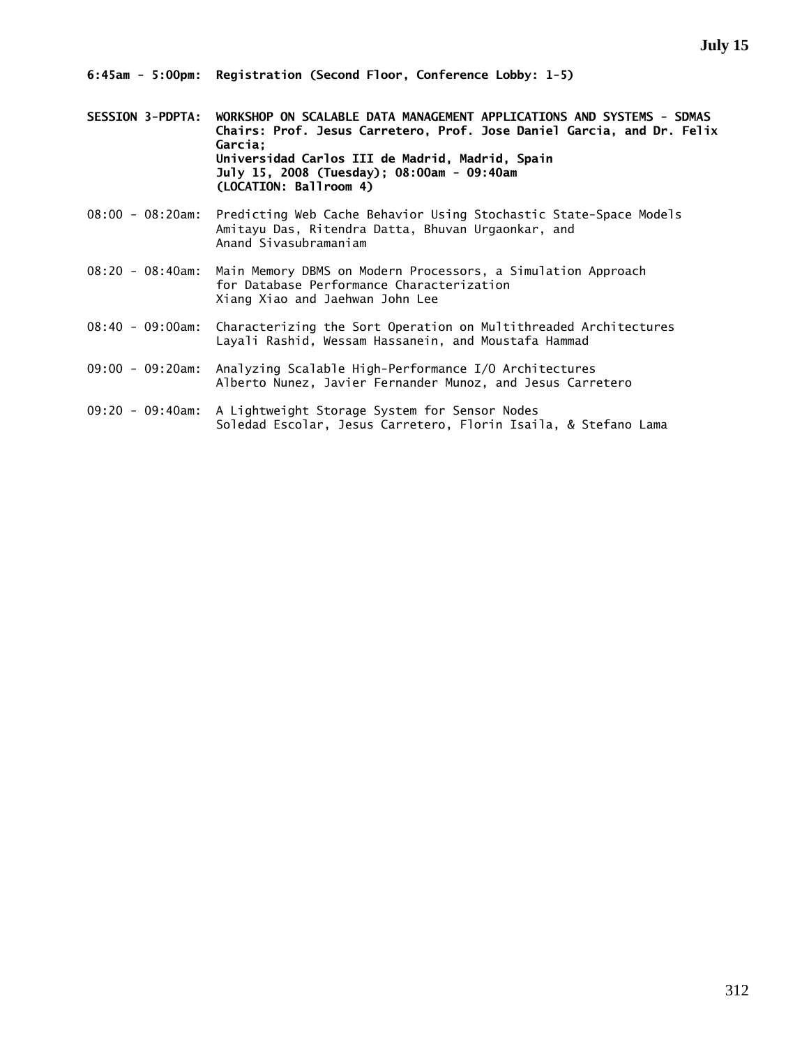**6:45am - 5:00pm: Registration (Second Floor, Conference Lobby: 1-5)**

**SESSION 3-PDPTA: WORKSHOP ON SCALABLE DATA MANAGEMENT APPLICATIONS AND SYSTEMS - SDMAS**
**Chairs: Prof. Jesus Carretero, Prof. Jose Daniel Garcia, and Dr. Felix Garcia;**
**Universidad Carlos III de Madrid, Madrid, Spain**
**July 15, 2008 (Tuesday); 08:00am - 09:40am**
**(LOCATION: Ballroom 4)**

08:00 - 08:20am: Predicting Web Cache Behavior Using Stochastic State-Space Models
Amitayu Das, Ritendra Datta, Bhuvan Urgaonkar, and Anand Sivasubramaniam

08:20 - 08:40am: Main Memory DBMS on Modern Processors, a Simulation Approach for Database Performance Characterization
Xiang Xiao and Jaehwan John Lee

08:40 - 09:00am: Characterizing the Sort Operation on Multithreaded Architectures
Layali Rashid, Wessam Hassanein, and Moustafa Hammad

09:00 - 09:20am: Analyzing Scalable High-Performance I/O Architectures
Alberto Nunez, Javier Fernander Munoz, and Jesus Carretero

09:20 - 09:40am: A Lightweight Storage System for Sensor Nodes
Soledad Escolar, Jesus Carretero, Florin Isaila, & Stefano Lama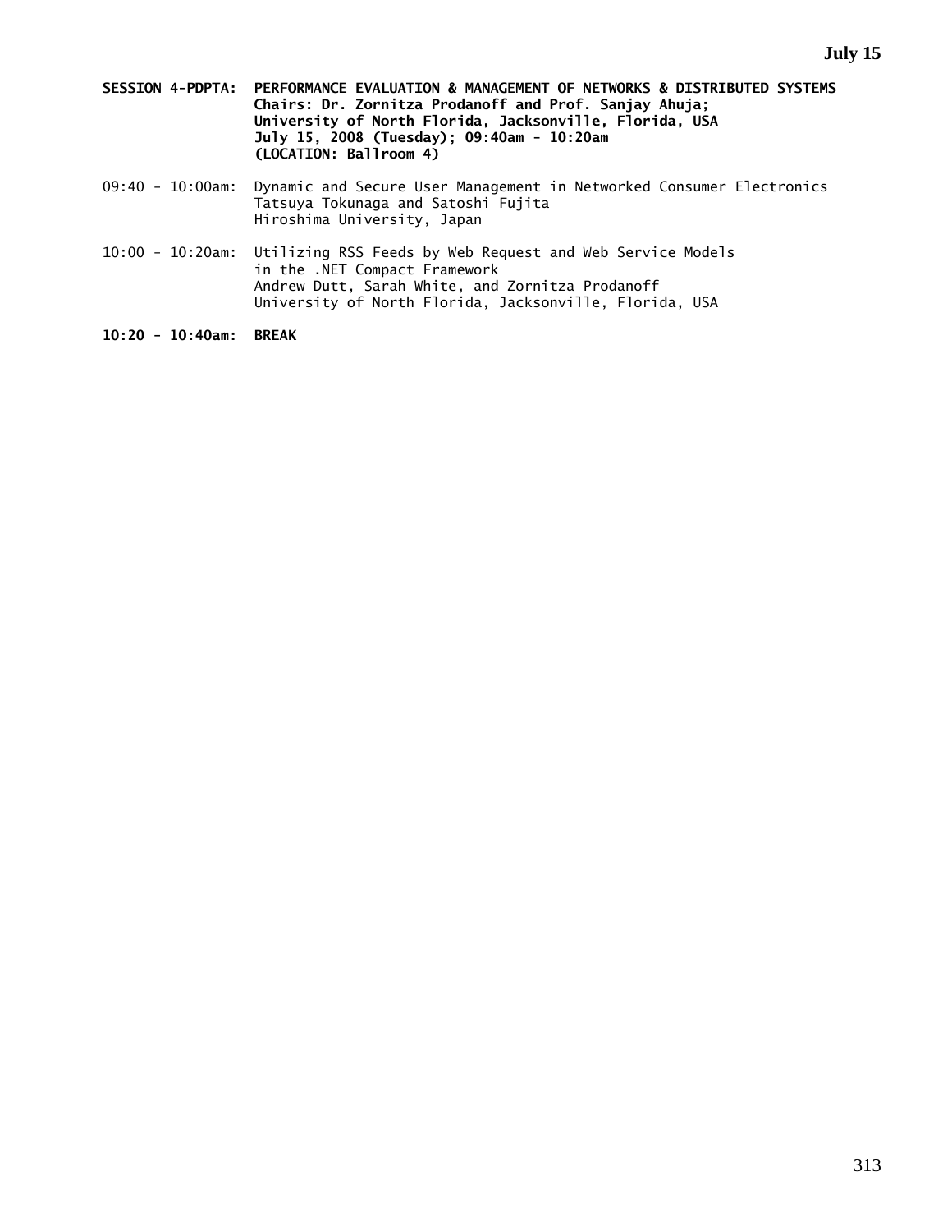**SESSION 4-PDPTA: PERFORMANCE EVALUATION & MANAGEMENT OF NETWORKS & DISTRIBUTED SYSTEMS**
**Chairs: Dr. Zornitza Prodanoff and Prof. Sanjay Ahuja;**
**University of North Florida, Jacksonville, Florida, USA**
**July 15, 2008 (Tuesday); 09:40am - 10:20am**
**(LOCATION: Ballroom 4)**

09:40 - 10:00am: Dynamic and Secure User Management in Networked Consumer Electronics
Tatsuya Tokunaga and Satoshi Fujita
Hiroshima University, Japan

10:00 - 10:20am: Utilizing RSS Feeds by Web Request and Web Service Models in the .NET Compact Framework
Andrew Dutt, Sarah White, and Zornitza Prodanoff
University of North Florida, Jacksonville, Florida, USA

**10:20 - 10:40am: BREAK**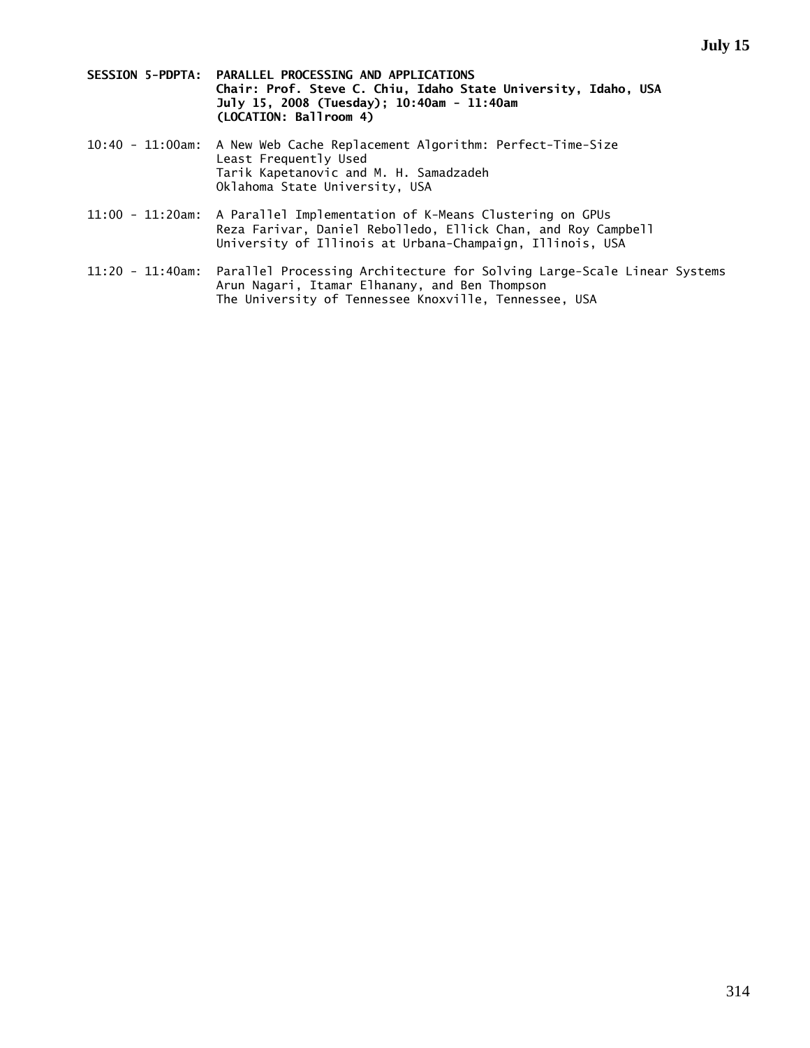**SESSION 5-PDPTA: PARALLEL PROCESSING AND APPLICATIONS**
**Chair: Prof. Steve C. Chiu, Idaho State University, Idaho, USA**
**July 15, 2008 (Tuesday); 10:40am - 11:40am**
**(LOCATION: Ballroom 4)**

10:40 - 11:00am: A New Web Cache Replacement Algorithm: Perfect-Time-Size Least Frequently Used
Tarik Kapetanovic and M. H. Samadzadeh
Oklahoma State University, USA

11:00 - 11:20am: A Parallel Implementation of K-Means Clustering on GPUs
Reza Farivar, Daniel Rebolledo, Ellick Chan, and Roy Campbell
University of Illinois at Urbana-Champaign, Illinois, USA

11:20 - 11:40am: Parallel Processing Architecture for Solving Large-Scale Linear Systems
Arun Nagari, Itamar Elhanany, and Ben Thompson
The University of Tennessee Knoxville, Tennessee, USA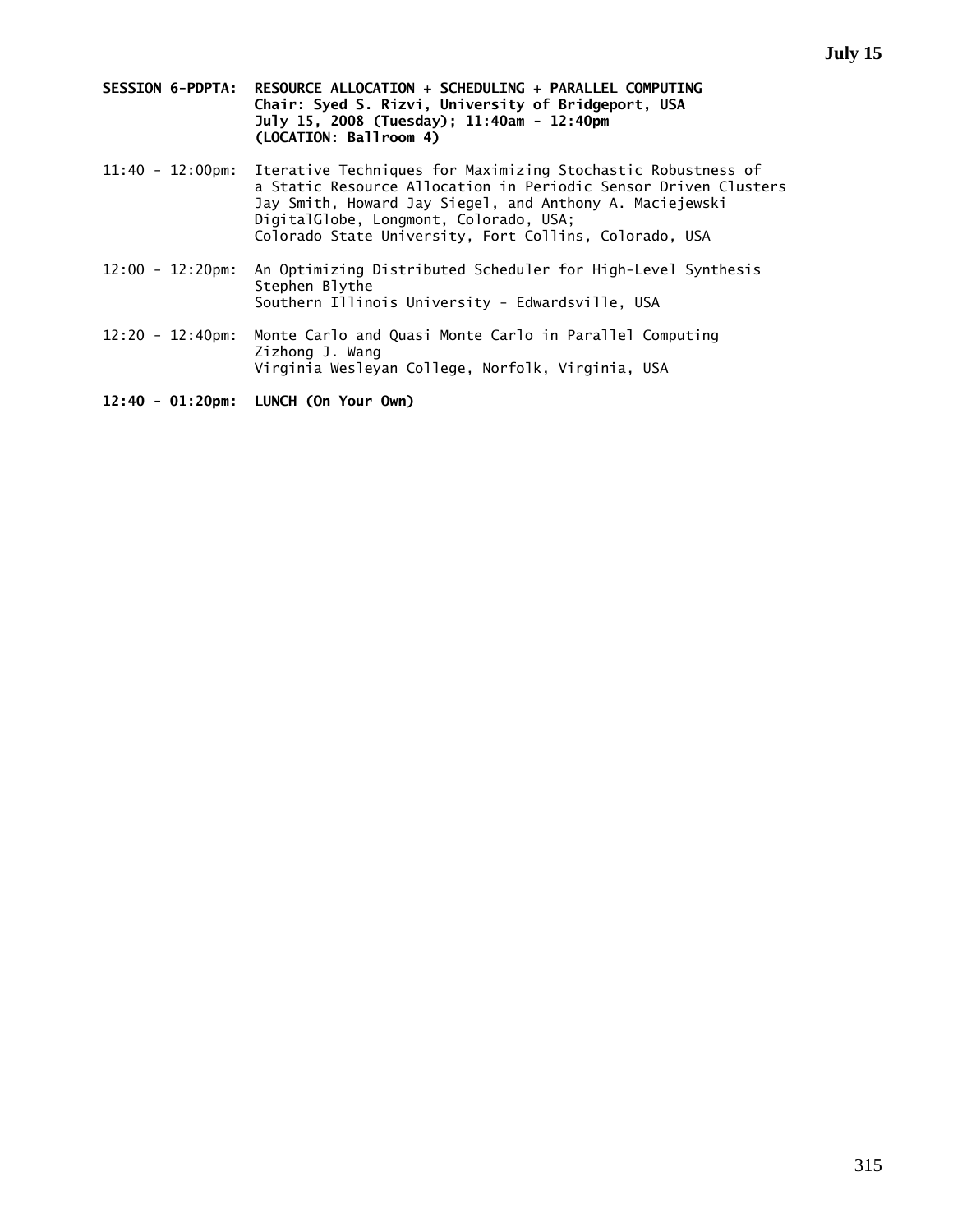**SESSION 6-PDPTA: RESOURCE ALLOCATION + SCHEDULING + PARALLEL COMPUTING**
**Chair: Syed S. Rizvi, University of Bridgeport, USA**
**July 15, 2008 (Tuesday); 11:40am - 12:40pm**
**(LOCATION: Ballroom 4)**

11:40 - 12:00pm: Iterative Techniques for Maximizing Stochastic Robustness of a Static Resource Allocation in Periodic Sensor Driven Clusters
Jay Smith, Howard Jay Siegel, and Anthony A. Maciejewski
DigitalGlobe, Longmont, Colorado, USA;
Colorado State University, Fort Collins, Colorado, USA

12:00 - 12:20pm: An Optimizing Distributed Scheduler for High-Level Synthesis
Stephen Blythe
Southern Illinois University - Edwardsville, USA

12:20 - 12:40pm: Monte Carlo and Quasi Monte Carlo in Parallel Computing
Zizhong J. Wang
Virginia Wesleyan College, Norfolk, Virginia, USA

**12:40 - 01:20pm: LUNCH (On Your Own)**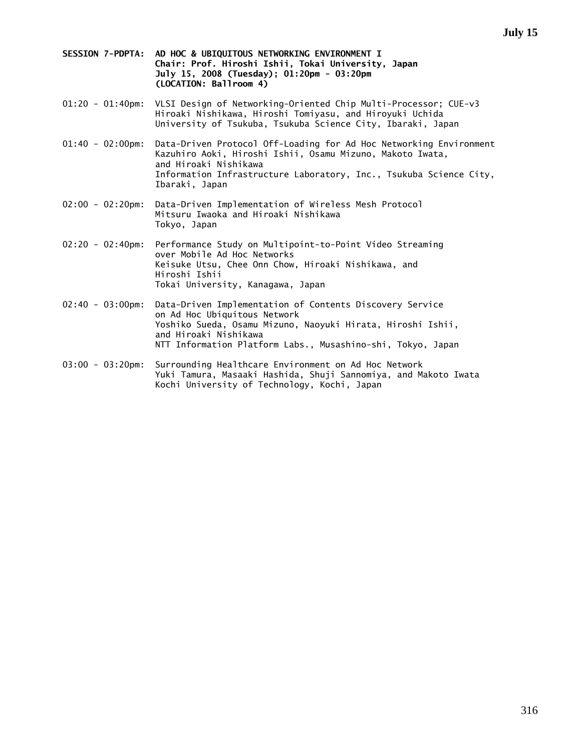**SESSION 7-PDPTA: AD HOC & UBIQUITOUS NETWORKING ENVIRONMENT I**
**Chair: Prof. Hiroshi Ishii, Tokai University, Japan**
**July 15, 2008 (Tuesday); 01:20pm - 03:20pm**
**(LOCATION: Ballroom 4)**

01:20 - 01:40pm: VLSI Design of Networking-Oriented Chip Multi-Processor; CUE-v3
Hiroaki Nishikawa, Hiroshi Tomiyasu, and Hiroyuki Uchida
University of Tsukuba, Tsukuba Science City, Ibaraki, Japan

01:40 - 02:00pm: Data-Driven Protocol Off-Loading for Ad Hoc Networking Environment
Kazuhiro Aoki, Hiroshi Ishii, Osamu Mizuno, Makoto Iwata, and Hiroaki Nishikawa
Information Infrastructure Laboratory, Inc., Tsukuba Science City, Ibaraki, Japan

02:00 - 02:20pm: Data-Driven Implementation of Wireless Mesh Protocol
Mitsuru Iwaoka and Hiroaki Nishikawa
Tokyo, Japan

02:20 - 02:40pm: Performance Study on Multipoint-to-Point Video Streaming over Mobile Ad Hoc Networks
Keisuke Utsu, Chee Onn Chow, Hiroaki Nishikawa, and Hiroshi Ishii
Tokai University, Kanagawa, Japan

02:40 - 03:00pm: Data-Driven Implementation of Contents Discovery Service on Ad Hoc Ubiquitous Network
Yoshiko Sueda, Osamu Mizuno, Naoyuki Hirata, Hiroshi Ishii, and Hiroaki Nishikawa
NTT Information Platform Labs., Musashino-shi, Tokyo, Japan

03:00 - 03:20pm: Surrounding Healthcare Environment on Ad Hoc Network
Yuki Tamura, Masaaki Hashida, Shuji Sannomiya, and Makoto Iwata
Kochi University of Technology, Kochi, Japan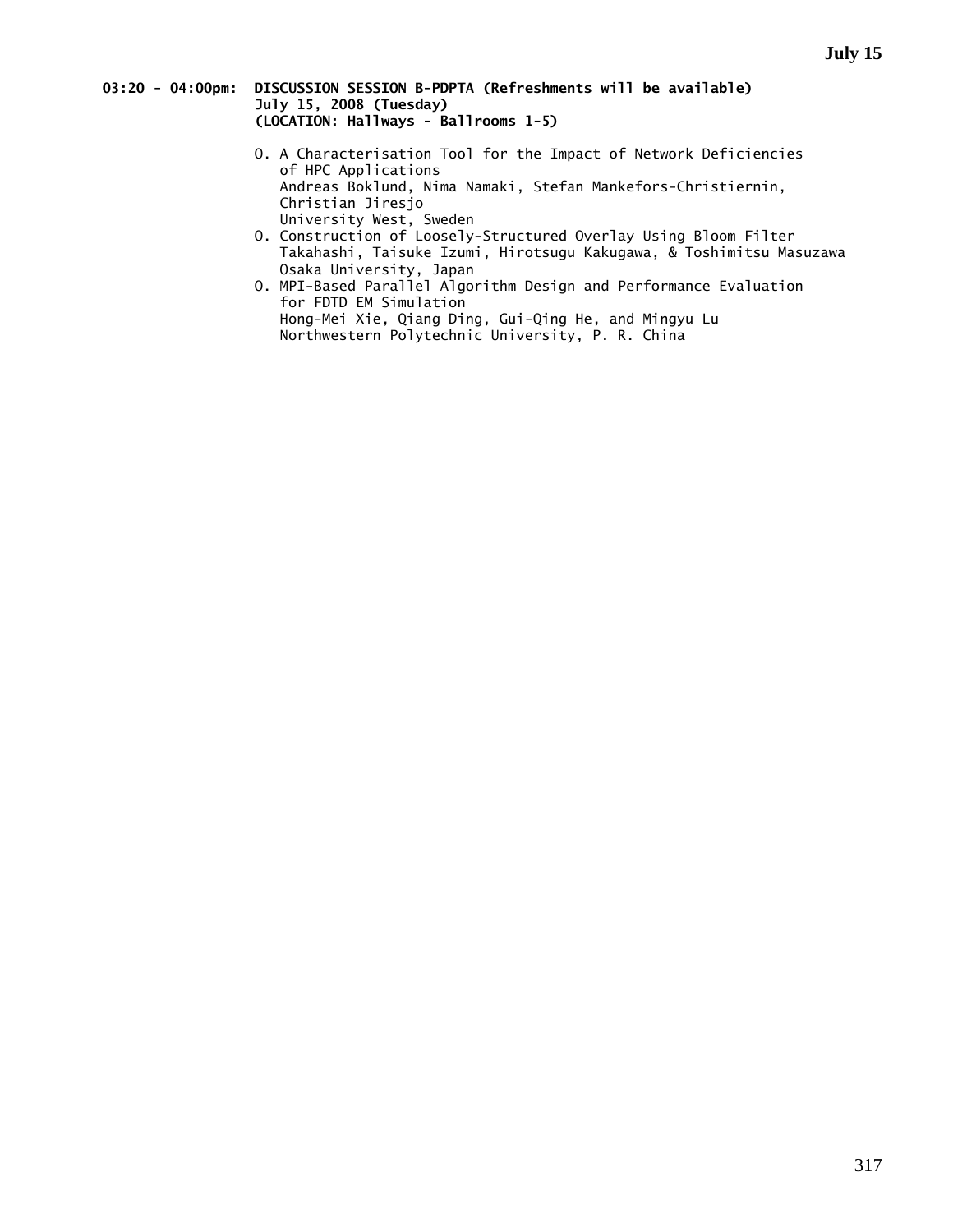**03:20 - 04:00pm: DISCUSSION SESSION B-PDPTA (Refreshments will be available)**
**July 15, 2008 (Tuesday)**
**(LOCATION: Hallways - Ballrooms 1-5)**

O. A Characterisation Tool for the Impact of Network Deficiencies of HPC Applications
Andreas Boklund, Nima Namaki, Stefan Mankefors-Christiernin, Christian Jiresjo
University West, Sweden

O. Construction of Loosely-Structured Overlay Using Bloom Filter
Takahashi, Taisuke Izumi, Hirotsugu Kakugawa, & Toshimitsu Masuzawa
Osaka University, Japan

O. MPI-Based Parallel Algorithm Design and Performance Evaluation for FDTD EM Simulation
Hong-Mei Xie, Qiang Ding, Gui-Qing He, and Mingyu Lu
Northwestern Polytechnic University, P. R. China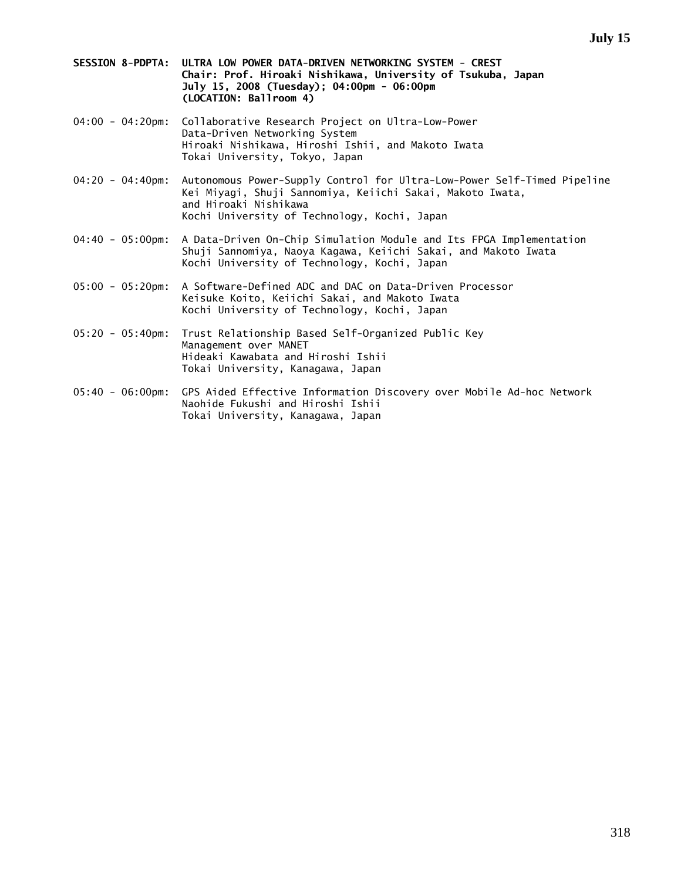**July 15**

**SESSION 8-PDPTA: ULTRA LOW POWER DATA-DRIVEN NETWORKING SYSTEM - CREST**
**Chair: Prof. Hiroaki Nishikawa, University of Tsukuba, Japan**
**July 15, 2008 (Tuesday); 04:00pm - 06:00pm**
**(LOCATION: Ballroom 4)**

04:00 - 04:20pm: Collaborative Research Project on Ultra-Low-Power Data-Driven Networking System
Hiroaki Nishikawa, Hiroshi Ishii, and Makoto Iwata
Tokai University, Tokyo, Japan

04:20 - 04:40pm: Autonomous Power-Supply Control for Ultra-Low-Power Self-Timed Pipeline
Kei Miyagi, Shuji Sannomiya, Keiichi Sakai, Makoto Iwata, and Hiroaki Nishikawa
Kochi University of Technology, Kochi, Japan

04:40 - 05:00pm: A Data-Driven On-Chip Simulation Module and Its FPGA Implementation
Shuji Sannomiya, Naoya Kagawa, Keiichi Sakai, and Makoto Iwata
Kochi University of Technology, Kochi, Japan

05:00 - 05:20pm: A Software-Defined ADC and DAC on Data-Driven Processor
Keisuke Koito, Keiichi Sakai, and Makoto Iwata
Kochi University of Technology, Kochi, Japan

05:20 - 05:40pm: Trust Relationship Based Self-Organized Public Key Management over MANET
Hideaki Kawabata and Hiroshi Ishii
Tokai University, Kanagawa, Japan

05:40 - 06:00pm: GPS Aided Effective Information Discovery over Mobile Ad-hoc Network
Naohide Fukushi and Hiroshi Ishii
Tokai University, Kanagawa, Japan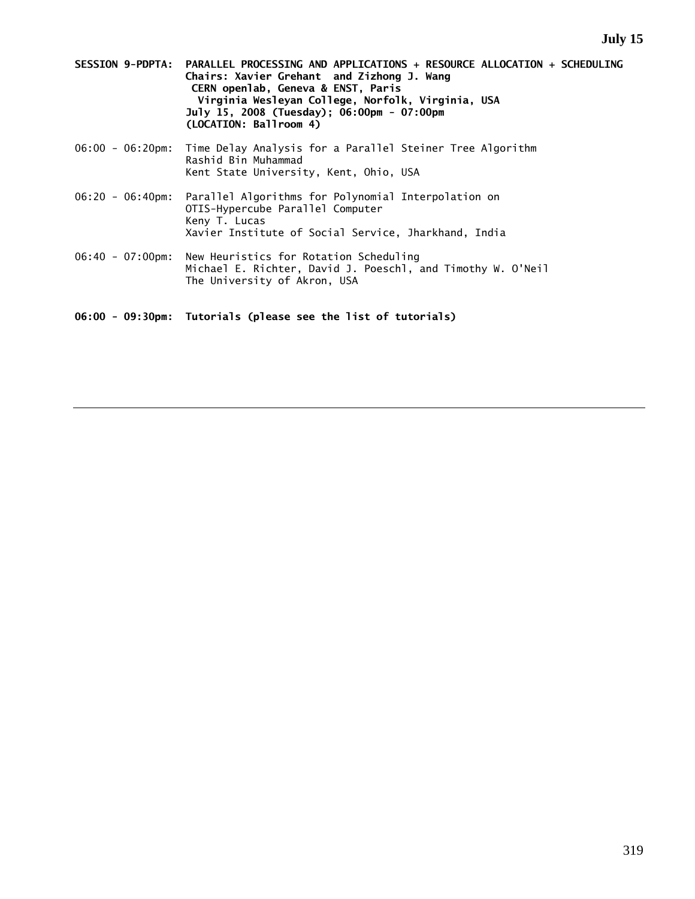**July 15**

**SESSION 9-PDPTA: PARALLEL PROCESSING AND APPLICATIONS + RESOURCE ALLOCATION + SCHEDULING**
**Chairs: Xavier Grehant and Zizhong J. Wang**
**CERN openlab, Geneva & ENST, Paris**
**Virginia Wesleyan College, Norfolk, Virginia, USA**
**July 15, 2008 (Tuesday); 06:00pm - 07:00pm**
**(LOCATION: Ballroom 4)**

06:00 - 06:20pm: Time Delay Analysis for a Parallel Steiner Tree Algorithm
Rashid Bin Muhammad
Kent State University, Kent, Ohio, USA

06:20 - 06:40pm: Parallel Algorithms for Polynomial Interpolation on OTIS-Hypercube Parallel Computer
Keny T. Lucas
Xavier Institute of Social Service, Jharkhand, India

06:40 - 07:00pm: New Heuristics for Rotation Scheduling
Michael E. Richter, David J. Poeschl, and Timothy W. O'Neil
The University of Akron, USA

**06:00 - 09:30pm: Tutorials (please see the list of tutorials)**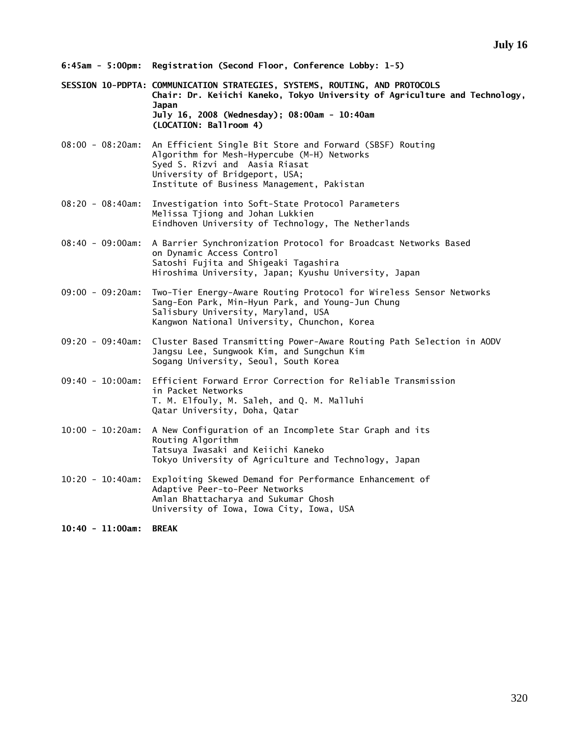**July 16**

**6:45am - 5:00pm: Registration (Second Floor, Conference Lobby: 1-5)**

**SESSION 10-PDPTA: COMMUNICATION STRATEGIES, SYSTEMS, ROUTING, AND PROTOCOLS**
**Chair: Dr. Keiichi Kaneko, Tokyo University of Agriculture and Technology, Japan**
**July 16, 2008 (Wednesday); 08:00am - 10:40am**
**(LOCATION: Ballroom 4)**

08:00 - 08:20am: An Efficient Single Bit Store and Forward (SBSF) Routing Algorithm for Mesh-Hypercube (M-H) Networks
Syed S. Rizvi and Aasia Riasat
University of Bridgeport, USA;
Institute of Business Management, Pakistan

08:20 - 08:40am: Investigation into Soft-State Protocol Parameters
Melissa Tjiong and Johan Lukkien
Eindhoven University of Technology, The Netherlands

08:40 - 09:00am: A Barrier Synchronization Protocol for Broadcast Networks Based on Dynamic Access Control
Satoshi Fujita and Shigeaki Tagashira
Hiroshima University, Japan; Kyushu University, Japan

09:00 - 09:20am: Two-Tier Energy-Aware Routing Protocol for Wireless Sensor Networks
Sang-Eon Park, Min-Hyun Park, and Young-Jun Chung
Salisbury University, Maryland, USA
Kangwon National University, Chunchon, Korea

09:20 - 09:40am: Cluster Based Transmitting Power-Aware Routing Path Selection in AODV
Jangsu Lee, Sungwook Kim, and Sungchun Kim
Sogang University, Seoul, South Korea

09:40 - 10:00am: Efficient Forward Error Correction for Reliable Transmission in Packet Networks
T. M. Elfouly, M. Saleh, and Q. M. Malluhi
Qatar University, Doha, Qatar

10:00 - 10:20am: A New Configuration of an Incomplete Star Graph and its Routing Algorithm
Tatsuya Iwasaki and Keiichi Kaneko
Tokyo University of Agriculture and Technology, Japan

10:20 - 10:40am: Exploiting Skewed Demand for Performance Enhancement of Adaptive Peer-to-Peer Networks
Amlan Bhattacharya and Sukumar Ghosh
University of Iowa, Iowa City, Iowa, USA

**10:40 - 11:00am: BREAK**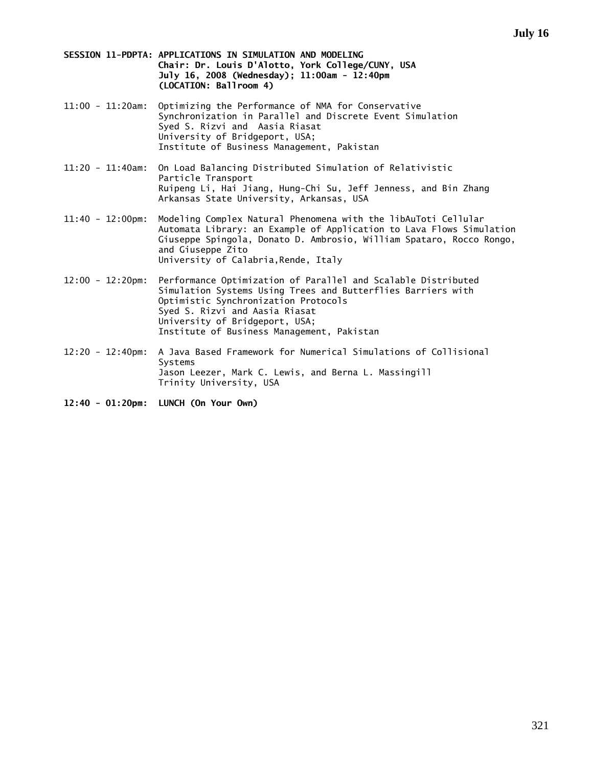**SESSION 11-PDPTA: APPLICATIONS IN SIMULATION AND MODELING**
**Chair: Dr. Louis D'Alotto, York College/CUNY, USA**
**July 16, 2008 (Wednesday); 11:00am - 12:40pm**
**(LOCATION: Ballroom 4)**

11:00 - 11:20am: Optimizing the Performance of NMA for Conservative Synchronization in Parallel and Discrete Event Simulation
Syed S. Rizvi and Aasia Riasat
University of Bridgeport, USA;
Institute of Business Management, Pakistan

11:20 - 11:40am: On Load Balancing Distributed Simulation of Relativistic Particle Transport
Ruipeng Li, Hai Jiang, Hung-Chi Su, Jeff Jenness, and Bin Zhang
Arkansas State University, Arkansas, USA

11:40 - 12:00pm: Modeling Complex Natural Phenomena with the libAuToti Cellular Automata Library: an Example of Application to Lava Flows Simulation
Giuseppe Spingola, Donato D. Ambrosio, William Spataro, Rocco Rongo, and Giuseppe Zito
University of Calabria,Rende, Italy

12:00 - 12:20pm: Performance Optimization of Parallel and Scalable Distributed Simulation Systems Using Trees and Butterflies Barriers with Optimistic Synchronization Protocols
Syed S. Rizvi and Aasia Riasat
University of Bridgeport, USA;
Institute of Business Management, Pakistan

12:20 - 12:40pm: A Java Based Framework for Numerical Simulations of Collisional Systems
Jason Leezer, Mark C. Lewis, and Berna L. Massingill
Trinity University, USA

**12:40 - 01:20pm: LUNCH (On Your Own)**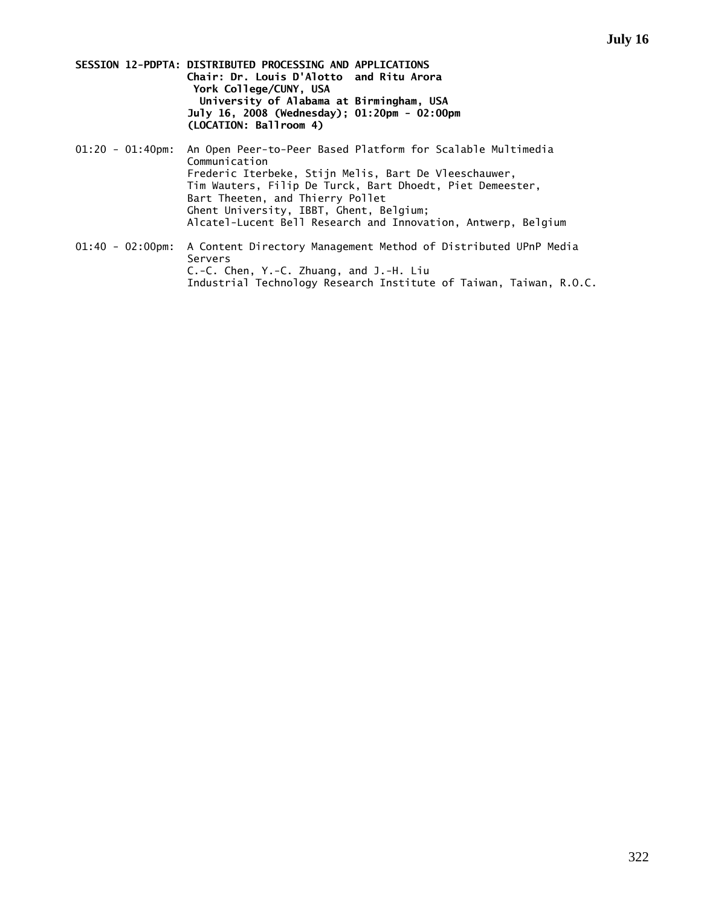**SESSION 12-PDPTA: DISTRIBUTED PROCESSING AND APPLICATIONS**
**Chair: Dr. Louis D'Alotto and Ritu Arora**
**York College/CUNY, USA**
**University of Alabama at Birmingham, USA**
**July 16, 2008 (Wednesday); 01:20pm - 02:00pm**
**(LOCATION: Ballroom 4)**

01:20 - 01:40pm: An Open Peer-to-Peer Based Platform for Scalable Multimedia Communication
Frederic Iterbeke, Stijn Melis, Bart De Vleeschauwer, Tim Wauters, Filip De Turck, Bart Dhoedt, Piet Demeester, Bart Theeten, and Thierry Pollet
Ghent University, IBBT, Ghent, Belgium;
Alcatel-Lucent Bell Research and Innovation, Antwerp, Belgium

01:40 - 02:00pm: A Content Directory Management Method of Distributed UPnP Media Servers
C.-C. Chen, Y.-C. Zhuang, and J.-H. Liu
Industrial Technology Research Institute of Taiwan, Taiwan, R.O.C.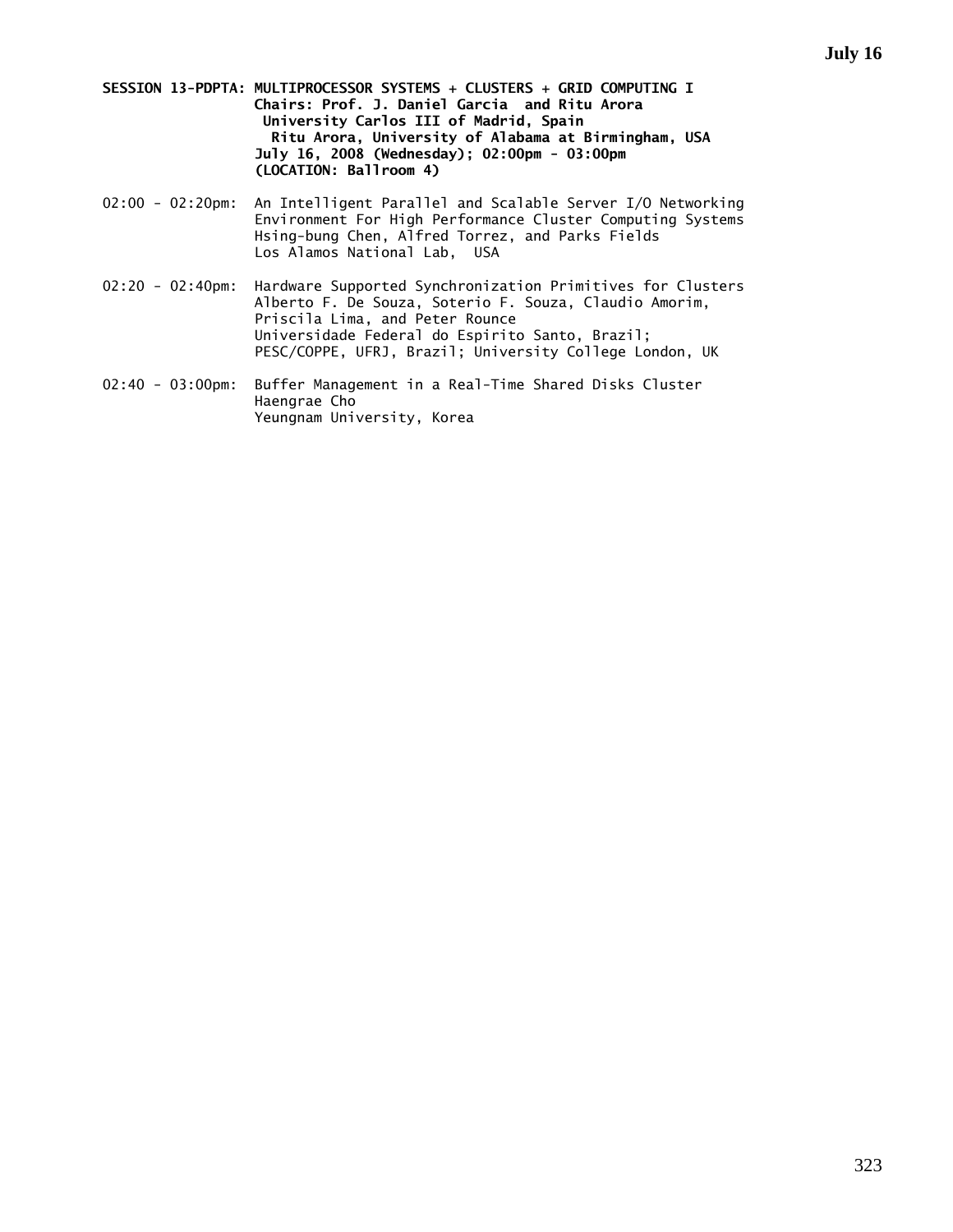**SESSION 13-PDPTA: MULTIPROCESSOR SYSTEMS + CLUSTERS + GRID COMPUTING I**
**Chairs: Prof. J. Daniel Garcia and Ritu Arora**
**University Carlos III of Madrid, Spain**
**Ritu Arora, University of Alabama at Birmingham, USA**
**July 16, 2008 (Wednesday); 02:00pm - 03:00pm**
**(LOCATION: Ballroom 4)**

02:00 - 02:20pm: An Intelligent Parallel and Scalable Server I/O Networking Environment For High Performance Cluster Computing Systems
Hsing-bung Chen, Alfred Torrez, and Parks Fields
Los Alamos National Lab, USA

02:20 - 02:40pm: Hardware Supported Synchronization Primitives for Clusters
Alberto F. De Souza, Soterio F. Souza, Claudio Amorim, Priscila Lima, and Peter Rounce
Universidade Federal do Espirito Santo, Brazil; PESC/COPPE, UFRJ, Brazil; University College London, UK

02:40 - 03:00pm: Buffer Management in a Real-Time Shared Disks Cluster
Haengrae Cho
Yeungnam University, Korea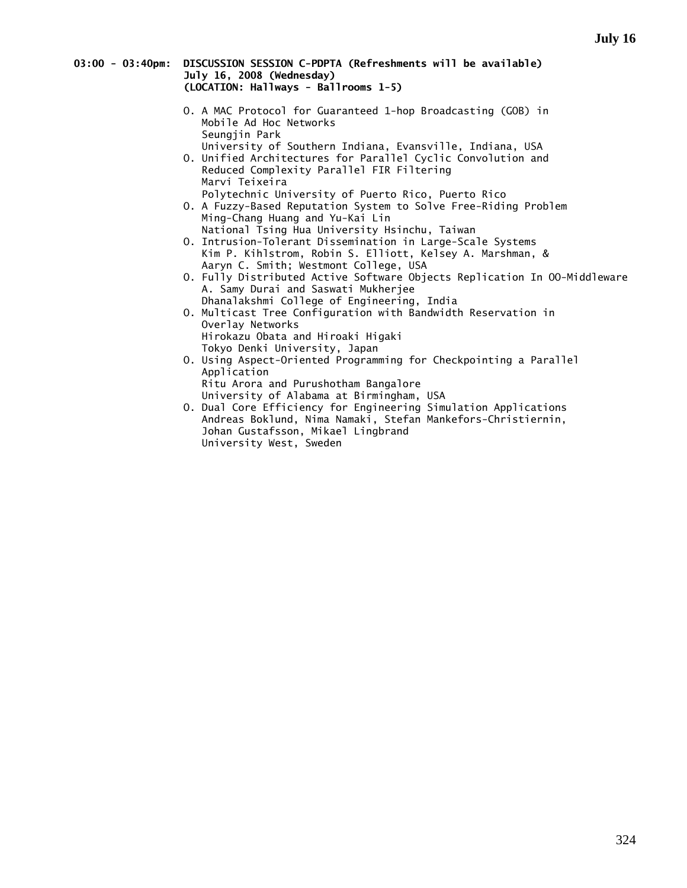**03:00 - 03:40pm: DISCUSSION SESSION C-PDPTA (Refreshments will be available)**
**July 16, 2008 (Wednesday)**
**(LOCATION: Hallways - Ballrooms 1-5)**

O. A MAC Protocol for Guaranteed 1-hop Broadcasting (GOB) in Mobile Ad Hoc Networks
Seungjin Park
University of Southern Indiana, Evansville, Indiana, USA

O. Unified Architectures for Parallel Cyclic Convolution and Reduced Complexity Parallel FIR Filtering
Marvi Teixeira
Polytechnic University of Puerto Rico, Puerto Rico

O. A Fuzzy-Based Reputation System to Solve Free-Riding Problem
Ming-Chang Huang and Yu-Kai Lin
National Tsing Hua University Hsinchu, Taiwan

O. Intrusion-Tolerant Dissemination in Large-Scale Systems
Kim P. Kihlstrom, Robin S. Elliott, Kelsey A. Marshman, & Aaryn C. Smith; Westmont College, USA

O. Fully Distributed Active Software Objects Replication In OO-Middleware
A. Samy Durai and Saswati Mukherjee
Dhanalakshmi College of Engineering, India

O. Multicast Tree Configuration with Bandwidth Reservation in Overlay Networks
Hirokazu Obata and Hiroaki Higaki
Tokyo Denki University, Japan

O. Using Aspect-Oriented Programming for Checkpointing a Parallel Application
Ritu Arora and Purushotham Bangalore
University of Alabama at Birmingham, USA

O. Dual Core Efficiency for Engineering Simulation Applications
Andreas Boklund, Nima Namaki, Stefan Mankefors-Christiernin, Johan Gustafsson, Mikael Lingbrand
University West, Sweden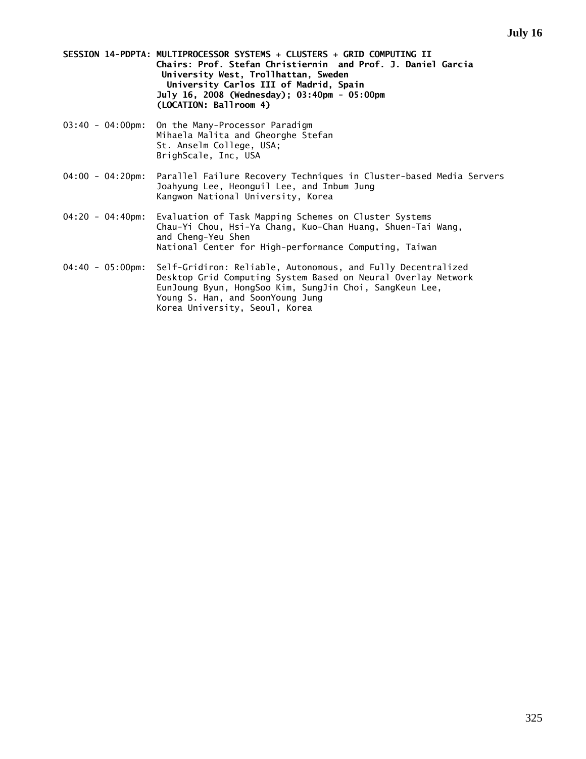**SESSION 14-PDPTA: MULTIPROCESSOR SYSTEMS + CLUSTERS + GRID COMPUTING II**
**Chairs: Prof. Stefan Christiernin and Prof. J. Daniel Garcia**
**University West, Trollhattan, Sweden**
**University Carlos III of Madrid, Spain**
**July 16, 2008 (Wednesday); 03:40pm - 05:00pm**
**(LOCATION: Ballroom 4)**

03:40 - 04:00pm: On the Many-Processor Paradigm
Mihaela Malita and Gheorghe Stefan
St. Anselm College, USA;
BrighScale, Inc, USA

04:00 - 04:20pm: Parallel Failure Recovery Techniques in Cluster-based Media Servers
Joahyung Lee, Heonguil Lee, and Inbum Jung
Kangwon National University, Korea

04:20 - 04:40pm: Evaluation of Task Mapping Schemes on Cluster Systems
Chau-Yi Chou, Hsi-Ya Chang, Kuo-Chan Huang, Shuen-Tai Wang, and Cheng-Yeu Shen
National Center for High-performance Computing, Taiwan

04:40 - 05:00pm: Self-Gridiron: Reliable, Autonomous, and Fully Decentralized Desktop Grid Computing System Based on Neural Overlay Network
EunJoung Byun, HongSoo Kim, SungJin Choi, SangKeun Lee, Young S. Han, and SoonYoung Jung
Korea University, Seoul, Korea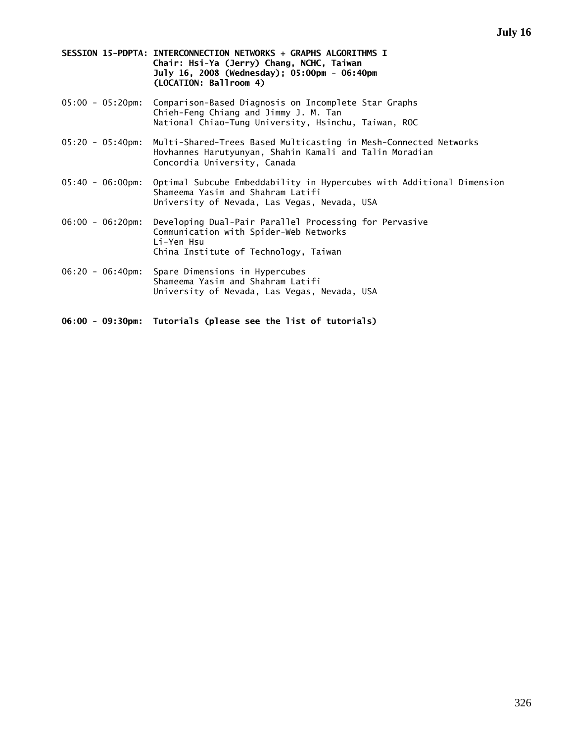**SESSION 15-PDPTA: INTERCONNECTION NETWORKS + GRAPHS ALGORITHMS I**
**Chair: Hsi-Ya (Jerry) Chang, NCHC, Taiwan**
**July 16, 2008 (Wednesday); 05:00pm - 06:40pm**
**(LOCATION: Ballroom 4)**

05:00 - 05:20pm: Comparison-Based Diagnosis on Incomplete Star Graphs
Chieh-Feng Chiang and Jimmy J. M. Tan
National Chiao-Tung University, Hsinchu, Taiwan, ROC

05:20 - 05:40pm: Multi-Shared-Trees Based Multicasting in Mesh-Connected Networks
Hovhannes Harutyunyan, Shahin Kamali and Talin Moradian
Concordia University, Canada

05:40 - 06:00pm: Optimal Subcube Embeddability in Hypercubes with Additional Dimension
Shameema Yasim and Shahram Latifi
University of Nevada, Las Vegas, Nevada, USA

06:00 - 06:20pm: Developing Dual-Pair Parallel Processing for Pervasive Communication with Spider-Web Networks
Li-Yen Hsu
China Institute of Technology, Taiwan

06:20 - 06:40pm: Spare Dimensions in Hypercubes
Shameema Yasim and Shahram Latifi
University of Nevada, Las Vegas, Nevada, USA

**06:00 - 09:30pm: Tutorials (please see the list of tutorials)**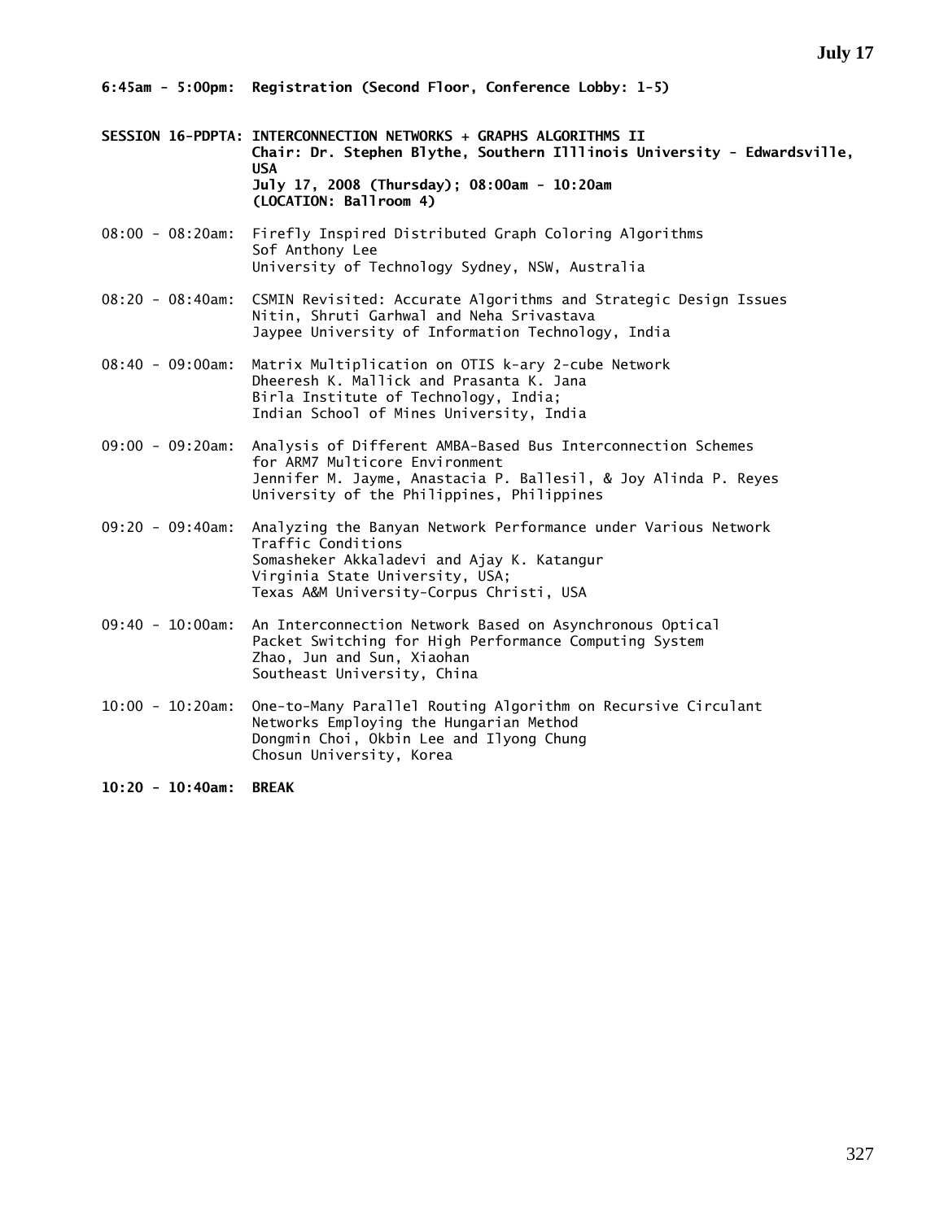**6:45am - 5:00pm: Registration (Second Floor, Conference Lobby: 1-5)**

**SESSION 16-PDPTA: INTERCONNECTION NETWORKS + GRAPHS ALGORITHMS II**
**Chair: Dr. Stephen Blythe, Southern Illlinois University - Edwardsville, USA**
**July 17, 2008 (Thursday); 08:00am - 10:20am**
**(LOCATION: Ballroom 4)**

08:00 - 08:20am: Firefly Inspired Distributed Graph Coloring Algorithms
Sof Anthony Lee
University of Technology Sydney, NSW, Australia

08:20 - 08:40am: CSMIN Revisited: Accurate Algorithms and Strategic Design Issues
Nitin, Shruti Garhwal and Neha Srivastava
Jaypee University of Information Technology, India

08:40 - 09:00am: Matrix Multiplication on OTIS k-ary 2-cube Network
Dheeresh K. Mallick and Prasanta K. Jana
Birla Institute of Technology, India;
Indian School of Mines University, India

09:00 - 09:20am: Analysis of Different AMBA-Based Bus Interconnection Schemes for ARM7 Multicore Environment
Jennifer M. Jayme, Anastacia P. Ballesil, & Joy Alinda P. Reyes
University of the Philippines, Philippines

09:20 - 09:40am: Analyzing the Banyan Network Performance under Various Network Traffic Conditions
Somasheker Akkaladevi and Ajay K. Katangur
Virginia State University, USA;
Texas A&M University-Corpus Christi, USA

09:40 - 10:00am: An Interconnection Network Based on Asynchronous Optical Packet Switching for High Performance Computing System
Zhao, Jun and Sun, Xiaohan
Southeast University, China

10:00 - 10:20am: One-to-Many Parallel Routing Algorithm on Recursive Circulant Networks Employing the Hungarian Method
Dongmin Choi, Okbin Lee and Ilyong Chung
Chosun University, Korea

**10:20 - 10:40am: BREAK**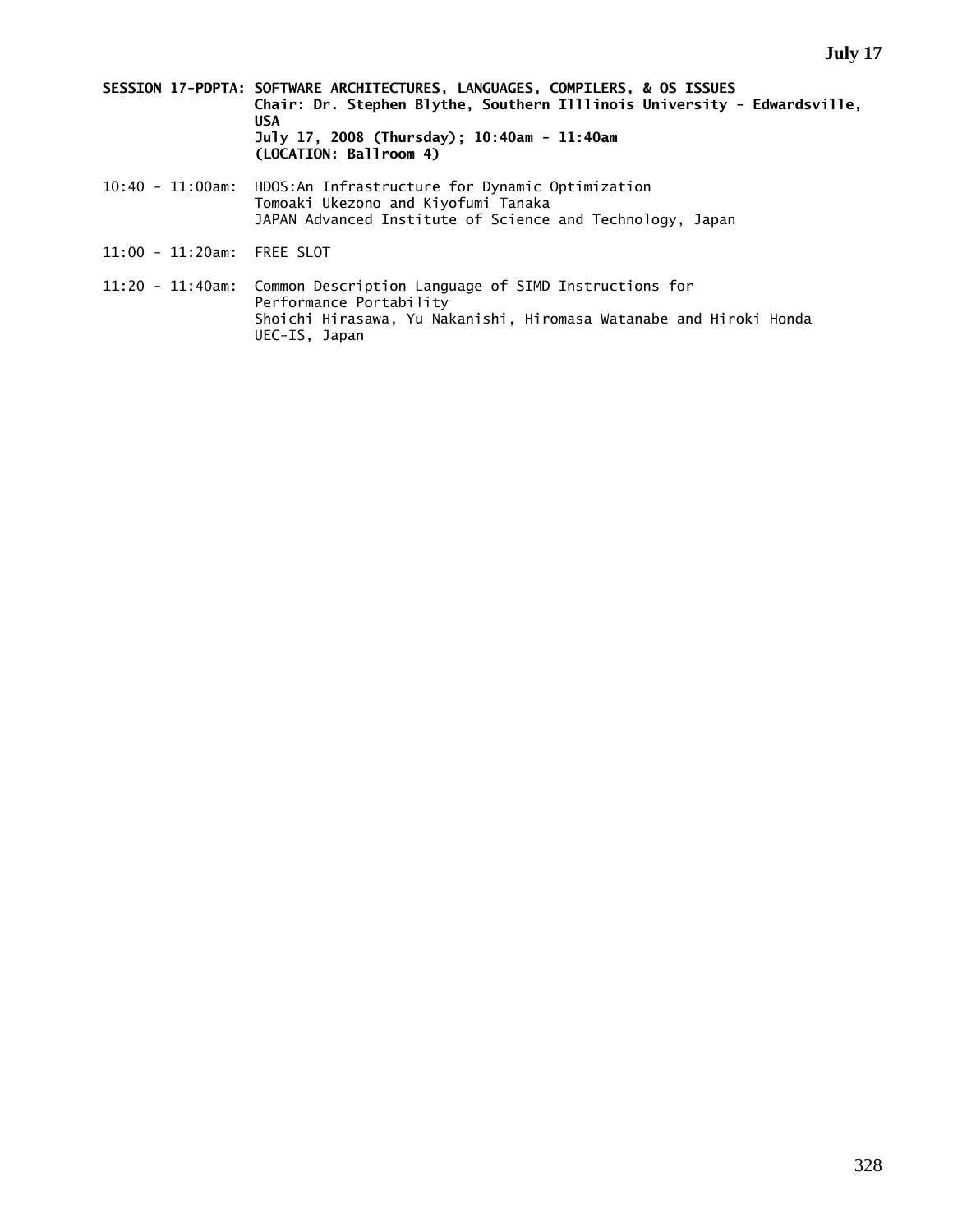**SESSION 17-PDPTA: SOFTWARE ARCHITECTURES, LANGUAGES, COMPILERS, & OS ISSUES**
**Chair: Dr. Stephen Blythe, Southern Illlinois University - Edwardsville, USA**
**July 17, 2008 (Thursday); 10:40am - 11:40am**
**(LOCATION: Ballroom 4)**

10:40 - 11:00am: HDOS:An Infrastructure for Dynamic Optimization
Tomoaki Ukezono and Kiyofumi Tanaka
JAPAN Advanced Institute of Science and Technology, Japan

11:00 - 11:20am: FREE SLOT

11:20 - 11:40am: Common Description Language of SIMD Instructions for Performance Portability
Shoichi Hirasawa, Yu Nakanishi, Hiromasa Watanabe and Hiroki Honda
UEC-IS, Japan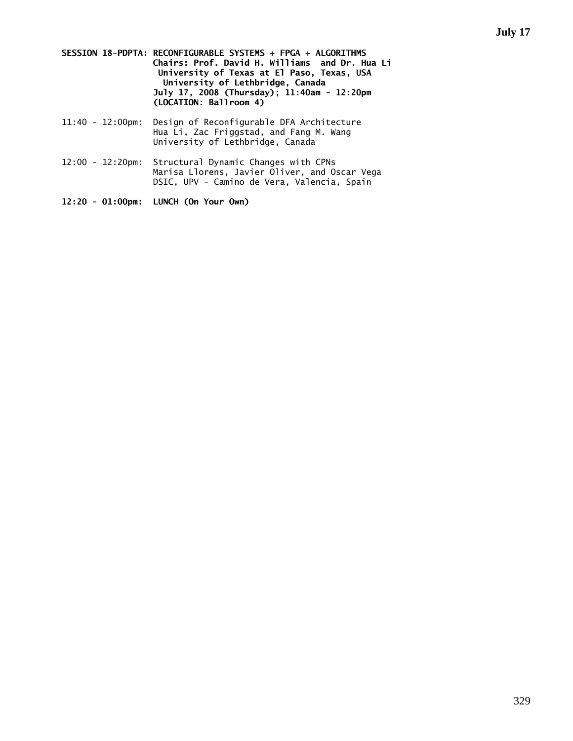**SESSION 18-PDPTA: RECONFIGURABLE SYSTEMS + FPGA + ALGORITHMS**
**Chairs: Prof. David H. Williams and Dr. Hua Li**
**University of Texas at El Paso, Texas, USA**
**University of Lethbridge, Canada**
**July 17, 2008 (Thursday); 11:40am - 12:20pm**
**(LOCATION: Ballroom 4)**

11:40 - 12:00pm: Design of Reconfigurable DFA Architecture
Hua Li, Zac Friggstad, and Fang M. Wang
University of Lethbridge, Canada

12:00 - 12:20pm: Structural Dynamic Changes with CPNs
Marisa Llorens, Javier Oliver, and Oscar Vega
DSIC, UPV - Camino de Vera, Valencia, Spain

**12:20 - 01:00pm: LUNCH (On Your Own)**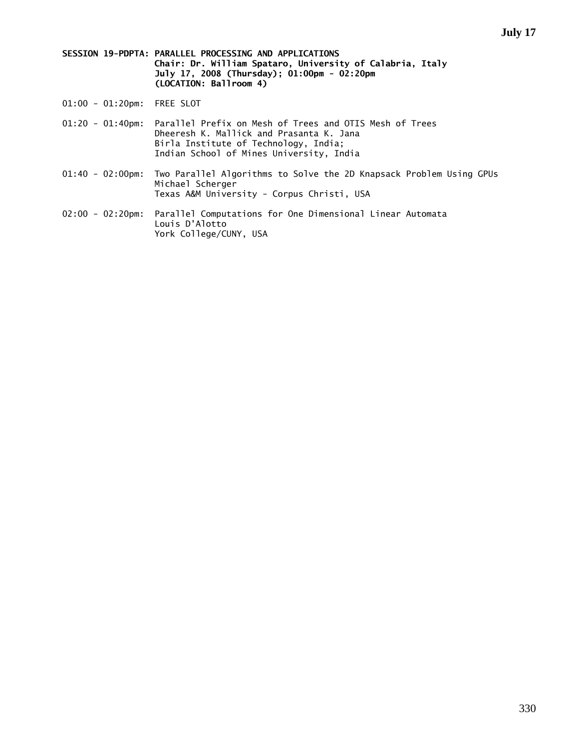**SESSION 19-PDPTA: PARALLEL PROCESSING AND APPLICATIONS**
**Chair: Dr. William Spataro, University of Calabria, Italy**
**July 17, 2008 (Thursday); 01:00pm - 02:20pm**
**(LOCATION: Ballroom 4)**

01:00 - 01:20pm: FREE SLOT

01:20 - 01:40pm: Parallel Prefix on Mesh of Trees and OTIS Mesh of Trees
Dheeresh K. Mallick and Prasanta K. Jana
Birla Institute of Technology, India;
Indian School of Mines University, India

01:40 - 02:00pm: Two Parallel Algorithms to Solve the 2D Knapsack Problem Using GPUs
Michael Scherger
Texas A&M University - Corpus Christi, USA

02:00 - 02:20pm: Parallel Computations for One Dimensional Linear Automata
Louis D'Alotto
York College/CUNY, USA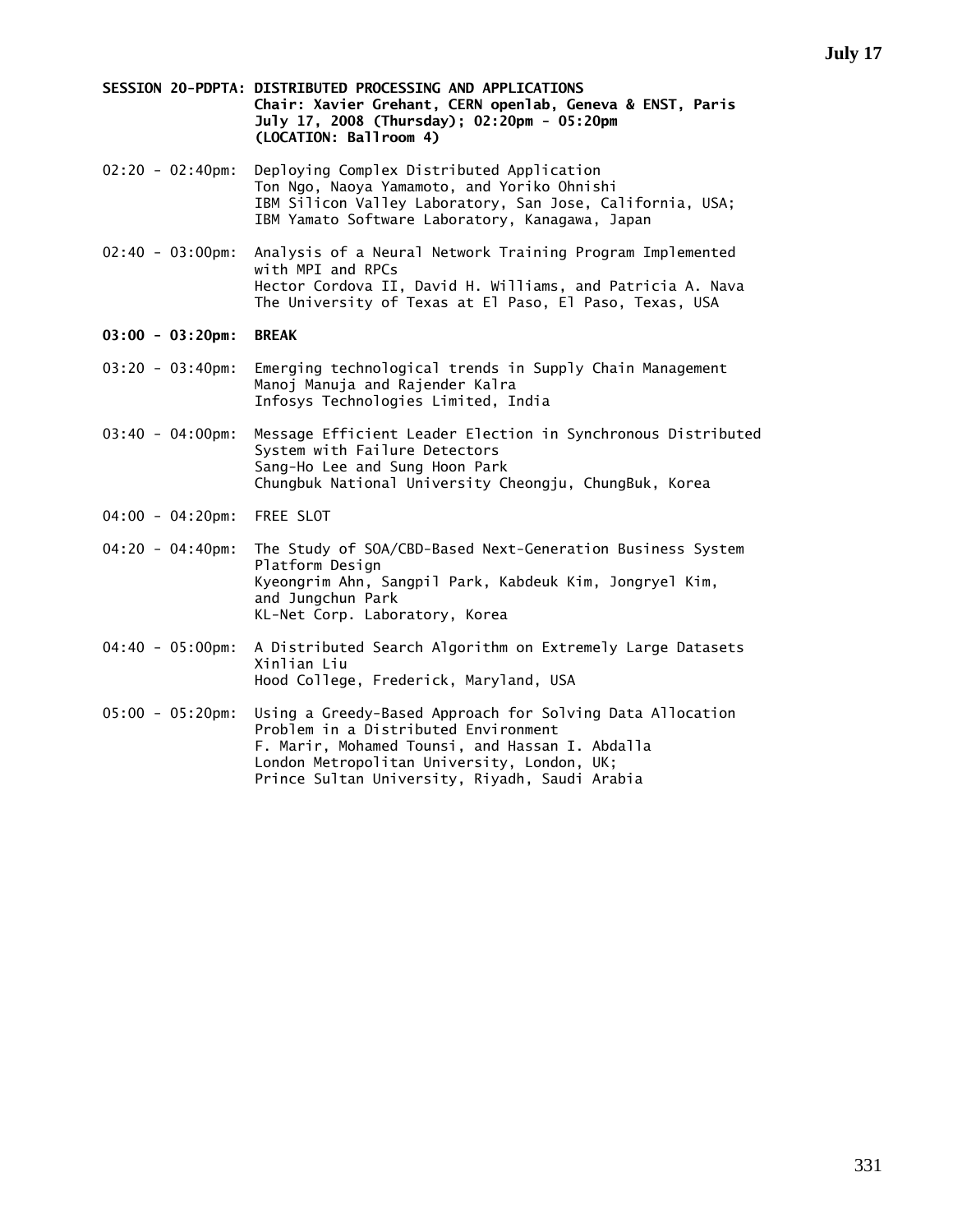**SESSION 20-PDPTA: DISTRIBUTED PROCESSING AND APPLICATIONS**
**Chair: Xavier Grehant, CERN openlab, Geneva & ENST, Paris**
**July 17, 2008 (Thursday); 02:20pm - 05:20pm**
**(LOCATION: Ballroom 4)**

02:20 - 02:40pm: Deploying Complex Distributed Application
Ton Ngo, Naoya Yamamoto, and Yoriko Ohnishi
IBM Silicon Valley Laboratory, San Jose, California, USA;
IBM Yamato Software Laboratory, Kanagawa, Japan

02:40 - 03:00pm: Analysis of a Neural Network Training Program Implemented with MPI and RPCs
Hector Cordova II, David H. Williams, and Patricia A. Nava
The University of Texas at El Paso, El Paso, Texas, USA

**03:00 - 03:20pm: BREAK**

03:20 - 03:40pm: Emerging technological trends in Supply Chain Management
Manoj Manuja and Rajender Kalra
Infosys Technologies Limited, India

03:40 - 04:00pm: Message Efficient Leader Election in Synchronous Distributed System with Failure Detectors
Sang-Ho Lee and Sung Hoon Park
Chungbuk National University Cheongju, ChungBuk, Korea

04:00 - 04:20pm: FREE SLOT

04:20 - 04:40pm: The Study of SOA/CBD-Based Next-Generation Business System Platform Design
Kyeongrim Ahn, Sangpil Park, Kabdeuk Kim, Jongryel Kim, and Jungchun Park
KL-Net Corp. Laboratory, Korea

04:40 - 05:00pm: A Distributed Search Algorithm on Extremely Large Datasets
Xinlian Liu
Hood College, Frederick, Maryland, USA

05:00 - 05:20pm: Using a Greedy-Based Approach for Solving Data Allocation Problem in a Distributed Environment
F. Marir, Mohamed Tounsi, and Hassan I. Abdalla
London Metropolitan University, London, UK;
Prince Sultan University, Riyadh, Saudi Arabia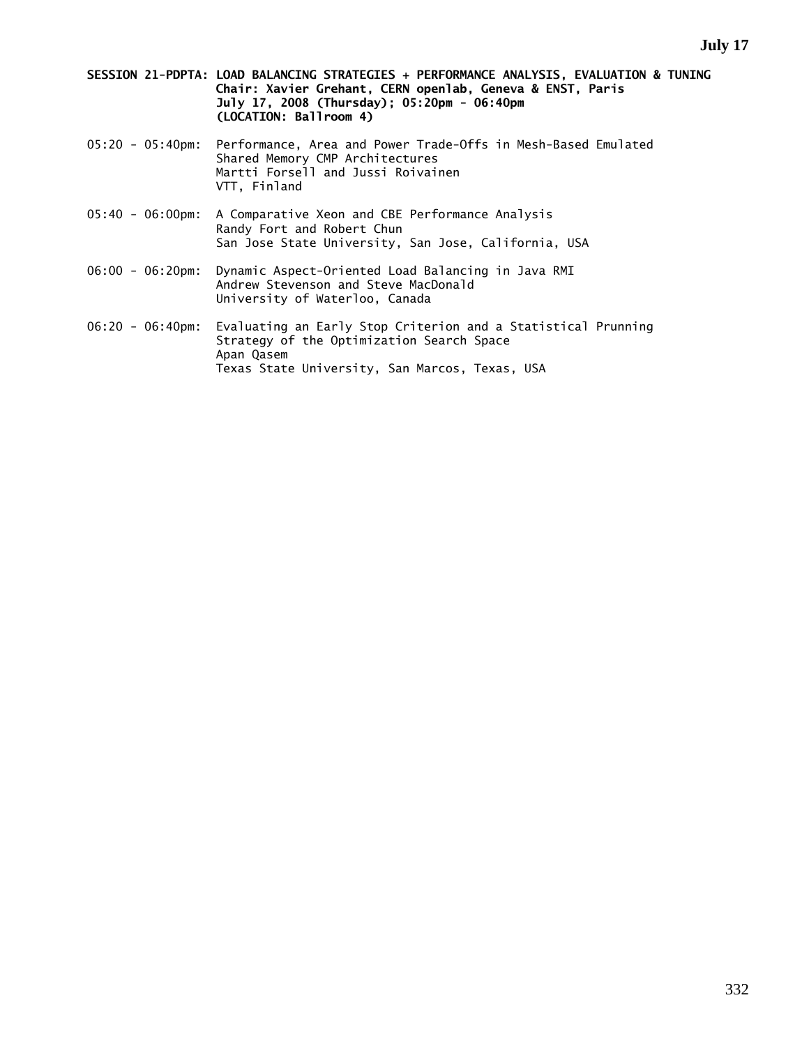**SESSION 21-PDPTA: LOAD BALANCING STRATEGIES + PERFORMANCE ANALYSIS, EVALUATION & TUNING**
**Chair: Xavier Grehant, CERN openlab, Geneva & ENST, Paris**
**July 17, 2008 (Thursday); 05:20pm - 06:40pm**
**(LOCATION: Ballroom 4)**

05:20 - 05:40pm: Performance, Area and Power Trade-Offs in Mesh-Based Emulated Shared Memory CMP Architectures
Martti Forsell and Jussi Roivainen
VTT, Finland

05:40 - 06:00pm: A Comparative Xeon and CBE Performance Analysis
Randy Fort and Robert Chun
San Jose State University, San Jose, California, USA

06:00 - 06:20pm: Dynamic Aspect-Oriented Load Balancing in Java RMI
Andrew Stevenson and Steve MacDonald
University of Waterloo, Canada

06:20 - 06:40pm: Evaluating an Early Stop Criterion and a Statistical Prunning Strategy of the Optimization Search Space
Apan Qasem
Texas State University, San Marcos, Texas, USA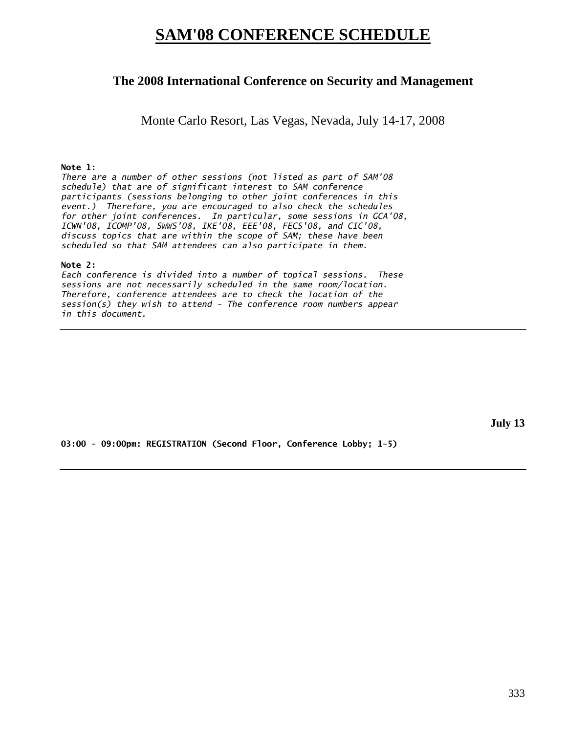# SAM'08 CONFERENCE SCHEDULE

## The 2008 International Conference on Security and Management

Monte Carlo Resort, Las Vegas, Nevada, July 14-17, 2008

**Note 1:**
*There are a number of other sessions (not listed as part of SAM'08 schedule) that are of significant interest to SAM conference participants (sessions belonging to other joint conferences in this event.) Therefore, you are encouraged to also check the schedules for other joint conferences. In particular, some sessions in GCA'08, ICWN'08, ICOMP'08, SWWS'08, IKE'08, EEE'08, FECS'08, and CIC'08, discuss topics that are within the scope of SAM; these have been scheduled so that SAM attendees can also participate in them.*

**Note 2:**
*Each conference is divided into a number of topical sessions. These sessions are not necessarily scheduled in the same room/location. Therefore, conference attendees are to check the location of the session(s) they wish to attend - The conference room numbers appear in this document.*

---

**July 13**

**03:00 - 09:00pm: REGISTRATION (Second Floor, Conference Lobby; 1-5)**

---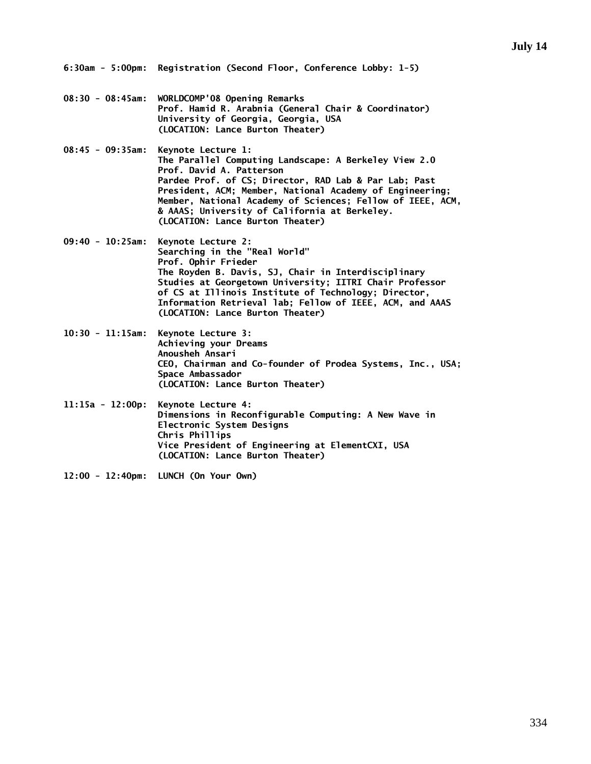## July 14

**6:30am - 5:00pm:** **Registration (Second Floor, Conference Lobby: 1-5)**

**08:30 - 08:45am:** **WORLDCOMP'08 Opening Remarks**
**Prof. Hamid R. Arabnia (General Chair & Coordinator)**
**University of Georgia, Georgia, USA**
**(LOCATION: Lance Burton Theater)**

**08:45 - 09:35am:** **Keynote Lecture 1:**
**The Parallel Computing Landscape: A Berkeley View 2.0**
**Prof. David A. Patterson**
**Pardee Prof. of CS; Director, RAD Lab & Par Lab; Past President, ACM; Member, National Academy of Engineering; Member, National Academy of Sciences; Fellow of IEEE, ACM, & AAAS; University of California at Berkeley.**
**(LOCATION: Lance Burton Theater)**

**09:40 - 10:25am:** **Keynote Lecture 2:**
**Searching in the "Real World"**
**Prof. Ophir Frieder**
**The Royden B. Davis, SJ, Chair in Interdisciplinary Studies at Georgetown University; IITRI Chair Professor of CS at Illinois Institute of Technology; Director, Information Retrieval lab; Fellow of IEEE, ACM, and AAAS**
**(LOCATION: Lance Burton Theater)**

**10:30 - 11:15am:** **Keynote Lecture 3:**
**Achieving your Dreams**
**Anousheh Ansari**
**CEO, Chairman and Co-founder of Prodea Systems, Inc., USA; Space Ambassador**
**(LOCATION: Lance Burton Theater)**

**11:15a - 12:00p:** **Keynote Lecture 4:**
**Dimensions in Reconfigurable Computing: A New Wave in Electronic System Designs**
**Chris Phillips**
**Vice President of Engineering at ElementCXI, USA**
**(LOCATION: Lance Burton Theater)**

**12:00 - 12:40pm:** **LUNCH (On Your Own)**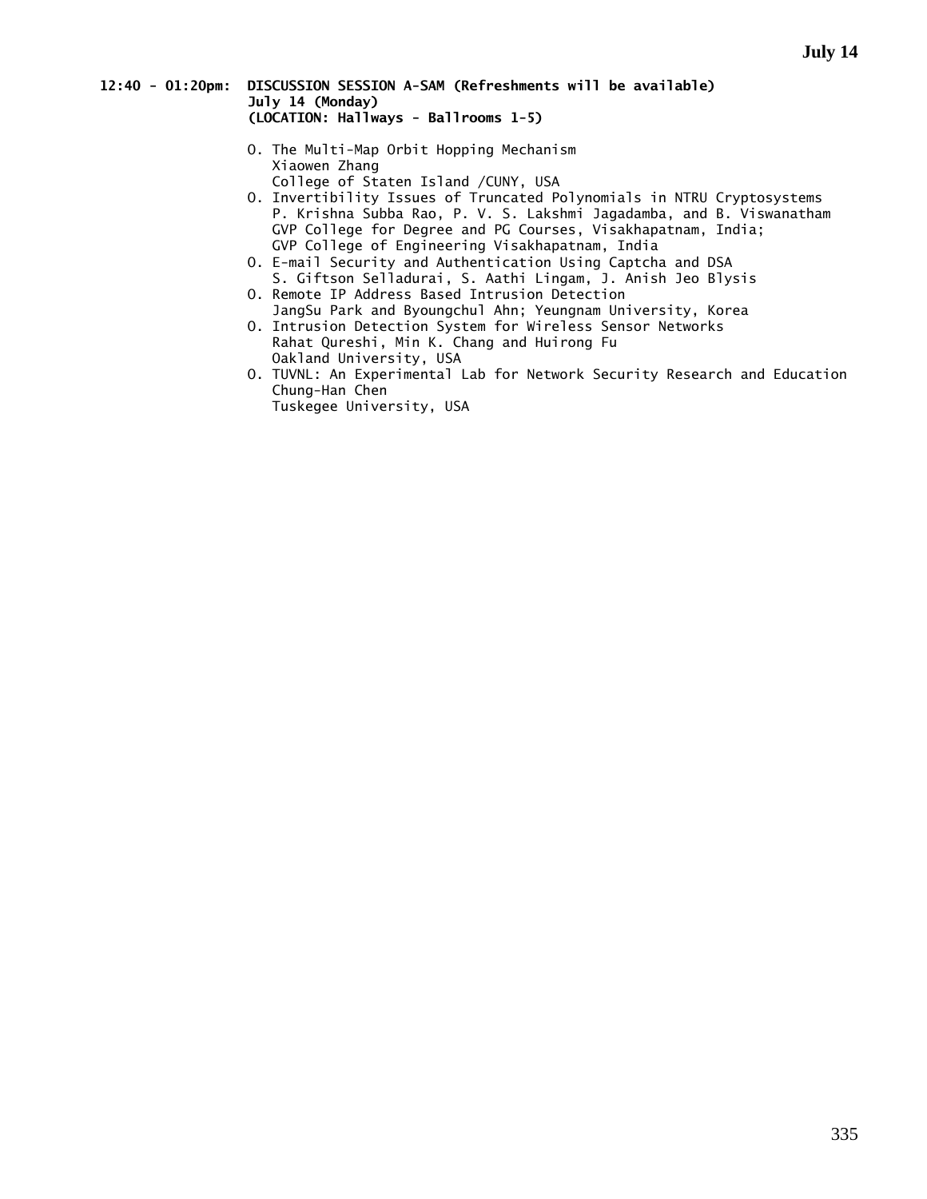**12:40 - 01:20pm: DISCUSSION SESSION A-SAM (Refreshments will be available)**
**July 14 (Monday)**
**(LOCATION: Hallways - Ballrooms 1-5)**

- O. The Multi-Map Orbit Hopping Mechanism
  Xiaowen Zhang
  College of Staten Island /CUNY, USA
- O. Invertibility Issues of Truncated Polynomials in NTRU Cryptosystems
  P. Krishna Subba Rao, P. V. S. Lakshmi Jagadamba, and B. Viswanatham
  GVP College for Degree and PG Courses, Visakhapatnam, India;
  GVP College of Engineering Visakhapatnam, India
- O. E-mail Security and Authentication Using Captcha and DSA
  S. Giftson Selladurai, S. Aathi Lingam, J. Anish Jeo Blysis
- O. Remote IP Address Based Intrusion Detection
  JangSu Park and Byoungchul Ahn; Yeungnam University, Korea
- O. Intrusion Detection System for Wireless Sensor Networks
  Rahat Qureshi, Min K. Chang and Huirong Fu
  Oakland University, USA
- O. TUVNL: An Experimental Lab for Network Security Research and Education
  Chung-Han Chen
  Tuskegee University, USA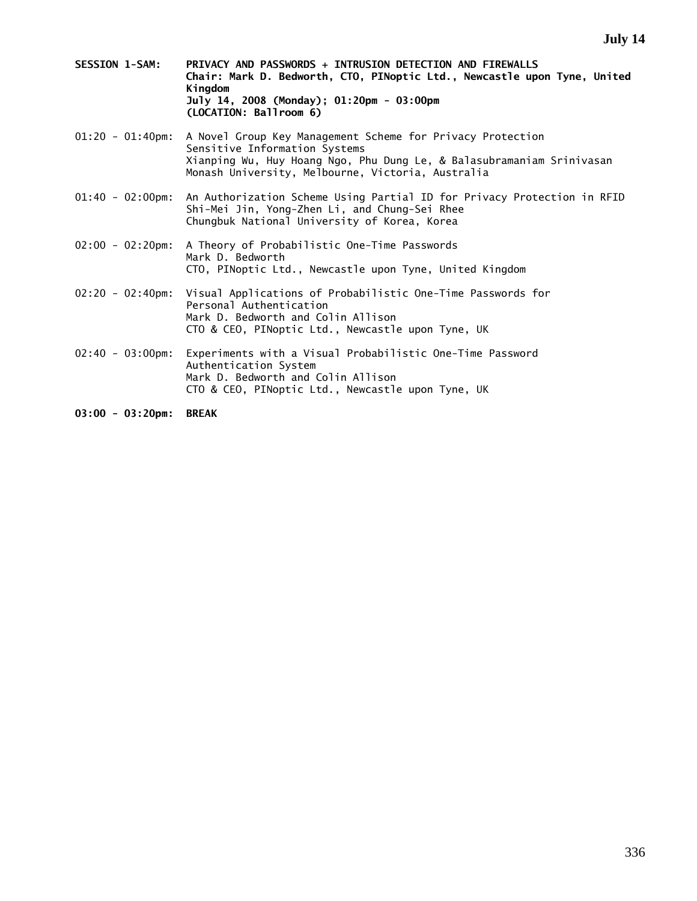**SESSION 1-SAM: PRIVACY AND PASSWORDS + INTRUSION DETECTION AND FIREWALLS**
**Chair: Mark D. Bedworth, CTO, PINoptic Ltd., Newcastle upon Tyne, United Kingdom**
**July 14, 2008 (Monday); 01:20pm - 03:00pm**
**(LOCATION: Ballroom 6)**

01:20 - 01:40pm: A Novel Group Key Management Scheme for Privacy Protection Sensitive Information Systems
Xianping Wu, Huy Hoang Ngo, Phu Dung Le, & Balasubramaniam Srinivasan
Monash University, Melbourne, Victoria, Australia

01:40 - 02:00pm: An Authorization Scheme Using Partial ID for Privacy Protection in RFID
Shi-Mei Jin, Yong-Zhen Li, and Chung-Sei Rhee
Chungbuk National University of Korea, Korea

02:00 - 02:20pm: A Theory of Probabilistic One-Time Passwords
Mark D. Bedworth
CTO, PINoptic Ltd., Newcastle upon Tyne, United Kingdom

02:20 - 02:40pm: Visual Applications of Probabilistic One-Time Passwords for Personal Authentication
Mark D. Bedworth and Colin Allison
CTO & CEO, PINoptic Ltd., Newcastle upon Tyne, UK

02:40 - 03:00pm: Experiments with a Visual Probabilistic One-Time Password Authentication System
Mark D. Bedworth and Colin Allison
CTO & CEO, PINoptic Ltd., Newcastle upon Tyne, UK

**03:00 - 03:20pm: BREAK**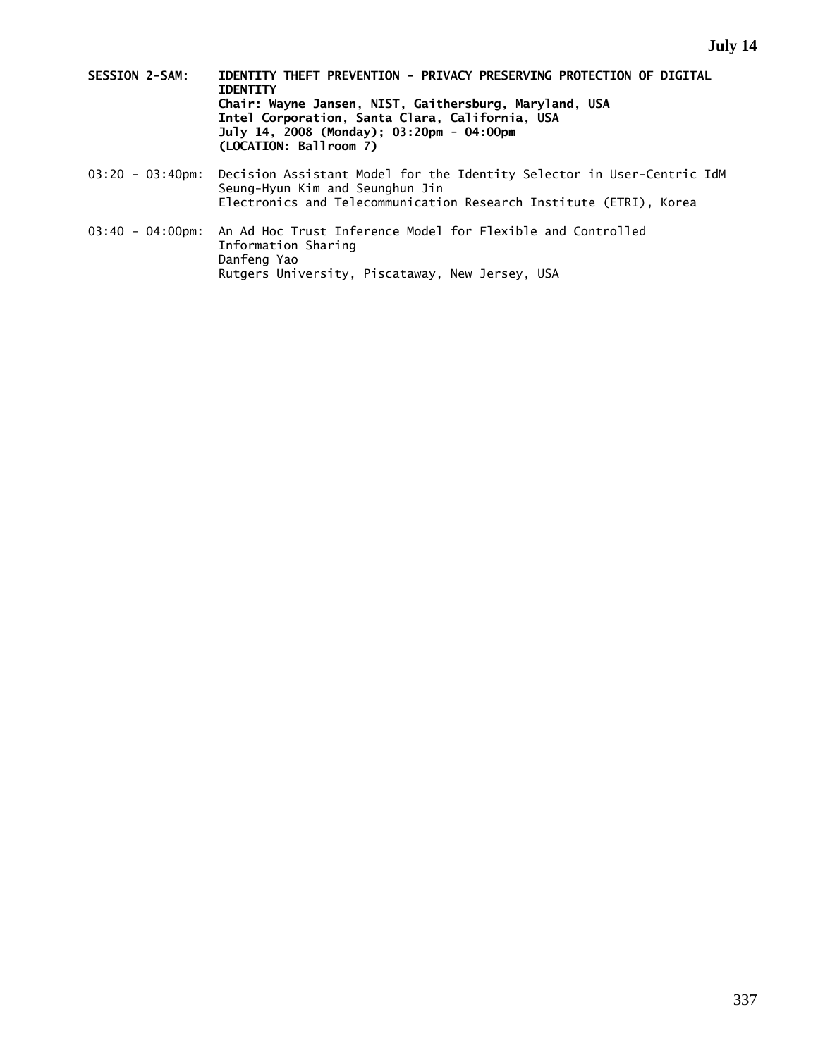**SESSION 2-SAM: IDENTITY THEFT PREVENTION - PRIVACY PRESERVING PROTECTION OF DIGITAL IDENTITY**

**Chair: Wayne Jansen, NIST, Gaithersburg, Maryland, USA**
**Intel Corporation, Santa Clara, California, USA**
**July 14, 2008 (Monday); 03:20pm - 04:00pm**
**(LOCATION: Ballroom 7)**

03:20 - 03:40pm: Decision Assistant Model for the Identity Selector in User-Centric IdM
Seung-Hyun Kim and Seunghun Jin
Electronics and Telecommunication Research Institute (ETRI), Korea

03:40 - 04:00pm: An Ad Hoc Trust Inference Model for Flexible and Controlled Information Sharing
Danfeng Yao
Rutgers University, Piscataway, New Jersey, USA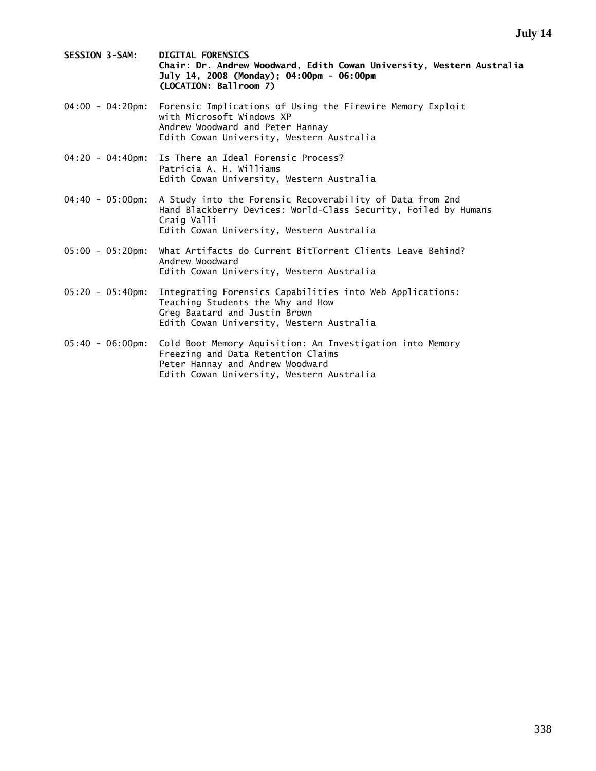**SESSION 3-SAM: DIGITAL FORENSICS**
**Chair: Dr. Andrew Woodward, Edith Cowan University, Western Australia**
**July 14, 2008 (Monday); 04:00pm - 06:00pm**
**(LOCATION: Ballroom 7)**

04:00 - 04:20pm: Forensic Implications of Using the Firewire Memory Exploit with Microsoft Windows XP
Andrew Woodward and Peter Hannay
Edith Cowan University, Western Australia

04:20 - 04:40pm: Is There an Ideal Forensic Process?
Patricia A. H. Williams
Edith Cowan University, Western Australia

04:40 - 05:00pm: A Study into the Forensic Recoverability of Data from 2nd Hand Blackberry Devices: World-Class Security, Foiled by Humans
Craig Valli
Edith Cowan University, Western Australia

05:00 - 05:20pm: What Artifacts do Current BitTorrent Clients Leave Behind?
Andrew Woodward
Edith Cowan University, Western Australia

05:20 - 05:40pm: Integrating Forensics Capabilities into Web Applications: Teaching Students the Why and How
Greg Baatard and Justin Brown
Edith Cowan University, Western Australia

05:40 - 06:00pm: Cold Boot Memory Aquisition: An Investigation into Memory Freezing and Data Retention Claims
Peter Hannay and Andrew Woodward
Edith Cowan University, Western Australia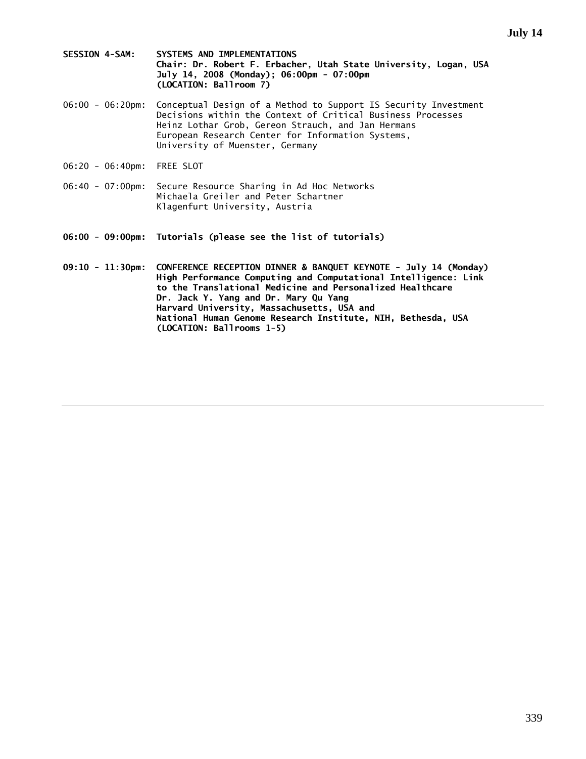**SESSION 4-SAM: SYSTEMS AND IMPLEMENTATIONS**
**Chair: Dr. Robert F. Erbacher, Utah State University, Logan, USA**
**July 14, 2008 (Monday); 06:00pm - 07:00pm**
**(LOCATION: Ballroom 7)**

06:00 - 06:20pm: Conceptual Design of a Method to Support IS Security Investment Decisions within the Context of Critical Business Processes
Heinz Lothar Grob, Gereon Strauch, and Jan Hermans
European Research Center for Information Systems, University of Muenster, Germany

06:20 - 06:40pm: FREE SLOT

06:40 - 07:00pm: Secure Resource Sharing in Ad Hoc Networks
Michaela Greiler and Peter Schartner
Klagenfurt University, Austria

**06:00 - 09:00pm: Tutorials (please see the list of tutorials)**

**09:10 - 11:30pm: CONFERENCE RECEPTION DINNER & BANQUET KEYNOTE - July 14 (Monday)**
**High Performance Computing and Computational Intelligence: Link to the Translational Medicine and Personalized Healthcare**
**Dr. Jack Y. Yang and Dr. Mary Qu Yang**
**Harvard University, Massachusetts, USA and**
**National Human Genome Research Institute, NIH, Bethesda, USA**
**(LOCATION: Ballrooms 1-5)**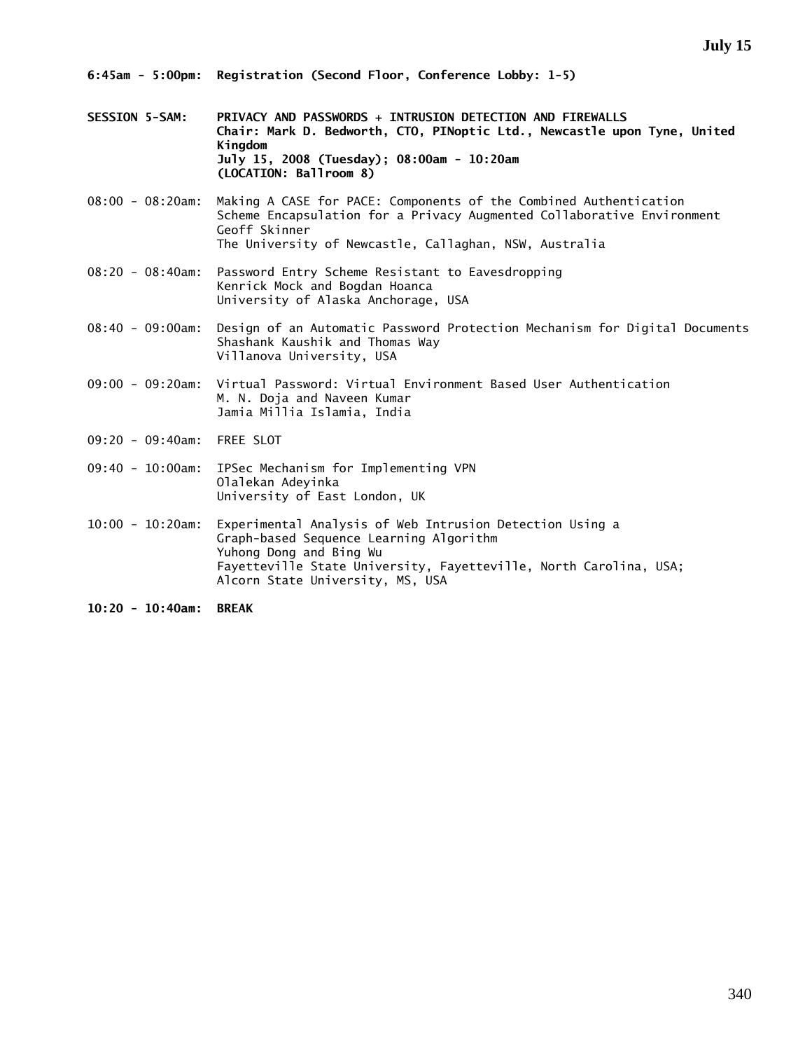**July 15**

**6:45am - 5:00pm: Registration (Second Floor, Conference Lobby: 1-5)**

**SESSION 5-SAM: PRIVACY AND PASSWORDS + INTRUSION DETECTION AND FIREWALLS**
**Chair: Mark D. Bedworth, CTO, PINoptic Ltd., Newcastle upon Tyne, United Kingdom**
**July 15, 2008 (Tuesday); 08:00am - 10:20am**
**(LOCATION: Ballroom 8)**

08:00 - 08:20am: Making A CASE for PACE: Components of the Combined Authentication Scheme Encapsulation for a Privacy Augmented Collaborative Environment
Geoff Skinner
The University of Newcastle, Callaghan, NSW, Australia

08:20 - 08:40am: Password Entry Scheme Resistant to Eavesdropping
Kenrick Mock and Bogdan Hoanca
University of Alaska Anchorage, USA

08:40 - 09:00am: Design of an Automatic Password Protection Mechanism for Digital Documents
Shashank Kaushik and Thomas Way
Villanova University, USA

09:00 - 09:20am: Virtual Password: Virtual Environment Based User Authentication
M. N. Doja and Naveen Kumar
Jamia Millia Islamia, India

09:20 - 09:40am: FREE SLOT

09:40 - 10:00am: IPSec Mechanism for Implementing VPN
Olalekan Adeyinka
University of East London, UK

10:00 - 10:20am: Experimental Analysis of Web Intrusion Detection Using a Graph-based Sequence Learning Algorithm
Yuhong Dong and Bing Wu
Fayetteville State University, Fayetteville, North Carolina, USA;
Alcorn State University, MS, USA

**10:20 - 10:40am: BREAK**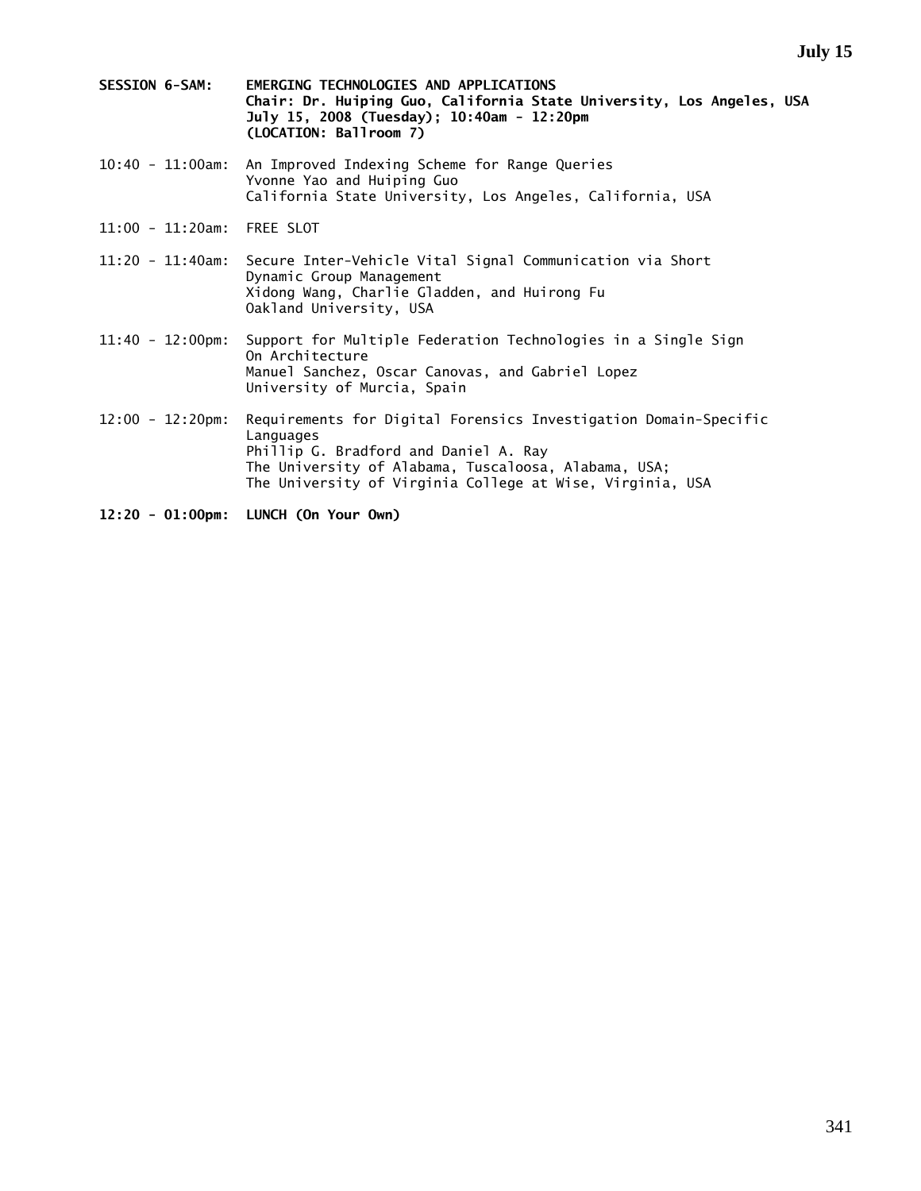**SESSION 6-SAM: EMERGING TECHNOLOGIES AND APPLICATIONS**
**Chair: Dr. Huiping Guo, California State University, Los Angeles, USA**
**July 15, 2008 (Tuesday); 10:40am - 12:20pm**
**(LOCATION: Ballroom 7)**

10:40 - 11:00am: An Improved Indexing Scheme for Range Queries
Yvonne Yao and Huiping Guo
California State University, Los Angeles, California, USA

11:00 - 11:20am: FREE SLOT

11:20 - 11:40am: Secure Inter-Vehicle Vital Signal Communication via Short Dynamic Group Management
Xidong Wang, Charlie Gladden, and Huirong Fu
Oakland University, USA

11:40 - 12:00pm: Support for Multiple Federation Technologies in a Single Sign On Architecture
Manuel Sanchez, Oscar Canovas, and Gabriel Lopez
University of Murcia, Spain

12:00 - 12:20pm: Requirements for Digital Forensics Investigation Domain-Specific Languages
Phillip G. Bradford and Daniel A. Ray
The University of Alabama, Tuscaloosa, Alabama, USA;
The University of Virginia College at Wise, Virginia, USA

**12:20 - 01:00pm: LUNCH (On Your Own)**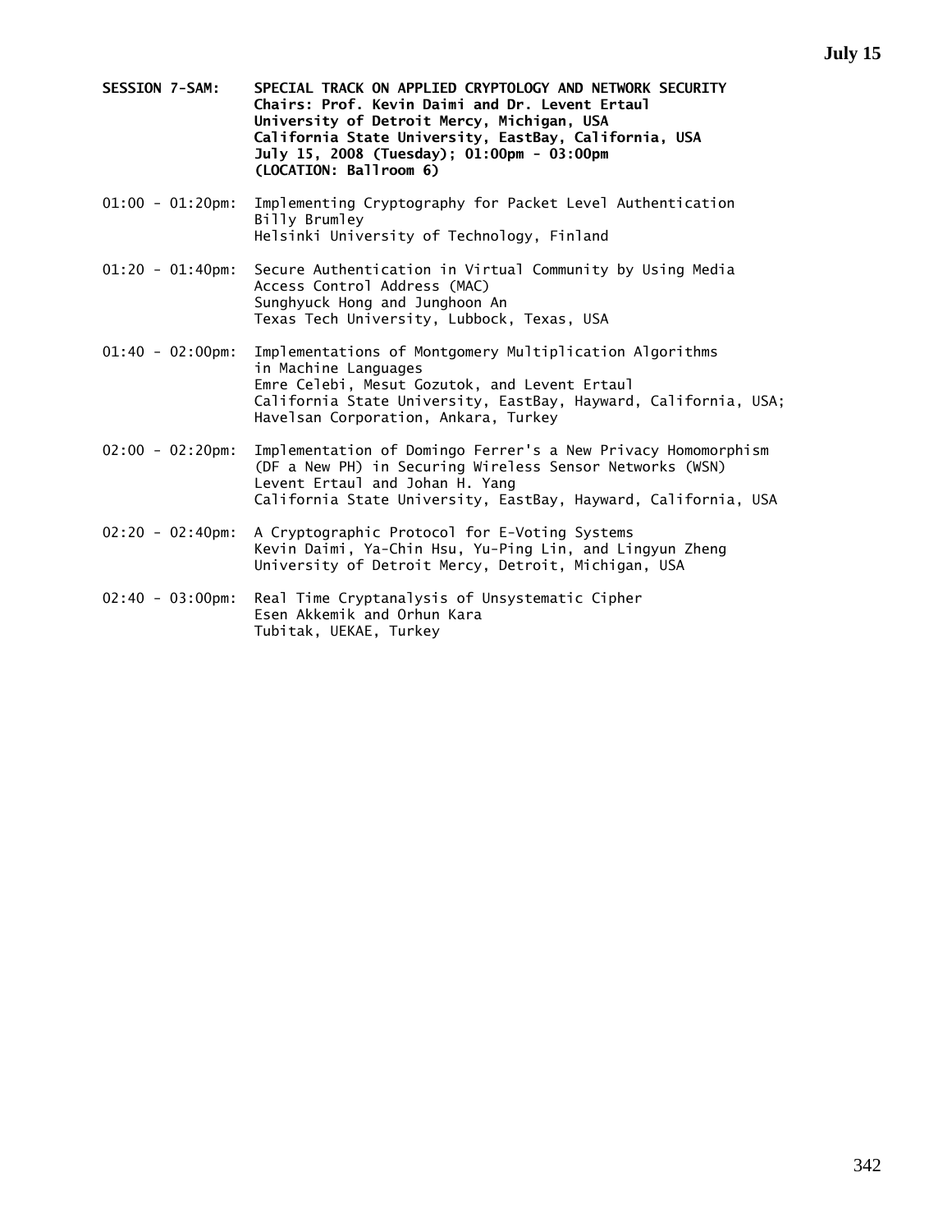**July 15**

**SESSION 7-SAM: SPECIAL TRACK ON APPLIED CRYPTOLOGY AND NETWORK SECURITY**
**Chairs: Prof. Kevin Daimi and Dr. Levent Ertaul**
**University of Detroit Mercy, Michigan, USA**
**California State University, EastBay, California, USA**
**July 15, 2008 (Tuesday); 01:00pm - 03:00pm**
**(LOCATION: Ballroom 6)**

01:00 - 01:20pm: Implementing Cryptography for Packet Level Authentication
Billy Brumley
Helsinki University of Technology, Finland

01:20 - 01:40pm: Secure Authentication in Virtual Community by Using Media Access Control Address (MAC)
Sunghyuck Hong and Junghoon An
Texas Tech University, Lubbock, Texas, USA

01:40 - 02:00pm: Implementations of Montgomery Multiplication Algorithms in Machine Languages
Emre Celebi, Mesut Gozutok, and Levent Ertaul
California State University, EastBay, Hayward, California, USA; Havelsan Corporation, Ankara, Turkey

02:00 - 02:20pm: Implementation of Domingo Ferrer's a New Privacy Homomorphism (DF a New PH) in Securing Wireless Sensor Networks (WSN)
Levent Ertaul and Johan H. Yang
California State University, EastBay, Hayward, California, USA

02:20 - 02:40pm: A Cryptographic Protocol for E-Voting Systems
Kevin Daimi, Ya-Chin Hsu, Yu-Ping Lin, and Lingyun Zheng
University of Detroit Mercy, Detroit, Michigan, USA

02:40 - 03:00pm: Real Time Cryptanalysis of Unsystematic Cipher
Esen Akkemik and Orhun Kara
Tubitak, UEKAE, Turkey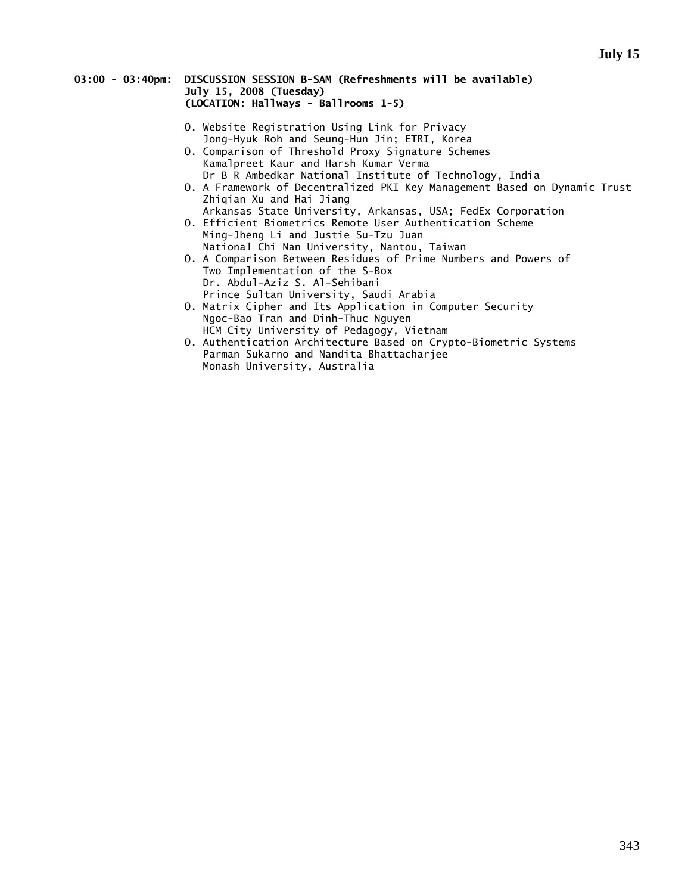**03:00 - 03:40pm: DISCUSSION SESSION B-SAM (Refreshments will be available)**
**July 15, 2008 (Tuesday)**
**(LOCATION: Hallways - Ballrooms 1-5)**

- O. Website Registration Using Link for Privacy
  Jong-Hyuk Roh and Seung-Hun Jin; ETRI, Korea
- O. Comparison of Threshold Proxy Signature Schemes
  Kamalpreet Kaur and Harsh Kumar Verma
  Dr B R Ambedkar National Institute of Technology, India
- O. A Framework of Decentralized PKI Key Management Based on Dynamic Trust
  Zhiqian Xu and Hai Jiang
  Arkansas State University, Arkansas, USA; FedEx Corporation
- O. Efficient Biometrics Remote User Authentication Scheme
  Ming-Jheng Li and Justie Su-Tzu Juan
  National Chi Nan University, Nantou, Taiwan
- O. A Comparison Between Residues of Prime Numbers and Powers of
  Two Implementation of the S-Box
  Dr. Abdul-Aziz S. Al-Sehibani
  Prince Sultan University, Saudi Arabia
- O. Matrix Cipher and Its Application in Computer Security
  Ngoc-Bao Tran and Dinh-Thuc Nguyen
  HCM City University of Pedagogy, Vietnam
- O. Authentication Architecture Based on Crypto-Biometric Systems
  Parman Sukarno and Nandita Bhattacharjee
  Monash University, Australia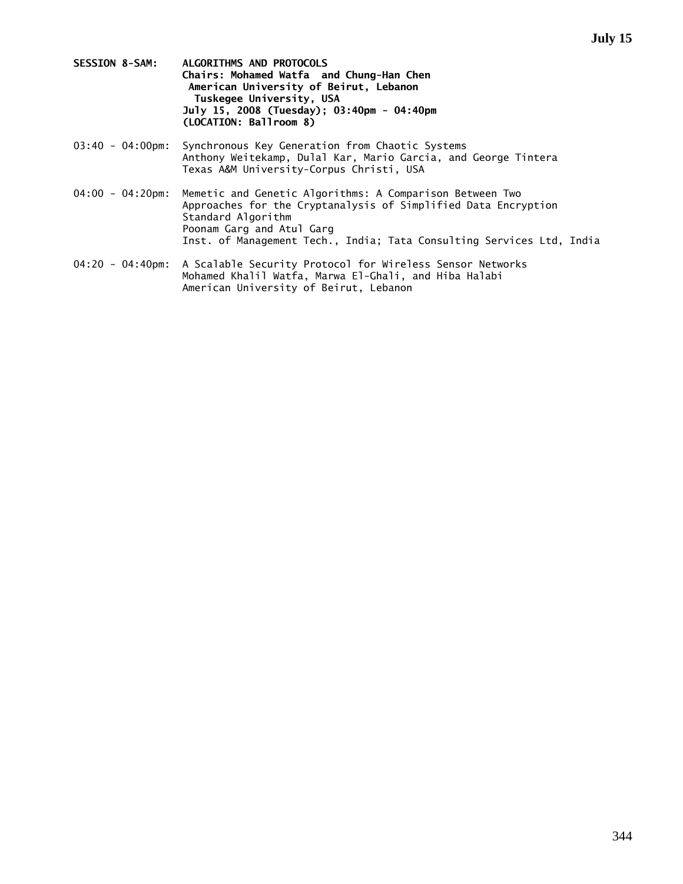**SESSION 8-SAM: ALGORITHMS AND PROTOCOLS**
**Chairs: Mohamed Watfa and Chung-Han Chen**
**American University of Beirut, Lebanon**
**Tuskegee University, USA**
**July 15, 2008 (Tuesday); 03:40pm - 04:40pm**
**(LOCATION: Ballroom 8)**

03:40 - 04:00pm: Synchronous Key Generation from Chaotic Systems
Anthony Weitekamp, Dulal Kar, Mario Garcia, and George Tintera
Texas A&M University-Corpus Christi, USA

04:00 - 04:20pm: Memetic and Genetic Algorithms: A Comparison Between Two Approaches for the Cryptanalysis of Simplified Data Encryption Standard Algorithm
Poonam Garg and Atul Garg
Inst. of Management Tech., India; Tata Consulting Services Ltd, India

04:20 - 04:40pm: A Scalable Security Protocol for Wireless Sensor Networks
Mohamed Khalil Watfa, Marwa El-Ghali, and Hiba Halabi
American University of Beirut, Lebanon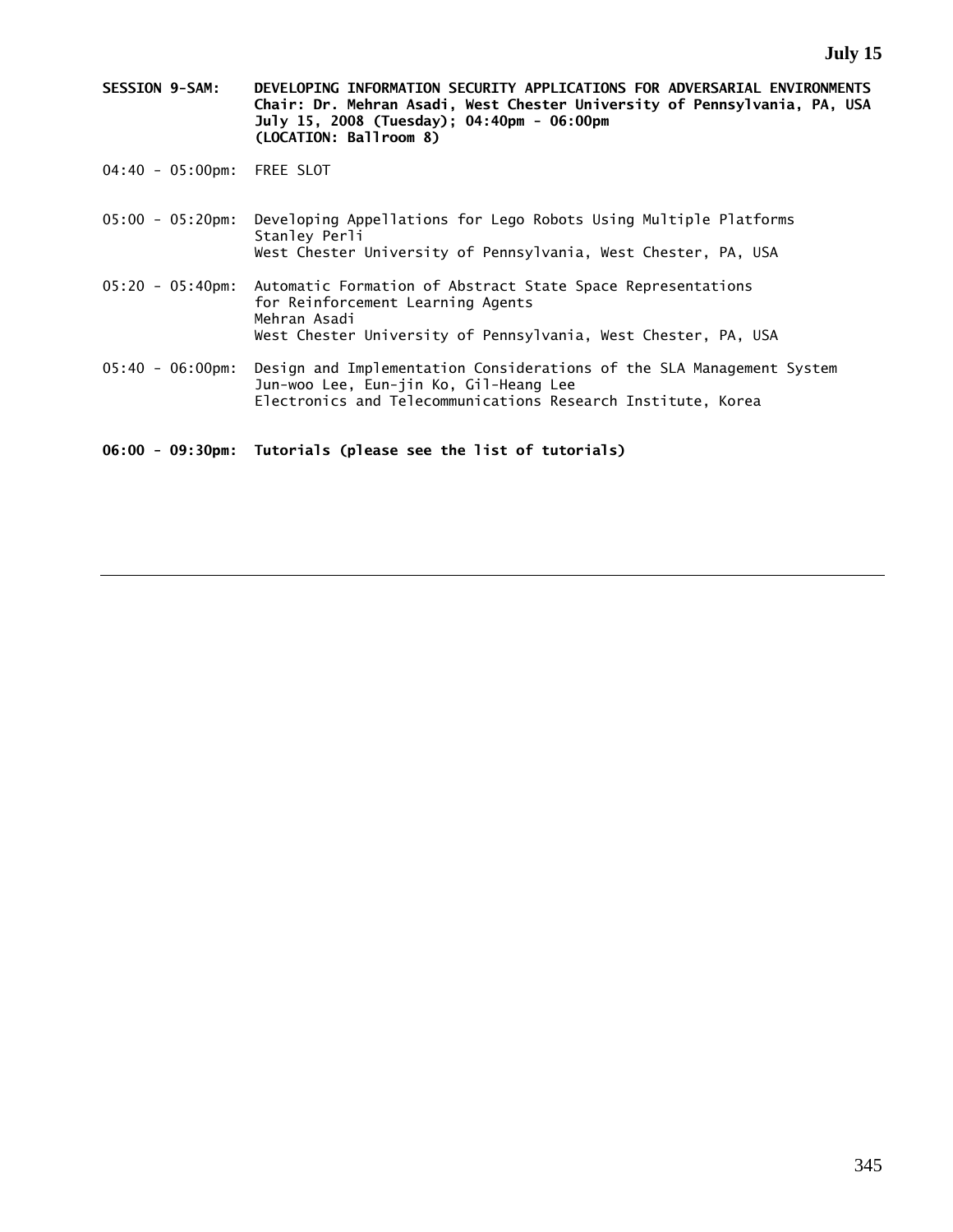**SESSION 9-SAM: DEVELOPING INFORMATION SECURITY APPLICATIONS FOR ADVERSARIAL ENVIRONMENTS**
**Chair: Dr. Mehran Asadi, West Chester University of Pennsylvania, PA, USA**
**July 15, 2008 (Tuesday); 04:40pm - 06:00pm**
**(LOCATION: Ballroom 8)**

04:40 - 05:00pm: FREE SLOT

05:00 - 05:20pm: Developing Appellations for Lego Robots Using Multiple Platforms
Stanley Perli
West Chester University of Pennsylvania, West Chester, PA, USA

05:20 - 05:40pm: Automatic Formation of Abstract State Space Representations for Reinforcement Learning Agents
Mehran Asadi
West Chester University of Pennsylvania, West Chester, PA, USA

05:40 - 06:00pm: Design and Implementation Considerations of the SLA Management System
Jun-woo Lee, Eun-jin Ko, Gil-Heang Lee
Electronics and Telecommunications Research Institute, Korea

**06:00 - 09:30pm: Tutorials (please see the list of tutorials)**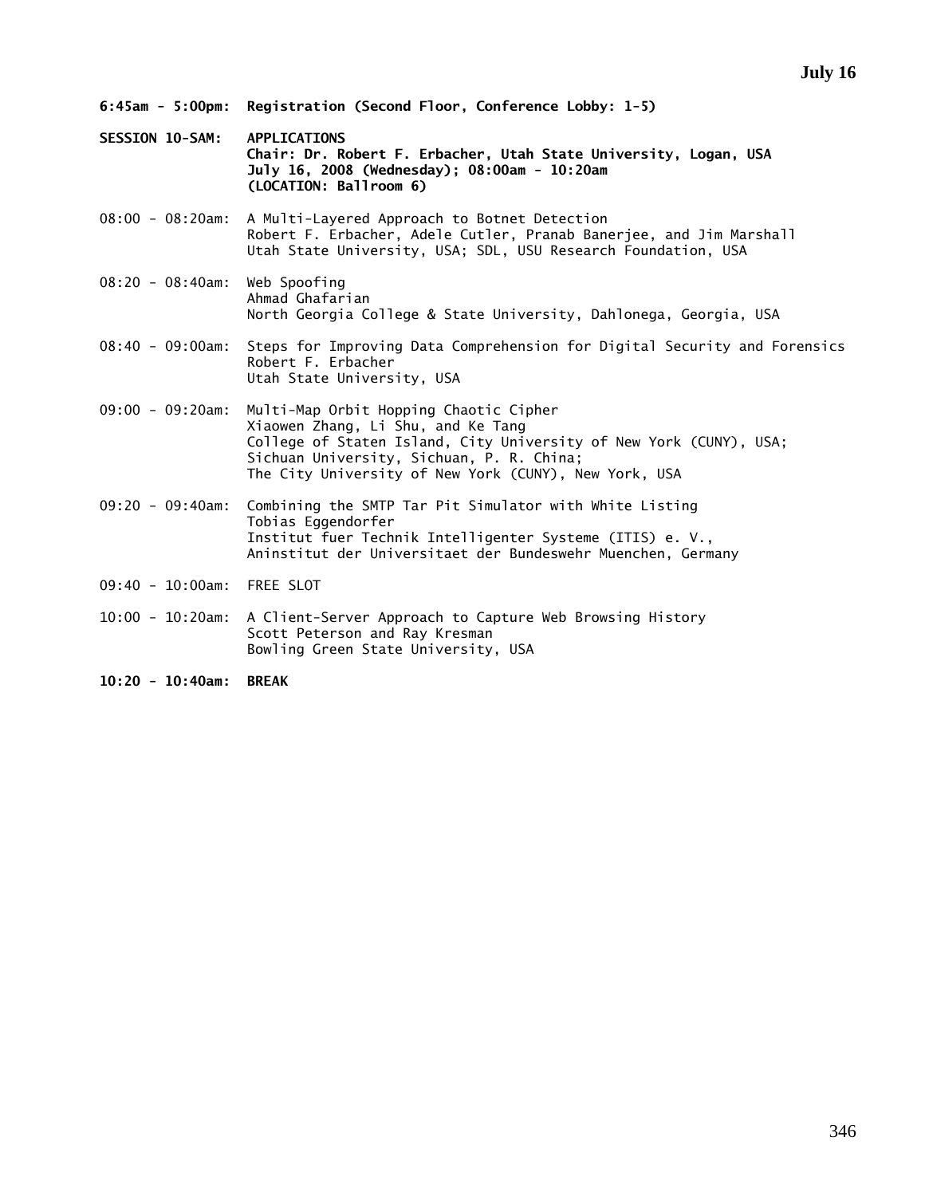**July 16**

**6:45am - 5:00pm: Registration (Second Floor, Conference Lobby: 1-5)**

**SESSION 10-SAM: APPLICATIONS**
**Chair: Dr. Robert F. Erbacher, Utah State University, Logan, USA**
**July 16, 2008 (Wednesday); 08:00am - 10:20am**
**(LOCATION: Ballroom 6)**

08:00 - 08:20am: A Multi-Layered Approach to Botnet Detection
Robert F. Erbacher, Adele Cutler, Pranab Banerjee, and Jim Marshall
Utah State University, USA; SDL, USU Research Foundation, USA

08:20 - 08:40am: Web Spoofing
Ahmad Ghafarian
North Georgia College & State University, Dahlonega, Georgia, USA

08:40 - 09:00am: Steps for Improving Data Comprehension for Digital Security and Forensics
Robert F. Erbacher
Utah State University, USA

09:00 - 09:20am: Multi-Map Orbit Hopping Chaotic Cipher
Xiaowen Zhang, Li Shu, and Ke Tang
College of Staten Island, City University of New York (CUNY), USA;
Sichuan University, Sichuan, P. R. China;
The City University of New York (CUNY), New York, USA

09:20 - 09:40am: Combining the SMTP Tar Pit Simulator with White Listing
Tobias Eggendorfer
Institut fuer Technik Intelligenter Systeme (ITIS) e. V.,
Aninstitut der Universitaet der Bundeswehr Muenchen, Germany

09:40 - 10:00am: FREE SLOT

10:00 - 10:20am: A Client-Server Approach to Capture Web Browsing History
Scott Peterson and Ray Kresman
Bowling Green State University, USA

**10:20 - 10:40am: BREAK**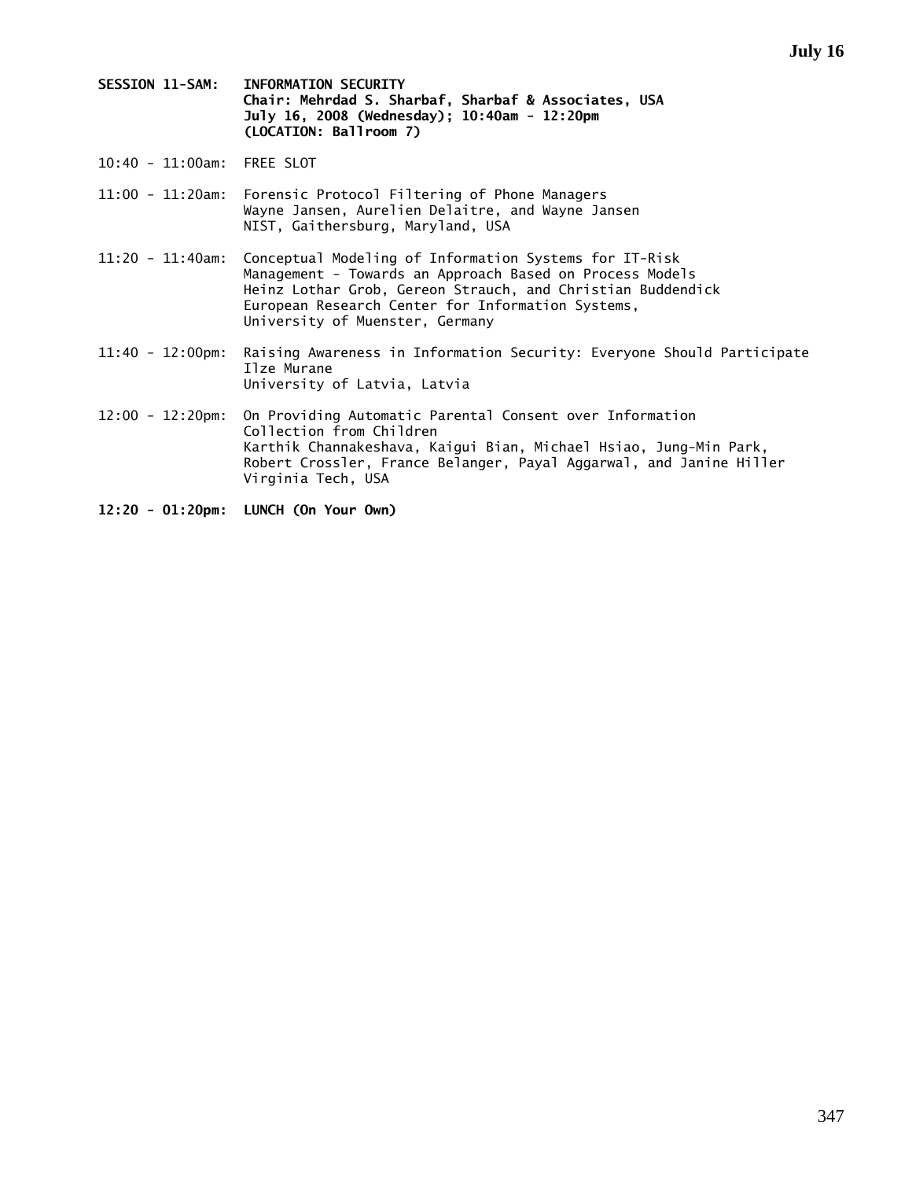**SESSION 11-SAM: INFORMATION SECURITY**
**Chair: Mehrdad S. Sharbaf, Sharbaf & Associates, USA**
**July 16, 2008 (Wednesday); 10:40am - 12:20pm**
**(LOCATION: Ballroom 7)**

10:40 - 11:00am: FREE SLOT

11:00 - 11:20am: Forensic Protocol Filtering of Phone Managers
Wayne Jansen, Aurelien Delaitre, and Wayne Jansen
NIST, Gaithersburg, Maryland, USA

11:20 - 11:40am: Conceptual Modeling of Information Systems for IT-Risk Management - Towards an Approach Based on Process Models
Heinz Lothar Grob, Gereon Strauch, and Christian Buddendick
European Research Center for Information Systems,
University of Muenster, Germany

11:40 - 12:00pm: Raising Awareness in Information Security: Everyone Should Participate
Ilze Murane
University of Latvia, Latvia

12:00 - 12:20pm: On Providing Automatic Parental Consent over Information Collection from Children
Karthik Channakeshava, Kaigui Bian, Michael Hsiao, Jung-Min Park, Robert Crossler, France Belanger, Payal Aggarwal, and Janine Hiller
Virginia Tech, USA

**12:20 - 01:20pm: LUNCH (On Your Own)**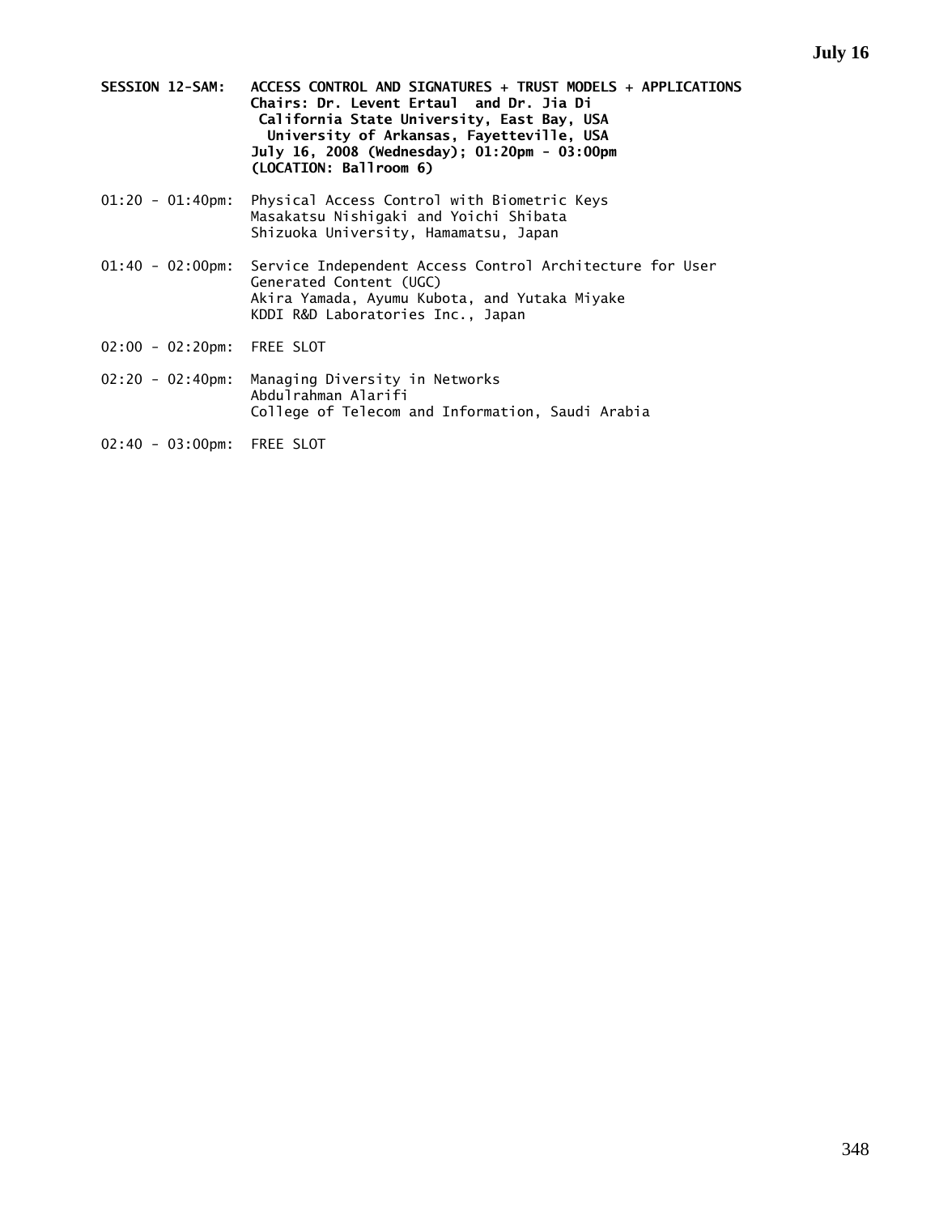**SESSION 12-SAM: ACCESS CONTROL AND SIGNATURES + TRUST MODELS + APPLICATIONS**
**Chairs: Dr. Levent Ertaul and Dr. Jia Di**
**California State University, East Bay, USA**
**University of Arkansas, Fayetteville, USA**
**July 16, 2008 (Wednesday); 01:20pm - 03:00pm**
**(LOCATION: Ballroom 6)**

01:20 - 01:40pm: Physical Access Control with Biometric Keys
Masakatsu Nishigaki and Yoichi Shibata
Shizuoka University, Hamamatsu, Japan

01:40 - 02:00pm: Service Independent Access Control Architecture for User Generated Content (UGC)
Akira Yamada, Ayumu Kubota, and Yutaka Miyake
KDDI R&D Laboratories Inc., Japan

02:00 - 02:20pm: FREE SLOT

02:20 - 02:40pm: Managing Diversity in Networks
Abdulrahman Alarifi
College of Telecom and Information, Saudi Arabia

02:40 - 03:00pm: FREE SLOT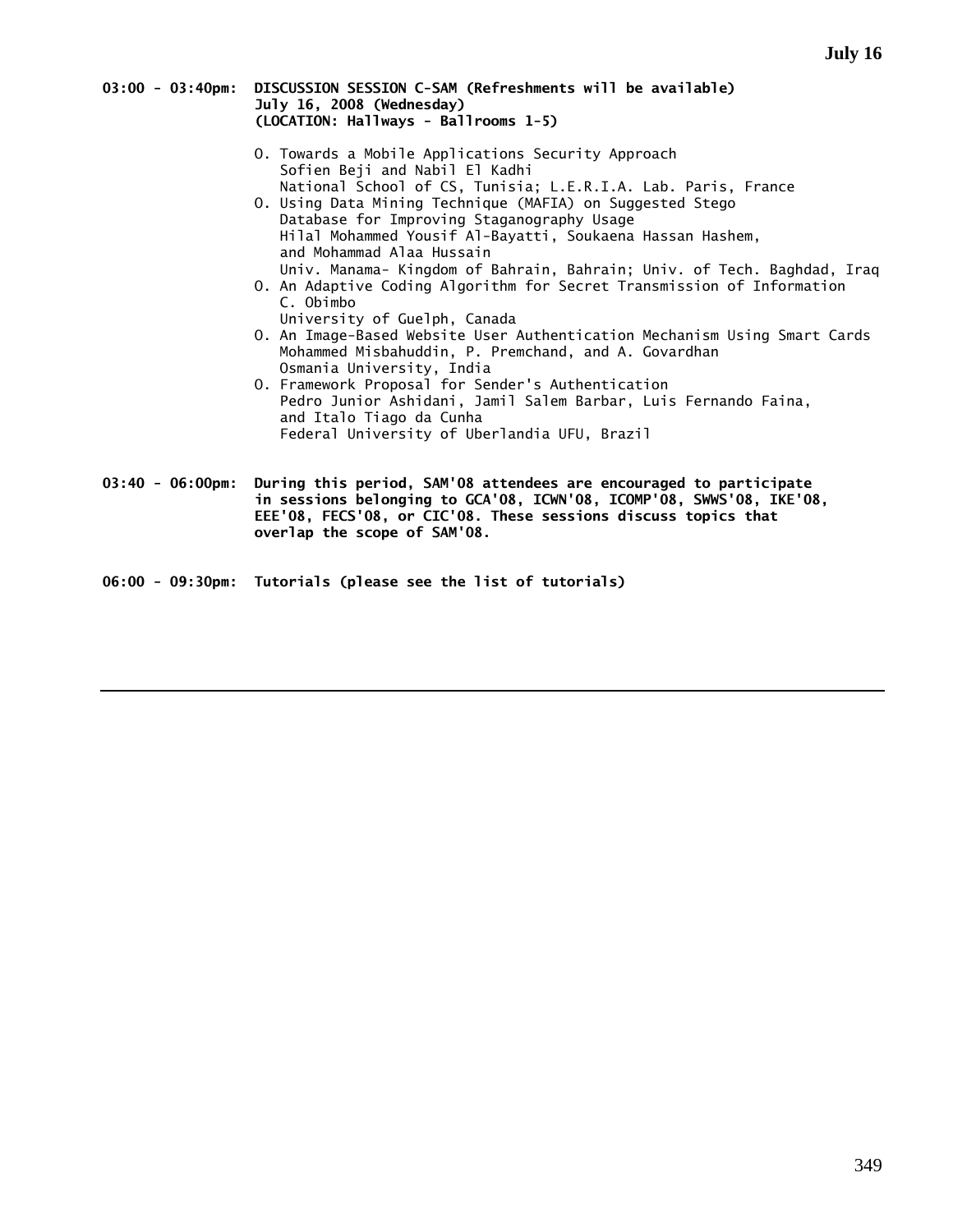**03:00 - 03:40pm: DISCUSSION SESSION C-SAM (Refreshments will be available)**
**July 16, 2008 (Wednesday)**
**(LOCATION: Hallways - Ballrooms 1-5)**

O. Towards a Mobile Applications Security Approach
Sofien Beji and Nabil El Kadhi
National School of CS, Tunisia; L.E.R.I.A. Lab. Paris, France

O. Using Data Mining Technique (MAFIA) on Suggested Stego Database for Improving Staganography Usage
Hilal Mohammed Yousif Al-Bayatti, Soukaena Hassan Hashem, and Mohammad Alaa Hussain
Univ. Manama- Kingdom of Bahrain, Bahrain; Univ. of Tech. Baghdad, Iraq

O. An Adaptive Coding Algorithm for Secret Transmission of Information
C. Obimbo
University of Guelph, Canada

O. An Image-Based Website User Authentication Mechanism Using Smart Cards
Mohammed Misbahuddin, P. Premchand, and A. Govardhan
Osmania University, India

O. Framework Proposal for Sender's Authentication
Pedro Junior Ashidani, Jamil Salem Barbar, Luis Fernando Faina, and Italo Tiago da Cunha
Federal University of Uberlandia UFU, Brazil

**03:40 - 06:00pm: During this period, SAM'08 attendees are encouraged to participate in sessions belonging to GCA'08, ICWN'08, ICOMP'08, SWWS'08, IKE'08, EEE'08, FECS'08, or CIC'08. These sessions discuss topics that overlap the scope of SAM'08.**

**06:00 - 09:30pm: Tutorials (please see the list of tutorials)**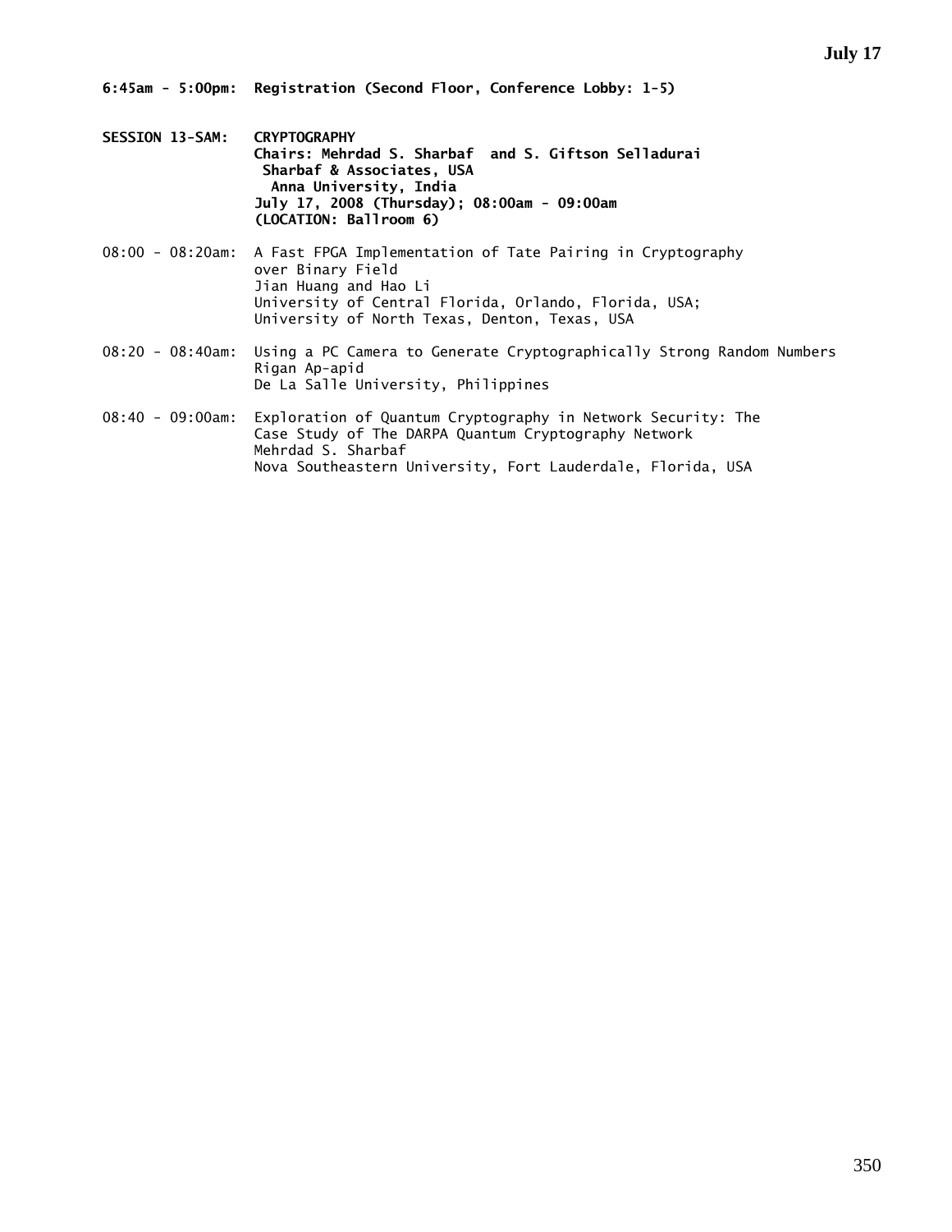**6:45am - 5:00pm: Registration (Second Floor, Conference Lobby: 1-5)**

**SESSION 13-SAM: CRYPTOGRAPHY**
**Chairs: Mehrdad S. Sharbaf and S. Giftson Selladurai**
**Sharbaf & Associates, USA**
**Anna University, India**
**July 17, 2008 (Thursday); 08:00am - 09:00am**
**(LOCATION: Ballroom 6)**

08:00 - 08:20am: A Fast FPGA Implementation of Tate Pairing in Cryptography over Binary Field
Jian Huang and Hao Li
University of Central Florida, Orlando, Florida, USA;
University of North Texas, Denton, Texas, USA

08:20 - 08:40am: Using a PC Camera to Generate Cryptographically Strong Random Numbers
Rigan Ap-apid
De La Salle University, Philippines

08:40 - 09:00am: Exploration of Quantum Cryptography in Network Security: The Case Study of The DARPA Quantum Cryptography Network
Mehrdad S. Sharbaf
Nova Southeastern University, Fort Lauderdale, Florida, USA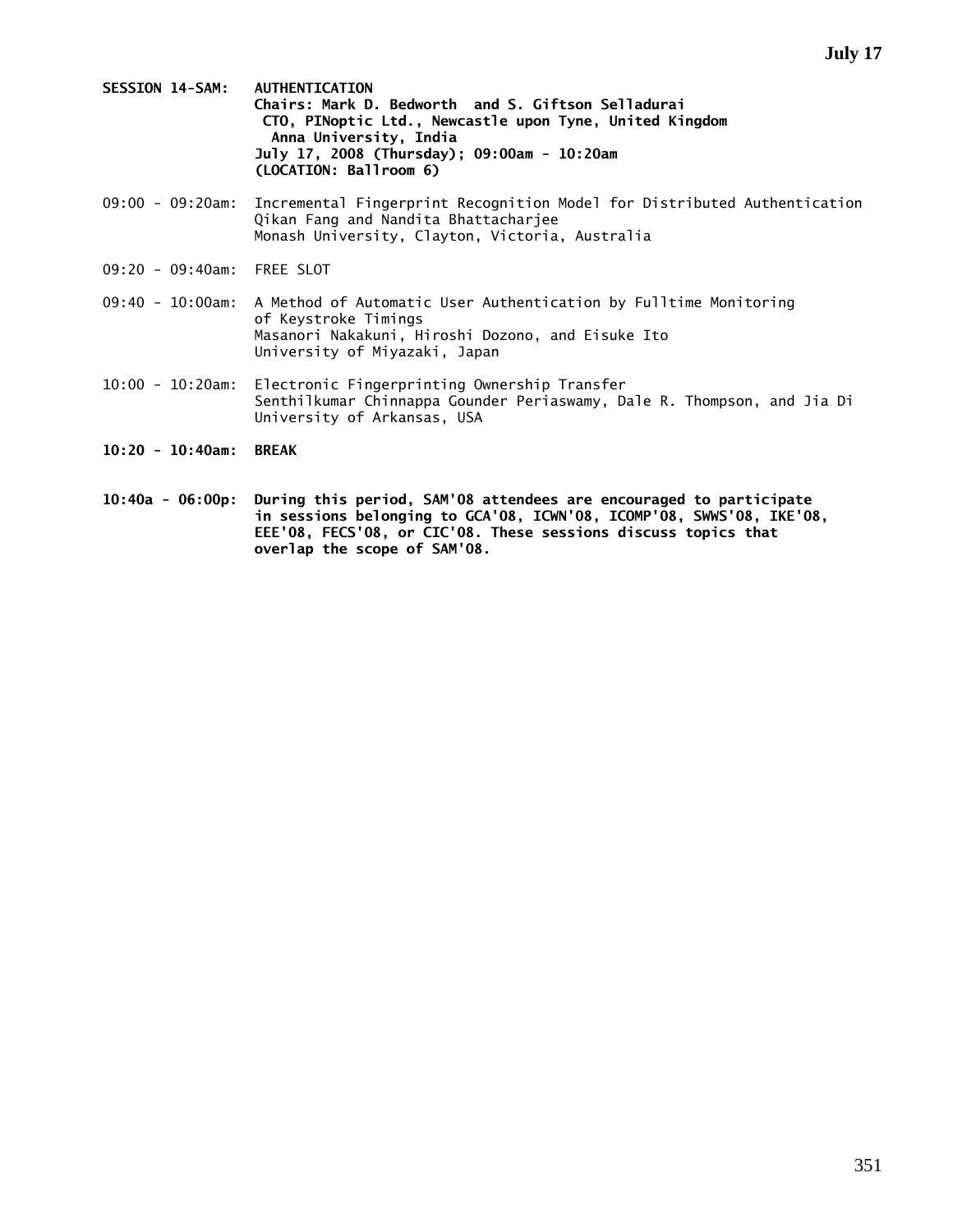**SESSION 14-SAM: AUTHENTICATION**
**Chairs: Mark D. Bedworth and S. Giftson Selladurai**
**CTO, PINoptic Ltd., Newcastle upon Tyne, United Kingdom**
**Anna University, India**
**July 17, 2008 (Thursday); 09:00am - 10:20am**
**(LOCATION: Ballroom 6)**

09:00 - 09:20am: Incremental Fingerprint Recognition Model for Distributed Authentication
Qikan Fang and Nandita Bhattacharjee
Monash University, Clayton, Victoria, Australia

09:20 - 09:40am: FREE SLOT

09:40 - 10:00am: A Method of Automatic User Authentication by Fulltime Monitoring of Keystroke Timings
Masanori Nakakuni, Hiroshi Dozono, and Eisuke Ito
University of Miyazaki, Japan

10:00 - 10:20am: Electronic Fingerprinting Ownership Transfer
Senthilkumar Chinnappa Gounder Periaswamy, Dale R. Thompson, and Jia Di
University of Arkansas, USA

**10:20 - 10:40am: BREAK**

**10:40a - 06:00p: During this period, SAM'08 attendees are encouraged to participate in sessions belonging to GCA'08, ICWN'08, ICOMP'08, SWWS'08, IKE'08, EEE'08, FECS'08, or CIC'08. These sessions discuss topics that overlap the scope of SAM'08.**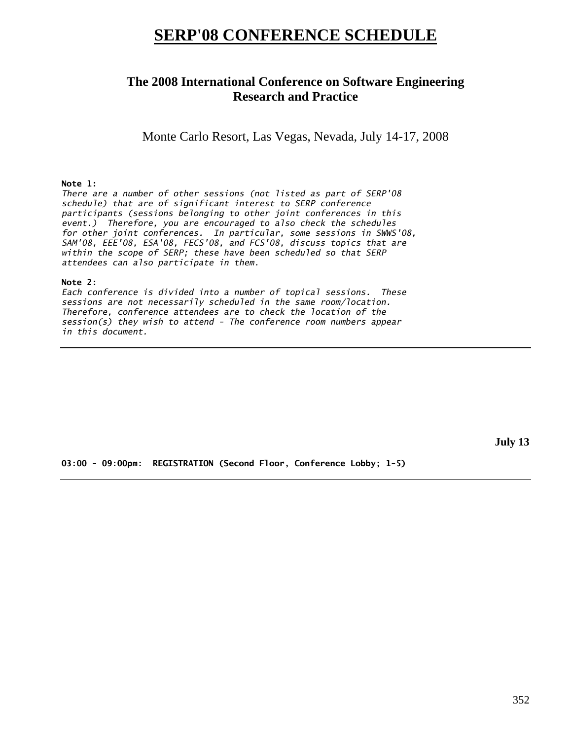# SERP'08 CONFERENCE SCHEDULE

## The 2008 International Conference on Software Engineering Research and Practice

Monte Carlo Resort, Las Vegas, Nevada, July 14-17, 2008

**Note 1:**
*There are a number of other sessions (not listed as part of SERP'08 schedule) that are of significant interest to SERP conference participants (sessions belonging to other joint conferences in this event.) Therefore, you are encouraged to also check the schedules for other joint conferences. In particular, some sessions in SWWS'08, SAM'08, EEE'08, ESA'08, FECS'08, and FCS'08, discuss topics that are within the scope of SERP; these have been scheduled so that SERP attendees can also participate in them.*

**Note 2:**
*Each conference is divided into a number of topical sessions. These sessions are not necessarily scheduled in the same room/location. Therefore, conference attendees are to check the location of the session(s) they wish to attend - The conference room numbers appear in this document.*

---

**July 13**

**03:00 - 09:00pm: REGISTRATION (Second Floor, Conference Lobby; 1-5)**

---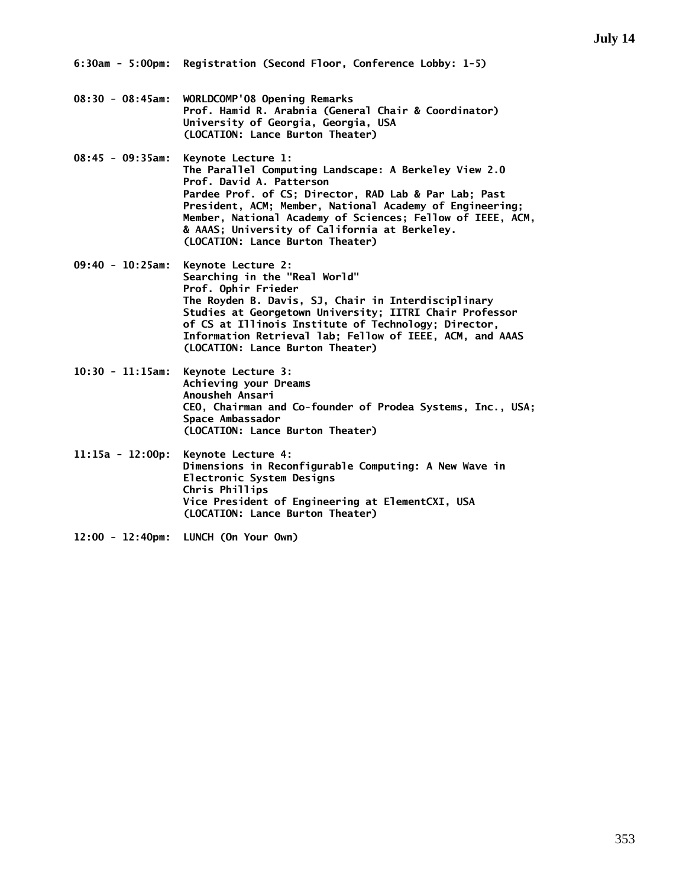# July 14

**6:30am - 5:00pm:** Registration (Second Floor, Conference Lobby: 1-5)

**08:30 - 08:45am:** WORLDCOMP'08 Opening Remarks
Prof. Hamid R. Arabnia (General Chair & Coordinator)
University of Georgia, Georgia, USA
(LOCATION: Lance Burton Theater)

**08:45 - 09:35am:** Keynote Lecture 1:
The Parallel Computing Landscape: A Berkeley View 2.0
Prof. David A. Patterson
Pardee Prof. of CS; Director, RAD Lab & Par Lab; Past President, ACM; Member, National Academy of Engineering; Member, National Academy of Sciences; Fellow of IEEE, ACM, & AAAS; University of California at Berkeley.
(LOCATION: Lance Burton Theater)

**09:40 - 10:25am:** Keynote Lecture 2:
Searching in the "Real World"
Prof. Ophir Frieder
The Royden B. Davis, SJ, Chair in Interdisciplinary Studies at Georgetown University; IITRI Chair Professor of CS at Illinois Institute of Technology; Director, Information Retrieval lab; Fellow of IEEE, ACM, and AAAS
(LOCATION: Lance Burton Theater)

**10:30 - 11:15am:** Keynote Lecture 3:
Achieving your Dreams
Anousheh Ansari
CEO, Chairman and Co-founder of Prodea Systems, Inc., USA; Space Ambassador
(LOCATION: Lance Burton Theater)

**11:15a - 12:00p:** Keynote Lecture 4:
Dimensions in Reconfigurable Computing: A New Wave in Electronic System Designs
Chris Phillips
Vice President of Engineering at ElementCXI, USA
(LOCATION: Lance Burton Theater)

**12:00 - 12:40pm:** LUNCH (On Your Own)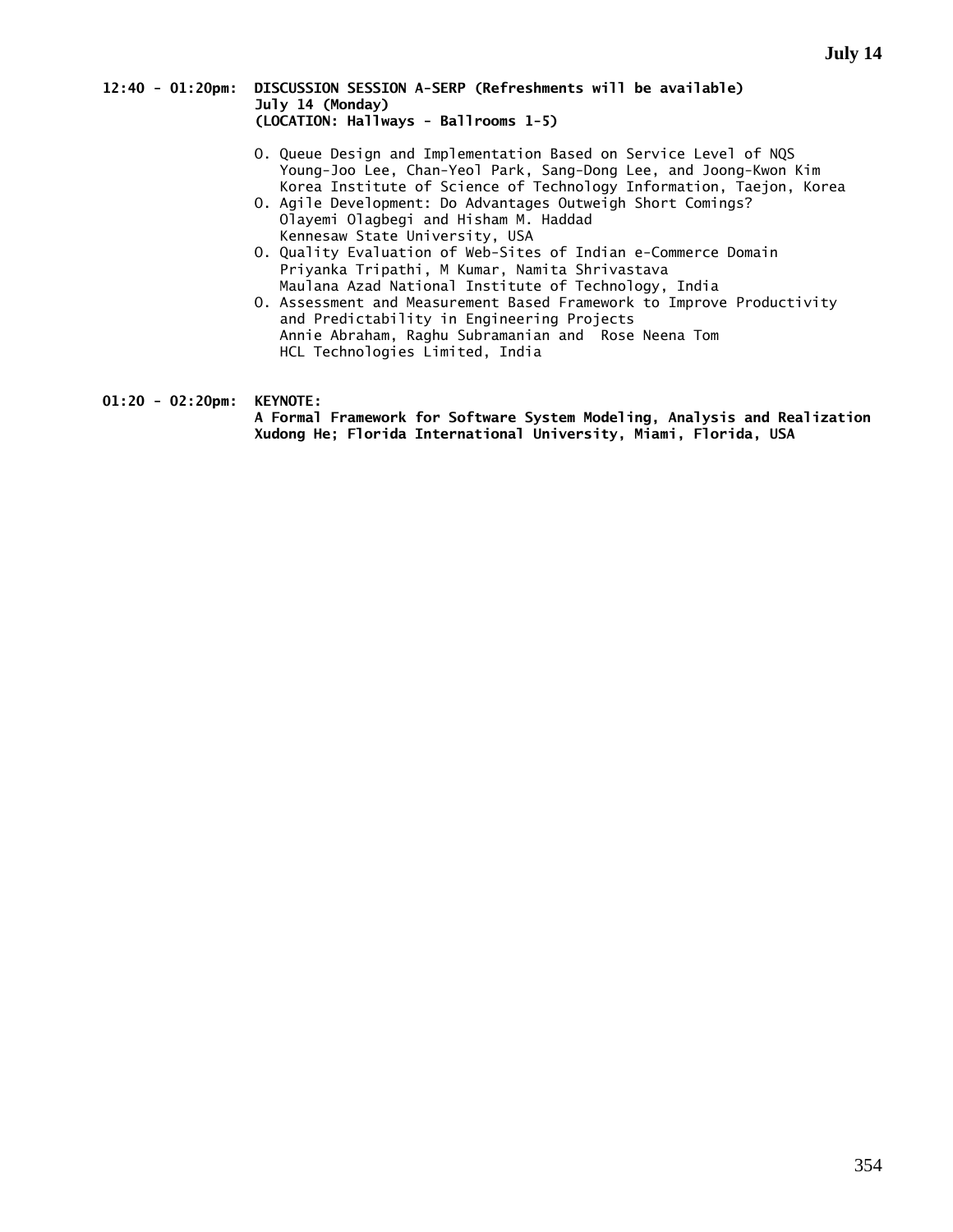**12:40 - 01:20pm: DISCUSSION SESSION A-SERP (Refreshments will be available)**
**July 14 (Monday)**
**(LOCATION: Hallways - Ballrooms 1-5)**

- O. Queue Design and Implementation Based on Service Level of NQS
  Young-Joo Lee, Chan-Yeol Park, Sang-Dong Lee, and Joong-Kwon Kim
  Korea Institute of Science of Technology Information, Taejon, Korea
- O. Agile Development: Do Advantages Outweigh Short Comings?
  Olayemi Olagbegi and Hisham M. Haddad
  Kennesaw State University, USA
- O. Quality Evaluation of Web-Sites of Indian e-Commerce Domain
  Priyanka Tripathi, M Kumar, Namita Shrivastava
  Maulana Azad National Institute of Technology, India
- O. Assessment and Measurement Based Framework to Improve Productivity and Predictability in Engineering Projects
  Annie Abraham, Raghu Subramanian and Rose Neena Tom
  HCL Technologies Limited, India

**01:20 - 02:20pm: KEYNOTE:**
**A Formal Framework for Software System Modeling, Analysis and Realization**
**Xudong He; Florida International University, Miami, Florida, USA**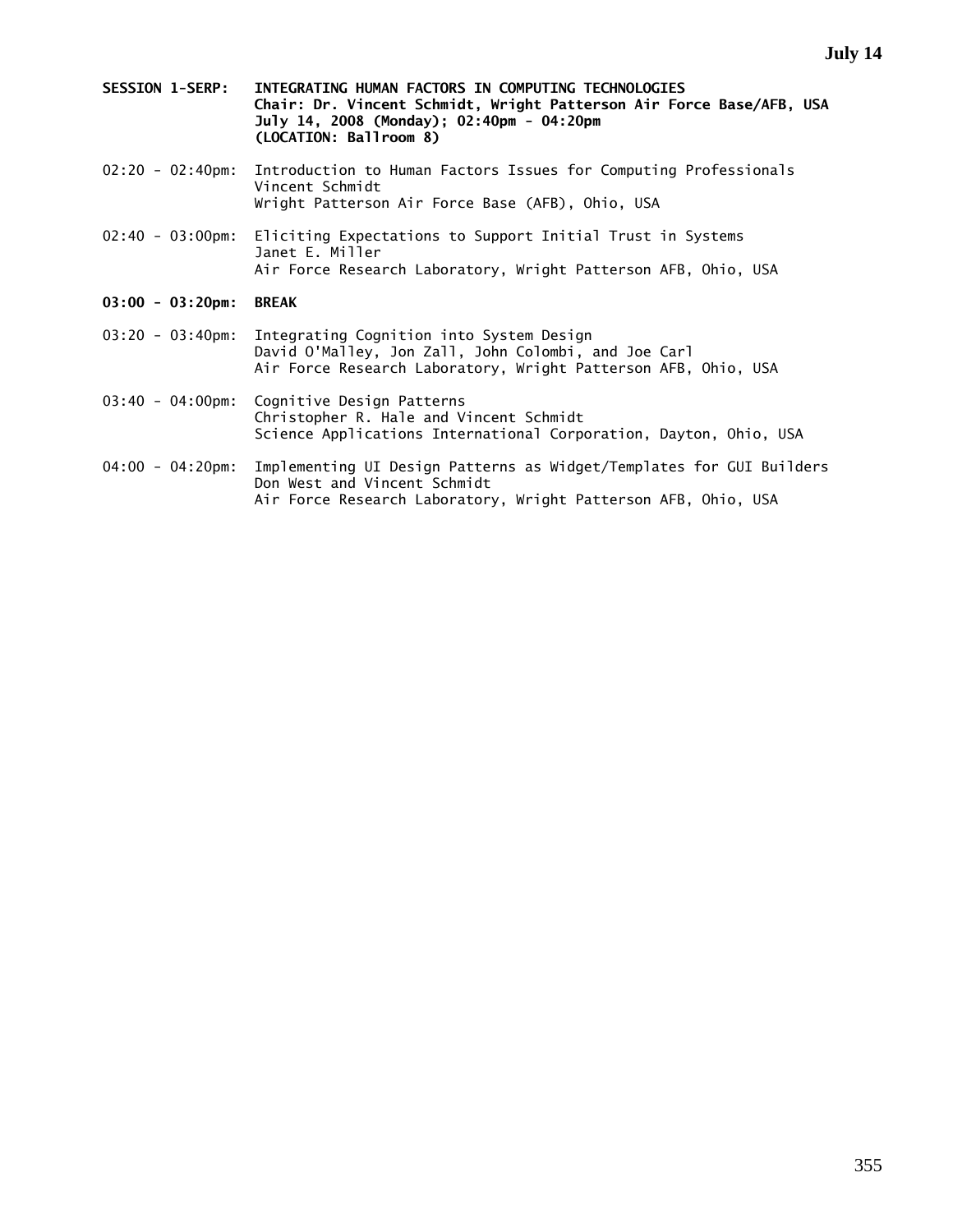**SESSION 1-SERP: INTEGRATING HUMAN FACTORS IN COMPUTING TECHNOLOGIES**
**Chair: Dr. Vincent Schmidt, Wright Patterson Air Force Base/AFB, USA**
**July 14, 2008 (Monday); 02:40pm - 04:20pm**
**(LOCATION: Ballroom 8)**

02:20 - 02:40pm: Introduction to Human Factors Issues for Computing Professionals
Vincent Schmidt
Wright Patterson Air Force Base (AFB), Ohio, USA

02:40 - 03:00pm: Eliciting Expectations to Support Initial Trust in Systems
Janet E. Miller
Air Force Research Laboratory, Wright Patterson AFB, Ohio, USA

**03:00 - 03:20pm: BREAK**

03:20 - 03:40pm: Integrating Cognition into System Design
David O'Malley, Jon Zall, John Colombi, and Joe Carl
Air Force Research Laboratory, Wright Patterson AFB, Ohio, USA

03:40 - 04:00pm: Cognitive Design Patterns
Christopher R. Hale and Vincent Schmidt
Science Applications International Corporation, Dayton, Ohio, USA

04:00 - 04:20pm: Implementing UI Design Patterns as Widget/Templates for GUI Builders
Don West and Vincent Schmidt
Air Force Research Laboratory, Wright Patterson AFB, Ohio, USA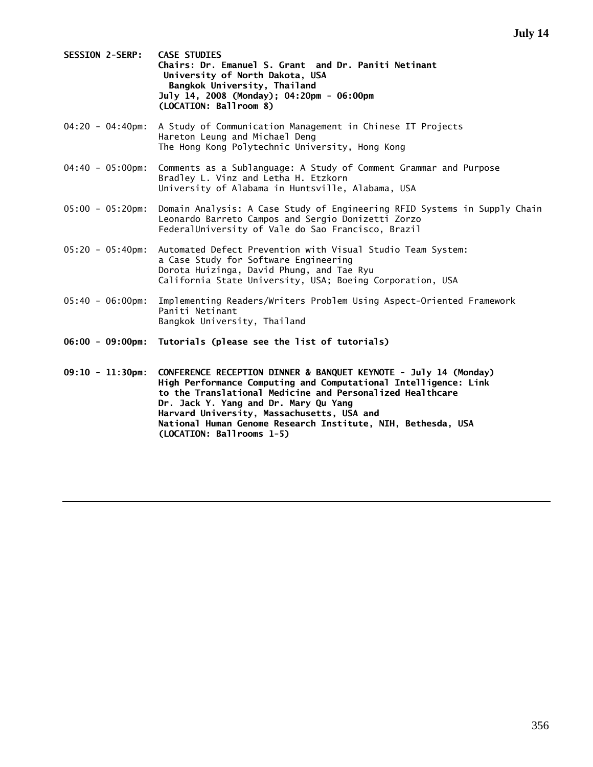**SESSION 2-SERP: CASE STUDIES**
**Chairs: Dr. Emanuel S. Grant and Dr. Paniti Netinant**
**University of North Dakota, USA**
**Bangkok University, Thailand**
**July 14, 2008 (Monday); 04:20pm - 06:00pm**
**(LOCATION: Ballroom 8)**

04:20 - 04:40pm: A Study of Communication Management in Chinese IT Projects
Hareton Leung and Michael Deng
The Hong Kong Polytechnic University, Hong Kong

04:40 - 05:00pm: Comments as a Sublanguage: A Study of Comment Grammar and Purpose
Bradley L. Vinz and Letha H. Etzkorn
University of Alabama in Huntsville, Alabama, USA

05:00 - 05:20pm: Domain Analysis: A Case Study of Engineering RFID Systems in Supply Chain
Leonardo Barreto Campos and Sergio Donizetti Zorzo
FederalUniversity of Vale do Sao Francisco, Brazil

05:20 - 05:40pm: Automated Defect Prevention with Visual Studio Team System: a Case Study for Software Engineering
Dorota Huizinga, David Phung, and Tae Ryu
California State University, USA; Boeing Corporation, USA

05:40 - 06:00pm: Implementing Readers/Writers Problem Using Aspect-Oriented Framework
Paniti Netinant
Bangkok University, Thailand

**06:00 - 09:00pm: Tutorials (please see the list of tutorials)**

**09:10 - 11:30pm: CONFERENCE RECEPTION DINNER & BANQUET KEYNOTE - July 14 (Monday)**
**High Performance Computing and Computational Intelligence: Link to the Translational Medicine and Personalized Healthcare**
**Dr. Jack Y. Yang and Dr. Mary Qu Yang**
**Harvard University, Massachusetts, USA and**
**National Human Genome Research Institute, NIH, Bethesda, USA**
**(LOCATION: Ballrooms 1-5)**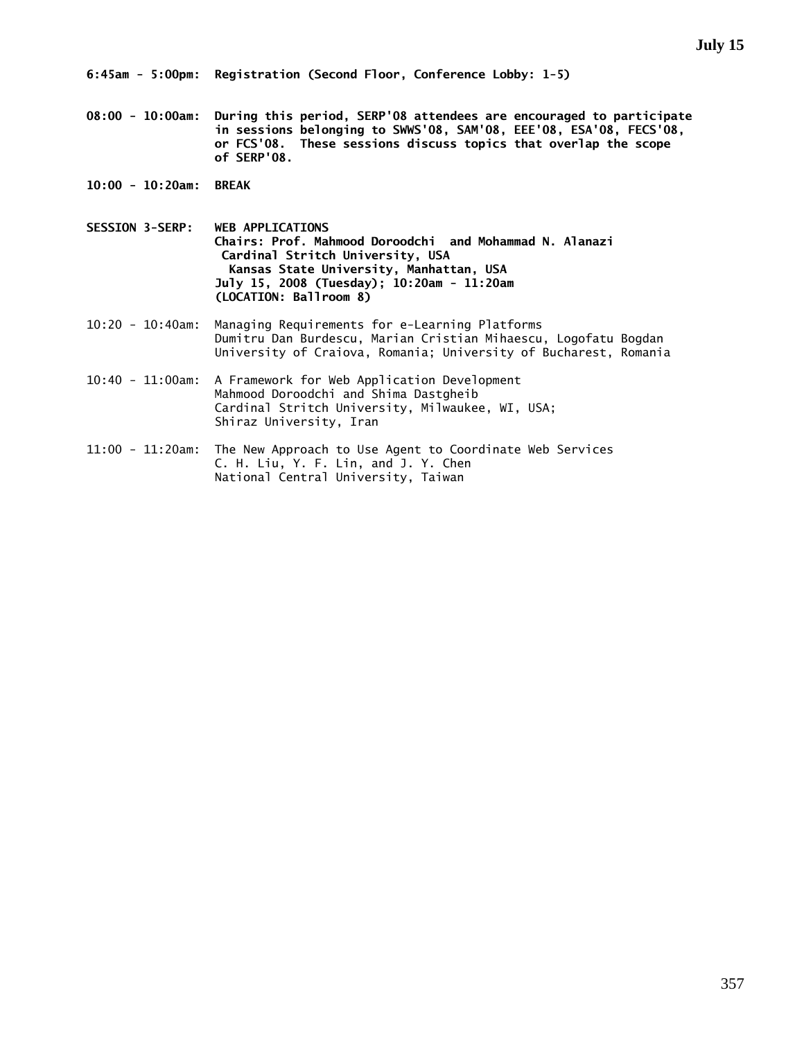## July 15

**6:45am - 5:00pm: Registration (Second Floor, Conference Lobby: 1-5)**

**08:00 - 10:00am: During this period, SERP'08 attendees are encouraged to participate in sessions belonging to SWWS'08, SAM'08, EEE'08, ESA'08, FECS'08, or FCS'08. These sessions discuss topics that overlap the scope of SERP'08.**

**10:00 - 10:20am: BREAK**

**SESSION 3-SERP: WEB APPLICATIONS**
**Chairs: Prof. Mahmood Doroodchi and Mohammad N. Alanazi**
**Cardinal Stritch University, USA**
**Kansas State University, Manhattan, USA**
**July 15, 2008 (Tuesday); 10:20am - 11:20am**
**(LOCATION: Ballroom 8)**

10:20 - 10:40am: Managing Requirements for e-Learning Platforms
Dumitru Dan Burdescu, Marian Cristian Mihaescu, Logofatu Bogdan
University of Craiova, Romania; University of Bucharest, Romania

10:40 - 11:00am: A Framework for Web Application Development
Mahmood Doroodchi and Shima Dastgheib
Cardinal Stritch University, Milwaukee, WI, USA;
Shiraz University, Iran

11:00 - 11:20am: The New Approach to Use Agent to Coordinate Web Services
C. H. Liu, Y. F. Lin, and J. Y. Chen
National Central University, Taiwan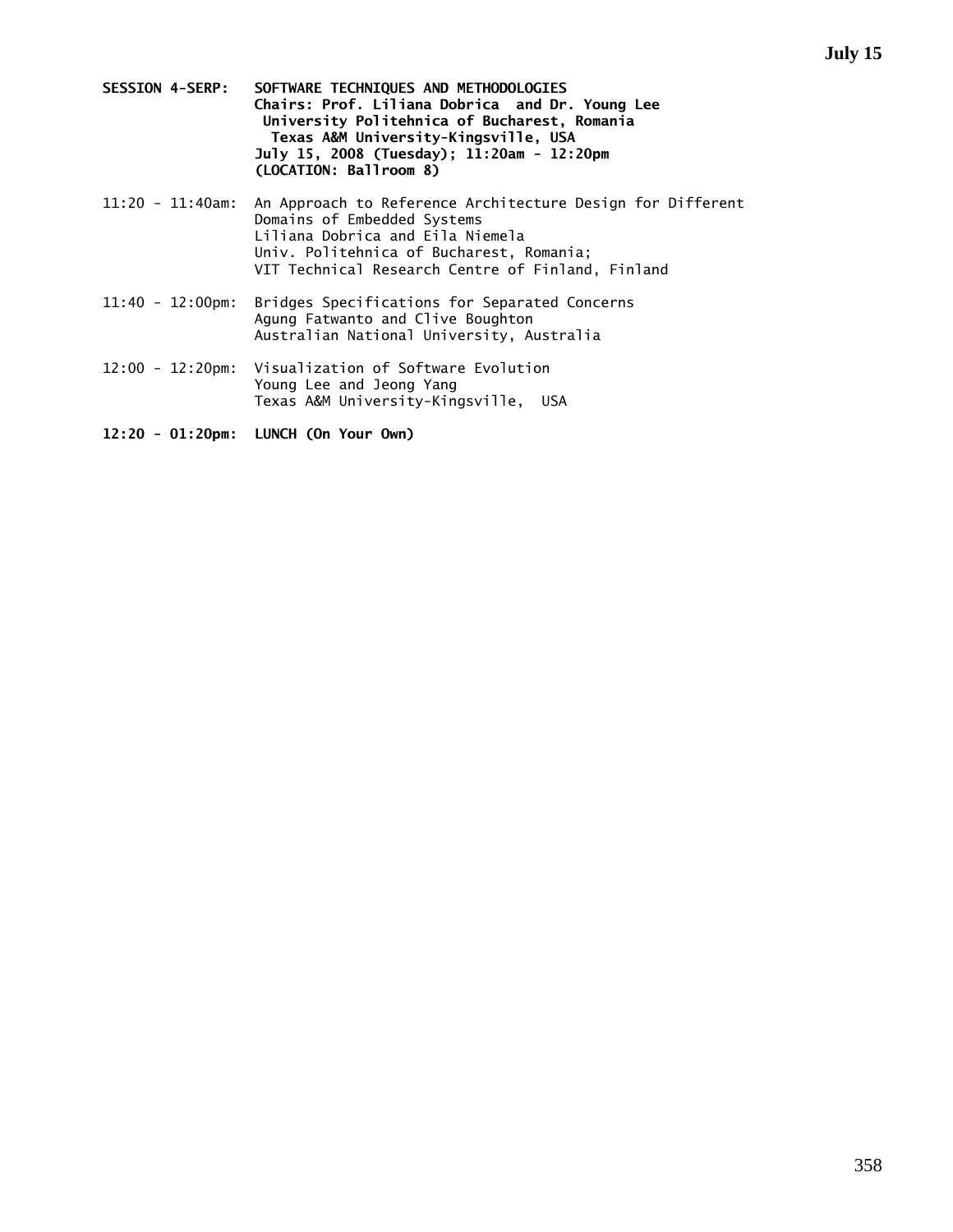**SESSION 4-SERP: SOFTWARE TECHNIQUES AND METHODOLOGIES**
**Chairs: Prof. Liliana Dobrica and Dr. Young Lee**
**University Politehnica of Bucharest, Romania**
**Texas A&M University-Kingsville, USA**
**July 15, 2008 (Tuesday); 11:20am - 12:20pm**
**(LOCATION: Ballroom 8)**

11:20 - 11:40am: An Approach to Reference Architecture Design for Different Domains of Embedded Systems
Liliana Dobrica and Eila Niemela
Univ. Politehnica of Bucharest, Romania;
VIT Technical Research Centre of Finland, Finland

11:40 - 12:00pm: Bridges Specifications for Separated Concerns
Agung Fatwanto and Clive Boughton
Australian National University, Australia

12:00 - 12:20pm: Visualization of Software Evolution
Young Lee and Jeong Yang
Texas A&M University-Kingsville, USA

**12:20 - 01:20pm: LUNCH (On Your Own)**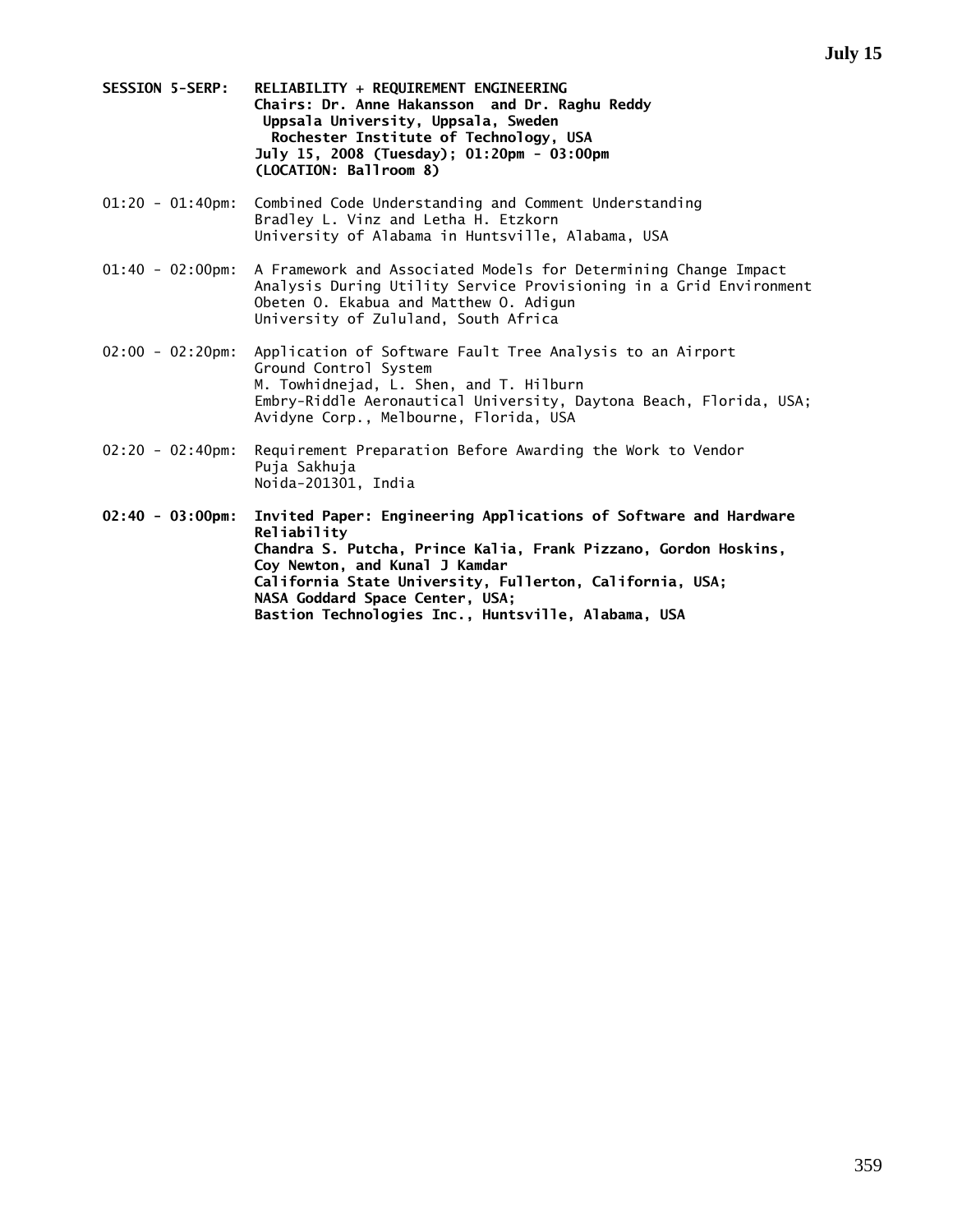**SESSION 5-SERP: RELIABILITY + REQUIREMENT ENGINEERING**
**Chairs: Dr. Anne Hakansson and Dr. Raghu Reddy**
**Uppsala University, Uppsala, Sweden**
**Rochester Institute of Technology, USA**
**July 15, 2008 (Tuesday); 01:20pm - 03:00pm**
**(LOCATION: Ballroom 8)**

01:20 - 01:40pm: Combined Code Understanding and Comment Understanding
Bradley L. Vinz and Letha H. Etzkorn
University of Alabama in Huntsville, Alabama, USA

01:40 - 02:00pm: A Framework and Associated Models for Determining Change Impact Analysis During Utility Service Provisioning in a Grid Environment
Obeten O. Ekabua and Matthew O. Adigun
University of Zululand, South Africa

02:00 - 02:20pm: Application of Software Fault Tree Analysis to an Airport Ground Control System
M. Towhidnejad, L. Shen, and T. Hilburn
Embry-Riddle Aeronautical University, Daytona Beach, Florida, USA;
Avidyne Corp., Melbourne, Florida, USA

02:20 - 02:40pm: Requirement Preparation Before Awarding the Work to Vendor
Puja Sakhuja
Noida-201301, India

**02:40 - 03:00pm: Invited Paper: Engineering Applications of Software and Hardware Reliability**
**Chandra S. Putcha, Prince Kalia, Frank Pizzano, Gordon Hoskins, Coy Newton, and Kunal J Kamdar**
**California State University, Fullerton, California, USA;**
**NASA Goddard Space Center, USA;**
**Bastion Technologies Inc., Huntsville, Alabama, USA**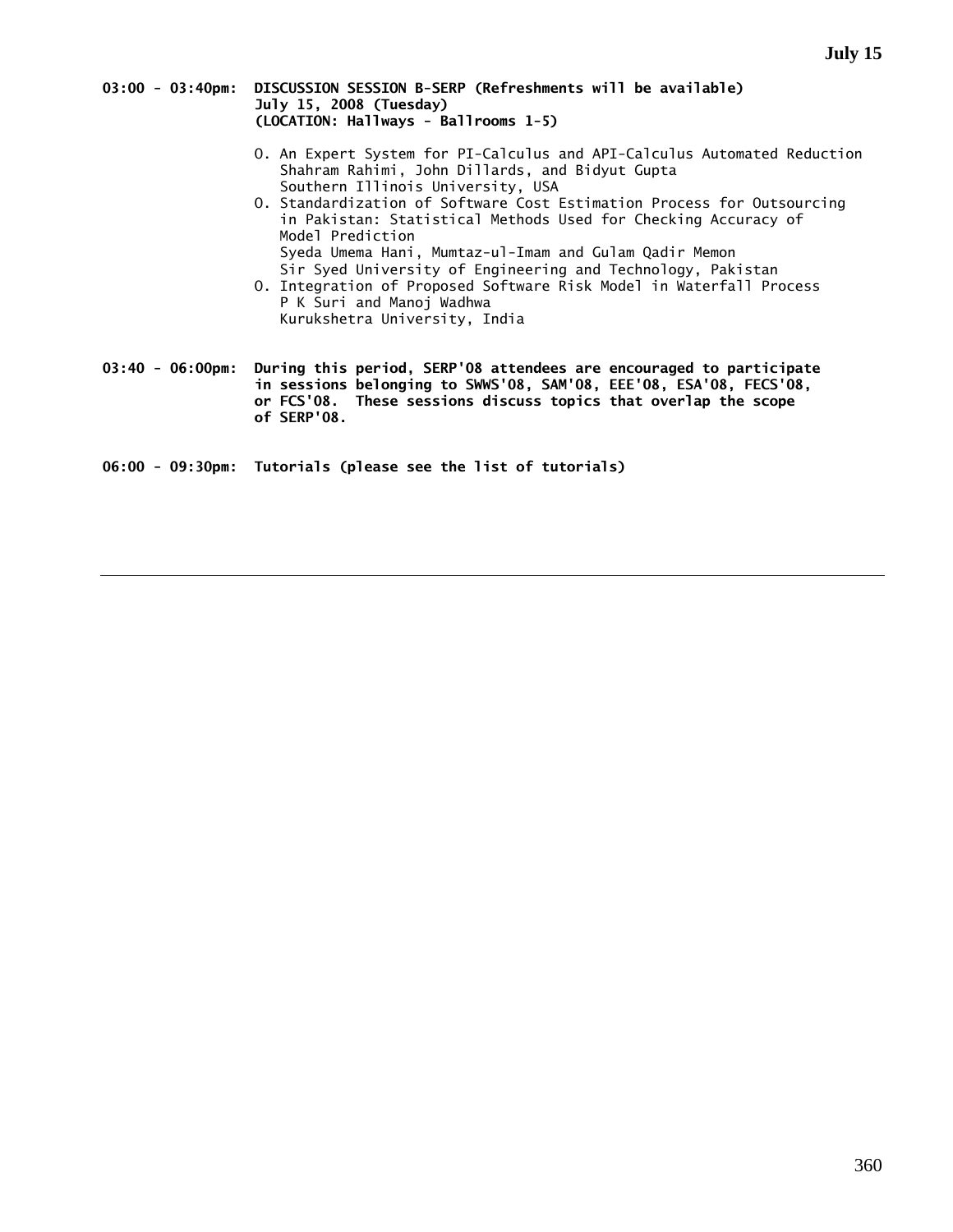**03:00 - 03:40pm: DISCUSSION SESSION B-SERP (Refreshments will be available)**
**July 15, 2008 (Tuesday)**
**(LOCATION: Hallways - Ballrooms 1-5)**

- O. An Expert System for PI-Calculus and API-Calculus Automated Reduction
  Shahram Rahimi, John Dillards, and Bidyut Gupta
  Southern Illinois University, USA
- O. Standardization of Software Cost Estimation Process for Outsourcing in Pakistan: Statistical Methods Used for Checking Accuracy of Model Prediction
  Syeda Umema Hani, Mumtaz-ul-Imam and Gulam Qadir Memon
  Sir Syed University of Engineering and Technology, Pakistan
- O. Integration of Proposed Software Risk Model in Waterfall Process
  P K Suri and Manoj Wadhwa
  Kurukshetra University, India

**03:40 - 06:00pm: During this period, SERP'08 attendees are encouraged to participate in sessions belonging to SWWS'08, SAM'08, EEE'08, ESA'08, FECS'08, or FCS'08. These sessions discuss topics that overlap the scope of SERP'08.**

**06:00 - 09:30pm: Tutorials (please see the list of tutorials)**

---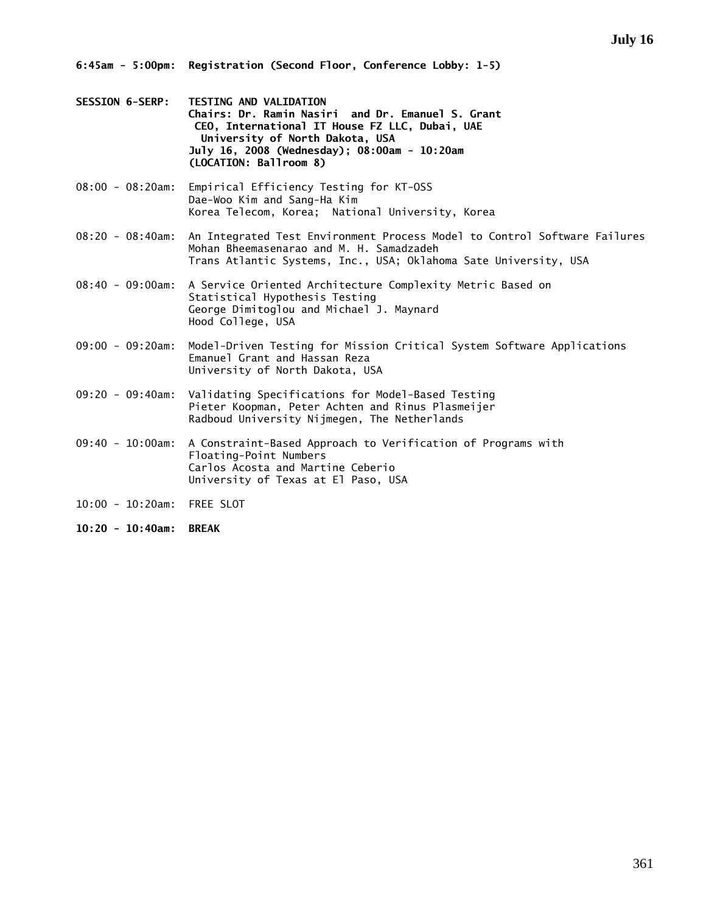**July 16**

**6:45am - 5:00pm: Registration (Second Floor, Conference Lobby: 1-5)**

**SESSION 6-SERP: TESTING AND VALIDATION**
**Chairs: Dr. Ramin Nasiri and Dr. Emanuel S. Grant**
**CEO, International IT House FZ LLC, Dubai, UAE**
**University of North Dakota, USA**
**July 16, 2008 (Wednesday); 08:00am - 10:20am**
**(LOCATION: Ballroom 8)**

08:00 - 08:20am: Empirical Efficiency Testing for KT-OSS
Dae-Woo Kim and Sang-Ha Kim
Korea Telecom, Korea; National University, Korea

08:20 - 08:40am: An Integrated Test Environment Process Model to Control Software Failures
Mohan Bheemasenarao and M. H. Samadzadeh
Trans Atlantic Systems, Inc., USA; Oklahoma Sate University, USA

08:40 - 09:00am: A Service Oriented Architecture Complexity Metric Based on Statistical Hypothesis Testing
George Dimitoglou and Michael J. Maynard
Hood College, USA

09:00 - 09:20am: Model-Driven Testing for Mission Critical System Software Applications
Emanuel Grant and Hassan Reza
University of North Dakota, USA

09:20 - 09:40am: Validating Specifications for Model-Based Testing
Pieter Koopman, Peter Achten and Rinus Plasmeijer
Radboud University Nijmegen, The Netherlands

09:40 - 10:00am: A Constraint-Based Approach to Verification of Programs with Floating-Point Numbers
Carlos Acosta and Martine Ceberio
University of Texas at El Paso, USA

10:00 - 10:20am: FREE SLOT

**10:20 - 10:40am: BREAK**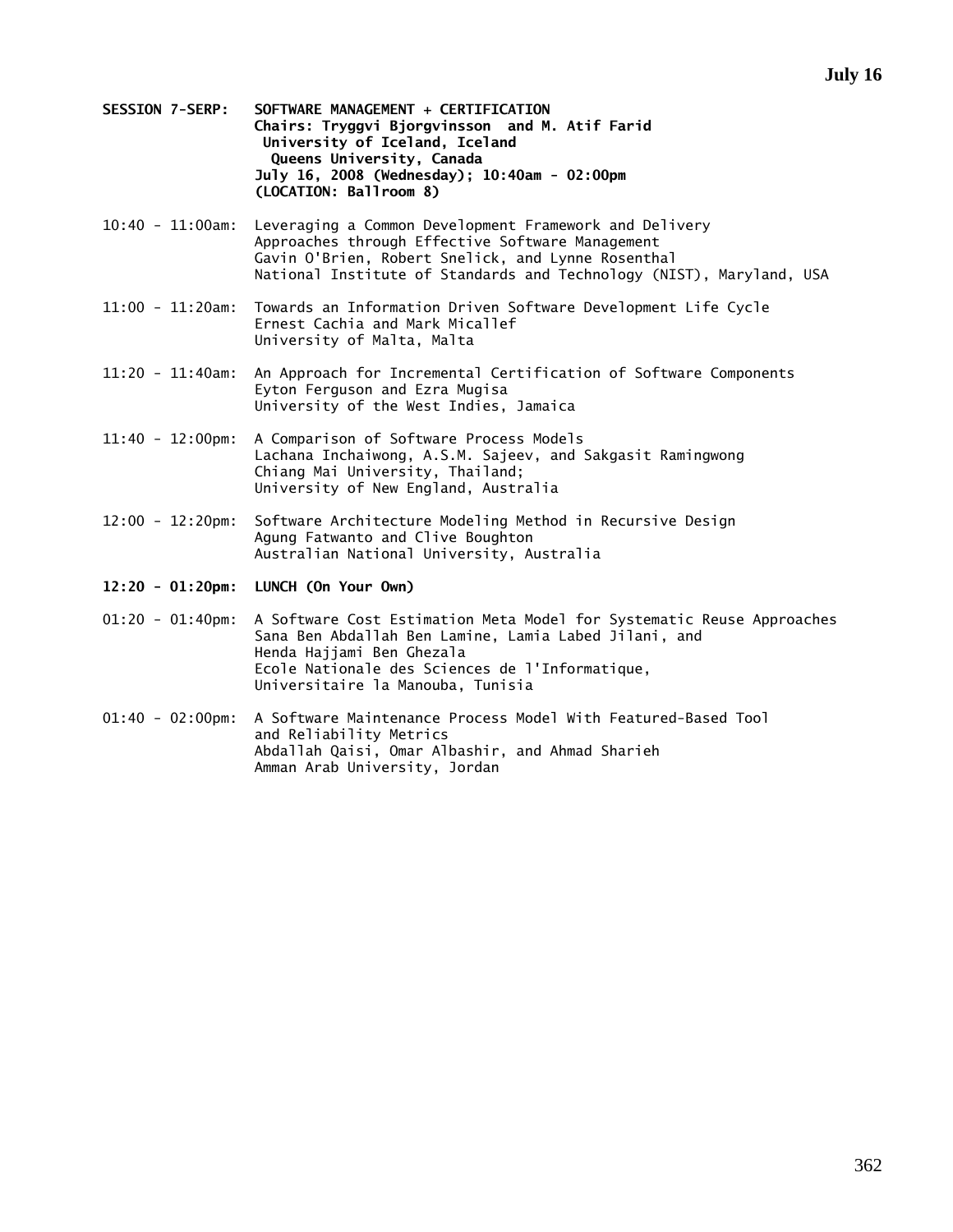**July 16**

**SESSION 7-SERP: SOFTWARE MANAGEMENT + CERTIFICATION**
**Chairs: Tryggvi Bjorgvinsson and M. Atif Farid**
**University of Iceland, Iceland**
**Queens University, Canada**
**July 16, 2008 (Wednesday); 10:40am - 02:00pm**
**(LOCATION: Ballroom 8)**

10:40 - 11:00am: Leveraging a Common Development Framework and Delivery Approaches through Effective Software Management
Gavin O'Brien, Robert Snelick, and Lynne Rosenthal
National Institute of Standards and Technology (NIST), Maryland, USA

11:00 - 11:20am: Towards an Information Driven Software Development Life Cycle
Ernest Cachia and Mark Micallef
University of Malta, Malta

11:20 - 11:40am: An Approach for Incremental Certification of Software Components
Eyton Ferguson and Ezra Mugisa
University of the West Indies, Jamaica

11:40 - 12:00pm: A Comparison of Software Process Models
Lachana Inchaiwong, A.S.M. Sajeev, and Sakgasit Ramingwong
Chiang Mai University, Thailand;
University of New England, Australia

12:00 - 12:20pm: Software Architecture Modeling Method in Recursive Design
Agung Fatwanto and Clive Boughton
Australian National University, Australia

**12:20 - 01:20pm: LUNCH (On Your Own)**

01:20 - 01:40pm: A Software Cost Estimation Meta Model for Systematic Reuse Approaches
Sana Ben Abdallah Ben Lamine, Lamia Labed Jilani, and Henda Hajjami Ben Ghezala
Ecole Nationale des Sciences de l'Informatique, Universitaire la Manouba, Tunisia

01:40 - 02:00pm: A Software Maintenance Process Model With Featured-Based Tool and Reliability Metrics
Abdallah Qaisi, Omar Albashir, and Ahmad Sharieh
Amman Arab University, Jordan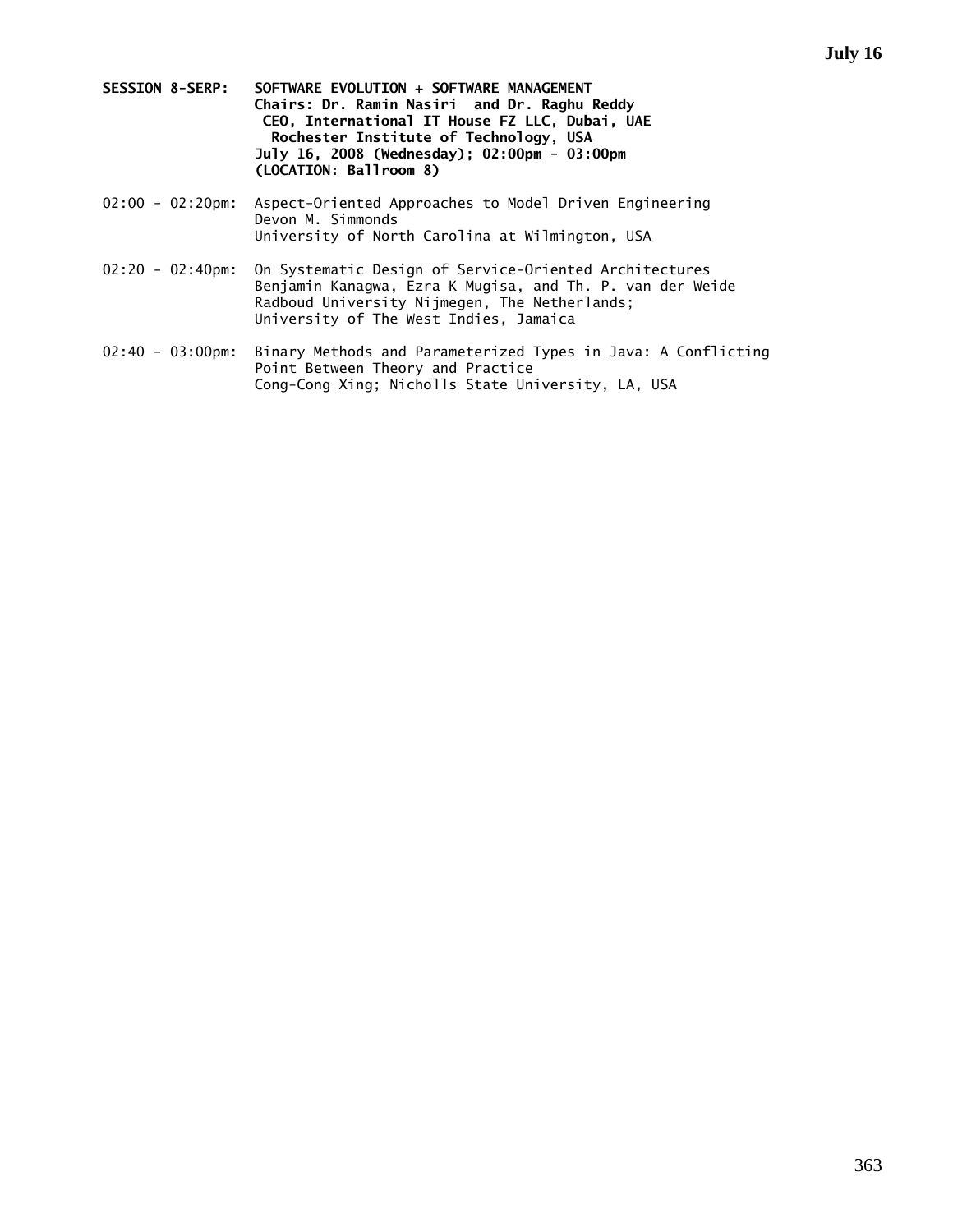**July 16**

**SESSION 8-SERP: SOFTWARE EVOLUTION + SOFTWARE MANAGEMENT**
**Chairs: Dr. Ramin Nasiri and Dr. Raghu Reddy**
**CEO, International IT House FZ LLC, Dubai, UAE**
**Rochester Institute of Technology, USA**
**July 16, 2008 (Wednesday); 02:00pm - 03:00pm**
**(LOCATION: Ballroom 8)**

02:00 - 02:20pm: Aspect-Oriented Approaches to Model Driven Engineering
Devon M. Simmonds
University of North Carolina at Wilmington, USA

02:20 - 02:40pm: On Systematic Design of Service-Oriented Architectures
Benjamin Kanagwa, Ezra K Mugisa, and Th. P. van der Weide
Radboud University Nijmegen, The Netherlands;
University of The West Indies, Jamaica

02:40 - 03:00pm: Binary Methods and Parameterized Types in Java: A Conflicting Point Between Theory and Practice
Cong-Cong Xing; Nicholls State University, LA, USA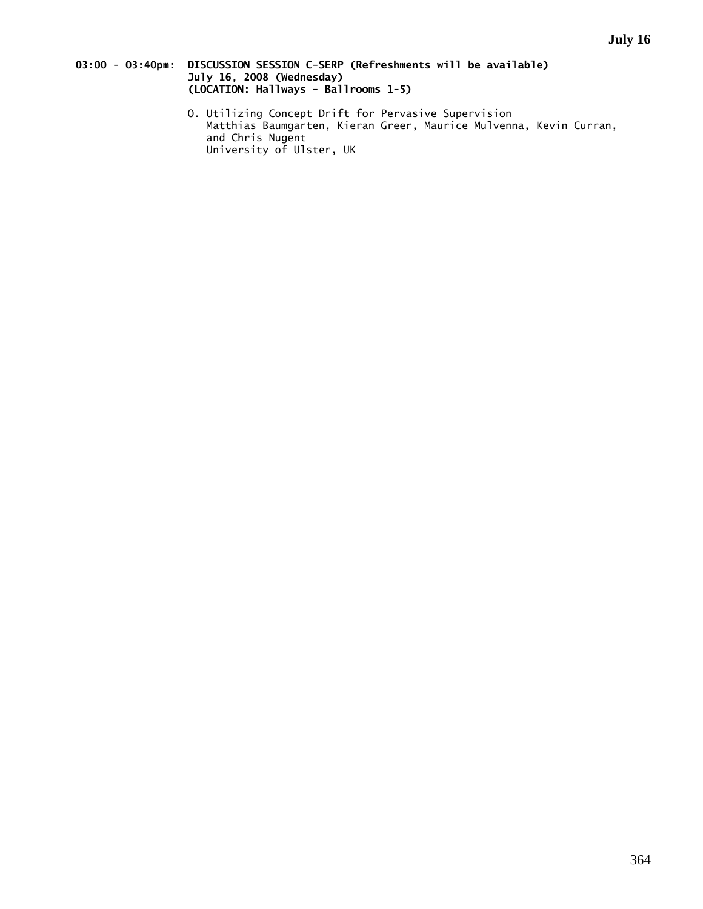**03:00 - 03:40pm: DISCUSSION SESSION C-SERP (Refreshments will be available)**
**July 16, 2008 (Wednesday)**
**(LOCATION: Hallways - Ballrooms 1-5)**

O. Utilizing Concept Drift for Pervasive Supervision
Matthias Baumgarten, Kieran Greer, Maurice Mulvenna, Kevin Curran, and Chris Nugent
University of Ulster, UK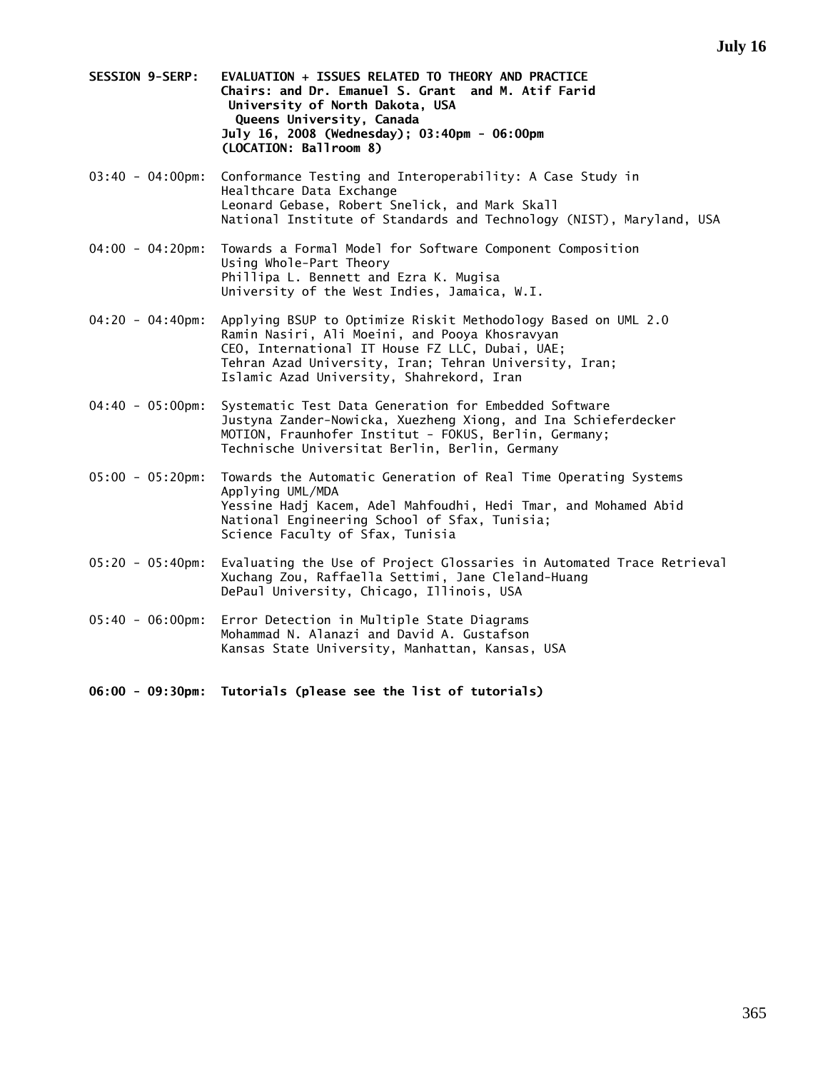**SESSION 9-SERP: EVALUATION + ISSUES RELATED TO THEORY AND PRACTICE**
**Chairs: and Dr. Emanuel S. Grant and M. Atif Farid**
**University of North Dakota, USA**
**Queens University, Canada**
**July 16, 2008 (Wednesday); 03:40pm - 06:00pm**
**(LOCATION: Ballroom 8)**

03:40 - 04:00pm: Conformance Testing and Interoperability: A Case Study in Healthcare Data Exchange
Leonard Gebase, Robert Snelick, and Mark Skall
National Institute of Standards and Technology (NIST), Maryland, USA

04:00 - 04:20pm: Towards a Formal Model for Software Component Composition Using Whole-Part Theory
Phillipa L. Bennett and Ezra K. Mugisa
University of the West Indies, Jamaica, W.I.

04:20 - 04:40pm: Applying BSUP to Optimize Riskit Methodology Based on UML 2.0
Ramin Nasiri, Ali Moeini, and Pooya Khosravyan
CEO, International IT House FZ LLC, Dubai, UAE;
Tehran Azad University, Iran; Tehran University, Iran;
Islamic Azad University, Shahrekord, Iran

04:40 - 05:00pm: Systematic Test Data Generation for Embedded Software
Justyna Zander-Nowicka, Xuezheng Xiong, and Ina Schieferdecker
MOTION, Fraunhofer Institut - FOKUS, Berlin, Germany;
Technische Universitat Berlin, Berlin, Germany

05:00 - 05:20pm: Towards the Automatic Generation of Real Time Operating Systems Applying UML/MDA
Yessine Hadj Kacem, Adel Mahfoudhi, Hedi Tmar, and Mohamed Abid
National Engineering School of Sfax, Tunisia;
Science Faculty of Sfax, Tunisia

05:20 - 05:40pm: Evaluating the Use of Project Glossaries in Automated Trace Retrieval
Xuchang Zou, Raffaella Settimi, Jane Cleland-Huang
DePaul University, Chicago, Illinois, USA

05:40 - 06:00pm: Error Detection in Multiple State Diagrams
Mohammad N. Alanazi and David A. Gustafson
Kansas State University, Manhattan, Kansas, USA

**06:00 - 09:30pm: Tutorials (please see the list of tutorials)**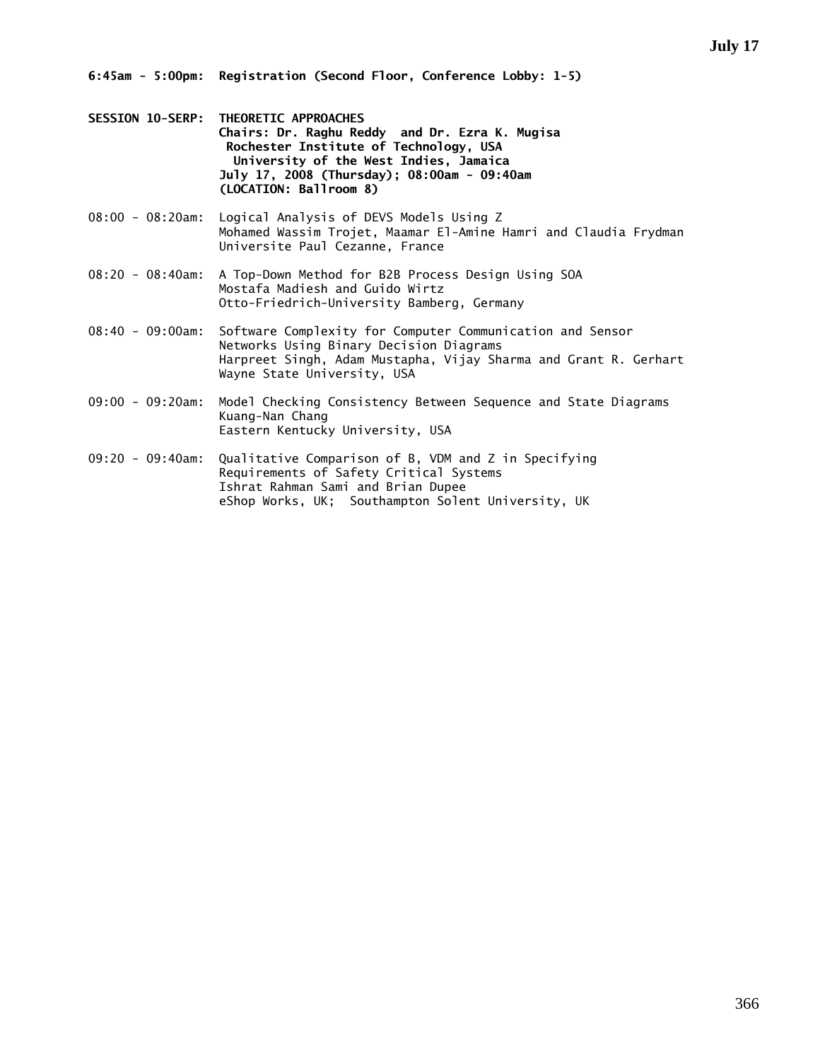**6:45am - 5:00pm: Registration (Second Floor, Conference Lobby: 1-5)**

**SESSION 10-SERP: THEORETIC APPROACHES**
**Chairs: Dr. Raghu Reddy and Dr. Ezra K. Mugisa**
**Rochester Institute of Technology, USA**
**University of the West Indies, Jamaica**
**July 17, 2008 (Thursday); 08:00am - 09:40am**
**(LOCATION: Ballroom 8)**

08:00 - 08:20am: Logical Analysis of DEVS Models Using Z
Mohamed Wassim Trojet, Maamar El-Amine Hamri and Claudia Frydman
Universite Paul Cezanne, France

08:20 - 08:40am: A Top-Down Method for B2B Process Design Using SOA
Mostafa Madiesh and Guido Wirtz
Otto-Friedrich-University Bamberg, Germany

08:40 - 09:00am: Software Complexity for Computer Communication and Sensor Networks Using Binary Decision Diagrams
Harpreet Singh, Adam Mustapha, Vijay Sharma and Grant R. Gerhart
Wayne State University, USA

09:00 - 09:20am: Model Checking Consistency Between Sequence and State Diagrams
Kuang-Nan Chang
Eastern Kentucky University, USA

09:20 - 09:40am: Qualitative Comparison of B, VDM and Z in Specifying Requirements of Safety Critical Systems
Ishrat Rahman Sami and Brian Dupee
eShop Works, UK; Southampton Solent University, UK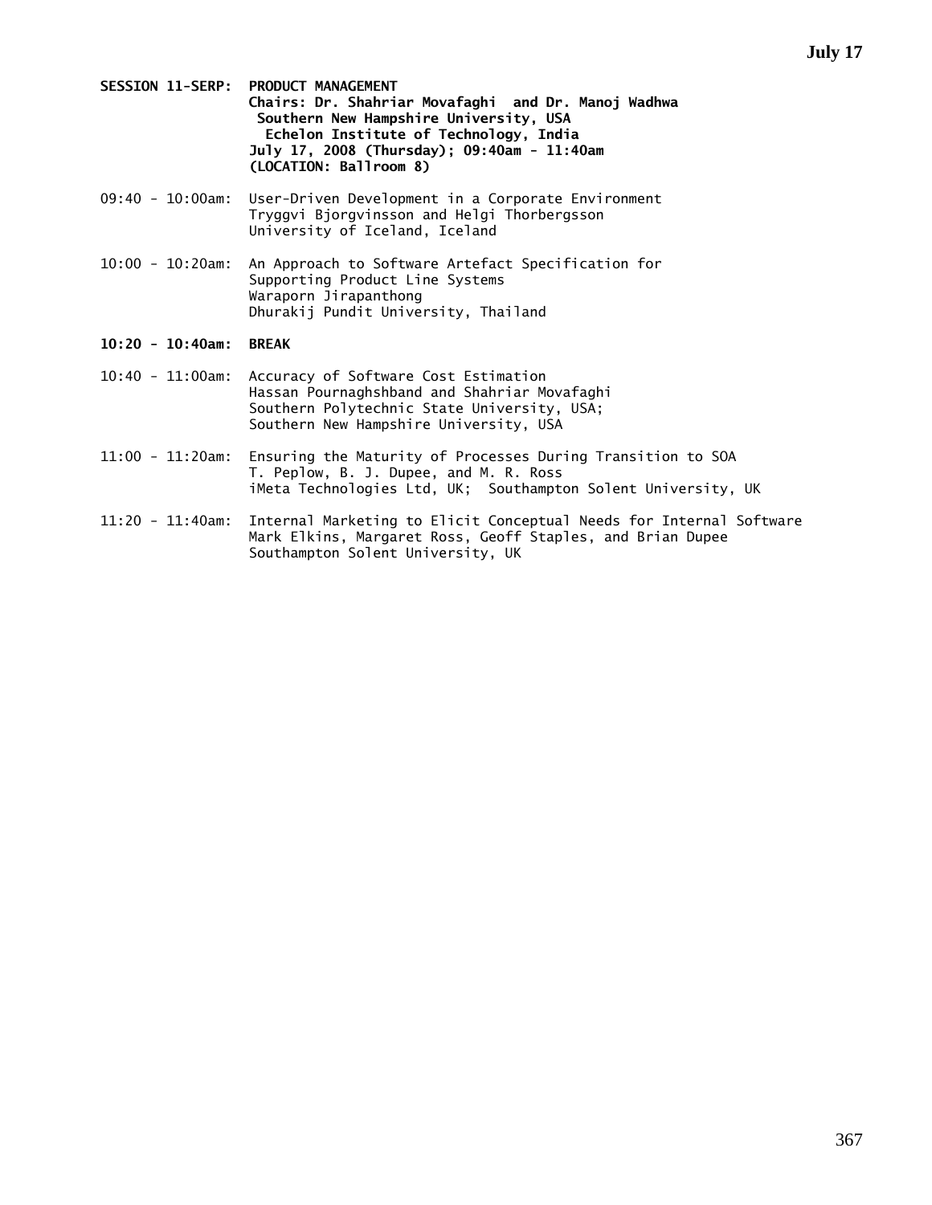**SESSION 11-SERP: PRODUCT MANAGEMENT**
**Chairs: Dr. Shahriar Movafaghi and Dr. Manoj Wadhwa**
**Southern New Hampshire University, USA**
**Echelon Institute of Technology, India**
**July 17, 2008 (Thursday); 09:40am - 11:40am**
**(LOCATION: Ballroom 8)**

09:40 - 10:00am: User-Driven Development in a Corporate Environment
Tryggvi Bjorgvinsson and Helgi Thorbergsson
University of Iceland, Iceland

10:00 - 10:20am: An Approach to Software Artefact Specification for Supporting Product Line Systems
Waraporn Jirapanthong
Dhurakij Pundit University, Thailand

**10:20 - 10:40am: BREAK**

10:40 - 11:00am: Accuracy of Software Cost Estimation
Hassan Pournaghshband and Shahriar Movafaghi
Southern Polytechnic State University, USA;
Southern New Hampshire University, USA

11:00 - 11:20am: Ensuring the Maturity of Processes During Transition to SOA
T. Peplow, B. J. Dupee, and M. R. Ross
iMeta Technologies Ltd, UK; Southampton Solent University, UK

11:20 - 11:40am: Internal Marketing to Elicit Conceptual Needs for Internal Software
Mark Elkins, Margaret Ross, Geoff Staples, and Brian Dupee
Southampton Solent University, UK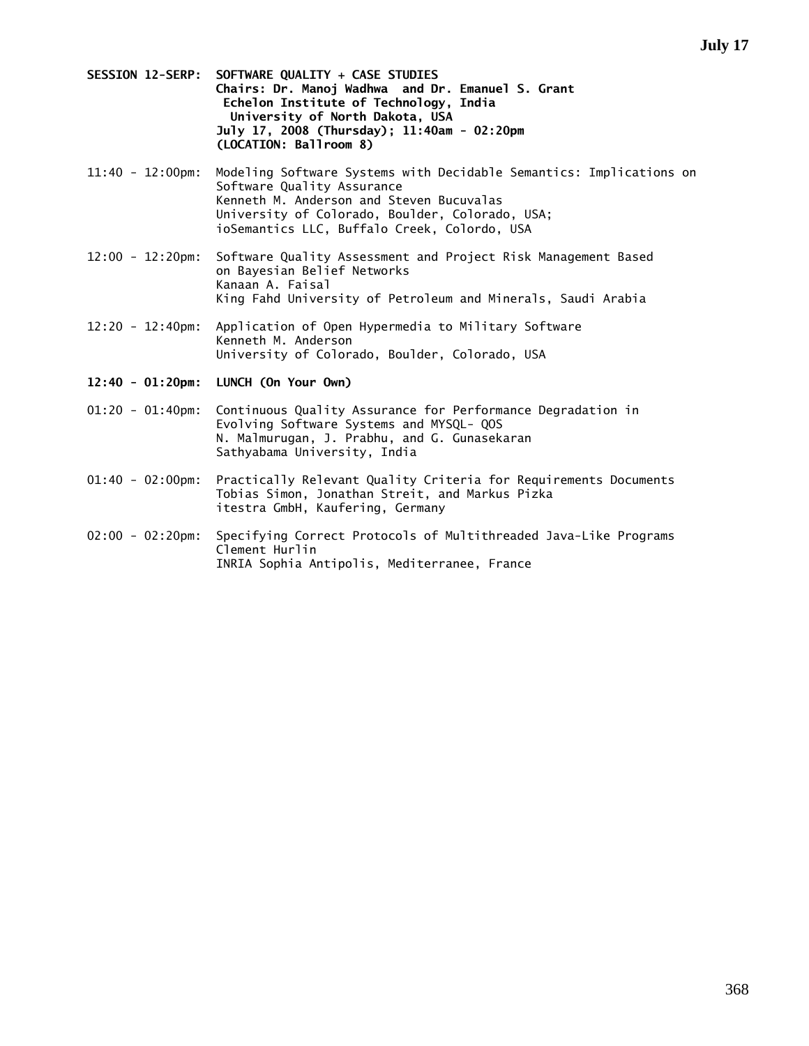**SESSION 12-SERP: SOFTWARE QUALITY + CASE STUDIES**
**Chairs: Dr. Manoj Wadhwa and Dr. Emanuel S. Grant**
**Echelon Institute of Technology, India**
**University of North Dakota, USA**
**July 17, 2008 (Thursday); 11:40am - 02:20pm**
**(LOCATION: Ballroom 8)**

11:40 - 12:00pm: Modeling Software Systems with Decidable Semantics: Implications on Software Quality Assurance
Kenneth M. Anderson and Steven Bucuvalas
University of Colorado, Boulder, Colorado, USA;
ioSemantics LLC, Buffalo Creek, Colordo, USA

12:00 - 12:20pm: Software Quality Assessment and Project Risk Management Based on Bayesian Belief Networks
Kanaan A. Faisal
King Fahd University of Petroleum and Minerals, Saudi Arabia

12:20 - 12:40pm: Application of Open Hypermedia to Military Software
Kenneth M. Anderson
University of Colorado, Boulder, Colorado, USA

**12:40 - 01:20pm: LUNCH (On Your Own)**

01:20 - 01:40pm: Continuous Quality Assurance for Performance Degradation in Evolving Software Systems and MYSQL- QOS
N. Malmurugan, J. Prabhu, and G. Gunasekaran
Sathyabama University, India

01:40 - 02:00pm: Practically Relevant Quality Criteria for Requirements Documents
Tobias Simon, Jonathan Streit, and Markus Pizka
itestra GmbH, Kaufering, Germany

02:00 - 02:20pm: Specifying Correct Protocols of Multithreaded Java-Like Programs
Clement Hurlin
INRIA Sophia Antipolis, Mediterranee, France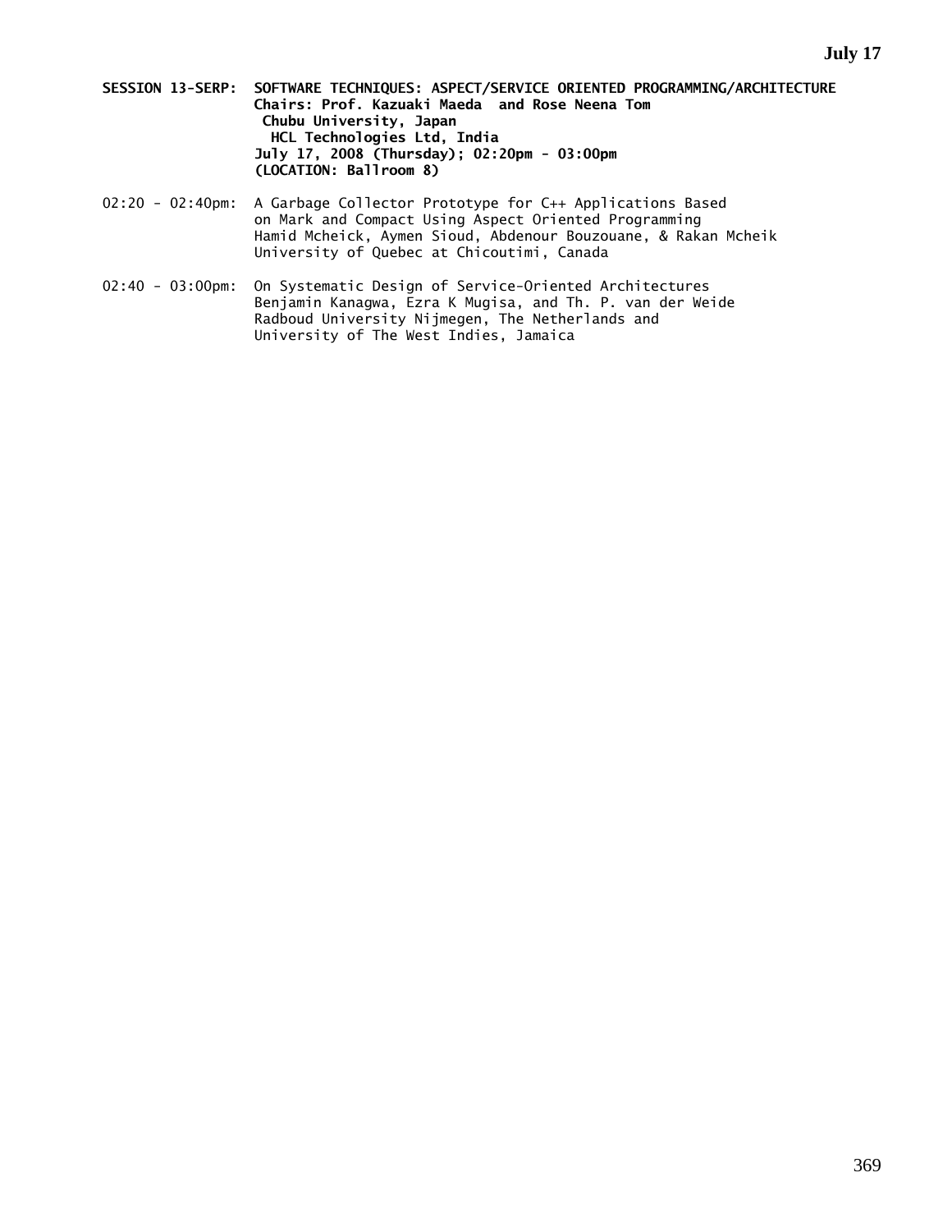**SESSION 13-SERP: SOFTWARE TECHNIQUES: ASPECT/SERVICE ORIENTED PROGRAMMING/ARCHITECTURE**
**Chairs: Prof. Kazuaki Maeda and Rose Neena Tom**
**Chubu University, Japan**
**HCL Technologies Ltd, India**
**July 17, 2008 (Thursday); 02:20pm - 03:00pm**
**(LOCATION: Ballroom 8)**

02:20 - 02:40pm: A Garbage Collector Prototype for C++ Applications Based on Mark and Compact Using Aspect Oriented Programming
Hamid Mcheick, Aymen Sioud, Abdenour Bouzouane, & Rakan Mcheik
University of Quebec at Chicoutimi, Canada

02:40 - 03:00pm: On Systematic Design of Service-Oriented Architectures
Benjamin Kanagwa, Ezra K Mugisa, and Th. P. van der Weide
Radboud University Nijmegen, The Netherlands and
University of The West Indies, Jamaica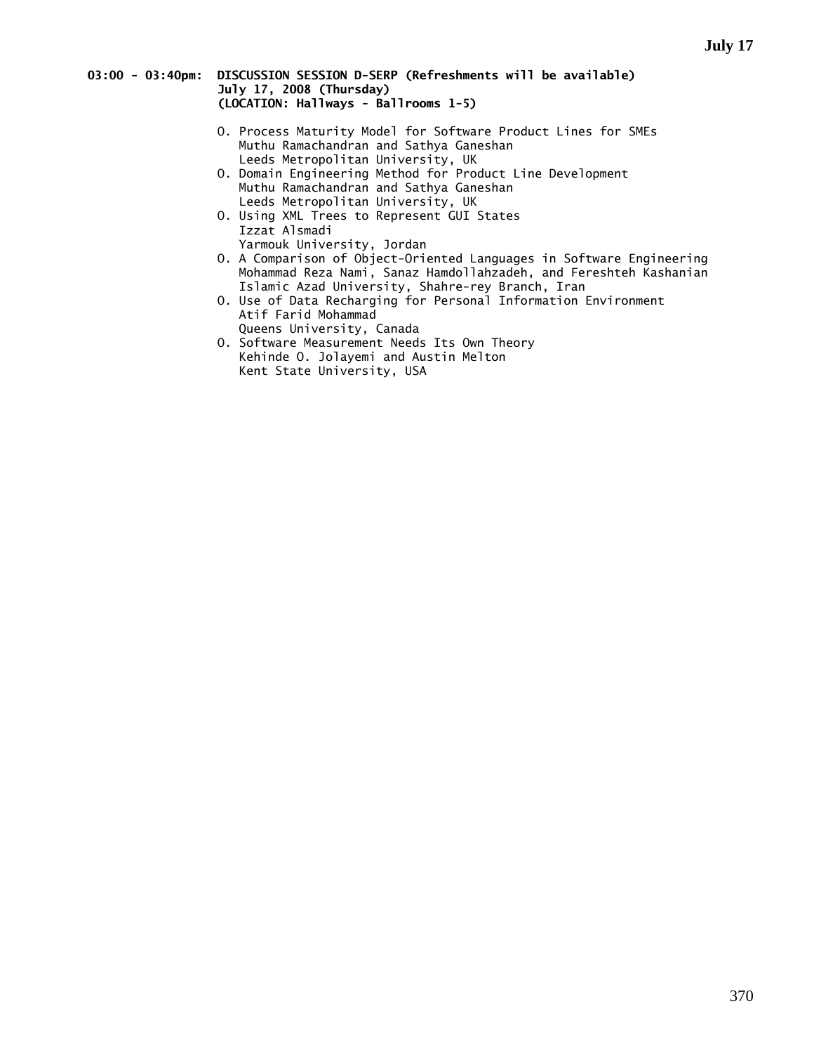**03:00 - 03:40pm: DISCUSSION SESSION D-SERP (Refreshments will be available)**
**July 17, 2008 (Thursday)**
**(LOCATION: Hallways - Ballrooms 1-5)**

O. Process Maturity Model for Software Product Lines for SMEs
Muthu Ramachandran and Sathya Ganeshan
Leeds Metropolitan University, UK

O. Domain Engineering Method for Product Line Development
Muthu Ramachandran and Sathya Ganeshan
Leeds Metropolitan University, UK

O. Using XML Trees to Represent GUI States
Izzat Alsmadi
Yarmouk University, Jordan

O. A Comparison of Object-Oriented Languages in Software Engineering
Mohammad Reza Nami, Sanaz Hamdollahzadeh, and Fereshteh Kashanian
Islamic Azad University, Shahre-rey Branch, Iran

O. Use of Data Recharging for Personal Information Environment
Atif Farid Mohammad
Queens University, Canada

O. Software Measurement Needs Its Own Theory
Kehinde O. Jolayemi and Austin Melton
Kent State University, USA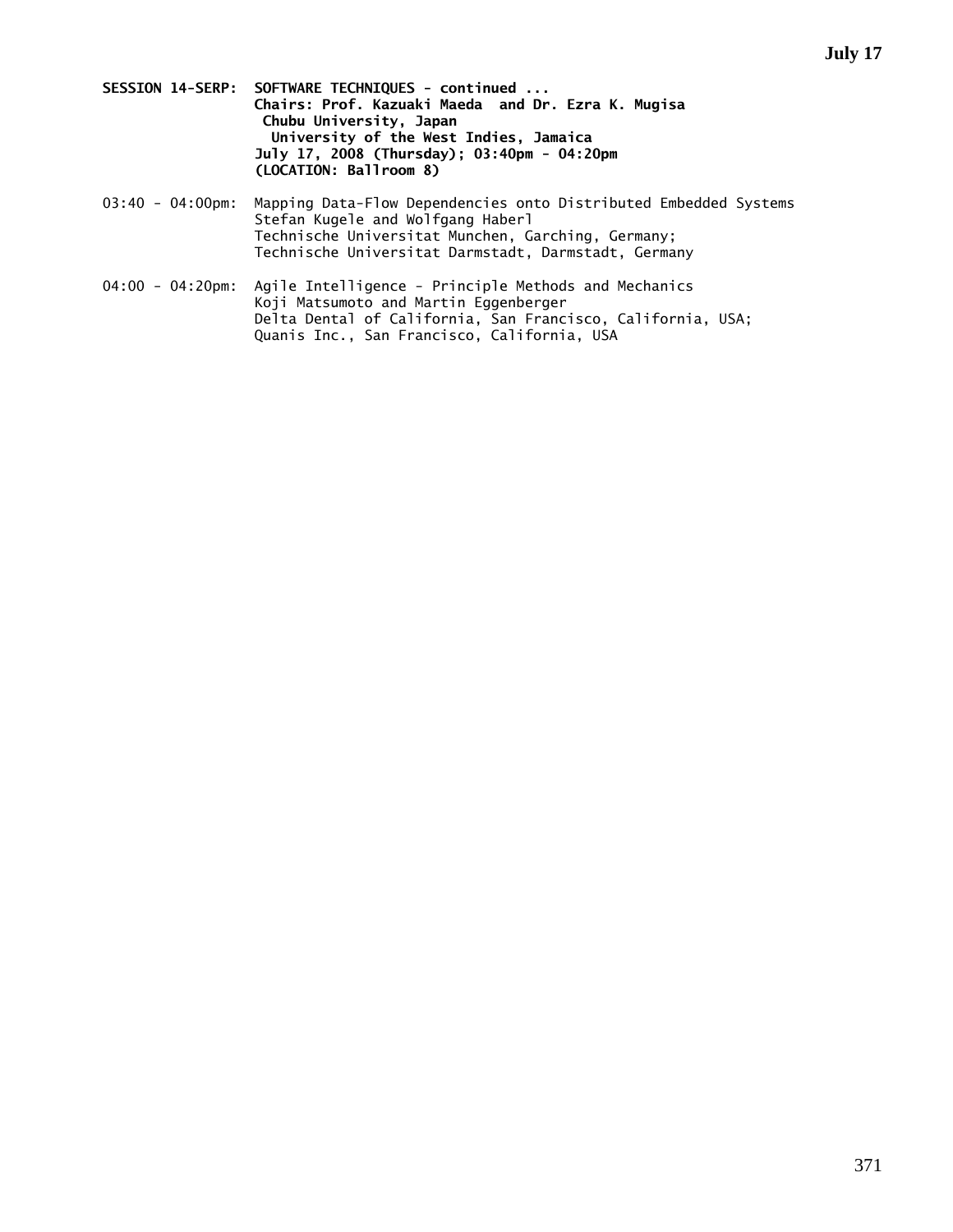**SESSION 14-SERP: SOFTWARE TECHNIQUES - continued ...**
**Chairs: Prof. Kazuaki Maeda and Dr. Ezra K. Mugisa**
**Chubu University, Japan**
**University of the West Indies, Jamaica**
**July 17, 2008 (Thursday); 03:40pm - 04:20pm**
**(LOCATION: Ballroom 8)**

03:40 - 04:00pm: Mapping Data-Flow Dependencies onto Distributed Embedded Systems
Stefan Kugele and Wolfgang Haberl
Technische Universitat Munchen, Garching, Germany;
Technische Universitat Darmstadt, Darmstadt, Germany

04:00 - 04:20pm: Agile Intelligence - Principle Methods and Mechanics
Koji Matsumoto and Martin Eggenberger
Delta Dental of California, San Francisco, California, USA;
Quanis Inc., San Francisco, California, USA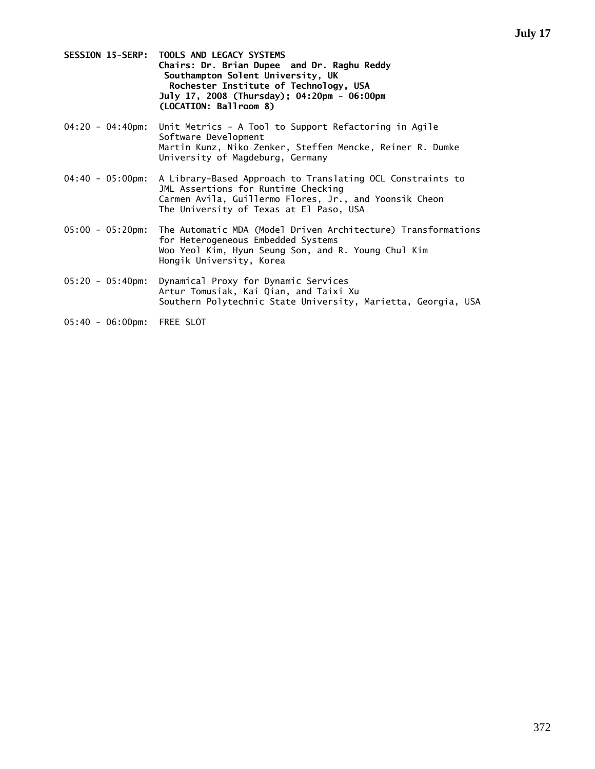**SESSION 15-SERP: TOOLS AND LEGACY SYSTEMS**
**Chairs: Dr. Brian Dupee and Dr. Raghu Reddy**
**Southampton Solent University, UK**
**Rochester Institute of Technology, USA**
**July 17, 2008 (Thursday); 04:20pm - 06:00pm**
**(LOCATION: Ballroom 8)**

04:20 - 04:40pm: Unit Metrics - A Tool to Support Refactoring in Agile Software Development
Martin Kunz, Niko Zenker, Steffen Mencke, Reiner R. Dumke
University of Magdeburg, Germany

04:40 - 05:00pm: A Library-Based Approach to Translating OCL Constraints to JML Assertions for Runtime Checking
Carmen Avila, Guillermo Flores, Jr., and Yoonsik Cheon
The University of Texas at El Paso, USA

05:00 - 05:20pm: The Automatic MDA (Model Driven Architecture) Transformations for Heterogeneous Embedded Systems
Woo Yeol Kim, Hyun Seung Son, and R. Young Chul Kim
Hongik University, Korea

05:20 - 05:40pm: Dynamical Proxy for Dynamic Services
Artur Tomusiak, Kai Qian, and Taixi Xu
Southern Polytechnic State University, Marietta, Georgia, USA

05:40 - 06:00pm: FREE SLOT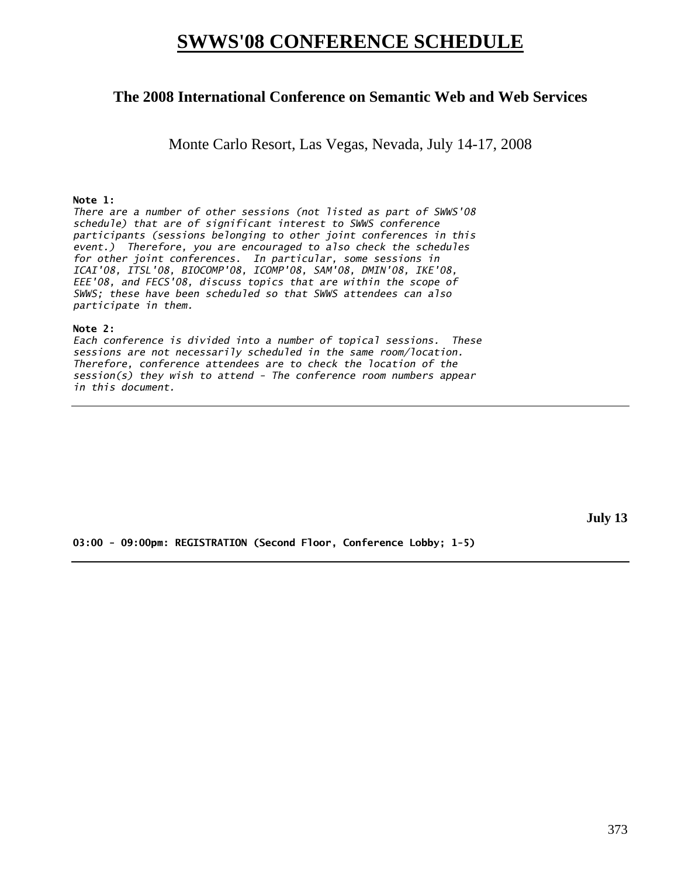# SWWS'08 CONFERENCE SCHEDULE

## The 2008 International Conference on Semantic Web and Web Services

Monte Carlo Resort, Las Vegas, Nevada, July 14-17, 2008

**Note 1:**
*There are a number of other sessions (not listed as part of SWWS'08 schedule) that are of significant interest to SWWS conference participants (sessions belonging to other joint conferences in this event.) Therefore, you are encouraged to also check the schedules for other joint conferences. In particular, some sessions in ICAI'08, ITSL'08, BIOCOMP'08, ICOMP'08, SAM'08, DMIN'08, IKE'08, EEE'08, and FECS'08, discuss topics that are within the scope of SWWS; these have been scheduled so that SWWS attendees can also participate in them.*

**Note 2:**
*Each conference is divided into a number of topical sessions. These sessions are not necessarily scheduled in the same room/location. Therefore, conference attendees are to check the location of the session(s) they wish to attend - The conference room numbers appear in this document.*

---

**July 13**

**03:00 - 09:00pm: REGISTRATION (Second Floor, Conference Lobby; 1-5)**

---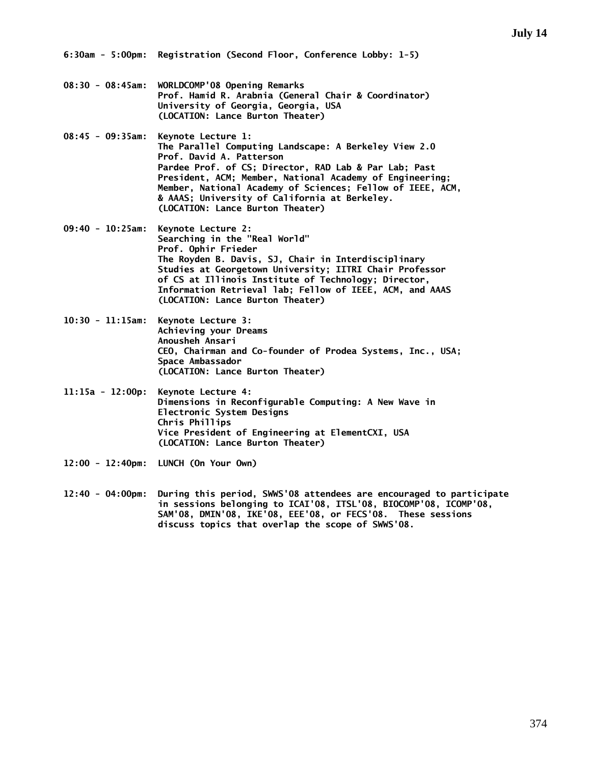## July 14

**6:30am - 5:00pm:** Registration (Second Floor, Conference Lobby: 1-5)

**08:30 - 08:45am:** WORLDCOMP'08 Opening Remarks
Prof. Hamid R. Arabnia (General Chair & Coordinator)
University of Georgia, Georgia, USA
(LOCATION: Lance Burton Theater)

**08:45 - 09:35am:** Keynote Lecture 1:
The Parallel Computing Landscape: A Berkeley View 2.0
Prof. David A. Patterson
Pardee Prof. of CS; Director, RAD Lab & Par Lab; Past President, ACM; Member, National Academy of Engineering; Member, National Academy of Sciences; Fellow of IEEE, ACM, & AAAS; University of California at Berkeley.
(LOCATION: Lance Burton Theater)

**09:40 - 10:25am:** Keynote Lecture 2:
Searching in the "Real World"
Prof. Ophir Frieder
The Royden B. Davis, SJ, Chair in Interdisciplinary Studies at Georgetown University; IITRI Chair Professor of CS at Illinois Institute of Technology; Director, Information Retrieval lab; Fellow of IEEE, ACM, and AAAS
(LOCATION: Lance Burton Theater)

**10:30 - 11:15am:** Keynote Lecture 3:
Achieving your Dreams
Anousheh Ansari
CEO, Chairman and Co-founder of Prodea Systems, Inc., USA; Space Ambassador
(LOCATION: Lance Burton Theater)

**11:15a - 12:00p:** Keynote Lecture 4:
Dimensions in Reconfigurable Computing: A New Wave in Electronic System Designs
Chris Phillips
Vice President of Engineering at ElementCXI, USA
(LOCATION: Lance Burton Theater)

**12:00 - 12:40pm:** LUNCH (On Your Own)

**12:40 - 04:00pm:** During this period, SWWS'08 attendees are encouraged to participate in sessions belonging to ICAI'08, ITSL'08, BIOCOMP'08, ICOMP'08, SAM'08, DMIN'08, IKE'08, EEE'08, or FECS'08. These sessions discuss topics that overlap the scope of SWWS'08.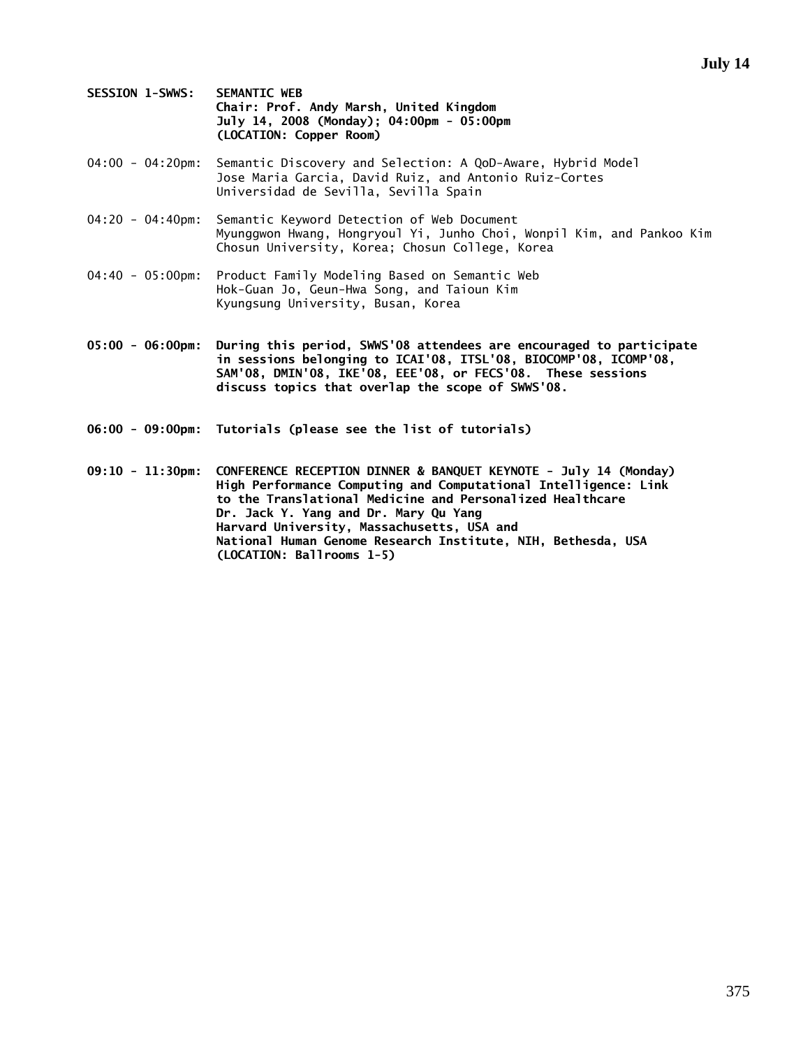**SESSION 1-SWWS: SEMANTIC WEB**
**Chair: Prof. Andy Marsh, United Kingdom**
**July 14, 2008 (Monday); 04:00pm - 05:00pm**
**(LOCATION: Copper Room)**

04:00 - 04:20pm: Semantic Discovery and Selection: A QoD-Aware, Hybrid Model
Jose Maria Garcia, David Ruiz, and Antonio Ruiz-Cortes
Universidad de Sevilla, Sevilla Spain

04:20 - 04:40pm: Semantic Keyword Detection of Web Document
Myunggwon Hwang, Hongryoul Yi, Junho Choi, Wonpil Kim, and Pankoo Kim
Chosun University, Korea; Chosun College, Korea

04:40 - 05:00pm: Product Family Modeling Based on Semantic Web
Hok-Guan Jo, Geun-Hwa Song, and Taioun Kim
Kyungsung University, Busan, Korea

**05:00 - 06:00pm: During this period, SWWS'08 attendees are encouraged to participate in sessions belonging to ICAI'08, ITSL'08, BIOCOMP'08, ICOMP'08, SAM'08, DMIN'08, IKE'08, EEE'08, or FECS'08. These sessions discuss topics that overlap the scope of SWWS'08.**

**06:00 - 09:00pm: Tutorials (please see the list of tutorials)**

**09:10 - 11:30pm: CONFERENCE RECEPTION DINNER & BANQUET KEYNOTE - July 14 (Monday)**
**High Performance Computing and Computational Intelligence: Link to the Translational Medicine and Personalized Healthcare**
**Dr. Jack Y. Yang and Dr. Mary Qu Yang**
**Harvard University, Massachusetts, USA and**
**National Human Genome Research Institute, NIH, Bethesda, USA**
**(LOCATION: Ballrooms 1-5)**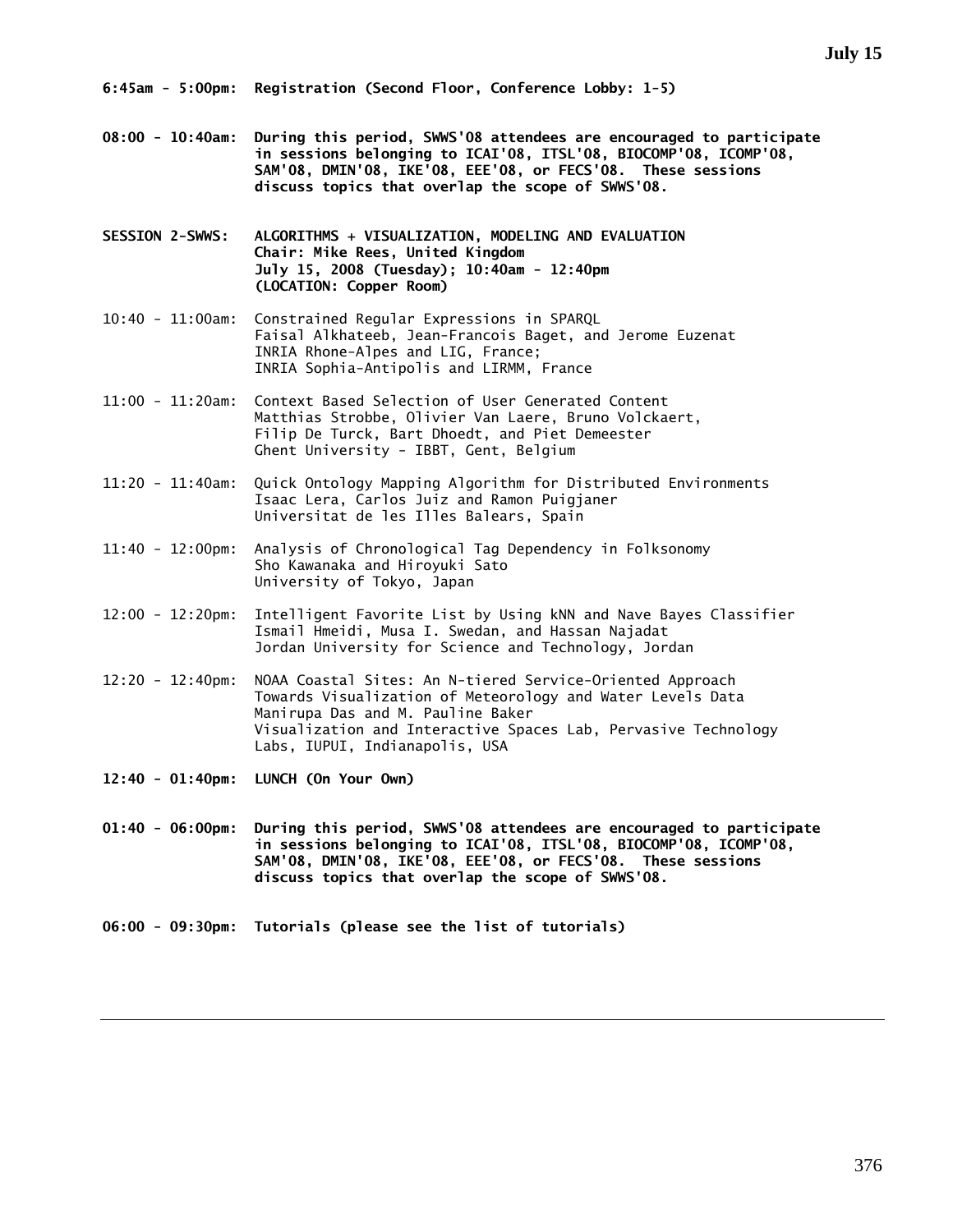## July 15

**6:45am - 5:00pm: Registration (Second Floor, Conference Lobby: 1-5)**

**08:00 - 10:40am: During this period, SWWS'08 attendees are encouraged to participate in sessions belonging to ICAI'08, ITSL'08, BIOCOMP'08, ICOMP'08, SAM'08, DMIN'08, IKE'08, EEE'08, or FECS'08. These sessions discuss topics that overlap the scope of SWWS'08.**

**SESSION 2-SWWS: ALGORITHMS + VISUALIZATION, MODELING AND EVALUATION**
**Chair: Mike Rees, United Kingdom**
**July 15, 2008 (Tuesday); 10:40am - 12:40pm**
**(LOCATION: Copper Room)**

10:40 - 11:00am: Constrained Regular Expressions in SPARQL
Faisal Alkhateeb, Jean-Francois Baget, and Jerome Euzenat
INRIA Rhone-Alpes and LIG, France;
INRIA Sophia-Antipolis and LIRMM, France

11:00 - 11:20am: Context Based Selection of User Generated Content
Matthias Strobbe, Olivier Van Laere, Bruno Volckaert, Filip De Turck, Bart Dhoedt, and Piet Demeester
Ghent University - IBBT, Gent, Belgium

11:20 - 11:40am: Quick Ontology Mapping Algorithm for Distributed Environments
Isaac Lera, Carlos Juiz and Ramon Puigjaner
Universitat de les Illes Balears, Spain

11:40 - 12:00pm: Analysis of Chronological Tag Dependency in Folksonomy
Sho Kawanaka and Hiroyuki Sato
University of Tokyo, Japan

12:00 - 12:20pm: Intelligent Favorite List by Using kNN and Nave Bayes Classifier
Ismail Hmeidi, Musa I. Swedan, and Hassan Najadat
Jordan University for Science and Technology, Jordan

12:20 - 12:40pm: NOAA Coastal Sites: An N-tiered Service-Oriented Approach Towards Visualization of Meteorology and Water Levels Data
Manirupa Das and M. Pauline Baker
Visualization and Interactive Spaces Lab, Pervasive Technology Labs, IUPUI, Indianapolis, USA

**12:40 - 01:40pm: LUNCH (On Your Own)**

**01:40 - 06:00pm: During this period, SWWS'08 attendees are encouraged to participate in sessions belonging to ICAI'08, ITSL'08, BIOCOMP'08, ICOMP'08, SAM'08, DMIN'08, IKE'08, EEE'08, or FECS'08. These sessions discuss topics that overlap the scope of SWWS'08.**

**06:00 - 09:30pm: Tutorials (please see the list of tutorials)**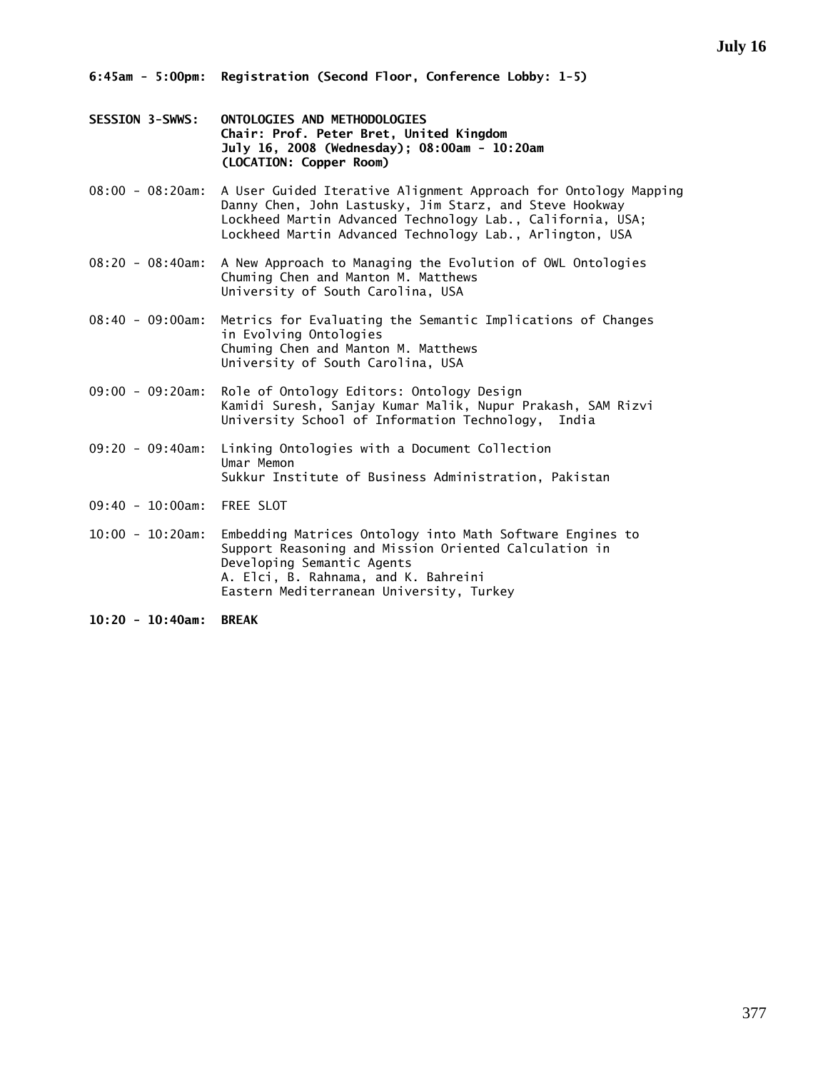**July 16**

**6:45am - 5:00pm: Registration (Second Floor, Conference Lobby: 1-5)**

**SESSION 3-SWWS: ONTOLOGIES AND METHODOLOGIES**
**Chair: Prof. Peter Bret, United Kingdom**
**July 16, 2008 (Wednesday); 08:00am - 10:20am**
**(LOCATION: Copper Room)**

08:00 - 08:20am: A User Guided Iterative Alignment Approach for Ontology Mapping
Danny Chen, John Lastusky, Jim Starz, and Steve Hookway
Lockheed Martin Advanced Technology Lab., California, USA;
Lockheed Martin Advanced Technology Lab., Arlington, USA

08:20 - 08:40am: A New Approach to Managing the Evolution of OWL Ontologies
Chuming Chen and Manton M. Matthews
University of South Carolina, USA

08:40 - 09:00am: Metrics for Evaluating the Semantic Implications of Changes in Evolving Ontologies
Chuming Chen and Manton M. Matthews
University of South Carolina, USA

09:00 - 09:20am: Role of Ontology Editors: Ontology Design
Kamidi Suresh, Sanjay Kumar Malik, Nupur Prakash, SAM Rizvi
University School of Information Technology, India

09:20 - 09:40am: Linking Ontologies with a Document Collection
Umar Memon
Sukkur Institute of Business Administration, Pakistan

09:40 - 10:00am: FREE SLOT

10:00 - 10:20am: Embedding Matrices Ontology into Math Software Engines to Support Reasoning and Mission Oriented Calculation in Developing Semantic Agents
A. Elci, B. Rahnama, and K. Bahreini
Eastern Mediterranean University, Turkey

**10:20 - 10:40am: BREAK**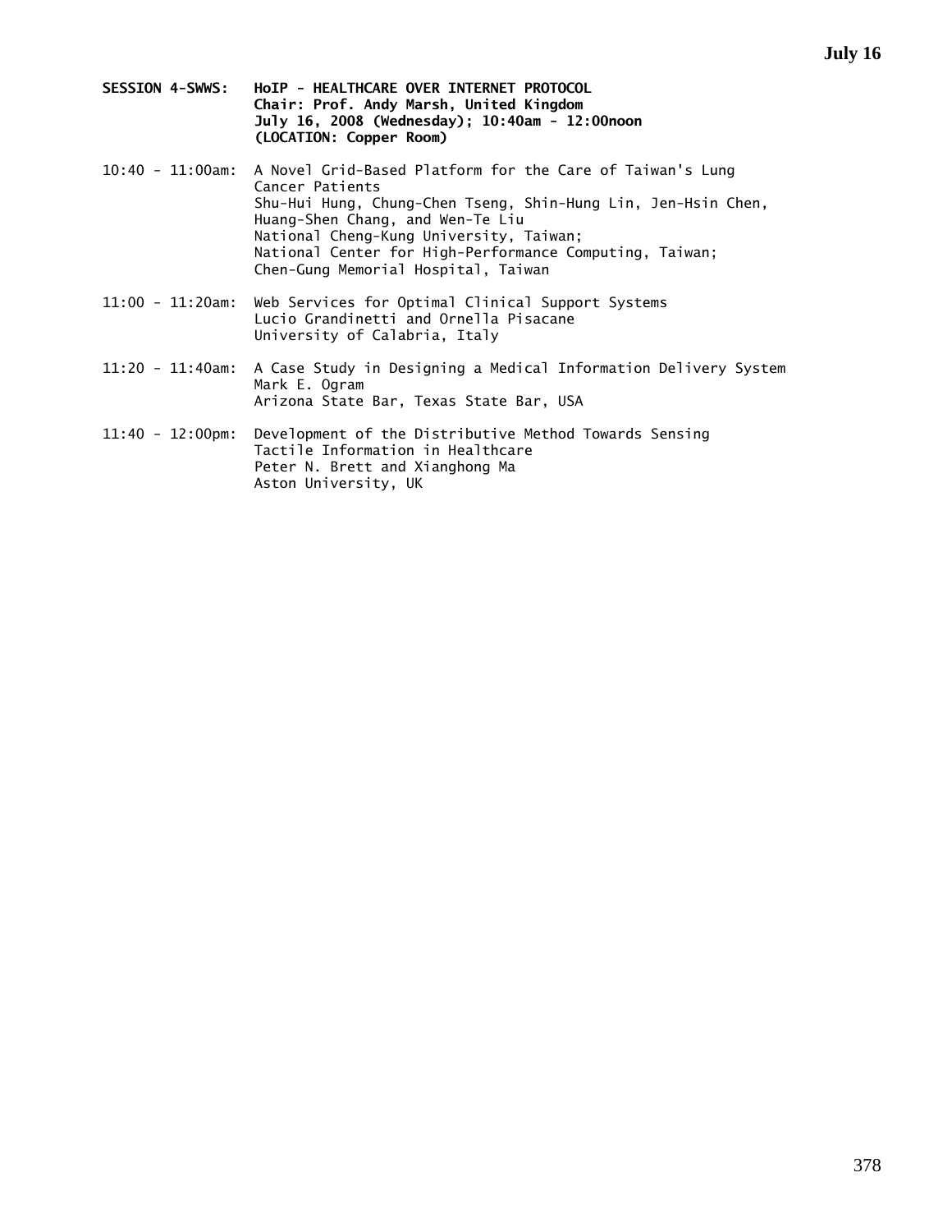**SESSION 4-SWWS: HoIP - HEALTHCARE OVER INTERNET PROTOCOL**
**Chair: Prof. Andy Marsh, United Kingdom**
**July 16, 2008 (Wednesday); 10:40am - 12:00noon**
**(LOCATION: Copper Room)**

10:40 - 11:00am: A Novel Grid-Based Platform for the Care of Taiwan's Lung Cancer Patients
Shu-Hui Hung, Chung-Chen Tseng, Shin-Hung Lin, Jen-Hsin Chen, Huang-Shen Chang, and Wen-Te Liu
National Cheng-Kung University, Taiwan;
National Center for High-Performance Computing, Taiwan;
Chen-Gung Memorial Hospital, Taiwan

11:00 - 11:20am: Web Services for Optimal Clinical Support Systems
Lucio Grandinetti and Ornella Pisacane
University of Calabria, Italy

11:20 - 11:40am: A Case Study in Designing a Medical Information Delivery System
Mark E. Ogram
Arizona State Bar, Texas State Bar, USA

11:40 - 12:00pm: Development of the Distributive Method Towards Sensing Tactile Information in Healthcare
Peter N. Brett and Xianghong Ma
Aston University, UK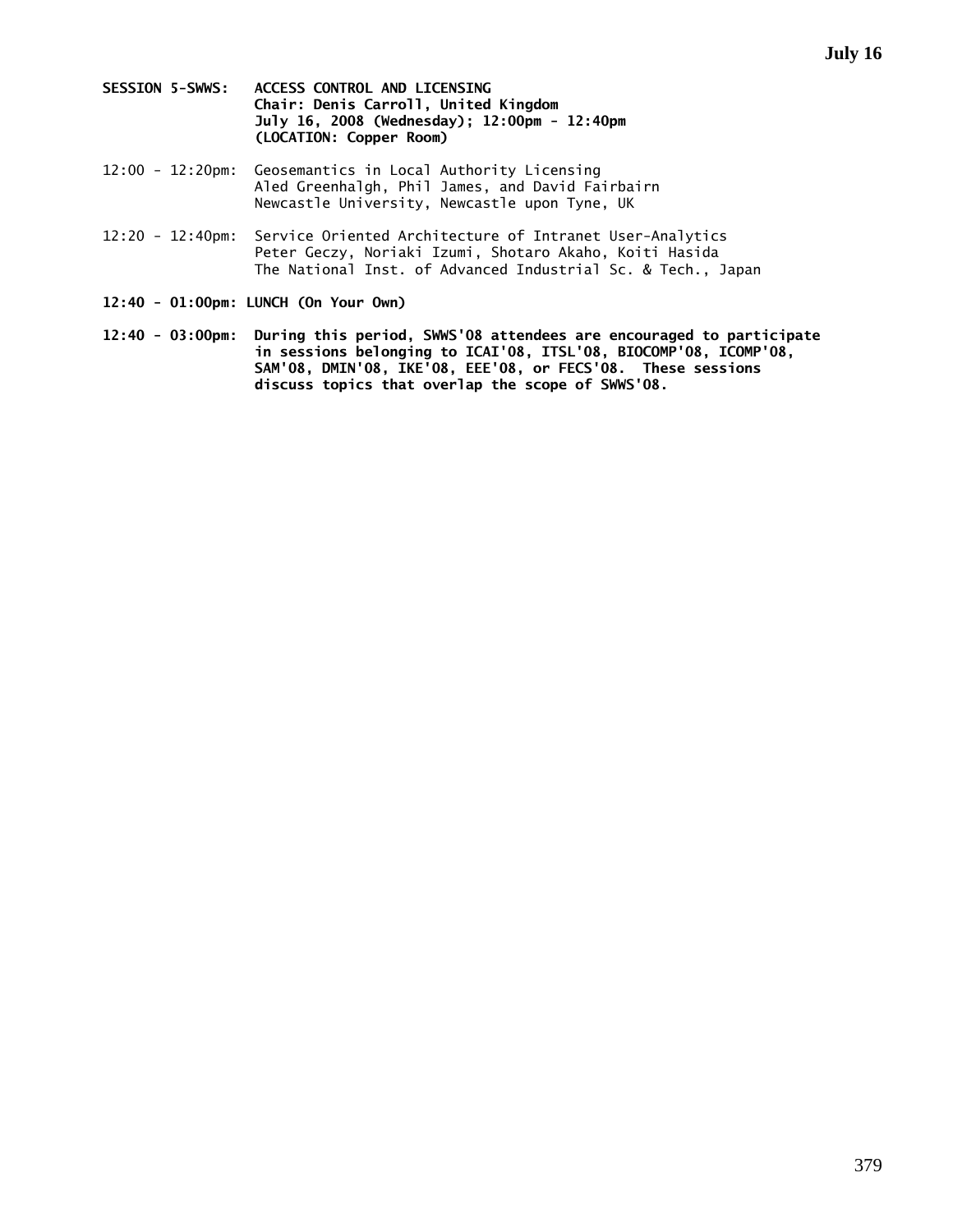**SESSION 5-SWWS: ACCESS CONTROL AND LICENSING**
**Chair: Denis Carroll, United Kingdom**
**July 16, 2008 (Wednesday); 12:00pm - 12:40pm**
**(LOCATION: Copper Room)**

12:00 - 12:20pm: Geosemantics in Local Authority Licensing
Aled Greenhalgh, Phil James, and David Fairbairn
Newcastle University, Newcastle upon Tyne, UK

12:20 - 12:40pm: Service Oriented Architecture of Intranet User-Analytics
Peter Geczy, Noriaki Izumi, Shotaro Akaho, Koiti Hasida
The National Inst. of Advanced Industrial Sc. & Tech., Japan

**12:40 - 01:00pm: LUNCH (On Your Own)**

**12:40 - 03:00pm: During this period, SWWS'08 attendees are encouraged to participate in sessions belonging to ICAI'08, ITSL'08, BIOCOMP'08, ICOMP'08, SAM'08, DMIN'08, IKE'08, EEE'08, or FECS'08. These sessions discuss topics that overlap the scope of SWWS'08.**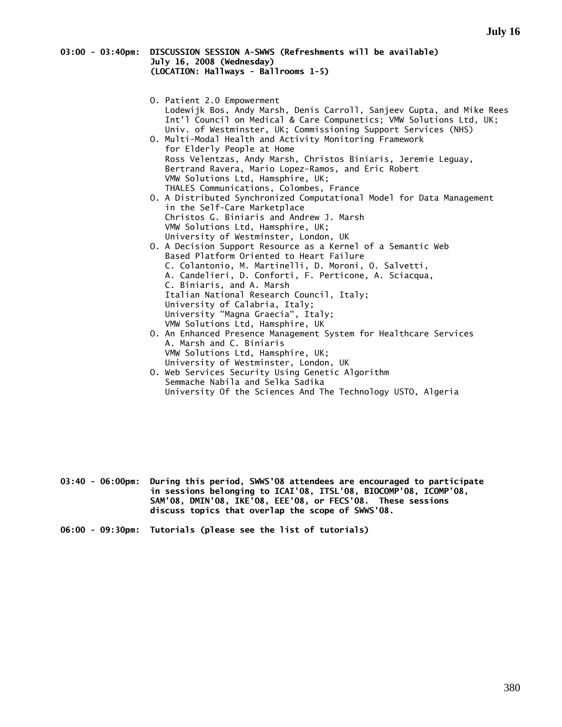**03:00 - 03:40pm: DISCUSSION SESSION A-SWWS (Refreshments will be available)**
**July 16, 2008 (Wednesday)**
**(LOCATION: Hallways - Ballrooms 1-5)**

- O. Patient 2.0 Empowerment
  Lodewijk Bos, Andy Marsh, Denis Carroll, Sanjeev Gupta, and Mike Rees
  Int'l Council on Medical & Care Compunetics; VMW Solutions Ltd, UK;
  Univ. of Westminster, UK; Commissioning Support Services (NHS)
- O. Multi-Modal Health and Activity Monitoring Framework for Elderly People at Home
  Ross Velentzas, Andy Marsh, Christos Biniaris, Jeremie Leguay, Bertrand Ravera, Mario Lopez-Ramos, and Eric Robert
  VMW Solutions Ltd, Hamsphire, UK;
  THALES Communications, Colombes, France
- O. A Distributed Synchronized Computational Model for Data Management in the Self-Care Marketplace
  Christos G. Biniaris and Andrew J. Marsh
  VMW Solutions Ltd, Hamsphire, UK;
  University of Westminster, London, UK
- O. A Decision Support Resource as a Kernel of a Semantic Web Based Platform Oriented to Heart Failure
  C. Colantonio, M. Martinelli, D. Moroni, O. Salvetti, A. Candelieri, D. Conforti, F. Perticone, A. Sciacqua, C. Biniaris, and A. Marsh
  Italian National Research Council, Italy;
  University of Calabria, Italy;
  University "Magna Graecia", Italy;
  VMW Solutions Ltd, Hamsphire, UK
- O. An Enhanced Presence Management System for Healthcare Services
  A. Marsh and C. Biniaris
  VMW Solutions Ltd, Hamsphire, UK;
  University of Westminster, London, UK
- O. Web Services Security Using Genetic Algorithm
  Semmache Nabila and Selka Sadika
  University Of the Sciences And The Technology USTO, Algeria

**03:40 - 06:00pm: During this period, SWWS'08 attendees are encouraged to participate in sessions belonging to ICAI'08, ITSL'08, BIOCOMP'08, ICOMP'08, SAM'08, DMIN'08, IKE'08, EEE'08, or FECS'08. These sessions discuss topics that overlap the scope of SWWS'08.**

**06:00 - 09:30pm: Tutorials (please see the list of tutorials)**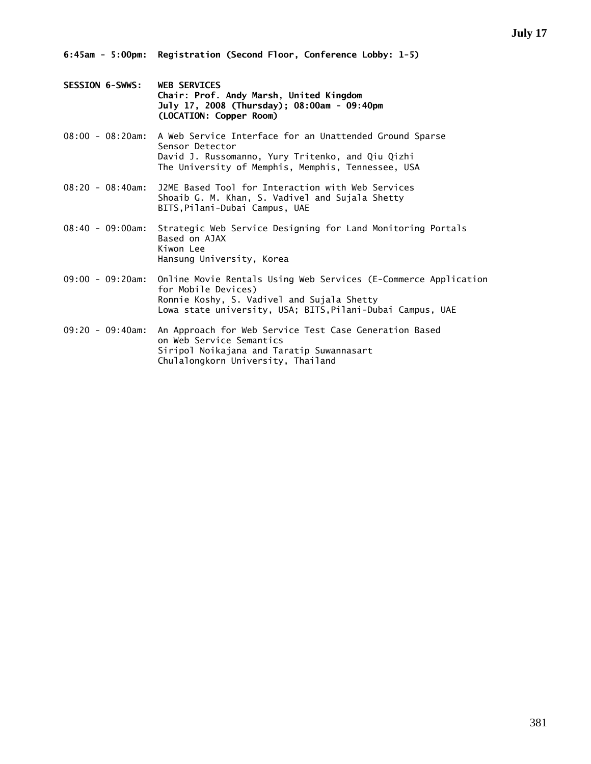**6:45am - 5:00pm: Registration (Second Floor, Conference Lobby: 1-5)**

**SESSION 6-SWWS: WEB SERVICES**
**Chair: Prof. Andy Marsh, United Kingdom**
**July 17, 2008 (Thursday); 08:00am - 09:40pm**
**(LOCATION: Copper Room)**

08:00 - 08:20am: A Web Service Interface for an Unattended Ground Sparse Sensor Detector
David J. Russomanno, Yury Tritenko, and Qiu Qizhi
The University of Memphis, Memphis, Tennessee, USA

08:20 - 08:40am: J2ME Based Tool for Interaction with Web Services
Shoaib G. M. Khan, S. Vadivel and Sujala Shetty
BITS,Pilani-Dubai Campus, UAE

08:40 - 09:00am: Strategic Web Service Designing for Land Monitoring Portals Based on AJAX
Kiwon Lee
Hansung University, Korea

09:00 - 09:20am: Online Movie Rentals Using Web Services (E-Commerce Application for Mobile Devices)
Ronnie Koshy, S. Vadivel and Sujala Shetty
Lowa state university, USA; BITS,Pilani-Dubai Campus, UAE

09:20 - 09:40am: An Approach for Web Service Test Case Generation Based on Web Service Semantics
Siripol Noikajana and Taratip Suwannasart
Chulalongkorn University, Thailand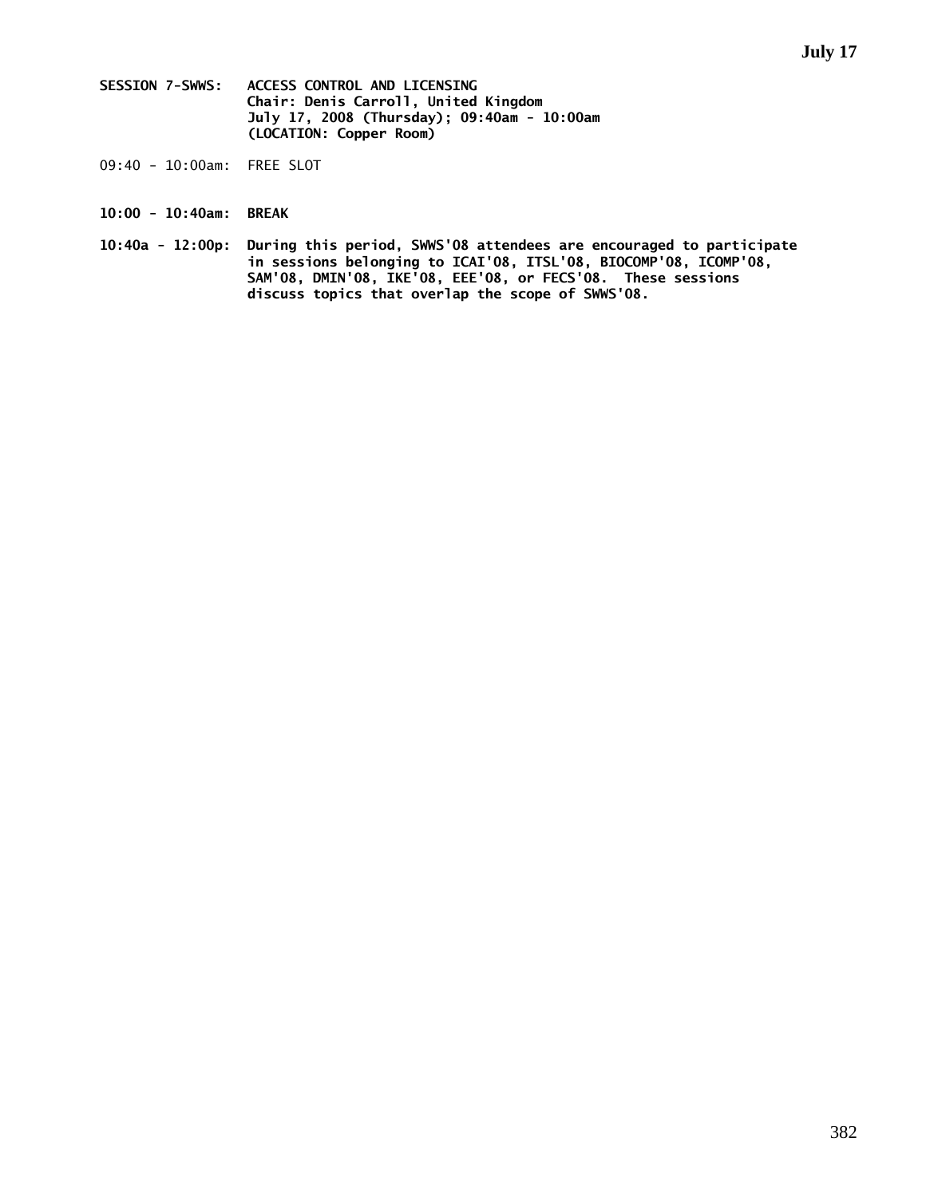**SESSION 7-SWWS: ACCESS CONTROL AND LICENSING**
**Chair: Denis Carroll, United Kingdom**
**July 17, 2008 (Thursday); 09:40am - 10:00am**
**(LOCATION: Copper Room)**

09:40 - 10:00am: FREE SLOT

**10:00 - 10:40am: BREAK**

**10:40a - 12:00p: During this period, SWWS'08 attendees are encouraged to participate in sessions belonging to ICAI'08, ITSL'08, BIOCOMP'08, ICOMP'08, SAM'08, DMIN'08, IKE'08, EEE'08, or FECS'08. These sessions discuss topics that overlap the scope of SWWS'08.**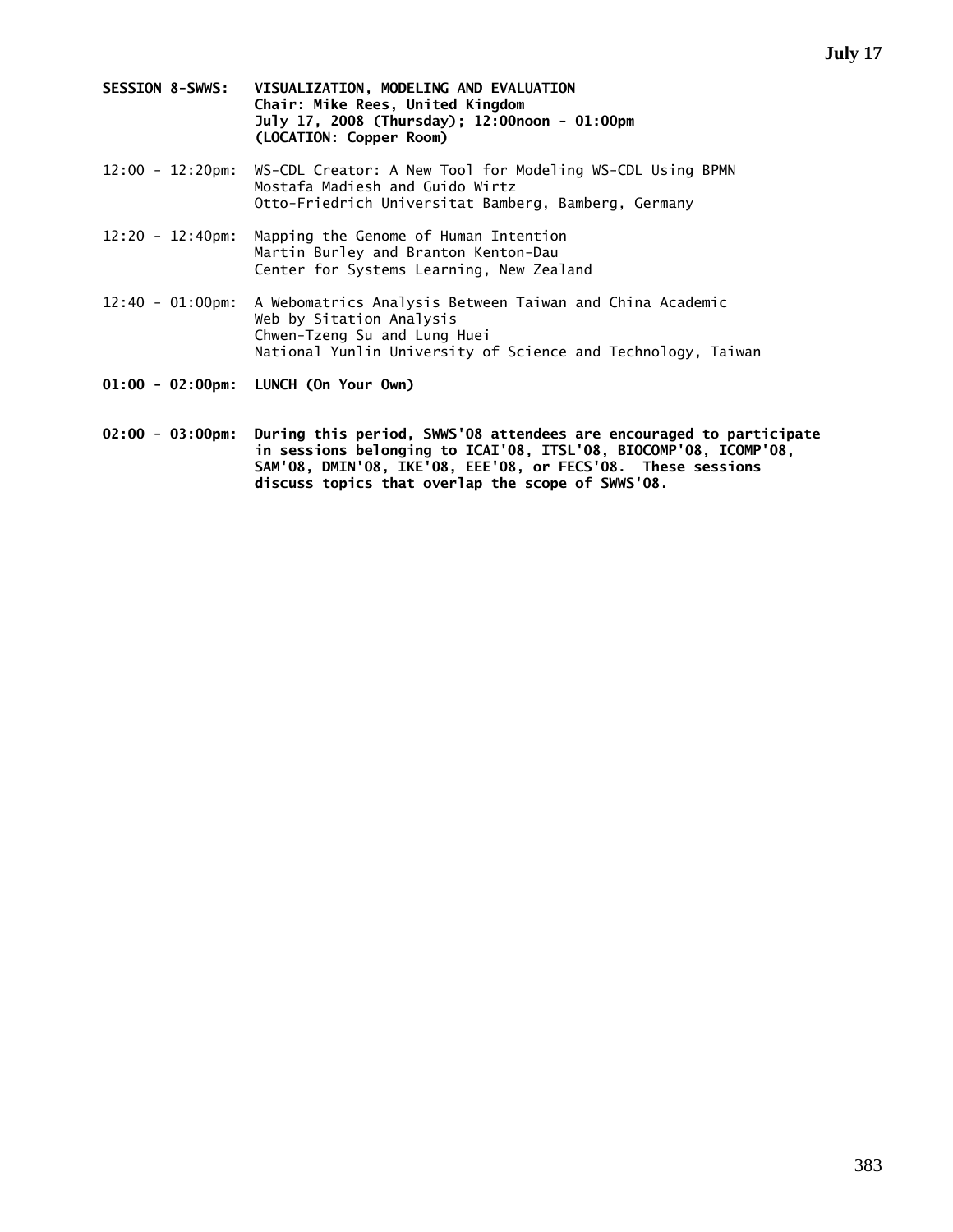**SESSION 8-SWWS: VISUALIZATION, MODELING AND EVALUATION**
**Chair: Mike Rees, United Kingdom**
**July 17, 2008 (Thursday); 12:00noon - 01:00pm**
**(LOCATION: Copper Room)**

12:00 - 12:20pm: WS-CDL Creator: A New Tool for Modeling WS-CDL Using BPMN
Mostafa Madiesh and Guido Wirtz
Otto-Friedrich Universitat Bamberg, Bamberg, Germany

12:20 - 12:40pm: Mapping the Genome of Human Intention
Martin Burley and Branton Kenton-Dau
Center for Systems Learning, New Zealand

12:40 - 01:00pm: A Webomatrics Analysis Between Taiwan and China Academic Web by Sitation Analysis
Chwen-Tzeng Su and Lung Huei
National Yunlin University of Science and Technology, Taiwan

**01:00 - 02:00pm: LUNCH (On Your Own)**

**02:00 - 03:00pm: During this period, SWWS'08 attendees are encouraged to participate in sessions belonging to ICAI'08, ITSL'08, BIOCOMP'08, ICOMP'08, SAM'08, DMIN'08, IKE'08, EEE'08, or FECS'08. These sessions discuss topics that overlap the scope of SWWS'08.**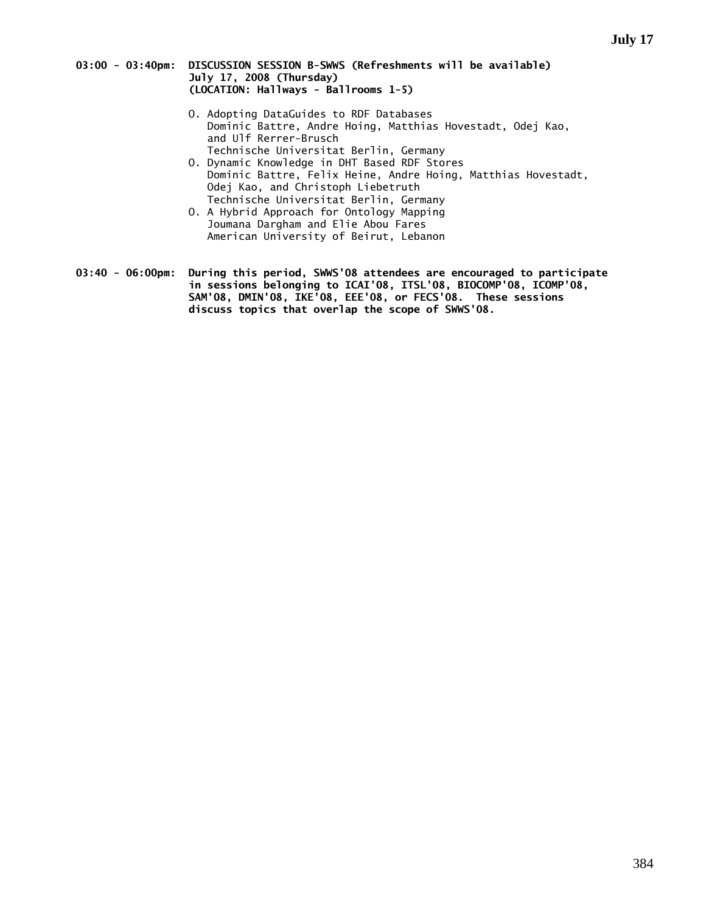**03:00 - 03:40pm: DISCUSSION SESSION B-SWWS (Refreshments will be available)**
**July 17, 2008 (Thursday)**
**(LOCATION: Hallways - Ballrooms 1-5)**

- O. Adopting DataGuides to RDF Databases
  Dominic Battre, Andre Hoing, Matthias Hovestadt, Odej Kao, and Ulf Rerrer-Brusch
  Technische Universitat Berlin, Germany
- O. Dynamic Knowledge in DHT Based RDF Stores
  Dominic Battre, Felix Heine, Andre Hoing, Matthias Hovestadt, Odej Kao, and Christoph Liebetruth
  Technische Universitat Berlin, Germany
- O. A Hybrid Approach for Ontology Mapping
  Joumana Dargham and Elie Abou Fares
  American University of Beirut, Lebanon

**03:40 - 06:00pm: During this period, SWWS'08 attendees are encouraged to participate in sessions belonging to ICAI'08, ITSL'08, BIOCOMP'08, ICOMP'08, SAM'08, DMIN'08, IKE'08, EEE'08, or FECS'08. These sessions discuss topics that overlap the scope of SWWS'08.**